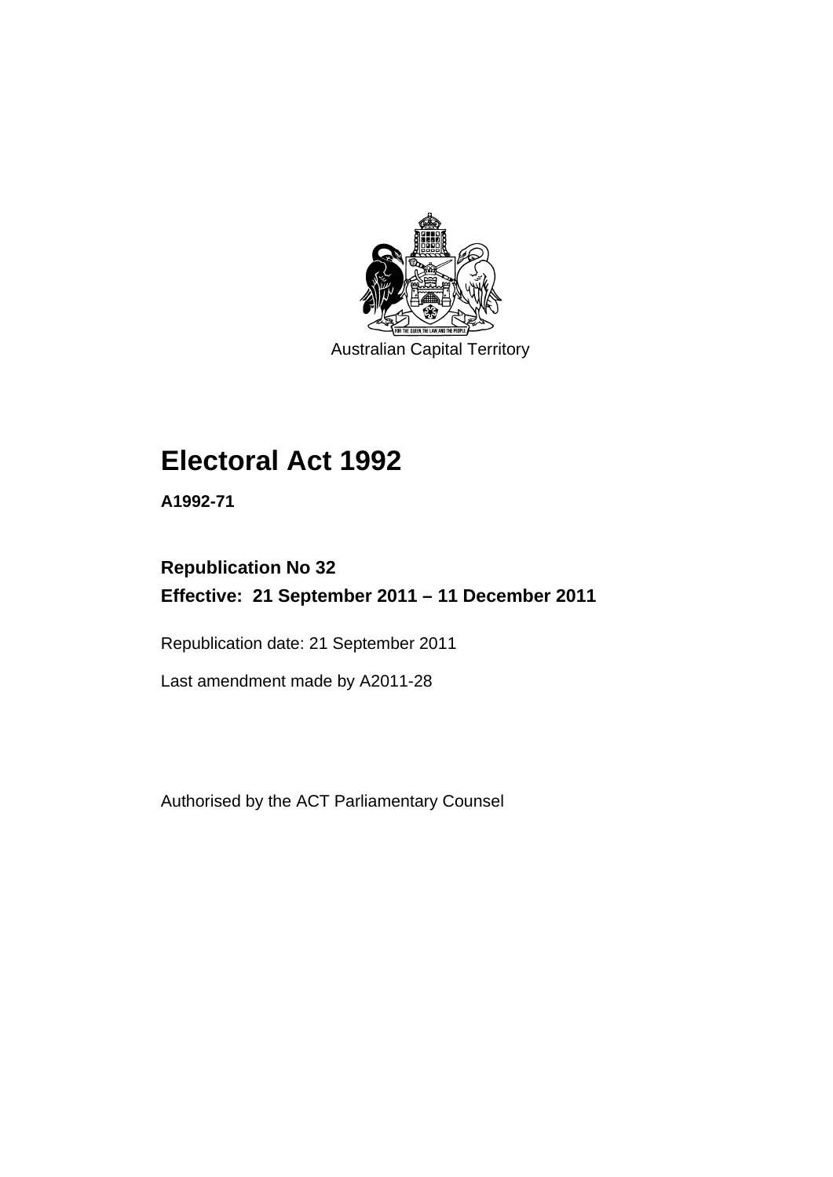Australian Capital Territory

# Electoral Act 1992

**A1992-71**

**Republication No 32**
**Effective: 21 September 2011 – 11 December 2011**

Republication date: 21 September 2011

Last amendment made by A2011-28

Authorised by the ACT Parliamentary Counsel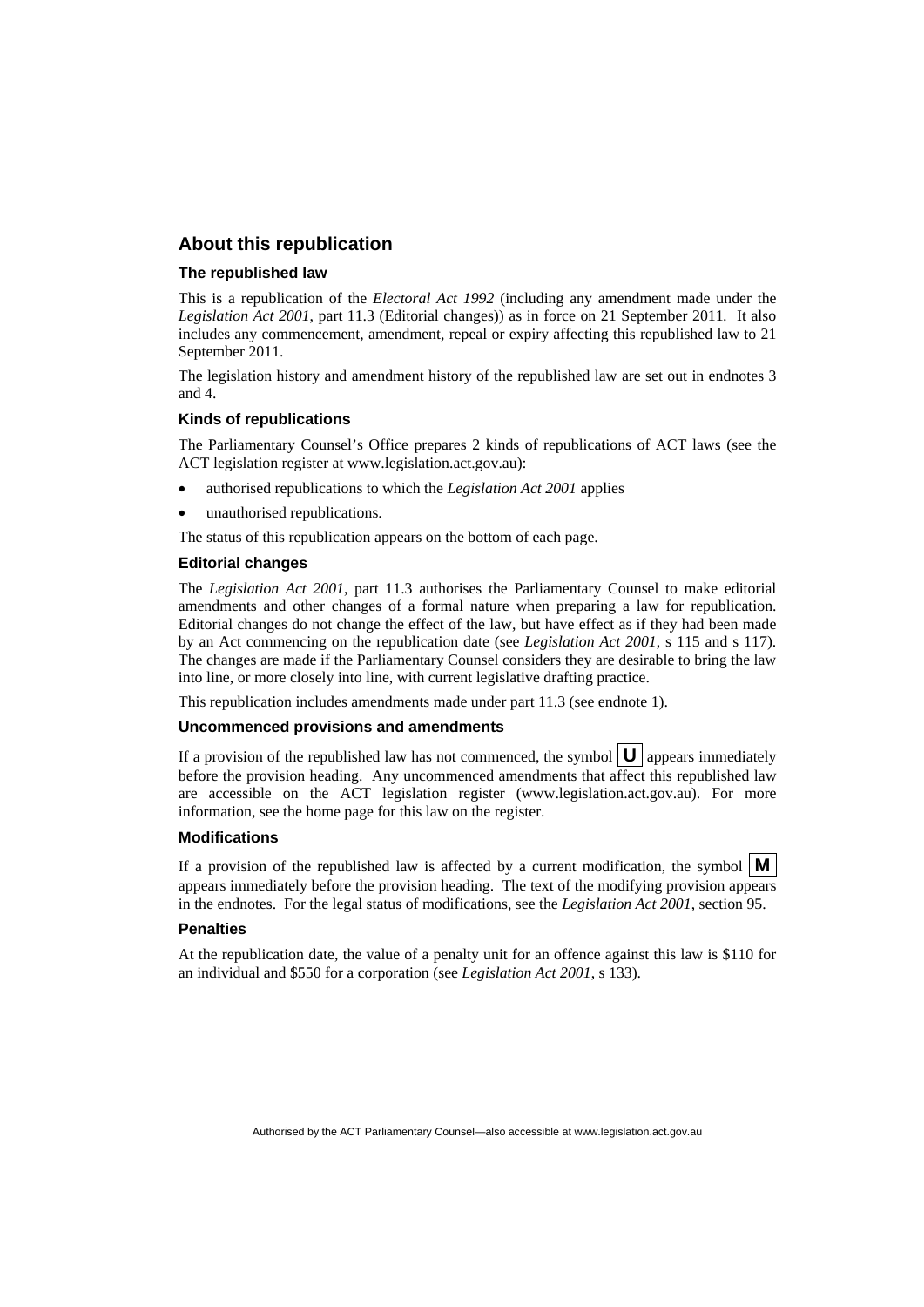## About this republication

### The republished law

This is a republication of the *Electoral Act 1992* (including any amendment made under the *Legislation Act 2001*, part 11.3 (Editorial changes)) as in force on 21 September 2011. It also includes any commencement, amendment, repeal or expiry affecting this republished law to 21 September 2011.

The legislation history and amendment history of the republished law are set out in endnotes 3 and 4.

### Kinds of republications

The Parliamentary Counsel's Office prepares 2 kinds of republications of ACT laws (see the ACT legislation register at www.legislation.act.gov.au):

- authorised republications to which the *Legislation Act 2001* applies
- unauthorised republications.

The status of this republication appears on the bottom of each page.

### Editorial changes

The *Legislation Act 2001*, part 11.3 authorises the Parliamentary Counsel to make editorial amendments and other changes of a formal nature when preparing a law for republication. Editorial changes do not change the effect of the law, but have effect as if they had been made by an Act commencing on the republication date (see *Legislation Act 2001*, s 115 and s 117). The changes are made if the Parliamentary Counsel considers they are desirable to bring the law into line, or more closely into line, with current legislative drafting practice.

This republication includes amendments made under part 11.3 (see endnote 1).

### Uncommenced provisions and amendments

If a provision of the republished law has not commenced, the symbol **U** appears immediately before the provision heading. Any uncommenced amendments that affect this republished law are accessible on the ACT legislation register (www.legislation.act.gov.au). For more information, see the home page for this law on the register.

### Modifications

If a provision of the republished law is affected by a current modification, the symbol **M** appears immediately before the provision heading. The text of the modifying provision appears in the endnotes. For the legal status of modifications, see the *Legislation Act 2001*, section 95.

### Penalties

At the republication date, the value of a penalty unit for an offence against this law is $110 for an individual and $550 for a corporation (see *Legislation Act 2001*, s 133).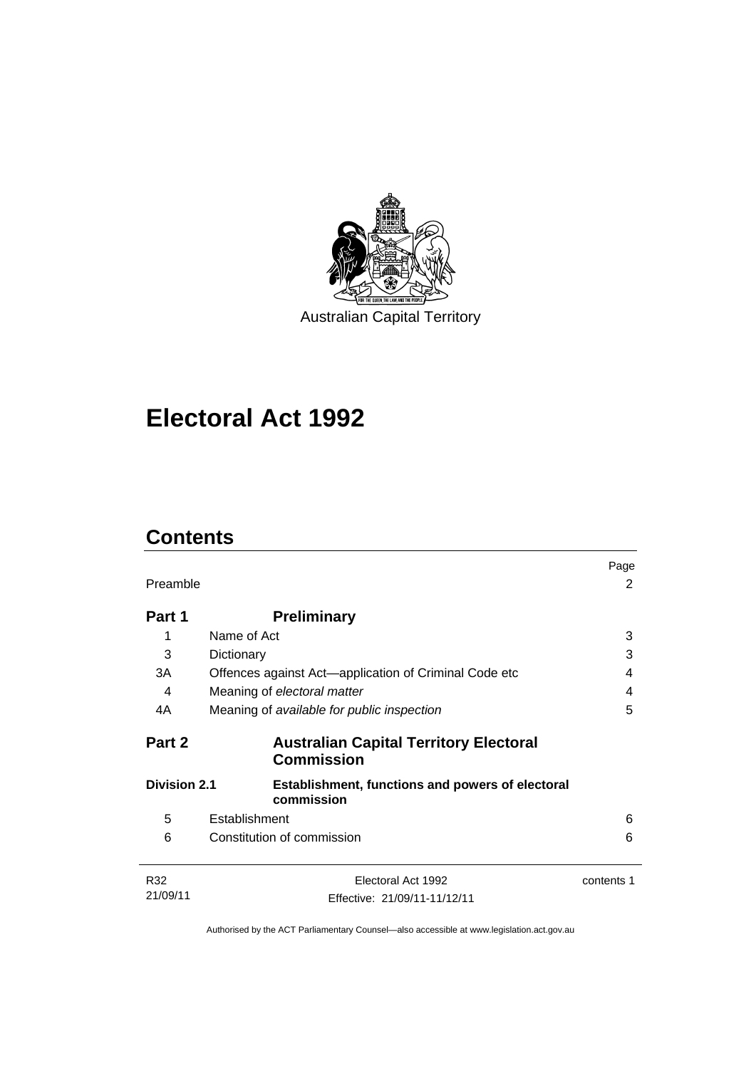Australian Capital Territory

# Electoral Act 1992

## Contents

| | | Page |
|---|---|---|
| Preamble | | 2 |
| **Part 1** | **Preliminary** | |
| 1 | Name of Act | 3 |
| 3 | Dictionary | 3 |
| 3A | Offences against Act—application of Criminal Code etc | 4 |
| 4 | Meaning of *electoral matter* | 4 |
| 4A | Meaning of *available for public inspection* | 5 |
| **Part 2** | **Australian Capital Territory Electoral Commission** | |
| **Division 2.1** | **Establishment, functions and powers of electoral commission** | |
| 5 | Establishment | 6 |
| 6 | Constitution of commission | 6 |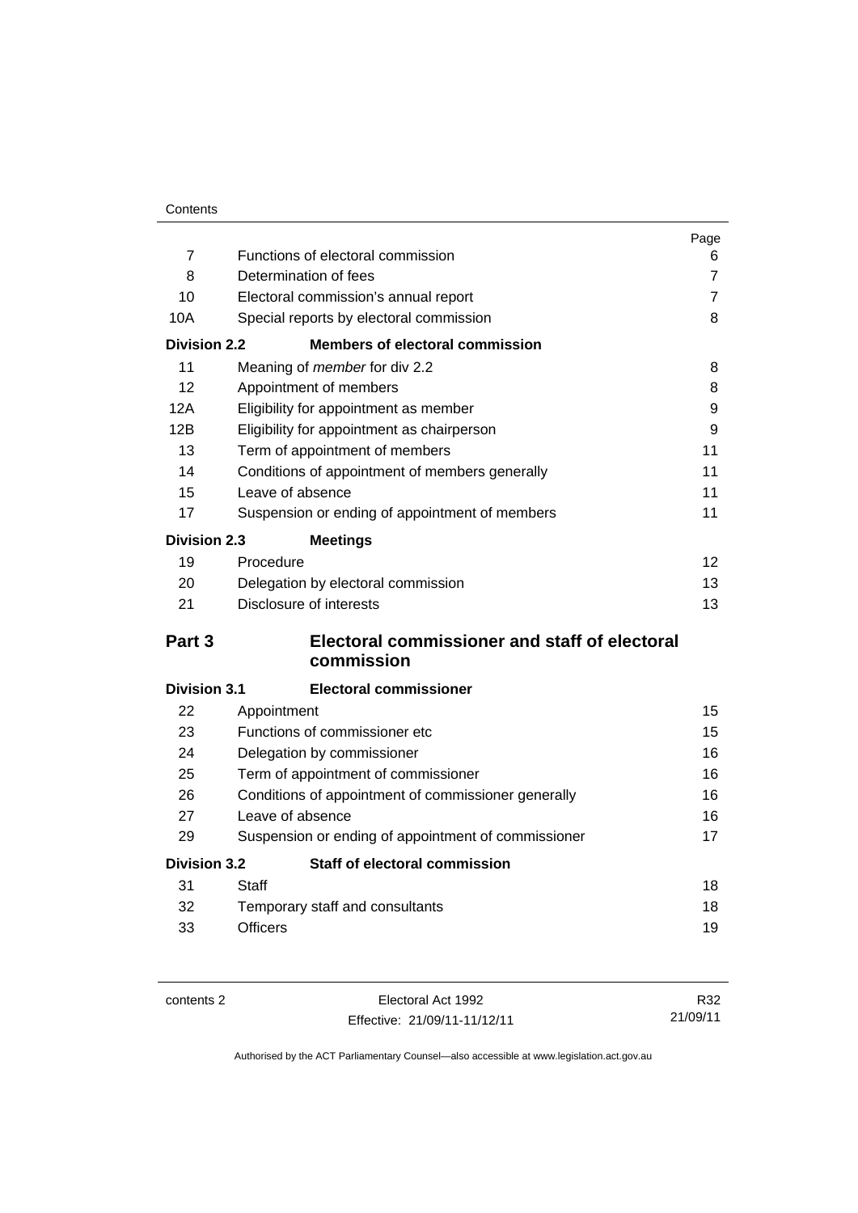| | | Page |
|---|---|---|
| 7 | Functions of electoral commission | 6 |
| 8 | Determination of fees | 7 |
| 10 | Electoral commission's annual report | 7 |
| 10A | Special reports by electoral commission | 8 |
| **Division 2.2** | **Members of electoral commission** | |
| 11 | Meaning of *member* for div 2.2 | 8 |
| 12 | Appointment of members | 8 |
| 12A | Eligibility for appointment as member | 9 |
| 12B | Eligibility for appointment as chairperson | 9 |
| 13 | Term of appointment of members | 11 |
| 14 | Conditions of appointment of members generally | 11 |
| 15 | Leave of absence | 11 |
| 17 | Suspension or ending of appointment of members | 11 |
| **Division 2.3** | **Meetings** | |
| 19 | Procedure | 12 |
| 20 | Delegation by electoral commission | 13 |
| 21 | Disclosure of interests | 13 |
| **Part 3** | **Electoral commissioner and staff of electoral commission** | |
| **Division 3.1** | **Electoral commissioner** | |
| 22 | Appointment | 15 |
| 23 | Functions of commissioner etc | 15 |
| 24 | Delegation by commissioner | 16 |
| 25 | Term of appointment of commissioner | 16 |
| 26 | Conditions of appointment of commissioner generally | 16 |
| 27 | Leave of absence | 16 |
| 29 | Suspension or ending of appointment of commissioner | 17 |
| **Division 3.2** | **Staff of electoral commission** | |
| 31 | Staff | 18 |
| 32 | Temporary staff and consultants | 18 |
| 33 | Officers | 19 |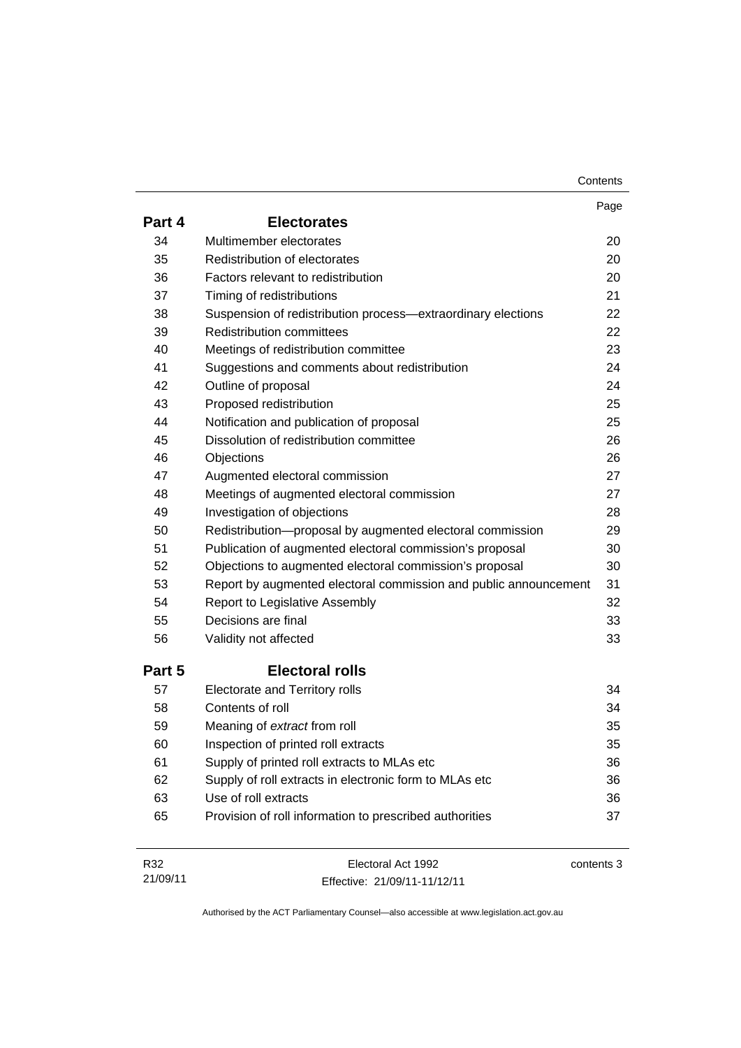| | | Page |
|---|---|---|
| **Part 4** | **Electorates** | |
| 34 | Multimember electorates | 20 |
| 35 | Redistribution of electorates | 20 |
| 36 | Factors relevant to redistribution | 20 |
| 37 | Timing of redistributions | 21 |
| 38 | Suspension of redistribution process—extraordinary elections | 22 |
| 39 | Redistribution committees | 22 |
| 40 | Meetings of redistribution committee | 23 |
| 41 | Suggestions and comments about redistribution | 24 |
| 42 | Outline of proposal | 24 |
| 43 | Proposed redistribution | 25 |
| 44 | Notification and publication of proposal | 25 |
| 45 | Dissolution of redistribution committee | 26 |
| 46 | Objections | 26 |
| 47 | Augmented electoral commission | 27 |
| 48 | Meetings of augmented electoral commission | 27 |
| 49 | Investigation of objections | 28 |
| 50 | Redistribution—proposal by augmented electoral commission | 29 |
| 51 | Publication of augmented electoral commission's proposal | 30 |
| 52 | Objections to augmented electoral commission's proposal | 30 |
| 53 | Report by augmented electoral commission and public announcement | 31 |
| 54 | Report to Legislative Assembly | 32 |
| 55 | Decisions are final | 33 |
| 56 | Validity not affected | 33 |
| **Part 5** | **Electoral rolls** | |
| 57 | Electorate and Territory rolls | 34 |
| 58 | Contents of roll | 34 |
| 59 | Meaning of *extract* from roll | 35 |
| 60 | Inspection of printed roll extracts | 35 |
| 61 | Supply of printed roll extracts to MLAs etc | 36 |
| 62 | Supply of roll extracts in electronic form to MLAs etc | 36 |
| 63 | Use of roll extracts | 36 |
| 65 | Provision of roll information to prescribed authorities | 37 |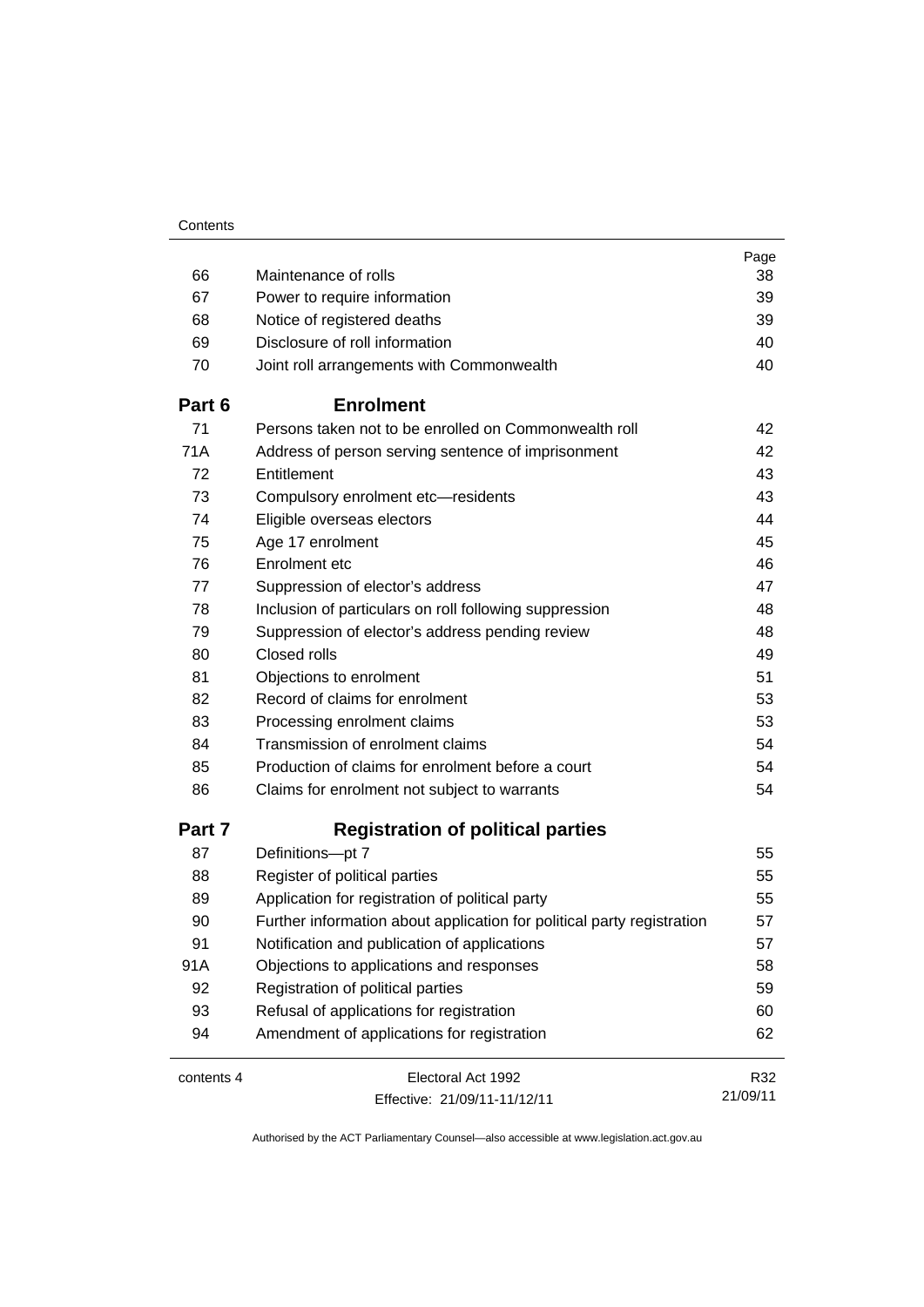| | | Page |
|---|---|---|
| 66 | Maintenance of rolls | 38 |
| 67 | Power to require information | 39 |
| 68 | Notice of registered deaths | 39 |
| 69 | Disclosure of roll information | 40 |
| 70 | Joint roll arrangements with Commonwealth | 40 |
| **Part 6** | **Enrolment** | |
| 71 | Persons taken not to be enrolled on Commonwealth roll | 42 |
| 71A | Address of person serving sentence of imprisonment | 42 |
| 72 | Entitlement | 43 |
| 73 | Compulsory enrolment etc—residents | 43 |
| 74 | Eligible overseas electors | 44 |
| 75 | Age 17 enrolment | 45 |
| 76 | Enrolment etc | 46 |
| 77 | Suppression of elector's address | 47 |
| 78 | Inclusion of particulars on roll following suppression | 48 |
| 79 | Suppression of elector's address pending review | 48 |
| 80 | Closed rolls | 49 |
| 81 | Objections to enrolment | 51 |
| 82 | Record of claims for enrolment | 53 |
| 83 | Processing enrolment claims | 53 |
| 84 | Transmission of enrolment claims | 54 |
| 85 | Production of claims for enrolment before a court | 54 |
| 86 | Claims for enrolment not subject to warrants | 54 |
| **Part 7** | **Registration of political parties** | |
| 87 | Definitions—pt 7 | 55 |
| 88 | Register of political parties | 55 |
| 89 | Application for registration of political party | 55 |
| 90 | Further information about application for political party registration | 57 |
| 91 | Notification and publication of applications | 57 |
| 91A | Objections to applications and responses | 58 |
| 92 | Registration of political parties | 59 |
| 93 | Refusal of applications for registration | 60 |
| 94 | Amendment of applications for registration | 62 |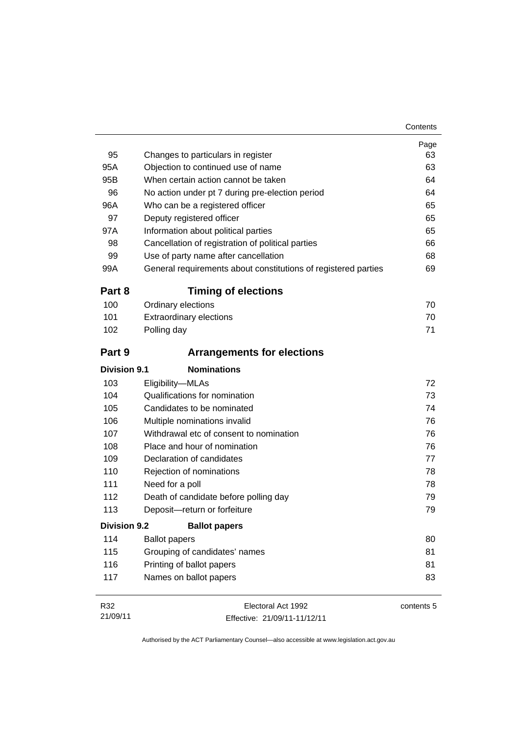| | | Page |
|---|---|---|
| 95 | Changes to particulars in register | 63 |
| 95A | Objection to continued use of name | 63 |
| 95B | When certain action cannot be taken | 64 |
| 96 | No action under pt 7 during pre-election period | 64 |
| 96A | Who can be a registered officer | 65 |
| 97 | Deputy registered officer | 65 |
| 97A | Information about political parties | 65 |
| 98 | Cancellation of registration of political parties | 66 |
| 99 | Use of party name after cancellation | 68 |
| 99A | General requirements about constitutions of registered parties | 69 |

## Part 8 Timing of elections

| | | |
|---|---|---|
| 100 | Ordinary elections | 70 |
| 101 | Extraordinary elections | 70 |
| 102 | Polling day | 71 |

## Part 9 Arrangements for elections

### Division 9.1 Nominations

| | | |
|---|---|---|
| 103 | Eligibility—MLAs | 72 |
| 104 | Qualifications for nomination | 73 |
| 105 | Candidates to be nominated | 74 |
| 106 | Multiple nominations invalid | 76 |
| 107 | Withdrawal etc of consent to nomination | 76 |
| 108 | Place and hour of nomination | 76 |
| 109 | Declaration of candidates | 77 |
| 110 | Rejection of nominations | 78 |
| 111 | Need for a poll | 78 |
| 112 | Death of candidate before polling day | 79 |
| 113 | Deposit—return or forfeiture | 79 |

### Division 9.2 Ballot papers

| | | |
|---|---|---|
| 114 | Ballot papers | 80 |
| 115 | Grouping of candidates' names | 81 |
| 116 | Printing of ballot papers | 81 |
| 117 | Names on ballot papers | 83 |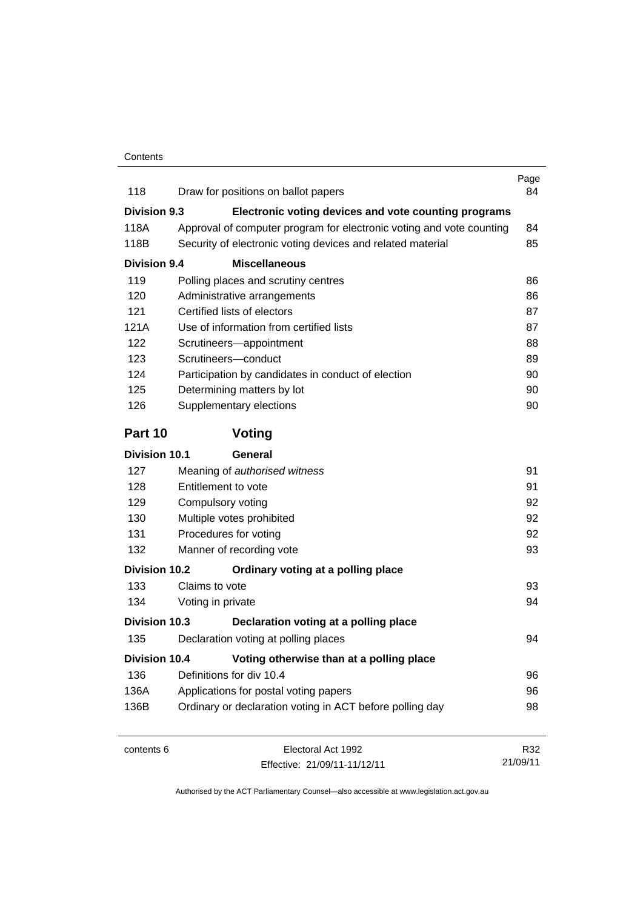| | | Page |
|---|---|---|
| 118 | Draw for positions on ballot papers | 84 |
| **Division 9.3** | **Electronic voting devices and vote counting programs** | |
| 118A | Approval of computer program for electronic voting and vote counting | 84 |
| 118B | Security of electronic voting devices and related material | 85 |
| **Division 9.4** | **Miscellaneous** | |
| 119 | Polling places and scrutiny centres | 86 |
| 120 | Administrative arrangements | 86 |
| 121 | Certified lists of electors | 87 |
| 121A | Use of information from certified lists | 87 |
| 122 | Scrutineers—appointment | 88 |
| 123 | Scrutineers—conduct | 89 |
| 124 | Participation by candidates in conduct of election | 90 |
| 125 | Determining matters by lot | 90 |
| 126 | Supplementary elections | 90 |

## Part 10 Voting

| | | |
|---|---|---|
| **Division 10.1** | **General** | |
| 127 | Meaning of *authorised witness* | 91 |
| 128 | Entitlement to vote | 91 |
| 129 | Compulsory voting | 92 |
| 130 | Multiple votes prohibited | 92 |
| 131 | Procedures for voting | 92 |
| 132 | Manner of recording vote | 93 |
| **Division 10.2** | **Ordinary voting at a polling place** | |
| 133 | Claims to vote | 93 |
| 134 | Voting in private | 94 |
| **Division 10.3** | **Declaration voting at a polling place** | |
| 135 | Declaration voting at polling places | 94 |
| **Division 10.4** | **Voting otherwise than at a polling place** | |
| 136 | Definitions for div 10.4 | 96 |
| 136A | Applications for postal voting papers | 96 |
| 136B | Ordinary or declaration voting in ACT before polling day | 98 |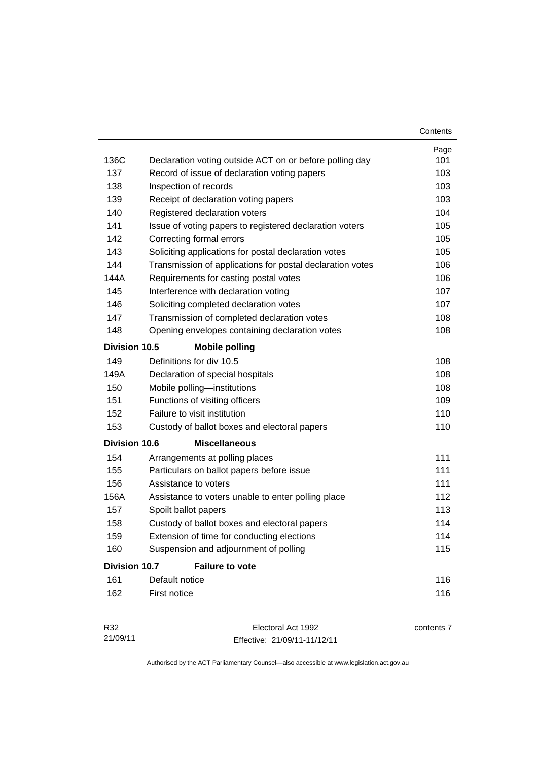| | | Page |
|---|---|---|
| 136C | Declaration voting outside ACT on or before polling day | 101 |
| 137 | Record of issue of declaration voting papers | 103 |
| 138 | Inspection of records | 103 |
| 139 | Receipt of declaration voting papers | 103 |
| 140 | Registered declaration voters | 104 |
| 141 | Issue of voting papers to registered declaration voters | 105 |
| 142 | Correcting formal errors | 105 |
| 143 | Soliciting applications for postal declaration votes | 105 |
| 144 | Transmission of applications for postal declaration votes | 106 |
| 144A | Requirements for casting postal votes | 106 |
| 145 | Interference with declaration voting | 107 |
| 146 | Soliciting completed declaration votes | 107 |
| 147 | Transmission of completed declaration votes | 108 |
| 148 | Opening envelopes containing declaration votes | 108 |
| **Division 10.5** | **Mobile polling** | |
| 149 | Definitions for div 10.5 | 108 |
| 149A | Declaration of special hospitals | 108 |
| 150 | Mobile polling—institutions | 108 |
| 151 | Functions of visiting officers | 109 |
| 152 | Failure to visit institution | 110 |
| 153 | Custody of ballot boxes and electoral papers | 110 |
| **Division 10.6** | **Miscellaneous** | |
| 154 | Arrangements at polling places | 111 |
| 155 | Particulars on ballot papers before issue | 111 |
| 156 | Assistance to voters | 111 |
| 156A | Assistance to voters unable to enter polling place | 112 |
| 157 | Spoilt ballot papers | 113 |
| 158 | Custody of ballot boxes and electoral papers | 114 |
| 159 | Extension of time for conducting elections | 114 |
| 160 | Suspension and adjournment of polling | 115 |
| **Division 10.7** | **Failure to vote** | |
| 161 | Default notice | 116 |
| 162 | First notice | 116 |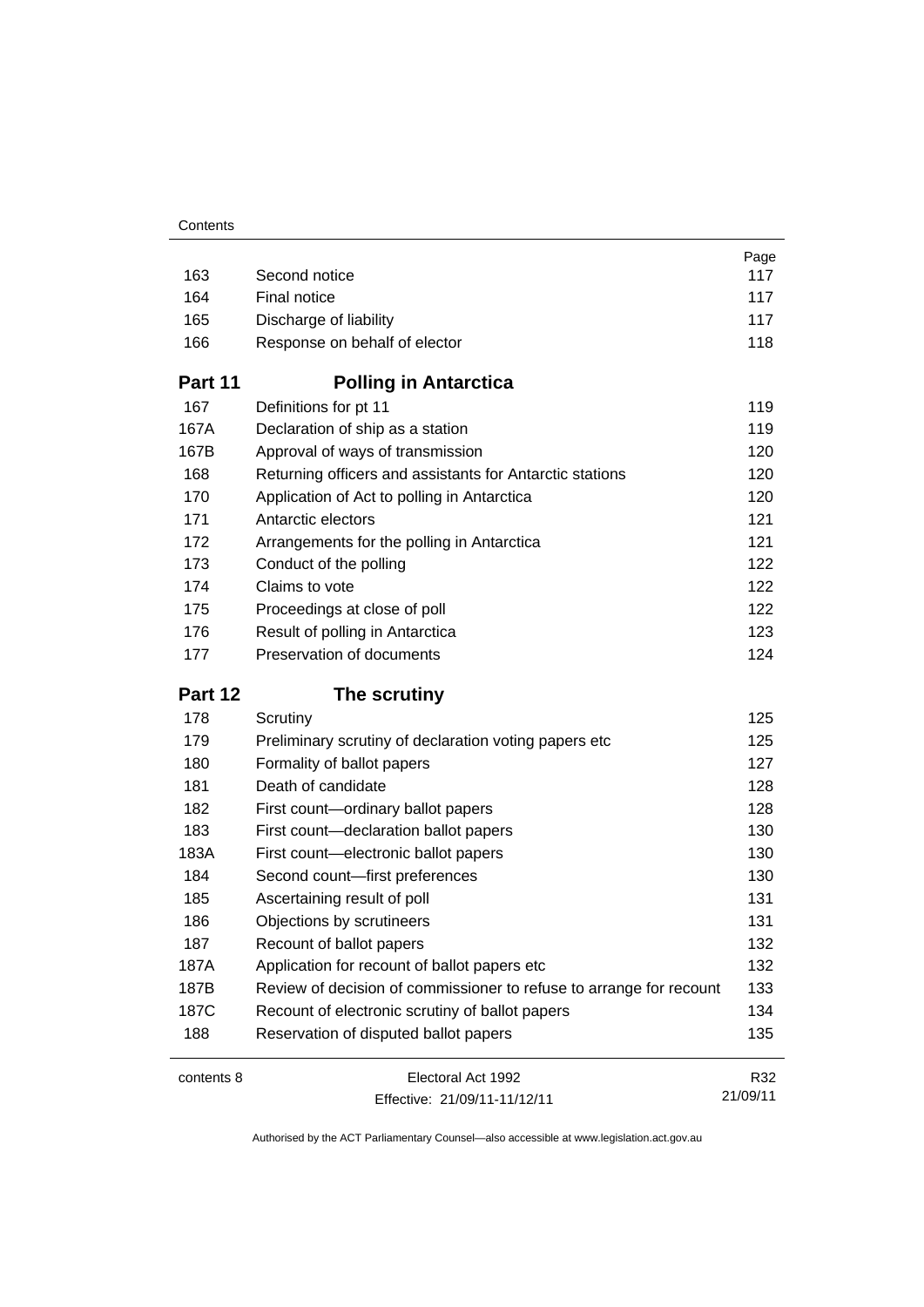| | | Page |
|---|---|---|
| 163 | Second notice | 117 |
| 164 | Final notice | 117 |
| 165 | Discharge of liability | 117 |
| 166 | Response on behalf of elector | 118 |

## Part 11 Polling in Antarctica

| | | |
|---|---|---|
| 167 | Definitions for pt 11 | 119 |
| 167A | Declaration of ship as a station | 119 |
| 167B | Approval of ways of transmission | 120 |
| 168 | Returning officers and assistants for Antarctic stations | 120 |
| 170 | Application of Act to polling in Antarctica | 120 |
| 171 | Antarctic electors | 121 |
| 172 | Arrangements for the polling in Antarctica | 121 |
| 173 | Conduct of the polling | 122 |
| 174 | Claims to vote | 122 |
| 175 | Proceedings at close of poll | 122 |
| 176 | Result of polling in Antarctica | 123 |
| 177 | Preservation of documents | 124 |

## Part 12 The scrutiny

| | | |
|---|---|---|
| 178 | Scrutiny | 125 |
| 179 | Preliminary scrutiny of declaration voting papers etc | 125 |
| 180 | Formality of ballot papers | 127 |
| 181 | Death of candidate | 128 |
| 182 | First count—ordinary ballot papers | 128 |
| 183 | First count—declaration ballot papers | 130 |
| 183A | First count—electronic ballot papers | 130 |
| 184 | Second count—first preferences | 130 |
| 185 | Ascertaining result of poll | 131 |
| 186 | Objections by scrutineers | 131 |
| 187 | Recount of ballot papers | 132 |
| 187A | Application for recount of ballot papers etc | 132 |
| 187B | Review of decision of commissioner to refuse to arrange for recount | 133 |
| 187C | Recount of electronic scrutiny of ballot papers | 134 |
| 188 | Reservation of disputed ballot papers | 135 |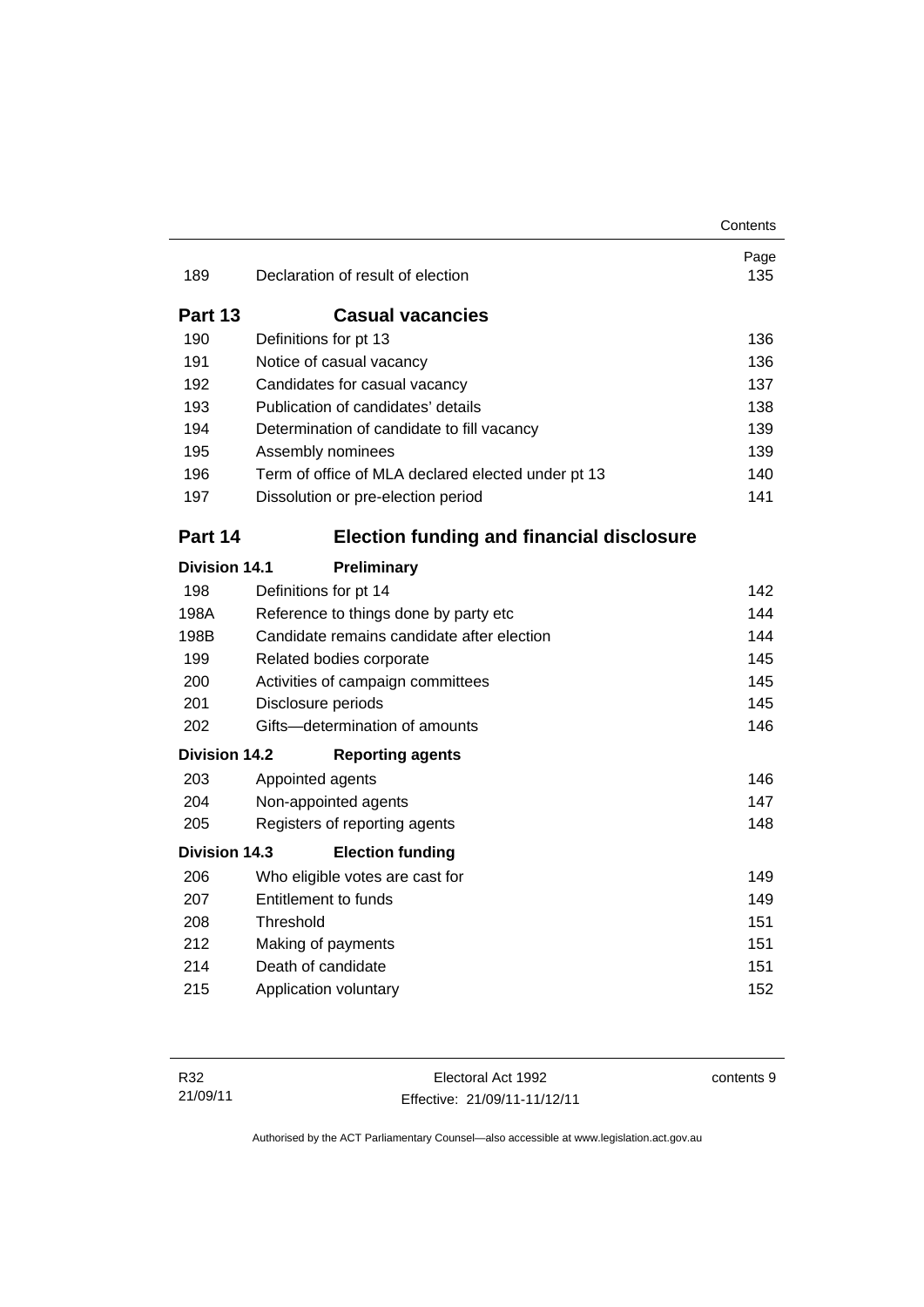| | | Page |
|---|---|---|
| 189 | Declaration of result of election | 135 |

## Part 13 Casual vacancies

| | | |
|---|---|---|
| 190 | Definitions for pt 13 | 136 |
| 191 | Notice of casual vacancy | 136 |
| 192 | Candidates for casual vacancy | 137 |
| 193 | Publication of candidates' details | 138 |
| 194 | Determination of candidate to fill vacancy | 139 |
| 195 | Assembly nominees | 139 |
| 196 | Term of office of MLA declared elected under pt 13 | 140 |
| 197 | Dissolution or pre-election period | 141 |

## Part 14 Election funding and financial disclosure

### Division 14.1 Preliminary

| | | |
|---|---|---|
| 198 | Definitions for pt 14 | 142 |
| 198A | Reference to things done by party etc | 144 |
| 198B | Candidate remains candidate after election | 144 |
| 199 | Related bodies corporate | 145 |
| 200 | Activities of campaign committees | 145 |
| 201 | Disclosure periods | 145 |
| 202 | Gifts—determination of amounts | 146 |

### Division 14.2 Reporting agents

| | | |
|---|---|---|
| 203 | Appointed agents | 146 |
| 204 | Non-appointed agents | 147 |
| 205 | Registers of reporting agents | 148 |

### Division 14.3 Election funding

| | | |
|---|---|---|
| 206 | Who eligible votes are cast for | 149 |
| 207 | Entitlement to funds | 149 |
| 208 | Threshold | 151 |
| 212 | Making of payments | 151 |
| 214 | Death of candidate | 151 |
| 215 | Application voluntary | 152 |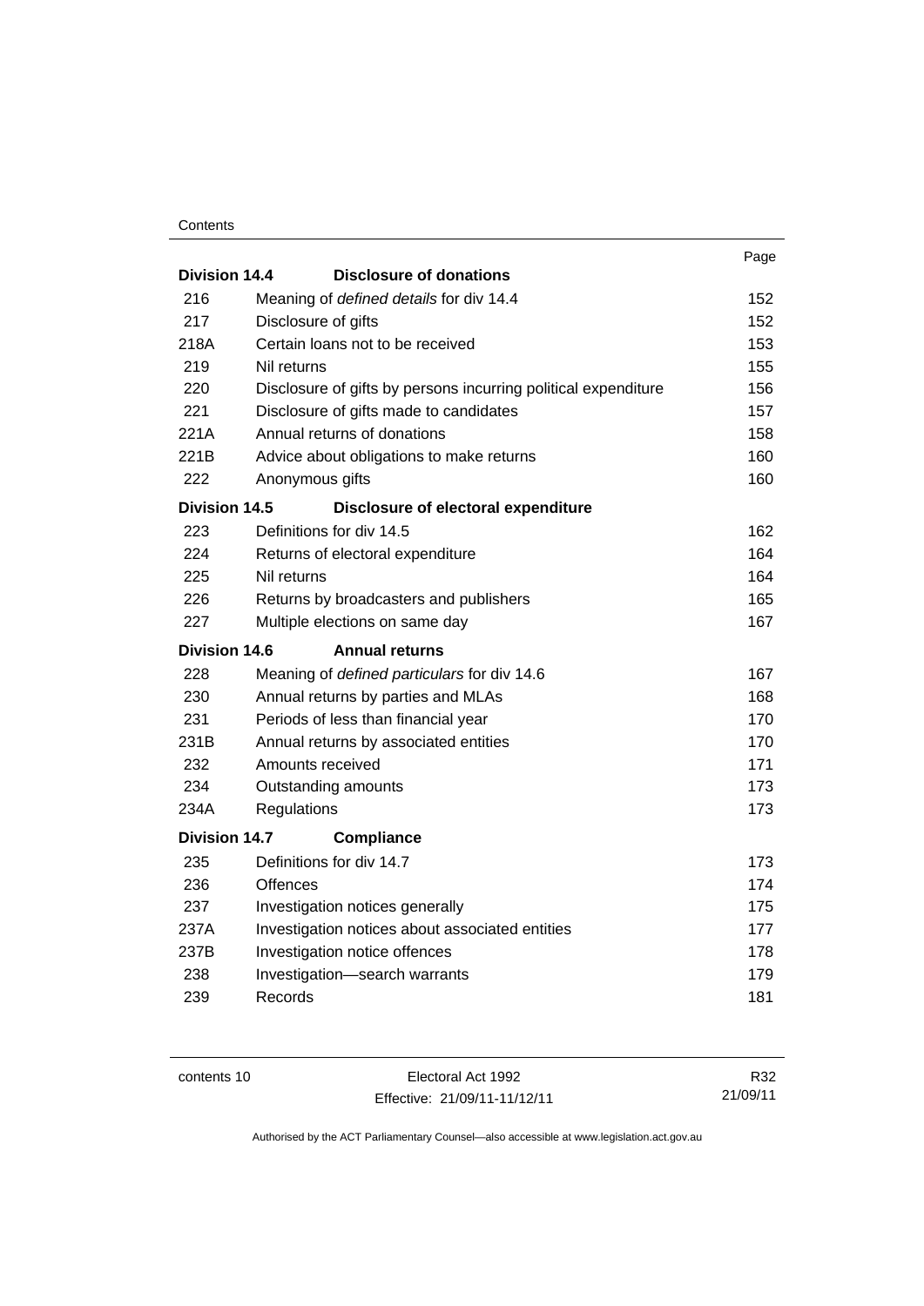| | | Page |
|---|---|---|
| **Division 14.4** | **Disclosure of donations** | |
| 216 | Meaning of *defined details* for div 14.4 | 152 |
| 217 | Disclosure of gifts | 152 |
| 218A | Certain loans not to be received | 153 |
| 219 | Nil returns | 155 |
| 220 | Disclosure of gifts by persons incurring political expenditure | 156 |
| 221 | Disclosure of gifts made to candidates | 157 |
| 221A | Annual returns of donations | 158 |
| 221B | Advice about obligations to make returns | 160 |
| 222 | Anonymous gifts | 160 |
| **Division 14.5** | **Disclosure of electoral expenditure** | |
| 223 | Definitions for div 14.5 | 162 |
| 224 | Returns of electoral expenditure | 164 |
| 225 | Nil returns | 164 |
| 226 | Returns by broadcasters and publishers | 165 |
| 227 | Multiple elections on same day | 167 |
| **Division 14.6** | **Annual returns** | |
| 228 | Meaning of *defined particulars* for div 14.6 | 167 |
| 230 | Annual returns by parties and MLAs | 168 |
| 231 | Periods of less than financial year | 170 |
| 231B | Annual returns by associated entities | 170 |
| 232 | Amounts received | 171 |
| 234 | Outstanding amounts | 173 |
| 234A | Regulations | 173 |
| **Division 14.7** | **Compliance** | |
| 235 | Definitions for div 14.7 | 173 |
| 236 | Offences | 174 |
| 237 | Investigation notices generally | 175 |
| 237A | Investigation notices about associated entities | 177 |
| 237B | Investigation notice offences | 178 |
| 238 | Investigation—search warrants | 179 |
| 239 | Records | 181 |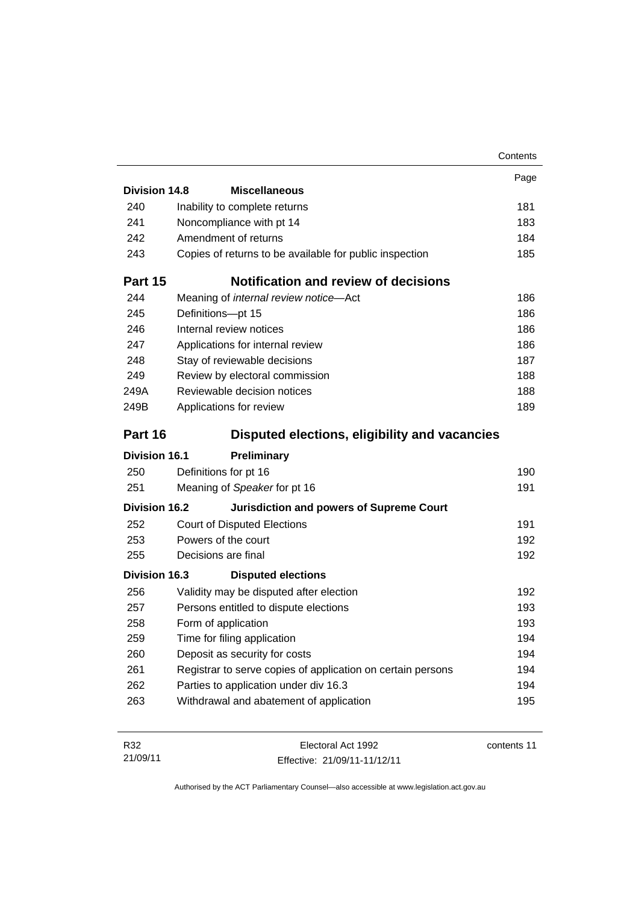| | | Page |
|---|---|---|
| **Division 14.8** | **Miscellaneous** | |
| 240 | Inability to complete returns | 181 |
| 241 | Noncompliance with pt 14 | 183 |
| 242 | Amendment of returns | 184 |
| 243 | Copies of returns to be available for public inspection | 185 |
| **Part 15** | **Notification and review of decisions** | |
| 244 | Meaning of *internal review notice*—Act | 186 |
| 245 | Definitions—pt 15 | 186 |
| 246 | Internal review notices | 186 |
| 247 | Applications for internal review | 186 |
| 248 | Stay of reviewable decisions | 187 |
| 249 | Review by electoral commission | 188 |
| 249A | Reviewable decision notices | 188 |
| 249B | Applications for review | 189 |
| **Part 16** | **Disputed elections, eligibility and vacancies** | |
| **Division 16.1** | **Preliminary** | |
| 250 | Definitions for pt 16 | 190 |
| 251 | Meaning of *Speaker* for pt 16 | 191 |
| **Division 16.2** | **Jurisdiction and powers of Supreme Court** | |
| 252 | Court of Disputed Elections | 191 |
| 253 | Powers of the court | 192 |
| 255 | Decisions are final | 192 |
| **Division 16.3** | **Disputed elections** | |
| 256 | Validity may be disputed after election | 192 |
| 257 | Persons entitled to dispute elections | 193 |
| 258 | Form of application | 193 |
| 259 | Time for filing application | 194 |
| 260 | Deposit as security for costs | 194 |
| 261 | Registrar to serve copies of application on certain persons | 194 |
| 262 | Parties to application under div 16.3 | 194 |
| 263 | Withdrawal and abatement of application | 195 |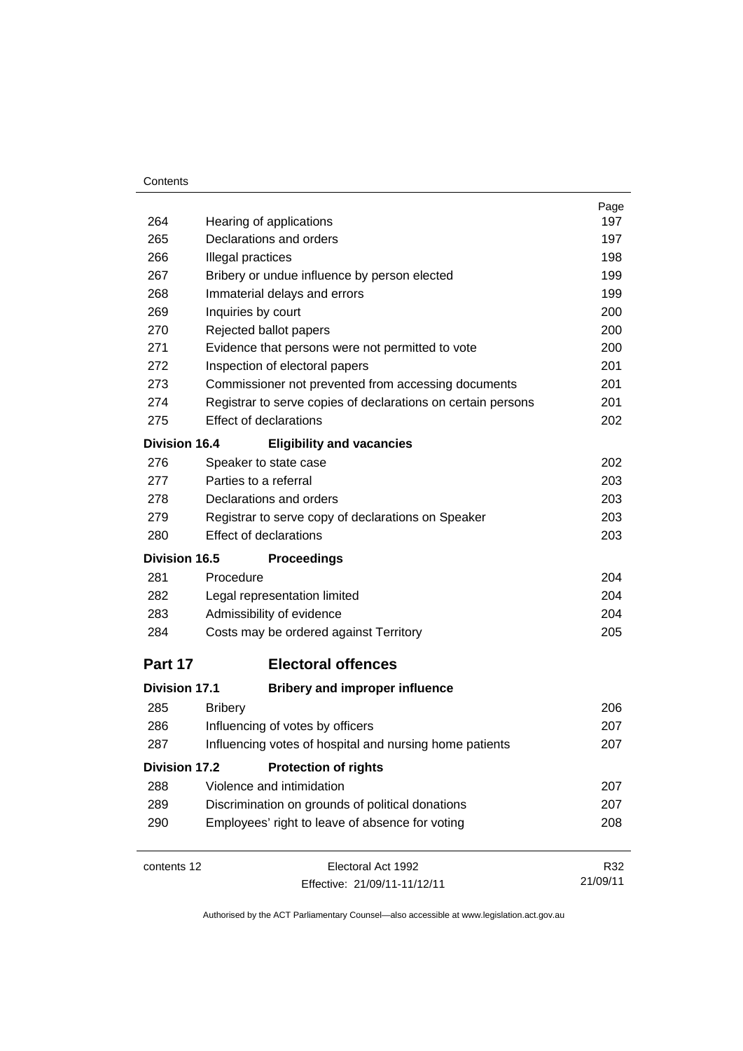| | | Page |
|---|---|---|
| 264 | Hearing of applications | 197 |
| 265 | Declarations and orders | 197 |
| 266 | Illegal practices | 198 |
| 267 | Bribery or undue influence by person elected | 199 |
| 268 | Immaterial delays and errors | 199 |
| 269 | Inquiries by court | 200 |
| 270 | Rejected ballot papers | 200 |
| 271 | Evidence that persons were not permitted to vote | 200 |
| 272 | Inspection of electoral papers | 201 |
| 273 | Commissioner not prevented from accessing documents | 201 |
| 274 | Registrar to serve copies of declarations on certain persons | 201 |
| 275 | Effect of declarations | 202 |
| **Division 16.4** | **Eligibility and vacancies** | |
| 276 | Speaker to state case | 202 |
| 277 | Parties to a referral | 203 |
| 278 | Declarations and orders | 203 |
| 279 | Registrar to serve copy of declarations on Speaker | 203 |
| 280 | Effect of declarations | 203 |
| **Division 16.5** | **Proceedings** | |
| 281 | Procedure | 204 |
| 282 | Legal representation limited | 204 |
| 283 | Admissibility of evidence | 204 |
| 284 | Costs may be ordered against Territory | 205 |
| **Part 17** | **Electoral offences** | |
| **Division 17.1** | **Bribery and improper influence** | |
| 285 | Bribery | 206 |
| 286 | Influencing of votes by officers | 207 |
| 287 | Influencing votes of hospital and nursing home patients | 207 |
| **Division 17.2** | **Protection of rights** | |
| 288 | Violence and intimidation | 207 |
| 289 | Discrimination on grounds of political donations | 207 |
| 290 | Employees' right to leave of absence for voting | 208 |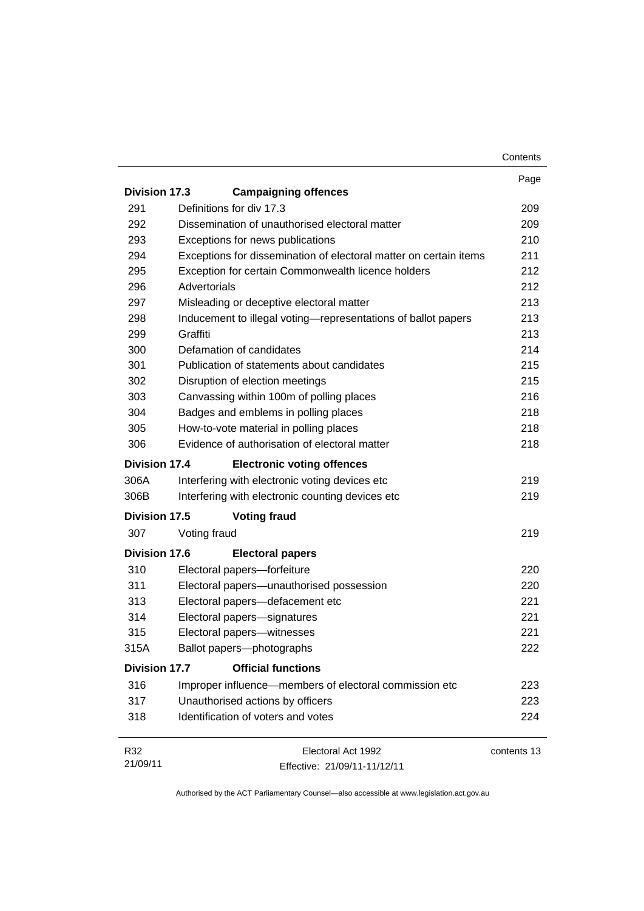| | | Page |
|---|---|---|
| **Division 17.3** | **Campaigning offences** | |
| 291 | Definitions for div 17.3 | 209 |
| 292 | Dissemination of unauthorised electoral matter | 209 |
| 293 | Exceptions for news publications | 210 |
| 294 | Exceptions for dissemination of electoral matter on certain items | 211 |
| 295 | Exception for certain Commonwealth licence holders | 212 |
| 296 | Advertorials | 212 |
| 297 | Misleading or deceptive electoral matter | 213 |
| 298 | Inducement to illegal voting—representations of ballot papers | 213 |
| 299 | Graffiti | 213 |
| 300 | Defamation of candidates | 214 |
| 301 | Publication of statements about candidates | 215 |
| 302 | Disruption of election meetings | 215 |
| 303 | Canvassing within 100m of polling places | 216 |
| 304 | Badges and emblems in polling places | 218 |
| 305 | How-to-vote material in polling places | 218 |
| 306 | Evidence of authorisation of electoral matter | 218 |
| **Division 17.4** | **Electronic voting offences** | |
| 306A | Interfering with electronic voting devices etc | 219 |
| 306B | Interfering with electronic counting devices etc | 219 |
| **Division 17.5** | **Voting fraud** | |
| 307 | Voting fraud | 219 |
| **Division 17.6** | **Electoral papers** | |
| 310 | Electoral papers—forfeiture | 220 |
| 311 | Electoral papers—unauthorised possession | 220 |
| 313 | Electoral papers—defacement etc | 221 |
| 314 | Electoral papers—signatures | 221 |
| 315 | Electoral papers—witnesses | 221 |
| 315A | Ballot papers—photographs | 222 |
| **Division 17.7** | **Official functions** | |
| 316 | Improper influence—members of electoral commission etc | 223 |
| 317 | Unauthorised actions by officers | 223 |
| 318 | Identification of voters and votes | 224 |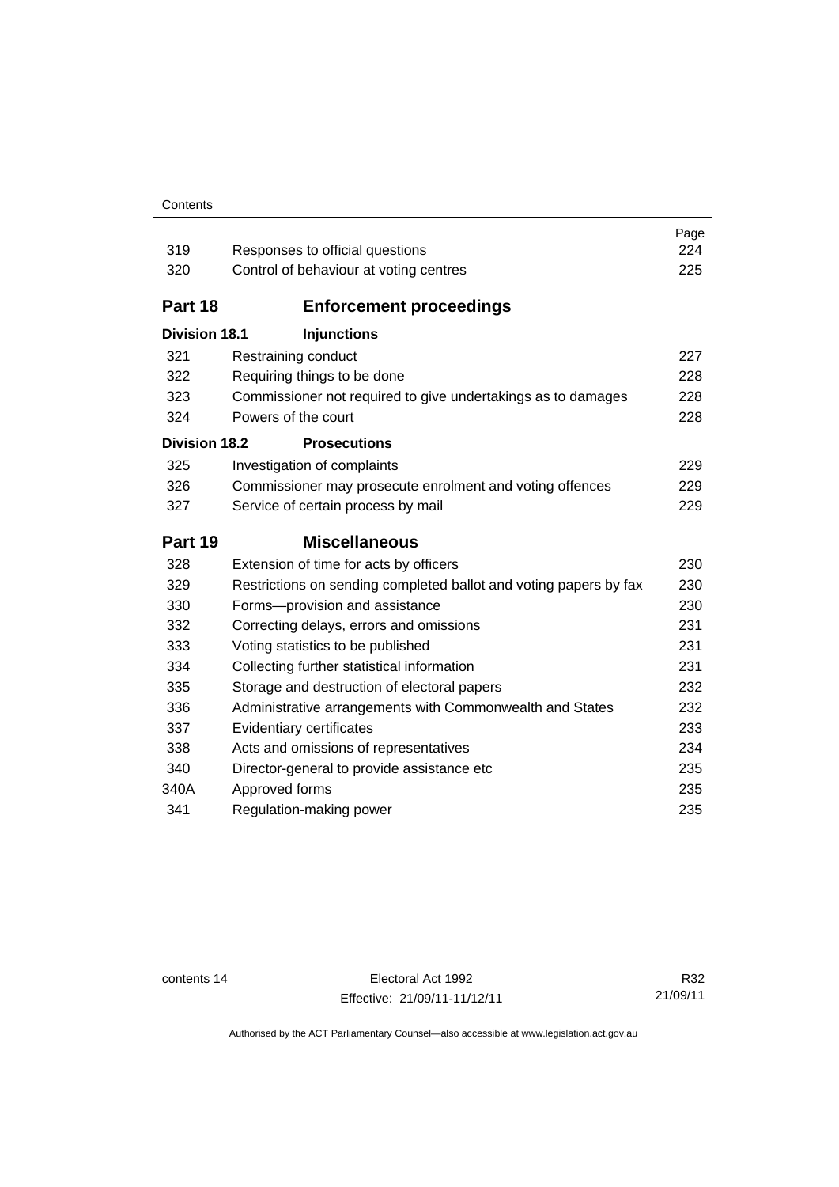| | | Page |
|---|---|---|
| 319 | Responses to official questions | 224 |
| 320 | Control of behaviour at voting centres | 225 |

## Part 18 Enforcement proceedings

**Division 18.1 Injunctions**

| | | |
|---|---|---|
| 321 | Restraining conduct | 227 |
| 322 | Requiring things to be done | 228 |
| 323 | Commissioner not required to give undertakings as to damages | 228 |
| 324 | Powers of the court | 228 |

**Division 18.2 Prosecutions**

| | | |
|---|---|---|
| 325 | Investigation of complaints | 229 |
| 326 | Commissioner may prosecute enrolment and voting offences | 229 |
| 327 | Service of certain process by mail | 229 |

## Part 19 Miscellaneous

| | | |
|---|---|---|
| 328 | Extension of time for acts by officers | 230 |
| 329 | Restrictions on sending completed ballot and voting papers by fax | 230 |
| 330 | Forms—provision and assistance | 230 |
| 332 | Correcting delays, errors and omissions | 231 |
| 333 | Voting statistics to be published | 231 |
| 334 | Collecting further statistical information | 231 |
| 335 | Storage and destruction of electoral papers | 232 |
| 336 | Administrative arrangements with Commonwealth and States | 232 |
| 337 | Evidentiary certificates | 233 |
| 338 | Acts and omissions of representatives | 234 |
| 340 | Director-general to provide assistance etc | 235 |
| 340A | Approved forms | 235 |
| 341 | Regulation-making power | 235 |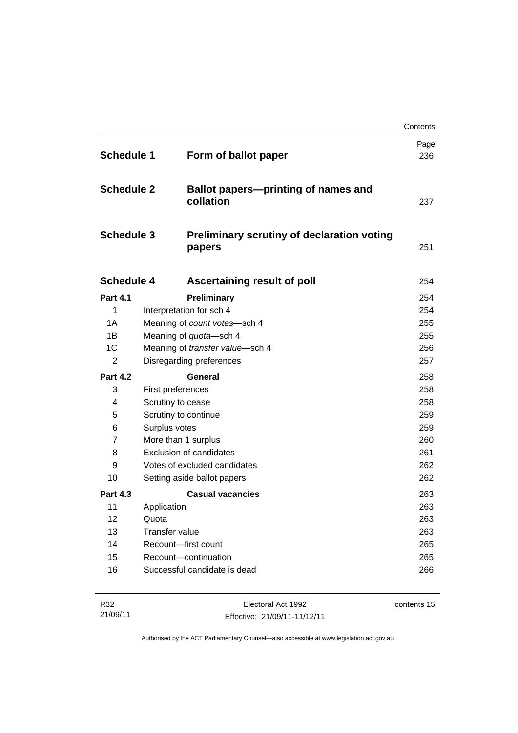| | | Page |
|---|---|---|
| **Schedule 1** | **Form of ballot paper** | 236 |
| **Schedule 2** | **Ballot papers—printing of names and collation** | 237 |
| **Schedule 3** | **Preliminary scrutiny of declaration voting papers** | 251 |
| **Schedule 4** | **Ascertaining result of poll** | 254 |
| **Part 4.1** | **Preliminary** | 254 |
| 1 | Interpretation for sch 4 | 254 |
| 1A | Meaning of *count votes*—sch 4 | 255 |
| 1B | Meaning of *quota*—sch 4 | 255 |
| 1C | Meaning of *transfer value*—sch 4 | 256 |
| 2 | Disregarding preferences | 257 |
| **Part 4.2** | **General** | 258 |
| 3 | First preferences | 258 |
| 4 | Scrutiny to cease | 258 |
| 5 | Scrutiny to continue | 259 |
| 6 | Surplus votes | 259 |
| 7 | More than 1 surplus | 260 |
| 8 | Exclusion of candidates | 261 |
| 9 | Votes of excluded candidates | 262 |
| 10 | Setting aside ballot papers | 262 |
| **Part 4.3** | **Casual vacancies** | 263 |
| 11 | Application | 263 |
| 12 | Quota | 263 |
| 13 | Transfer value | 263 |
| 14 | Recount—first count | 265 |
| 15 | Recount—continuation | 265 |
| 16 | Successful candidate is dead | 266 |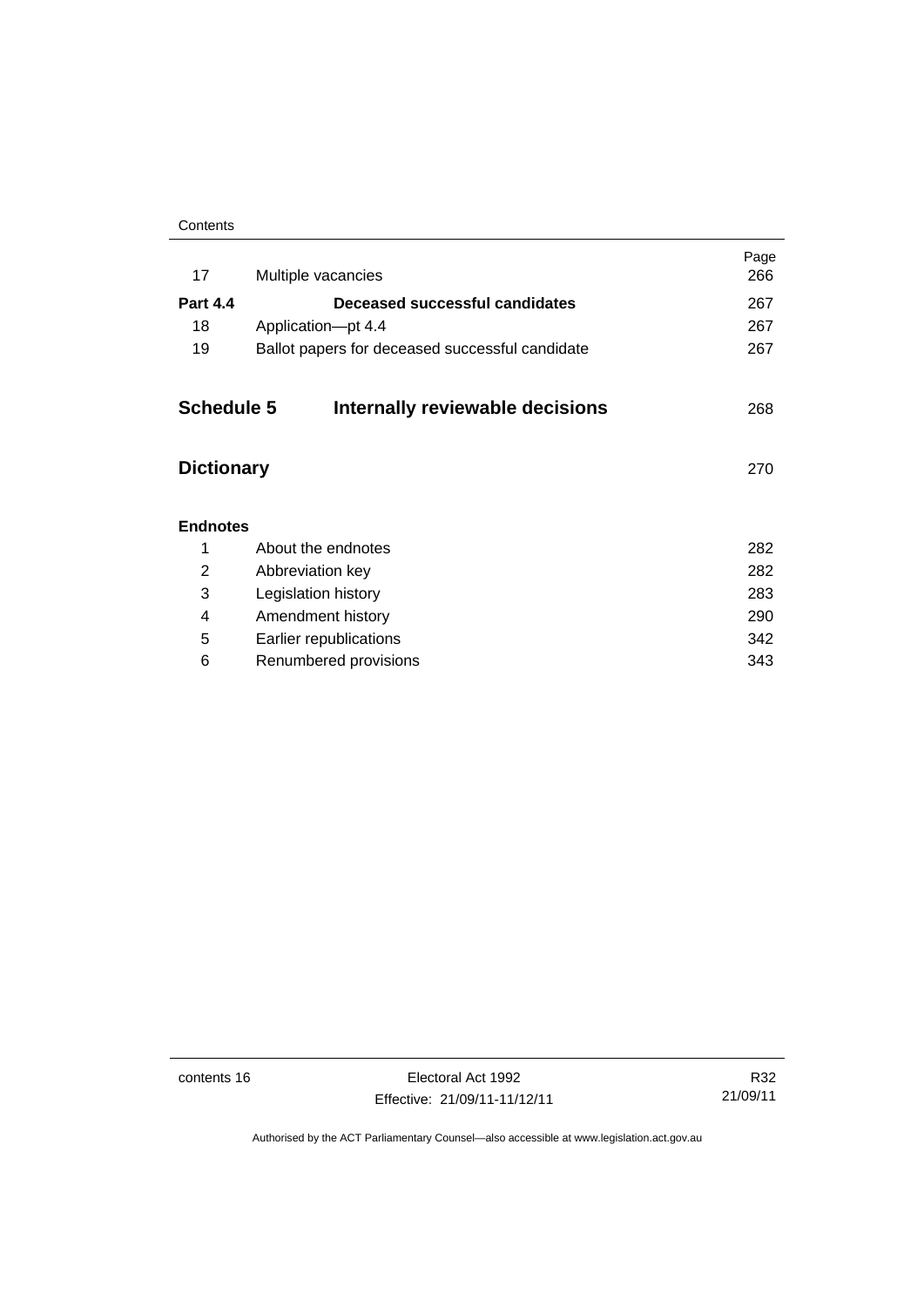| | | Page |
|---|---|---|
| 17 | Multiple vacancies | 266 |
| **Part 4.4** | **Deceased successful candidates** | 267 |
| 18 | Application—pt 4.4 | 267 |
| 19 | Ballot papers for deceased successful candidate | 267 |

## Schedule 5 Internally reviewable decisions 268

## Dictionary 270

**Endnotes**

| | | |
|---|---|---|
| 1 | About the endnotes | 282 |
| 2 | Abbreviation key | 282 |
| 3 | Legislation history | 283 |
| 4 | Amendment history | 290 |
| 5 | Earlier republications | 342 |
| 6 | Renumbered provisions | 343 |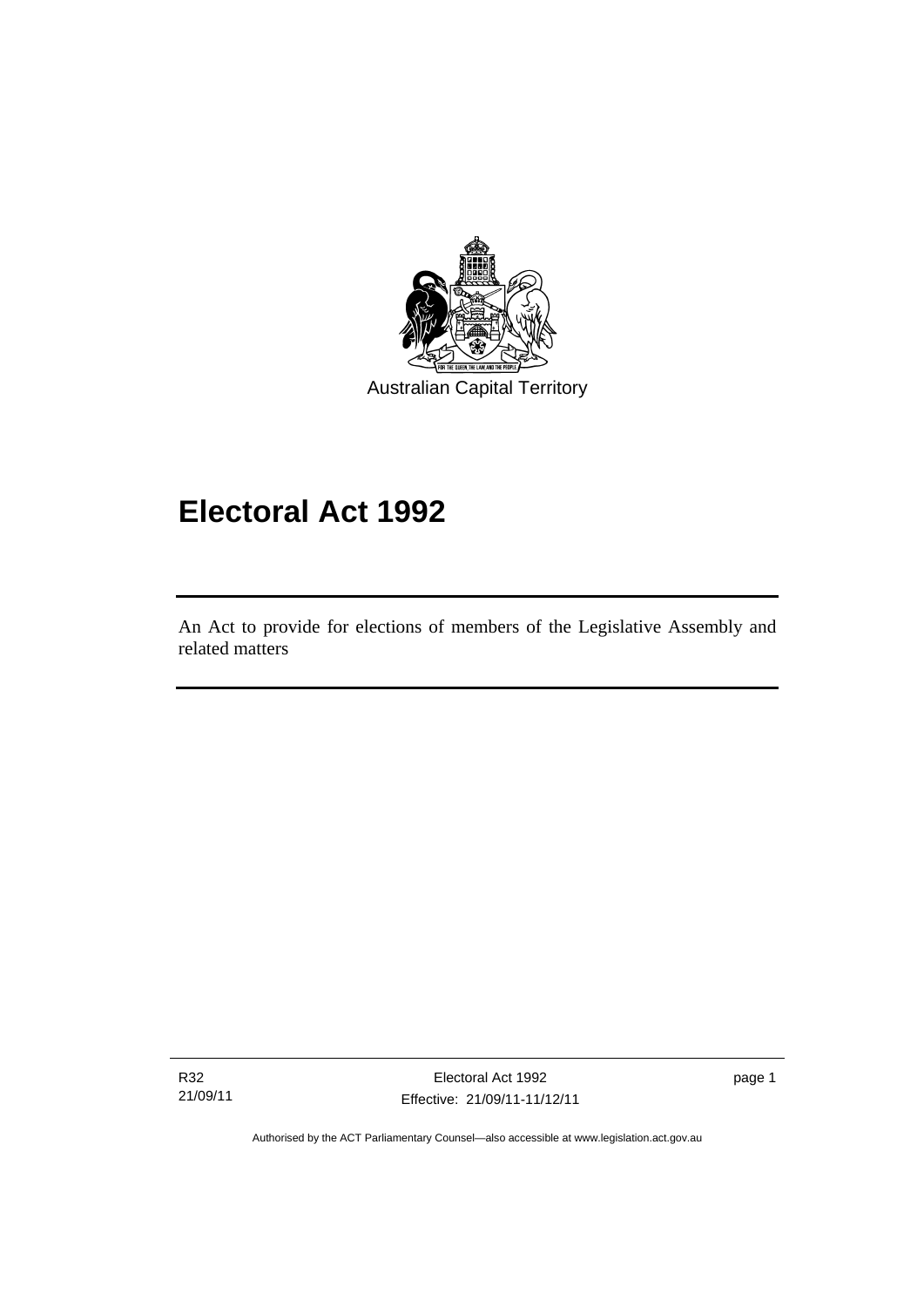Australian Capital Territory

# Electoral Act 1992

An Act to provide for elections of members of the Legislative Assembly and related matters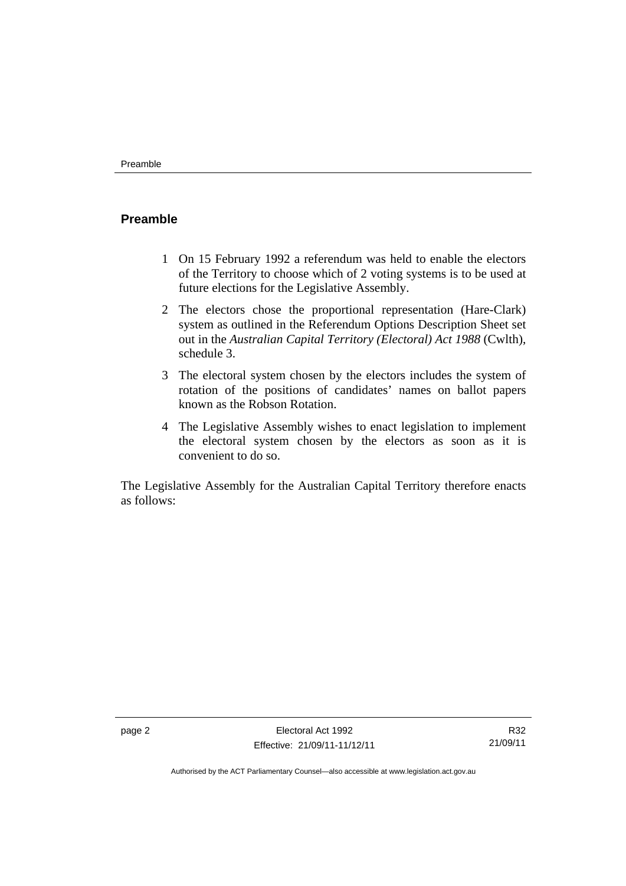## Preamble

1. On 15 February 1992 a referendum was held to enable the electors of the Territory to choose which of 2 voting systems is to be used at future elections for the Legislative Assembly.
2. The electors chose the proportional representation (Hare-Clark) system as outlined in the Referendum Options Description Sheet set out in the *Australian Capital Territory (Electoral) Act 1988* (Cwlth), schedule 3.
3. The electoral system chosen by the electors includes the system of rotation of the positions of candidates' names on ballot papers known as the Robson Rotation.
4. The Legislative Assembly wishes to enact legislation to implement the electoral system chosen by the electors as soon as it is convenient to do so.

The Legislative Assembly for the Australian Capital Territory therefore enacts as follows: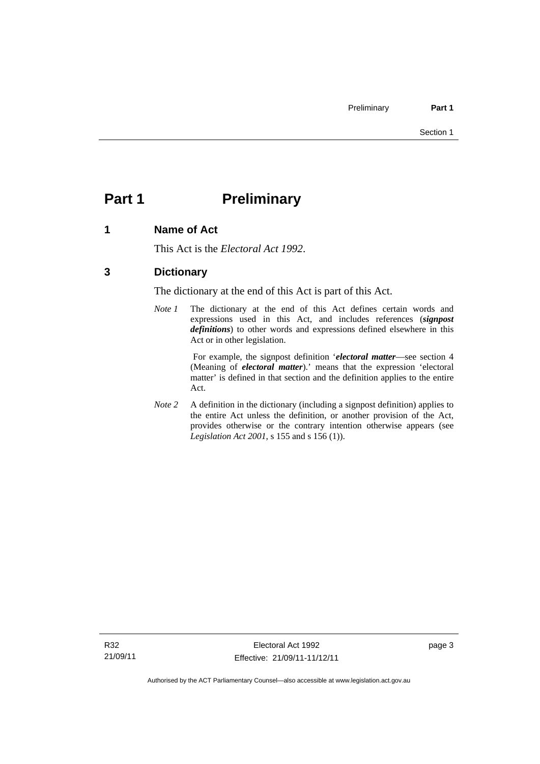# Part 1 Preliminary

## 1 Name of Act

This Act is the *Electoral Act 1992*.

## 3 Dictionary

The dictionary at the end of this Act is part of this Act.

*Note 1* The dictionary at the end of this Act defines certain words and expressions used in this Act, and includes references (***signpost definitions***) to other words and expressions defined elsewhere in this Act or in other legislation.

For example, the signpost definition '***electoral matter***—see section 4 (Meaning of ***electoral matter***).' means that the expression 'electoral matter' is defined in that section and the definition applies to the entire Act.

*Note 2* A definition in the dictionary (including a signpost definition) applies to the entire Act unless the definition, or another provision of the Act, provides otherwise or the contrary intention otherwise appears (see *Legislation Act 2001*, s 155 and s 156 (1)).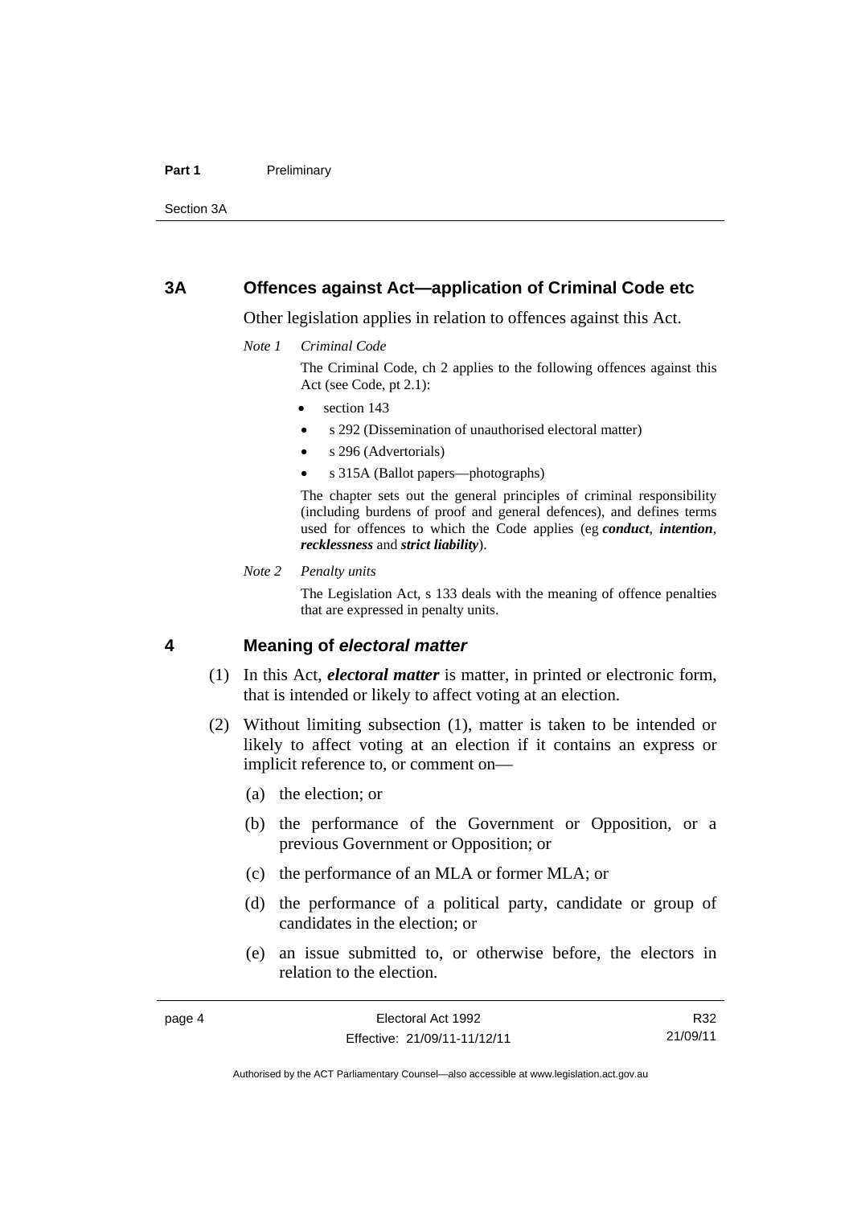## 3A Offences against Act—application of Criminal Code etc

Other legislation applies in relation to offences against this Act.

*Note 1 Criminal Code*

The Criminal Code, ch 2 applies to the following offences against this Act (see Code, pt 2.1):

- section 143
- s 292 (Dissemination of unauthorised electoral matter)
- s 296 (Advertorials)
- s 315A (Ballot papers—photographs)

The chapter sets out the general principles of criminal responsibility (including burdens of proof and general defences), and defines terms used for offences to which the Code applies (eg ***conduct***, ***intention***, ***recklessness*** and ***strict liability***).

*Note 2 Penalty units*

The Legislation Act, s 133 deals with the meaning of offence penalties that are expressed in penalty units.

## 4 Meaning of *electoral matter*

(1) In this Act, ***electoral matter*** is matter, in printed or electronic form, that is intended or likely to affect voting at an election.

(2) Without limiting subsection (1), matter is taken to be intended or likely to affect voting at an election if it contains an express or implicit reference to, or comment on—

(a) the election; or

(b) the performance of the Government or Opposition, or a previous Government or Opposition; or

(c) the performance of an MLA or former MLA; or

(d) the performance of a political party, candidate or group of candidates in the election; or

(e) an issue submitted to, or otherwise before, the electors in relation to the election.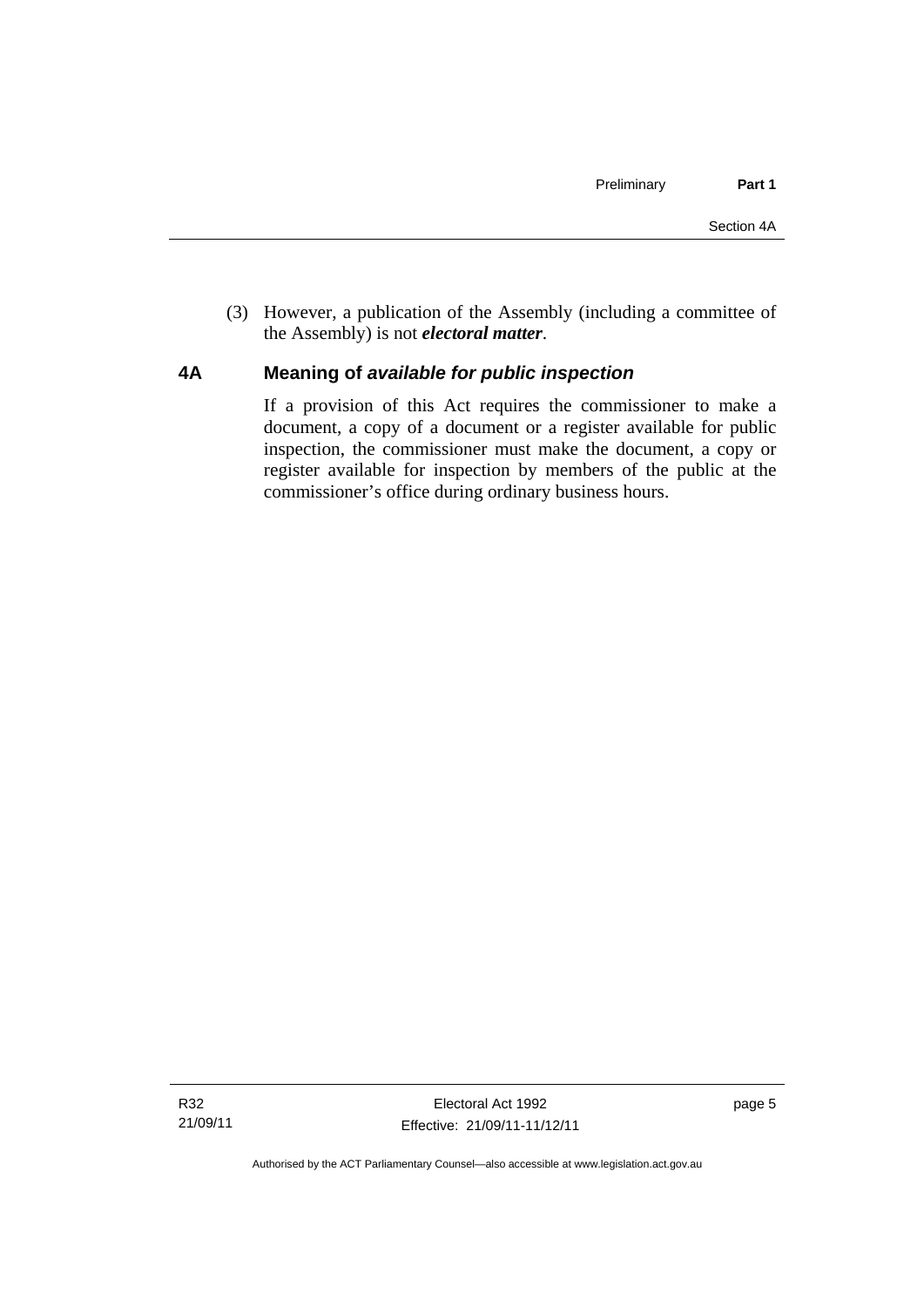(3) However, a publication of the Assembly (including a committee of the Assembly) is not ***electoral matter***.

## 4A Meaning of *available for public inspection*

If a provision of this Act requires the commissioner to make a document, a copy of a document or a register available for public inspection, the commissioner must make the document, a copy or register available for inspection by members of the public at the commissioner's office during ordinary business hours.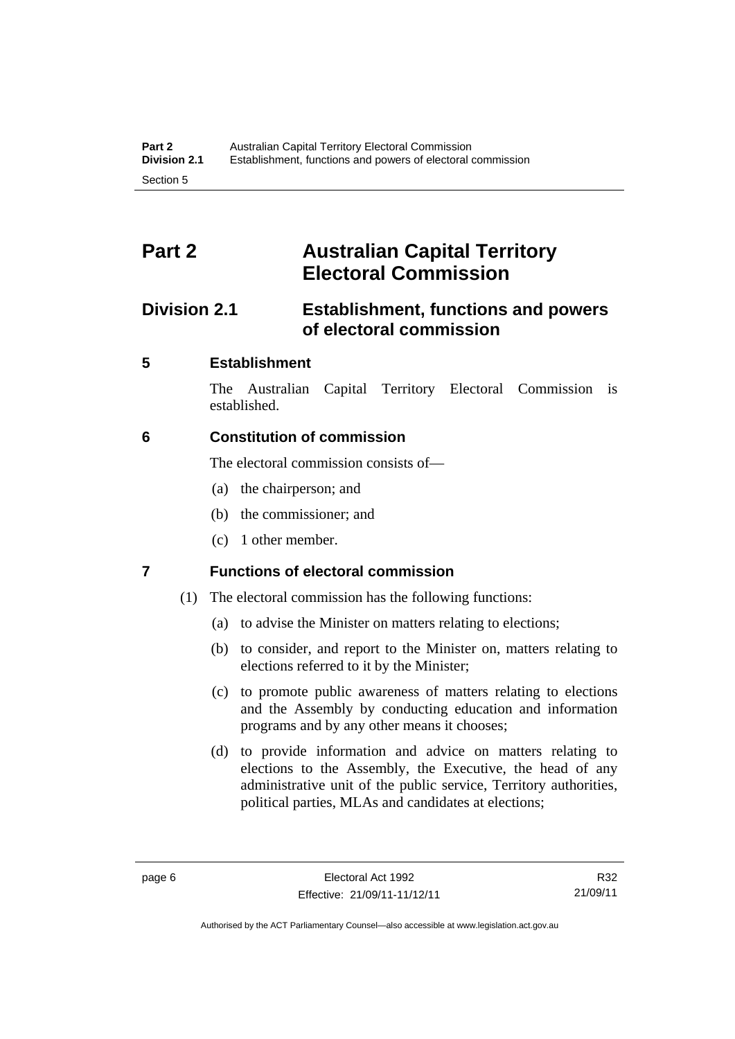# Part 2 Australian Capital Territory Electoral Commission

## Division 2.1 Establishment, functions and powers of electoral commission

### 5 Establishment

The Australian Capital Territory Electoral Commission is established.

### 6 Constitution of commission

The electoral commission consists of—

(a) the chairperson; and

(b) the commissioner; and

(c) 1 other member.

### 7 Functions of electoral commission

(1) The electoral commission has the following functions:

(a) to advise the Minister on matters relating to elections;

(b) to consider, and report to the Minister on, matters relating to elections referred to it by the Minister;

(c) to promote public awareness of matters relating to elections and the Assembly by conducting education and information programs and by any other means it chooses;

(d) to provide information and advice on matters relating to elections to the Assembly, the Executive, the head of any administrative unit of the public service, Territory authorities, political parties, MLAs and candidates at elections;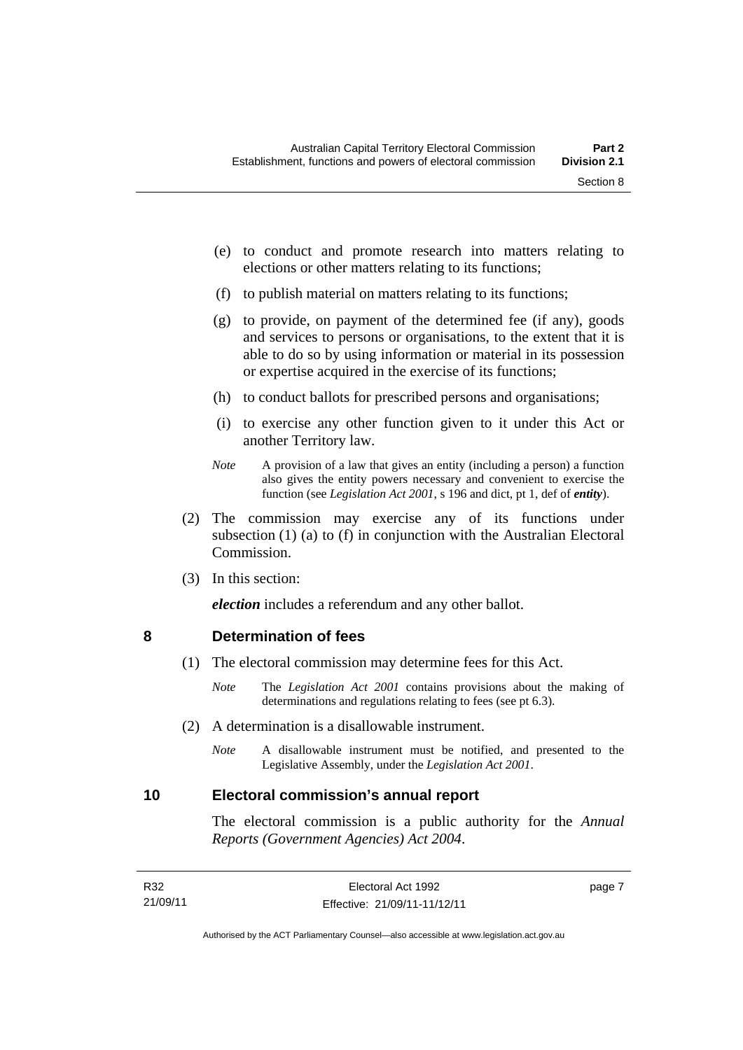(e) to conduct and promote research into matters relating to elections or other matters relating to its functions;

(f) to publish material on matters relating to its functions;

(g) to provide, on payment of the determined fee (if any), goods and services to persons or organisations, to the extent that it is able to do so by using information or material in its possession or expertise acquired in the exercise of its functions;

(h) to conduct ballots for prescribed persons and organisations;

(i) to exercise any other function given to it under this Act or another Territory law.

*Note* A provision of a law that gives an entity (including a person) a function also gives the entity powers necessary and convenient to exercise the function (see *Legislation Act 2001*, s 196 and dict, pt 1, def of ***entity***).

(2) The commission may exercise any of its functions under subsection (1) (a) to (f) in conjunction with the Australian Electoral Commission.

(3) In this section:

***election*** includes a referendum and any other ballot.

## 8 Determination of fees

(1) The electoral commission may determine fees for this Act.

*Note* The *Legislation Act 2001* contains provisions about the making of determinations and regulations relating to fees (see pt 6.3).

(2) A determination is a disallowable instrument.

*Note* A disallowable instrument must be notified, and presented to the Legislative Assembly, under the *Legislation Act 2001*.

## 10 Electoral commission's annual report

The electoral commission is a public authority for the *Annual Reports (Government Agencies) Act 2004*.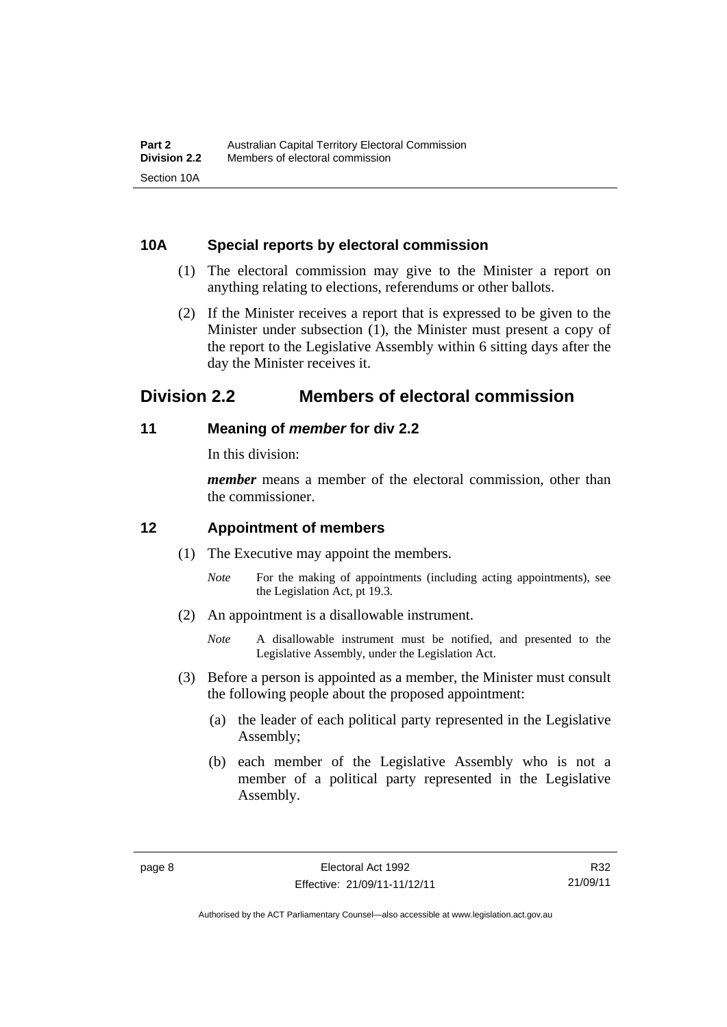## 10A Special reports by electoral commission

(1) The electoral commission may give to the Minister a report on anything relating to elections, referendums or other ballots.

(2) If the Minister receives a report that is expressed to be given to the Minister under subsection (1), the Minister must present a copy of the report to the Legislative Assembly within 6 sitting days after the day the Minister receives it.

# Division 2.2 Members of electoral commission

## 11 Meaning of *member* for div 2.2

In this division:

***member*** means a member of the electoral commission, other than the commissioner.

## 12 Appointment of members

(1) The Executive may appoint the members.

*Note* For the making of appointments (including acting appointments), see the Legislation Act, pt 19.3.

(2) An appointment is a disallowable instrument.

*Note* A disallowable instrument must be notified, and presented to the Legislative Assembly, under the Legislation Act.

(3) Before a person is appointed as a member, the Minister must consult the following people about the proposed appointment:

(a) the leader of each political party represented in the Legislative Assembly;

(b) each member of the Legislative Assembly who is not a member of a political party represented in the Legislative Assembly.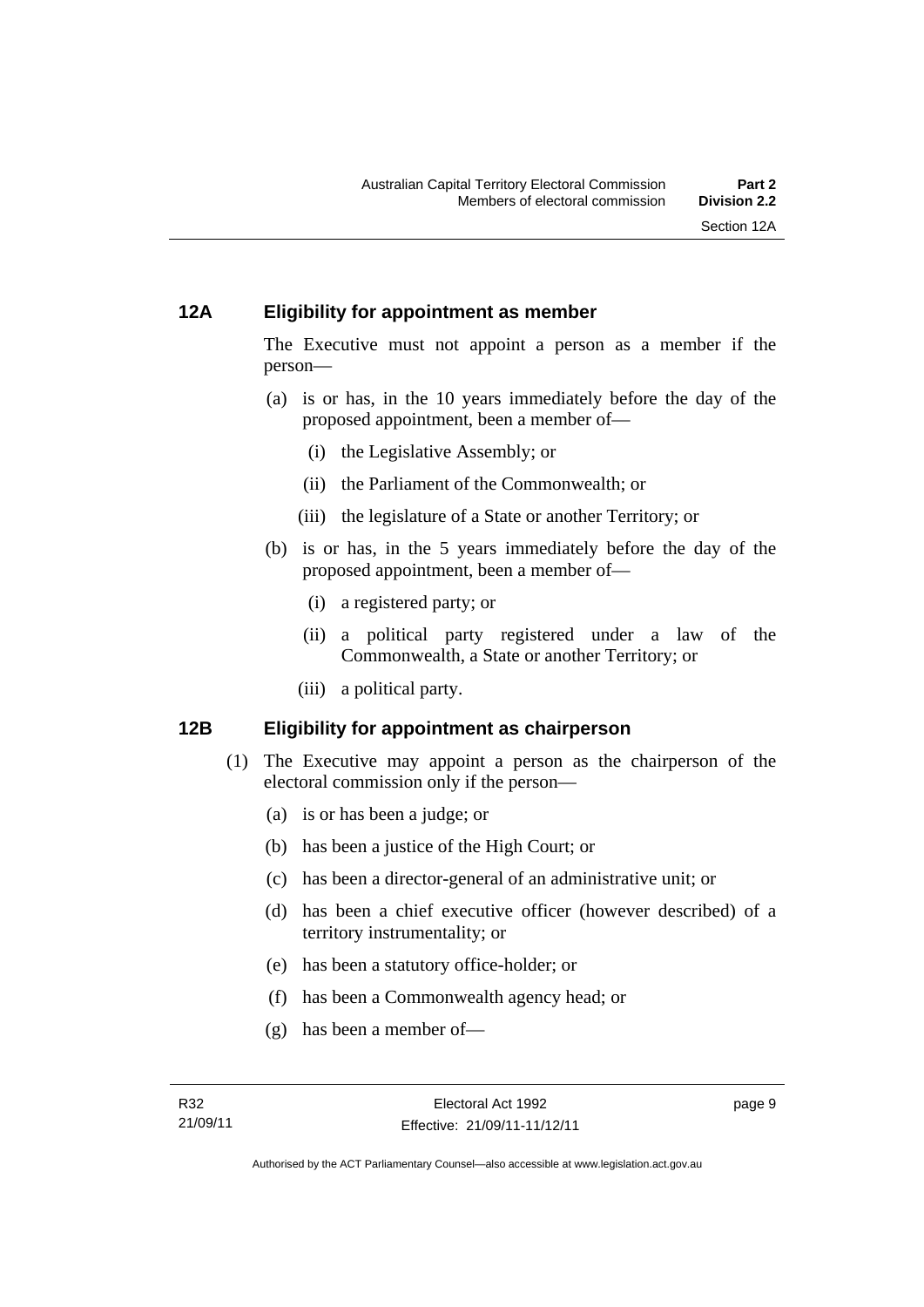## 12A Eligibility for appointment as member

The Executive must not appoint a person as a member if the person—

(a) is or has, in the 10 years immediately before the day of the proposed appointment, been a member of—

  (i) the Legislative Assembly; or

  (ii) the Parliament of the Commonwealth; or

  (iii) the legislature of a State or another Territory; or

(b) is or has, in the 5 years immediately before the day of the proposed appointment, been a member of—

  (i) a registered party; or

  (ii) a political party registered under a law of the Commonwealth, a State or another Territory; or

  (iii) a political party.

## 12B Eligibility for appointment as chairperson

(1) The Executive may appoint a person as the chairperson of the electoral commission only if the person—

  (a) is or has been a judge; or

  (b) has been a justice of the High Court; or

  (c) has been a director-general of an administrative unit; or

  (d) has been a chief executive officer (however described) of a territory instrumentality; or

  (e) has been a statutory office-holder; or

  (f) has been a Commonwealth agency head; or

  (g) has been a member of—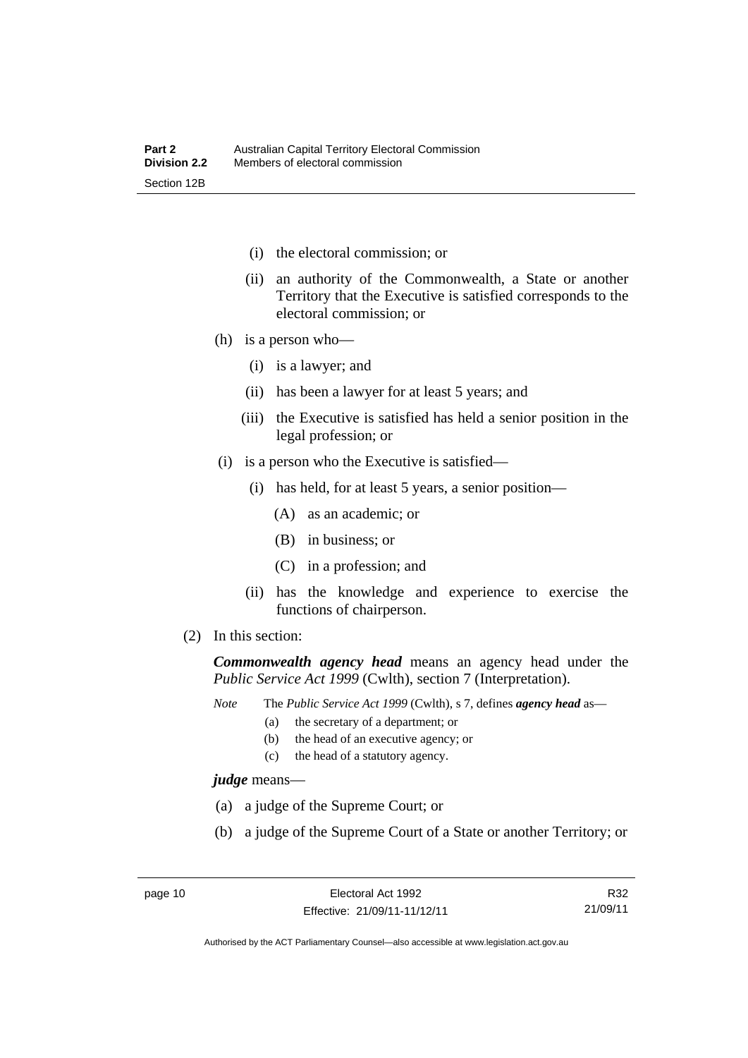(i) the electoral commission; or

(ii) an authority of the Commonwealth, a State or another Territory that the Executive is satisfied corresponds to the electoral commission; or

(h) is a person who—

(i) is a lawyer; and

(ii) has been a lawyer for at least 5 years; and

(iii) the Executive is satisfied has held a senior position in the legal profession; or

(i) is a person who the Executive is satisfied—

(i) has held, for at least 5 years, a senior position—

(A) as an academic; or

(B) in business; or

(C) in a profession; and

(ii) has the knowledge and experience to exercise the functions of chairperson.

(2) In this section:

***Commonwealth agency head*** means an agency head under the *Public Service Act 1999* (Cwlth), section 7 (Interpretation).

*Note* The *Public Service Act 1999* (Cwlth), s 7, defines ***agency head*** as—

(a) the secretary of a department; or

(b) the head of an executive agency; or

(c) the head of a statutory agency.

***judge*** means—

(a) a judge of the Supreme Court; or

(b) a judge of the Supreme Court of a State or another Territory; or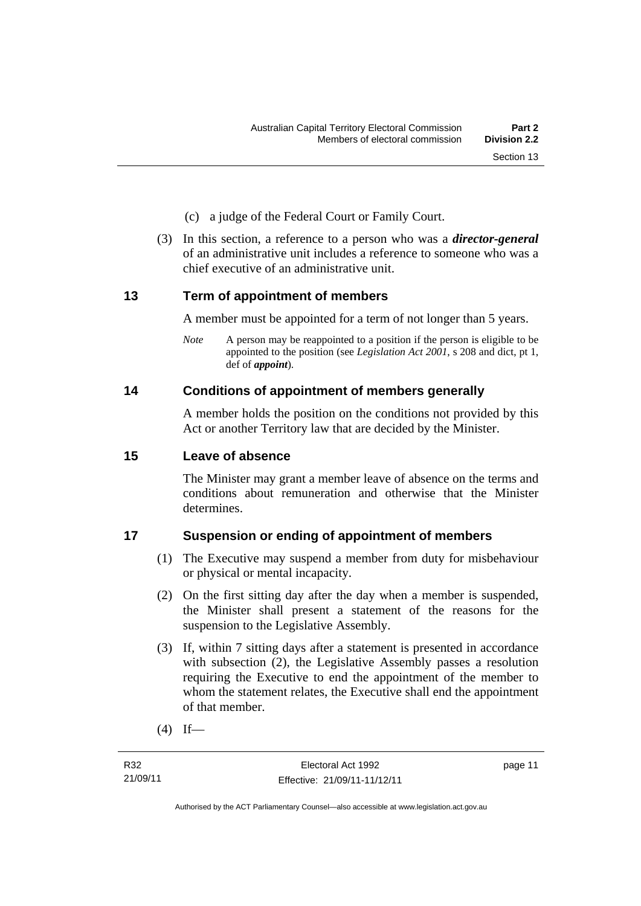(c) a judge of the Federal Court or Family Court.

(3) In this section, a reference to a person who was a ***director-general*** of an administrative unit includes a reference to someone who was a chief executive of an administrative unit.

## 13 Term of appointment of members

A member must be appointed for a term of not longer than 5 years.

*Note* A person may be reappointed to a position if the person is eligible to be appointed to the position (see *Legislation Act 2001*, s 208 and dict, pt 1, def of ***appoint***).

## 14 Conditions of appointment of members generally

A member holds the position on the conditions not provided by this Act or another Territory law that are decided by the Minister.

## 15 Leave of absence

The Minister may grant a member leave of absence on the terms and conditions about remuneration and otherwise that the Minister determines.

## 17 Suspension or ending of appointment of members

(1) The Executive may suspend a member from duty for misbehaviour or physical or mental incapacity.

(2) On the first sitting day after the day when a member is suspended, the Minister shall present a statement of the reasons for the suspension to the Legislative Assembly.

(3) If, within 7 sitting days after a statement is presented in accordance with subsection (2), the Legislative Assembly passes a resolution requiring the Executive to end the appointment of the member to whom the statement relates, the Executive shall end the appointment of that member.

(4) If—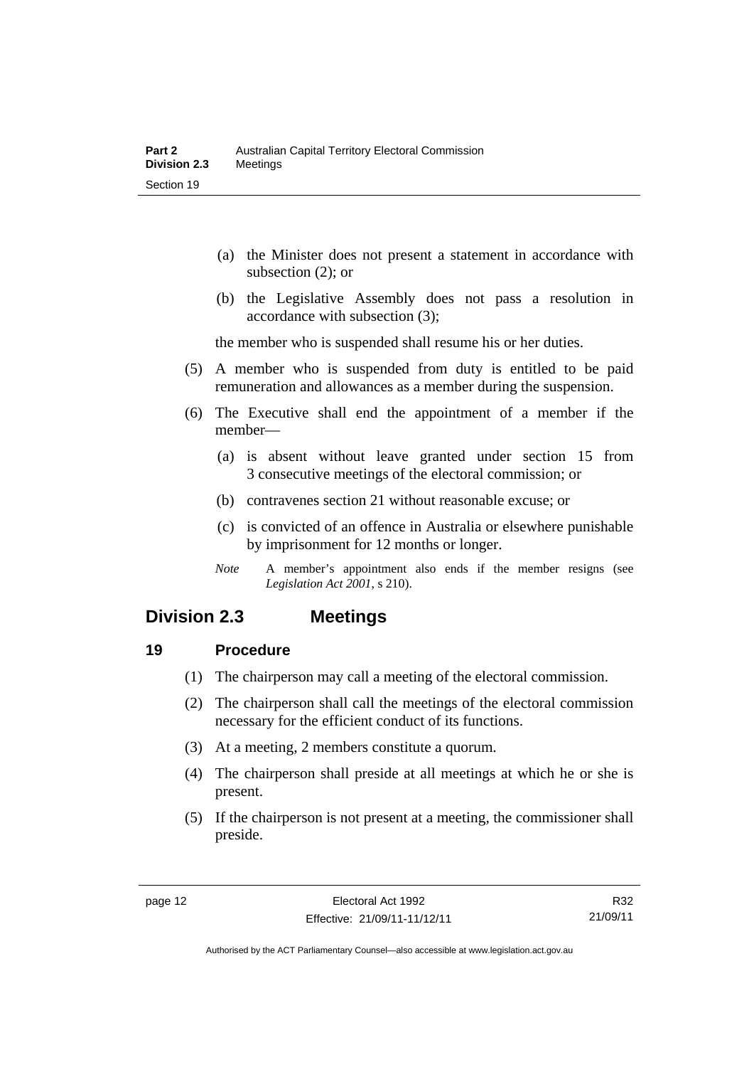(a) the Minister does not present a statement in accordance with subsection (2); or

(b) the Legislative Assembly does not pass a resolution in accordance with subsection (3);

the member who is suspended shall resume his or her duties.

(5) A member who is suspended from duty is entitled to be paid remuneration and allowances as a member during the suspension.

(6) The Executive shall end the appointment of a member if the member—

(a) is absent without leave granted under section 15 from 3 consecutive meetings of the electoral commission; or

(b) contravenes section 21 without reasonable excuse; or

(c) is convicted of an offence in Australia or elsewhere punishable by imprisonment for 12 months or longer.

*Note* A member's appointment also ends if the member resigns (see *Legislation Act 2001*, s 210).

## Division 2.3 Meetings

### 19 Procedure

(1) The chairperson may call a meeting of the electoral commission.

(2) The chairperson shall call the meetings of the electoral commission necessary for the efficient conduct of its functions.

(3) At a meeting, 2 members constitute a quorum.

(4) The chairperson shall preside at all meetings at which he or she is present.

(5) If the chairperson is not present at a meeting, the commissioner shall preside.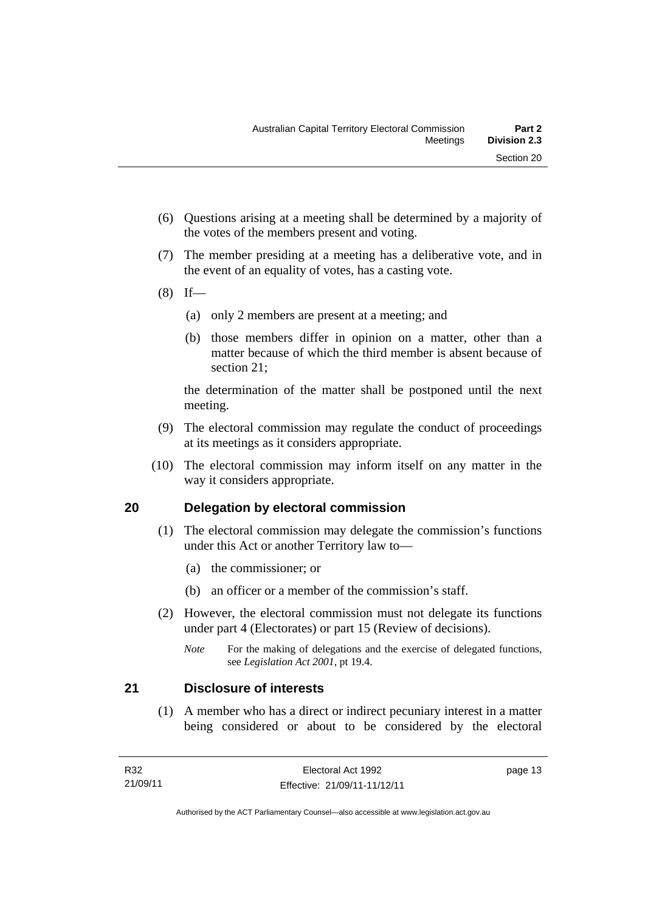(6) Questions arising at a meeting shall be determined by a majority of the votes of the members present and voting.

(7) The member presiding at a meeting has a deliberative vote, and in the event of an equality of votes, has a casting vote.

(8) If—

(a) only 2 members are present at a meeting; and

(b) those members differ in opinion on a matter, other than a matter because of which the third member is absent because of section 21;

the determination of the matter shall be postponed until the next meeting.

(9) The electoral commission may regulate the conduct of proceedings at its meetings as it considers appropriate.

(10) The electoral commission may inform itself on any matter in the way it considers appropriate.

## 20 Delegation by electoral commission

(1) The electoral commission may delegate the commission's functions under this Act or another Territory law to—

(a) the commissioner; or

(b) an officer or a member of the commission's staff.

(2) However, the electoral commission must not delegate its functions under part 4 (Electorates) or part 15 (Review of decisions).

*Note* For the making of delegations and the exercise of delegated functions, see *Legislation Act 2001*, pt 19.4.

## 21 Disclosure of interests

(1) A member who has a direct or indirect pecuniary interest in a matter being considered or about to be considered by the electoral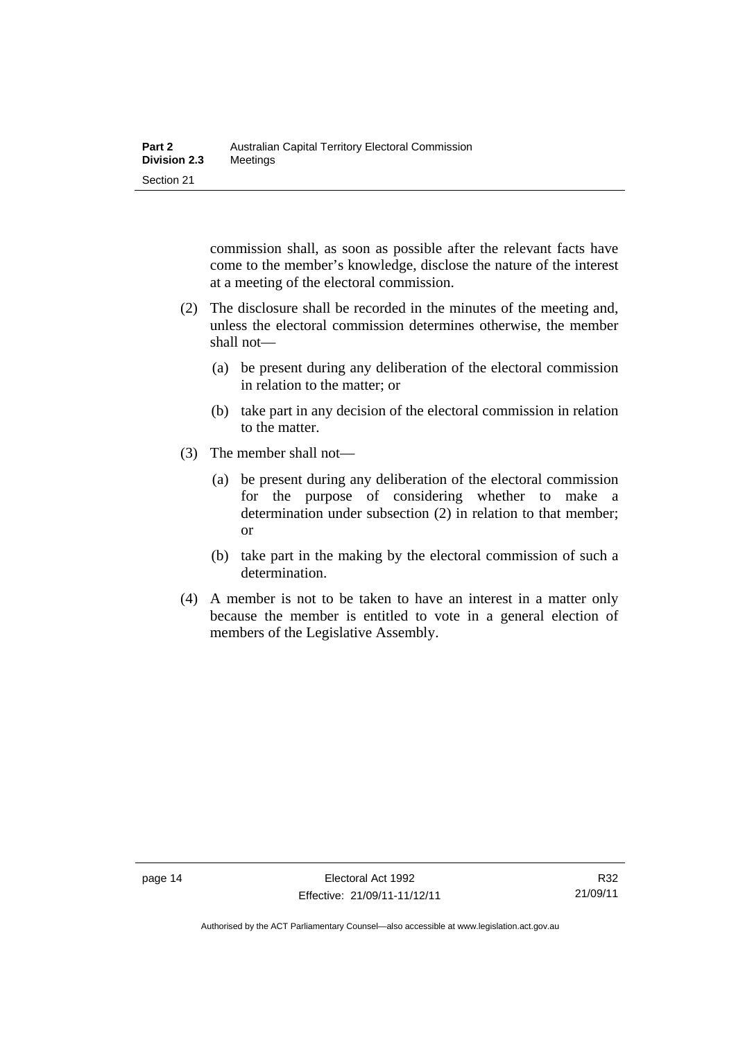commission shall, as soon as possible after the relevant facts have come to the member's knowledge, disclose the nature of the interest at a meeting of the electoral commission.

(2) The disclosure shall be recorded in the minutes of the meeting and, unless the electoral commission determines otherwise, the member shall not—

(a) be present during any deliberation of the electoral commission in relation to the matter; or

(b) take part in any decision of the electoral commission in relation to the matter.

(3) The member shall not—

(a) be present during any deliberation of the electoral commission for the purpose of considering whether to make a determination under subsection (2) in relation to that member; or

(b) take part in the making by the electoral commission of such a determination.

(4) A member is not to be taken to have an interest in a matter only because the member is entitled to vote in a general election of members of the Legislative Assembly.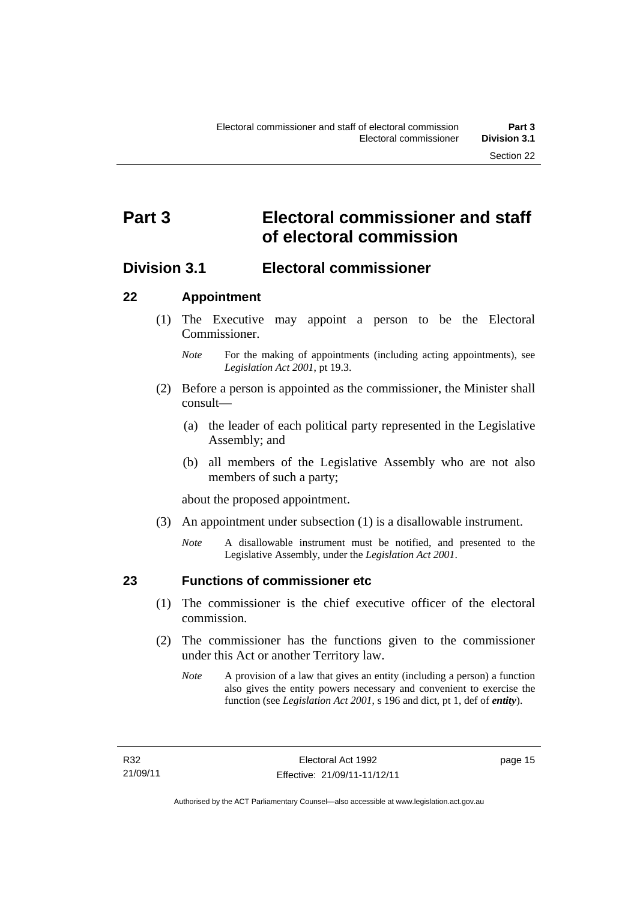# Part 3 Electoral commissioner and staff of electoral commission

## Division 3.1 Electoral commissioner

### 22 Appointment

(1) The Executive may appoint a person to be the Electoral Commissioner.

*Note* For the making of appointments (including acting appointments), see *Legislation Act 2001*, pt 19.3.

(2) Before a person is appointed as the commissioner, the Minister shall consult—

(a) the leader of each political party represented in the Legislative Assembly; and

(b) all members of the Legislative Assembly who are not also members of such a party;

about the proposed appointment.

(3) An appointment under subsection (1) is a disallowable instrument.

*Note* A disallowable instrument must be notified, and presented to the Legislative Assembly, under the *Legislation Act 2001*.

### 23 Functions of commissioner etc

(1) The commissioner is the chief executive officer of the electoral commission.

(2) The commissioner has the functions given to the commissioner under this Act or another Territory law.

*Note* A provision of a law that gives an entity (including a person) a function also gives the entity powers necessary and convenient to exercise the function (see *Legislation Act 2001*, s 196 and dict, pt 1, def of ***entity***).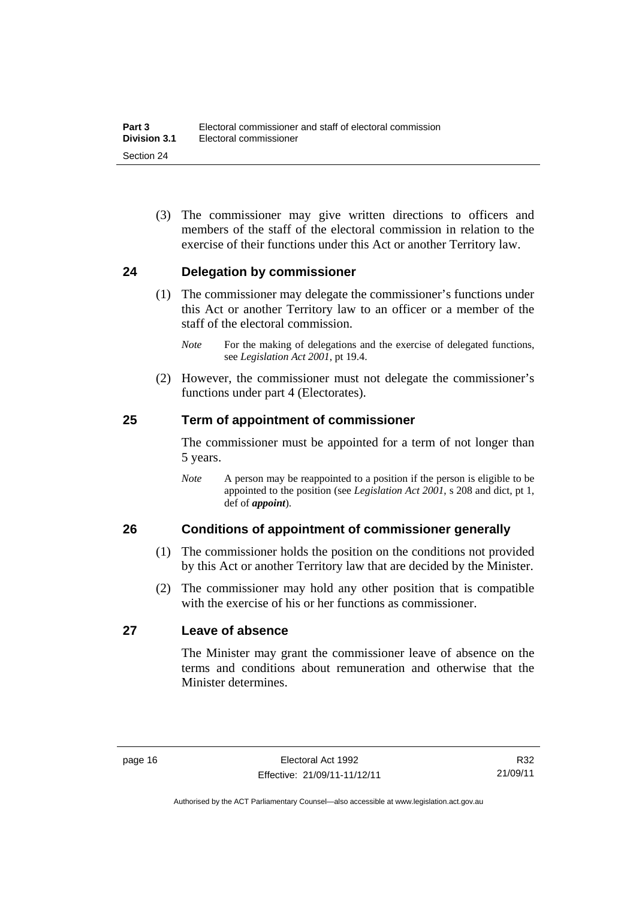(3) The commissioner may give written directions to officers and members of the staff of the electoral commission in relation to the exercise of their functions under this Act or another Territory law.

## 24 Delegation by commissioner

(1) The commissioner may delegate the commissioner's functions under this Act or another Territory law to an officer or a member of the staff of the electoral commission.

*Note* For the making of delegations and the exercise of delegated functions, see *Legislation Act 2001*, pt 19.4.

(2) However, the commissioner must not delegate the commissioner's functions under part 4 (Electorates).

## 25 Term of appointment of commissioner

The commissioner must be appointed for a term of not longer than 5 years.

*Note* A person may be reappointed to a position if the person is eligible to be appointed to the position (see *Legislation Act 2001*, s 208 and dict, pt 1, def of ***appoint***).

## 26 Conditions of appointment of commissioner generally

(1) The commissioner holds the position on the conditions not provided by this Act or another Territory law that are decided by the Minister.

(2) The commissioner may hold any other position that is compatible with the exercise of his or her functions as commissioner.

## 27 Leave of absence

The Minister may grant the commissioner leave of absence on the terms and conditions about remuneration and otherwise that the Minister determines.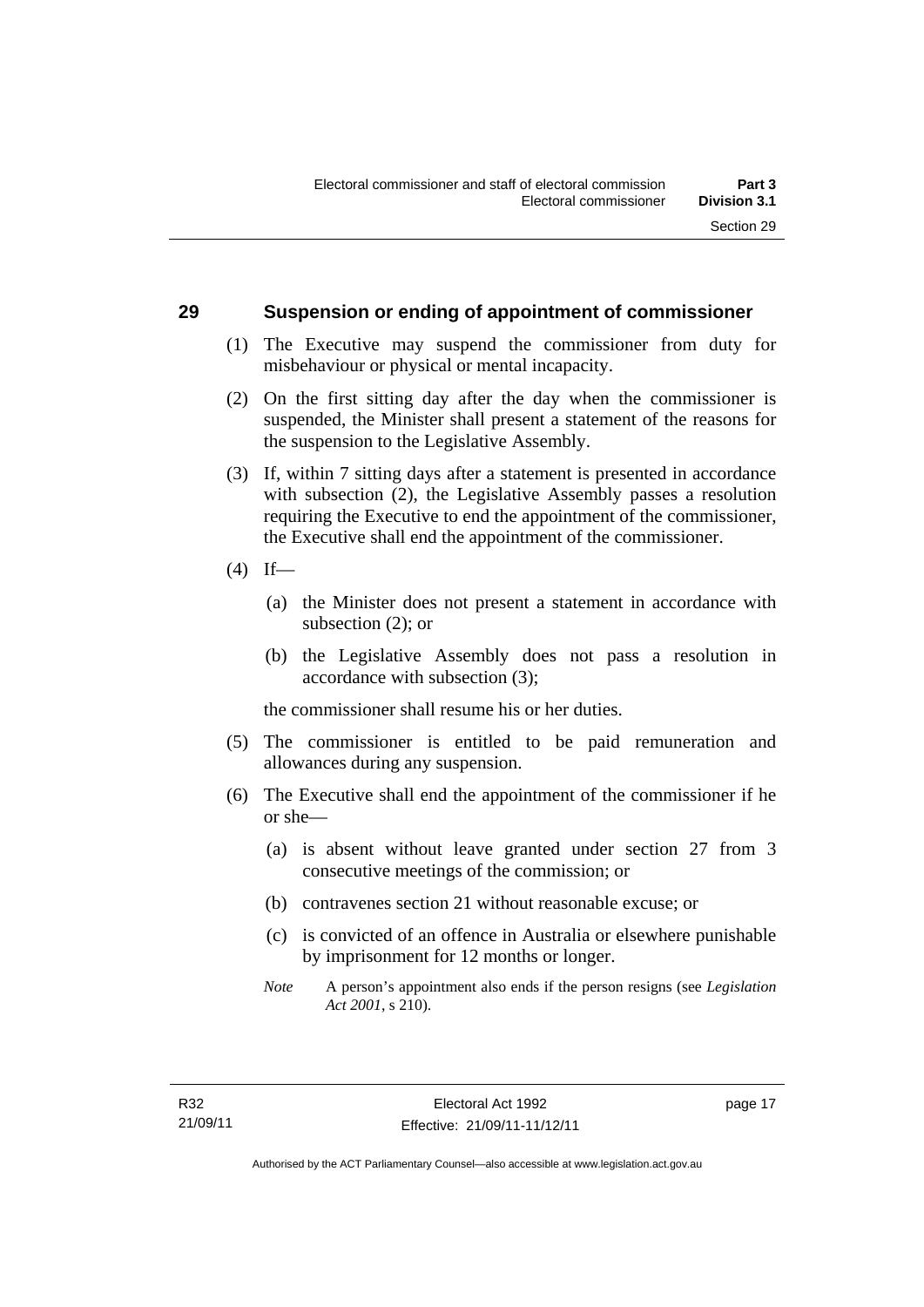## 29 Suspension or ending of appointment of commissioner

(1) The Executive may suspend the commissioner from duty for misbehaviour or physical or mental incapacity.

(2) On the first sitting day after the day when the commissioner is suspended, the Minister shall present a statement of the reasons for the suspension to the Legislative Assembly.

(3) If, within 7 sitting days after a statement is presented in accordance with subsection (2), the Legislative Assembly passes a resolution requiring the Executive to end the appointment of the commissioner, the Executive shall end the appointment of the commissioner.

(4) If—

(a) the Minister does not present a statement in accordance with subsection (2); or

(b) the Legislative Assembly does not pass a resolution in accordance with subsection (3);

the commissioner shall resume his or her duties.

(5) The commissioner is entitled to be paid remuneration and allowances during any suspension.

(6) The Executive shall end the appointment of the commissioner if he or she—

(a) is absent without leave granted under section 27 from 3 consecutive meetings of the commission; or

(b) contravenes section 21 without reasonable excuse; or

(c) is convicted of an offence in Australia or elsewhere punishable by imprisonment for 12 months or longer.

*Note* A person's appointment also ends if the person resigns (see *Legislation Act 2001*, s 210).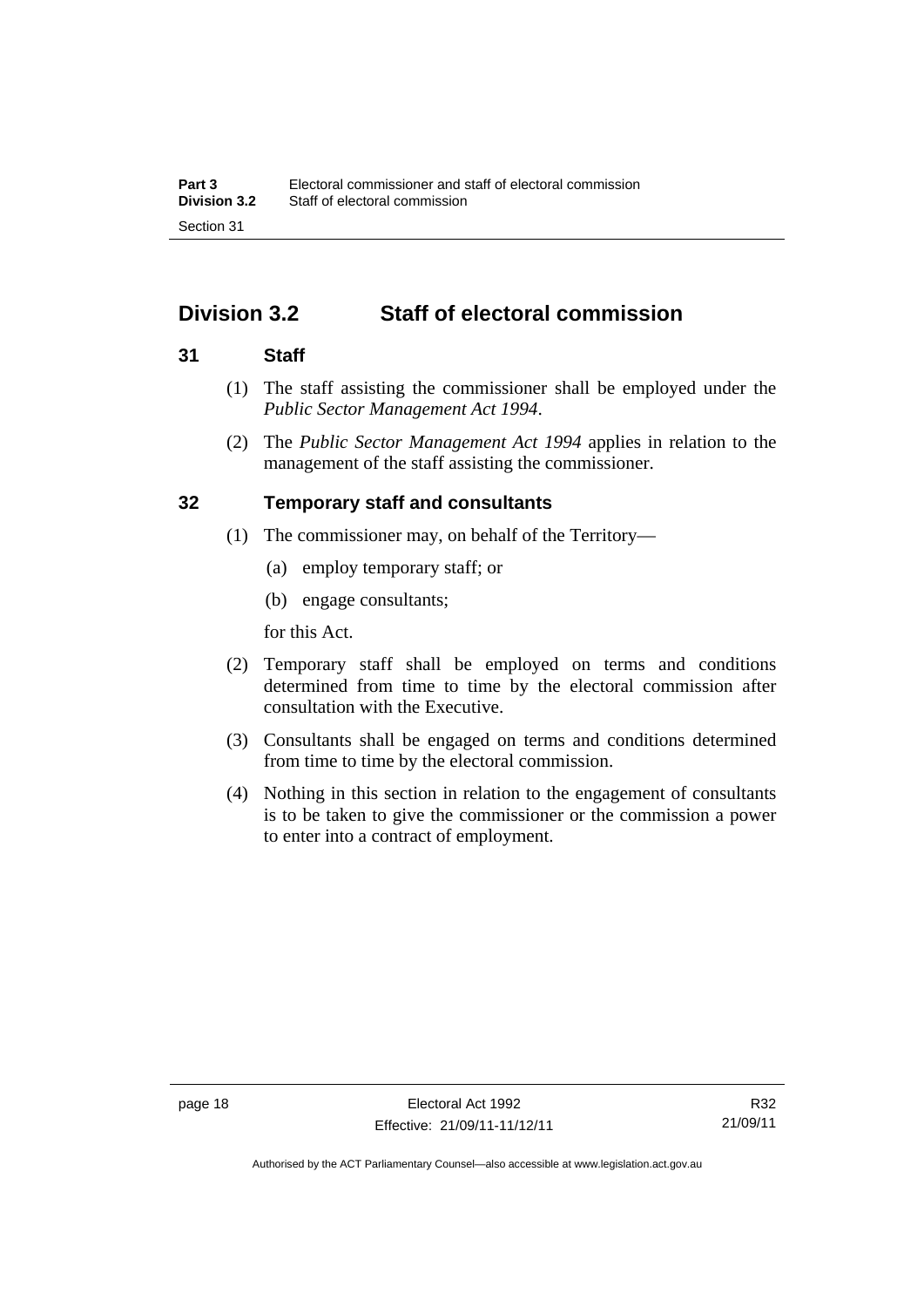## Division 3.2 Staff of electoral commission

### 31 Staff

(1) The staff assisting the commissioner shall be employed under the *Public Sector Management Act 1994*.

(2) The *Public Sector Management Act 1994* applies in relation to the management of the staff assisting the commissioner.

### 32 Temporary staff and consultants

(1) The commissioner may, on behalf of the Territory—

(a) employ temporary staff; or

(b) engage consultants;

for this Act.

(2) Temporary staff shall be employed on terms and conditions determined from time to time by the electoral commission after consultation with the Executive.

(3) Consultants shall be engaged on terms and conditions determined from time to time by the electoral commission.

(4) Nothing in this section in relation to the engagement of consultants is to be taken to give the commissioner or the commission a power to enter into a contract of employment.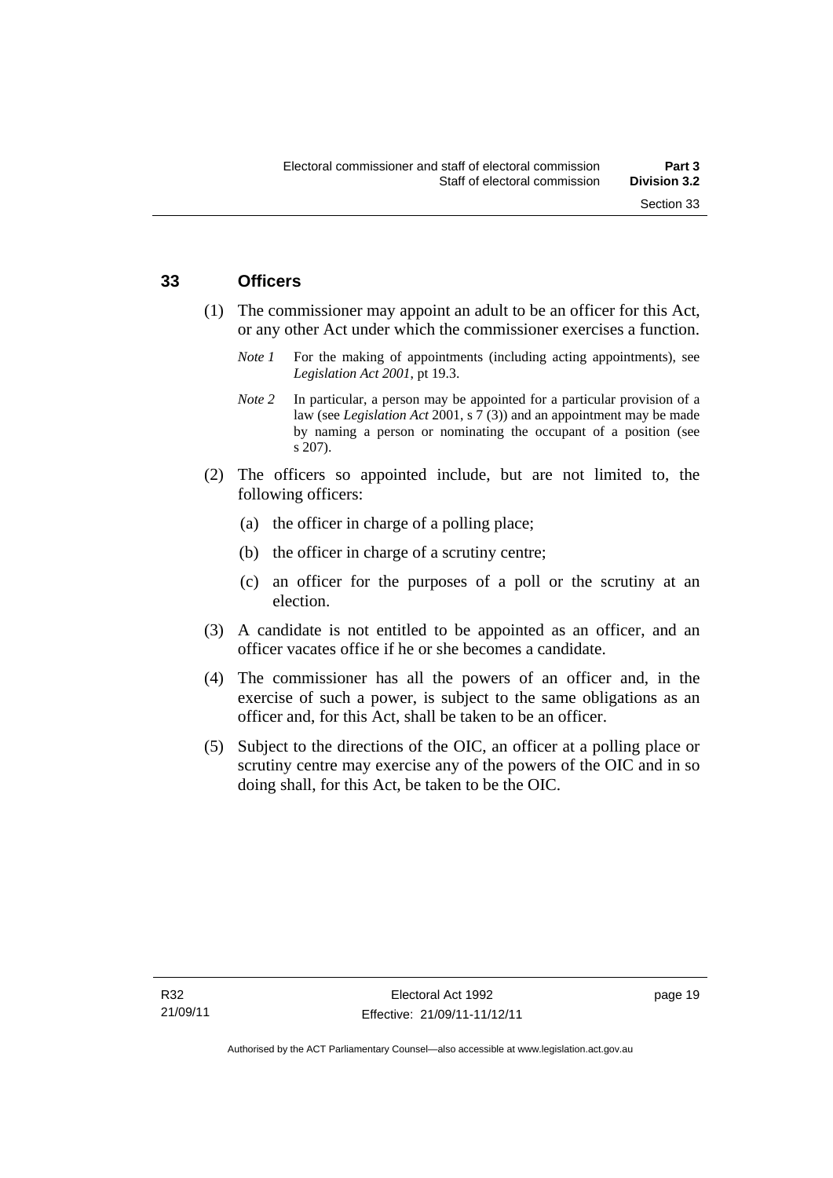## 33 Officers

(1) The commissioner may appoint an adult to be an officer for this Act, or any other Act under which the commissioner exercises a function.

*Note 1* For the making of appointments (including acting appointments), see *Legislation Act 2001*, pt 19.3.

*Note 2* In particular, a person may be appointed for a particular provision of a law (see *Legislation Act* 2001, s 7 (3)) and an appointment may be made by naming a person or nominating the occupant of a position (see s 207).

(2) The officers so appointed include, but are not limited to, the following officers:

(a) the officer in charge of a polling place;

(b) the officer in charge of a scrutiny centre;

(c) an officer for the purposes of a poll or the scrutiny at an election.

(3) A candidate is not entitled to be appointed as an officer, and an officer vacates office if he or she becomes a candidate.

(4) The commissioner has all the powers of an officer and, in the exercise of such a power, is subject to the same obligations as an officer and, for this Act, shall be taken to be an officer.

(5) Subject to the directions of the OIC, an officer at a polling place or scrutiny centre may exercise any of the powers of the OIC and in so doing shall, for this Act, be taken to be the OIC.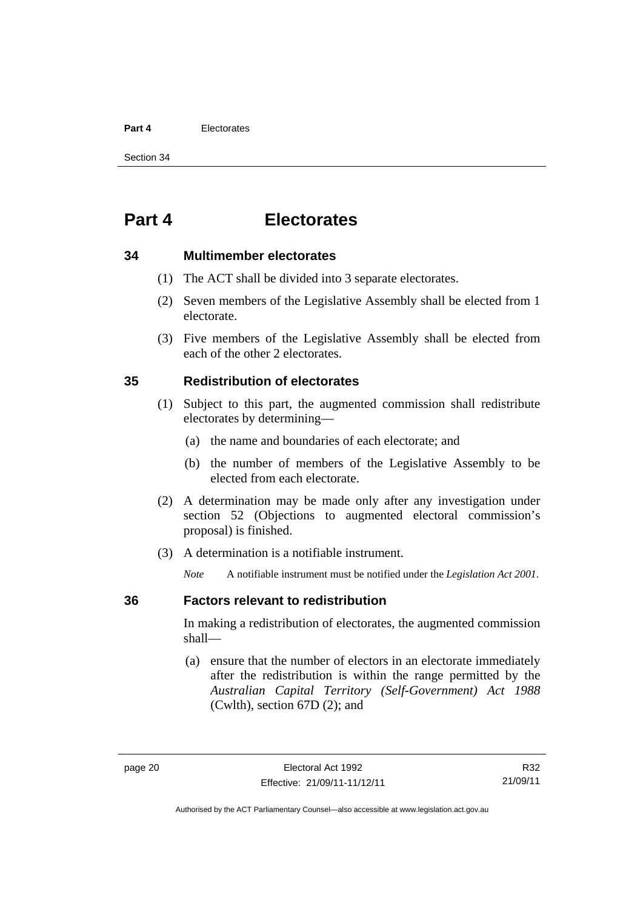# Part 4 Electorates

## 34 Multimember electorates

(1) The ACT shall be divided into 3 separate electorates.

(2) Seven members of the Legislative Assembly shall be elected from 1 electorate.

(3) Five members of the Legislative Assembly shall be elected from each of the other 2 electorates.

## 35 Redistribution of electorates

(1) Subject to this part, the augmented commission shall redistribute electorates by determining—

(a) the name and boundaries of each electorate; and

(b) the number of members of the Legislative Assembly to be elected from each electorate.

(2) A determination may be made only after any investigation under section 52 (Objections to augmented electoral commission's proposal) is finished.

(3) A determination is a notifiable instrument.

*Note* A notifiable instrument must be notified under the *Legislation Act 2001*.

## 36 Factors relevant to redistribution

In making a redistribution of electorates, the augmented commission shall—

(a) ensure that the number of electors in an electorate immediately after the redistribution is within the range permitted by the *Australian Capital Territory (Self-Government) Act 1988* (Cwlth), section 67D (2); and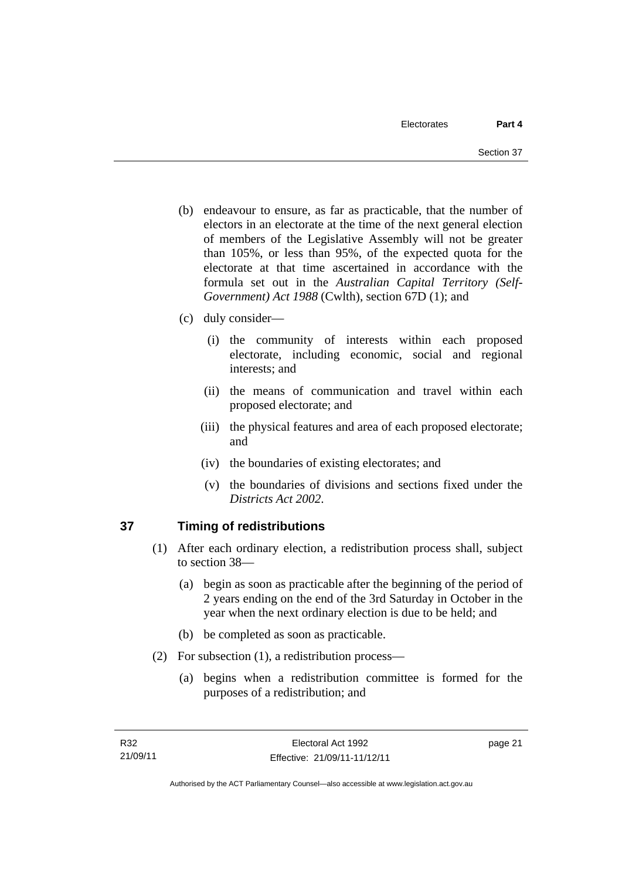(b) endeavour to ensure, as far as practicable, that the number of electors in an electorate at the time of the next general election of members of the Legislative Assembly will not be greater than 105%, or less than 95%, of the expected quota for the electorate at that time ascertained in accordance with the formula set out in the *Australian Capital Territory (Self-Government) Act 1988* (Cwlth), section 67D (1); and

(c) duly consider—

(i) the community of interests within each proposed electorate, including economic, social and regional interests; and

(ii) the means of communication and travel within each proposed electorate; and

(iii) the physical features and area of each proposed electorate; and

(iv) the boundaries of existing electorates; and

(v) the boundaries of divisions and sections fixed under the *Districts Act 2002*.

## 37 Timing of redistributions

(1) After each ordinary election, a redistribution process shall, subject to section 38—

(a) begin as soon as practicable after the beginning of the period of 2 years ending on the end of the 3rd Saturday in October in the year when the next ordinary election is due to be held; and

(b) be completed as soon as practicable.

(2) For subsection (1), a redistribution process—

(a) begins when a redistribution committee is formed for the purposes of a redistribution; and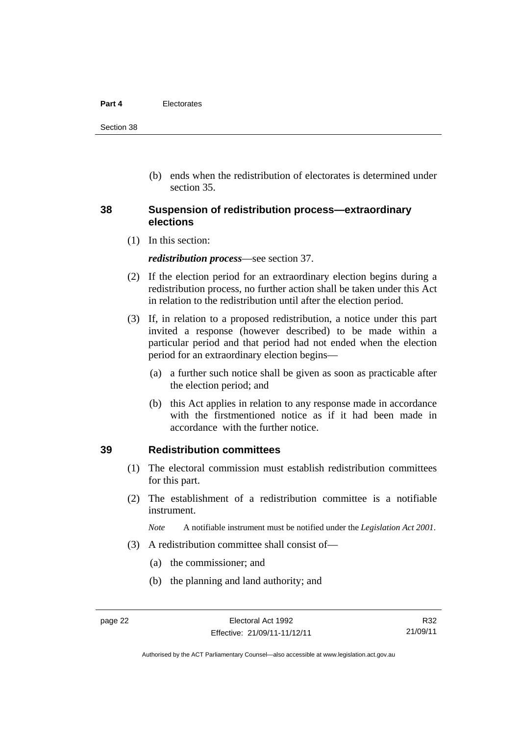(b) ends when the redistribution of electorates is determined under section 35.

## 38 Suspension of redistribution process—extraordinary elections

(1) In this section:

***redistribution process***—see section 37.

(2) If the election period for an extraordinary election begins during a redistribution process, no further action shall be taken under this Act in relation to the redistribution until after the election period.

(3) If, in relation to a proposed redistribution, a notice under this part invited a response (however described) to be made within a particular period and that period had not ended when the election period for an extraordinary election begins—

(a) a further such notice shall be given as soon as practicable after the election period; and

(b) this Act applies in relation to any response made in accordance with the firstmentioned notice as if it had been made in accordance with the further notice.

## 39 Redistribution committees

(1) The electoral commission must establish redistribution committees for this part.

(2) The establishment of a redistribution committee is a notifiable instrument.

*Note* A notifiable instrument must be notified under the *Legislation Act 2001*.

(3) A redistribution committee shall consist of—

(a) the commissioner; and

(b) the planning and land authority; and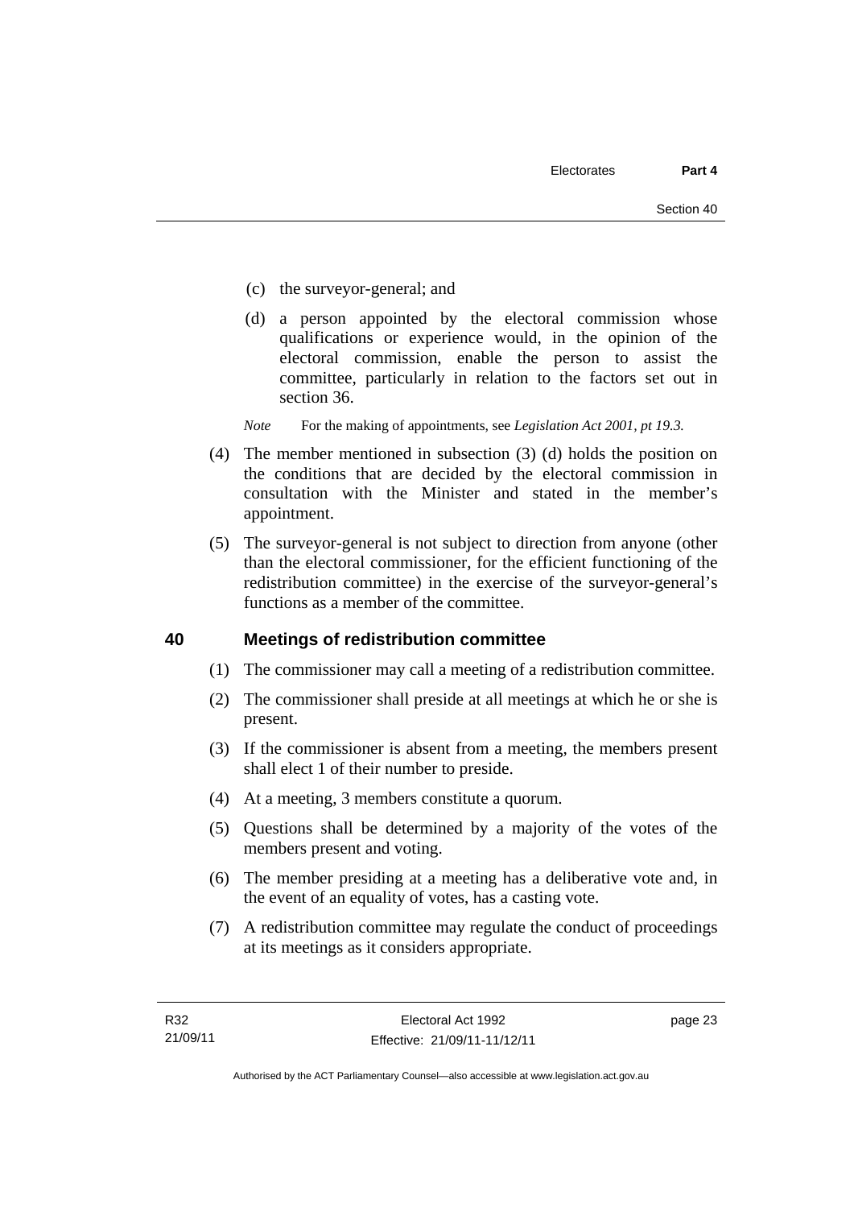(c) the surveyor-general; and

(d) a person appointed by the electoral commission whose qualifications or experience would, in the opinion of the electoral commission, enable the person to assist the committee, particularly in relation to the factors set out in section 36.

*Note* For the making of appointments, see *Legislation Act 2001, pt 19.3.*

(4) The member mentioned in subsection (3) (d) holds the position on the conditions that are decided by the electoral commission in consultation with the Minister and stated in the member's appointment.

(5) The surveyor-general is not subject to direction from anyone (other than the electoral commissioner, for the efficient functioning of the redistribution committee) in the exercise of the surveyor-general's functions as a member of the committee.

## 40 Meetings of redistribution committee

(1) The commissioner may call a meeting of a redistribution committee.

(2) The commissioner shall preside at all meetings at which he or she is present.

(3) If the commissioner is absent from a meeting, the members present shall elect 1 of their number to preside.

(4) At a meeting, 3 members constitute a quorum.

(5) Questions shall be determined by a majority of the votes of the members present and voting.

(6) The member presiding at a meeting has a deliberative vote and, in the event of an equality of votes, has a casting vote.

(7) A redistribution committee may regulate the conduct of proceedings at its meetings as it considers appropriate.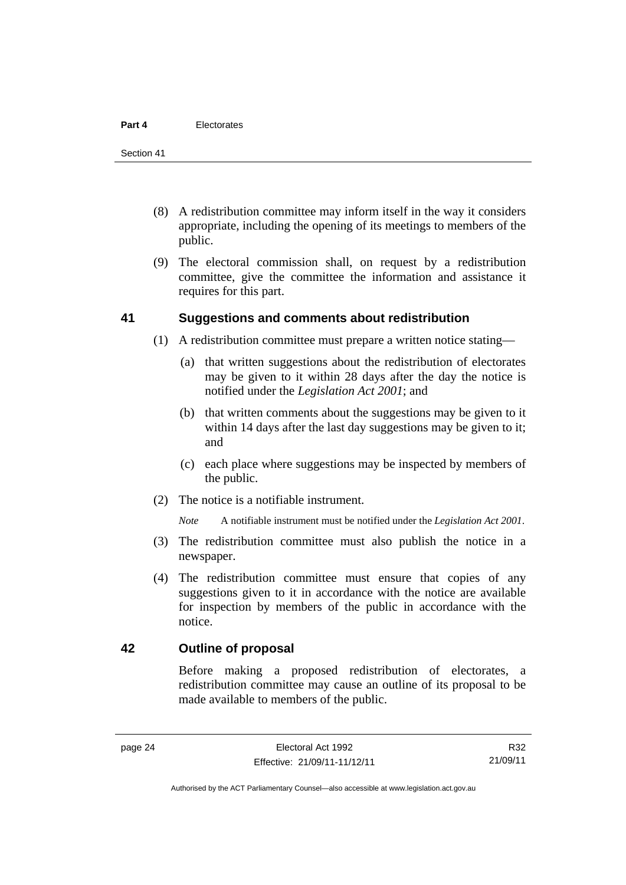(8) A redistribution committee may inform itself in the way it considers appropriate, including the opening of its meetings to members of the public.

(9) The electoral commission shall, on request by a redistribution committee, give the committee the information and assistance it requires for this part.

## 41 Suggestions and comments about redistribution

(1) A redistribution committee must prepare a written notice stating—

(a) that written suggestions about the redistribution of electorates may be given to it within 28 days after the day the notice is notified under the *Legislation Act 2001*; and

(b) that written comments about the suggestions may be given to it within 14 days after the last day suggestions may be given to it; and

(c) each place where suggestions may be inspected by members of the public.

(2) The notice is a notifiable instrument.

*Note* A notifiable instrument must be notified under the *Legislation Act 2001*.

(3) The redistribution committee must also publish the notice in a newspaper.

(4) The redistribution committee must ensure that copies of any suggestions given to it in accordance with the notice are available for inspection by members of the public in accordance with the notice.

## 42 Outline of proposal

Before making a proposed redistribution of electorates, a redistribution committee may cause an outline of its proposal to be made available to members of the public.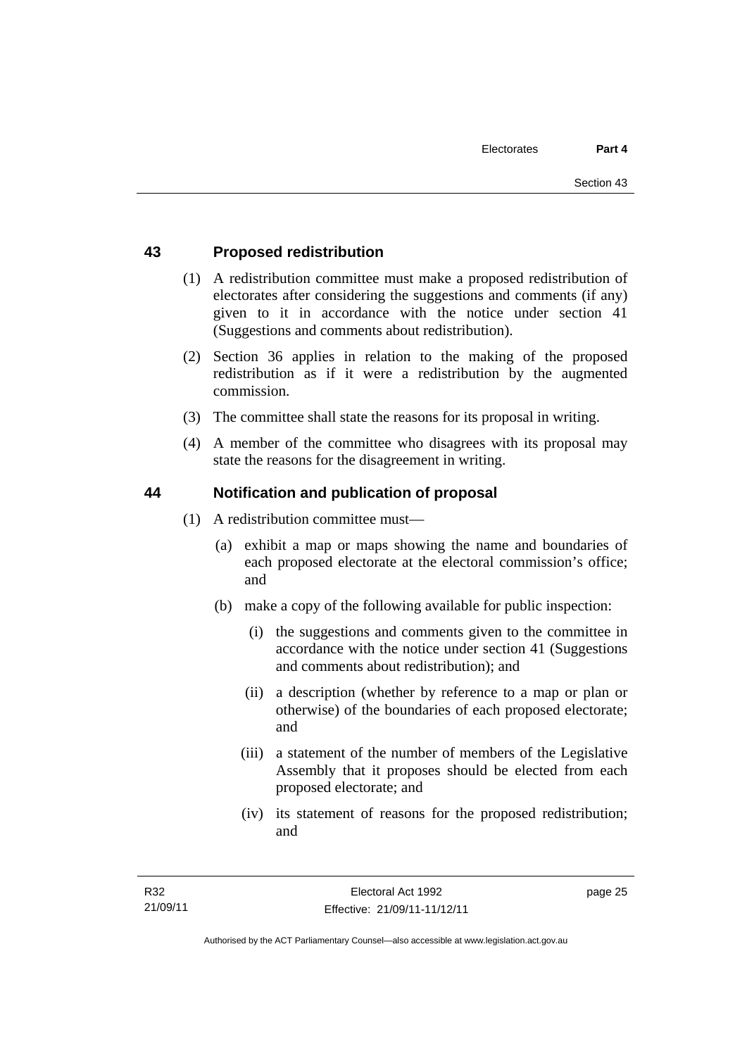## 43 Proposed redistribution

(1) A redistribution committee must make a proposed redistribution of electorates after considering the suggestions and comments (if any) given to it in accordance with the notice under section 41 (Suggestions and comments about redistribution).

(2) Section 36 applies in relation to the making of the proposed redistribution as if it were a redistribution by the augmented commission.

(3) The committee shall state the reasons for its proposal in writing.

(4) A member of the committee who disagrees with its proposal may state the reasons for the disagreement in writing.

## 44 Notification and publication of proposal

(1) A redistribution committee must—

(a) exhibit a map or maps showing the name and boundaries of each proposed electorate at the electoral commission's office; and

(b) make a copy of the following available for public inspection:

(i) the suggestions and comments given to the committee in accordance with the notice under section 41 (Suggestions and comments about redistribution); and

(ii) a description (whether by reference to a map or plan or otherwise) of the boundaries of each proposed electorate; and

(iii) a statement of the number of members of the Legislative Assembly that it proposes should be elected from each proposed electorate; and

(iv) its statement of reasons for the proposed redistribution; and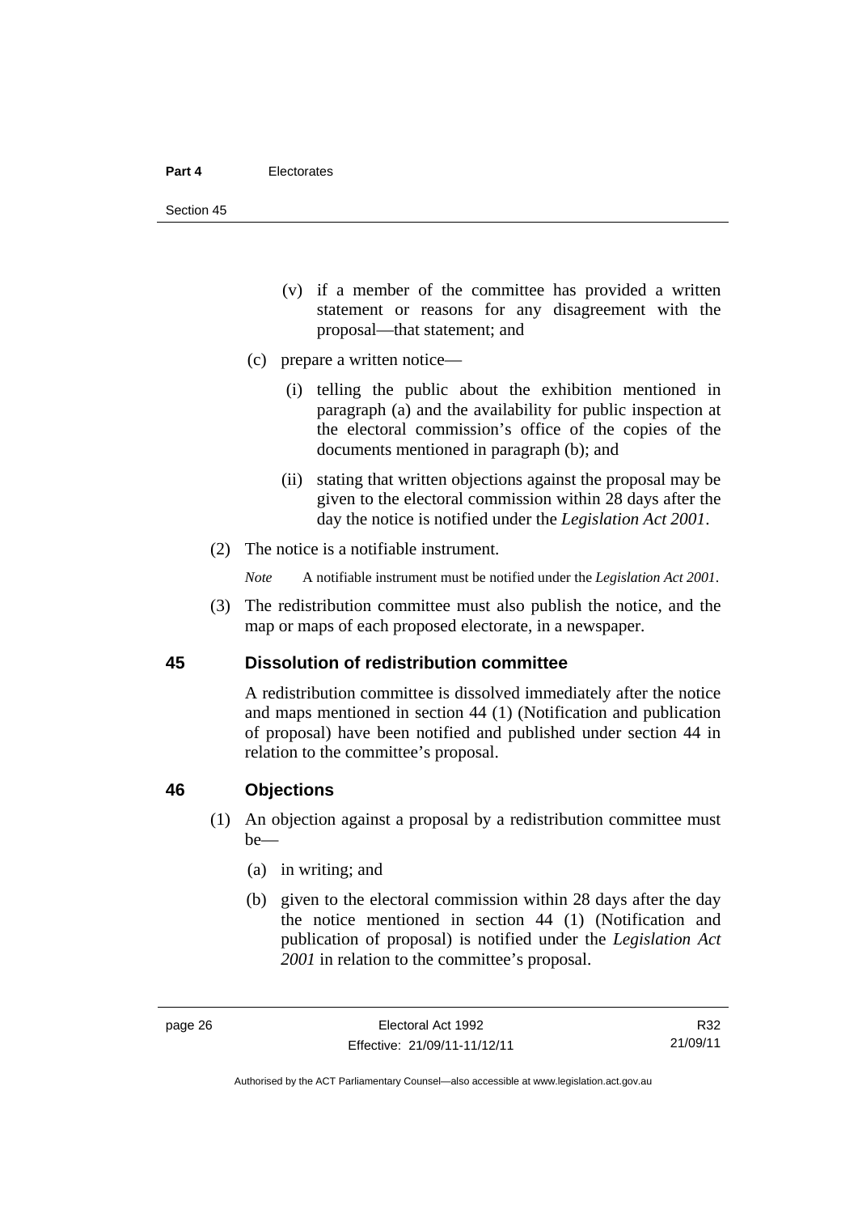(v) if a member of the committee has provided a written statement or reasons for any disagreement with the proposal—that statement; and

(c) prepare a written notice—

(i) telling the public about the exhibition mentioned in paragraph (a) and the availability for public inspection at the electoral commission's office of the copies of the documents mentioned in paragraph (b); and

(ii) stating that written objections against the proposal may be given to the electoral commission within 28 days after the day the notice is notified under the *Legislation Act 2001*.

(2) The notice is a notifiable instrument.

*Note* A notifiable instrument must be notified under the *Legislation Act 2001*.

(3) The redistribution committee must also publish the notice, and the map or maps of each proposed electorate, in a newspaper.

## 45 Dissolution of redistribution committee

A redistribution committee is dissolved immediately after the notice and maps mentioned in section 44 (1) (Notification and publication of proposal) have been notified and published under section 44 in relation to the committee's proposal.

## 46 Objections

(1) An objection against a proposal by a redistribution committee must be—

(a) in writing; and

(b) given to the electoral commission within 28 days after the day the notice mentioned in section 44 (1) (Notification and publication of proposal) is notified under the *Legislation Act 2001* in relation to the committee's proposal.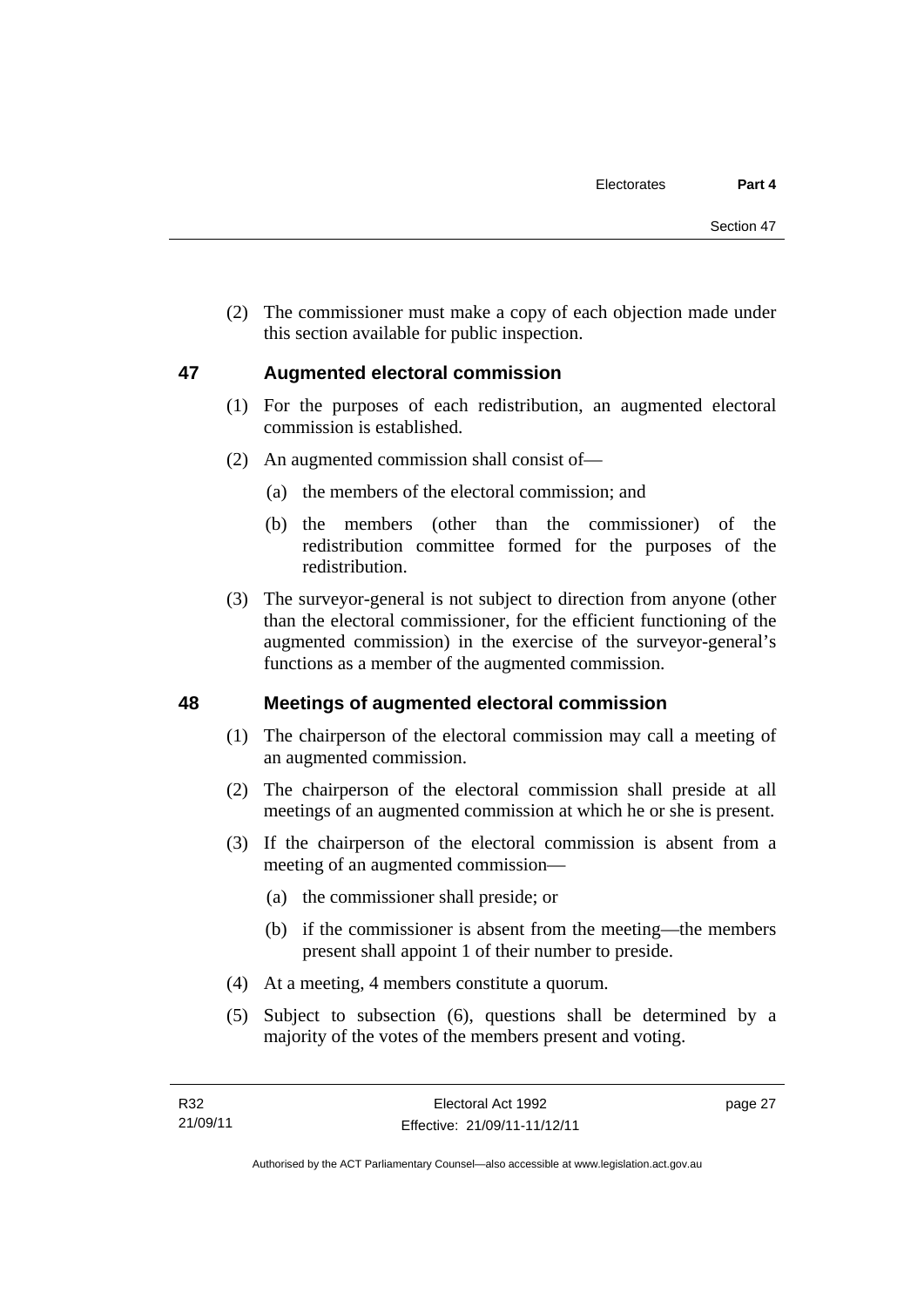(2) The commissioner must make a copy of each objection made under this section available for public inspection.

## 47 Augmented electoral commission

(1) For the purposes of each redistribution, an augmented electoral commission is established.

(2) An augmented commission shall consist of—

(a) the members of the electoral commission; and

(b) the members (other than the commissioner) of the redistribution committee formed for the purposes of the redistribution.

(3) The surveyor-general is not subject to direction from anyone (other than the electoral commissioner, for the efficient functioning of the augmented commission) in the exercise of the surveyor-general's functions as a member of the augmented commission.

## 48 Meetings of augmented electoral commission

(1) The chairperson of the electoral commission may call a meeting of an augmented commission.

(2) The chairperson of the electoral commission shall preside at all meetings of an augmented commission at which he or she is present.

(3) If the chairperson of the electoral commission is absent from a meeting of an augmented commission—

(a) the commissioner shall preside; or

(b) if the commissioner is absent from the meeting—the members present shall appoint 1 of their number to preside.

(4) At a meeting, 4 members constitute a quorum.

(5) Subject to subsection (6), questions shall be determined by a majority of the votes of the members present and voting.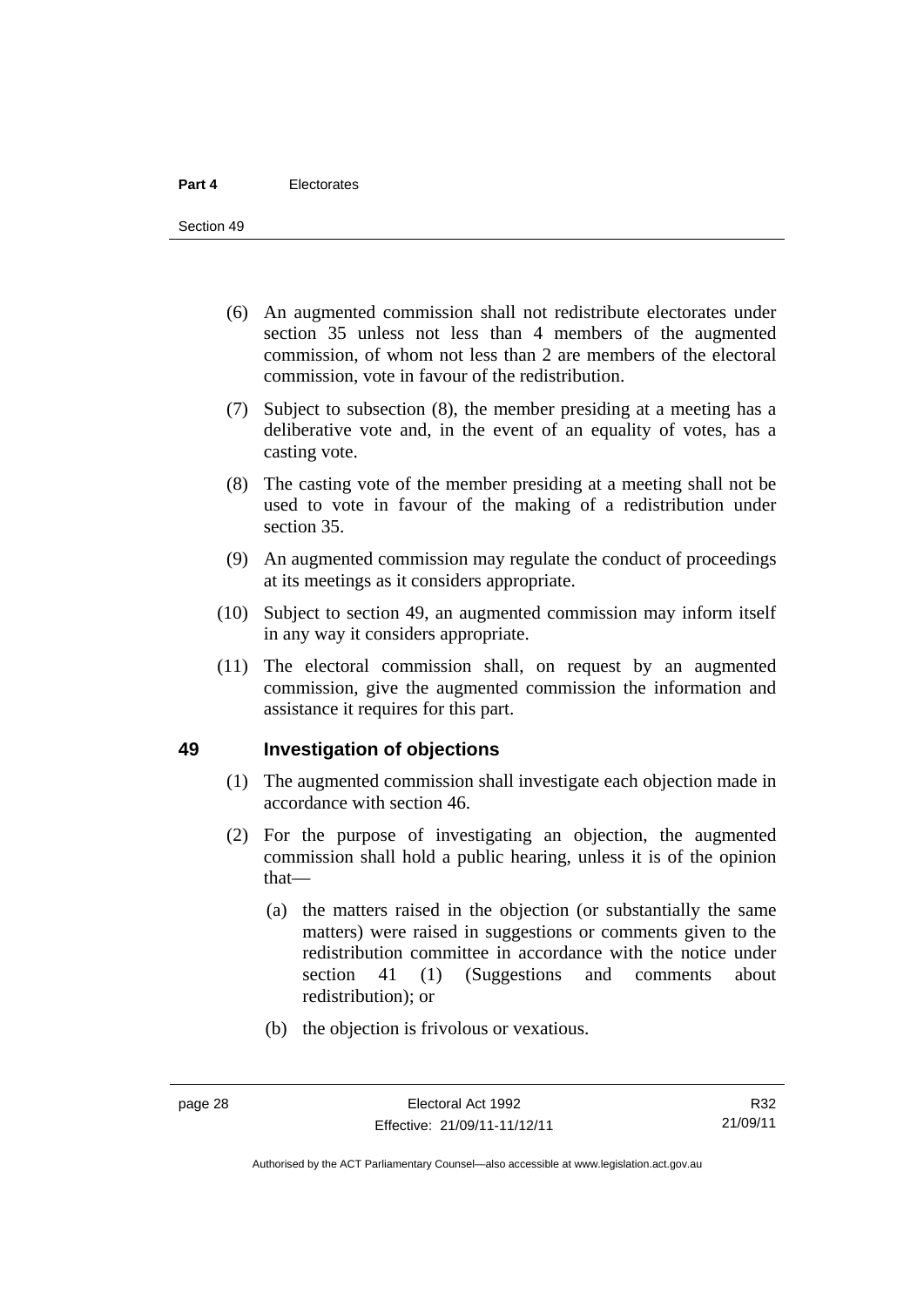(6) An augmented commission shall not redistribute electorates under section 35 unless not less than 4 members of the augmented commission, of whom not less than 2 are members of the electoral commission, vote in favour of the redistribution.

(7) Subject to subsection (8), the member presiding at a meeting has a deliberative vote and, in the event of an equality of votes, has a casting vote.

(8) The casting vote of the member presiding at a meeting shall not be used to vote in favour of the making of a redistribution under section 35.

(9) An augmented commission may regulate the conduct of proceedings at its meetings as it considers appropriate.

(10) Subject to section 49, an augmented commission may inform itself in any way it considers appropriate.

(11) The electoral commission shall, on request by an augmented commission, give the augmented commission the information and assistance it requires for this part.

## 49 Investigation of objections

(1) The augmented commission shall investigate each objection made in accordance with section 46.

(2) For the purpose of investigating an objection, the augmented commission shall hold a public hearing, unless it is of the opinion that—

(a) the matters raised in the objection (or substantially the same matters) were raised in suggestions or comments given to the redistribution committee in accordance with the notice under section 41 (1) (Suggestions and comments about redistribution); or

(b) the objection is frivolous or vexatious.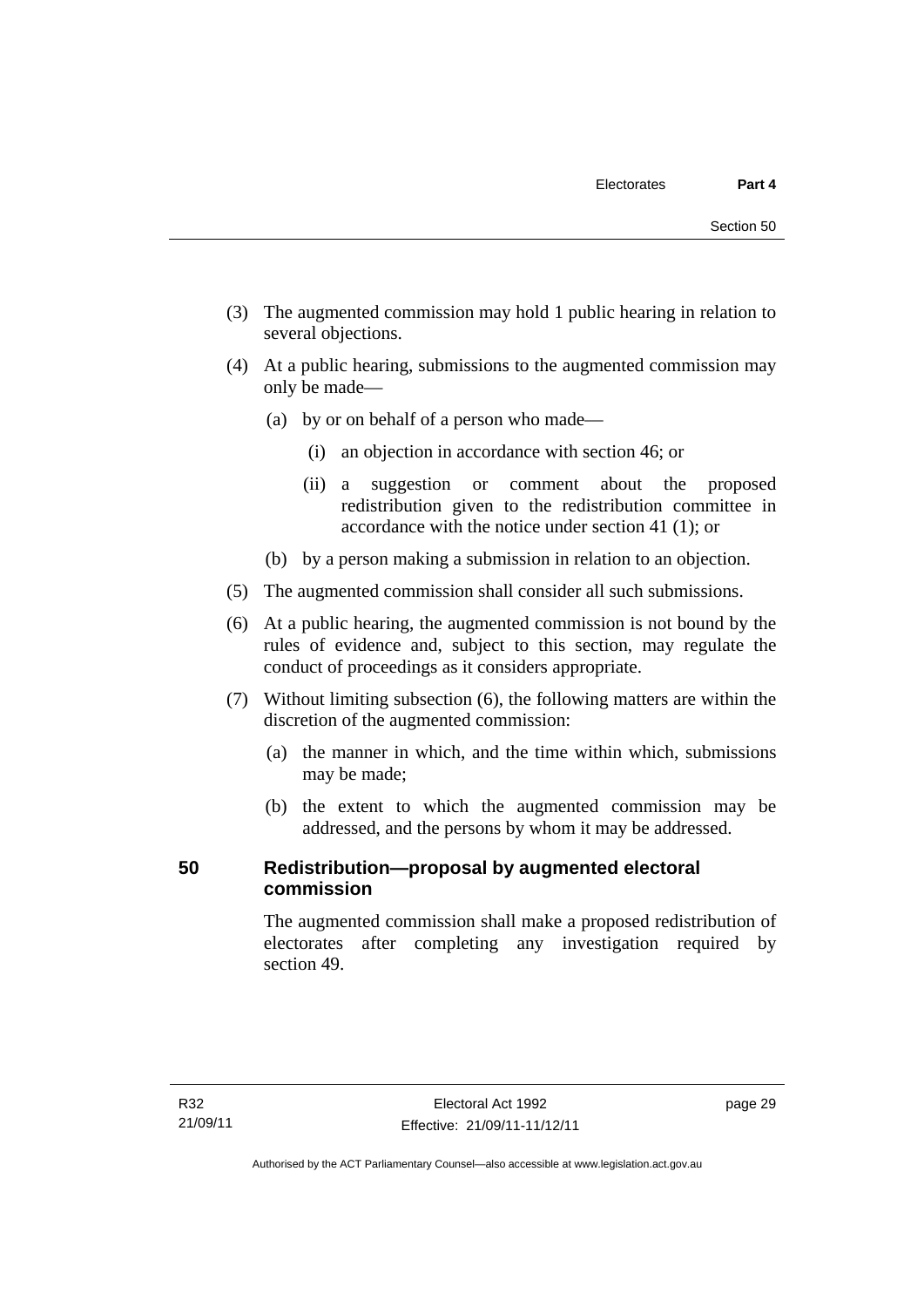(3) The augmented commission may hold 1 public hearing in relation to several objections.

(4) At a public hearing, submissions to the augmented commission may only be made—

(a) by or on behalf of a person who made—

(i) an objection in accordance with section 46; or

(ii) a suggestion or comment about the proposed redistribution given to the redistribution committee in accordance with the notice under section 41 (1); or

(b) by a person making a submission in relation to an objection.

(5) The augmented commission shall consider all such submissions.

(6) At a public hearing, the augmented commission is not bound by the rules of evidence and, subject to this section, may regulate the conduct of proceedings as it considers appropriate.

(7) Without limiting subsection (6), the following matters are within the discretion of the augmented commission:

(a) the manner in which, and the time within which, submissions may be made;

(b) the extent to which the augmented commission may be addressed, and the persons by whom it may be addressed.

## 50 Redistribution—proposal by augmented electoral commission

The augmented commission shall make a proposed redistribution of electorates after completing any investigation required by section 49.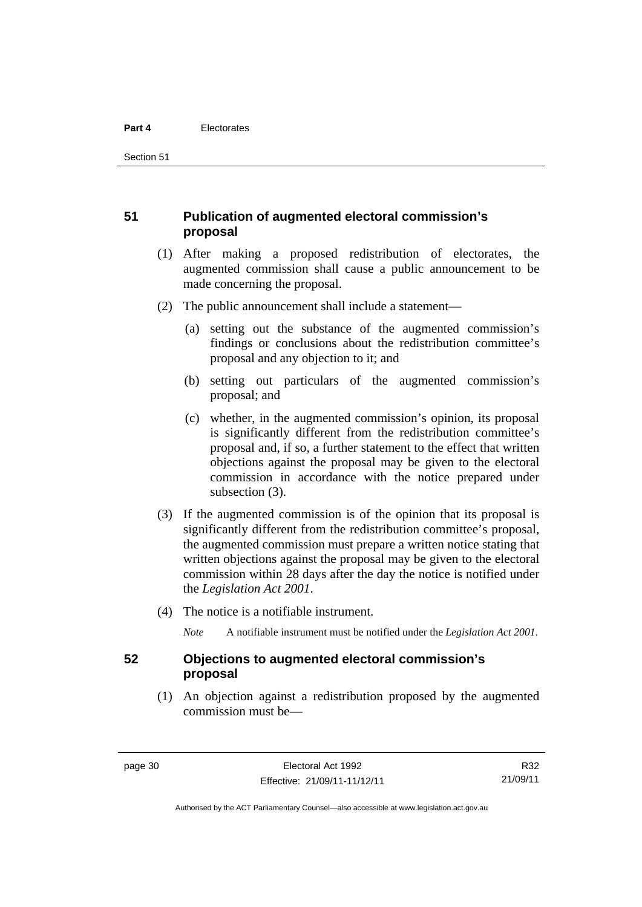## 51 Publication of augmented electoral commission's proposal

(1) After making a proposed redistribution of electorates, the augmented commission shall cause a public announcement to be made concerning the proposal.

(2) The public announcement shall include a statement—

(a) setting out the substance of the augmented commission's findings or conclusions about the redistribution committee's proposal and any objection to it; and

(b) setting out particulars of the augmented commission's proposal; and

(c) whether, in the augmented commission's opinion, its proposal is significantly different from the redistribution committee's proposal and, if so, a further statement to the effect that written objections against the proposal may be given to the electoral commission in accordance with the notice prepared under subsection (3).

(3) If the augmented commission is of the opinion that its proposal is significantly different from the redistribution committee's proposal, the augmented commission must prepare a written notice stating that written objections against the proposal may be given to the electoral commission within 28 days after the day the notice is notified under the *Legislation Act 2001*.

(4) The notice is a notifiable instrument.

*Note* A notifiable instrument must be notified under the *Legislation Act 2001*.

## 52 Objections to augmented electoral commission's proposal

(1) An objection against a redistribution proposed by the augmented commission must be—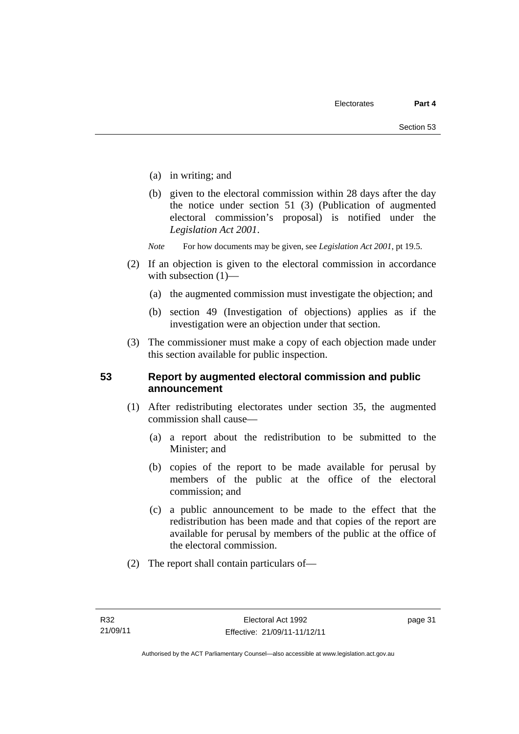(a) in writing; and

(b) given to the electoral commission within 28 days after the day the notice under section 51 (3) (Publication of augmented electoral commission's proposal) is notified under the *Legislation Act 2001*.

*Note* For how documents may be given, see *Legislation Act 2001*, pt 19.5.

(2) If an objection is given to the electoral commission in accordance with subsection (1)—

(a) the augmented commission must investigate the objection; and

(b) section 49 (Investigation of objections) applies as if the investigation were an objection under that section.

(3) The commissioner must make a copy of each objection made under this section available for public inspection.

### 53 Report by augmented electoral commission and public announcement

(1) After redistributing electorates under section 35, the augmented commission shall cause—

(a) a report about the redistribution to be submitted to the Minister; and

(b) copies of the report to be made available for perusal by members of the public at the office of the electoral commission; and

(c) a public announcement to be made to the effect that the redistribution has been made and that copies of the report are available for perusal by members of the public at the office of the electoral commission.

(2) The report shall contain particulars of—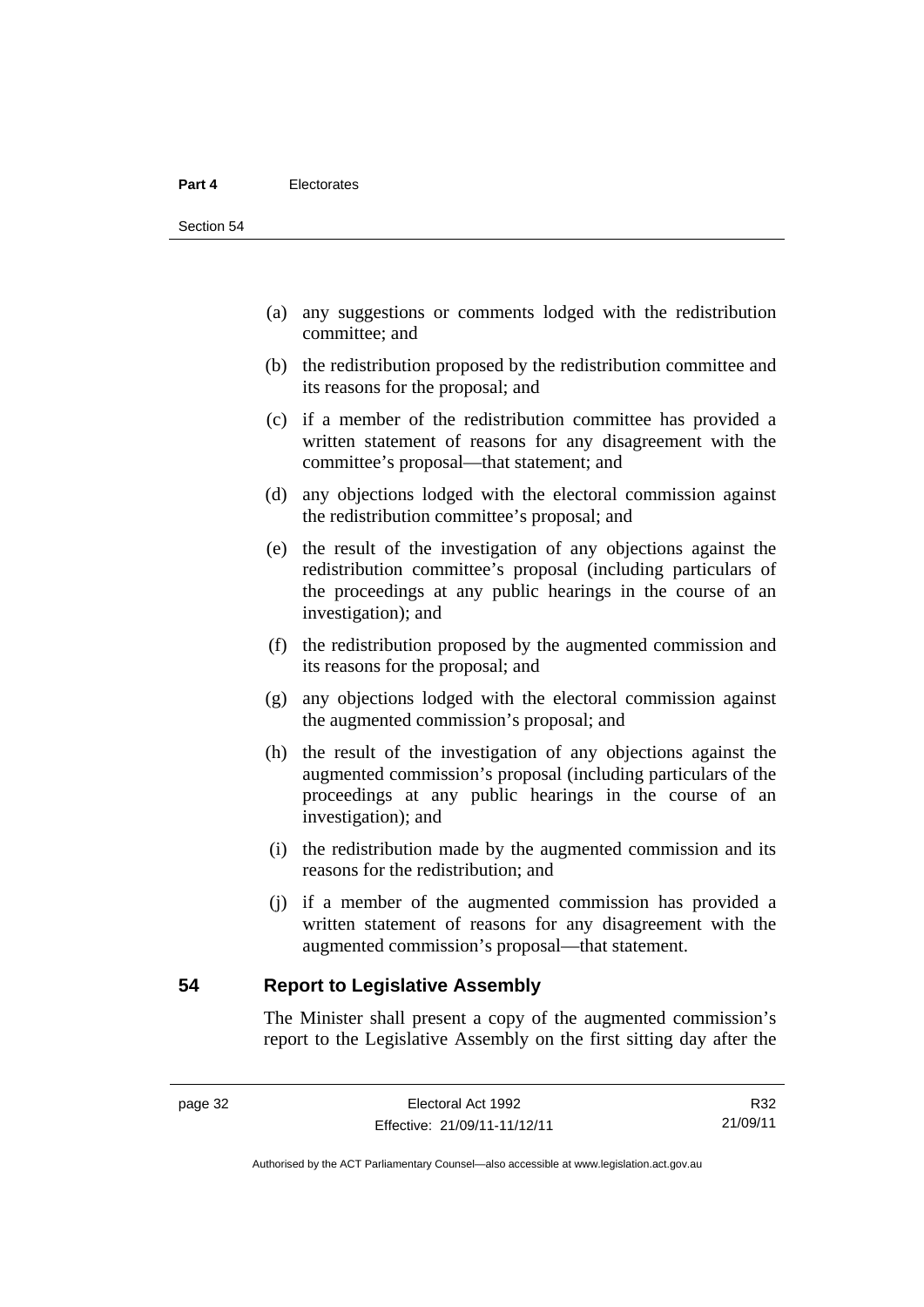(a) any suggestions or comments lodged with the redistribution committee; and

(b) the redistribution proposed by the redistribution committee and its reasons for the proposal; and

(c) if a member of the redistribution committee has provided a written statement of reasons for any disagreement with the committee's proposal—that statement; and

(d) any objections lodged with the electoral commission against the redistribution committee's proposal; and

(e) the result of the investigation of any objections against the redistribution committee's proposal (including particulars of the proceedings at any public hearings in the course of an investigation); and

(f) the redistribution proposed by the augmented commission and its reasons for the proposal; and

(g) any objections lodged with the electoral commission against the augmented commission's proposal; and

(h) the result of the investigation of any objections against the augmented commission's proposal (including particulars of the proceedings at any public hearings in the course of an investigation); and

(i) the redistribution made by the augmented commission and its reasons for the redistribution; and

(j) if a member of the augmented commission has provided a written statement of reasons for any disagreement with the augmented commission's proposal—that statement.

## 54 Report to Legislative Assembly

The Minister shall present a copy of the augmented commission's report to the Legislative Assembly on the first sitting day after the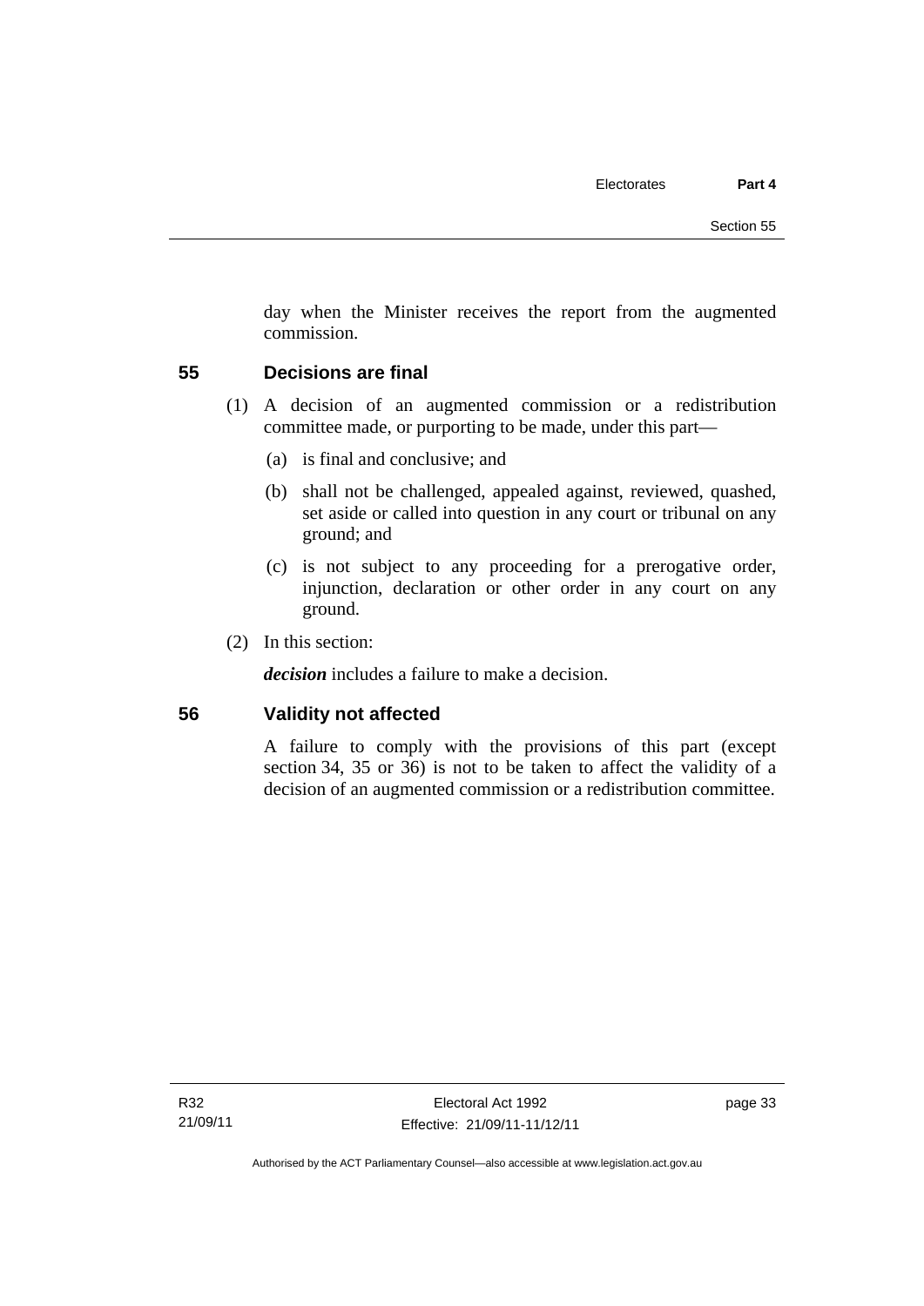day when the Minister receives the report from the augmented commission.

## 55 Decisions are final

(1) A decision of an augmented commission or a redistribution committee made, or purporting to be made, under this part—

(a) is final and conclusive; and

(b) shall not be challenged, appealed against, reviewed, quashed, set aside or called into question in any court or tribunal on any ground; and

(c) is not subject to any proceeding for a prerogative order, injunction, declaration or other order in any court on any ground.

(2) In this section:

***decision*** includes a failure to make a decision.

## 56 Validity not affected

A failure to comply with the provisions of this part (except section 34, 35 or 36) is not to be taken to affect the validity of a decision of an augmented commission or a redistribution committee.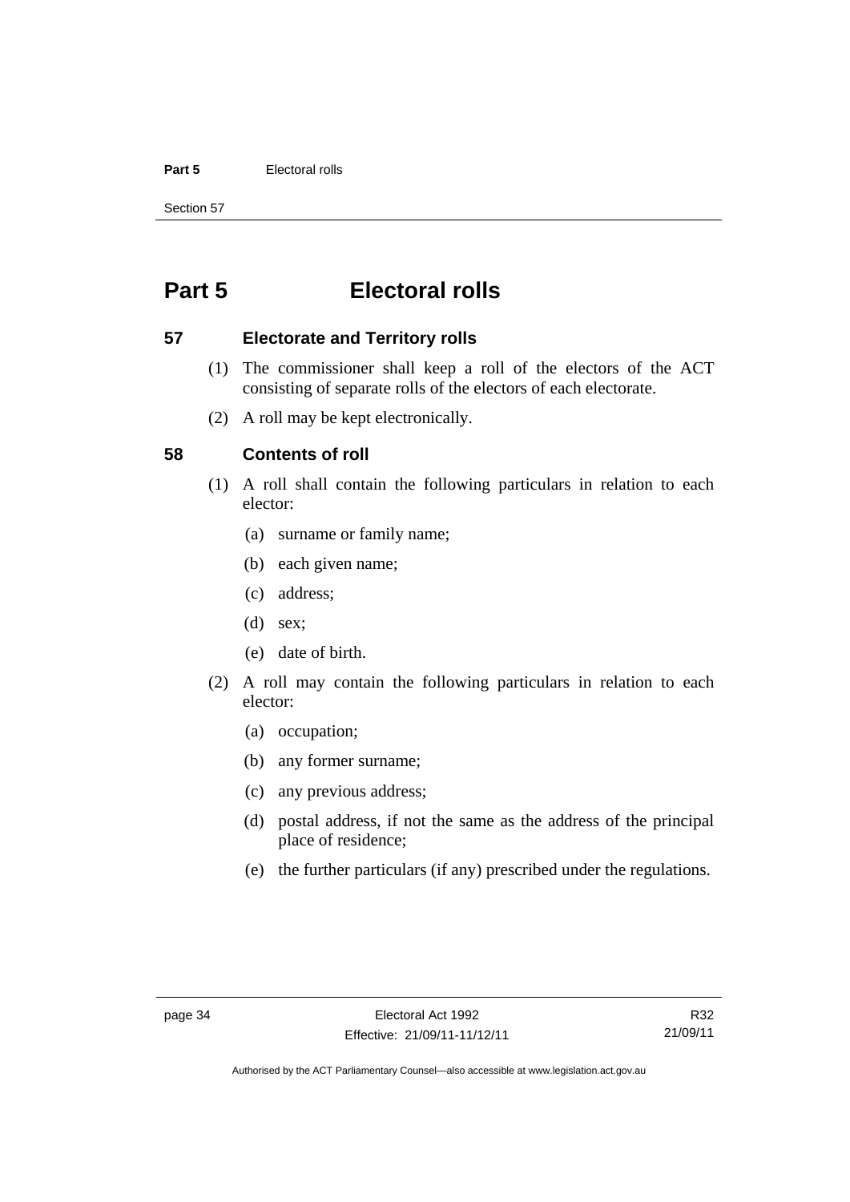# Part 5 Electoral rolls

## 57 Electorate and Territory rolls

(1) The commissioner shall keep a roll of the electors of the ACT consisting of separate rolls of the electors of each electorate.

(2) A roll may be kept electronically.

## 58 Contents of roll

(1) A roll shall contain the following particulars in relation to each elector:

(a) surname or family name;

(b) each given name;

(c) address;

(d) sex;

(e) date of birth.

(2) A roll may contain the following particulars in relation to each elector:

(a) occupation;

(b) any former surname;

(c) any previous address;

(d) postal address, if not the same as the address of the principal place of residence;

(e) the further particulars (if any) prescribed under the regulations.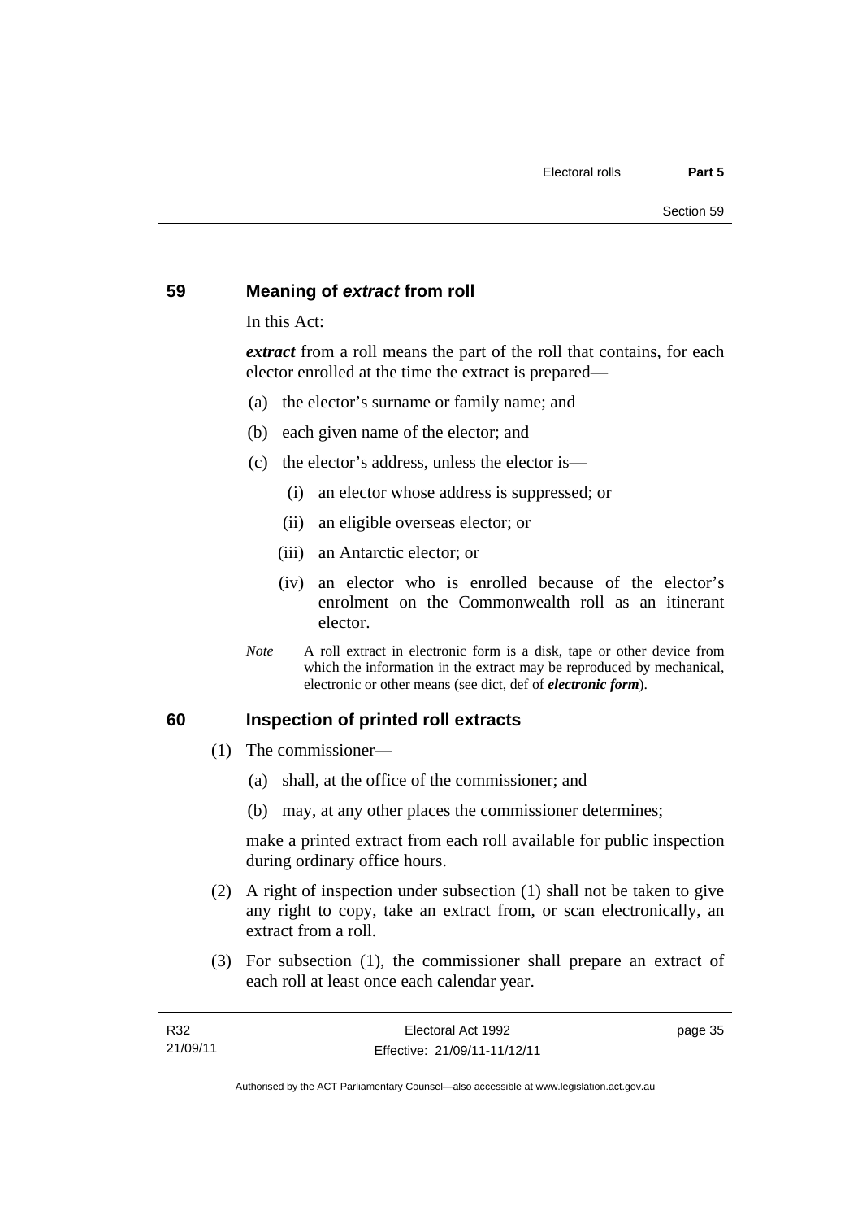## 59 Meaning of *extract* from roll

In this Act:

***extract*** from a roll means the part of the roll that contains, for each elector enrolled at the time the extract is prepared—

(a) the elector's surname or family name; and

(b) each given name of the elector; and

(c) the elector's address, unless the elector is—

(i) an elector whose address is suppressed; or

(ii) an eligible overseas elector; or

(iii) an Antarctic elector; or

(iv) an elector who is enrolled because of the elector's enrolment on the Commonwealth roll as an itinerant elector.

*Note* A roll extract in electronic form is a disk, tape or other device from which the information in the extract may be reproduced by mechanical, electronic or other means (see dict, def of ***electronic form***).

## 60 Inspection of printed roll extracts

(1) The commissioner—

(a) shall, at the office of the commissioner; and

(b) may, at any other places the commissioner determines;

make a printed extract from each roll available for public inspection during ordinary office hours.

(2) A right of inspection under subsection (1) shall not be taken to give any right to copy, take an extract from, or scan electronically, an extract from a roll.

(3) For subsection (1), the commissioner shall prepare an extract of each roll at least once each calendar year.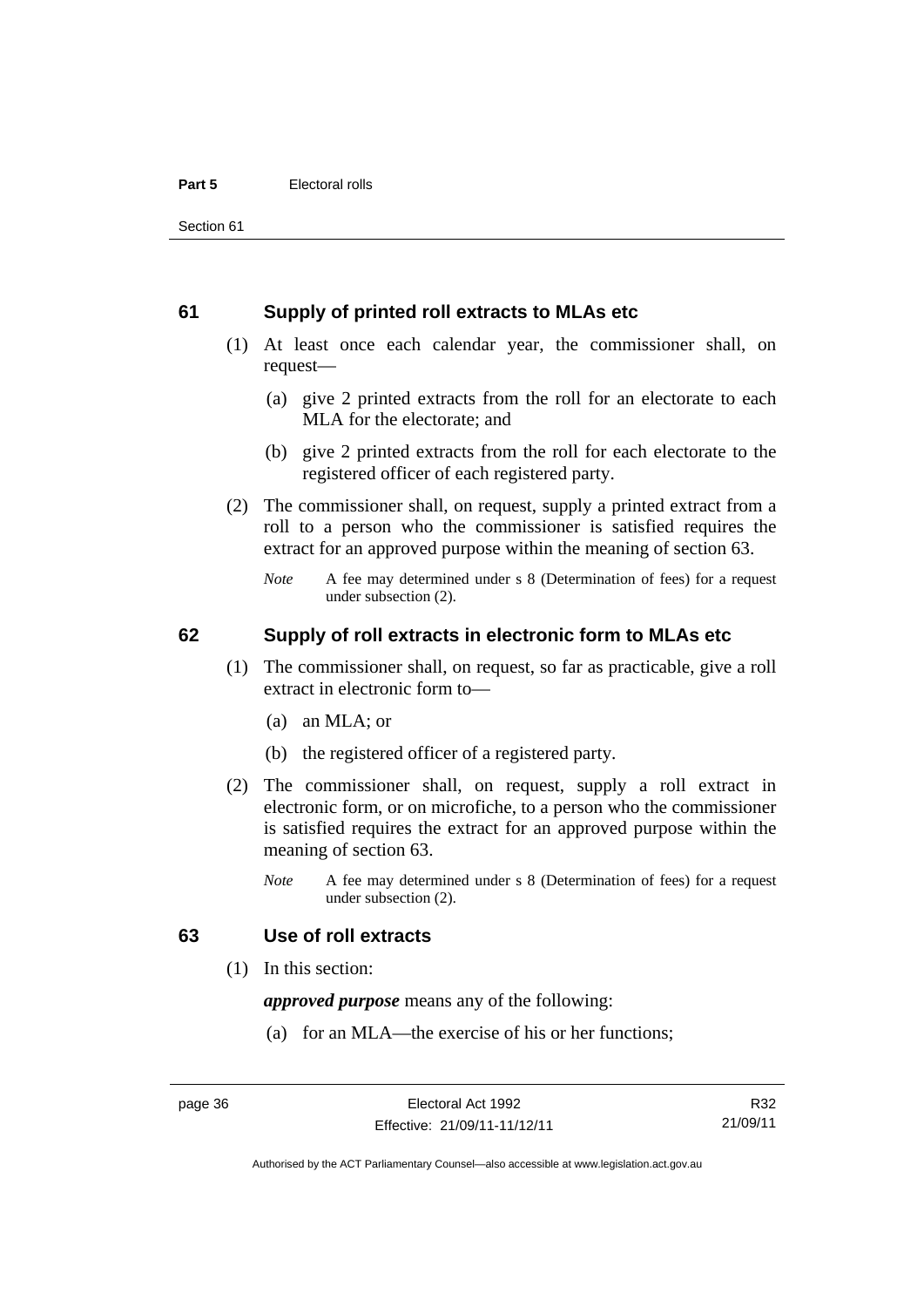## 61 Supply of printed roll extracts to MLAs etc

(1) At least once each calendar year, the commissioner shall, on request—

(a) give 2 printed extracts from the roll for an electorate to each MLA for the electorate; and

(b) give 2 printed extracts from the roll for each electorate to the registered officer of each registered party.

(2) The commissioner shall, on request, supply a printed extract from a roll to a person who the commissioner is satisfied requires the extract for an approved purpose within the meaning of section 63.

*Note* A fee may determined under s 8 (Determination of fees) for a request under subsection (2).

## 62 Supply of roll extracts in electronic form to MLAs etc

(1) The commissioner shall, on request, so far as practicable, give a roll extract in electronic form to—

(a) an MLA; or

(b) the registered officer of a registered party.

(2) The commissioner shall, on request, supply a roll extract in electronic form, or on microfiche, to a person who the commissioner is satisfied requires the extract for an approved purpose within the meaning of section 63.

*Note* A fee may determined under s 8 (Determination of fees) for a request under subsection (2).

## 63 Use of roll extracts

(1) In this section:

***approved purpose*** means any of the following:

(a) for an MLA—the exercise of his or her functions;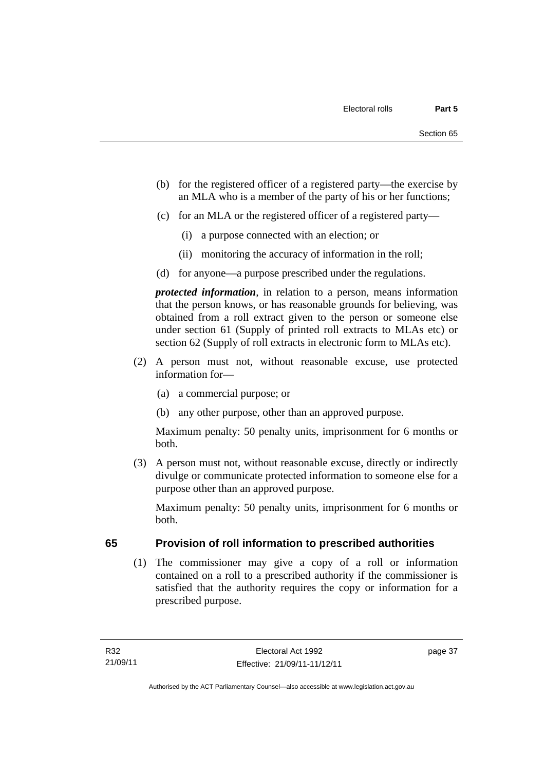(b) for the registered officer of a registered party—the exercise by an MLA who is a member of the party of his or her functions;

(c) for an MLA or the registered officer of a registered party—

(i) a purpose connected with an election; or

(ii) monitoring the accuracy of information in the roll;

(d) for anyone—a purpose prescribed under the regulations.

***protected information***, in relation to a person, means information that the person knows, or has reasonable grounds for believing, was obtained from a roll extract given to the person or someone else under section 61 (Supply of printed roll extracts to MLAs etc) or section 62 (Supply of roll extracts in electronic form to MLAs etc).

(2) A person must not, without reasonable excuse, use protected information for—

(a) a commercial purpose; or

(b) any other purpose, other than an approved purpose.

Maximum penalty: 50 penalty units, imprisonment for 6 months or both.

(3) A person must not, without reasonable excuse, directly or indirectly divulge or communicate protected information to someone else for a purpose other than an approved purpose.

Maximum penalty: 50 penalty units, imprisonment for 6 months or both.

## 65 Provision of roll information to prescribed authorities

(1) The commissioner may give a copy of a roll or information contained on a roll to a prescribed authority if the commissioner is satisfied that the authority requires the copy or information for a prescribed purpose.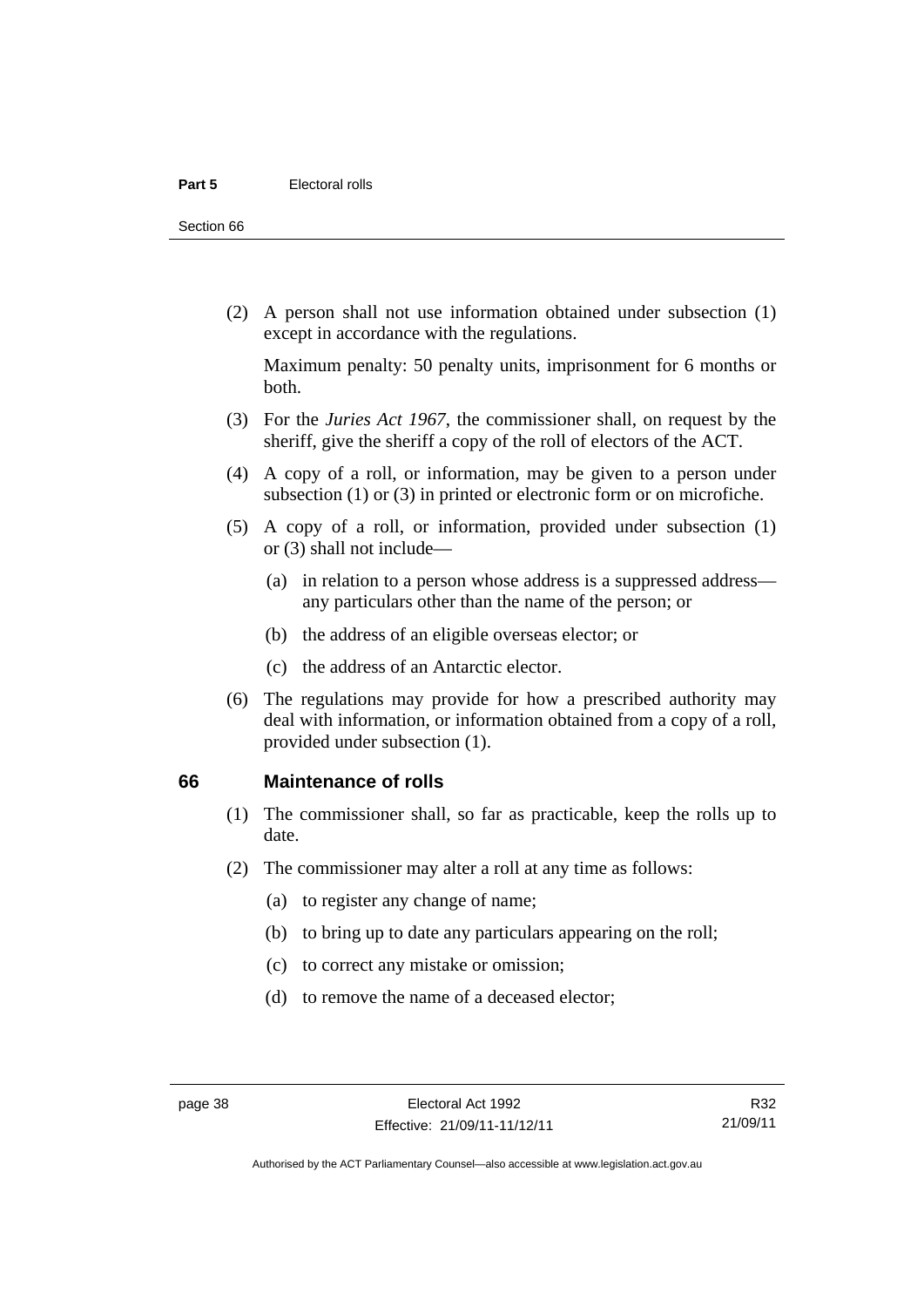(2) A person shall not use information obtained under subsection (1) except in accordance with the regulations.

Maximum penalty: 50 penalty units, imprisonment for 6 months or both.

(3) For the *Juries Act 1967*, the commissioner shall, on request by the sheriff, give the sheriff a copy of the roll of electors of the ACT.

(4) A copy of a roll, or information, may be given to a person under subsection (1) or (3) in printed or electronic form or on microfiche.

(5) A copy of a roll, or information, provided under subsection (1) or (3) shall not include—

(a) in relation to a person whose address is a suppressed address—any particulars other than the name of the person; or

(b) the address of an eligible overseas elector; or

(c) the address of an Antarctic elector.

(6) The regulations may provide for how a prescribed authority may deal with information, or information obtained from a copy of a roll, provided under subsection (1).

## 66 Maintenance of rolls

(1) The commissioner shall, so far as practicable, keep the rolls up to date.

(2) The commissioner may alter a roll at any time as follows:

(a) to register any change of name;

(b) to bring up to date any particulars appearing on the roll;

(c) to correct any mistake or omission;

(d) to remove the name of a deceased elector;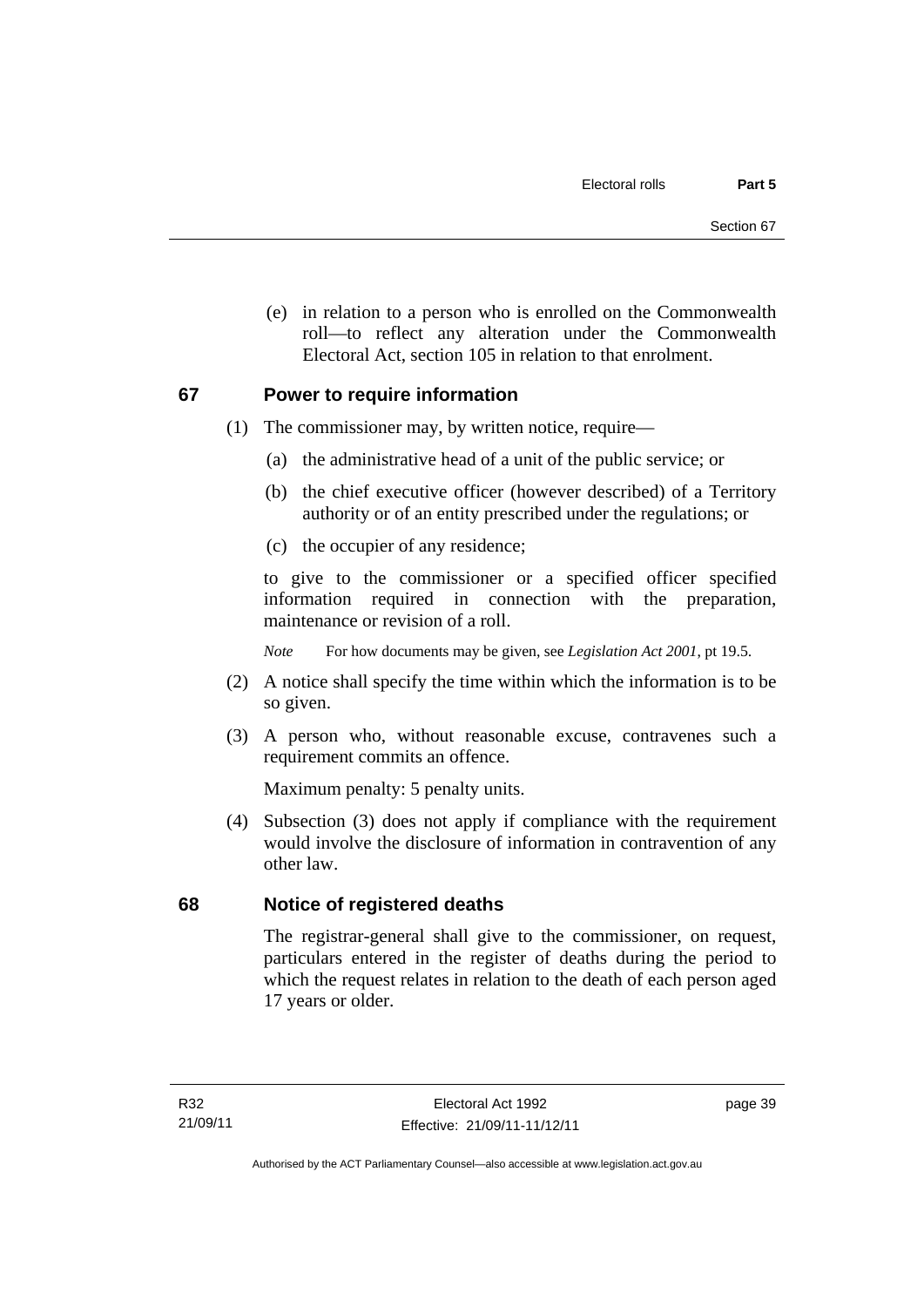(e) in relation to a person who is enrolled on the Commonwealth roll—to reflect any alteration under the Commonwealth Electoral Act, section 105 in relation to that enrolment.

## 67 Power to require information

(1) The commissioner may, by written notice, require—

(a) the administrative head of a unit of the public service; or

(b) the chief executive officer (however described) of a Territory authority or of an entity prescribed under the regulations; or

(c) the occupier of any residence;

to give to the commissioner or a specified officer specified information required in connection with the preparation, maintenance or revision of a roll.

*Note* For how documents may be given, see *Legislation Act 2001*, pt 19.5.

(2) A notice shall specify the time within which the information is to be so given.

(3) A person who, without reasonable excuse, contravenes such a requirement commits an offence.

Maximum penalty: 5 penalty units.

(4) Subsection (3) does not apply if compliance with the requirement would involve the disclosure of information in contravention of any other law.

## 68 Notice of registered deaths

The registrar-general shall give to the commissioner, on request, particulars entered in the register of deaths during the period to which the request relates in relation to the death of each person aged 17 years or older.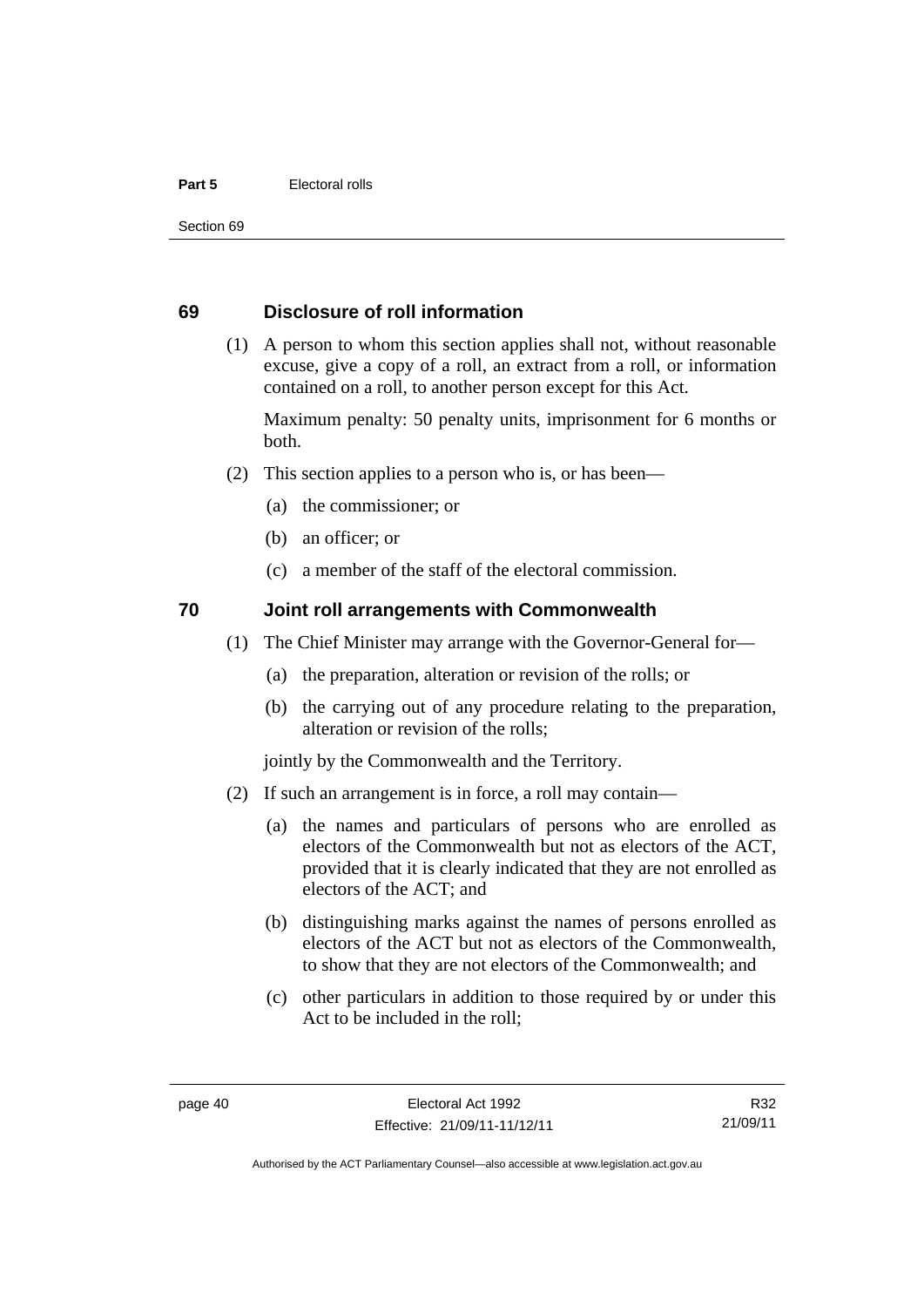## 69 Disclosure of roll information

(1) A person to whom this section applies shall not, without reasonable excuse, give a copy of a roll, an extract from a roll, or information contained on a roll, to another person except for this Act.

Maximum penalty: 50 penalty units, imprisonment for 6 months or both.

(2) This section applies to a person who is, or has been—

(a) the commissioner; or

(b) an officer; or

(c) a member of the staff of the electoral commission.

## 70 Joint roll arrangements with Commonwealth

(1) The Chief Minister may arrange with the Governor-General for—

(a) the preparation, alteration or revision of the rolls; or

(b) the carrying out of any procedure relating to the preparation, alteration or revision of the rolls;

jointly by the Commonwealth and the Territory.

(2) If such an arrangement is in force, a roll may contain—

(a) the names and particulars of persons who are enrolled as electors of the Commonwealth but not as electors of the ACT, provided that it is clearly indicated that they are not enrolled as electors of the ACT; and

(b) distinguishing marks against the names of persons enrolled as electors of the ACT but not as electors of the Commonwealth, to show that they are not electors of the Commonwealth; and

(c) other particulars in addition to those required by or under this Act to be included in the roll;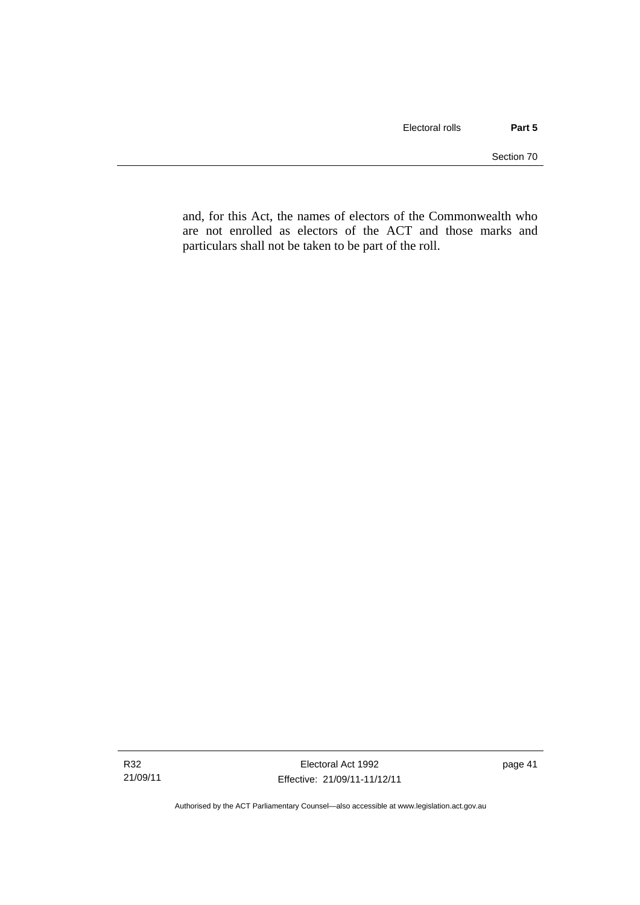and, for this Act, the names of electors of the Commonwealth who are not enrolled as electors of the ACT and those marks and particulars shall not be taken to be part of the roll.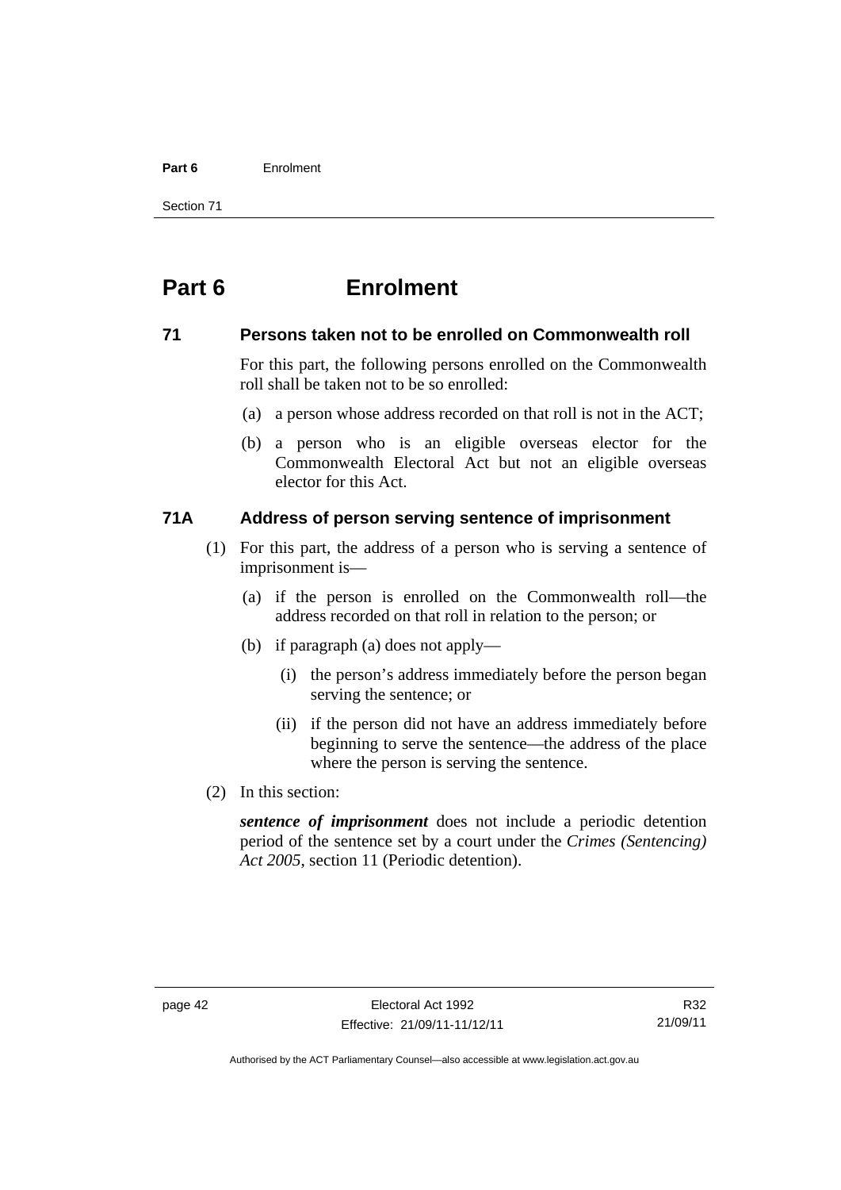# Part 6 Enrolment

### 71 Persons taken not to be enrolled on Commonwealth roll

For this part, the following persons enrolled on the Commonwealth roll shall be taken not to be so enrolled:

(a) a person whose address recorded on that roll is not in the ACT;

(b) a person who is an eligible overseas elector for the Commonwealth Electoral Act but not an eligible overseas elector for this Act.

### 71A Address of person serving sentence of imprisonment

(1) For this part, the address of a person who is serving a sentence of imprisonment is—

(a) if the person is enrolled on the Commonwealth roll—the address recorded on that roll in relation to the person; or

(b) if paragraph (a) does not apply—

(i) the person's address immediately before the person began serving the sentence; or

(ii) if the person did not have an address immediately before beginning to serve the sentence—the address of the place where the person is serving the sentence.

(2) In this section:

***sentence of imprisonment*** does not include a periodic detention period of the sentence set by a court under the *Crimes (Sentencing) Act 2005*, section 11 (Periodic detention).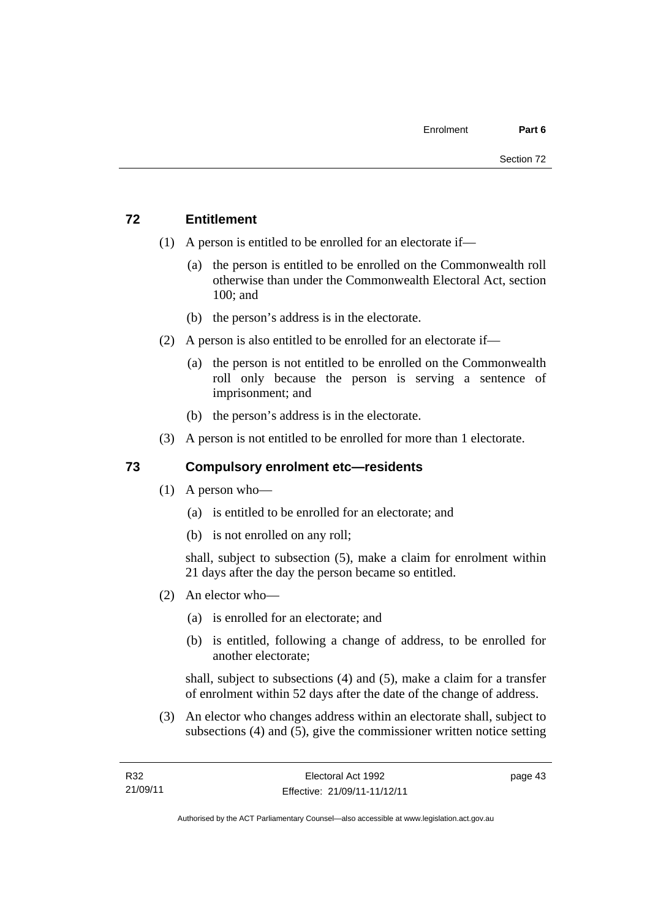## 72 Entitlement

(1) A person is entitled to be enrolled for an electorate if—

(a) the person is entitled to be enrolled on the Commonwealth roll otherwise than under the Commonwealth Electoral Act, section 100; and

(b) the person's address is in the electorate.

(2) A person is also entitled to be enrolled for an electorate if—

(a) the person is not entitled to be enrolled on the Commonwealth roll only because the person is serving a sentence of imprisonment; and

(b) the person's address is in the electorate.

(3) A person is not entitled to be enrolled for more than 1 electorate.

## 73 Compulsory enrolment etc—residents

(1) A person who—

(a) is entitled to be enrolled for an electorate; and

(b) is not enrolled on any roll;

shall, subject to subsection (5), make a claim for enrolment within 21 days after the day the person became so entitled.

(2) An elector who—

(a) is enrolled for an electorate; and

(b) is entitled, following a change of address, to be enrolled for another electorate;

shall, subject to subsections (4) and (5), make a claim for a transfer of enrolment within 52 days after the date of the change of address.

(3) An elector who changes address within an electorate shall, subject to subsections (4) and (5), give the commissioner written notice setting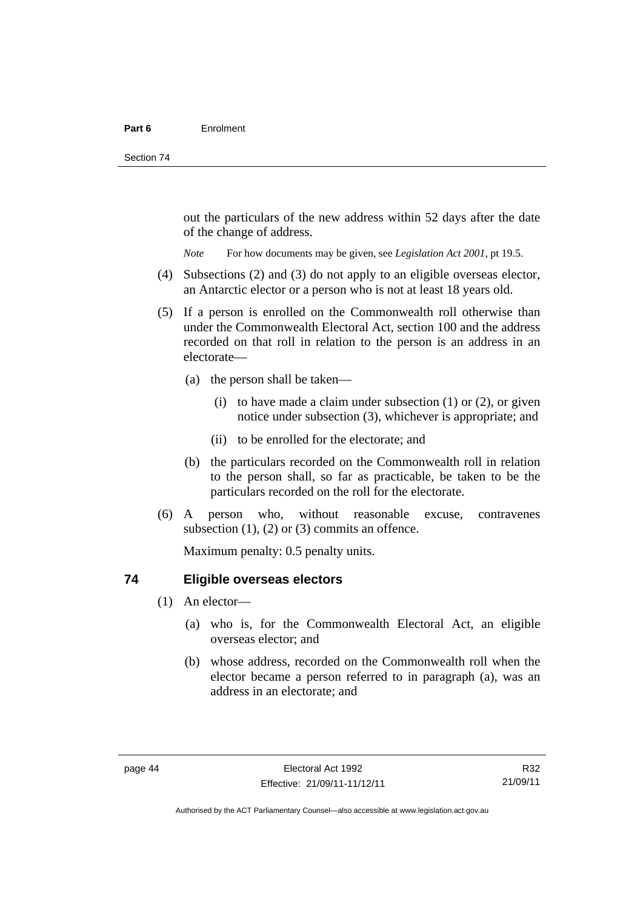out the particulars of the new address within 52 days after the date of the change of address.

*Note* For how documents may be given, see *Legislation Act 2001*, pt 19.5.

(4) Subsections (2) and (3) do not apply to an eligible overseas elector, an Antarctic elector or a person who is not at least 18 years old.

(5) If a person is enrolled on the Commonwealth roll otherwise than under the Commonwealth Electoral Act, section 100 and the address recorded on that roll in relation to the person is an address in an electorate—

(a) the person shall be taken—

(i) to have made a claim under subsection (1) or (2), or given notice under subsection (3), whichever is appropriate; and

(ii) to be enrolled for the electorate; and

(b) the particulars recorded on the Commonwealth roll in relation to the person shall, so far as practicable, be taken to be the particulars recorded on the roll for the electorate.

(6) A person who, without reasonable excuse, contravenes subsection (1), (2) or (3) commits an offence.

Maximum penalty: 0.5 penalty units.

## 74 Eligible overseas electors

(1) An elector—

(a) who is, for the Commonwealth Electoral Act, an eligible overseas elector; and

(b) whose address, recorded on the Commonwealth roll when the elector became a person referred to in paragraph (a), was an address in an electorate; and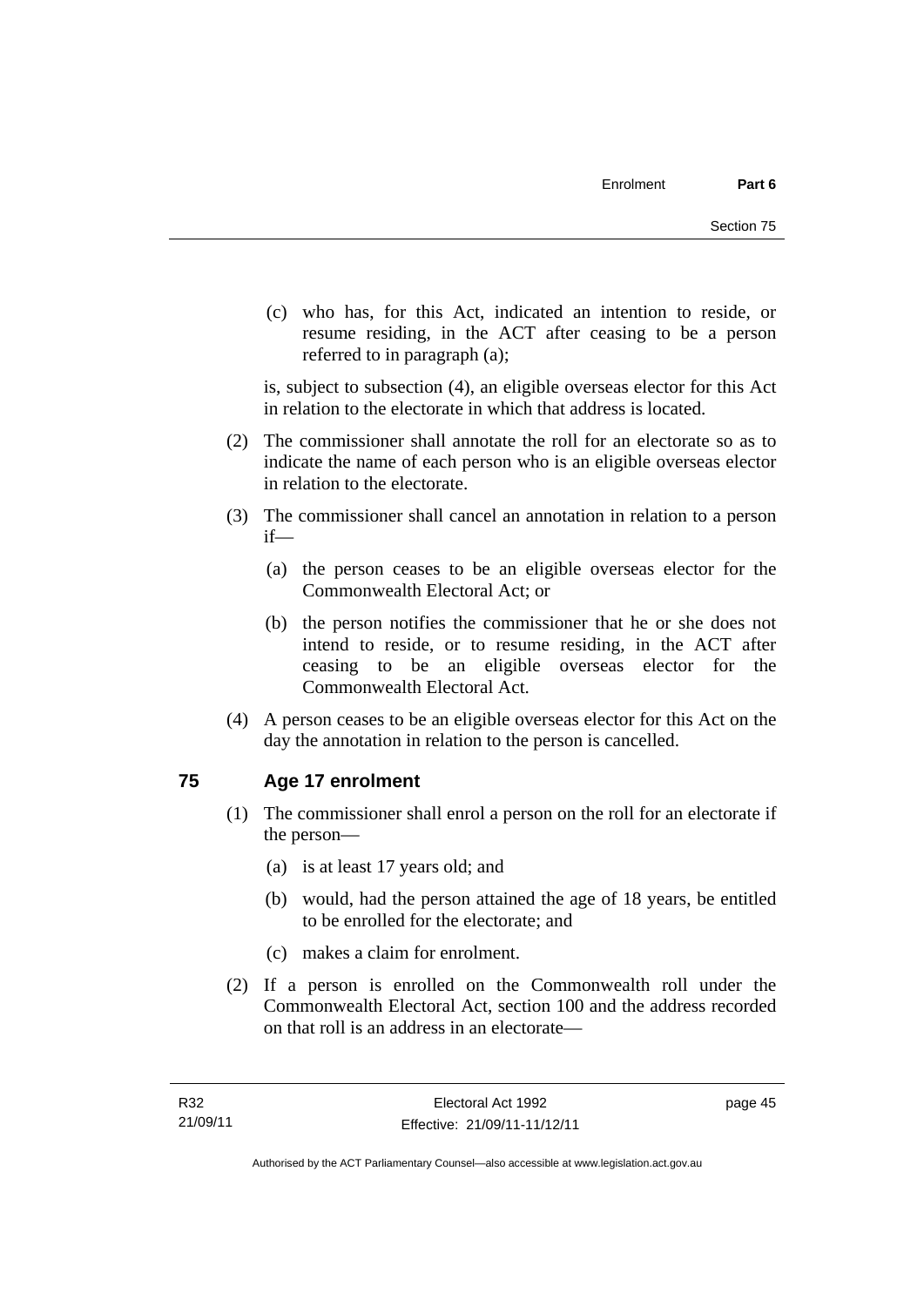(c) who has, for this Act, indicated an intention to reside, or resume residing, in the ACT after ceasing to be a person referred to in paragraph (a);

is, subject to subsection (4), an eligible overseas elector for this Act in relation to the electorate in which that address is located.

(2) The commissioner shall annotate the roll for an electorate so as to indicate the name of each person who is an eligible overseas elector in relation to the electorate.

(3) The commissioner shall cancel an annotation in relation to a person if—

(a) the person ceases to be an eligible overseas elector for the Commonwealth Electoral Act; or

(b) the person notifies the commissioner that he or she does not intend to reside, or to resume residing, in the ACT after ceasing to be an eligible overseas elector for the Commonwealth Electoral Act.

(4) A person ceases to be an eligible overseas elector for this Act on the day the annotation in relation to the person is cancelled.

## 75 Age 17 enrolment

(1) The commissioner shall enrol a person on the roll for an electorate if the person—

(a) is at least 17 years old; and

(b) would, had the person attained the age of 18 years, be entitled to be enrolled for the electorate; and

(c) makes a claim for enrolment.

(2) If a person is enrolled on the Commonwealth roll under the Commonwealth Electoral Act, section 100 and the address recorded on that roll is an address in an electorate—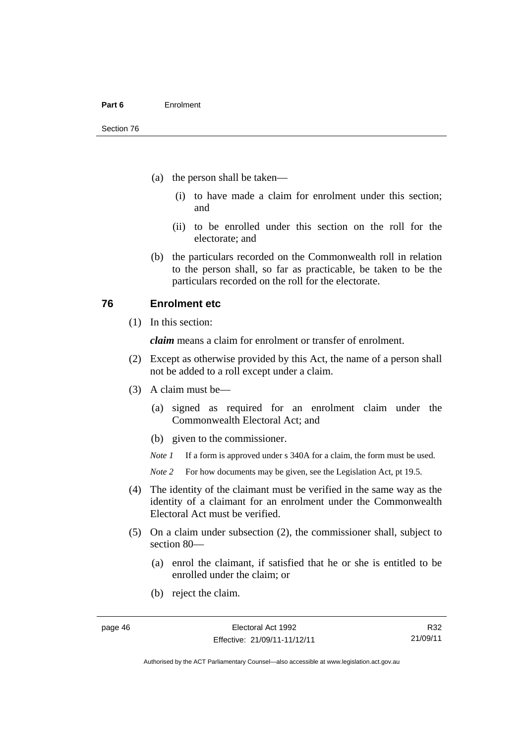(a) the person shall be taken—

  (i) to have made a claim for enrolment under this section; and

  (ii) to be enrolled under this section on the roll for the electorate; and

(b) the particulars recorded on the Commonwealth roll in relation to the person shall, so far as practicable, be taken to be the particulars recorded on the roll for the electorate.

## 76 Enrolment etc

(1) In this section:

***claim*** means a claim for enrolment or transfer of enrolment.

(2) Except as otherwise provided by this Act, the name of a person shall not be added to a roll except under a claim.

(3) A claim must be—

  (a) signed as required for an enrolment claim under the Commonwealth Electoral Act; and

  (b) given to the commissioner.

  *Note 1* If a form is approved under s 340A for a claim, the form must be used.

  *Note 2* For how documents may be given, see the Legislation Act, pt 19.5.

(4) The identity of the claimant must be verified in the same way as the identity of a claimant for an enrolment under the Commonwealth Electoral Act must be verified.

(5) On a claim under subsection (2), the commissioner shall, subject to section 80—

  (a) enrol the claimant, if satisfied that he or she is entitled to be enrolled under the claim; or

  (b) reject the claim.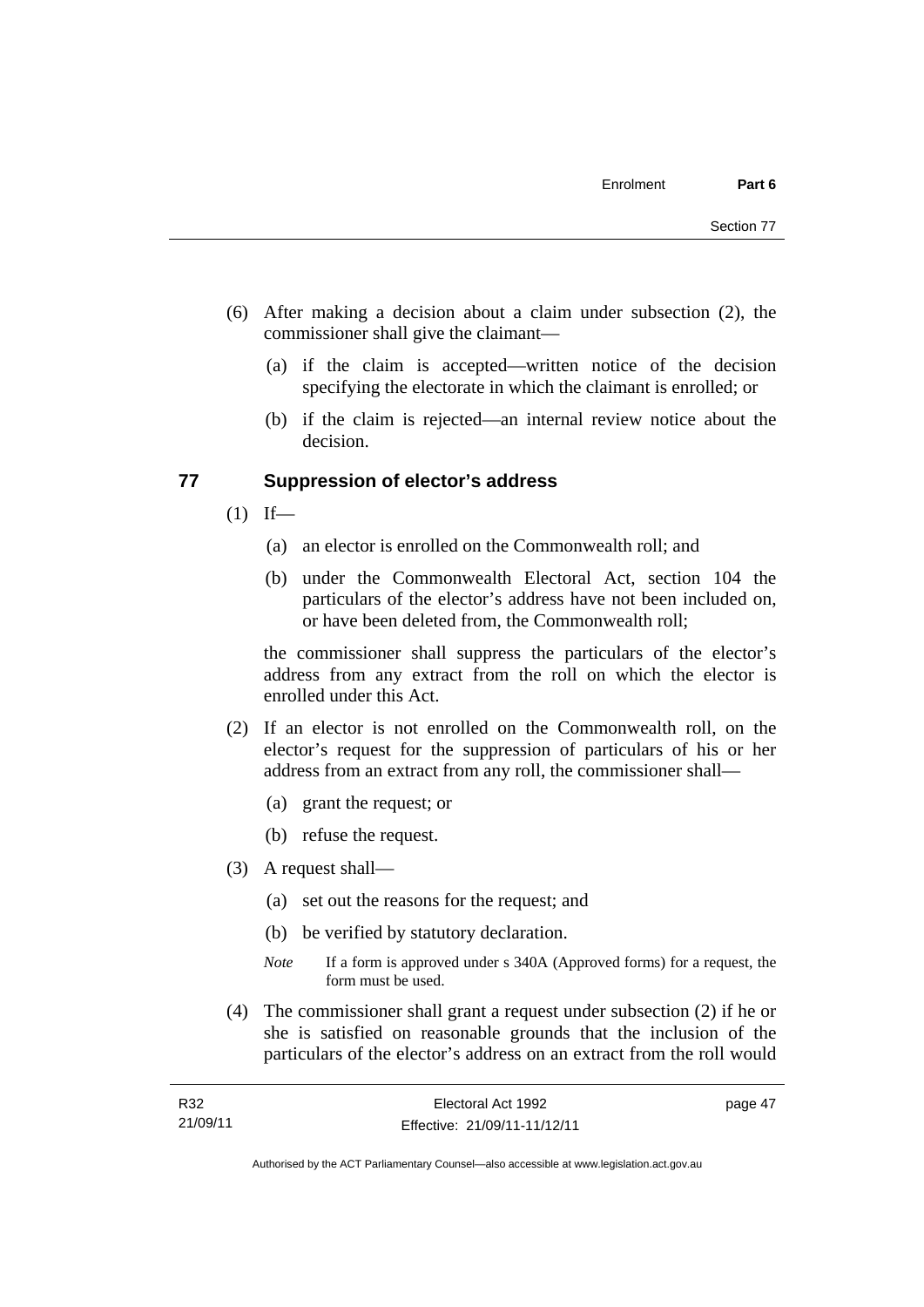(6) After making a decision about a claim under subsection (2), the commissioner shall give the claimant—

(a) if the claim is accepted—written notice of the decision specifying the electorate in which the claimant is enrolled; or

(b) if the claim is rejected—an internal review notice about the decision.

## 77 Suppression of elector's address

(1) If—

(a) an elector is enrolled on the Commonwealth roll; and

(b) under the Commonwealth Electoral Act, section 104 the particulars of the elector's address have not been included on, or have been deleted from, the Commonwealth roll;

the commissioner shall suppress the particulars of the elector's address from any extract from the roll on which the elector is enrolled under this Act.

(2) If an elector is not enrolled on the Commonwealth roll, on the elector's request for the suppression of particulars of his or her address from an extract from any roll, the commissioner shall—

(a) grant the request; or

(b) refuse the request.

(3) A request shall—

(a) set out the reasons for the request; and

(b) be verified by statutory declaration.

*Note* If a form is approved under s 340A (Approved forms) for a request, the form must be used.

(4) The commissioner shall grant a request under subsection (2) if he or she is satisfied on reasonable grounds that the inclusion of the particulars of the elector's address on an extract from the roll would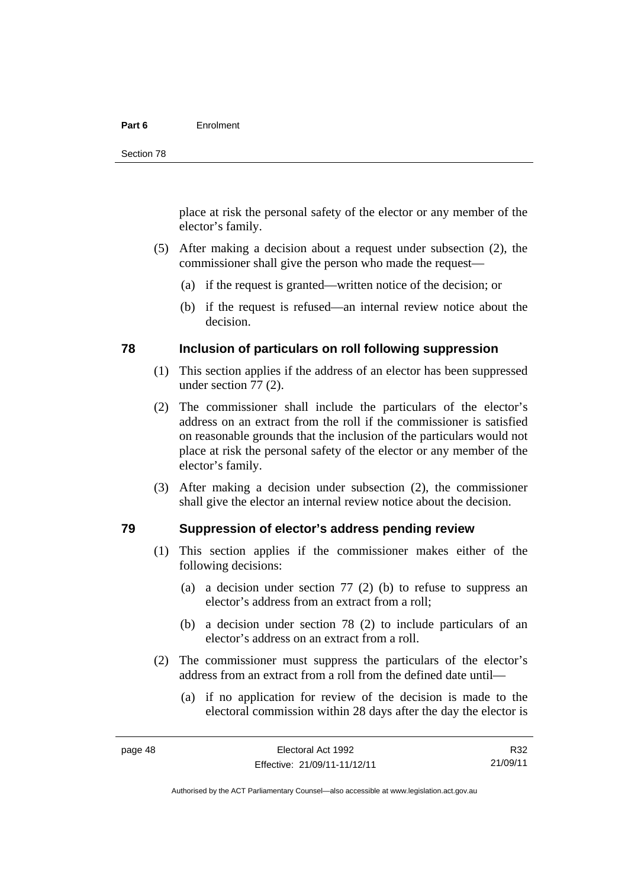place at risk the personal safety of the elector or any member of the elector's family.

(5) After making a decision about a request under subsection (2), the commissioner shall give the person who made the request—

(a) if the request is granted—written notice of the decision; or

(b) if the request is refused—an internal review notice about the decision.

### 78 Inclusion of particulars on roll following suppression

(1) This section applies if the address of an elector has been suppressed under section 77 (2).

(2) The commissioner shall include the particulars of the elector's address on an extract from the roll if the commissioner is satisfied on reasonable grounds that the inclusion of the particulars would not place at risk the personal safety of the elector or any member of the elector's family.

(3) After making a decision under subsection (2), the commissioner shall give the elector an internal review notice about the decision.

### 79 Suppression of elector's address pending review

(1) This section applies if the commissioner makes either of the following decisions:

(a) a decision under section 77 (2) (b) to refuse to suppress an elector's address from an extract from a roll;

(b) a decision under section 78 (2) to include particulars of an elector's address on an extract from a roll.

(2) The commissioner must suppress the particulars of the elector's address from an extract from a roll from the defined date until—

(a) if no application for review of the decision is made to the electoral commission within 28 days after the day the elector is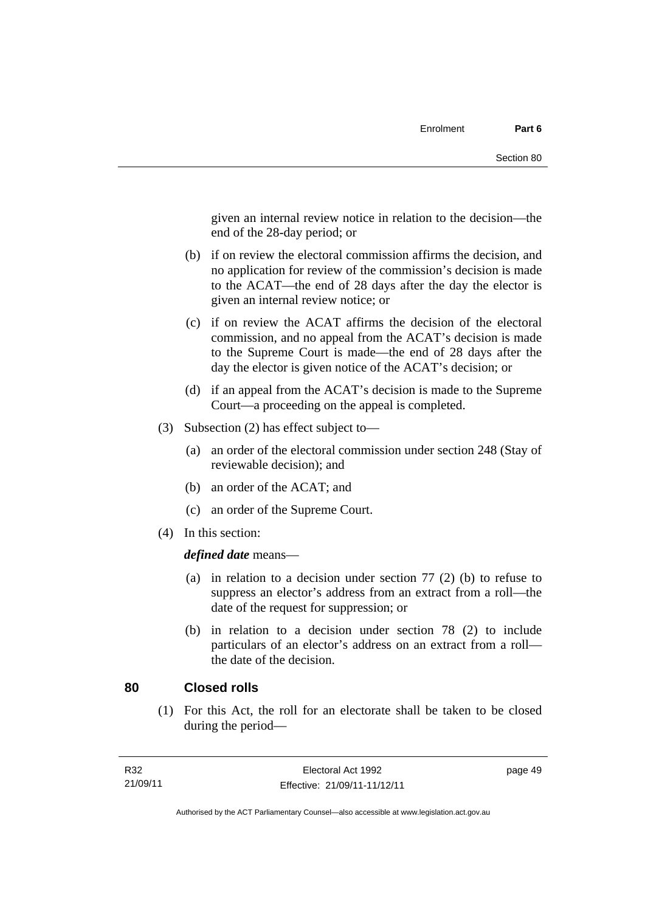given an internal review notice in relation to the decision—the end of the 28-day period; or

(b) if on review the electoral commission affirms the decision, and no application for review of the commission's decision is made to the ACAT—the end of 28 days after the day the elector is given an internal review notice; or

(c) if on review the ACAT affirms the decision of the electoral commission, and no appeal from the ACAT's decision is made to the Supreme Court is made—the end of 28 days after the day the elector is given notice of the ACAT's decision; or

(d) if an appeal from the ACAT's decision is made to the Supreme Court—a proceeding on the appeal is completed.

(3) Subsection (2) has effect subject to—

(a) an order of the electoral commission under section 248 (Stay of reviewable decision); and

(b) an order of the ACAT; and

(c) an order of the Supreme Court.

(4) In this section:

***defined date*** means—

(a) in relation to a decision under section 77 (2) (b) to refuse to suppress an elector's address from an extract from a roll—the date of the request for suppression; or

(b) in relation to a decision under section 78 (2) to include particulars of an elector's address on an extract from a roll—the date of the decision.

## 80 Closed rolls

(1) For this Act, the roll for an electorate shall be taken to be closed during the period—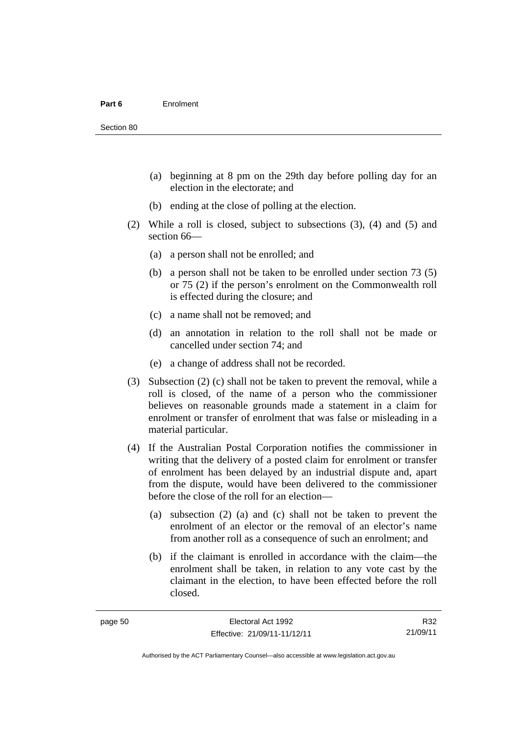(a) beginning at 8 pm on the 29th day before polling day for an election in the electorate; and

(b) ending at the close of polling at the election.

(2) While a roll is closed, subject to subsections (3), (4) and (5) and section 66—

(a) a person shall not be enrolled; and

(b) a person shall not be taken to be enrolled under section 73 (5) or 75 (2) if the person's enrolment on the Commonwealth roll is effected during the closure; and

(c) a name shall not be removed; and

(d) an annotation in relation to the roll shall not be made or cancelled under section 74; and

(e) a change of address shall not be recorded.

(3) Subsection (2) (c) shall not be taken to prevent the removal, while a roll is closed, of the name of a person who the commissioner believes on reasonable grounds made a statement in a claim for enrolment or transfer of enrolment that was false or misleading in a material particular.

(4) If the Australian Postal Corporation notifies the commissioner in writing that the delivery of a posted claim for enrolment or transfer of enrolment has been delayed by an industrial dispute and, apart from the dispute, would have been delivered to the commissioner before the close of the roll for an election—

(a) subsection (2) (a) and (c) shall not be taken to prevent the enrolment of an elector or the removal of an elector's name from another roll as a consequence of such an enrolment; and

(b) if the claimant is enrolled in accordance with the claim—the enrolment shall be taken, in relation to any vote cast by the claimant in the election, to have been effected before the roll closed.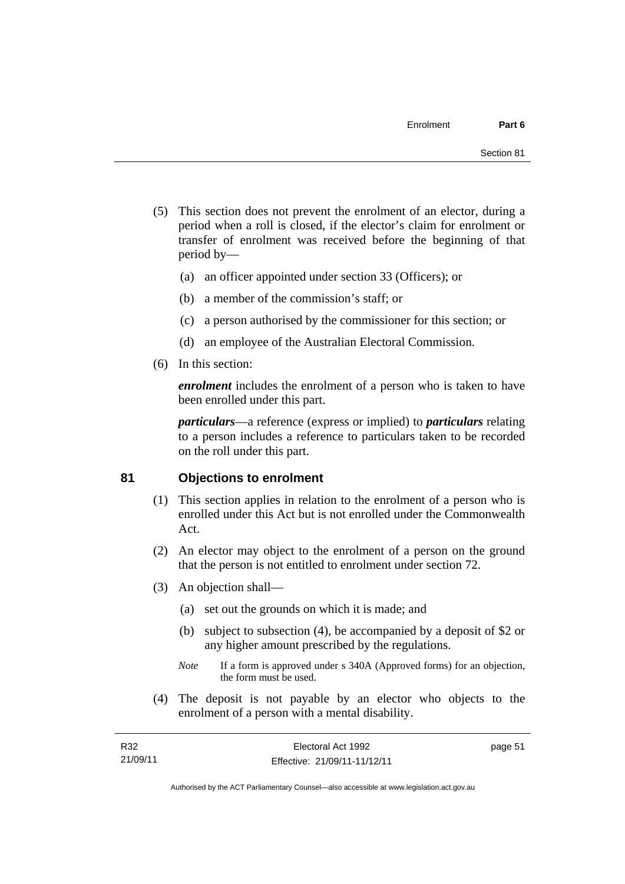(5) This section does not prevent the enrolment of an elector, during a period when a roll is closed, if the elector's claim for enrolment or transfer of enrolment was received before the beginning of that period by—

(a) an officer appointed under section 33 (Officers); or

(b) a member of the commission's staff; or

(c) a person authorised by the commissioner for this section; or

(d) an employee of the Australian Electoral Commission.

(6) In this section:

***enrolment*** includes the enrolment of a person who is taken to have been enrolled under this part.

***particulars***—a reference (express or implied) to ***particulars*** relating to a person includes a reference to particulars taken to be recorded on the roll under this part.

## 81 Objections to enrolment

(1) This section applies in relation to the enrolment of a person who is enrolled under this Act but is not enrolled under the Commonwealth Act.

(2) An elector may object to the enrolment of a person on the ground that the person is not entitled to enrolment under section 72.

(3) An objection shall—

(a) set out the grounds on which it is made; and

(b) subject to subsection (4), be accompanied by a deposit of $2 or any higher amount prescribed by the regulations.

*Note* If a form is approved under s 340A (Approved forms) for an objection, the form must be used.

(4) The deposit is not payable by an elector who objects to the enrolment of a person with a mental disability.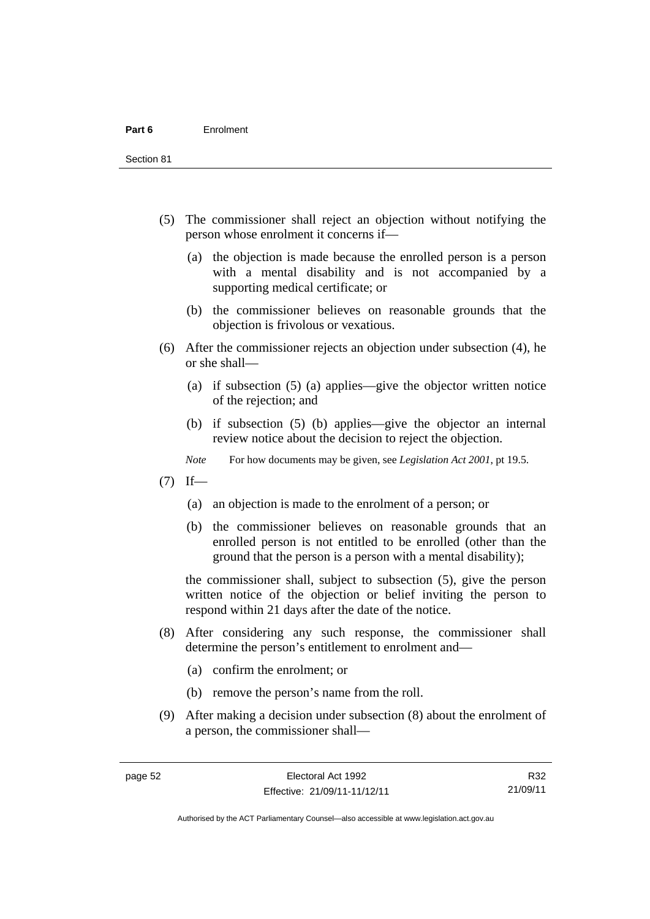(5) The commissioner shall reject an objection without notifying the person whose enrolment it concerns if—

  (a) the objection is made because the enrolled person is a person with a mental disability and is not accompanied by a supporting medical certificate; or

  (b) the commissioner believes on reasonable grounds that the objection is frivolous or vexatious.

(6) After the commissioner rejects an objection under subsection (4), he or she shall—

  (a) if subsection (5) (a) applies—give the objector written notice of the rejection; and

  (b) if subsection (5) (b) applies—give the objector an internal review notice about the decision to reject the objection.

  *Note* For how documents may be given, see *Legislation Act 2001*, pt 19.5.

(7) If—

  (a) an objection is made to the enrolment of a person; or

  (b) the commissioner believes on reasonable grounds that an enrolled person is not entitled to be enrolled (other than the ground that the person is a person with a mental disability);

  the commissioner shall, subject to subsection (5), give the person written notice of the objection or belief inviting the person to respond within 21 days after the date of the notice.

(8) After considering any such response, the commissioner shall determine the person's entitlement to enrolment and—

  (a) confirm the enrolment; or

  (b) remove the person's name from the roll.

(9) After making a decision under subsection (8) about the enrolment of a person, the commissioner shall—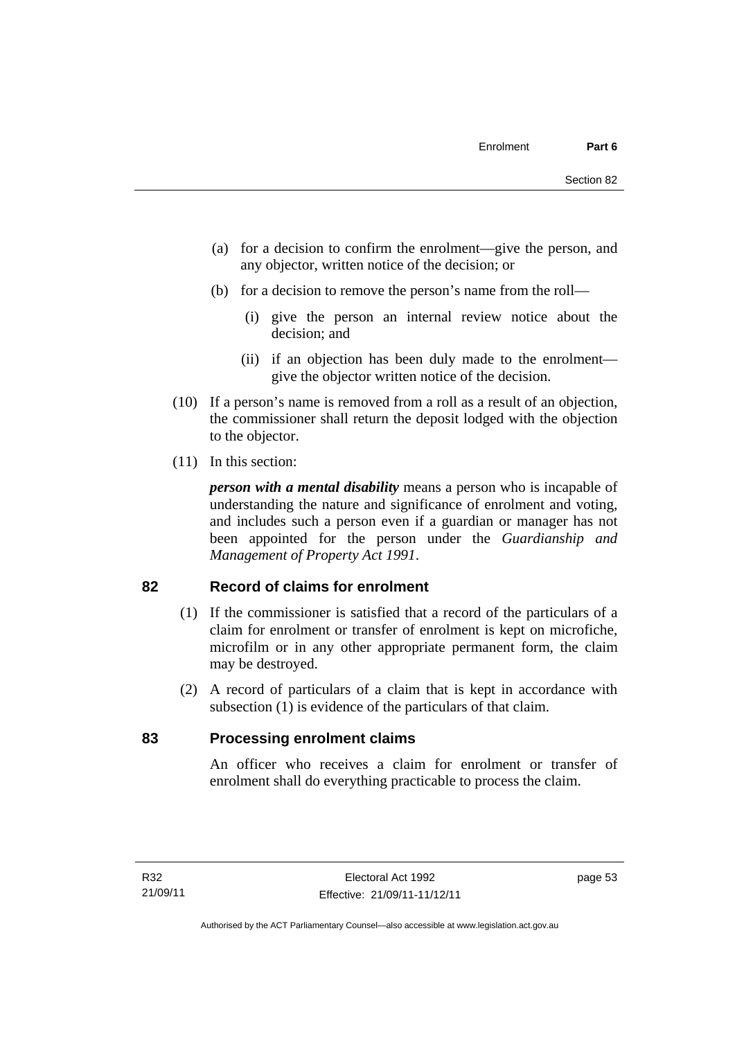(a) for a decision to confirm the enrolment—give the person, and any objector, written notice of the decision; or

(b) for a decision to remove the person's name from the roll—

(i) give the person an internal review notice about the decision; and

(ii) if an objection has been duly made to the enrolment—give the objector written notice of the decision.

(10) If a person's name is removed from a roll as a result of an objection, the commissioner shall return the deposit lodged with the objection to the objector.

(11) In this section:

***person with a mental disability*** means a person who is incapable of understanding the nature and significance of enrolment and voting, and includes such a person even if a guardian or manager has not been appointed for the person under the *Guardianship and Management of Property Act 1991*.

## 82 Record of claims for enrolment

(1) If the commissioner is satisfied that a record of the particulars of a claim for enrolment or transfer of enrolment is kept on microfiche, microfilm or in any other appropriate permanent form, the claim may be destroyed.

(2) A record of particulars of a claim that is kept in accordance with subsection (1) is evidence of the particulars of that claim.

## 83 Processing enrolment claims

An officer who receives a claim for enrolment or transfer of enrolment shall do everything practicable to process the claim.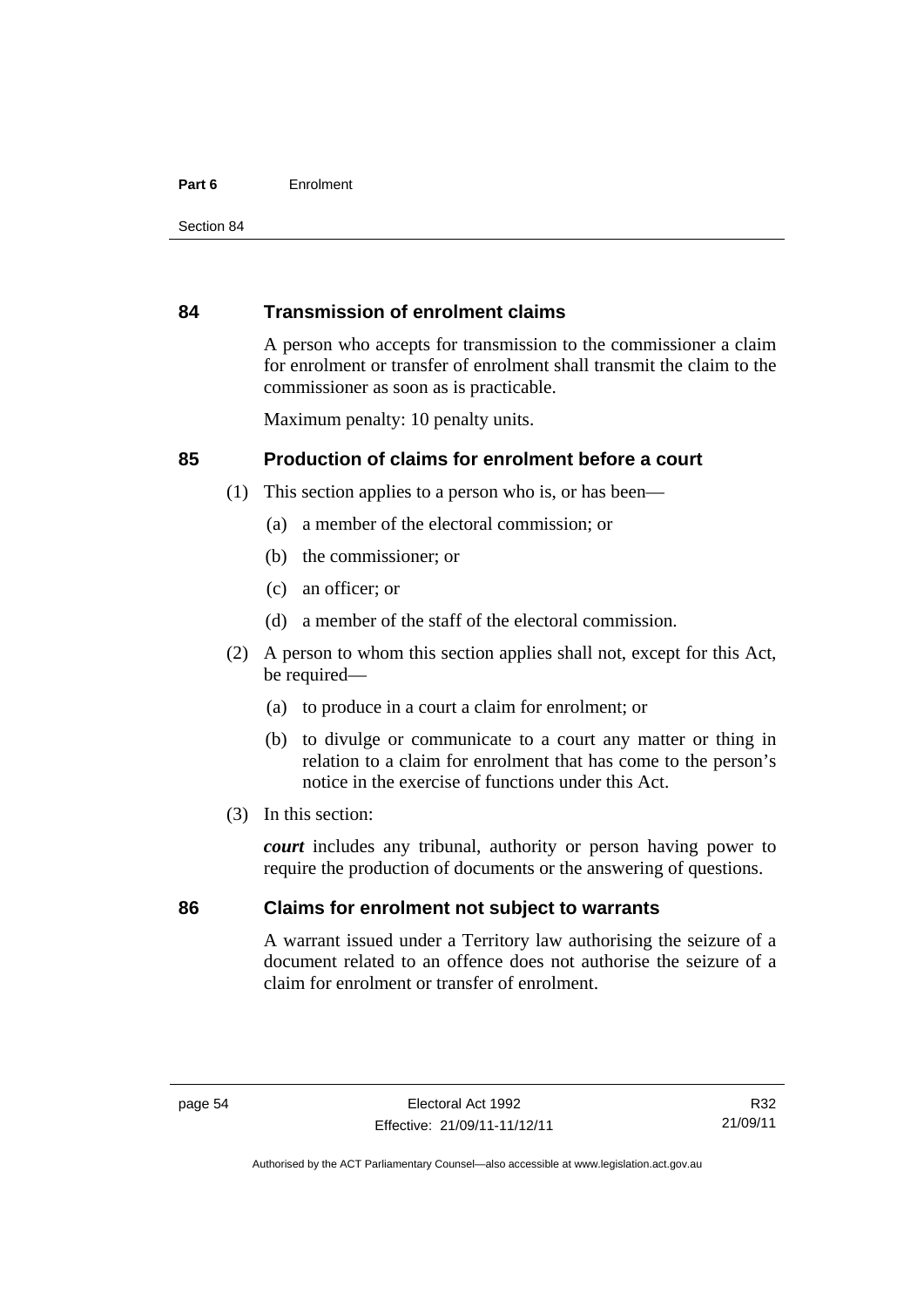## 84 Transmission of enrolment claims

A person who accepts for transmission to the commissioner a claim for enrolment or transfer of enrolment shall transmit the claim to the commissioner as soon as is practicable.

Maximum penalty: 10 penalty units.

## 85 Production of claims for enrolment before a court

(1) This section applies to a person who is, or has been—

(a) a member of the electoral commission; or

(b) the commissioner; or

(c) an officer; or

(d) a member of the staff of the electoral commission.

(2) A person to whom this section applies shall not, except for this Act, be required—

(a) to produce in a court a claim for enrolment; or

(b) to divulge or communicate to a court any matter or thing in relation to a claim for enrolment that has come to the person's notice in the exercise of functions under this Act.

(3) In this section:

***court*** includes any tribunal, authority or person having power to require the production of documents or the answering of questions.

## 86 Claims for enrolment not subject to warrants

A warrant issued under a Territory law authorising the seizure of a document related to an offence does not authorise the seizure of a claim for enrolment or transfer of enrolment.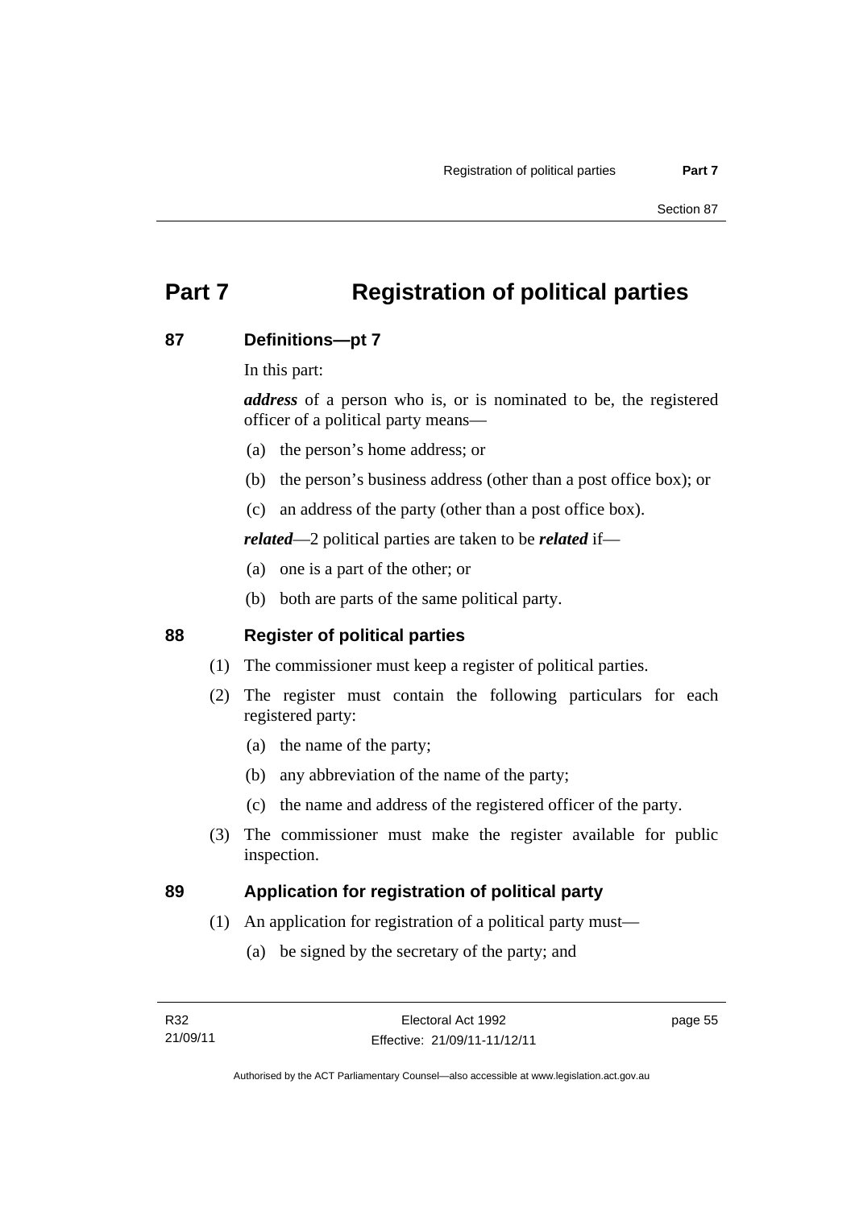# Part 7 Registration of political parties

## 87 Definitions—pt 7

In this part:

***address*** of a person who is, or is nominated to be, the registered officer of a political party means—

(a) the person's home address; or

(b) the person's business address (other than a post office box); or

(c) an address of the party (other than a post office box).

***related***—2 political parties are taken to be ***related*** if—

(a) one is a part of the other; or

(b) both are parts of the same political party.

## 88 Register of political parties

(1) The commissioner must keep a register of political parties.

(2) The register must contain the following particulars for each registered party:

(a) the name of the party;

(b) any abbreviation of the name of the party;

(c) the name and address of the registered officer of the party.

(3) The commissioner must make the register available for public inspection.

## 89 Application for registration of political party

(1) An application for registration of a political party must—

(a) be signed by the secretary of the party; and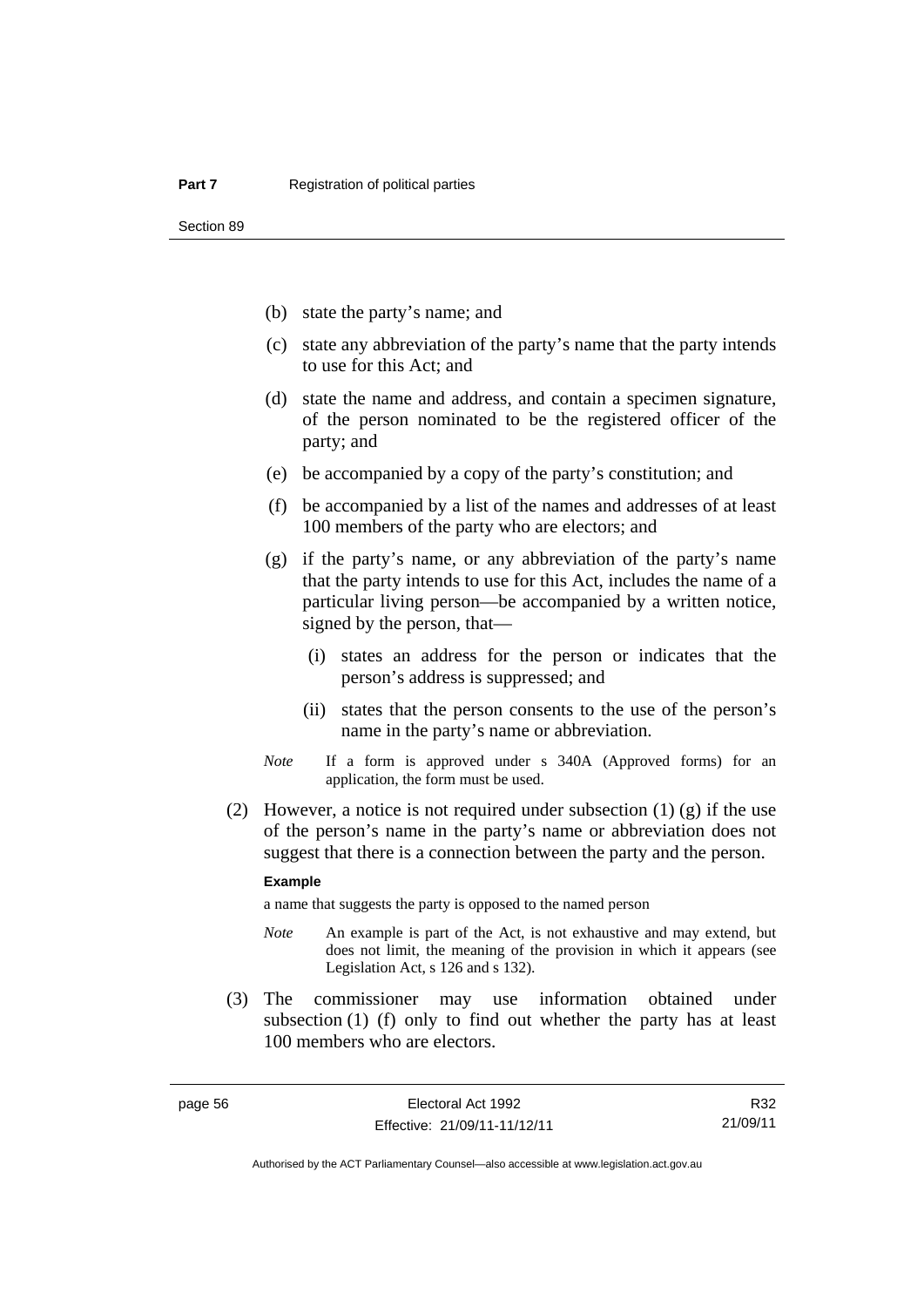(b) state the party's name; and

(c) state any abbreviation of the party's name that the party intends to use for this Act; and

(d) state the name and address, and contain a specimen signature, of the person nominated to be the registered officer of the party; and

(e) be accompanied by a copy of the party's constitution; and

(f) be accompanied by a list of the names and addresses of at least 100 members of the party who are electors; and

(g) if the party's name, or any abbreviation of the party's name that the party intends to use for this Act, includes the name of a particular living person—be accompanied by a written notice, signed by the person, that—

(i) states an address for the person or indicates that the person's address is suppressed; and

(ii) states that the person consents to the use of the person's name in the party's name or abbreviation.

*Note* If a form is approved under s 340A (Approved forms) for an application, the form must be used.

(2) However, a notice is not required under subsection (1) (g) if the use of the person's name in the party's name or abbreviation does not suggest that there is a connection between the party and the person.

**Example**

a name that suggests the party is opposed to the named person

*Note* An example is part of the Act, is not exhaustive and may extend, but does not limit, the meaning of the provision in which it appears (see Legislation Act, s 126 and s 132).

(3) The commissioner may use information obtained under subsection (1) (f) only to find out whether the party has at least 100 members who are electors.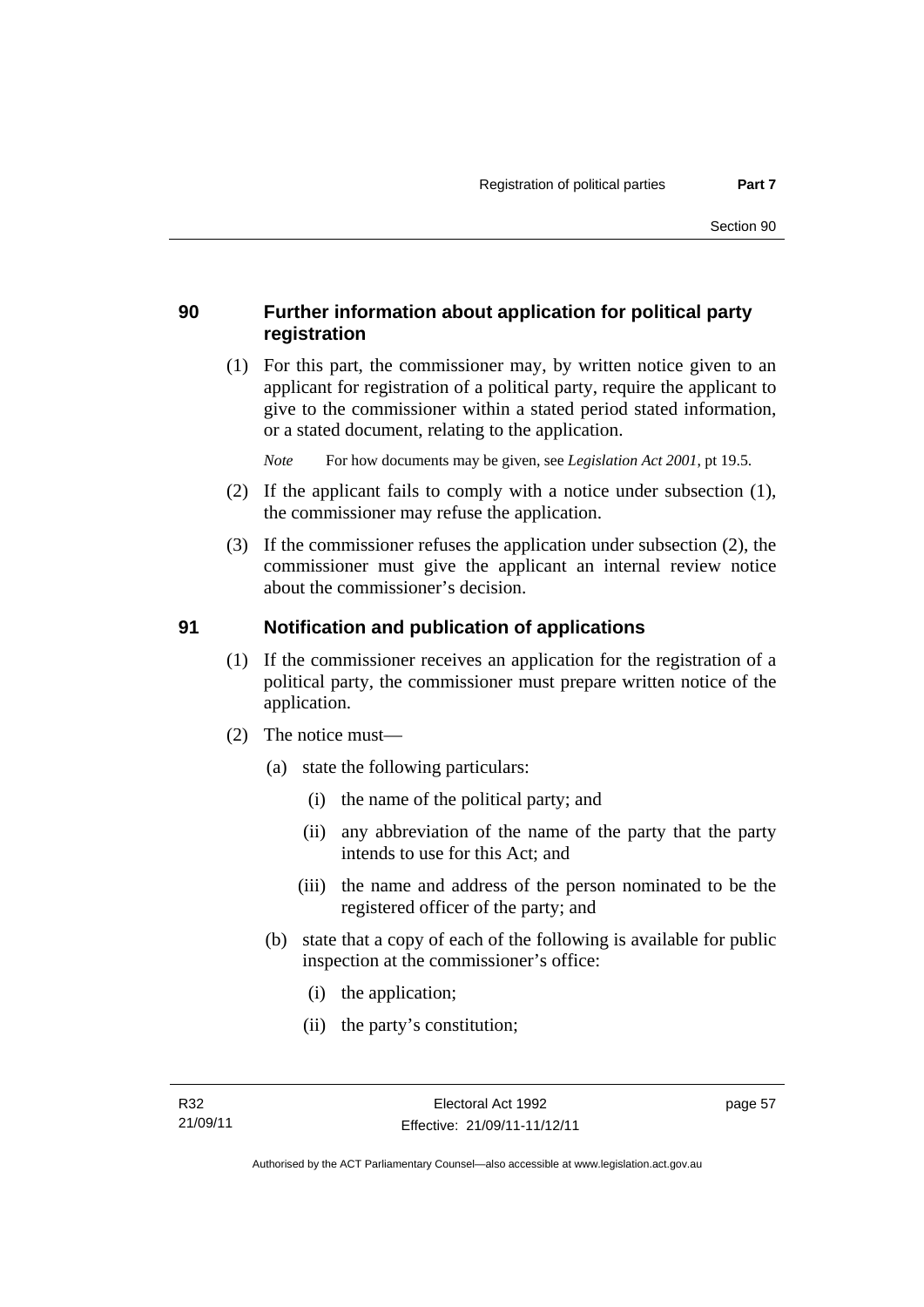## 90 Further information about application for political party registration

(1) For this part, the commissioner may, by written notice given to an applicant for registration of a political party, require the applicant to give to the commissioner within a stated period stated information, or a stated document, relating to the application.

*Note* For how documents may be given, see *Legislation Act 2001*, pt 19.5.

(2) If the applicant fails to comply with a notice under subsection (1), the commissioner may refuse the application.

(3) If the commissioner refuses the application under subsection (2), the commissioner must give the applicant an internal review notice about the commissioner's decision.

## 91 Notification and publication of applications

(1) If the commissioner receives an application for the registration of a political party, the commissioner must prepare written notice of the application.

(2) The notice must—

(a) state the following particulars:

(i) the name of the political party; and

(ii) any abbreviation of the name of the party that the party intends to use for this Act; and

(iii) the name and address of the person nominated to be the registered officer of the party; and

(b) state that a copy of each of the following is available for public inspection at the commissioner's office:

(i) the application;

(ii) the party's constitution;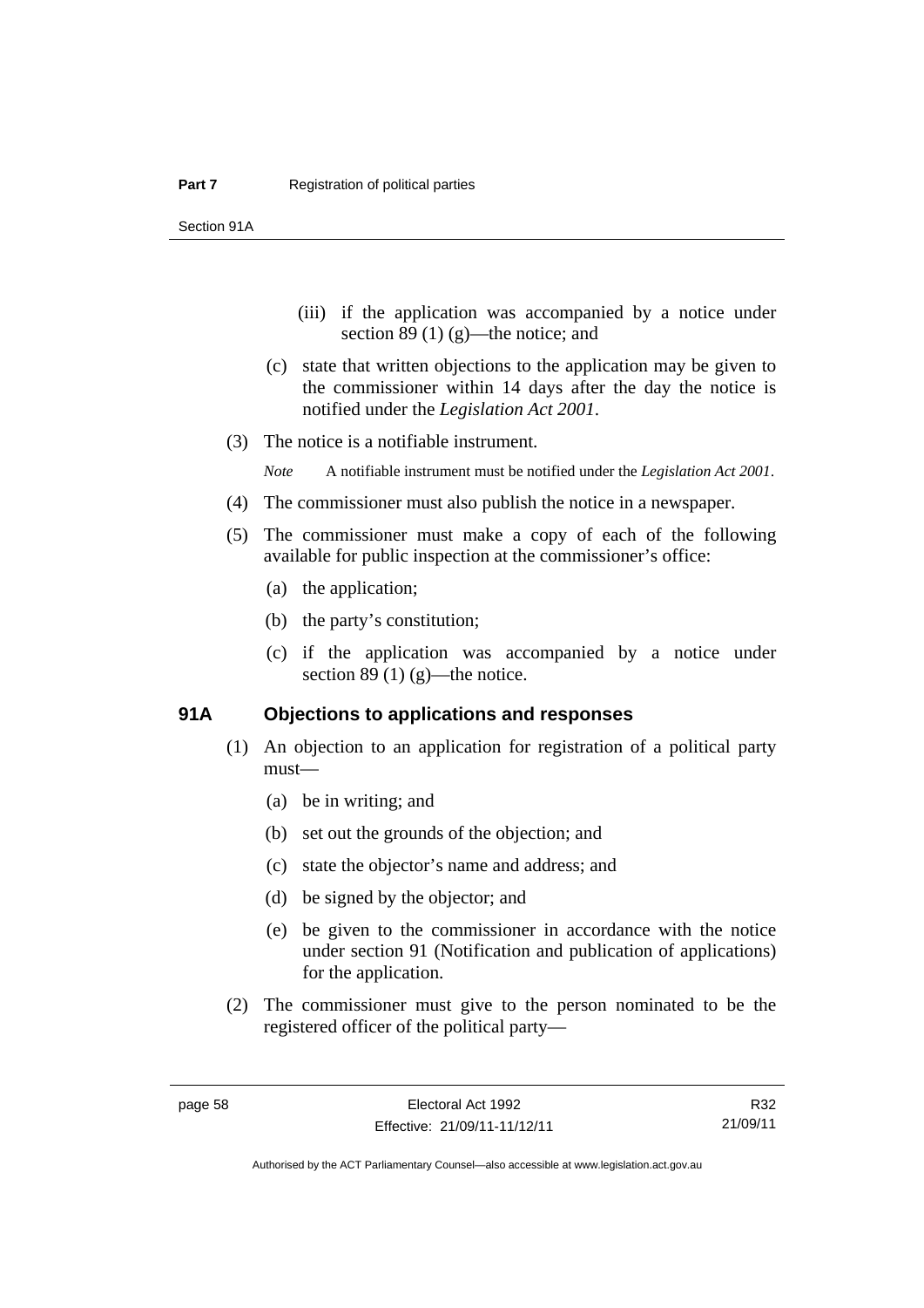(iii) if the application was accompanied by a notice under section 89 (1) (g)—the notice; and

(c) state that written objections to the application may be given to the commissioner within 14 days after the day the notice is notified under the *Legislation Act 2001*.

(3) The notice is a notifiable instrument.

*Note* A notifiable instrument must be notified under the *Legislation Act 2001*.

(4) The commissioner must also publish the notice in a newspaper.

(5) The commissioner must make a copy of each of the following available for public inspection at the commissioner's office:

(a) the application;

(b) the party's constitution;

(c) if the application was accompanied by a notice under section 89 (1) (g)—the notice.

### 91A Objections to applications and responses

(1) An objection to an application for registration of a political party must—

(a) be in writing; and

(b) set out the grounds of the objection; and

(c) state the objector's name and address; and

(d) be signed by the objector; and

(e) be given to the commissioner in accordance with the notice under section 91 (Notification and publication of applications) for the application.

(2) The commissioner must give to the person nominated to be the registered officer of the political party—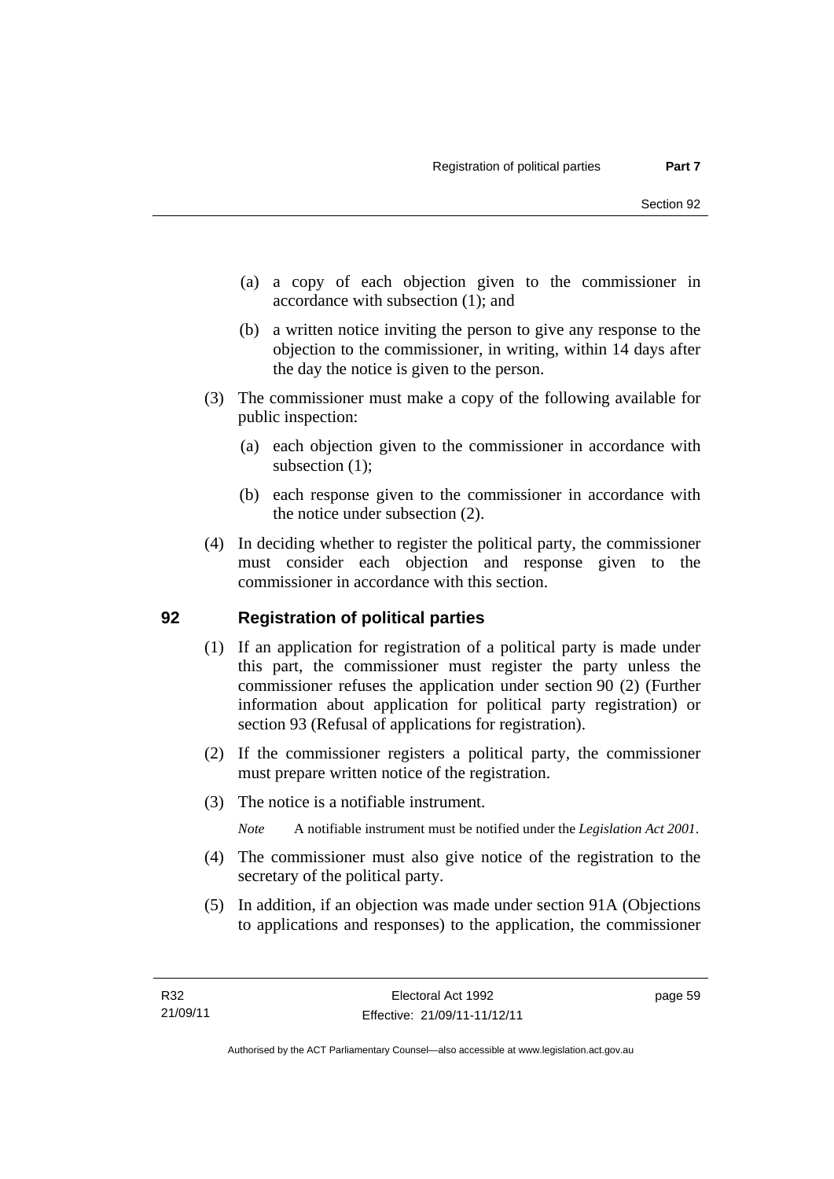(a) a copy of each objection given to the commissioner in accordance with subsection (1); and

(b) a written notice inviting the person to give any response to the objection to the commissioner, in writing, within 14 days after the day the notice is given to the person.

(3) The commissioner must make a copy of the following available for public inspection:

(a) each objection given to the commissioner in accordance with subsection (1);

(b) each response given to the commissioner in accordance with the notice under subsection (2).

(4) In deciding whether to register the political party, the commissioner must consider each objection and response given to the commissioner in accordance with this section.

## 92 Registration of political parties

(1) If an application for registration of a political party is made under this part, the commissioner must register the party unless the commissioner refuses the application under section 90 (2) (Further information about application for political party registration) or section 93 (Refusal of applications for registration).

(2) If the commissioner registers a political party, the commissioner must prepare written notice of the registration.

(3) The notice is a notifiable instrument.

*Note* A notifiable instrument must be notified under the *Legislation Act 2001*.

(4) The commissioner must also give notice of the registration to the secretary of the political party.

(5) In addition, if an objection was made under section 91A (Objections to applications and responses) to the application, the commissioner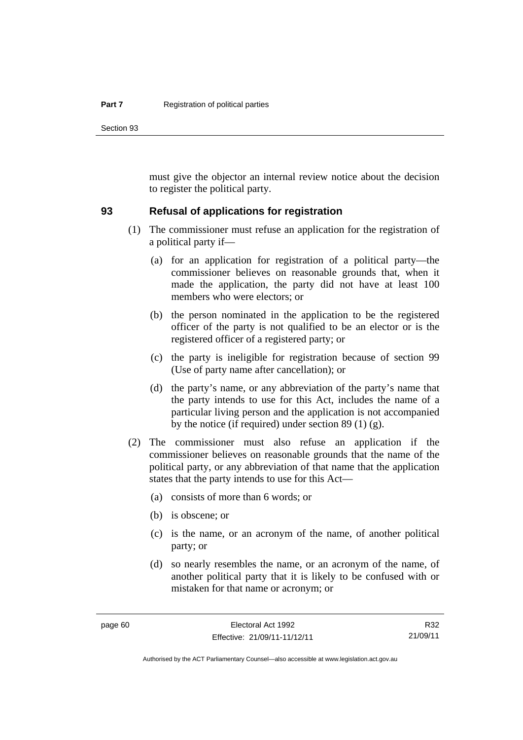must give the objector an internal review notice about the decision to register the political party.

## 93 Refusal of applications for registration

(1) The commissioner must refuse an application for the registration of a political party if—

(a) for an application for registration of a political party—the commissioner believes on reasonable grounds that, when it made the application, the party did not have at least 100 members who were electors; or

(b) the person nominated in the application to be the registered officer of the party is not qualified to be an elector or is the registered officer of a registered party; or

(c) the party is ineligible for registration because of section 99 (Use of party name after cancellation); or

(d) the party's name, or any abbreviation of the party's name that the party intends to use for this Act, includes the name of a particular living person and the application is not accompanied by the notice (if required) under section 89 (1) (g).

(2) The commissioner must also refuse an application if the commissioner believes on reasonable grounds that the name of the political party, or any abbreviation of that name that the application states that the party intends to use for this Act—

(a) consists of more than 6 words; or

(b) is obscene; or

(c) is the name, or an acronym of the name, of another political party; or

(d) so nearly resembles the name, or an acronym of the name, of another political party that it is likely to be confused with or mistaken for that name or acronym; or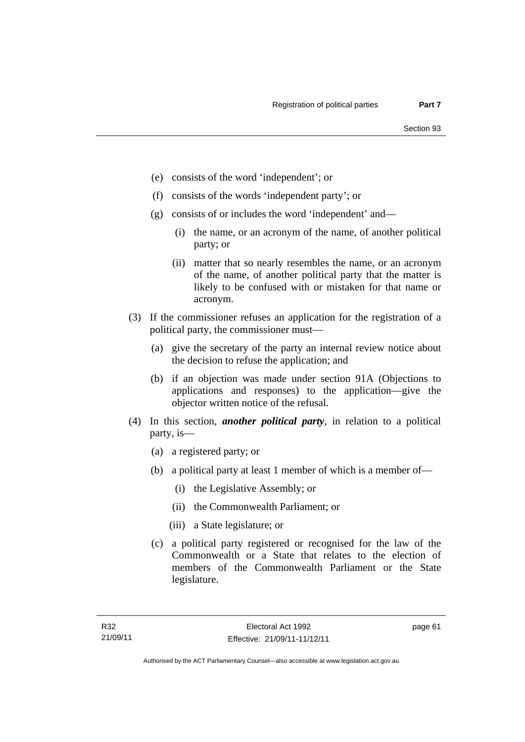(e) consists of the word 'independent'; or

(f) consists of the words 'independent party'; or

(g) consists of or includes the word 'independent' and—

(i) the name, or an acronym of the name, of another political party; or

(ii) matter that so nearly resembles the name, or an acronym of the name, of another political party that the matter is likely to be confused with or mistaken for that name or acronym.

(3) If the commissioner refuses an application for the registration of a political party, the commissioner must—

(a) give the secretary of the party an internal review notice about the decision to refuse the application; and

(b) if an objection was made under section 91A (Objections to applications and responses) to the application—give the objector written notice of the refusal.

(4) In this section, ***another political party***, in relation to a political party, is—

(a) a registered party; or

(b) a political party at least 1 member of which is a member of—

(i) the Legislative Assembly; or

(ii) the Commonwealth Parliament; or

(iii) a State legislature; or

(c) a political party registered or recognised for the law of the Commonwealth or a State that relates to the election of members of the Commonwealth Parliament or the State legislature.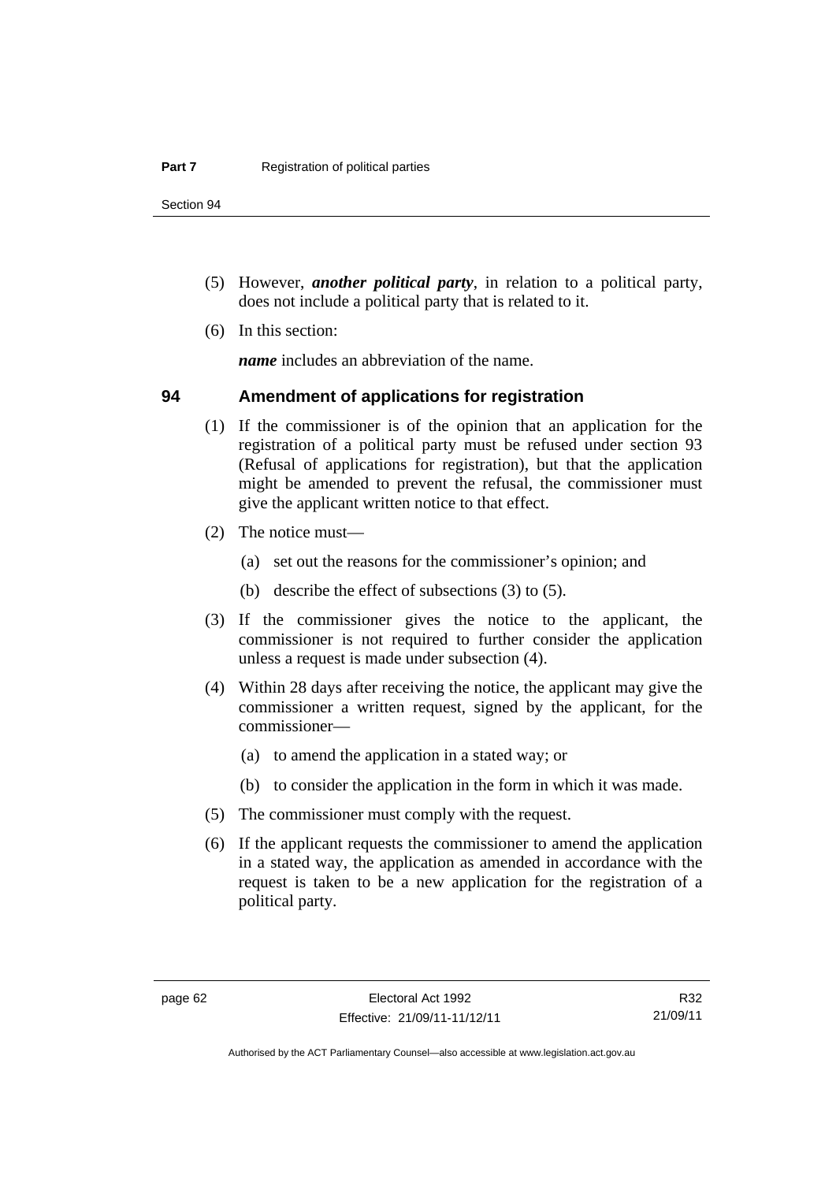(5) However, ***another political party***, in relation to a political party, does not include a political party that is related to it.

(6) In this section:

***name*** includes an abbreviation of the name.

## 94 Amendment of applications for registration

(1) If the commissioner is of the opinion that an application for the registration of a political party must be refused under section 93 (Refusal of applications for registration), but that the application might be amended to prevent the refusal, the commissioner must give the applicant written notice to that effect.

(2) The notice must—

(a) set out the reasons for the commissioner's opinion; and

(b) describe the effect of subsections (3) to (5).

(3) If the commissioner gives the notice to the applicant, the commissioner is not required to further consider the application unless a request is made under subsection (4).

(4) Within 28 days after receiving the notice, the applicant may give the commissioner a written request, signed by the applicant, for the commissioner—

(a) to amend the application in a stated way; or

(b) to consider the application in the form in which it was made.

(5) The commissioner must comply with the request.

(6) If the applicant requests the commissioner to amend the application in a stated way, the application as amended in accordance with the request is taken to be a new application for the registration of a political party.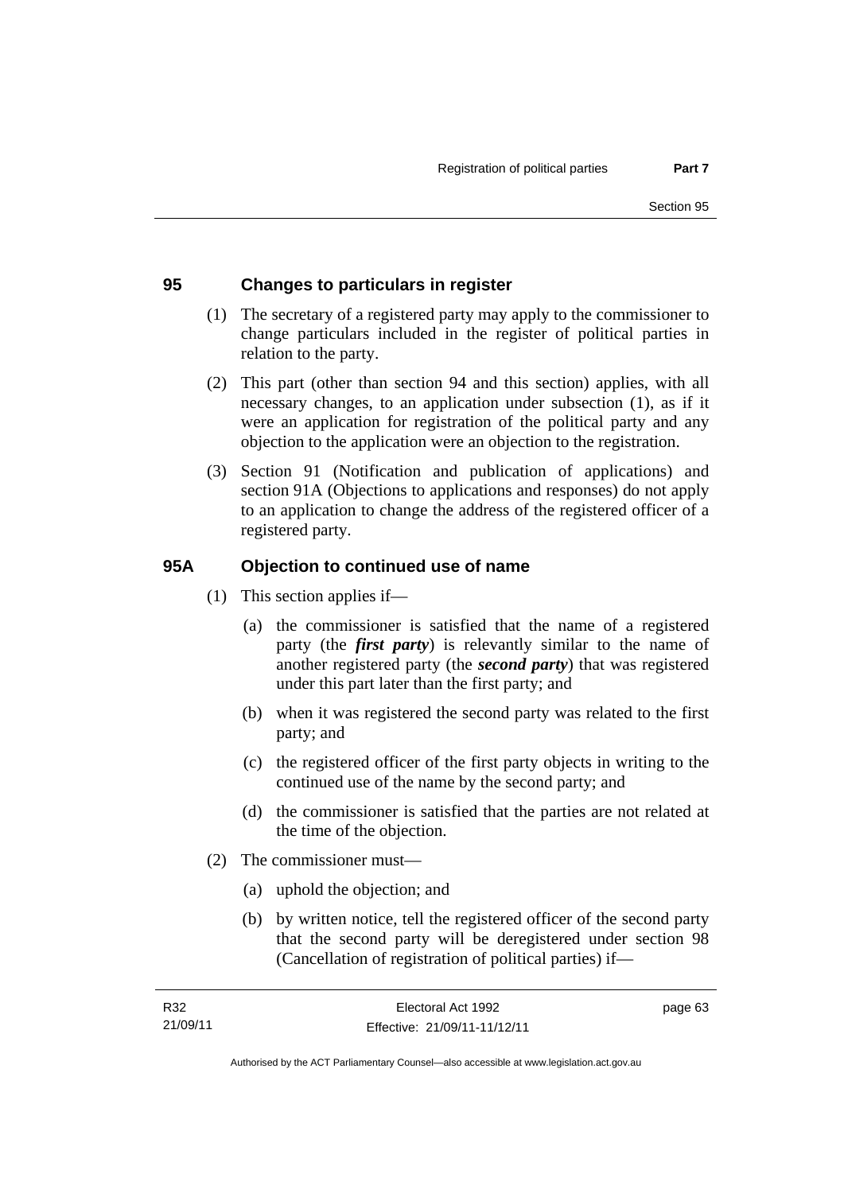## 95 Changes to particulars in register

(1) The secretary of a registered party may apply to the commissioner to change particulars included in the register of political parties in relation to the party.

(2) This part (other than section 94 and this section) applies, with all necessary changes, to an application under subsection (1), as if it were an application for registration of the political party and any objection to the application were an objection to the registration.

(3) Section 91 (Notification and publication of applications) and section 91A (Objections to applications and responses) do not apply to an application to change the address of the registered officer of a registered party.

## 95A Objection to continued use of name

(1) This section applies if—

(a) the commissioner is satisfied that the name of a registered party (the ***first party***) is relevantly similar to the name of another registered party (the ***second party***) that was registered under this part later than the first party; and

(b) when it was registered the second party was related to the first party; and

(c) the registered officer of the first party objects in writing to the continued use of the name by the second party; and

(d) the commissioner is satisfied that the parties are not related at the time of the objection.

(2) The commissioner must—

(a) uphold the objection; and

(b) by written notice, tell the registered officer of the second party that the second party will be deregistered under section 98 (Cancellation of registration of political parties) if—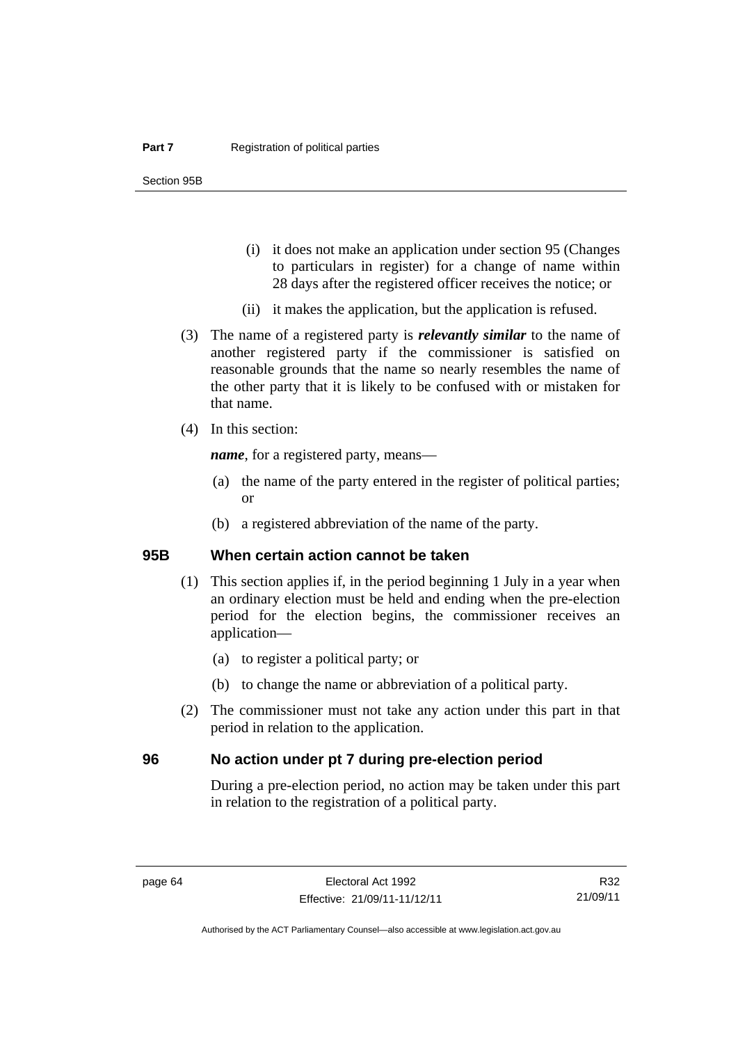- (i) it does not make an application under section 95 (Changes to particulars in register) for a change of name within 28 days after the registered officer receives the notice; or
- (ii) it makes the application, but the application is refused.

(3) The name of a registered party is ***relevantly similar*** to the name of another registered party if the commissioner is satisfied on reasonable grounds that the name so nearly resembles the name of the other party that it is likely to be confused with or mistaken for that name.

(4) In this section:

***name***, for a registered party, means—

- (a) the name of the party entered in the register of political parties; or
- (b) a registered abbreviation of the name of the party.

## 95B When certain action cannot be taken

(1) This section applies if, in the period beginning 1 July in a year when an ordinary election must be held and ending when the pre-election period for the election begins, the commissioner receives an application—

- (a) to register a political party; or
- (b) to change the name or abbreviation of a political party.

(2) The commissioner must not take any action under this part in that period in relation to the application.

## 96 No action under pt 7 during pre-election period

During a pre-election period, no action may be taken under this part in relation to the registration of a political party.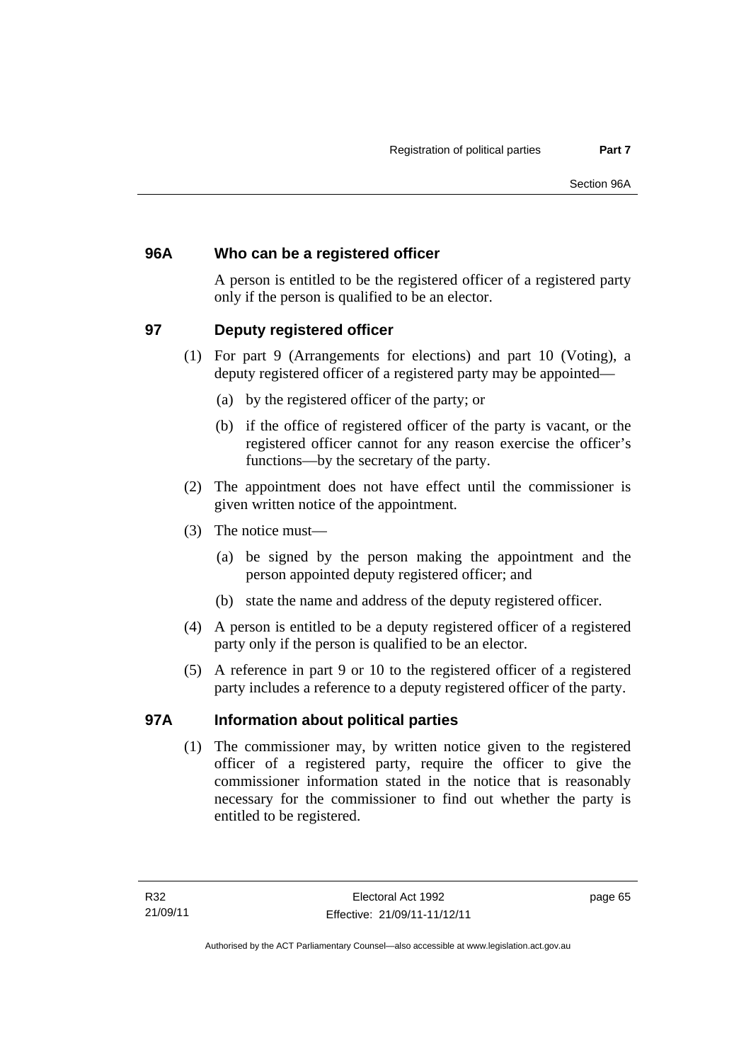### 96A Who can be a registered officer

A person is entitled to be the registered officer of a registered party only if the person is qualified to be an elector.

### 97 Deputy registered officer

(1) For part 9 (Arrangements for elections) and part 10 (Voting), a deputy registered officer of a registered party may be appointed—

(a) by the registered officer of the party; or

(b) if the office of registered officer of the party is vacant, or the registered officer cannot for any reason exercise the officer's functions—by the secretary of the party.

(2) The appointment does not have effect until the commissioner is given written notice of the appointment.

(3) The notice must—

(a) be signed by the person making the appointment and the person appointed deputy registered officer; and

(b) state the name and address of the deputy registered officer.

(4) A person is entitled to be a deputy registered officer of a registered party only if the person is qualified to be an elector.

(5) A reference in part 9 or 10 to the registered officer of a registered party includes a reference to a deputy registered officer of the party.

### 97A Information about political parties

(1) The commissioner may, by written notice given to the registered officer of a registered party, require the officer to give the commissioner information stated in the notice that is reasonably necessary for the commissioner to find out whether the party is entitled to be registered.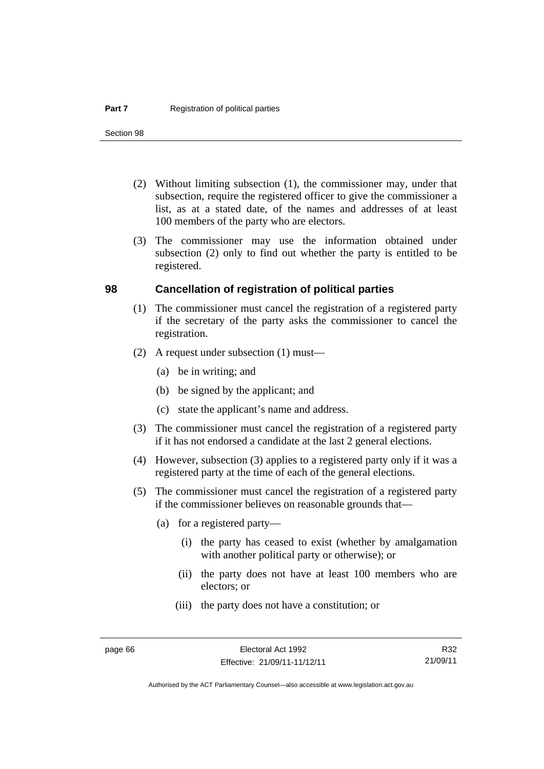(2) Without limiting subsection (1), the commissioner may, under that subsection, require the registered officer to give the commissioner a list, as at a stated date, of the names and addresses of at least 100 members of the party who are electors.

(3) The commissioner may use the information obtained under subsection (2) only to find out whether the party is entitled to be registered.

## 98 Cancellation of registration of political parties

(1) The commissioner must cancel the registration of a registered party if the secretary of the party asks the commissioner to cancel the registration.

(2) A request under subsection (1) must—

(a) be in writing; and

(b) be signed by the applicant; and

(c) state the applicant's name and address.

(3) The commissioner must cancel the registration of a registered party if it has not endorsed a candidate at the last 2 general elections.

(4) However, subsection (3) applies to a registered party only if it was a registered party at the time of each of the general elections.

(5) The commissioner must cancel the registration of a registered party if the commissioner believes on reasonable grounds that—

(a) for a registered party—

(i) the party has ceased to exist (whether by amalgamation with another political party or otherwise); or

(ii) the party does not have at least 100 members who are electors; or

(iii) the party does not have a constitution; or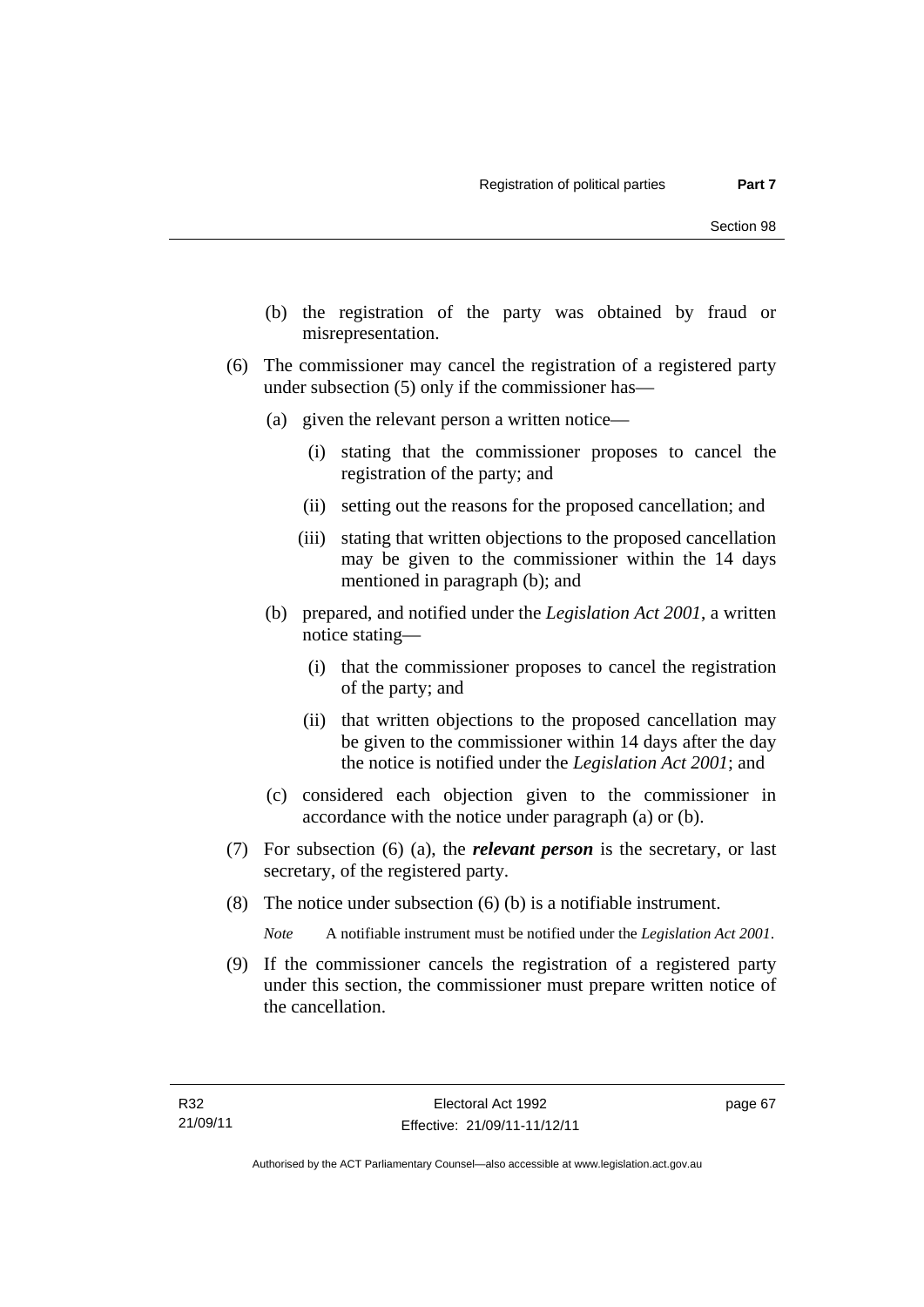(b) the registration of the party was obtained by fraud or misrepresentation.

(6) The commissioner may cancel the registration of a registered party under subsection (5) only if the commissioner has—

(a) given the relevant person a written notice—

(i) stating that the commissioner proposes to cancel the registration of the party; and

(ii) setting out the reasons for the proposed cancellation; and

(iii) stating that written objections to the proposed cancellation may be given to the commissioner within the 14 days mentioned in paragraph (b); and

(b) prepared, and notified under the *Legislation Act 2001*, a written notice stating—

(i) that the commissioner proposes to cancel the registration of the party; and

(ii) that written objections to the proposed cancellation may be given to the commissioner within 14 days after the day the notice is notified under the *Legislation Act 2001*; and

(c) considered each objection given to the commissioner in accordance with the notice under paragraph (a) or (b).

(7) For subsection (6) (a), the ***relevant person*** is the secretary, or last secretary, of the registered party.

(8) The notice under subsection (6) (b) is a notifiable instrument.

*Note* A notifiable instrument must be notified under the *Legislation Act 2001*.

(9) If the commissioner cancels the registration of a registered party under this section, the commissioner must prepare written notice of the cancellation.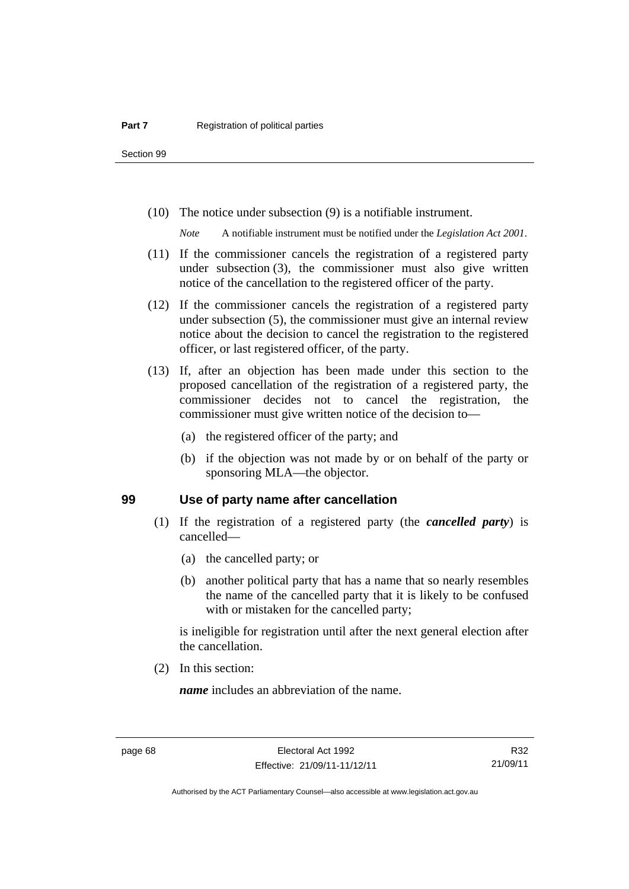(10) The notice under subsection (9) is a notifiable instrument.

*Note* A notifiable instrument must be notified under the *Legislation Act 2001*.

(11) If the commissioner cancels the registration of a registered party under subsection (3), the commissioner must also give written notice of the cancellation to the registered officer of the party.

(12) If the commissioner cancels the registration of a registered party under subsection (5), the commissioner must give an internal review notice about the decision to cancel the registration to the registered officer, or last registered officer, of the party.

(13) If, after an objection has been made under this section to the proposed cancellation of the registration of a registered party, the commissioner decides not to cancel the registration, the commissioner must give written notice of the decision to—

(a) the registered officer of the party; and

(b) if the objection was not made by or on behalf of the party or sponsoring MLA—the objector.

## 99 Use of party name after cancellation

(1) If the registration of a registered party (the ***cancelled party***) is cancelled—

(a) the cancelled party; or

(b) another political party that has a name that so nearly resembles the name of the cancelled party that it is likely to be confused with or mistaken for the cancelled party;

is ineligible for registration until after the next general election after the cancellation.

(2) In this section:

***name*** includes an abbreviation of the name.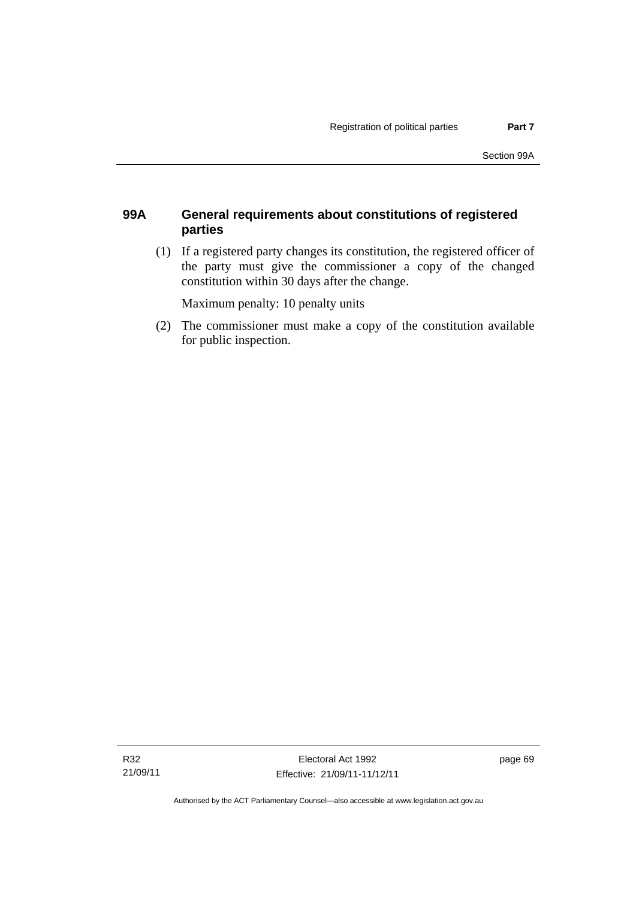## 99A General requirements about constitutions of registered parties

(1) If a registered party changes its constitution, the registered officer of the party must give the commissioner a copy of the changed constitution within 30 days after the change.

Maximum penalty: 10 penalty units

(2) The commissioner must make a copy of the constitution available for public inspection.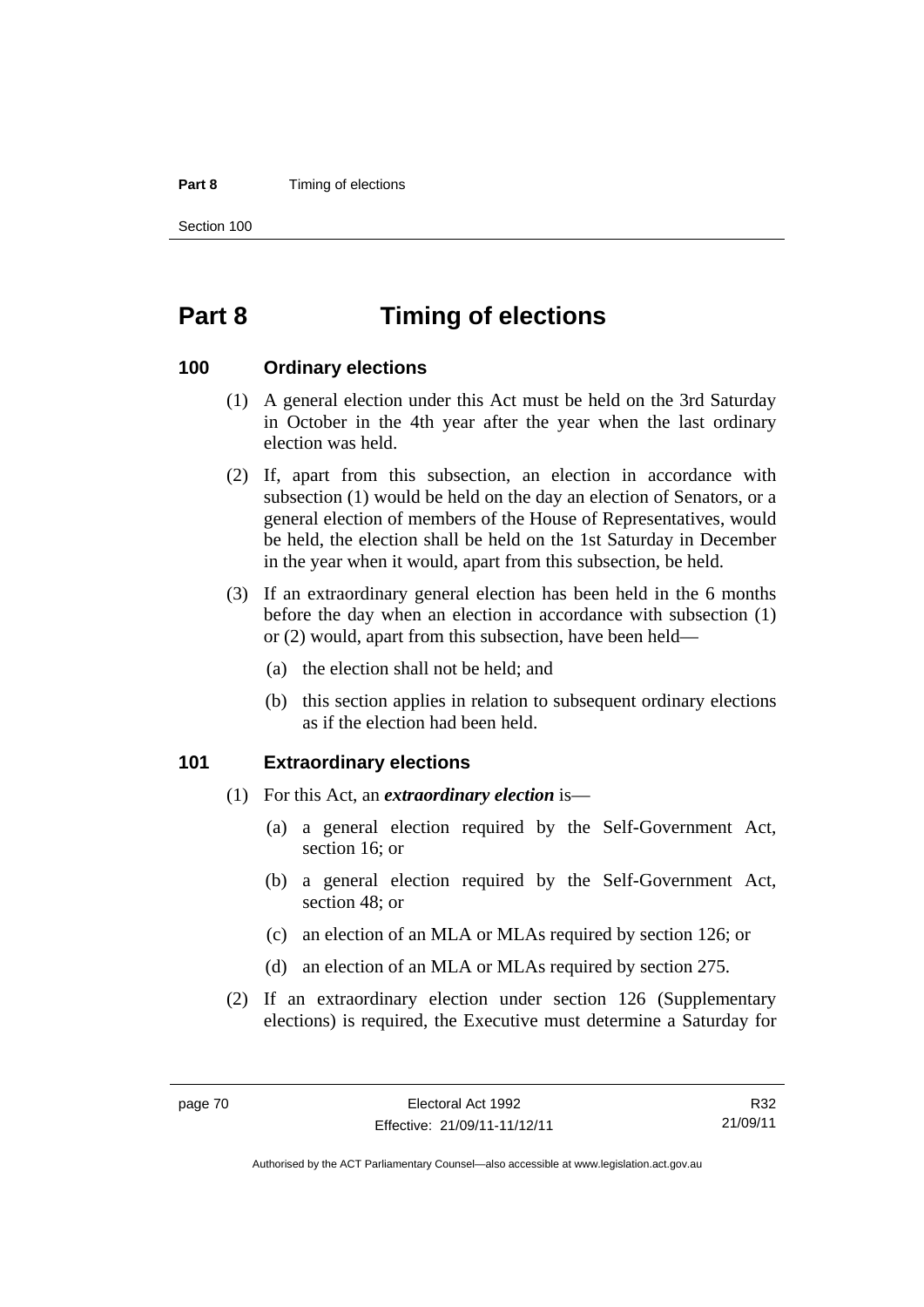# Part 8 Timing of elections

## 100 Ordinary elections

(1) A general election under this Act must be held on the 3rd Saturday in October in the 4th year after the year when the last ordinary election was held.

(2) If, apart from this subsection, an election in accordance with subsection (1) would be held on the day an election of Senators, or a general election of members of the House of Representatives, would be held, the election shall be held on the 1st Saturday in December in the year when it would, apart from this subsection, be held.

(3) If an extraordinary general election has been held in the 6 months before the day when an election in accordance with subsection (1) or (2) would, apart from this subsection, have been held—

- (a) the election shall not be held; and
- (b) this section applies in relation to subsequent ordinary elections as if the election had been held.

## 101 Extraordinary elections

(1) For this Act, an ***extraordinary election*** is—

- (a) a general election required by the Self-Government Act, section 16; or
- (b) a general election required by the Self-Government Act, section 48; or
- (c) an election of an MLA or MLAs required by section 126; or
- (d) an election of an MLA or MLAs required by section 275.

(2) If an extraordinary election under section 126 (Supplementary elections) is required, the Executive must determine a Saturday for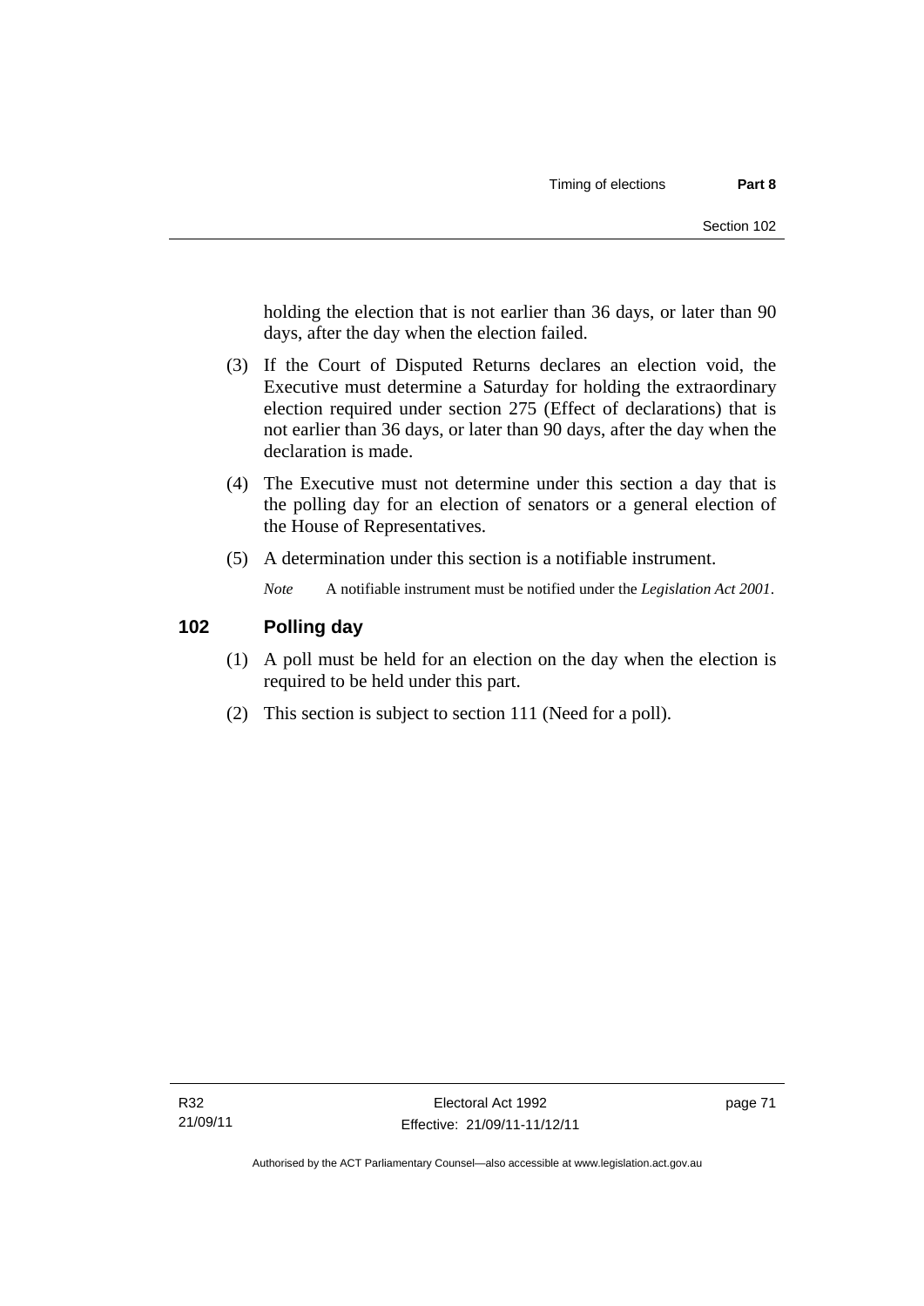holding the election that is not earlier than 36 days, or later than 90 days, after the day when the election failed.

(3) If the Court of Disputed Returns declares an election void, the Executive must determine a Saturday for holding the extraordinary election required under section 275 (Effect of declarations) that is not earlier than 36 days, or later than 90 days, after the day when the declaration is made.

(4) The Executive must not determine under this section a day that is the polling day for an election of senators or a general election of the House of Representatives.

(5) A determination under this section is a notifiable instrument.

*Note* A notifiable instrument must be notified under the *Legislation Act 2001*.

## 102 Polling day

(1) A poll must be held for an election on the day when the election is required to be held under this part.

(2) This section is subject to section 111 (Need for a poll).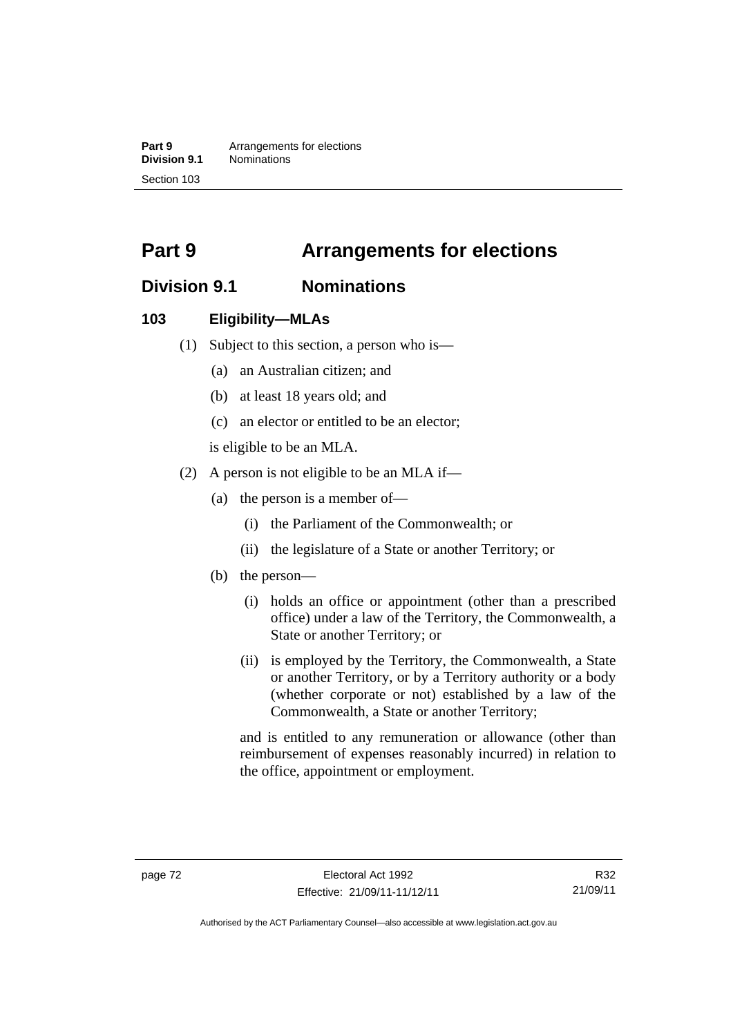# Part 9 Arrangements for elections

## Division 9.1 Nominations

### 103 Eligibility—MLAs

(1) Subject to this section, a person who is—

(a) an Australian citizen; and

(b) at least 18 years old; and

(c) an elector or entitled to be an elector;

is eligible to be an MLA.

(2) A person is not eligible to be an MLA if—

(a) the person is a member of—

(i) the Parliament of the Commonwealth; or

(ii) the legislature of a State or another Territory; or

(b) the person—

(i) holds an office or appointment (other than a prescribed office) under a law of the Territory, the Commonwealth, a State or another Territory; or

(ii) is employed by the Territory, the Commonwealth, a State or another Territory, or by a Territory authority or a body (whether corporate or not) established by a law of the Commonwealth, a State or another Territory;

and is entitled to any remuneration or allowance (other than reimbursement of expenses reasonably incurred) in relation to the office, appointment or employment.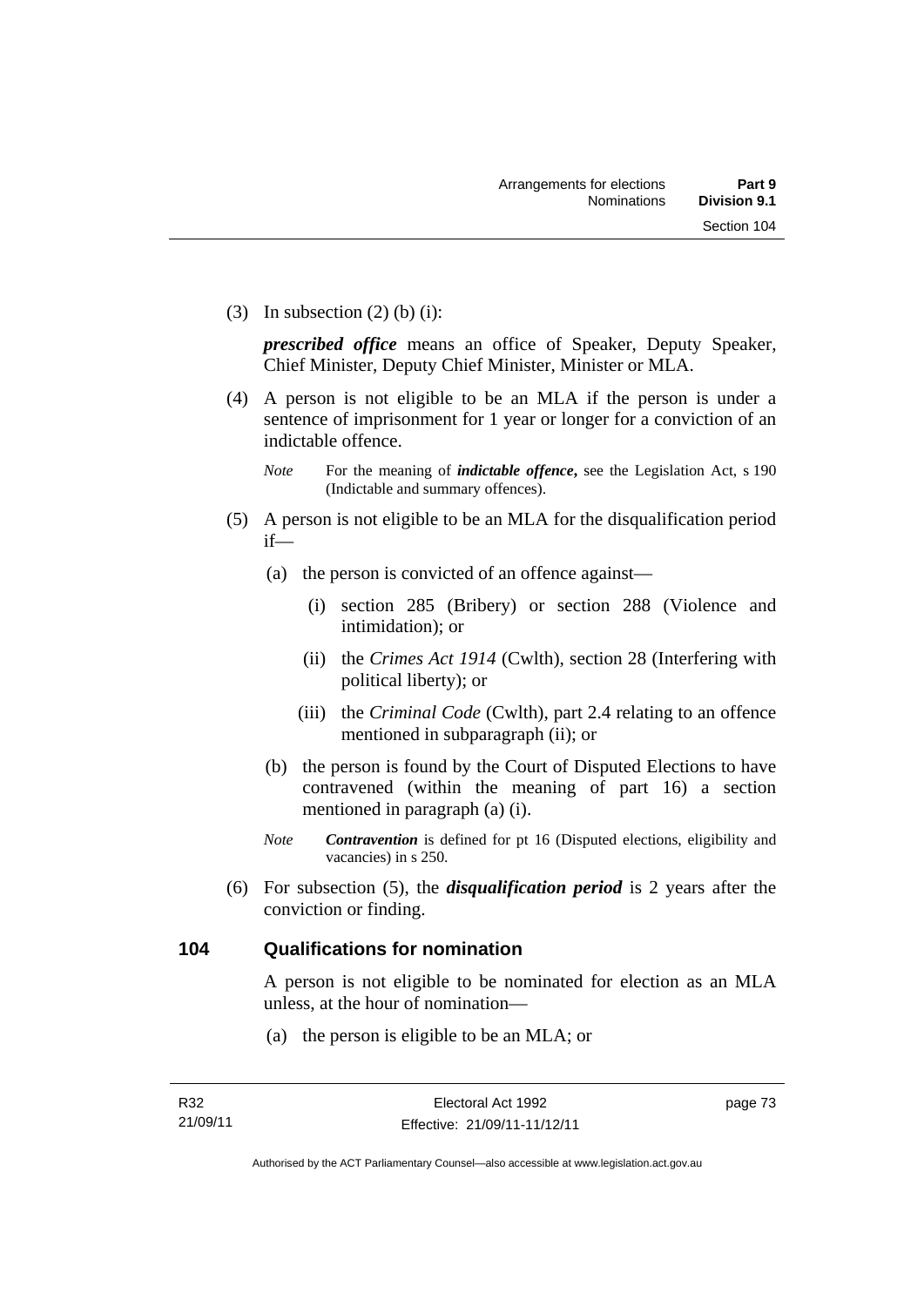(3) In subsection (2) (b) (i):

***prescribed office*** means an office of Speaker, Deputy Speaker, Chief Minister, Deputy Chief Minister, Minister or MLA.

(4) A person is not eligible to be an MLA if the person is under a sentence of imprisonment for 1 year or longer for a conviction of an indictable offence.

*Note* For the meaning of ***indictable offence***, see the Legislation Act, s 190 (Indictable and summary offences).

(5) A person is not eligible to be an MLA for the disqualification period if—

(a) the person is convicted of an offence against—

(i) section 285 (Bribery) or section 288 (Violence and intimidation); or

(ii) the *Crimes Act 1914* (Cwlth), section 28 (Interfering with political liberty); or

(iii) the *Criminal Code* (Cwlth), part 2.4 relating to an offence mentioned in subparagraph (ii); or

(b) the person is found by the Court of Disputed Elections to have contravened (within the meaning of part 16) a section mentioned in paragraph (a) (i).

*Note* ***Contravention*** is defined for pt 16 (Disputed elections, eligibility and vacancies) in s 250.

(6) For subsection (5), the ***disqualification period*** is 2 years after the conviction or finding.

## 104 Qualifications for nomination

A person is not eligible to be nominated for election as an MLA unless, at the hour of nomination—

(a) the person is eligible to be an MLA; or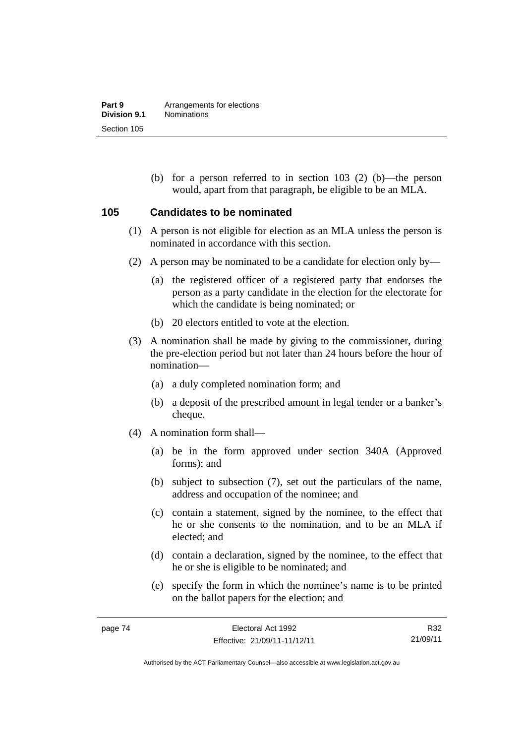(b) for a person referred to in section 103 (2) (b)—the person would, apart from that paragraph, be eligible to be an MLA.

## 105 Candidates to be nominated

(1) A person is not eligible for election as an MLA unless the person is nominated in accordance with this section.

(2) A person may be nominated to be a candidate for election only by—

(a) the registered officer of a registered party that endorses the person as a party candidate in the election for the electorate for which the candidate is being nominated; or

(b) 20 electors entitled to vote at the election.

(3) A nomination shall be made by giving to the commissioner, during the pre-election period but not later than 24 hours before the hour of nomination—

(a) a duly completed nomination form; and

(b) a deposit of the prescribed amount in legal tender or a banker's cheque.

(4) A nomination form shall—

(a) be in the form approved under section 340A (Approved forms); and

(b) subject to subsection (7), set out the particulars of the name, address and occupation of the nominee; and

(c) contain a statement, signed by the nominee, to the effect that he or she consents to the nomination, and to be an MLA if elected; and

(d) contain a declaration, signed by the nominee, to the effect that he or she is eligible to be nominated; and

(e) specify the form in which the nominee's name is to be printed on the ballot papers for the election; and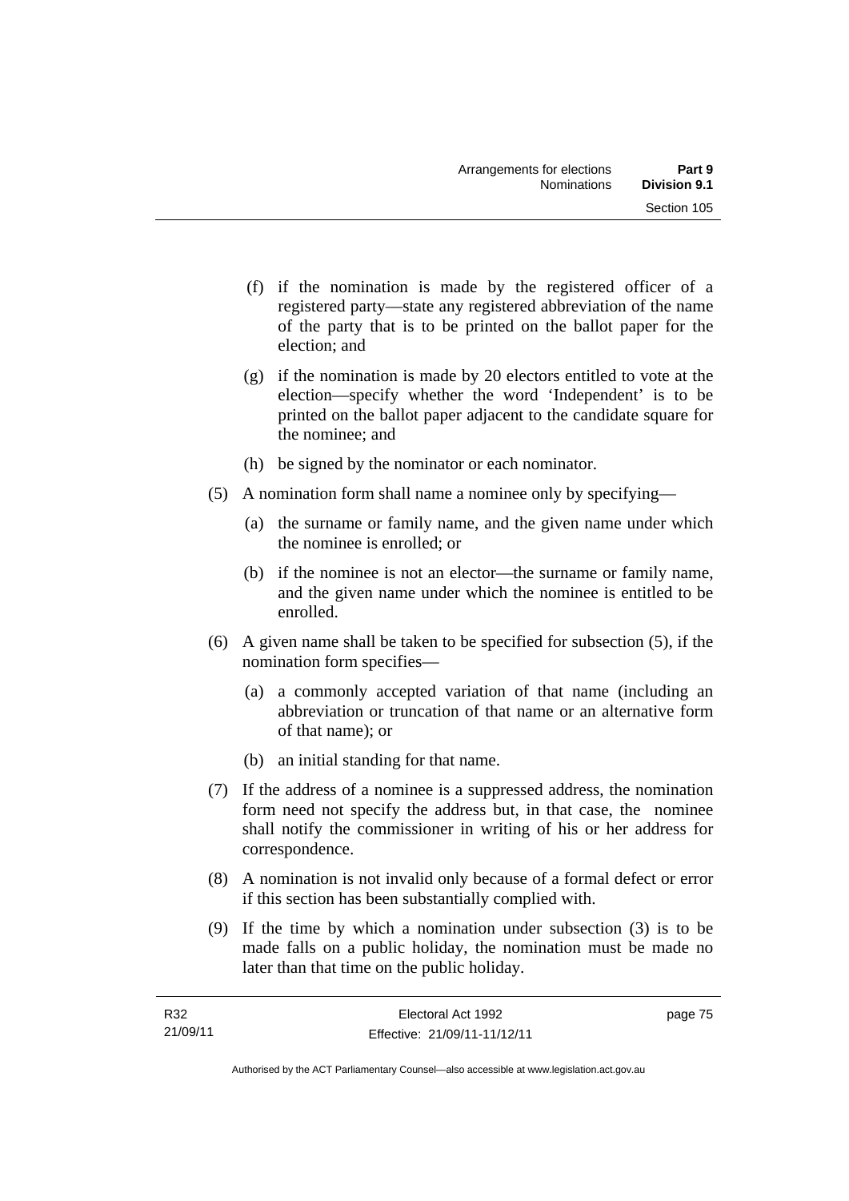(f) if the nomination is made by the registered officer of a registered party—state any registered abbreviation of the name of the party that is to be printed on the ballot paper for the election; and

(g) if the nomination is made by 20 electors entitled to vote at the election—specify whether the word 'Independent' is to be printed on the ballot paper adjacent to the candidate square for the nominee; and

(h) be signed by the nominator or each nominator.

(5) A nomination form shall name a nominee only by specifying—

(a) the surname or family name, and the given name under which the nominee is enrolled; or

(b) if the nominee is not an elector—the surname or family name, and the given name under which the nominee is entitled to be enrolled.

(6) A given name shall be taken to be specified for subsection (5), if the nomination form specifies—

(a) a commonly accepted variation of that name (including an abbreviation or truncation of that name or an alternative form of that name); or

(b) an initial standing for that name.

(7) If the address of a nominee is a suppressed address, the nomination form need not specify the address but, in that case, the nominee shall notify the commissioner in writing of his or her address for correspondence.

(8) A nomination is not invalid only because of a formal defect or error if this section has been substantially complied with.

(9) If the time by which a nomination under subsection (3) is to be made falls on a public holiday, the nomination must be made no later than that time on the public holiday.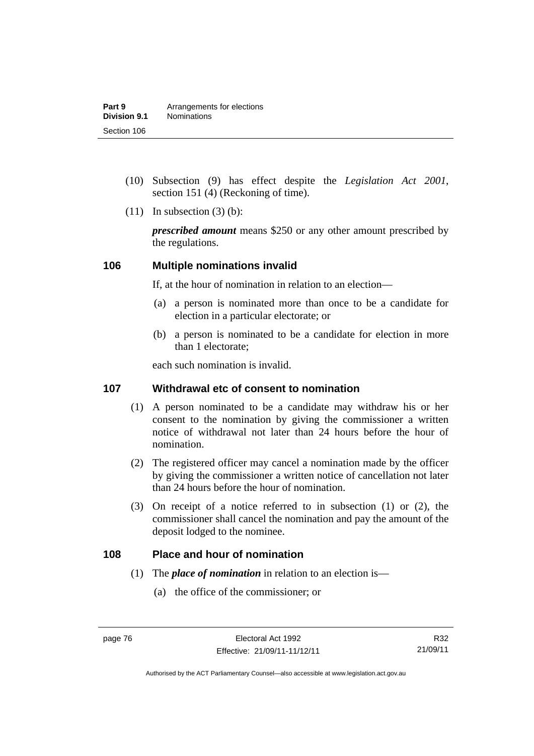(10) Subsection (9) has effect despite the *Legislation Act 2001*, section 151 (4) (Reckoning of time).

(11) In subsection (3) (b):

***prescribed amount*** means $250 or any other amount prescribed by the regulations.

## 106 Multiple nominations invalid

If, at the hour of nomination in relation to an election—

(a) a person is nominated more than once to be a candidate for election in a particular electorate; or

(b) a person is nominated to be a candidate for election in more than 1 electorate;

each such nomination is invalid.

## 107 Withdrawal etc of consent to nomination

(1) A person nominated to be a candidate may withdraw his or her consent to the nomination by giving the commissioner a written notice of withdrawal not later than 24 hours before the hour of nomination.

(2) The registered officer may cancel a nomination made by the officer by giving the commissioner a written notice of cancellation not later than 24 hours before the hour of nomination.

(3) On receipt of a notice referred to in subsection (1) or (2), the commissioner shall cancel the nomination and pay the amount of the deposit lodged to the nominee.

## 108 Place and hour of nomination

(1) The ***place of nomination*** in relation to an election is—

(a) the office of the commissioner; or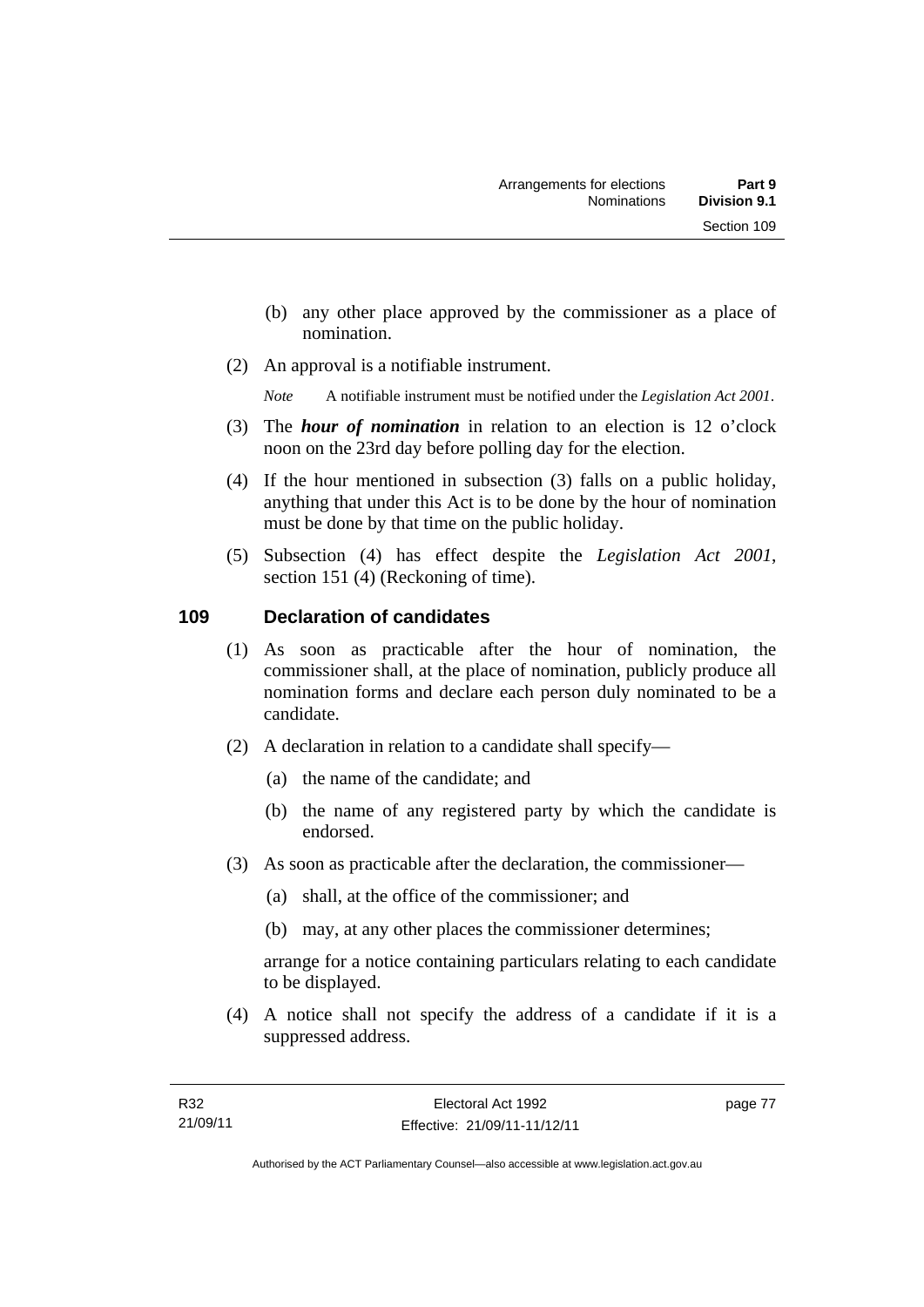(b) any other place approved by the commissioner as a place of nomination.

(2) An approval is a notifiable instrument.

*Note* A notifiable instrument must be notified under the *Legislation Act 2001*.

(3) The ***hour of nomination*** in relation to an election is 12 o'clock noon on the 23rd day before polling day for the election.

(4) If the hour mentioned in subsection (3) falls on a public holiday, anything that under this Act is to be done by the hour of nomination must be done by that time on the public holiday.

(5) Subsection (4) has effect despite the *Legislation Act 2001*, section 151 (4) (Reckoning of time).

## 109 Declaration of candidates

(1) As soon as practicable after the hour of nomination, the commissioner shall, at the place of nomination, publicly produce all nomination forms and declare each person duly nominated to be a candidate.

(2) A declaration in relation to a candidate shall specify—

(a) the name of the candidate; and

(b) the name of any registered party by which the candidate is endorsed.

(3) As soon as practicable after the declaration, the commissioner—

(a) shall, at the office of the commissioner; and

(b) may, at any other places the commissioner determines;

arrange for a notice containing particulars relating to each candidate to be displayed.

(4) A notice shall not specify the address of a candidate if it is a suppressed address.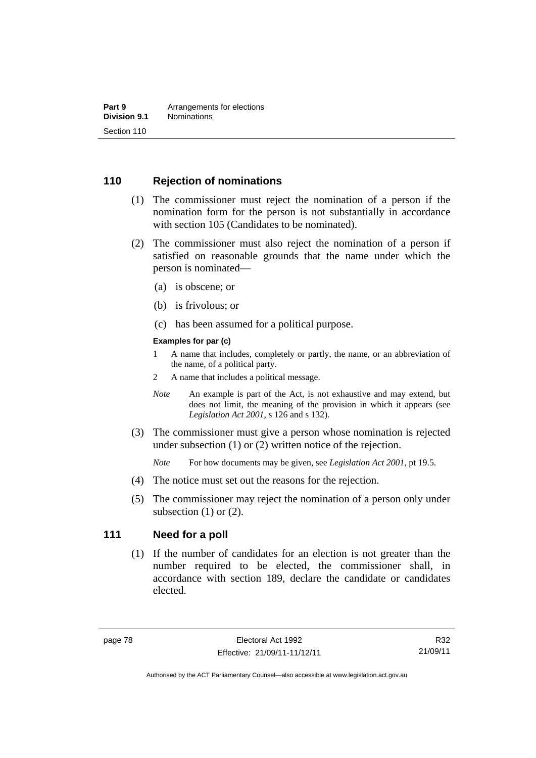## 110 Rejection of nominations

(1) The commissioner must reject the nomination of a person if the nomination form for the person is not substantially in accordance with section 105 (Candidates to be nominated).

(2) The commissioner must also reject the nomination of a person if satisfied on reasonable grounds that the name under which the person is nominated—

(a) is obscene; or

(b) is frivolous; or

(c) has been assumed for a political purpose.

**Examples for par (c)**

1 A name that includes, completely or partly, the name, or an abbreviation of the name, of a political party.

2 A name that includes a political message.

*Note* An example is part of the Act, is not exhaustive and may extend, but does not limit, the meaning of the provision in which it appears (see *Legislation Act 2001*, s 126 and s 132).

(3) The commissioner must give a person whose nomination is rejected under subsection (1) or (2) written notice of the rejection.

*Note* For how documents may be given, see *Legislation Act 2001*, pt 19.5.

(4) The notice must set out the reasons for the rejection.

(5) The commissioner may reject the nomination of a person only under subsection (1) or (2).

## 111 Need for a poll

(1) If the number of candidates for an election is not greater than the number required to be elected, the commissioner shall, in accordance with section 189, declare the candidate or candidates elected.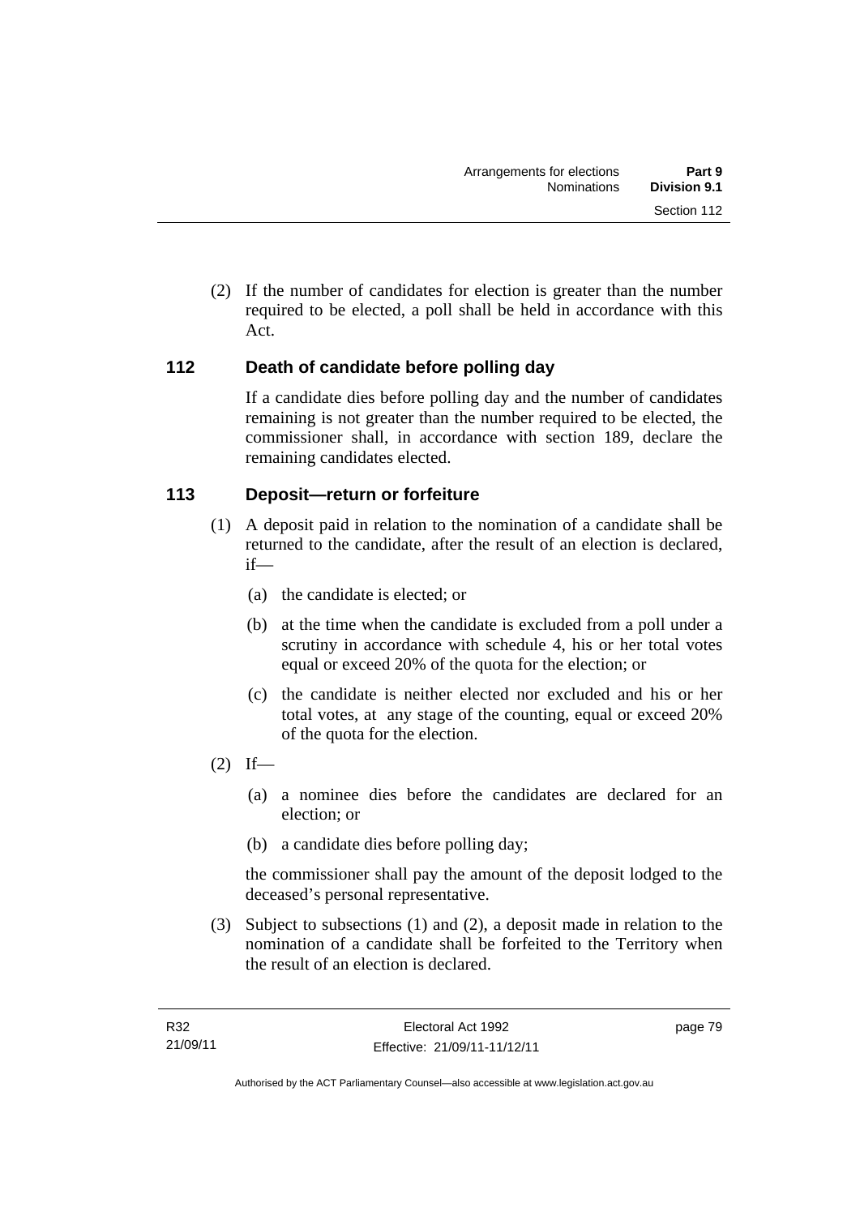(2) If the number of candidates for election is greater than the number required to be elected, a poll shall be held in accordance with this Act.

### 112 Death of candidate before polling day

If a candidate dies before polling day and the number of candidates remaining is not greater than the number required to be elected, the commissioner shall, in accordance with section 189, declare the remaining candidates elected.

### 113 Deposit—return or forfeiture

(1) A deposit paid in relation to the nomination of a candidate shall be returned to the candidate, after the result of an election is declared, if—

(a) the candidate is elected; or

(b) at the time when the candidate is excluded from a poll under a scrutiny in accordance with schedule 4, his or her total votes equal or exceed 20% of the quota for the election; or

(c) the candidate is neither elected nor excluded and his or her total votes, at any stage of the counting, equal or exceed 20% of the quota for the election.

(2) If—

(a) a nominee dies before the candidates are declared for an election; or

(b) a candidate dies before polling day;

the commissioner shall pay the amount of the deposit lodged to the deceased's personal representative.

(3) Subject to subsections (1) and (2), a deposit made in relation to the nomination of a candidate shall be forfeited to the Territory when the result of an election is declared.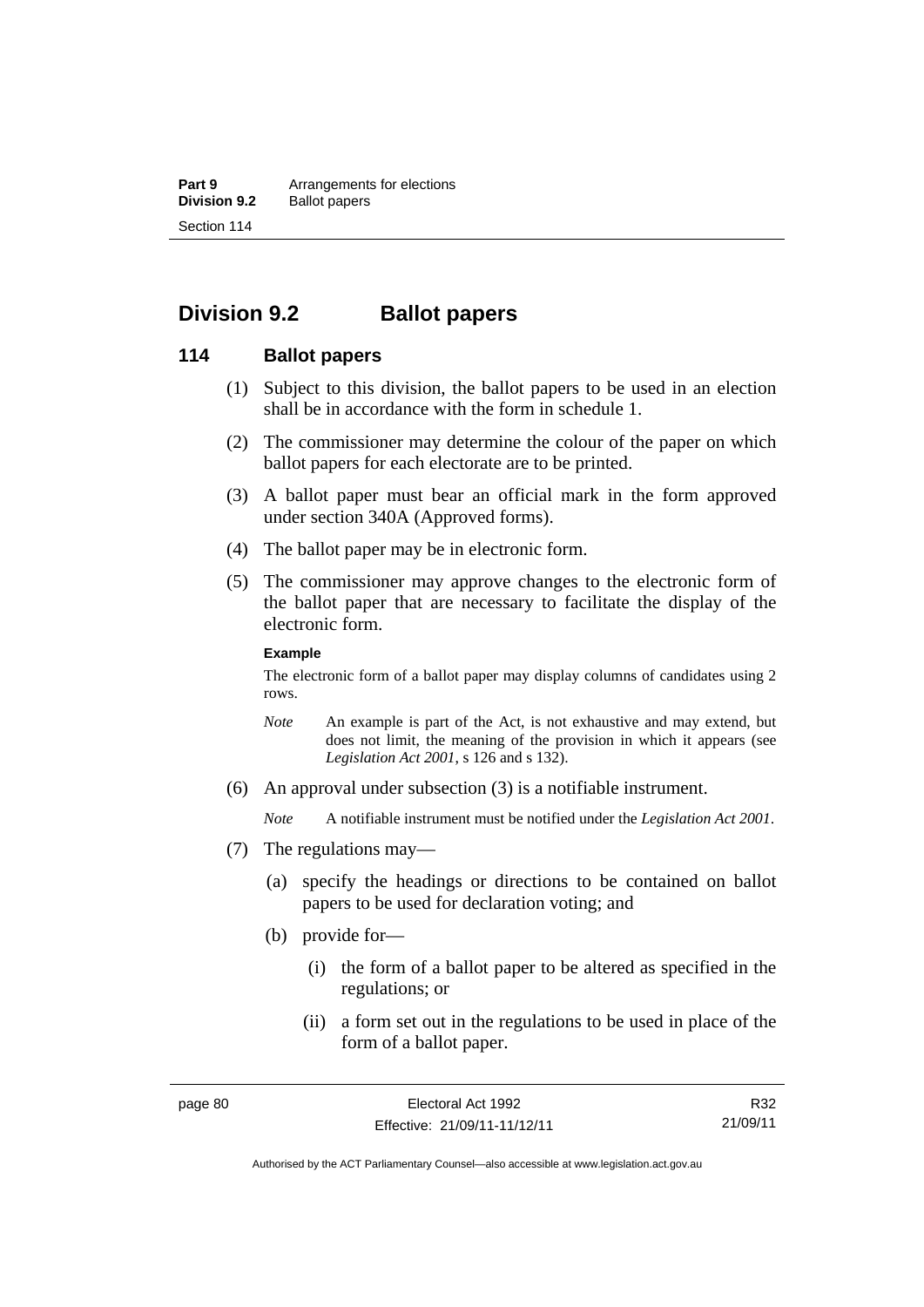## Division 9.2 Ballot papers

### 114 Ballot papers

(1) Subject to this division, the ballot papers to be used in an election shall be in accordance with the form in schedule 1.

(2) The commissioner may determine the colour of the paper on which ballot papers for each electorate are to be printed.

(3) A ballot paper must bear an official mark in the form approved under section 340A (Approved forms).

(4) The ballot paper may be in electronic form.

(5) The commissioner may approve changes to the electronic form of the ballot paper that are necessary to facilitate the display of the electronic form.

**Example**

The electronic form of a ballot paper may display columns of candidates using 2 rows.

*Note* An example is part of the Act, is not exhaustive and may extend, but does not limit, the meaning of the provision in which it appears (see *Legislation Act 2001*, s 126 and s 132).

(6) An approval under subsection (3) is a notifiable instrument.

*Note* A notifiable instrument must be notified under the *Legislation Act 2001*.

(7) The regulations may—

(a) specify the headings or directions to be contained on ballot papers to be used for declaration voting; and

(b) provide for—

(i) the form of a ballot paper to be altered as specified in the regulations; or

(ii) a form set out in the regulations to be used in place of the form of a ballot paper.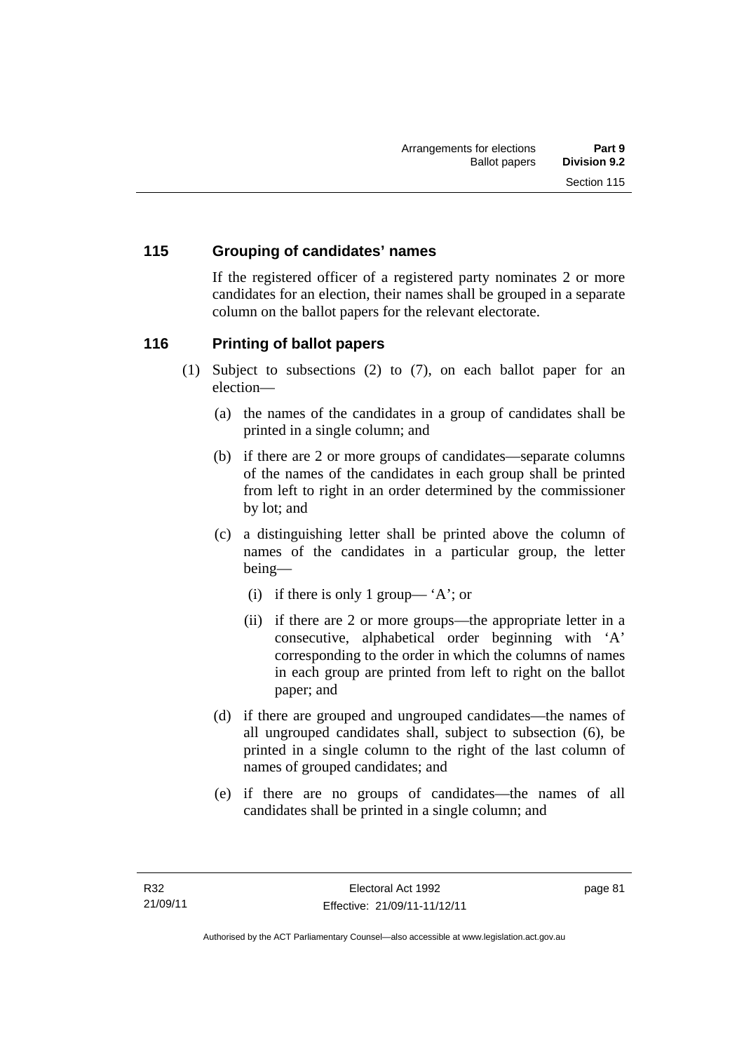### 115 Grouping of candidates' names

If the registered officer of a registered party nominates 2 or more candidates for an election, their names shall be grouped in a separate column on the ballot papers for the relevant electorate.

### 116 Printing of ballot papers

(1) Subject to subsections (2) to (7), on each ballot paper for an election—

(a) the names of the candidates in a group of candidates shall be printed in a single column; and

(b) if there are 2 or more groups of candidates—separate columns of the names of the candidates in each group shall be printed from left to right in an order determined by the commissioner by lot; and

(c) a distinguishing letter shall be printed above the column of names of the candidates in a particular group, the letter being—

(i) if there is only 1 group— 'A'; or

(ii) if there are 2 or more groups—the appropriate letter in a consecutive, alphabetical order beginning with 'A' corresponding to the order in which the columns of names in each group are printed from left to right on the ballot paper; and

(d) if there are grouped and ungrouped candidates—the names of all ungrouped candidates shall, subject to subsection (6), be printed in a single column to the right of the last column of names of grouped candidates; and

(e) if there are no groups of candidates—the names of all candidates shall be printed in a single column; and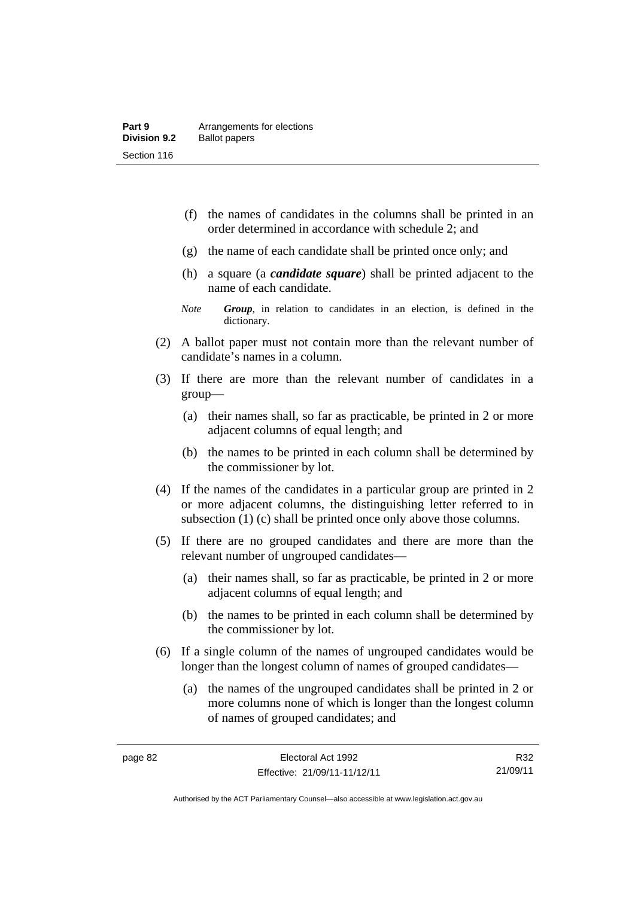(f) the names of candidates in the columns shall be printed in an order determined in accordance with schedule 2; and

(g) the name of each candidate shall be printed once only; and

(h) a square (a ***candidate square***) shall be printed adjacent to the name of each candidate.

*Note* ***Group***, in relation to candidates in an election, is defined in the dictionary.

(2) A ballot paper must not contain more than the relevant number of candidate's names in a column.

(3) If there are more than the relevant number of candidates in a group—

(a) their names shall, so far as practicable, be printed in 2 or more adjacent columns of equal length; and

(b) the names to be printed in each column shall be determined by the commissioner by lot.

(4) If the names of the candidates in a particular group are printed in 2 or more adjacent columns, the distinguishing letter referred to in subsection (1) (c) shall be printed once only above those columns.

(5) If there are no grouped candidates and there are more than the relevant number of ungrouped candidates—

(a) their names shall, so far as practicable, be printed in 2 or more adjacent columns of equal length; and

(b) the names to be printed in each column shall be determined by the commissioner by lot.

(6) If a single column of the names of ungrouped candidates would be longer than the longest column of names of grouped candidates—

(a) the names of the ungrouped candidates shall be printed in 2 or more columns none of which is longer than the longest column of names of grouped candidates; and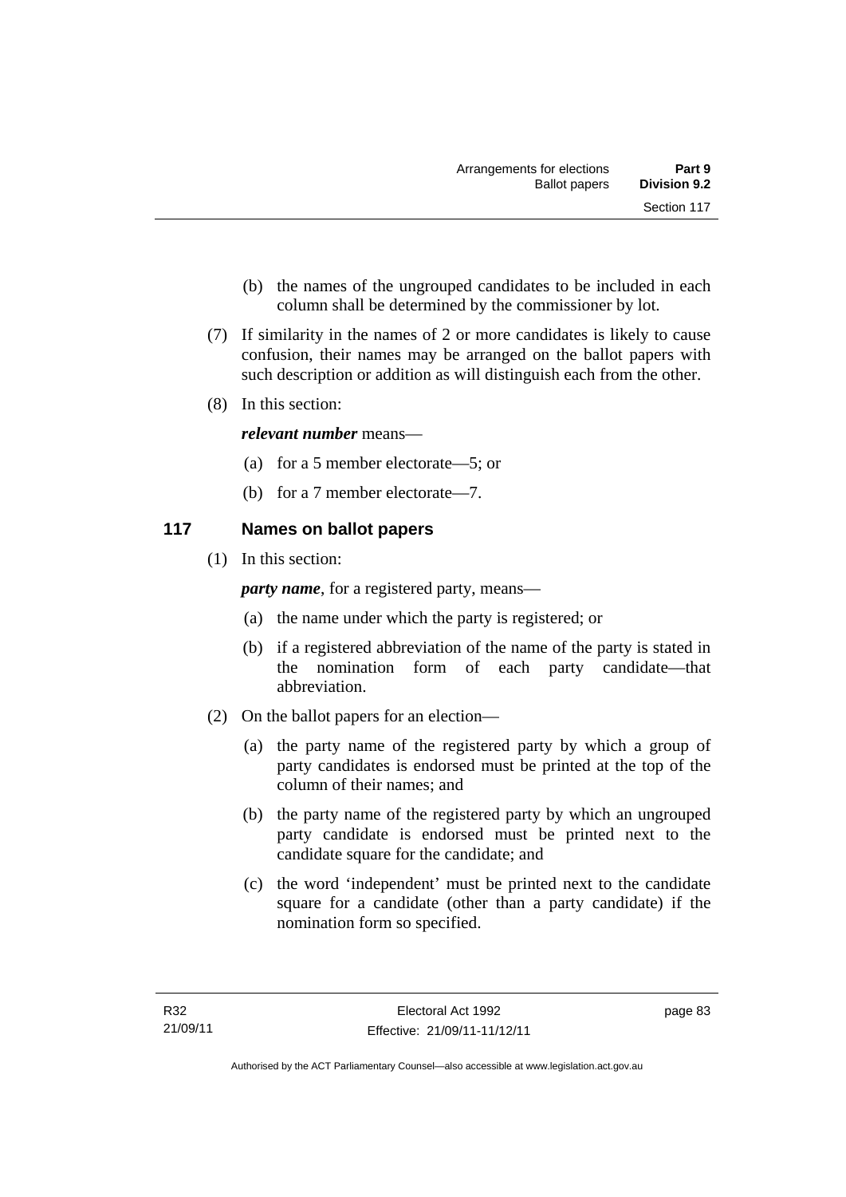(b) the names of the ungrouped candidates to be included in each column shall be determined by the commissioner by lot.

(7) If similarity in the names of 2 or more candidates is likely to cause confusion, their names may be arranged on the ballot papers with such description or addition as will distinguish each from the other.

(8) In this section:

***relevant number*** means—

(a) for a 5 member electorate—5; or

(b) for a 7 member electorate—7.

## 117 Names on ballot papers

(1) In this section:

***party name***, for a registered party, means—

(a) the name under which the party is registered; or

(b) if a registered abbreviation of the name of the party is stated in the nomination form of each party candidate—that abbreviation.

(2) On the ballot papers for an election—

(a) the party name of the registered party by which a group of party candidates is endorsed must be printed at the top of the column of their names; and

(b) the party name of the registered party by which an ungrouped party candidate is endorsed must be printed next to the candidate square for the candidate; and

(c) the word 'independent' must be printed next to the candidate square for a candidate (other than a party candidate) if the nomination form so specified.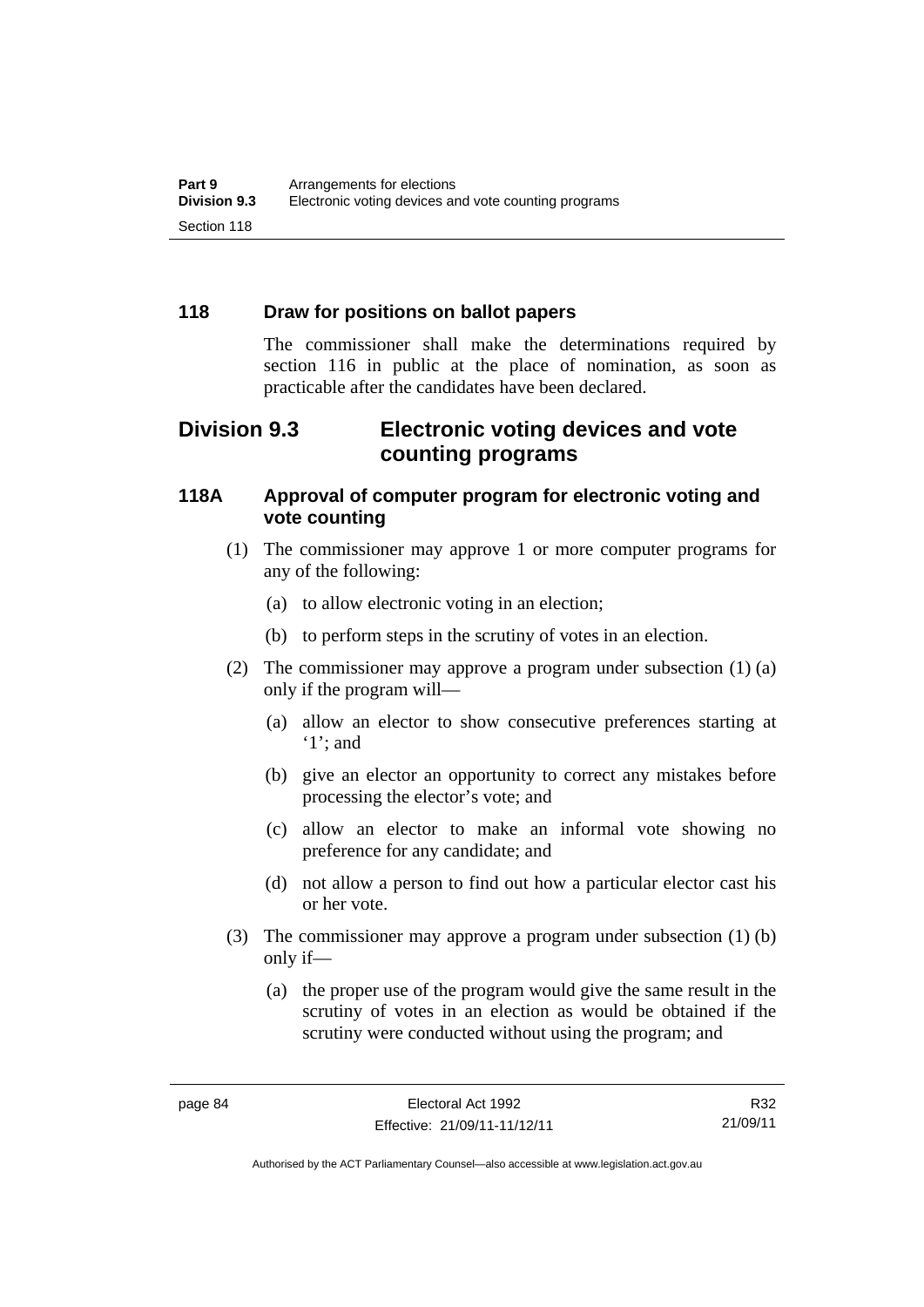### 118 Draw for positions on ballot papers

The commissioner shall make the determinations required by section 116 in public at the place of nomination, as soon as practicable after the candidates have been declared.

## Division 9.3 Electronic voting devices and vote counting programs

### 118A Approval of computer program for electronic voting and vote counting

(1) The commissioner may approve 1 or more computer programs for any of the following:

   (a) to allow electronic voting in an election;

   (b) to perform steps in the scrutiny of votes in an election.

(2) The commissioner may approve a program under subsection (1) (a) only if the program will—

   (a) allow an elector to show consecutive preferences starting at '1'; and

   (b) give an elector an opportunity to correct any mistakes before processing the elector's vote; and

   (c) allow an elector to make an informal vote showing no preference for any candidate; and

   (d) not allow a person to find out how a particular elector cast his or her vote.

(3) The commissioner may approve a program under subsection (1) (b) only if—

   (a) the proper use of the program would give the same result in the scrutiny of votes in an election as would be obtained if the scrutiny were conducted without using the program; and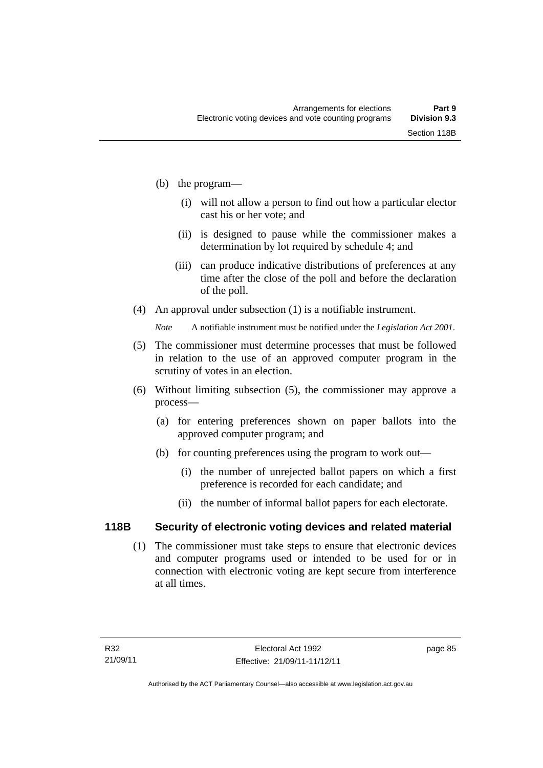(b) the program—

   (i) will not allow a person to find out how a particular elector cast his or her vote; and

   (ii) is designed to pause while the commissioner makes a determination by lot required by schedule 4; and

   (iii) can produce indicative distributions of preferences at any time after the close of the poll and before the declaration of the poll.

(4) An approval under subsection (1) is a notifiable instrument.

*Note* A notifiable instrument must be notified under the *Legislation Act 2001*.

(5) The commissioner must determine processes that must be followed in relation to the use of an approved computer program in the scrutiny of votes in an election.

(6) Without limiting subsection (5), the commissioner may approve a process—

   (a) for entering preferences shown on paper ballots into the approved computer program; and

   (b) for counting preferences using the program to work out—

      (i) the number of unrejected ballot papers on which a first preference is recorded for each candidate; and

      (ii) the number of informal ballot papers for each electorate.

## 118B Security of electronic voting devices and related material

(1) The commissioner must take steps to ensure that electronic devices and computer programs used or intended to be used for or in connection with electronic voting are kept secure from interference at all times.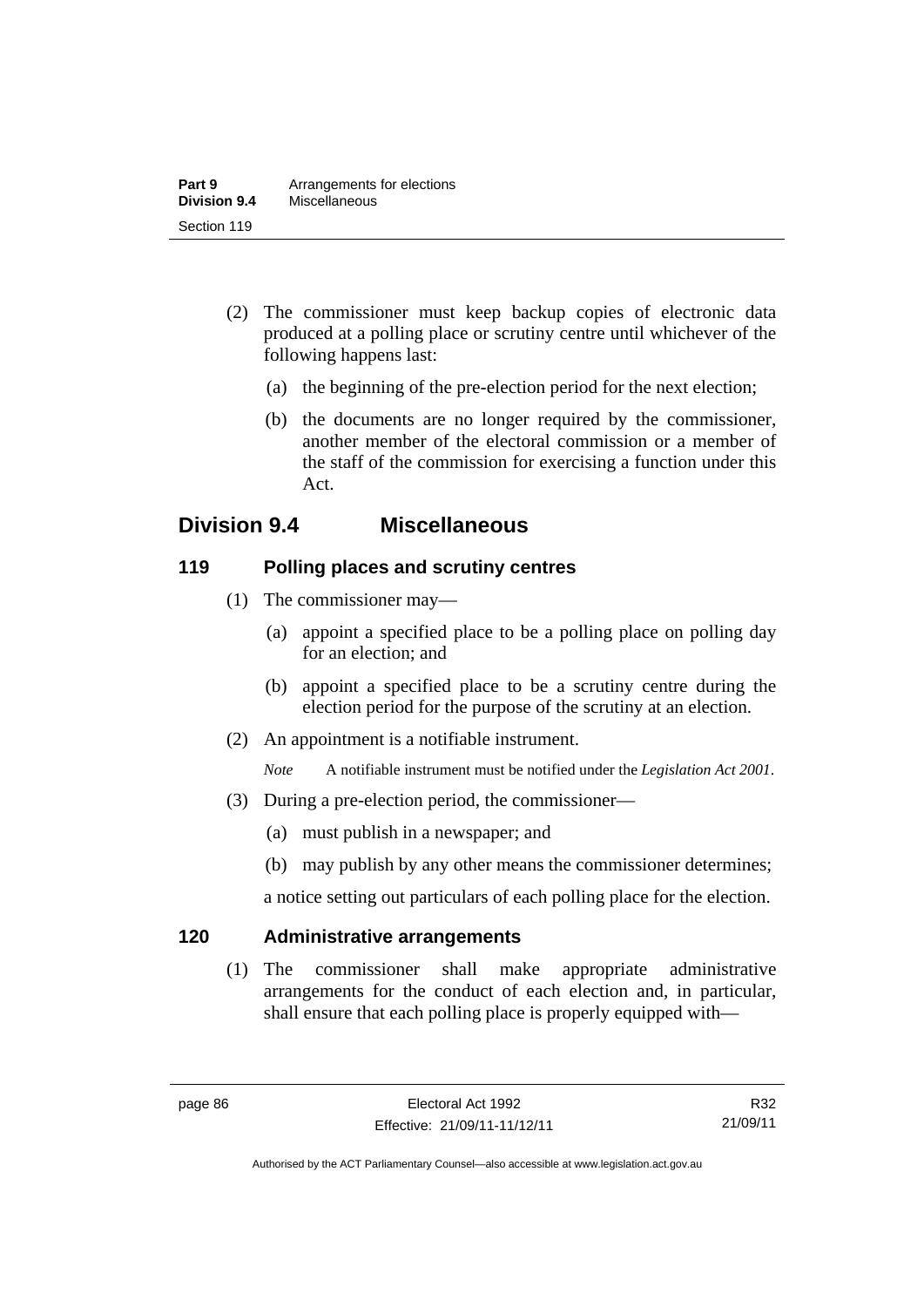(2) The commissioner must keep backup copies of electronic data produced at a polling place or scrutiny centre until whichever of the following happens last:

(a) the beginning of the pre-election period for the next election;

(b) the documents are no longer required by the commissioner, another member of the electoral commission or a member of the staff of the commission for exercising a function under this Act.

## Division 9.4 Miscellaneous

### 119 Polling places and scrutiny centres

(1) The commissioner may—

(a) appoint a specified place to be a polling place on polling day for an election; and

(b) appoint a specified place to be a scrutiny centre during the election period for the purpose of the scrutiny at an election.

(2) An appointment is a notifiable instrument.

*Note* A notifiable instrument must be notified under the *Legislation Act 2001*.

(3) During a pre-election period, the commissioner—

(a) must publish in a newspaper; and

(b) may publish by any other means the commissioner determines;

a notice setting out particulars of each polling place for the election.

### 120 Administrative arrangements

(1) The commissioner shall make appropriate administrative arrangements for the conduct of each election and, in particular, shall ensure that each polling place is properly equipped with—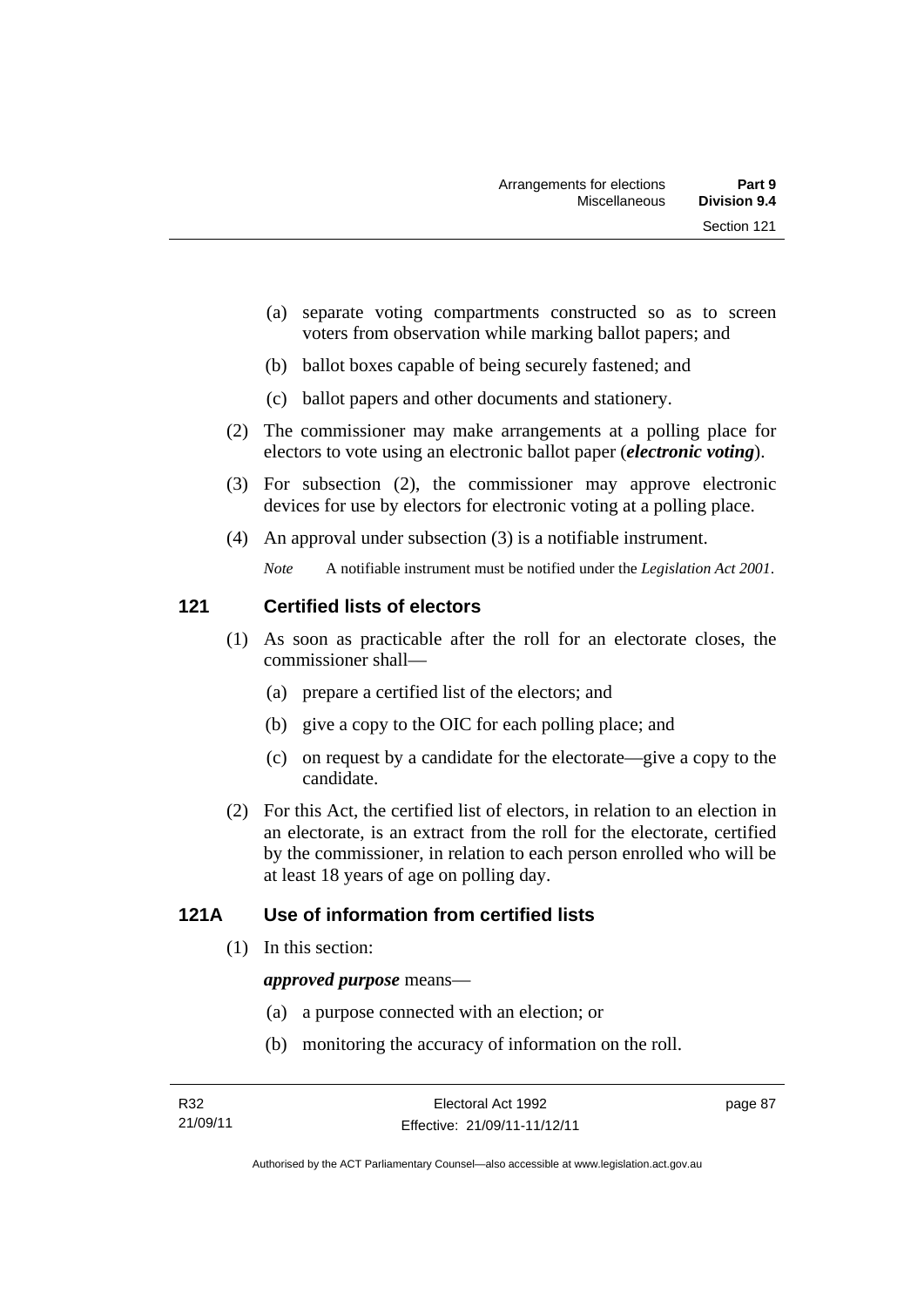(a) separate voting compartments constructed so as to screen voters from observation while marking ballot papers; and

(b) ballot boxes capable of being securely fastened; and

(c) ballot papers and other documents and stationery.

(2) The commissioner may make arrangements at a polling place for electors to vote using an electronic ballot paper (***electronic voting***).

(3) For subsection (2), the commissioner may approve electronic devices for use by electors for electronic voting at a polling place.

(4) An approval under subsection (3) is a notifiable instrument.

*Note* A notifiable instrument must be notified under the *Legislation Act 2001*.

## 121 Certified lists of electors

(1) As soon as practicable after the roll for an electorate closes, the commissioner shall—

(a) prepare a certified list of the electors; and

(b) give a copy to the OIC for each polling place; and

(c) on request by a candidate for the electorate—give a copy to the candidate.

(2) For this Act, the certified list of electors, in relation to an election in an electorate, is an extract from the roll for the electorate, certified by the commissioner, in relation to each person enrolled who will be at least 18 years of age on polling day.

## 121A Use of information from certified lists

(1) In this section:

***approved purpose*** means—

(a) a purpose connected with an election; or

(b) monitoring the accuracy of information on the roll.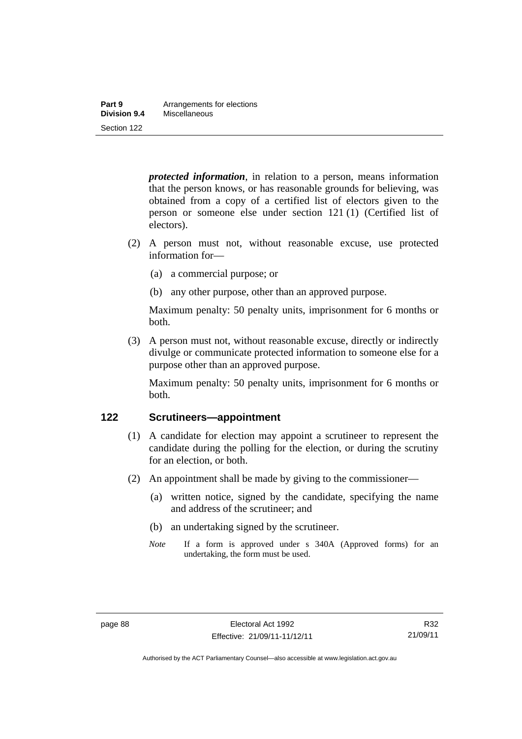***protected information***, in relation to a person, means information that the person knows, or has reasonable grounds for believing, was obtained from a copy of a certified list of electors given to the person or someone else under section 121 (1) (Certified list of electors).

(2) A person must not, without reasonable excuse, use protected information for—

(a) a commercial purpose; or

(b) any other purpose, other than an approved purpose.

Maximum penalty: 50 penalty units, imprisonment for 6 months or both.

(3) A person must not, without reasonable excuse, directly or indirectly divulge or communicate protected information to someone else for a purpose other than an approved purpose.

Maximum penalty: 50 penalty units, imprisonment for 6 months or both.

## 122 Scrutineers—appointment

(1) A candidate for election may appoint a scrutineer to represent the candidate during the polling for the election, or during the scrutiny for an election, or both.

(2) An appointment shall be made by giving to the commissioner—

(a) written notice, signed by the candidate, specifying the name and address of the scrutineer; and

(b) an undertaking signed by the scrutineer.

*Note* If a form is approved under s 340A (Approved forms) for an undertaking, the form must be used.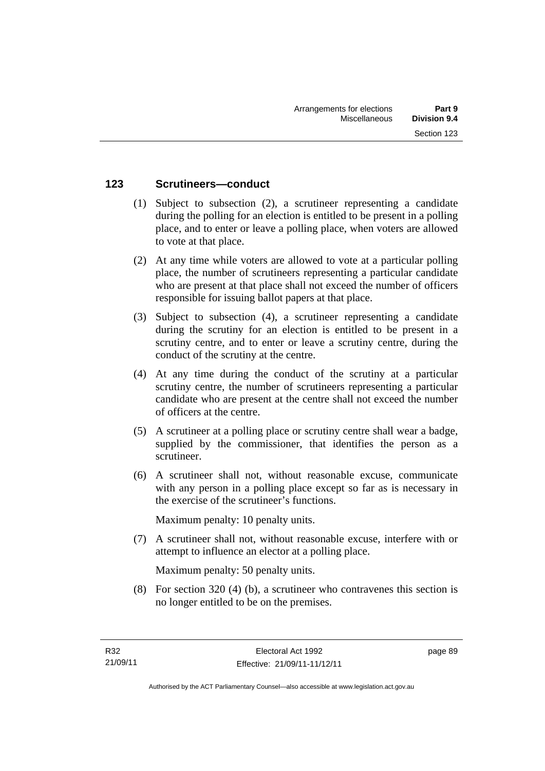### 123 Scrutineers—conduct

(1) Subject to subsection (2), a scrutineer representing a candidate during the polling for an election is entitled to be present in a polling place, and to enter or leave a polling place, when voters are allowed to vote at that place.

(2) At any time while voters are allowed to vote at a particular polling place, the number of scrutineers representing a particular candidate who are present at that place shall not exceed the number of officers responsible for issuing ballot papers at that place.

(3) Subject to subsection (4), a scrutineer representing a candidate during the scrutiny for an election is entitled to be present in a scrutiny centre, and to enter or leave a scrutiny centre, during the conduct of the scrutiny at the centre.

(4) At any time during the conduct of the scrutiny at a particular scrutiny centre, the number of scrutineers representing a particular candidate who are present at the centre shall not exceed the number of officers at the centre.

(5) A scrutineer at a polling place or scrutiny centre shall wear a badge, supplied by the commissioner, that identifies the person as a scrutineer.

(6) A scrutineer shall not, without reasonable excuse, communicate with any person in a polling place except so far as is necessary in the exercise of the scrutineer's functions.

Maximum penalty: 10 penalty units.

(7) A scrutineer shall not, without reasonable excuse, interfere with or attempt to influence an elector at a polling place.

Maximum penalty: 50 penalty units.

(8) For section 320 (4) (b), a scrutineer who contravenes this section is no longer entitled to be on the premises.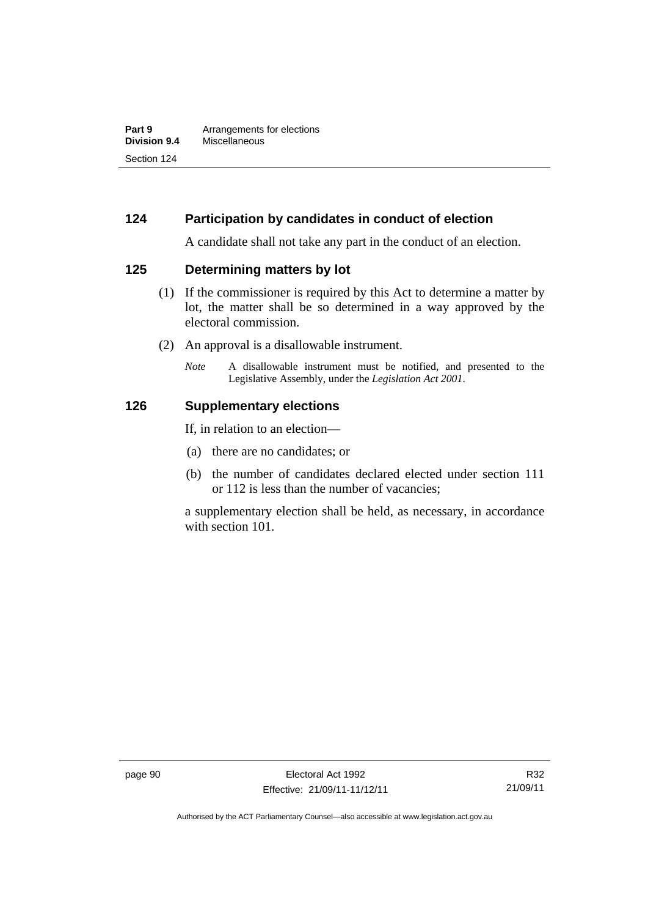## 124 Participation by candidates in conduct of election

A candidate shall not take any part in the conduct of an election.

## 125 Determining matters by lot

(1) If the commissioner is required by this Act to determine a matter by lot, the matter shall be so determined in a way approved by the electoral commission.

(2) An approval is a disallowable instrument.

*Note* A disallowable instrument must be notified, and presented to the Legislative Assembly, under the *Legislation Act 2001*.

## 126 Supplementary elections

If, in relation to an election—

(a) there are no candidates; or

(b) the number of candidates declared elected under section 111 or 112 is less than the number of vacancies;

a supplementary election shall be held, as necessary, in accordance with section 101.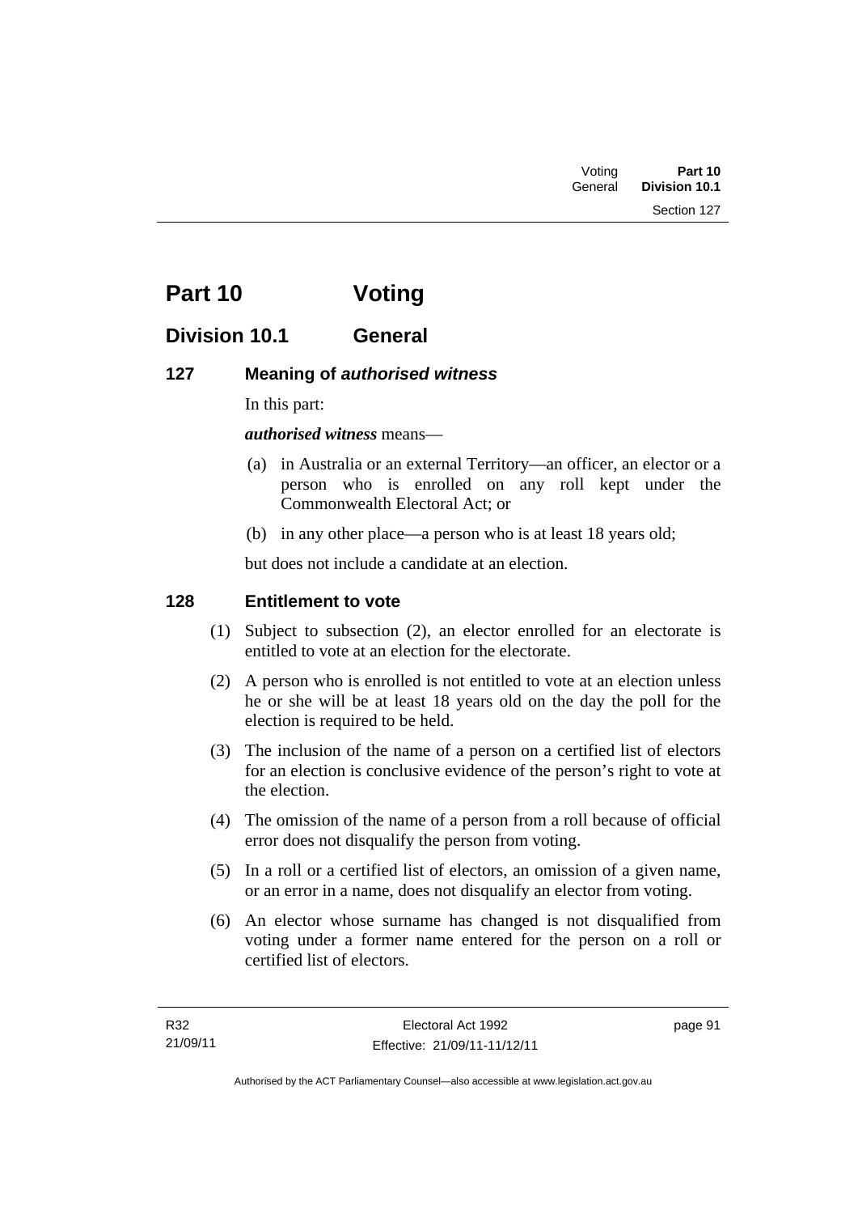# Part 10 Voting

## Division 10.1 General

### 127 Meaning of *authorised witness*

In this part:

***authorised witness*** means—

(a) in Australia or an external Territory—an officer, an elector or a person who is enrolled on any roll kept under the Commonwealth Electoral Act; or

(b) in any other place—a person who is at least 18 years old;

but does not include a candidate at an election.

### 128 Entitlement to vote

(1) Subject to subsection (2), an elector enrolled for an electorate is entitled to vote at an election for the electorate.

(2) A person who is enrolled is not entitled to vote at an election unless he or she will be at least 18 years old on the day the poll for the election is required to be held.

(3) The inclusion of the name of a person on a certified list of electors for an election is conclusive evidence of the person's right to vote at the election.

(4) The omission of the name of a person from a roll because of official error does not disqualify the person from voting.

(5) In a roll or a certified list of electors, an omission of a given name, or an error in a name, does not disqualify an elector from voting.

(6) An elector whose surname has changed is not disqualified from voting under a former name entered for the person on a roll or certified list of electors.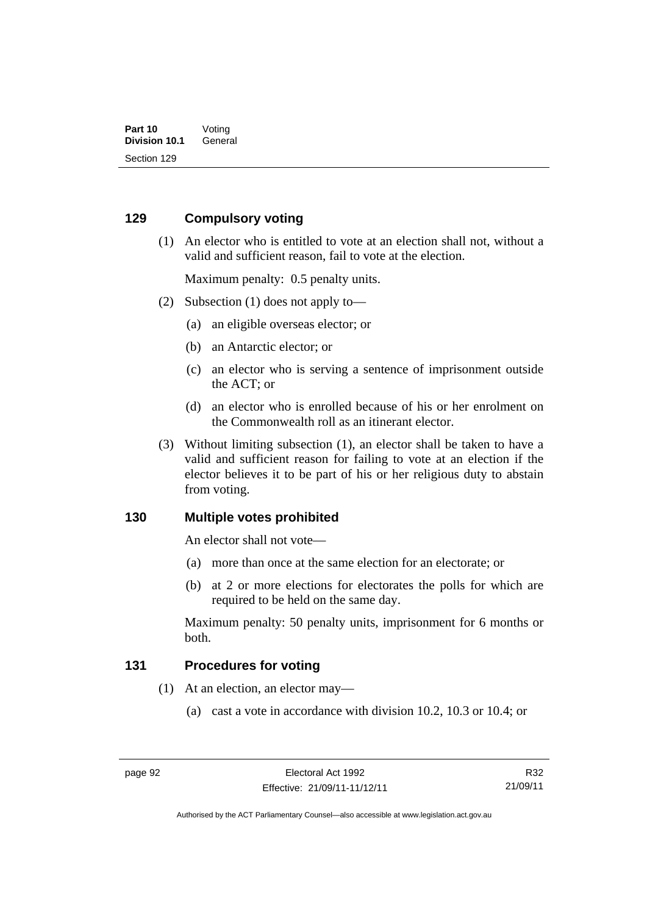## 129 Compulsory voting

(1) An elector who is entitled to vote at an election shall not, without a valid and sufficient reason, fail to vote at the election.

Maximum penalty: 0.5 penalty units.

(2) Subsection (1) does not apply to—

(a) an eligible overseas elector; or

(b) an Antarctic elector; or

(c) an elector who is serving a sentence of imprisonment outside the ACT; or

(d) an elector who is enrolled because of his or her enrolment on the Commonwealth roll as an itinerant elector.

(3) Without limiting subsection (1), an elector shall be taken to have a valid and sufficient reason for failing to vote at an election if the elector believes it to be part of his or her religious duty to abstain from voting.

## 130 Multiple votes prohibited

An elector shall not vote—

(a) more than once at the same election for an electorate; or

(b) at 2 or more elections for electorates the polls for which are required to be held on the same day.

Maximum penalty: 50 penalty units, imprisonment for 6 months or both.

## 131 Procedures for voting

(1) At an election, an elector may—

(a) cast a vote in accordance with division 10.2, 10.3 or 10.4; or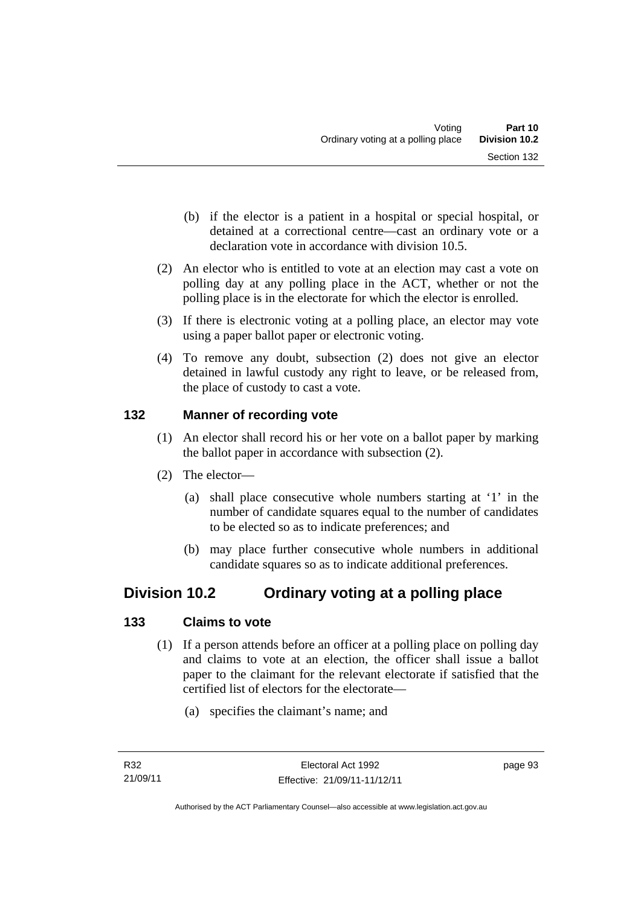(b) if the elector is a patient in a hospital or special hospital, or detained at a correctional centre—cast an ordinary vote or a declaration vote in accordance with division 10.5.

(2) An elector who is entitled to vote at an election may cast a vote on polling day at any polling place in the ACT, whether or not the polling place is in the electorate for which the elector is enrolled.

(3) If there is electronic voting at a polling place, an elector may vote using a paper ballot paper or electronic voting.

(4) To remove any doubt, subsection (2) does not give an elector detained in lawful custody any right to leave, or be released from, the place of custody to cast a vote.

### 132 Manner of recording vote

(1) An elector shall record his or her vote on a ballot paper by marking the ballot paper in accordance with subsection (2).

(2) The elector—

(a) shall place consecutive whole numbers starting at '1' in the number of candidate squares equal to the number of candidates to be elected so as to indicate preferences; and

(b) may place further consecutive whole numbers in additional candidate squares so as to indicate additional preferences.

## Division 10.2 Ordinary voting at a polling place

### 133 Claims to vote

(1) If a person attends before an officer at a polling place on polling day and claims to vote at an election, the officer shall issue a ballot paper to the claimant for the relevant electorate if satisfied that the certified list of electors for the electorate—

(a) specifies the claimant's name; and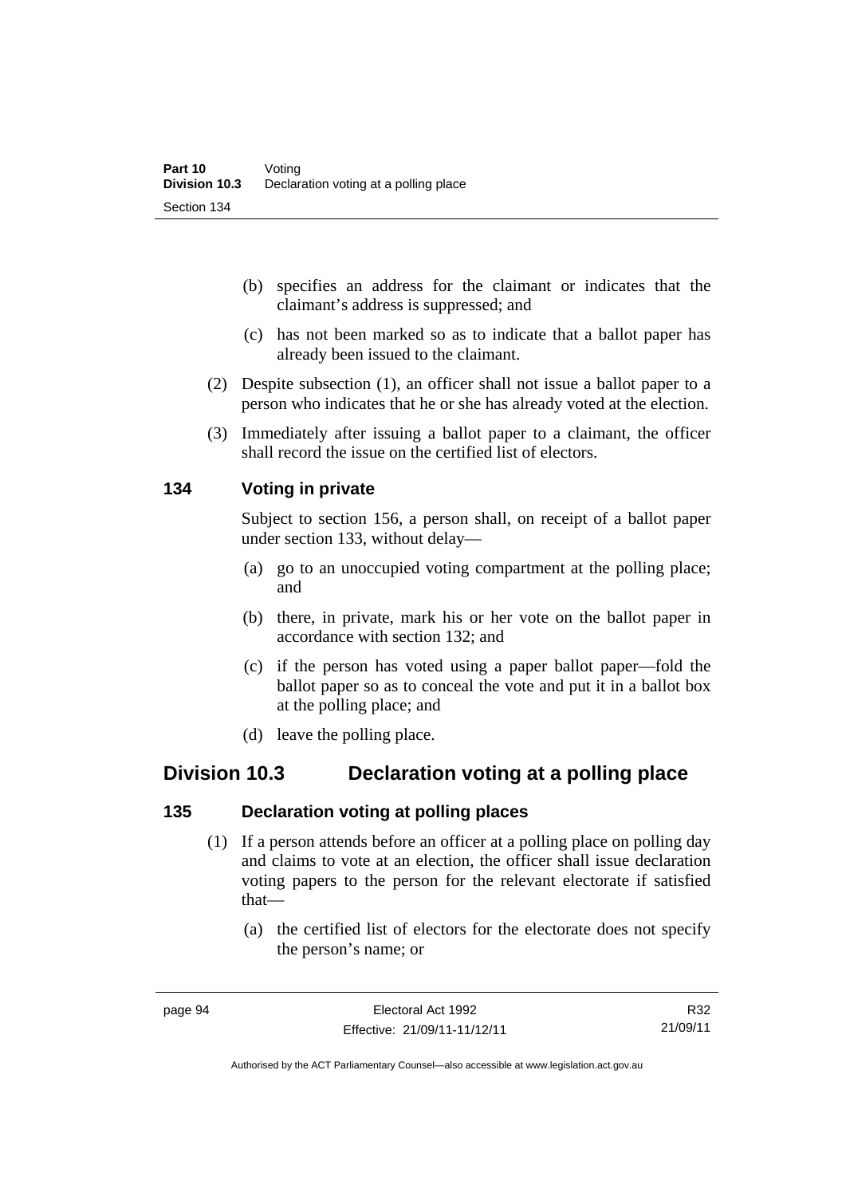(b) specifies an address for the claimant or indicates that the claimant's address is suppressed; and

(c) has not been marked so as to indicate that a ballot paper has already been issued to the claimant.

(2) Despite subsection (1), an officer shall not issue a ballot paper to a person who indicates that he or she has already voted at the election.

(3) Immediately after issuing a ballot paper to a claimant, the officer shall record the issue on the certified list of electors.

### 134 Voting in private

Subject to section 156, a person shall, on receipt of a ballot paper under section 133, without delay—

(a) go to an unoccupied voting compartment at the polling place; and

(b) there, in private, mark his or her vote on the ballot paper in accordance with section 132; and

(c) if the person has voted using a paper ballot paper—fold the ballot paper so as to conceal the vote and put it in a ballot box at the polling place; and

(d) leave the polling place.

## Division 10.3 Declaration voting at a polling place

### 135 Declaration voting at polling places

(1) If a person attends before an officer at a polling place on polling day and claims to vote at an election, the officer shall issue declaration voting papers to the person for the relevant electorate if satisfied that—

(a) the certified list of electors for the electorate does not specify the person's name; or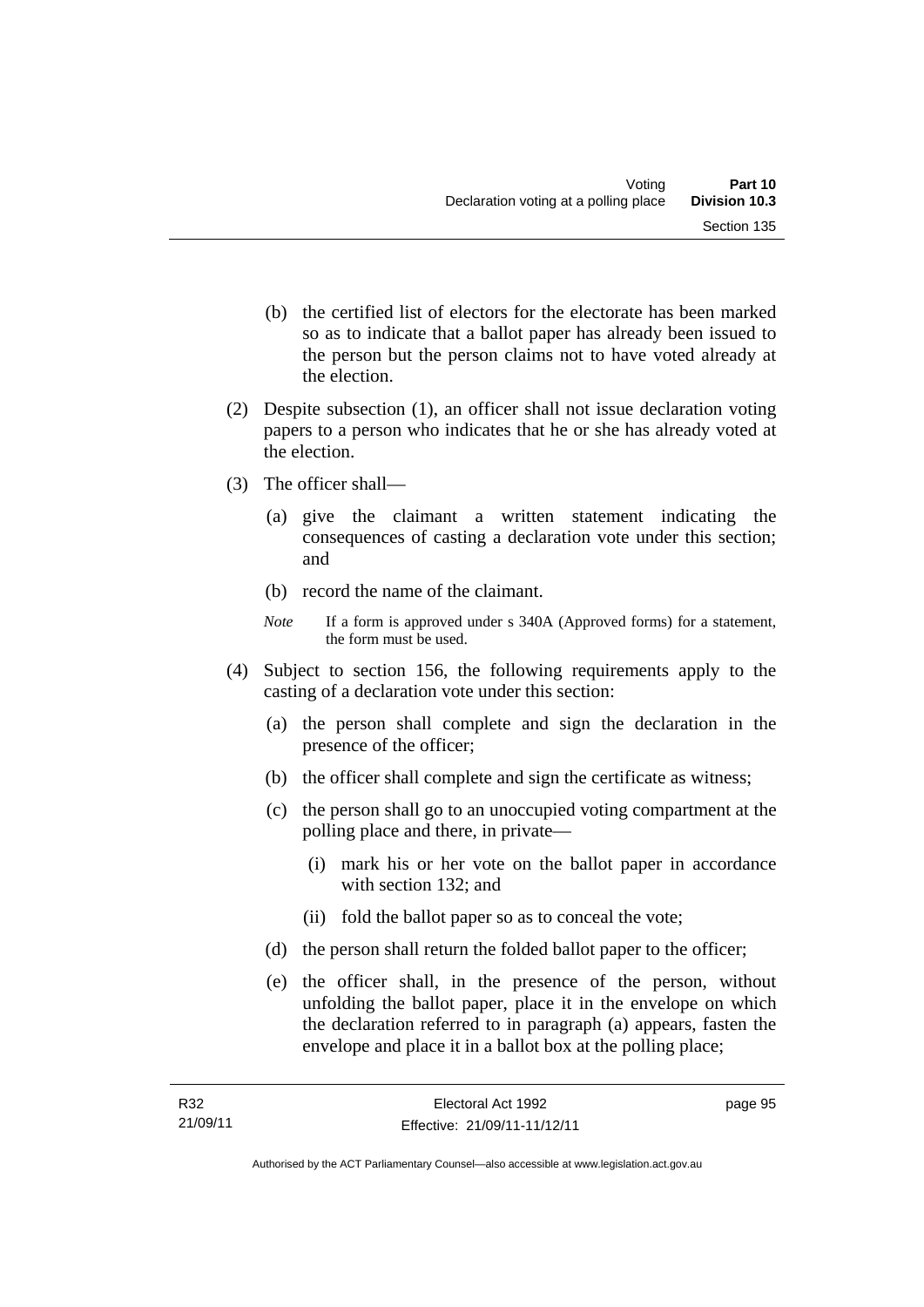(b) the certified list of electors for the electorate has been marked so as to indicate that a ballot paper has already been issued to the person but the person claims not to have voted already at the election.

(2) Despite subsection (1), an officer shall not issue declaration voting papers to a person who indicates that he or she has already voted at the election.

(3) The officer shall—

(a) give the claimant a written statement indicating the consequences of casting a declaration vote under this section; and

(b) record the name of the claimant.

*Note* If a form is approved under s 340A (Approved forms) for a statement, the form must be used.

(4) Subject to section 156, the following requirements apply to the casting of a declaration vote under this section:

(a) the person shall complete and sign the declaration in the presence of the officer;

(b) the officer shall complete and sign the certificate as witness;

(c) the person shall go to an unoccupied voting compartment at the polling place and there, in private—

(i) mark his or her vote on the ballot paper in accordance with section 132; and

(ii) fold the ballot paper so as to conceal the vote;

(d) the person shall return the folded ballot paper to the officer;

(e) the officer shall, in the presence of the person, without unfolding the ballot paper, place it in the envelope on which the declaration referred to in paragraph (a) appears, fasten the envelope and place it in a ballot box at the polling place;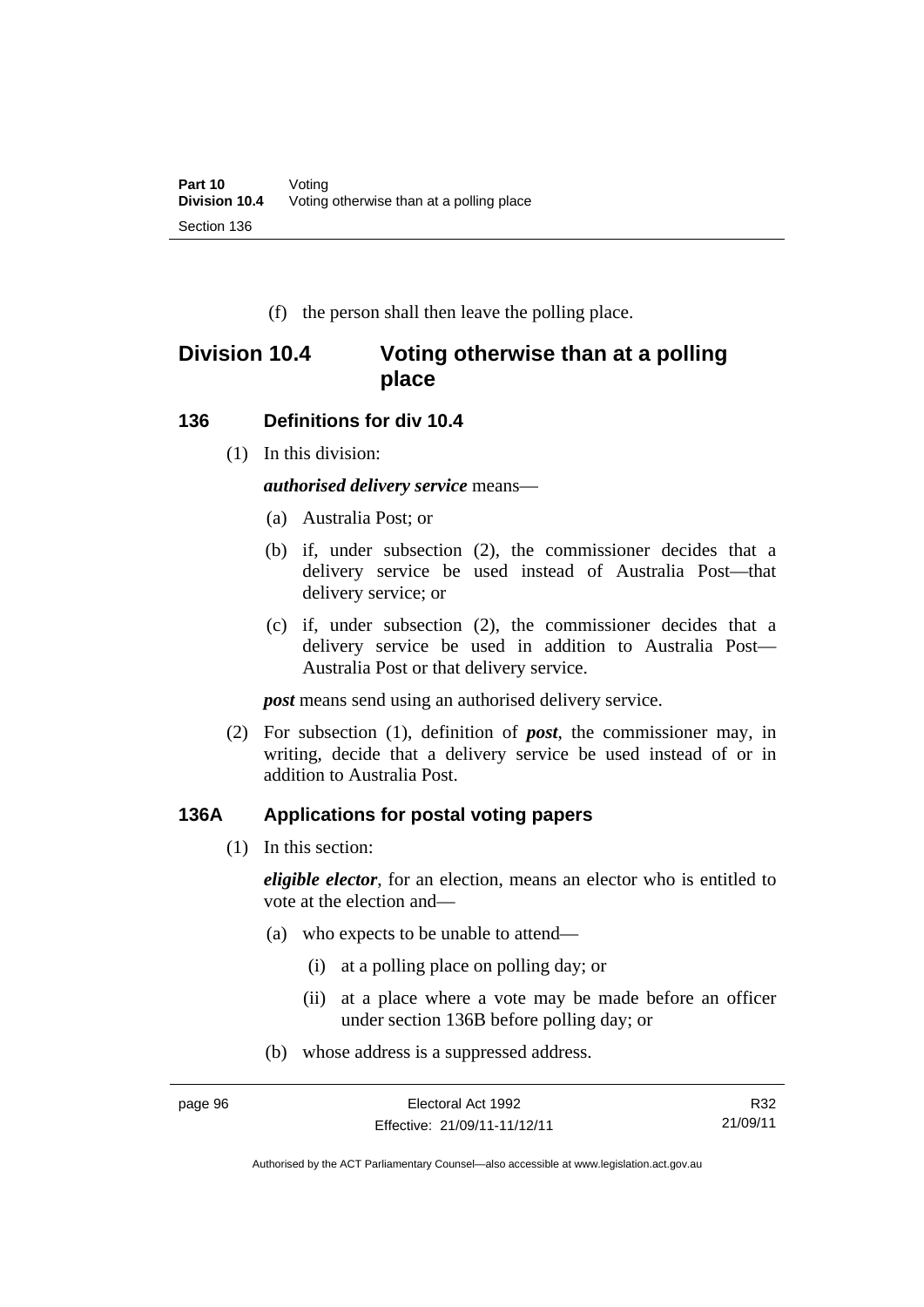(f) the person shall then leave the polling place.

## Division 10.4 Voting otherwise than at a polling place

### 136 Definitions for div 10.4

(1) In this division:

***authorised delivery service*** means—

(a) Australia Post; or

(b) if, under subsection (2), the commissioner decides that a delivery service be used instead of Australia Post—that delivery service; or

(c) if, under subsection (2), the commissioner decides that a delivery service be used in addition to Australia Post—Australia Post or that delivery service.

***post*** means send using an authorised delivery service.

(2) For subsection (1), definition of ***post***, the commissioner may, in writing, decide that a delivery service be used instead of or in addition to Australia Post.

### 136A Applications for postal voting papers

(1) In this section:

***eligible elector***, for an election, means an elector who is entitled to vote at the election and—

(a) who expects to be unable to attend—

(i) at a polling place on polling day; or

(ii) at a place where a vote may be made before an officer under section 136B before polling day; or

(b) whose address is a suppressed address.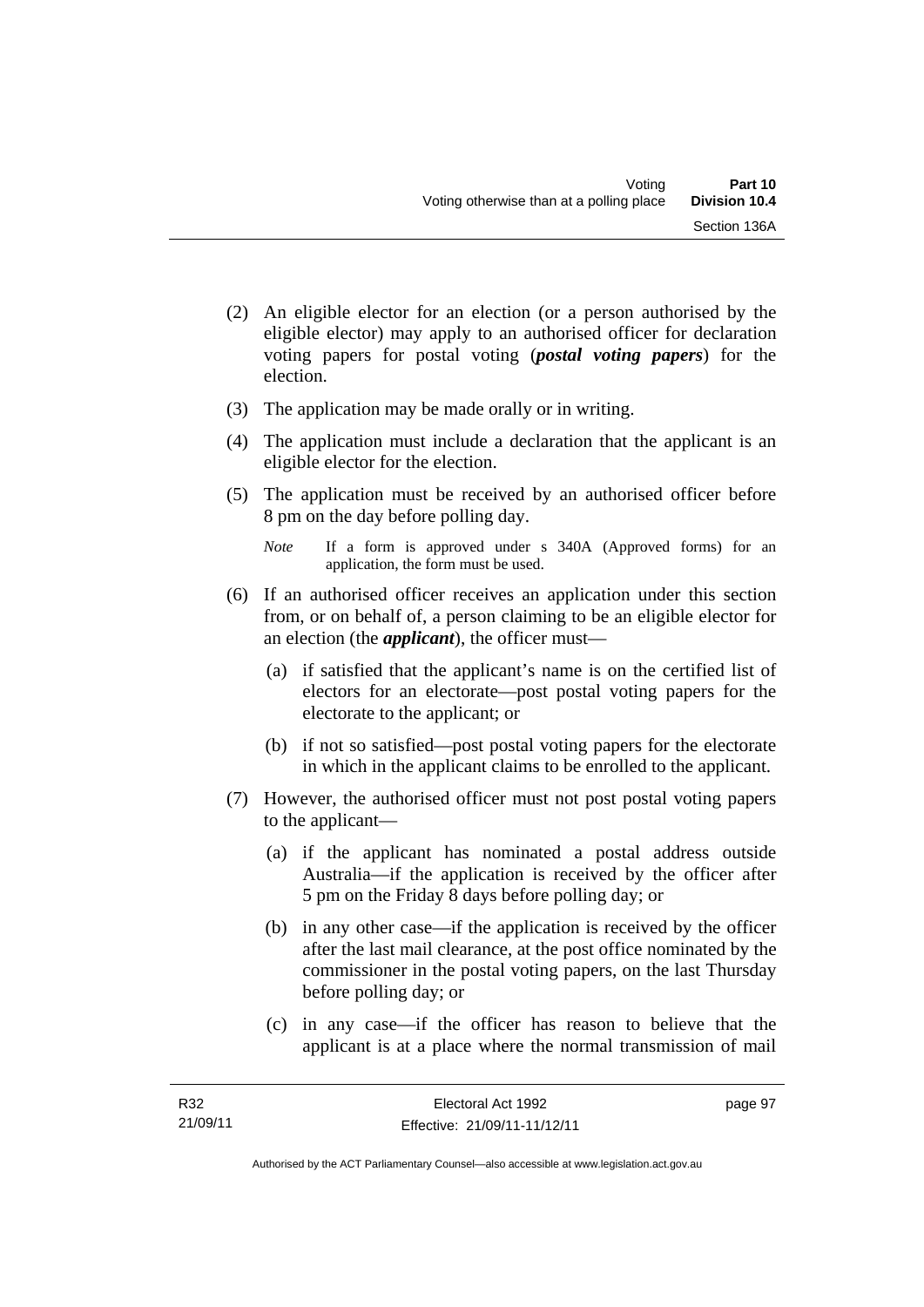(2) An eligible elector for an election (or a person authorised by the eligible elector) may apply to an authorised officer for declaration voting papers for postal voting (***postal voting papers***) for the election.

(3) The application may be made orally or in writing.

(4) The application must include a declaration that the applicant is an eligible elector for the election.

(5) The application must be received by an authorised officer before 8 pm on the day before polling day.

*Note* If a form is approved under s 340A (Approved forms) for an application, the form must be used.

(6) If an authorised officer receives an application under this section from, or on behalf of, a person claiming to be an eligible elector for an election (the ***applicant***), the officer must—

(a) if satisfied that the applicant's name is on the certified list of electors for an electorate—post postal voting papers for the electorate to the applicant; or

(b) if not so satisfied—post postal voting papers for the electorate in which in the applicant claims to be enrolled to the applicant.

(7) However, the authorised officer must not post postal voting papers to the applicant—

(a) if the applicant has nominated a postal address outside Australia—if the application is received by the officer after 5 pm on the Friday 8 days before polling day; or

(b) in any other case—if the application is received by the officer after the last mail clearance, at the post office nominated by the commissioner in the postal voting papers, on the last Thursday before polling day; or

(c) in any case—if the officer has reason to believe that the applicant is at a place where the normal transmission of mail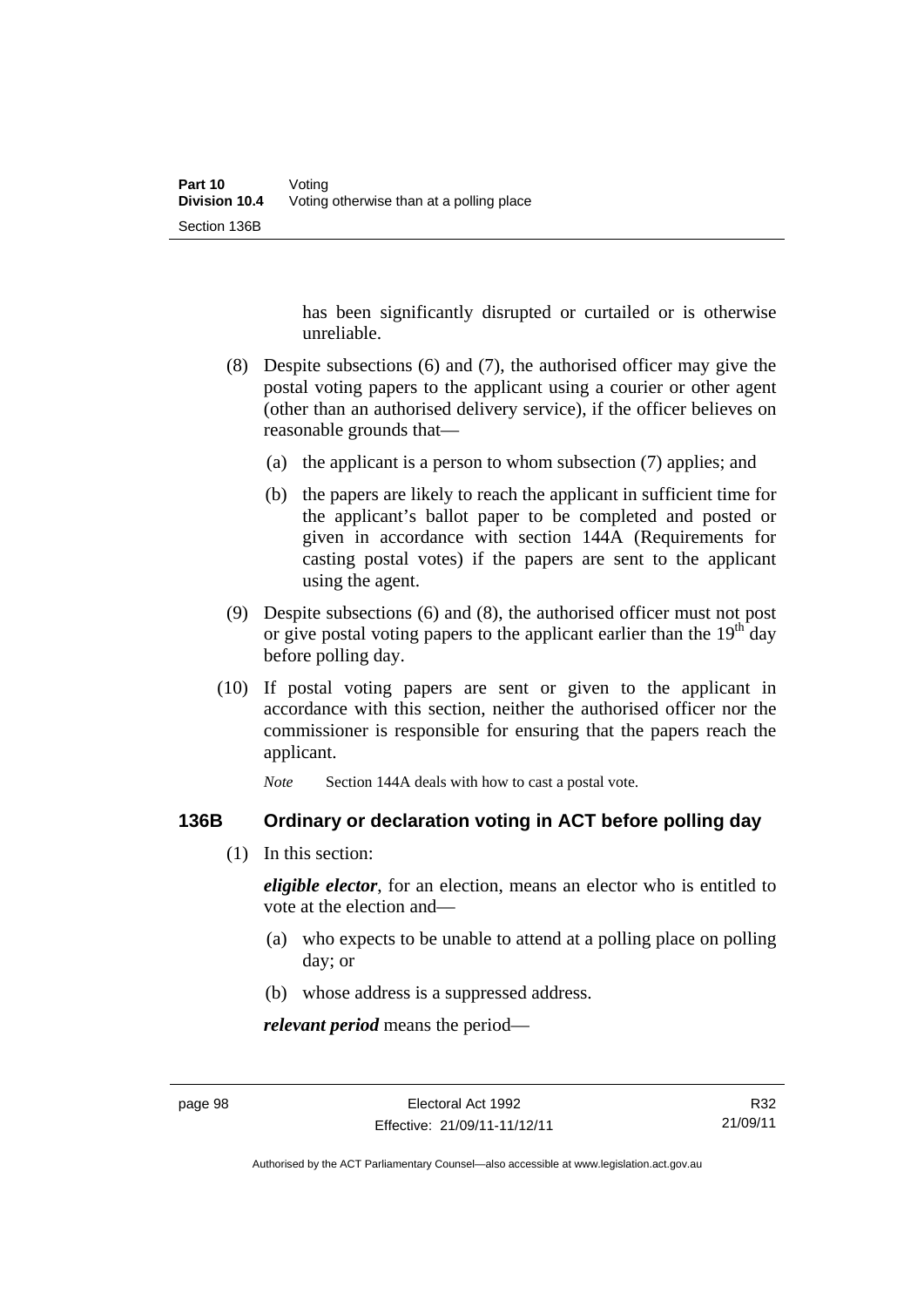has been significantly disrupted or curtailed or is otherwise unreliable.

(8) Despite subsections (6) and (7), the authorised officer may give the postal voting papers to the applicant using a courier or other agent (other than an authorised delivery service), if the officer believes on reasonable grounds that—

  (a) the applicant is a person to whom subsection (7) applies; and

  (b) the papers are likely to reach the applicant in sufficient time for the applicant's ballot paper to be completed and posted or given in accordance with section 144A (Requirements for casting postal votes) if the papers are sent to the applicant using the agent.

(9) Despite subsections (6) and (8), the authorised officer must not post or give postal voting papers to the applicant earlier than the 19th day before polling day.

(10) If postal voting papers are sent or given to the applicant in accordance with this section, neither the authorised officer nor the commissioner is responsible for ensuring that the papers reach the applicant.

*Note* Section 144A deals with how to cast a postal vote.

## 136B Ordinary or declaration voting in ACT before polling day

(1) In this section:

***eligible elector***, for an election, means an elector who is entitled to vote at the election and—

  (a) who expects to be unable to attend at a polling place on polling day; or

  (b) whose address is a suppressed address.

***relevant period*** means the period—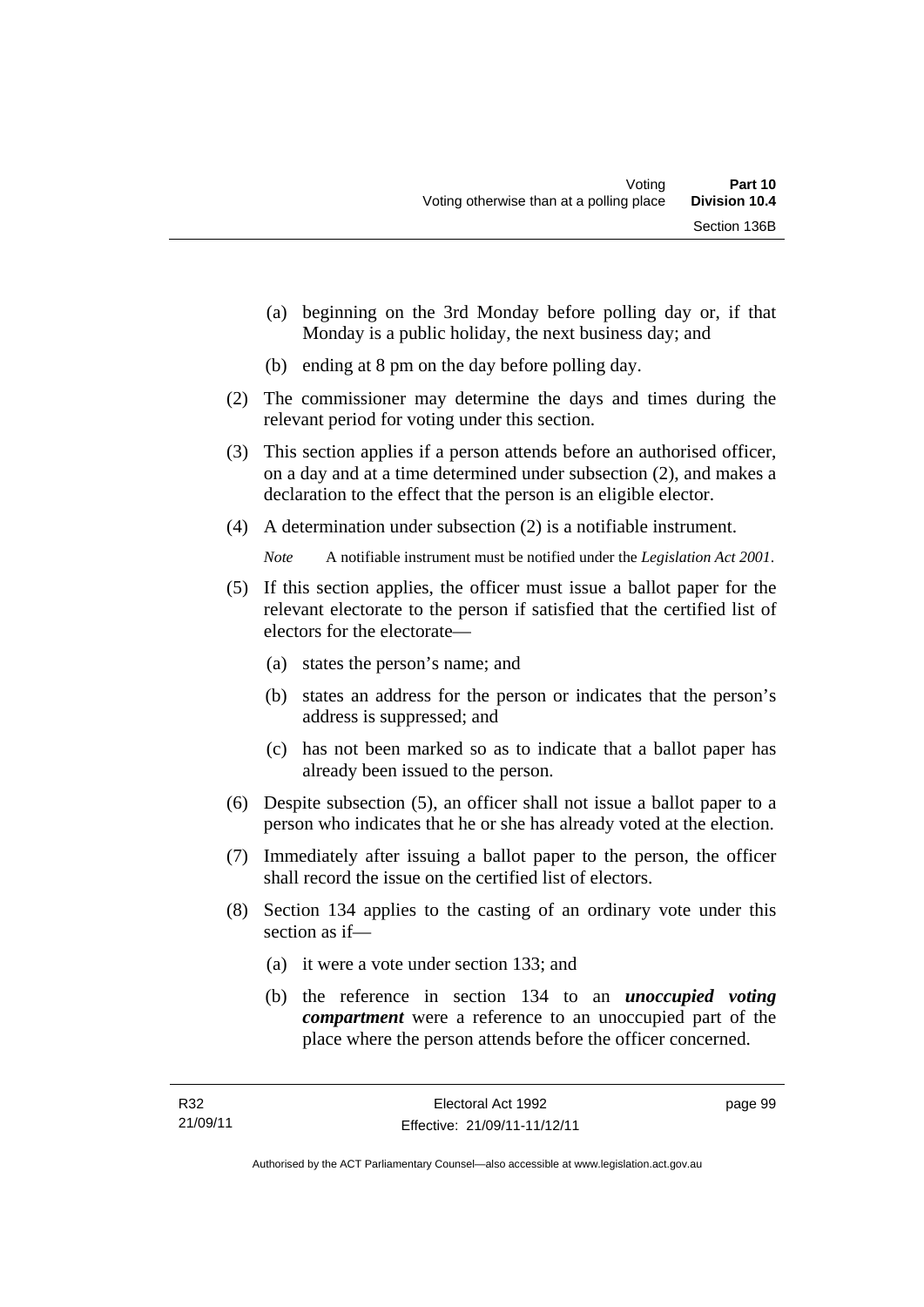(a) beginning on the 3rd Monday before polling day or, if that Monday is a public holiday, the next business day; and

(b) ending at 8 pm on the day before polling day.

(2) The commissioner may determine the days and times during the relevant period for voting under this section.

(3) This section applies if a person attends before an authorised officer, on a day and at a time determined under subsection (2), and makes a declaration to the effect that the person is an eligible elector.

(4) A determination under subsection (2) is a notifiable instrument.

*Note* A notifiable instrument must be notified under the *Legislation Act 2001*.

(5) If this section applies, the officer must issue a ballot paper for the relevant electorate to the person if satisfied that the certified list of electors for the electorate—

(a) states the person's name; and

(b) states an address for the person or indicates that the person's address is suppressed; and

(c) has not been marked so as to indicate that a ballot paper has already been issued to the person.

(6) Despite subsection (5), an officer shall not issue a ballot paper to a person who indicates that he or she has already voted at the election.

(7) Immediately after issuing a ballot paper to the person, the officer shall record the issue on the certified list of electors.

(8) Section 134 applies to the casting of an ordinary vote under this section as if—

(a) it were a vote under section 133; and

(b) the reference in section 134 to an ***unoccupied voting compartment*** were a reference to an unoccupied part of the place where the person attends before the officer concerned.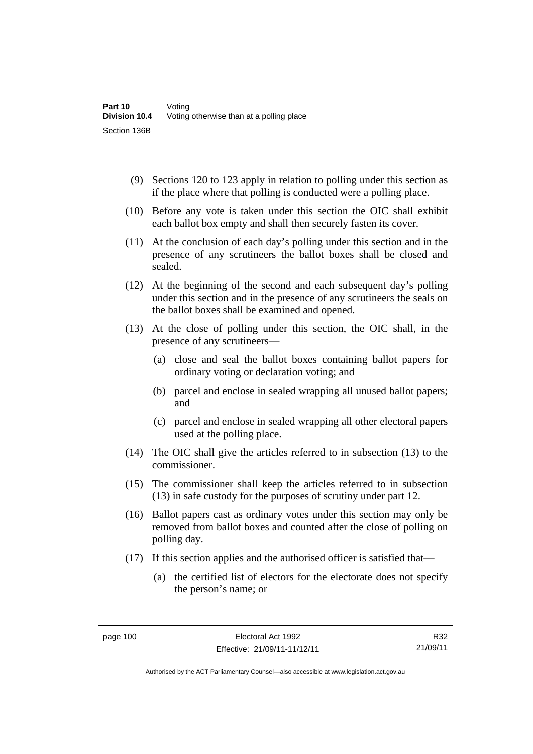(9) Sections 120 to 123 apply in relation to polling under this section as if the place where that polling is conducted were a polling place.

(10) Before any vote is taken under this section the OIC shall exhibit each ballot box empty and shall then securely fasten its cover.

(11) At the conclusion of each day's polling under this section and in the presence of any scrutineers the ballot boxes shall be closed and sealed.

(12) At the beginning of the second and each subsequent day's polling under this section and in the presence of any scrutineers the seals on the ballot boxes shall be examined and opened.

(13) At the close of polling under this section, the OIC shall, in the presence of any scrutineers—

(a) close and seal the ballot boxes containing ballot papers for ordinary voting or declaration voting; and

(b) parcel and enclose in sealed wrapping all unused ballot papers; and

(c) parcel and enclose in sealed wrapping all other electoral papers used at the polling place.

(14) The OIC shall give the articles referred to in subsection (13) to the commissioner.

(15) The commissioner shall keep the articles referred to in subsection (13) in safe custody for the purposes of scrutiny under part 12.

(16) Ballot papers cast as ordinary votes under this section may only be removed from ballot boxes and counted after the close of polling on polling day.

(17) If this section applies and the authorised officer is satisfied that—

(a) the certified list of electors for the electorate does not specify the person's name; or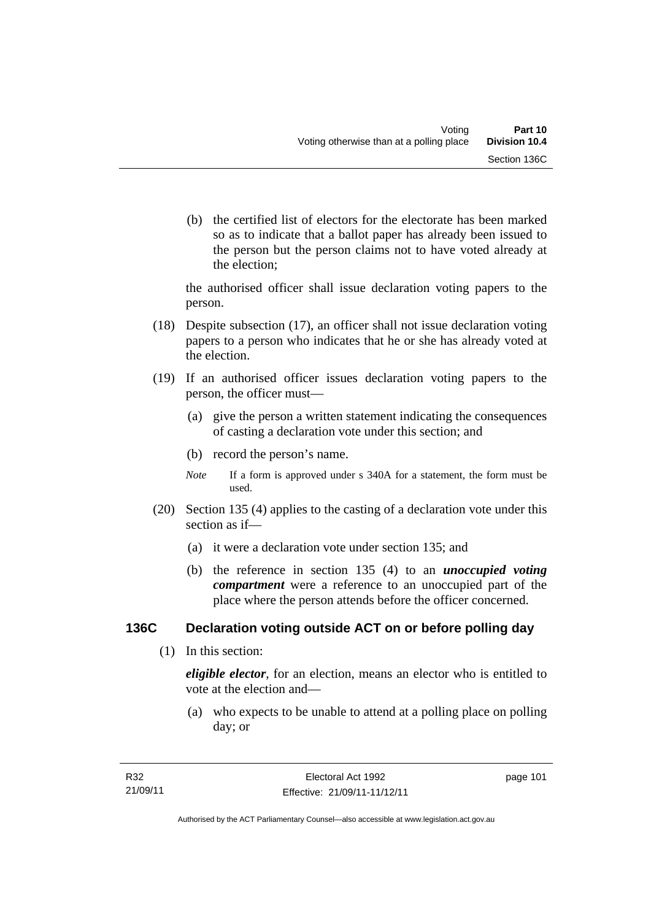(b) the certified list of electors for the electorate has been marked so as to indicate that a ballot paper has already been issued to the person but the person claims not to have voted already at the election;

the authorised officer shall issue declaration voting papers to the person.

(18) Despite subsection (17), an officer shall not issue declaration voting papers to a person who indicates that he or she has already voted at the election.

(19) If an authorised officer issues declaration voting papers to the person, the officer must—

(a) give the person a written statement indicating the consequences of casting a declaration vote under this section; and

(b) record the person's name.

*Note* If a form is approved under s 340A for a statement, the form must be used.

(20) Section 135 (4) applies to the casting of a declaration vote under this section as if—

(a) it were a declaration vote under section 135; and

(b) the reference in section 135 (4) to an ***unoccupied voting compartment*** were a reference to an unoccupied part of the place where the person attends before the officer concerned.

### 136C Declaration voting outside ACT on or before polling day

(1) In this section:

***eligible elector***, for an election, means an elector who is entitled to vote at the election and—

(a) who expects to be unable to attend at a polling place on polling day; or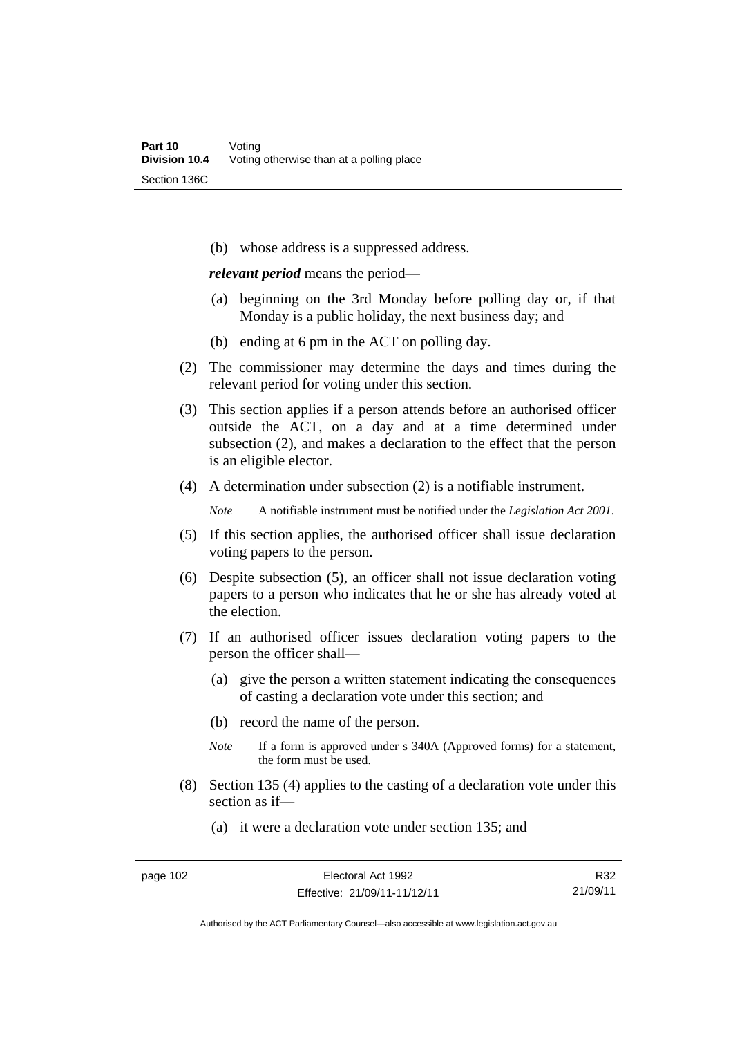(b) whose address is a suppressed address.

***relevant period*** means the period—

(a) beginning on the 3rd Monday before polling day or, if that Monday is a public holiday, the next business day; and

(b) ending at 6 pm in the ACT on polling day.

(2) The commissioner may determine the days and times during the relevant period for voting under this section.

(3) This section applies if a person attends before an authorised officer outside the ACT, on a day and at a time determined under subsection (2), and makes a declaration to the effect that the person is an eligible elector.

(4) A determination under subsection (2) is a notifiable instrument.

*Note* A notifiable instrument must be notified under the *Legislation Act 2001*.

(5) If this section applies, the authorised officer shall issue declaration voting papers to the person.

(6) Despite subsection (5), an officer shall not issue declaration voting papers to a person who indicates that he or she has already voted at the election.

(7) If an authorised officer issues declaration voting papers to the person the officer shall—

(a) give the person a written statement indicating the consequences of casting a declaration vote under this section; and

(b) record the name of the person.

*Note* If a form is approved under s 340A (Approved forms) for a statement, the form must be used.

(8) Section 135 (4) applies to the casting of a declaration vote under this section as if—

(a) it were a declaration vote under section 135; and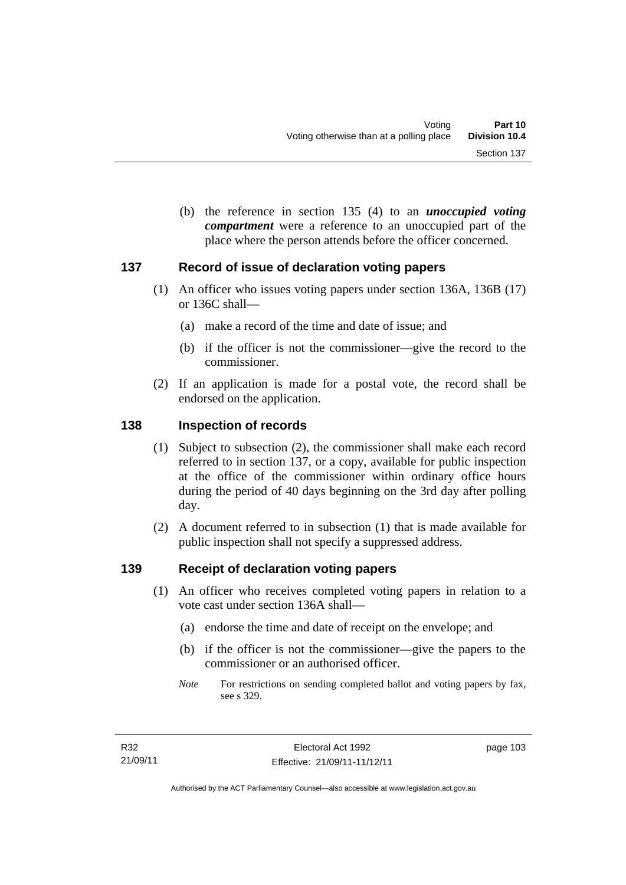(b) the reference in section 135 (4) to an ***unoccupied voting compartment*** were a reference to an unoccupied part of the place where the person attends before the officer concerned.

## 137 Record of issue of declaration voting papers

(1) An officer who issues voting papers under section 136A, 136B (17) or 136C shall—

(a) make a record of the time and date of issue; and

(b) if the officer is not the commissioner—give the record to the commissioner.

(2) If an application is made for a postal vote, the record shall be endorsed on the application.

## 138 Inspection of records

(1) Subject to subsection (2), the commissioner shall make each record referred to in section 137, or a copy, available for public inspection at the office of the commissioner within ordinary office hours during the period of 40 days beginning on the 3rd day after polling day.

(2) A document referred to in subsection (1) that is made available for public inspection shall not specify a suppressed address.

## 139 Receipt of declaration voting papers

(1) An officer who receives completed voting papers in relation to a vote cast under section 136A shall—

(a) endorse the time and date of receipt on the envelope; and

(b) if the officer is not the commissioner—give the papers to the commissioner or an authorised officer.

*Note* For restrictions on sending completed ballot and voting papers by fax, see s 329.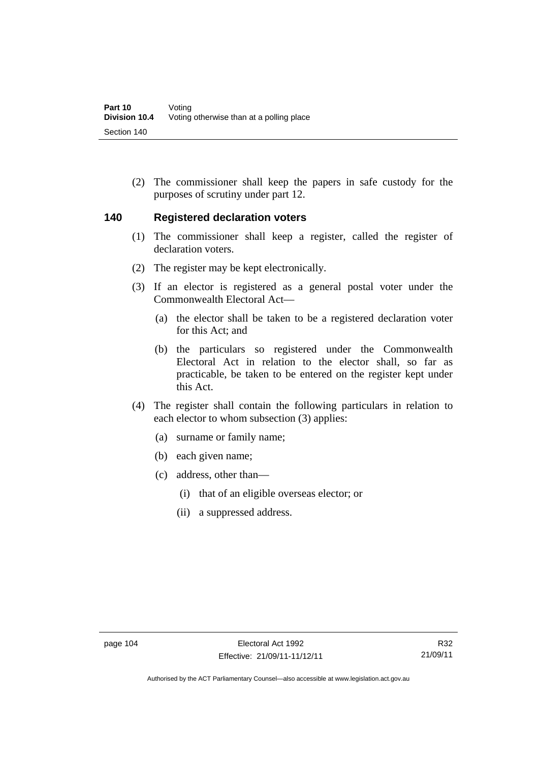(2) The commissioner shall keep the papers in safe custody for the purposes of scrutiny under part 12.

## 140 Registered declaration voters

(1) The commissioner shall keep a register, called the register of declaration voters.

(2) The register may be kept electronically.

(3) If an elector is registered as a general postal voter under the Commonwealth Electoral Act—

(a) the elector shall be taken to be a registered declaration voter for this Act; and

(b) the particulars so registered under the Commonwealth Electoral Act in relation to the elector shall, so far as practicable, be taken to be entered on the register kept under this Act.

(4) The register shall contain the following particulars in relation to each elector to whom subsection (3) applies:

(a) surname or family name;

(b) each given name;

(c) address, other than—

(i) that of an eligible overseas elector; or

(ii) a suppressed address.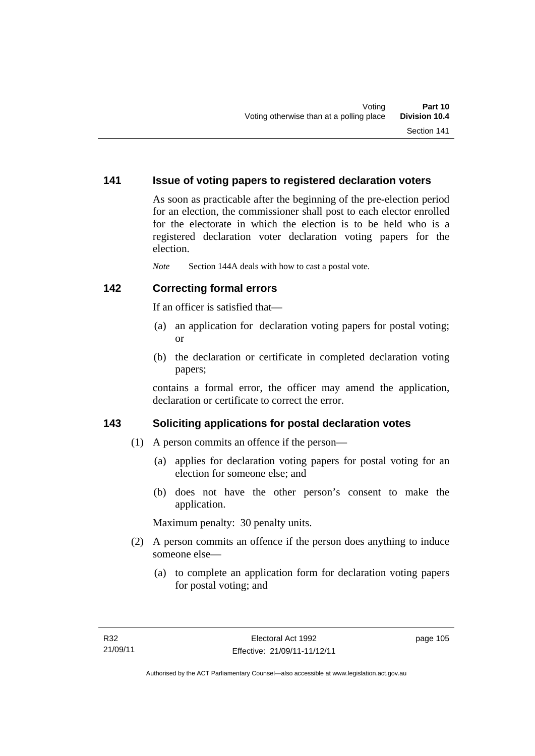### 141 Issue of voting papers to registered declaration voters

As soon as practicable after the beginning of the pre-election period for an election, the commissioner shall post to each elector enrolled for the electorate in which the election is to be held who is a registered declaration voter declaration voting papers for the election.

*Note* Section 144A deals with how to cast a postal vote.

### 142 Correcting formal errors

If an officer is satisfied that—

(a) an application for declaration voting papers for postal voting; or

(b) the declaration or certificate in completed declaration voting papers;

contains a formal error, the officer may amend the application, declaration or certificate to correct the error.

### 143 Soliciting applications for postal declaration votes

(1) A person commits an offence if the person—

(a) applies for declaration voting papers for postal voting for an election for someone else; and

(b) does not have the other person's consent to make the application.

Maximum penalty: 30 penalty units.

(2) A person commits an offence if the person does anything to induce someone else—

(a) to complete an application form for declaration voting papers for postal voting; and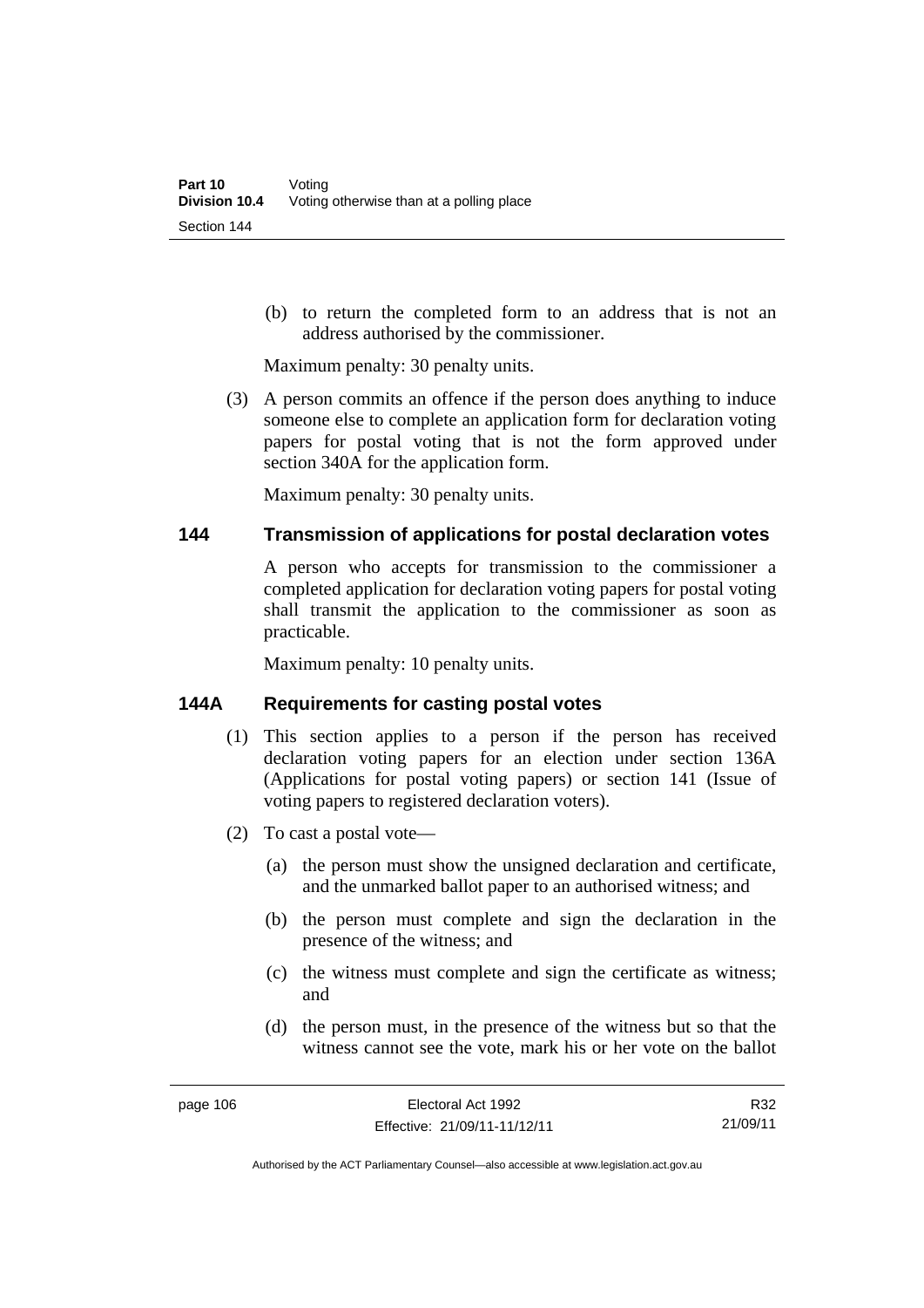(b) to return the completed form to an address that is not an address authorised by the commissioner.

Maximum penalty: 30 penalty units.

(3) A person commits an offence if the person does anything to induce someone else to complete an application form for declaration voting papers for postal voting that is not the form approved under section 340A for the application form.

Maximum penalty: 30 penalty units.

## 144 Transmission of applications for postal declaration votes

A person who accepts for transmission to the commissioner a completed application for declaration voting papers for postal voting shall transmit the application to the commissioner as soon as practicable.

Maximum penalty: 10 penalty units.

## 144A Requirements for casting postal votes

(1) This section applies to a person if the person has received declaration voting papers for an election under section 136A (Applications for postal voting papers) or section 141 (Issue of voting papers to registered declaration voters).

(2) To cast a postal vote—

(a) the person must show the unsigned declaration and certificate, and the unmarked ballot paper to an authorised witness; and

(b) the person must complete and sign the declaration in the presence of the witness; and

(c) the witness must complete and sign the certificate as witness; and

(d) the person must, in the presence of the witness but so that the witness cannot see the vote, mark his or her vote on the ballot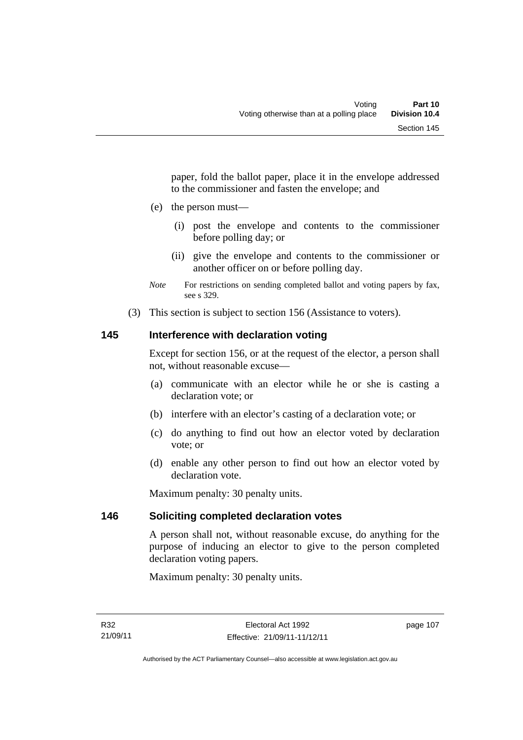paper, fold the ballot paper, place it in the envelope addressed to the commissioner and fasten the envelope; and

(e) the person must—

(i) post the envelope and contents to the commissioner before polling day; or

(ii) give the envelope and contents to the commissioner or another officer on or before polling day.

*Note* For restrictions on sending completed ballot and voting papers by fax, see s 329.

(3) This section is subject to section 156 (Assistance to voters).

## 145 Interference with declaration voting

Except for section 156, or at the request of the elector, a person shall not, without reasonable excuse—

(a) communicate with an elector while he or she is casting a declaration vote; or

(b) interfere with an elector's casting of a declaration vote; or

(c) do anything to find out how an elector voted by declaration vote; or

(d) enable any other person to find out how an elector voted by declaration vote.

Maximum penalty: 30 penalty units.

## 146 Soliciting completed declaration votes

A person shall not, without reasonable excuse, do anything for the purpose of inducing an elector to give to the person completed declaration voting papers.

Maximum penalty: 30 penalty units.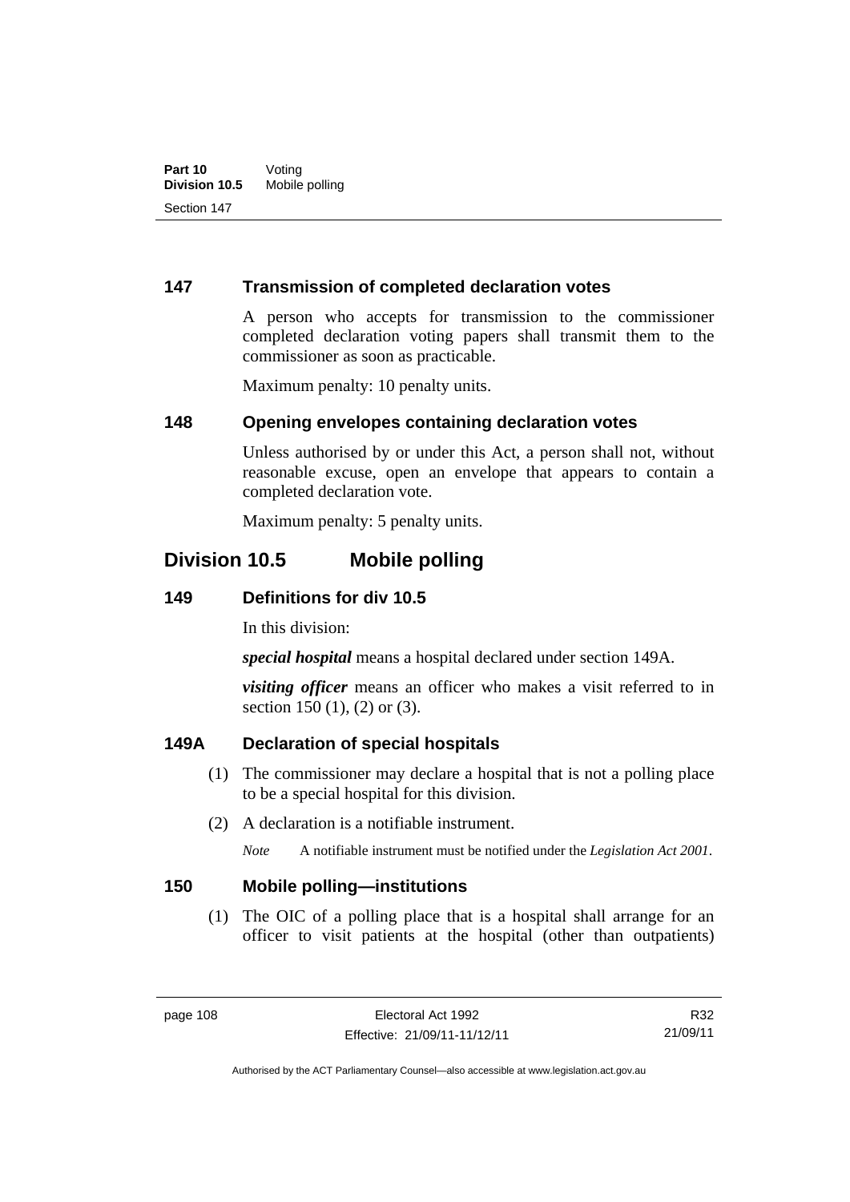### 147 Transmission of completed declaration votes

A person who accepts for transmission to the commissioner completed declaration voting papers shall transmit them to the commissioner as soon as practicable.

Maximum penalty: 10 penalty units.

### 148 Opening envelopes containing declaration votes

Unless authorised by or under this Act, a person shall not, without reasonable excuse, open an envelope that appears to contain a completed declaration vote.

Maximum penalty: 5 penalty units.

## Division 10.5 Mobile polling

### 149 Definitions for div 10.5

In this division:

***special hospital*** means a hospital declared under section 149A.

***visiting officer*** means an officer who makes a visit referred to in section 150 (1), (2) or (3).

### 149A Declaration of special hospitals

(1) The commissioner may declare a hospital that is not a polling place to be a special hospital for this division.

(2) A declaration is a notifiable instrument.

*Note* A notifiable instrument must be notified under the *Legislation Act 2001*.

### 150 Mobile polling—institutions

(1) The OIC of a polling place that is a hospital shall arrange for an officer to visit patients at the hospital (other than outpatients)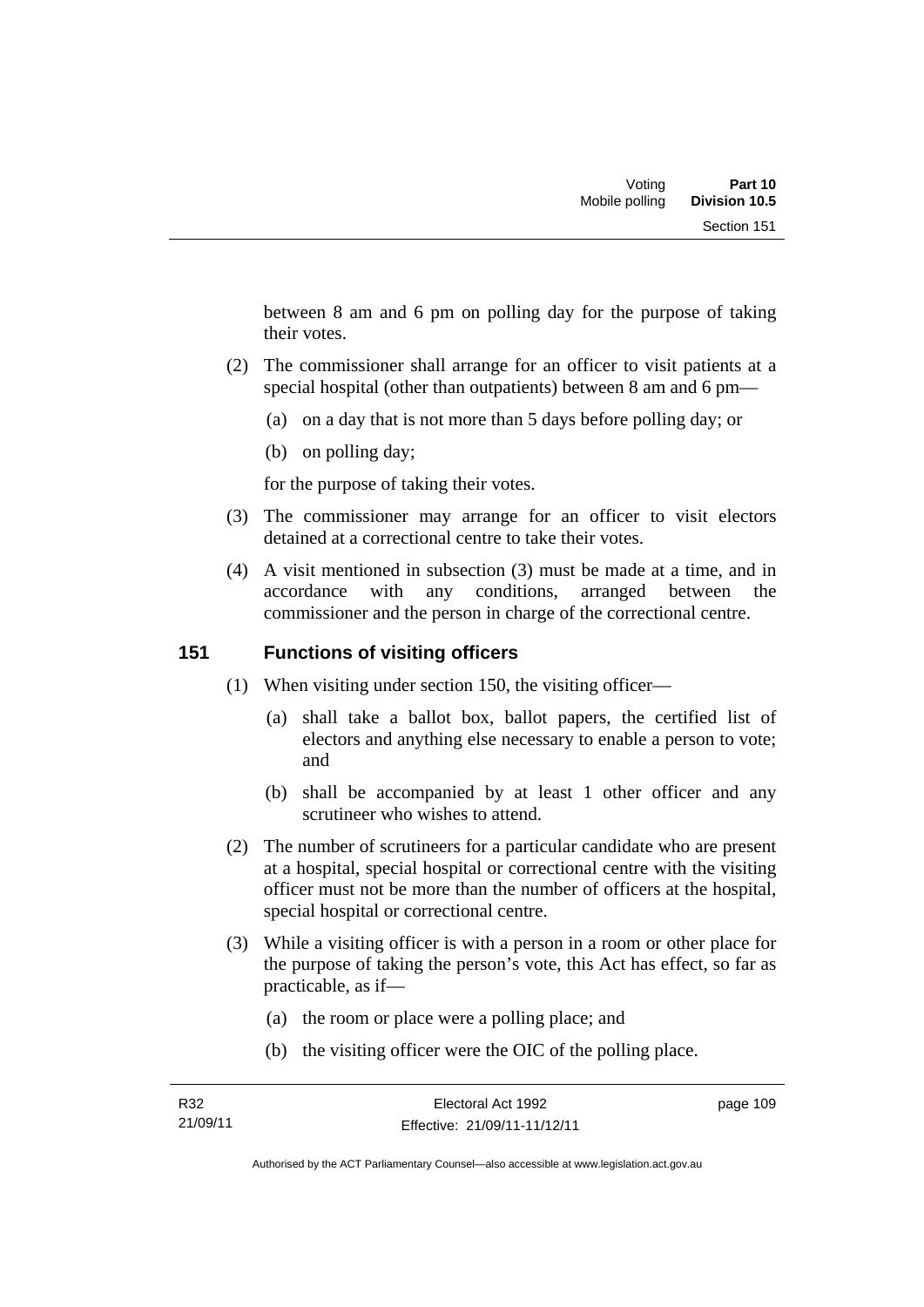between 8 am and 6 pm on polling day for the purpose of taking their votes.

(2) The commissioner shall arrange for an officer to visit patients at a special hospital (other than outpatients) between 8 am and 6 pm—

(a) on a day that is not more than 5 days before polling day; or

(b) on polling day;

for the purpose of taking their votes.

(3) The commissioner may arrange for an officer to visit electors detained at a correctional centre to take their votes.

(4) A visit mentioned in subsection (3) must be made at a time, and in accordance with any conditions, arranged between the commissioner and the person in charge of the correctional centre.

## 151 Functions of visiting officers

(1) When visiting under section 150, the visiting officer—

(a) shall take a ballot box, ballot papers, the certified list of electors and anything else necessary to enable a person to vote; and

(b) shall be accompanied by at least 1 other officer and any scrutineer who wishes to attend.

(2) The number of scrutineers for a particular candidate who are present at a hospital, special hospital or correctional centre with the visiting officer must not be more than the number of officers at the hospital, special hospital or correctional centre.

(3) While a visiting officer is with a person in a room or other place for the purpose of taking the person's vote, this Act has effect, so far as practicable, as if—

(a) the room or place were a polling place; and

(b) the visiting officer were the OIC of the polling place.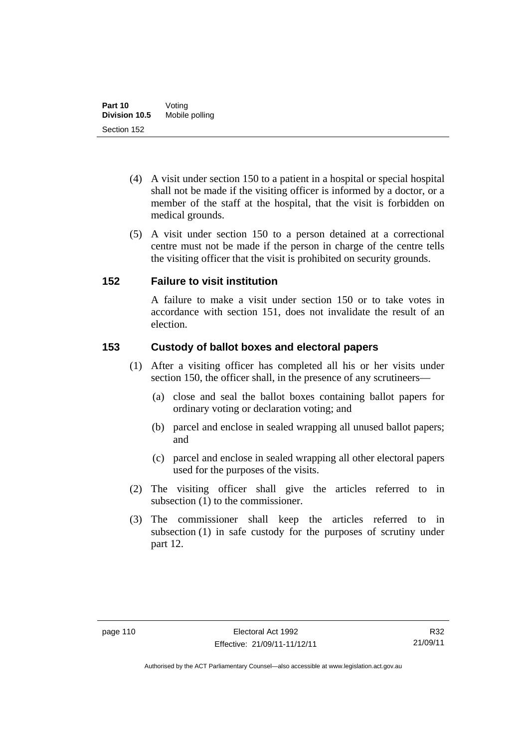(4) A visit under section 150 to a patient in a hospital or special hospital shall not be made if the visiting officer is informed by a doctor, or a member of the staff at the hospital, that the visit is forbidden on medical grounds.

(5) A visit under section 150 to a person detained at a correctional centre must not be made if the person in charge of the centre tells the visiting officer that the visit is prohibited on security grounds.

## 152 Failure to visit institution

A failure to make a visit under section 150 or to take votes in accordance with section 151, does not invalidate the result of an election.

## 153 Custody of ballot boxes and electoral papers

(1) After a visiting officer has completed all his or her visits under section 150, the officer shall, in the presence of any scrutineers—

(a) close and seal the ballot boxes containing ballot papers for ordinary voting or declaration voting; and

(b) parcel and enclose in sealed wrapping all unused ballot papers; and

(c) parcel and enclose in sealed wrapping all other electoral papers used for the purposes of the visits.

(2) The visiting officer shall give the articles referred to in subsection (1) to the commissioner.

(3) The commissioner shall keep the articles referred to in subsection (1) in safe custody for the purposes of scrutiny under part 12.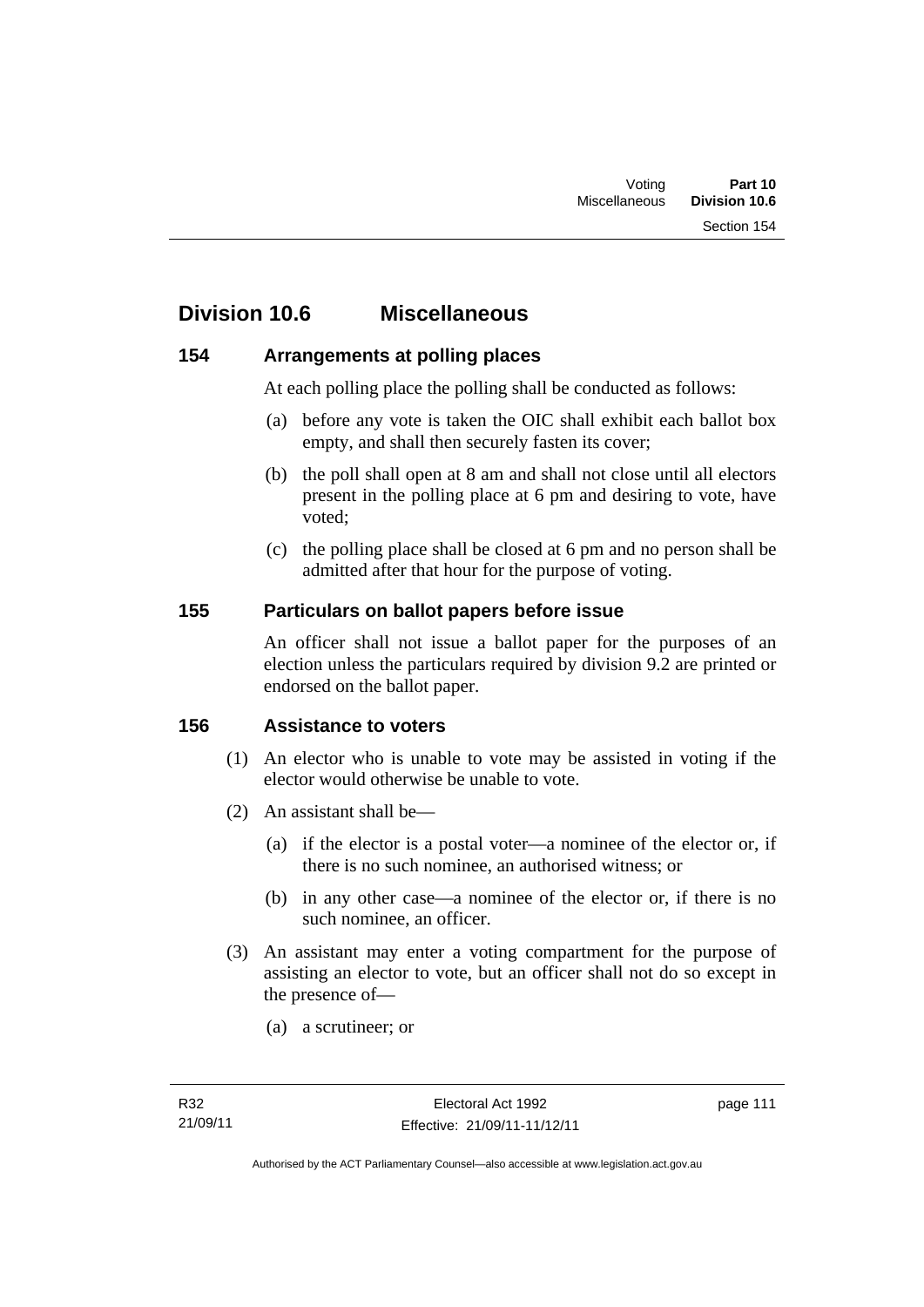## Division 10.6 Miscellaneous

### 154 Arrangements at polling places

At each polling place the polling shall be conducted as follows:

(a) before any vote is taken the OIC shall exhibit each ballot box empty, and shall then securely fasten its cover;

(b) the poll shall open at 8 am and shall not close until all electors present in the polling place at 6 pm and desiring to vote, have voted;

(c) the polling place shall be closed at 6 pm and no person shall be admitted after that hour for the purpose of voting.

### 155 Particulars on ballot papers before issue

An officer shall not issue a ballot paper for the purposes of an election unless the particulars required by division 9.2 are printed or endorsed on the ballot paper.

### 156 Assistance to voters

(1) An elector who is unable to vote may be assisted in voting if the elector would otherwise be unable to vote.

(2) An assistant shall be—

(a) if the elector is a postal voter—a nominee of the elector or, if there is no such nominee, an authorised witness; or

(b) in any other case—a nominee of the elector or, if there is no such nominee, an officer.

(3) An assistant may enter a voting compartment for the purpose of assisting an elector to vote, but an officer shall not do so except in the presence of—

(a) a scrutineer; or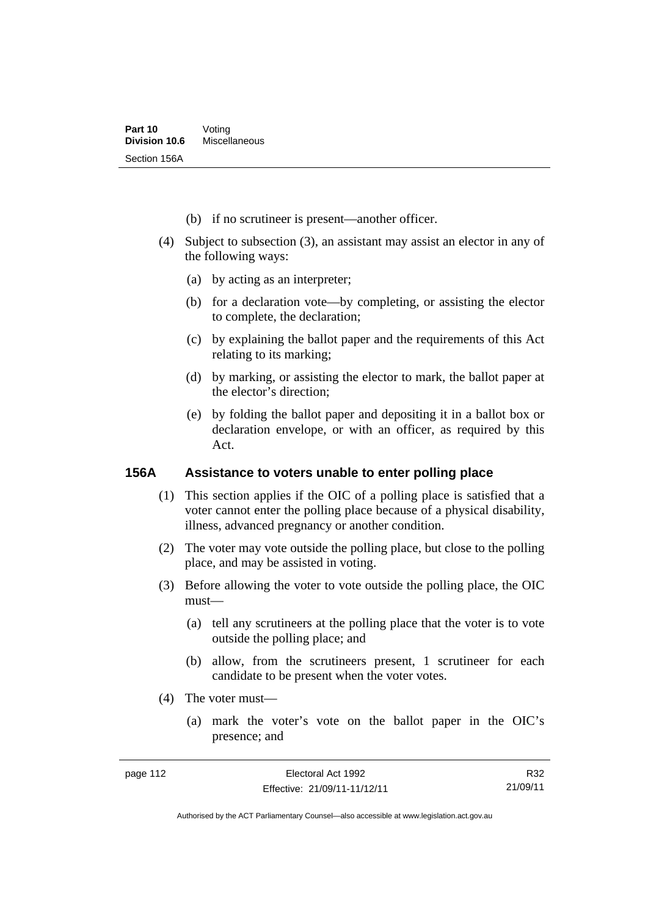(b) if no scrutineer is present—another officer.

(4) Subject to subsection (3), an assistant may assist an elector in any of the following ways:

(a) by acting as an interpreter;

(b) for a declaration vote—by completing, or assisting the elector to complete, the declaration;

(c) by explaining the ballot paper and the requirements of this Act relating to its marking;

(d) by marking, or assisting the elector to mark, the ballot paper at the elector's direction;

(e) by folding the ballot paper and depositing it in a ballot box or declaration envelope, or with an officer, as required by this Act.

### 156A Assistance to voters unable to enter polling place

(1) This section applies if the OIC of a polling place is satisfied that a voter cannot enter the polling place because of a physical disability, illness, advanced pregnancy or another condition.

(2) The voter may vote outside the polling place, but close to the polling place, and may be assisted in voting.

(3) Before allowing the voter to vote outside the polling place, the OIC must—

(a) tell any scrutineers at the polling place that the voter is to vote outside the polling place; and

(b) allow, from the scrutineers present, 1 scrutineer for each candidate to be present when the voter votes.

(4) The voter must—

(a) mark the voter's vote on the ballot paper in the OIC's presence; and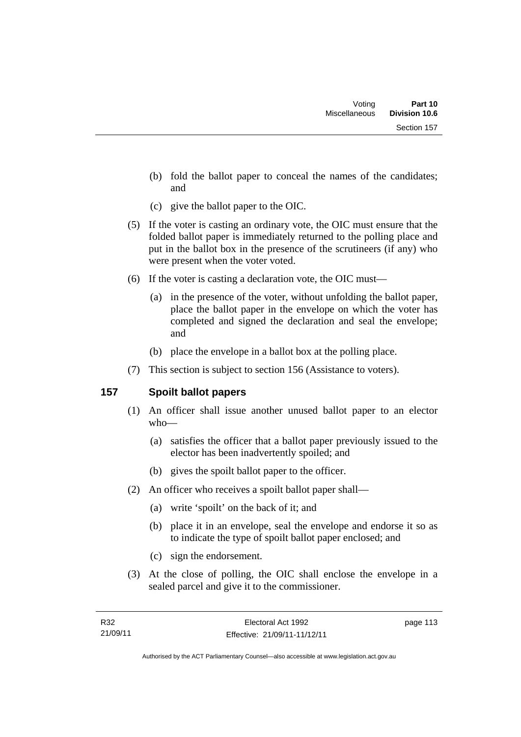(b) fold the ballot paper to conceal the names of the candidates; and

(c) give the ballot paper to the OIC.

(5) If the voter is casting an ordinary vote, the OIC must ensure that the folded ballot paper is immediately returned to the polling place and put in the ballot box in the presence of the scrutineers (if any) who were present when the voter voted.

(6) If the voter is casting a declaration vote, the OIC must—

(a) in the presence of the voter, without unfolding the ballot paper, place the ballot paper in the envelope on which the voter has completed and signed the declaration and seal the envelope; and

(b) place the envelope in a ballot box at the polling place.

(7) This section is subject to section 156 (Assistance to voters).

## 157 Spoilt ballot papers

(1) An officer shall issue another unused ballot paper to an elector who—

(a) satisfies the officer that a ballot paper previously issued to the elector has been inadvertently spoiled; and

(b) gives the spoilt ballot paper to the officer.

(2) An officer who receives a spoilt ballot paper shall—

(a) write 'spoilt' on the back of it; and

(b) place it in an envelope, seal the envelope and endorse it so as to indicate the type of spoilt ballot paper enclosed; and

(c) sign the endorsement.

(3) At the close of polling, the OIC shall enclose the envelope in a sealed parcel and give it to the commissioner.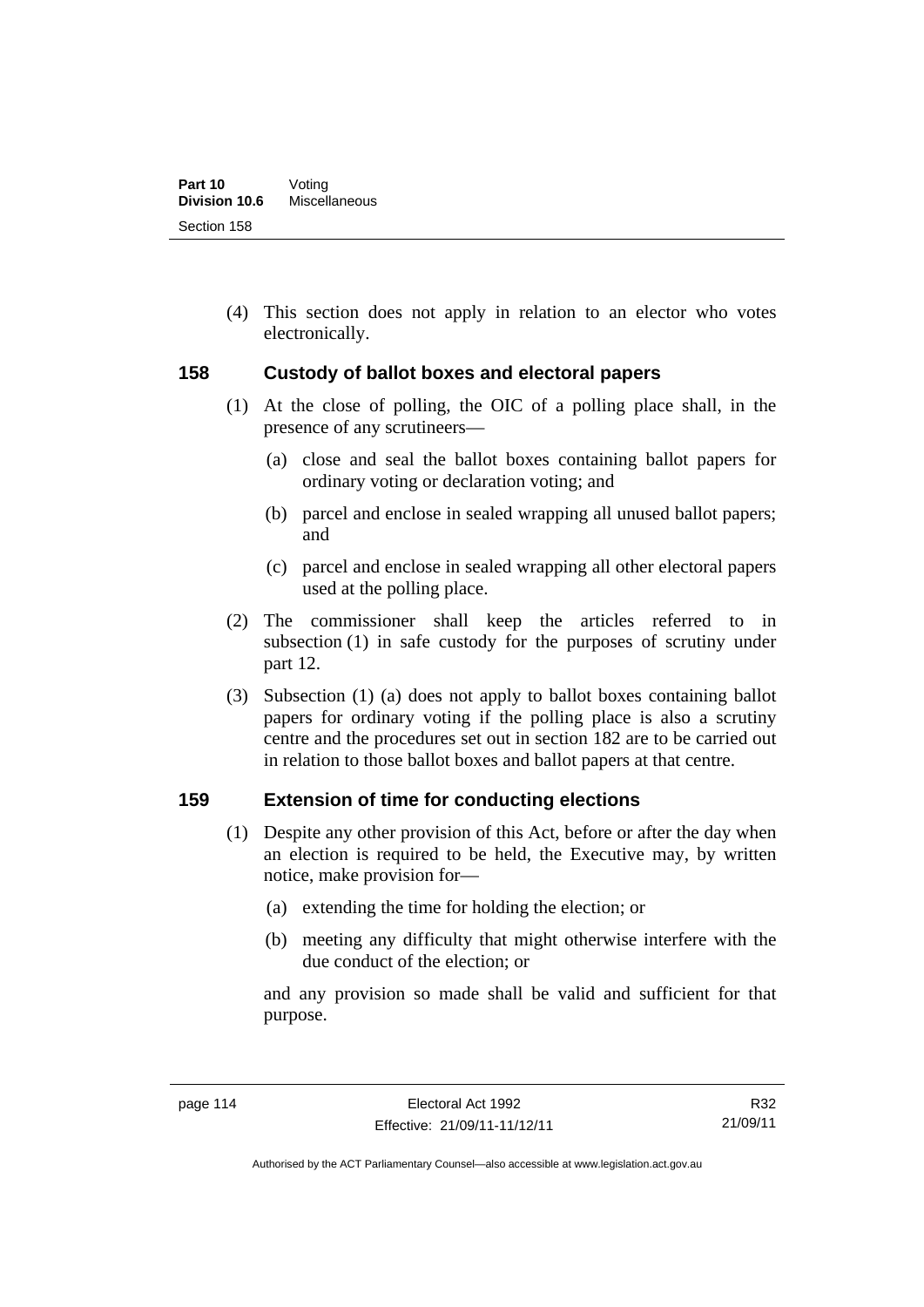(4) This section does not apply in relation to an elector who votes electronically.

### 158 Custody of ballot boxes and electoral papers

(1) At the close of polling, the OIC of a polling place shall, in the presence of any scrutineers—

(a) close and seal the ballot boxes containing ballot papers for ordinary voting or declaration voting; and

(b) parcel and enclose in sealed wrapping all unused ballot papers; and

(c) parcel and enclose in sealed wrapping all other electoral papers used at the polling place.

(2) The commissioner shall keep the articles referred to in subsection (1) in safe custody for the purposes of scrutiny under part 12.

(3) Subsection (1) (a) does not apply to ballot boxes containing ballot papers for ordinary voting if the polling place is also a scrutiny centre and the procedures set out in section 182 are to be carried out in relation to those ballot boxes and ballot papers at that centre.

### 159 Extension of time for conducting elections

(1) Despite any other provision of this Act, before or after the day when an election is required to be held, the Executive may, by written notice, make provision for—

(a) extending the time for holding the election; or

(b) meeting any difficulty that might otherwise interfere with the due conduct of the election; or

and any provision so made shall be valid and sufficient for that purpose.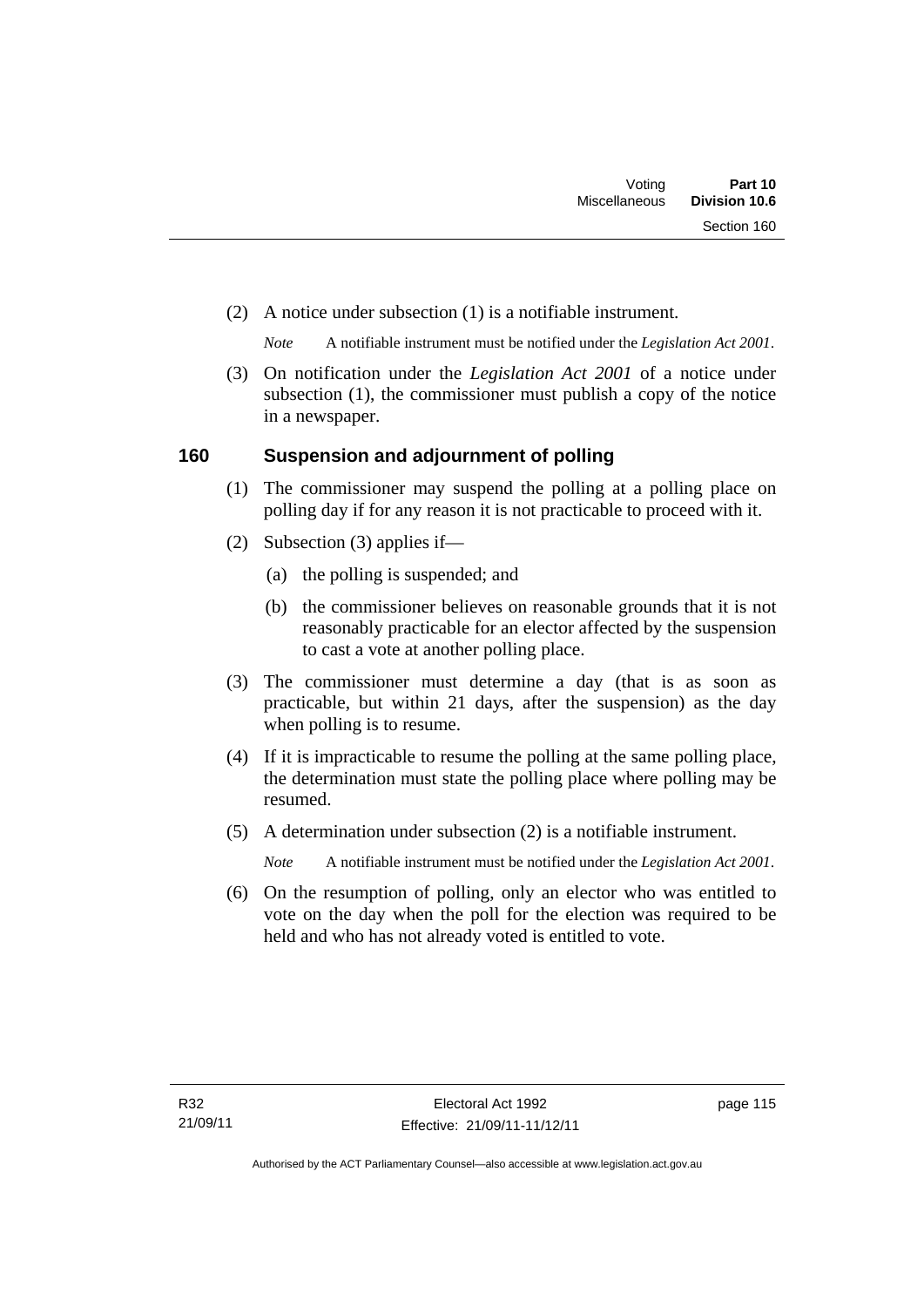(2) A notice under subsection (1) is a notifiable instrument.

*Note* A notifiable instrument must be notified under the *Legislation Act 2001*.

(3) On notification under the *Legislation Act 2001* of a notice under subsection (1), the commissioner must publish a copy of the notice in a newspaper.

## 160 Suspension and adjournment of polling

(1) The commissioner may suspend the polling at a polling place on polling day if for any reason it is not practicable to proceed with it.

(2) Subsection (3) applies if—

(a) the polling is suspended; and

(b) the commissioner believes on reasonable grounds that it is not reasonably practicable for an elector affected by the suspension to cast a vote at another polling place.

(3) The commissioner must determine a day (that is as soon as practicable, but within 21 days, after the suspension) as the day when polling is to resume.

(4) If it is impracticable to resume the polling at the same polling place, the determination must state the polling place where polling may be resumed.

(5) A determination under subsection (2) is a notifiable instrument.

*Note* A notifiable instrument must be notified under the *Legislation Act 2001*.

(6) On the resumption of polling, only an elector who was entitled to vote on the day when the poll for the election was required to be held and who has not already voted is entitled to vote.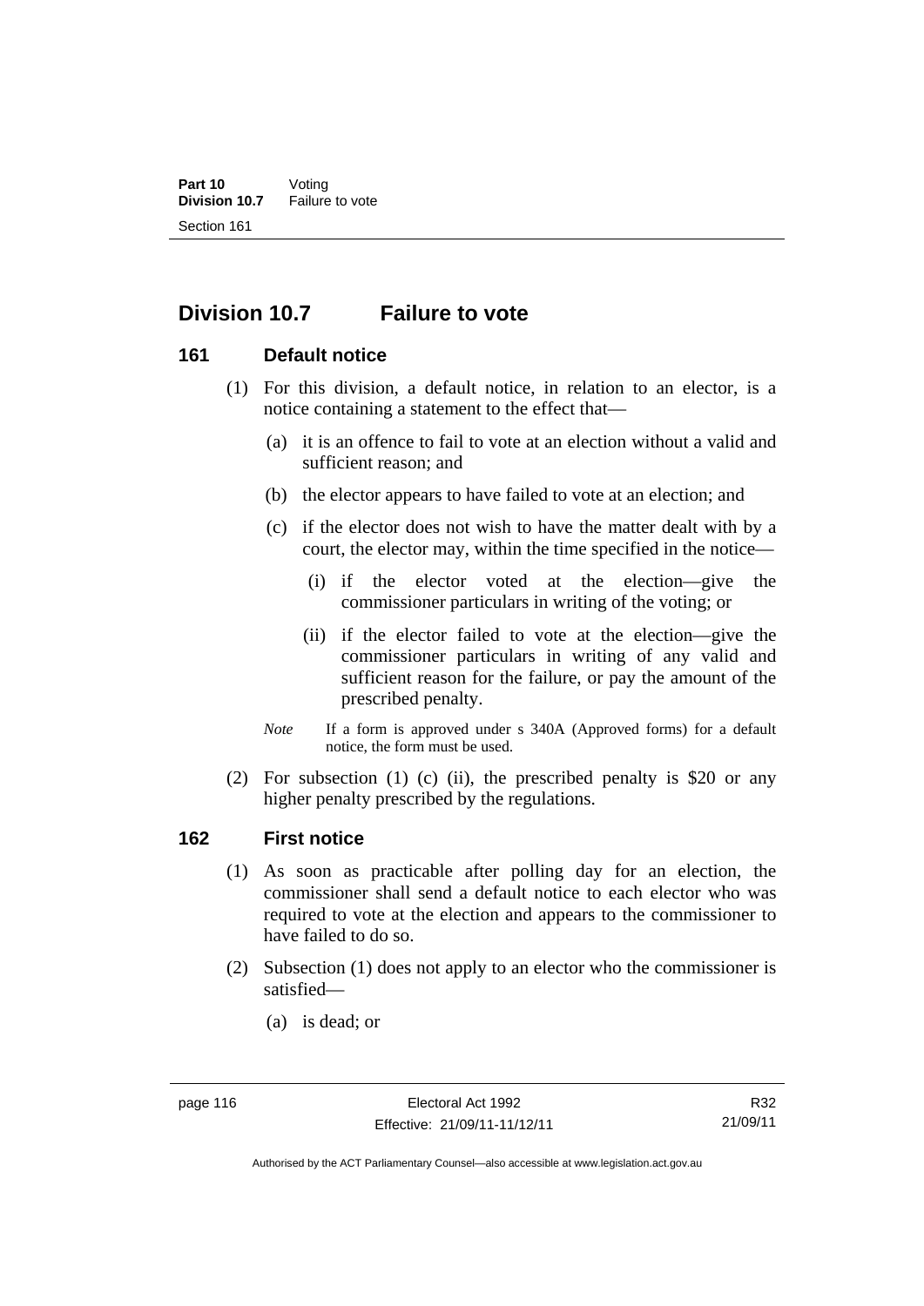## Division 10.7 Failure to vote

### 161 Default notice

(1) For this division, a default notice, in relation to an elector, is a notice containing a statement to the effect that—

- (a) it is an offence to fail to vote at an election without a valid and sufficient reason; and
- (b) the elector appears to have failed to vote at an election; and
- (c) if the elector does not wish to have the matter dealt with by a court, the elector may, within the time specified in the notice—
  - (i) if the elector voted at the election—give the commissioner particulars in writing of the voting; or
  - (ii) if the elector failed to vote at the election—give the commissioner particulars in writing of any valid and sufficient reason for the failure, or pay the amount of the prescribed penalty.

*Note* If a form is approved under s 340A (Approved forms) for a default notice, the form must be used.

(2) For subsection (1) (c) (ii), the prescribed penalty is $20 or any higher penalty prescribed by the regulations.

### 162 First notice

(1) As soon as practicable after polling day for an election, the commissioner shall send a default notice to each elector who was required to vote at the election and appears to the commissioner to have failed to do so.

(2) Subsection (1) does not apply to an elector who the commissioner is satisfied—

- (a) is dead; or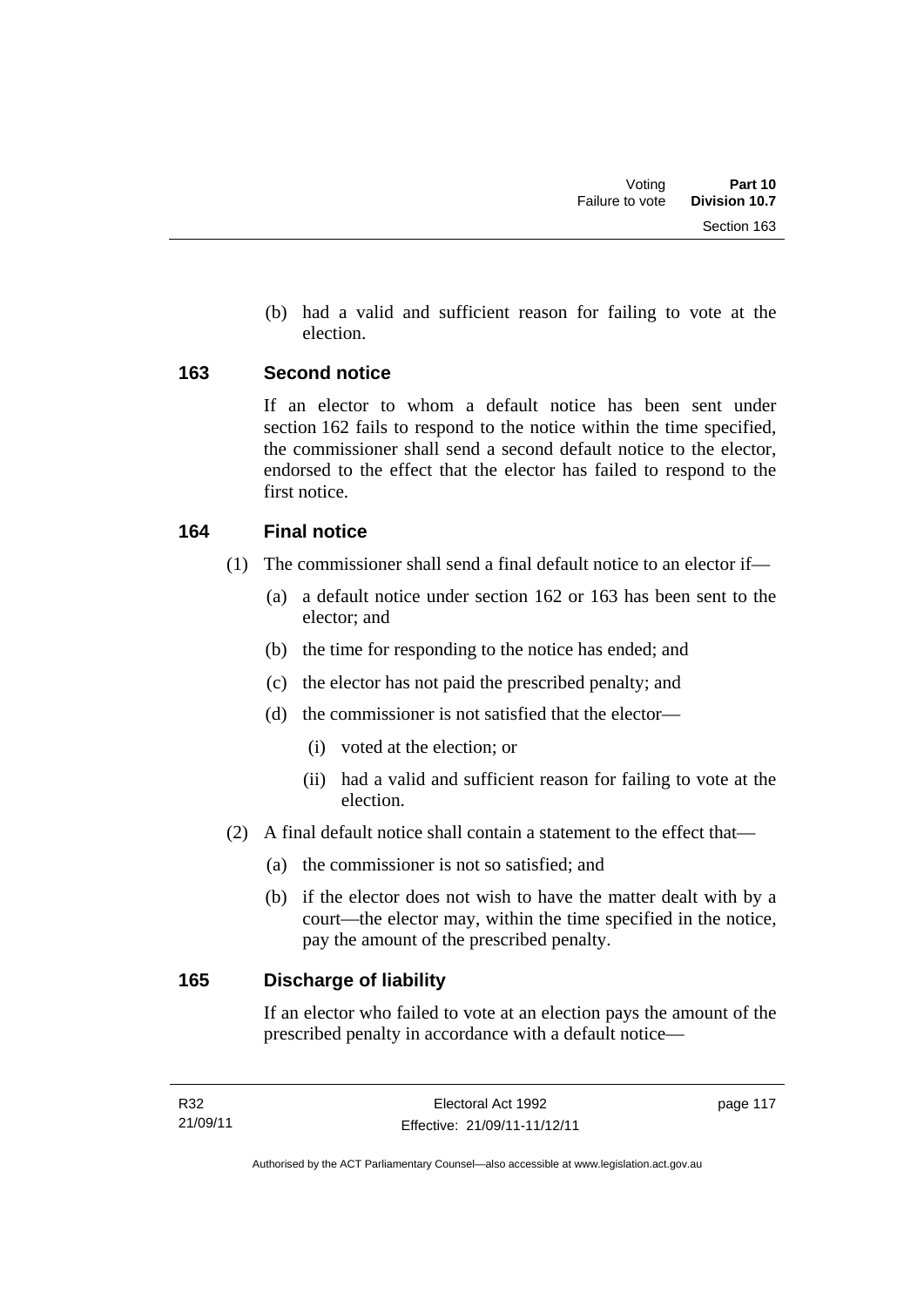(b) had a valid and sufficient reason for failing to vote at the election.

## 163 Second notice

If an elector to whom a default notice has been sent under section 162 fails to respond to the notice within the time specified, the commissioner shall send a second default notice to the elector, endorsed to the effect that the elector has failed to respond to the first notice.

## 164 Final notice

(1) The commissioner shall send a final default notice to an elector if—

(a) a default notice under section 162 or 163 has been sent to the elector; and

(b) the time for responding to the notice has ended; and

(c) the elector has not paid the prescribed penalty; and

(d) the commissioner is not satisfied that the elector—

(i) voted at the election; or

(ii) had a valid and sufficient reason for failing to vote at the election.

(2) A final default notice shall contain a statement to the effect that—

(a) the commissioner is not so satisfied; and

(b) if the elector does not wish to have the matter dealt with by a court—the elector may, within the time specified in the notice, pay the amount of the prescribed penalty.

## 165 Discharge of liability

If an elector who failed to vote at an election pays the amount of the prescribed penalty in accordance with a default notice—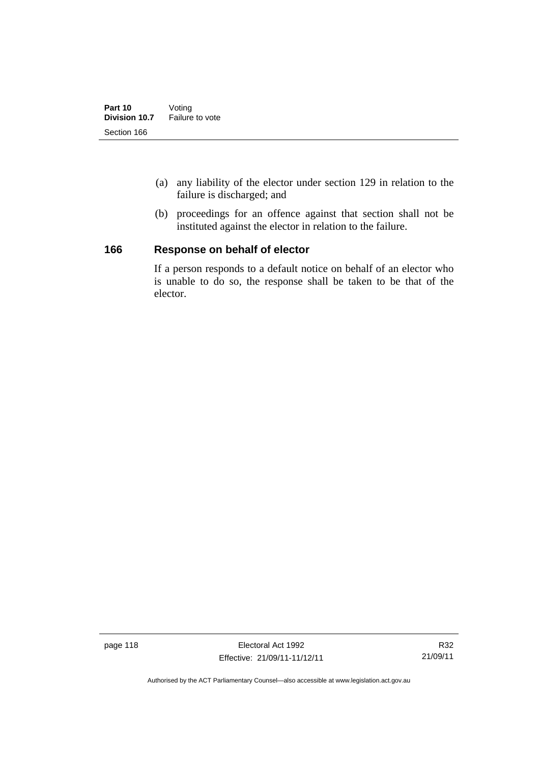(a) any liability of the elector under section 129 in relation to the failure is discharged; and

(b) proceedings for an offence against that section shall not be instituted against the elector in relation to the failure.

## 166 Response on behalf of elector

If a person responds to a default notice on behalf of an elector who is unable to do so, the response shall be taken to be that of the elector.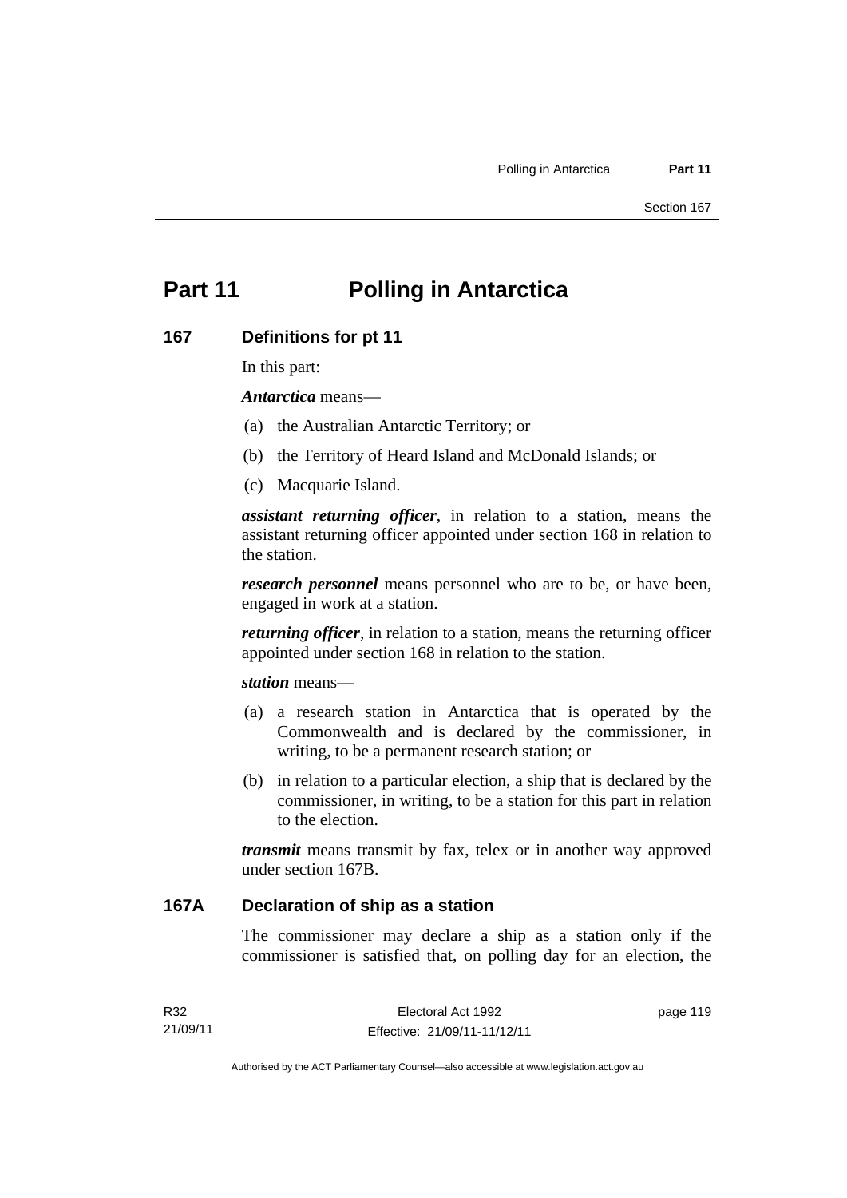# Part 11 Polling in Antarctica

## 167 Definitions for pt 11

In this part:

***Antarctica*** means—

(a) the Australian Antarctic Territory; or

(b) the Territory of Heard Island and McDonald Islands; or

(c) Macquarie Island.

***assistant returning officer***, in relation to a station, means the assistant returning officer appointed under section 168 in relation to the station.

***research personnel*** means personnel who are to be, or have been, engaged in work at a station.

***returning officer***, in relation to a station, means the returning officer appointed under section 168 in relation to the station.

***station*** means—

(a) a research station in Antarctica that is operated by the Commonwealth and is declared by the commissioner, in writing, to be a permanent research station; or

(b) in relation to a particular election, a ship that is declared by the commissioner, in writing, to be a station for this part in relation to the election.

***transmit*** means transmit by fax, telex or in another way approved under section 167B.

## 167A Declaration of ship as a station

The commissioner may declare a ship as a station only if the commissioner is satisfied that, on polling day for an election, the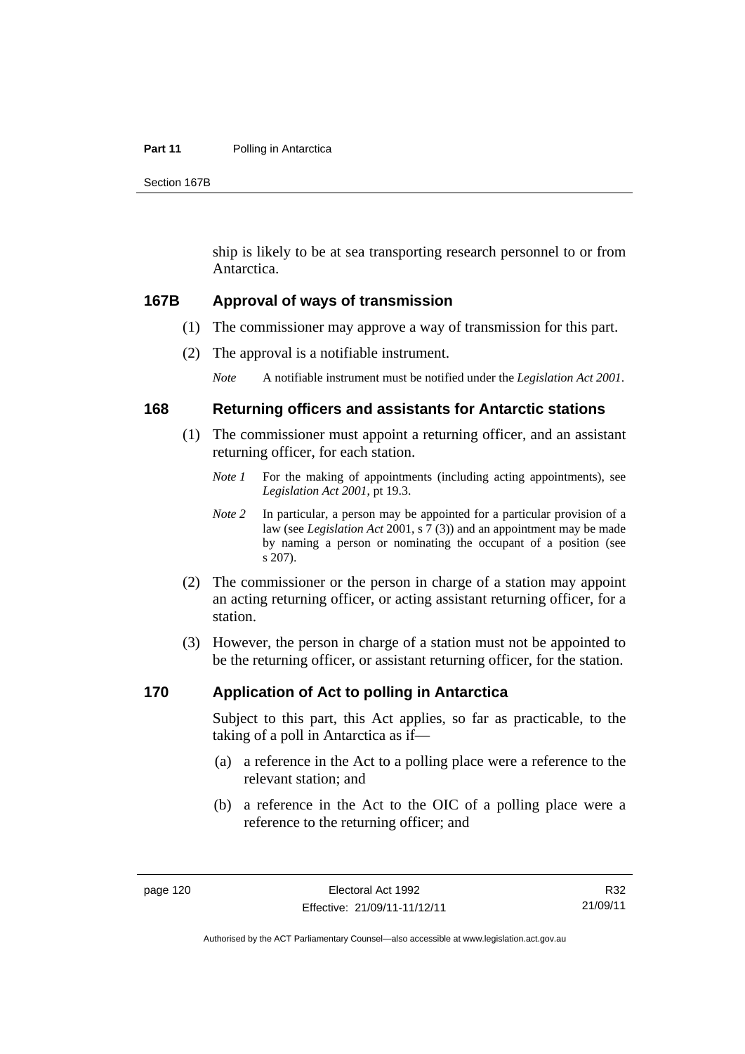ship is likely to be at sea transporting research personnel to or from Antarctica.

### 167B Approval of ways of transmission

(1) The commissioner may approve a way of transmission for this part.

(2) The approval is a notifiable instrument.

*Note* A notifiable instrument must be notified under the *Legislation Act 2001*.

### 168 Returning officers and assistants for Antarctic stations

(1) The commissioner must appoint a returning officer, and an assistant returning officer, for each station.

*Note 1* For the making of appointments (including acting appointments), see *Legislation Act 2001*, pt 19.3.

*Note 2* In particular, a person may be appointed for a particular provision of a law (see *Legislation Act* 2001, s 7 (3)) and an appointment may be made by naming a person or nominating the occupant of a position (see s 207).

(2) The commissioner or the person in charge of a station may appoint an acting returning officer, or acting assistant returning officer, for a station.

(3) However, the person in charge of a station must not be appointed to be the returning officer, or assistant returning officer, for the station.

### 170 Application of Act to polling in Antarctica

Subject to this part, this Act applies, so far as practicable, to the taking of a poll in Antarctica as if—

(a) a reference in the Act to a polling place were a reference to the relevant station; and

(b) a reference in the Act to the OIC of a polling place were a reference to the returning officer; and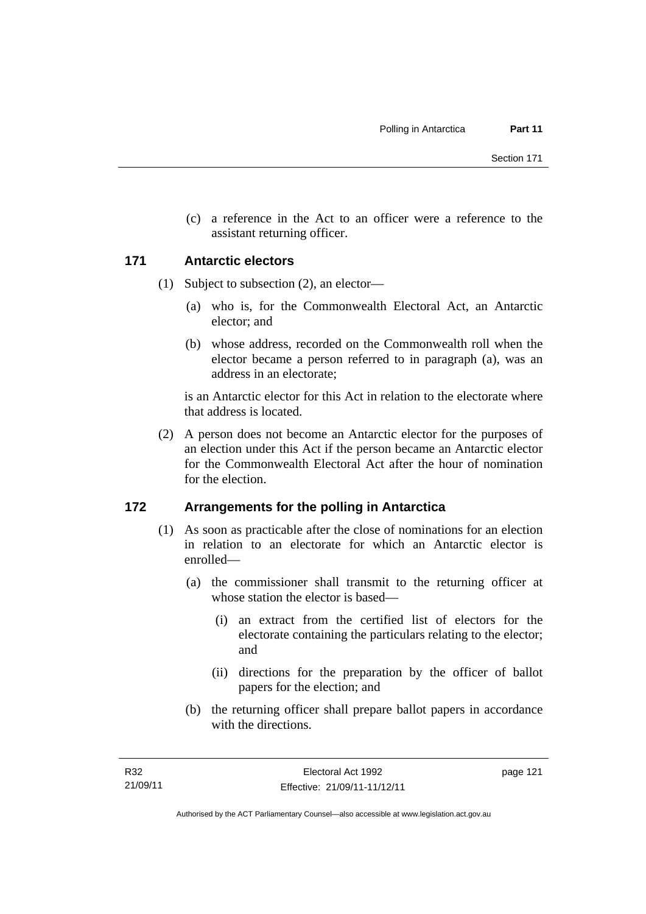(c) a reference in the Act to an officer were a reference to the assistant returning officer.

### 171 Antarctic electors

(1) Subject to subsection (2), an elector—

(a) who is, for the Commonwealth Electoral Act, an Antarctic elector; and

(b) whose address, recorded on the Commonwealth roll when the elector became a person referred to in paragraph (a), was an address in an electorate;

is an Antarctic elector for this Act in relation to the electorate where that address is located.

(2) A person does not become an Antarctic elector for the purposes of an election under this Act if the person became an Antarctic elector for the Commonwealth Electoral Act after the hour of nomination for the election.

### 172 Arrangements for the polling in Antarctica

(1) As soon as practicable after the close of nominations for an election in relation to an electorate for which an Antarctic elector is enrolled—

(a) the commissioner shall transmit to the returning officer at whose station the elector is based—

(i) an extract from the certified list of electors for the electorate containing the particulars relating to the elector; and

(ii) directions for the preparation by the officer of ballot papers for the election; and

(b) the returning officer shall prepare ballot papers in accordance with the directions.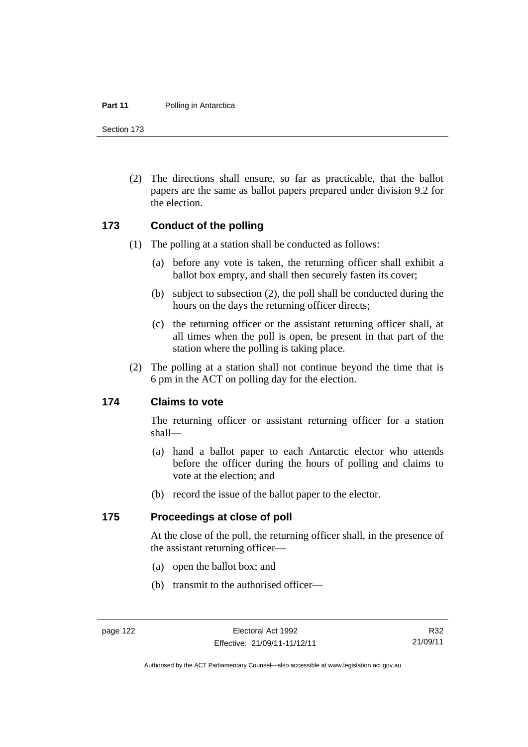(2) The directions shall ensure, so far as practicable, that the ballot papers are the same as ballot papers prepared under division 9.2 for the election.

### 173 Conduct of the polling

(1) The polling at a station shall be conducted as follows:

(a) before any vote is taken, the returning officer shall exhibit a ballot box empty, and shall then securely fasten its cover;

(b) subject to subsection (2), the poll shall be conducted during the hours on the days the returning officer directs;

(c) the returning officer or the assistant returning officer shall, at all times when the poll is open, be present in that part of the station where the polling is taking place.

(2) The polling at a station shall not continue beyond the time that is 6 pm in the ACT on polling day for the election.

### 174 Claims to vote

The returning officer or assistant returning officer for a station shall—

(a) hand a ballot paper to each Antarctic elector who attends before the officer during the hours of polling and claims to vote at the election; and

(b) record the issue of the ballot paper to the elector.

### 175 Proceedings at close of poll

At the close of the poll, the returning officer shall, in the presence of the assistant returning officer—

(a) open the ballot box; and

(b) transmit to the authorised officer—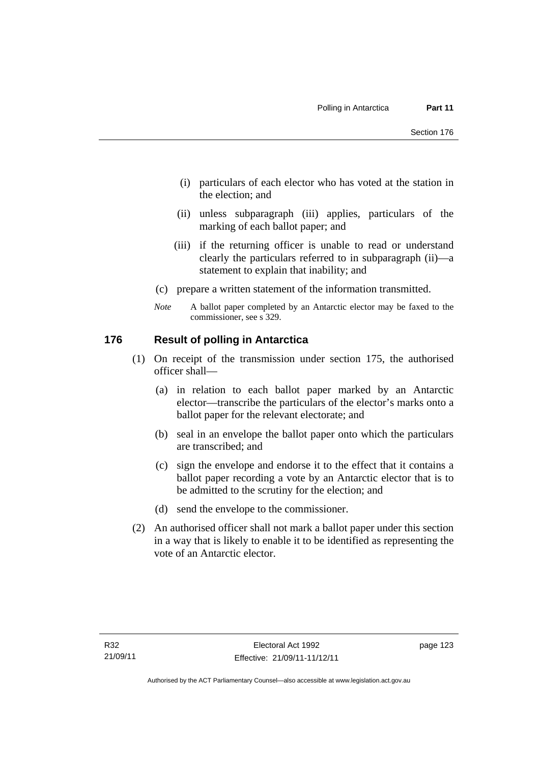(i) particulars of each elector who has voted at the station in the election; and

(ii) unless subparagraph (iii) applies, particulars of the marking of each ballot paper; and

(iii) if the returning officer is unable to read or understand clearly the particulars referred to in subparagraph (ii)—a statement to explain that inability; and

(c) prepare a written statement of the information transmitted.

*Note* A ballot paper completed by an Antarctic elector may be faxed to the commissioner, see s 329.

## 176 Result of polling in Antarctica

(1) On receipt of the transmission under section 175, the authorised officer shall—

(a) in relation to each ballot paper marked by an Antarctic elector—transcribe the particulars of the elector's marks onto a ballot paper for the relevant electorate; and

(b) seal in an envelope the ballot paper onto which the particulars are transcribed; and

(c) sign the envelope and endorse it to the effect that it contains a ballot paper recording a vote by an Antarctic elector that is to be admitted to the scrutiny for the election; and

(d) send the envelope to the commissioner.

(2) An authorised officer shall not mark a ballot paper under this section in a way that is likely to enable it to be identified as representing the vote of an Antarctic elector.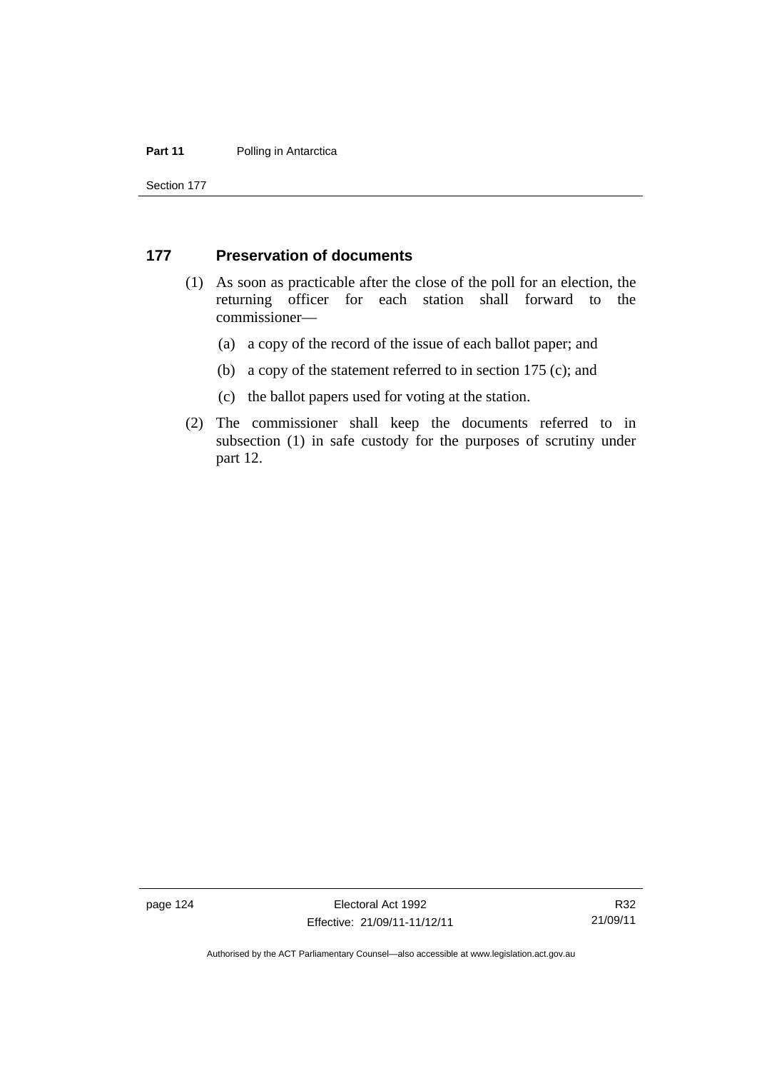## 177 Preservation of documents

(1) As soon as practicable after the close of the poll for an election, the returning officer for each station shall forward to the commissioner—

(a) a copy of the record of the issue of each ballot paper; and

(b) a copy of the statement referred to in section 175 (c); and

(c) the ballot papers used for voting at the station.

(2) The commissioner shall keep the documents referred to in subsection (1) in safe custody for the purposes of scrutiny under part 12.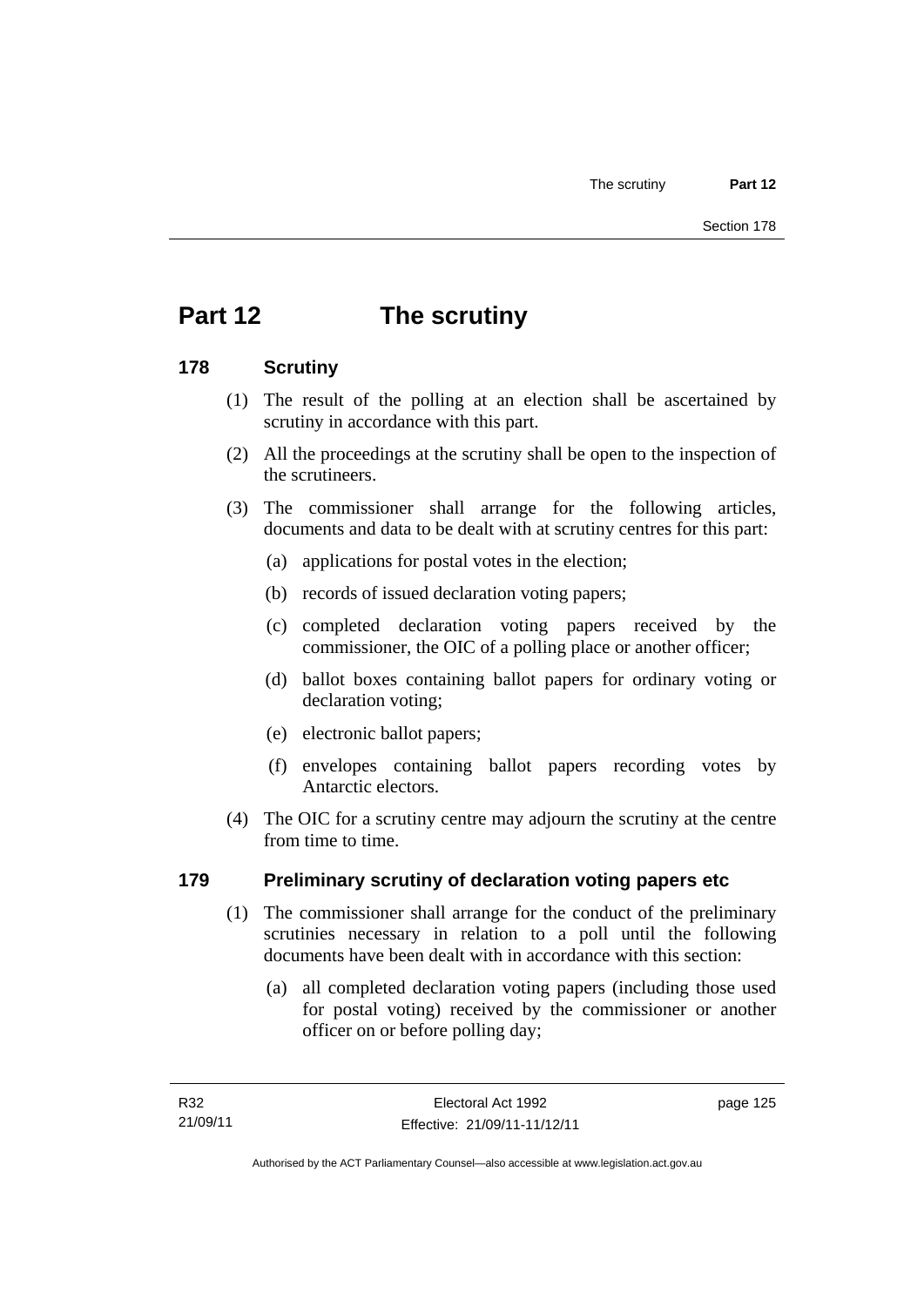# Part 12 The scrutiny

## 178 Scrutiny

(1) The result of the polling at an election shall be ascertained by scrutiny in accordance with this part.

(2) All the proceedings at the scrutiny shall be open to the inspection of the scrutineers.

(3) The commissioner shall arrange for the following articles, documents and data to be dealt with at scrutiny centres for this part:

(a) applications for postal votes in the election;

(b) records of issued declaration voting papers;

(c) completed declaration voting papers received by the commissioner, the OIC of a polling place or another officer;

(d) ballot boxes containing ballot papers for ordinary voting or declaration voting;

(e) electronic ballot papers;

(f) envelopes containing ballot papers recording votes by Antarctic electors.

(4) The OIC for a scrutiny centre may adjourn the scrutiny at the centre from time to time.

## 179 Preliminary scrutiny of declaration voting papers etc

(1) The commissioner shall arrange for the conduct of the preliminary scrutinies necessary in relation to a poll until the following documents have been dealt with in accordance with this section:

(a) all completed declaration voting papers (including those used for postal voting) received by the commissioner or another officer on or before polling day;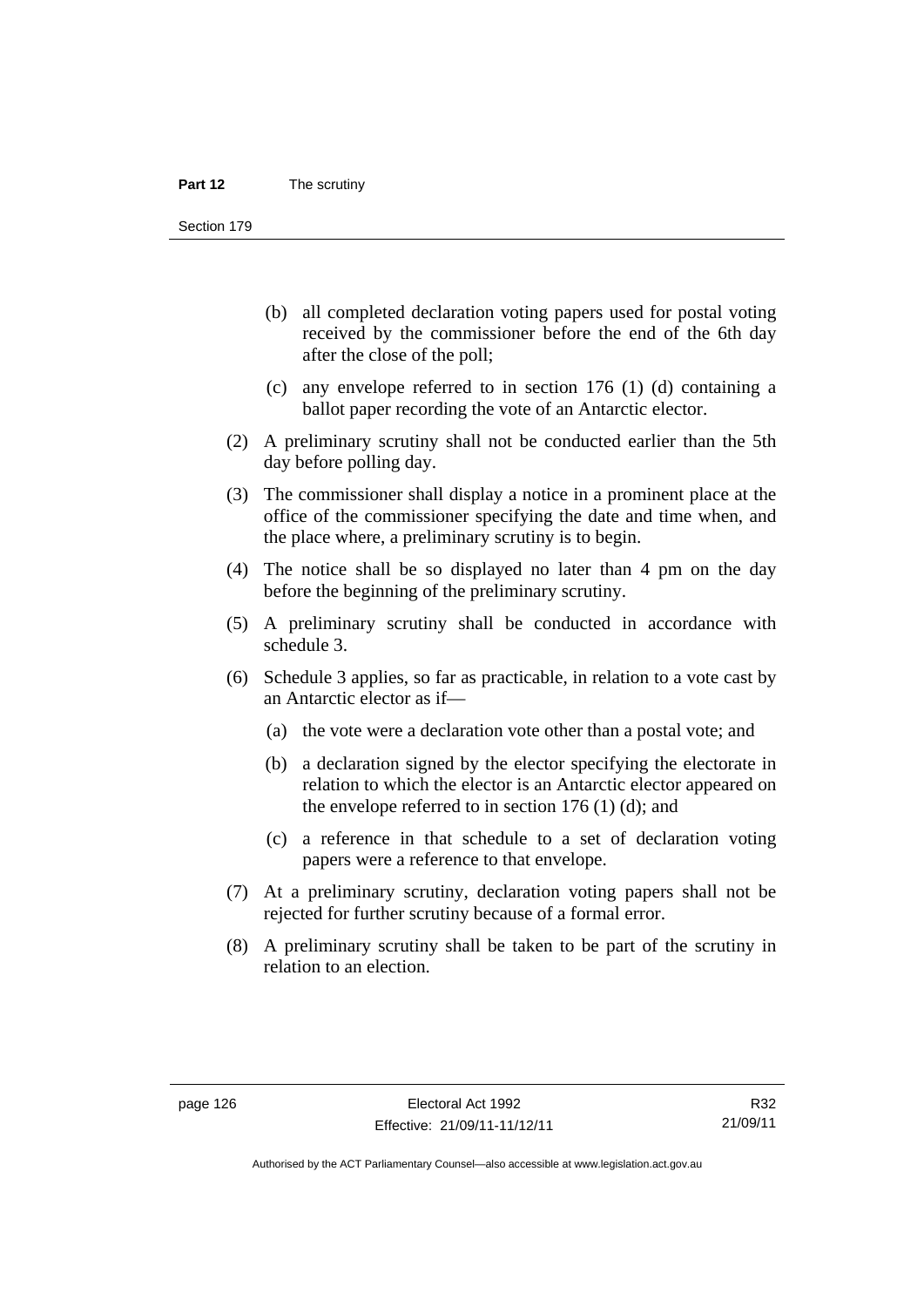(b) all completed declaration voting papers used for postal voting received by the commissioner before the end of the 6th day after the close of the poll;

(c) any envelope referred to in section 176 (1) (d) containing a ballot paper recording the vote of an Antarctic elector.

(2) A preliminary scrutiny shall not be conducted earlier than the 5th day before polling day.

(3) The commissioner shall display a notice in a prominent place at the office of the commissioner specifying the date and time when, and the place where, a preliminary scrutiny is to begin.

(4) The notice shall be so displayed no later than 4 pm on the day before the beginning of the preliminary scrutiny.

(5) A preliminary scrutiny shall be conducted in accordance with schedule 3.

(6) Schedule 3 applies, so far as practicable, in relation to a vote cast by an Antarctic elector as if—

(a) the vote were a declaration vote other than a postal vote; and

(b) a declaration signed by the elector specifying the electorate in relation to which the elector is an Antarctic elector appeared on the envelope referred to in section 176 (1) (d); and

(c) a reference in that schedule to a set of declaration voting papers were a reference to that envelope.

(7) At a preliminary scrutiny, declaration voting papers shall not be rejected for further scrutiny because of a formal error.

(8) A preliminary scrutiny shall be taken to be part of the scrutiny in relation to an election.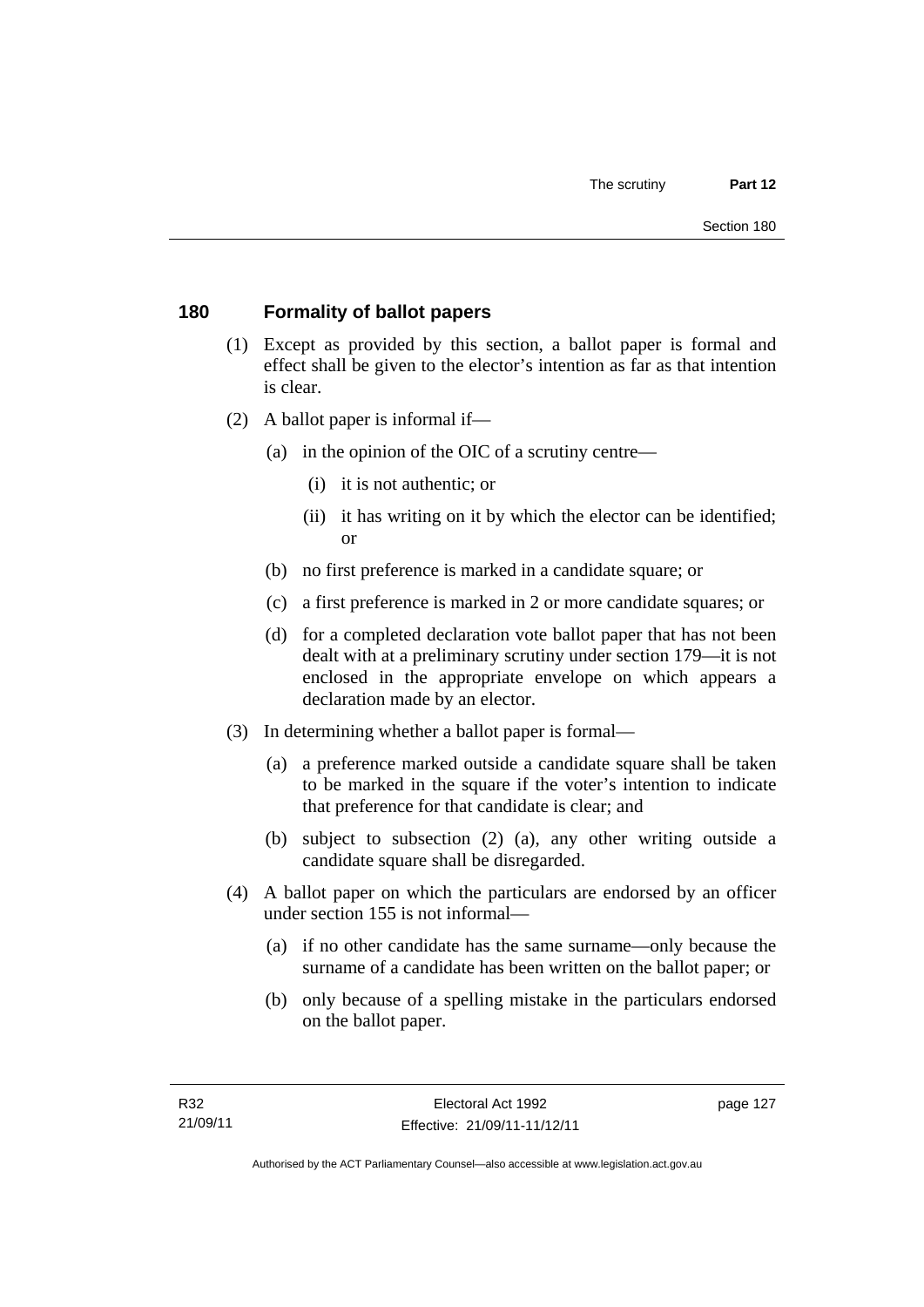## 180 Formality of ballot papers

(1) Except as provided by this section, a ballot paper is formal and effect shall be given to the elector's intention as far as that intention is clear.

(2) A ballot paper is informal if—

(a) in the opinion of the OIC of a scrutiny centre—

(i) it is not authentic; or

(ii) it has writing on it by which the elector can be identified; or

(b) no first preference is marked in a candidate square; or

(c) a first preference is marked in 2 or more candidate squares; or

(d) for a completed declaration vote ballot paper that has not been dealt with at a preliminary scrutiny under section 179—it is not enclosed in the appropriate envelope on which appears a declaration made by an elector.

(3) In determining whether a ballot paper is formal—

(a) a preference marked outside a candidate square shall be taken to be marked in the square if the voter's intention to indicate that preference for that candidate is clear; and

(b) subject to subsection (2) (a), any other writing outside a candidate square shall be disregarded.

(4) A ballot paper on which the particulars are endorsed by an officer under section 155 is not informal—

(a) if no other candidate has the same surname—only because the surname of a candidate has been written on the ballot paper; or

(b) only because of a spelling mistake in the particulars endorsed on the ballot paper.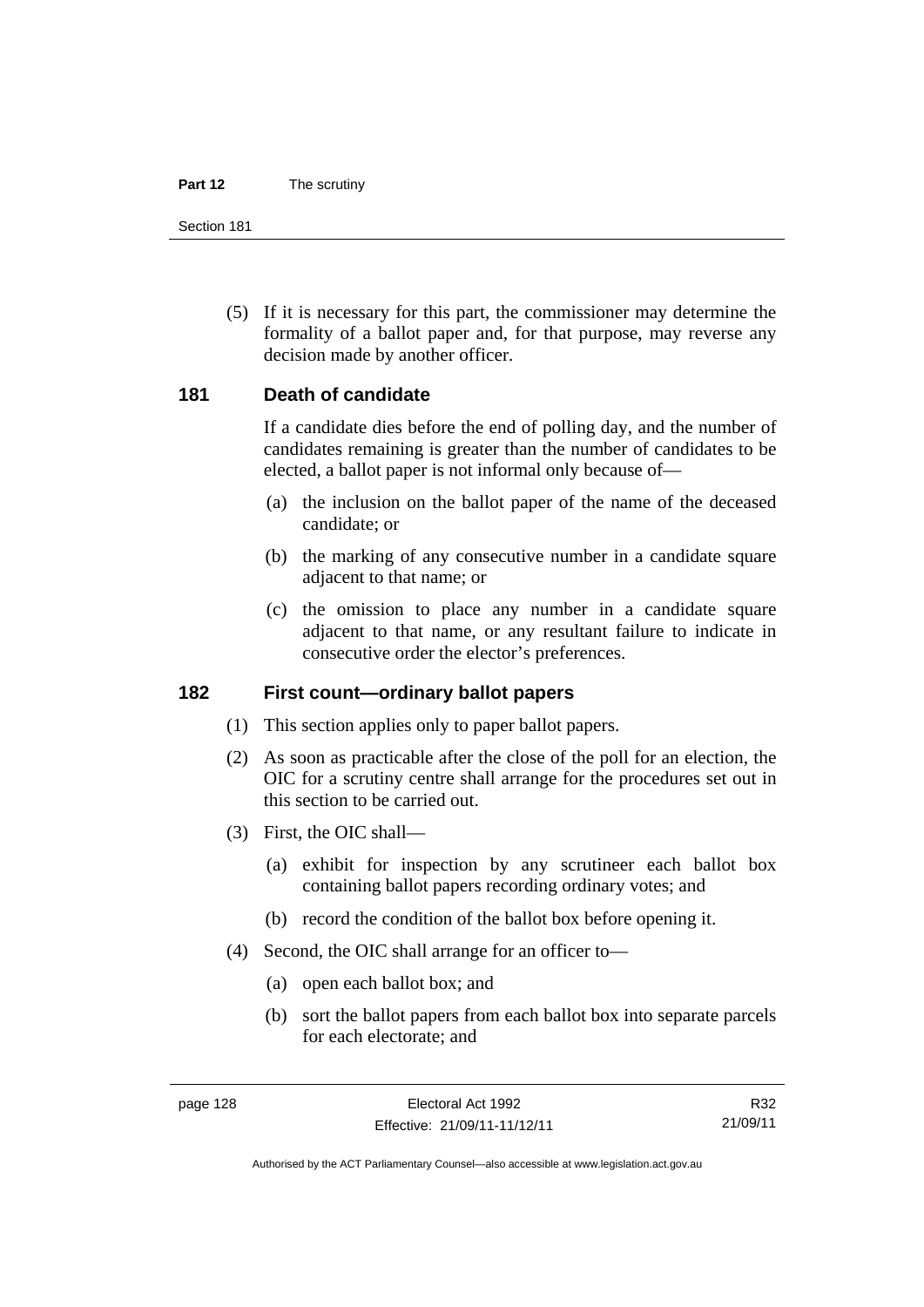(5) If it is necessary for this part, the commissioner may determine the formality of a ballot paper and, for that purpose, may reverse any decision made by another officer.

## 181 Death of candidate

If a candidate dies before the end of polling day, and the number of candidates remaining is greater than the number of candidates to be elected, a ballot paper is not informal only because of—

(a) the inclusion on the ballot paper of the name of the deceased candidate; or

(b) the marking of any consecutive number in a candidate square adjacent to that name; or

(c) the omission to place any number in a candidate square adjacent to that name, or any resultant failure to indicate in consecutive order the elector's preferences.

## 182 First count—ordinary ballot papers

(1) This section applies only to paper ballot papers.

(2) As soon as practicable after the close of the poll for an election, the OIC for a scrutiny centre shall arrange for the procedures set out in this section to be carried out.

(3) First, the OIC shall—

(a) exhibit for inspection by any scrutineer each ballot box containing ballot papers recording ordinary votes; and

(b) record the condition of the ballot box before opening it.

(4) Second, the OIC shall arrange for an officer to—

(a) open each ballot box; and

(b) sort the ballot papers from each ballot box into separate parcels for each electorate; and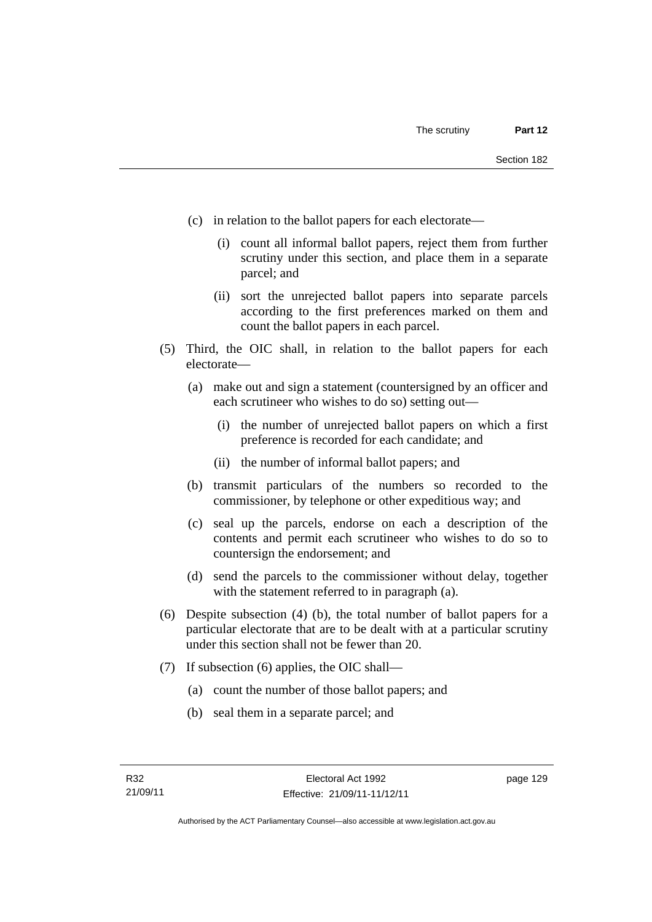(c) in relation to the ballot papers for each electorate—

   (i) count all informal ballot papers, reject them from further scrutiny under this section, and place them in a separate parcel; and

   (ii) sort the unrejected ballot papers into separate parcels according to the first preferences marked on them and count the ballot papers in each parcel.

(5) Third, the OIC shall, in relation to the ballot papers for each electorate—

   (a) make out and sign a statement (countersigned by an officer and each scrutineer who wishes to do so) setting out—

      (i) the number of unrejected ballot papers on which a first preference is recorded for each candidate; and

      (ii) the number of informal ballot papers; and

   (b) transmit particulars of the numbers so recorded to the commissioner, by telephone or other expeditious way; and

   (c) seal up the parcels, endorse on each a description of the contents and permit each scrutineer who wishes to do so to countersign the endorsement; and

   (d) send the parcels to the commissioner without delay, together with the statement referred to in paragraph (a).

(6) Despite subsection (4) (b), the total number of ballot papers for a particular electorate that are to be dealt with at a particular scrutiny under this section shall not be fewer than 20.

(7) If subsection (6) applies, the OIC shall—

   (a) count the number of those ballot papers; and

   (b) seal them in a separate parcel; and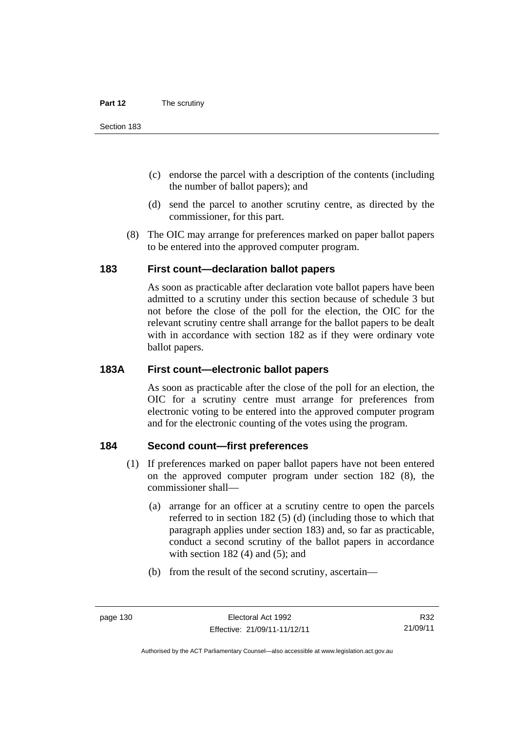(c) endorse the parcel with a description of the contents (including the number of ballot papers); and

(d) send the parcel to another scrutiny centre, as directed by the commissioner, for this part.

(8) The OIC may arrange for preferences marked on paper ballot papers to be entered into the approved computer program.

### 183 First count—declaration ballot papers

As soon as practicable after declaration vote ballot papers have been admitted to a scrutiny under this section because of schedule 3 but not before the close of the poll for the election, the OIC for the relevant scrutiny centre shall arrange for the ballot papers to be dealt with in accordance with section 182 as if they were ordinary vote ballot papers.

### 183A First count—electronic ballot papers

As soon as practicable after the close of the poll for an election, the OIC for a scrutiny centre must arrange for preferences from electronic voting to be entered into the approved computer program and for the electronic counting of the votes using the program.

### 184 Second count—first preferences

(1) If preferences marked on paper ballot papers have not been entered on the approved computer program under section 182 (8), the commissioner shall—

(a) arrange for an officer at a scrutiny centre to open the parcels referred to in section 182 (5) (d) (including those to which that paragraph applies under section 183) and, so far as practicable, conduct a second scrutiny of the ballot papers in accordance with section 182 (4) and (5); and

(b) from the result of the second scrutiny, ascertain—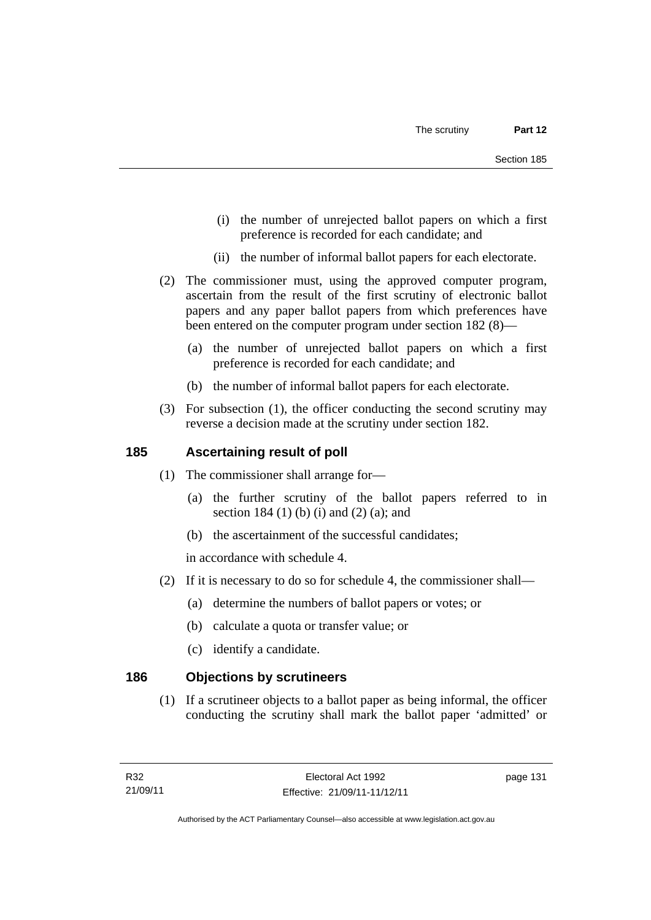(i) the number of unrejected ballot papers on which a first preference is recorded for each candidate; and

(ii) the number of informal ballot papers for each electorate.

(2) The commissioner must, using the approved computer program, ascertain from the result of the first scrutiny of electronic ballot papers and any paper ballot papers from which preferences have been entered on the computer program under section 182 (8)—

(a) the number of unrejected ballot papers on which a first preference is recorded for each candidate; and

(b) the number of informal ballot papers for each electorate.

(3) For subsection (1), the officer conducting the second scrutiny may reverse a decision made at the scrutiny under section 182.

## 185 Ascertaining result of poll

(1) The commissioner shall arrange for—

(a) the further scrutiny of the ballot papers referred to in section 184 (1) (b) (i) and (2) (a); and

(b) the ascertainment of the successful candidates;

in accordance with schedule 4.

(2) If it is necessary to do so for schedule 4, the commissioner shall—

(a) determine the numbers of ballot papers or votes; or

(b) calculate a quota or transfer value; or

(c) identify a candidate.

## 186 Objections by scrutineers

(1) If a scrutineer objects to a ballot paper as being informal, the officer conducting the scrutiny shall mark the ballot paper 'admitted' or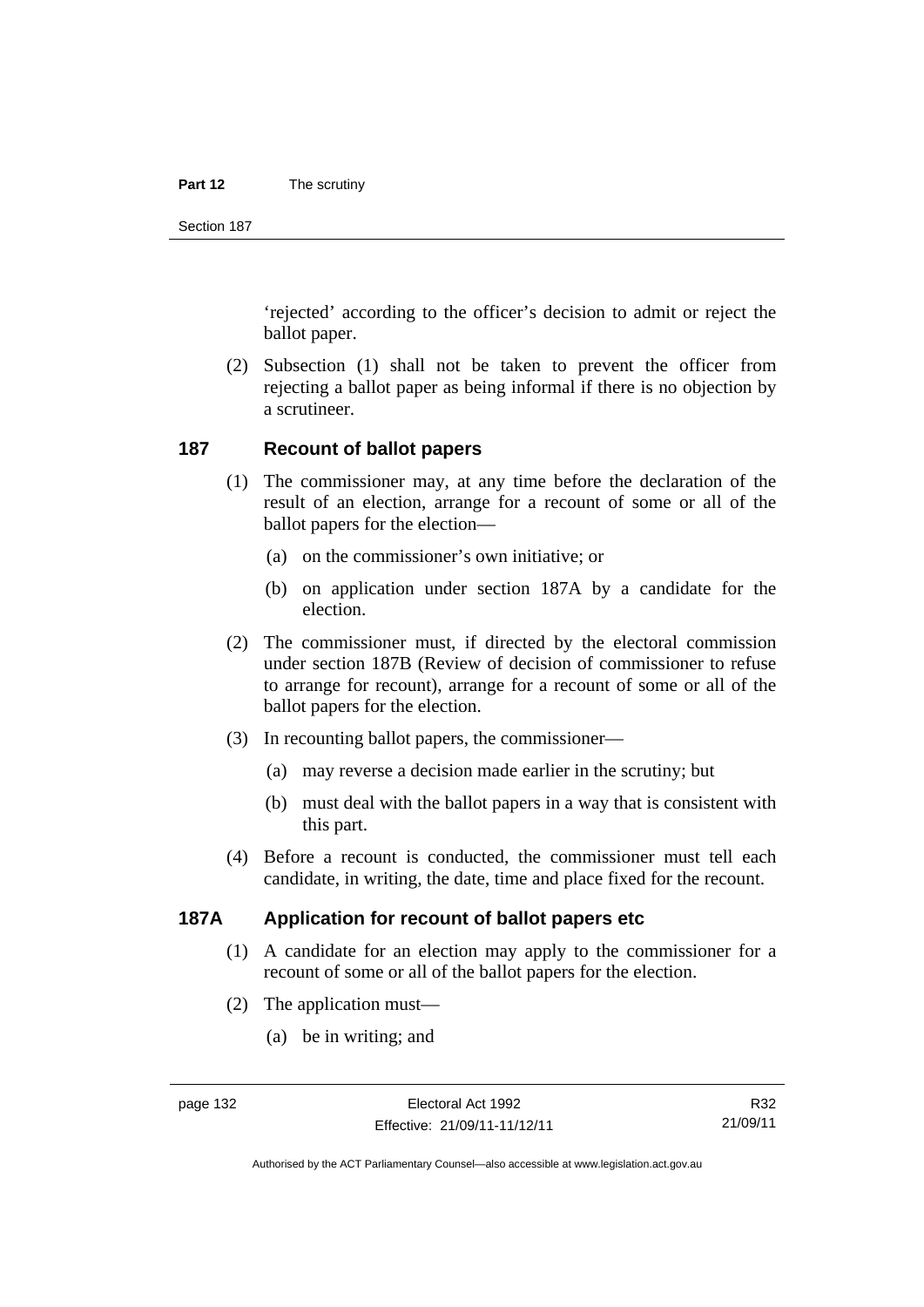'rejected' according to the officer's decision to admit or reject the ballot paper.

(2) Subsection (1) shall not be taken to prevent the officer from rejecting a ballot paper as being informal if there is no objection by a scrutineer.

## 187 Recount of ballot papers

(1) The commissioner may, at any time before the declaration of the result of an election, arrange for a recount of some or all of the ballot papers for the election—

(a) on the commissioner's own initiative; or

(b) on application under section 187A by a candidate for the election.

(2) The commissioner must, if directed by the electoral commission under section 187B (Review of decision of commissioner to refuse to arrange for recount), arrange for a recount of some or all of the ballot papers for the election.

(3) In recounting ballot papers, the commissioner—

(a) may reverse a decision made earlier in the scrutiny; but

(b) must deal with the ballot papers in a way that is consistent with this part.

(4) Before a recount is conducted, the commissioner must tell each candidate, in writing, the date, time and place fixed for the recount.

## 187A Application for recount of ballot papers etc

(1) A candidate for an election may apply to the commissioner for a recount of some or all of the ballot papers for the election.

(2) The application must—

(a) be in writing; and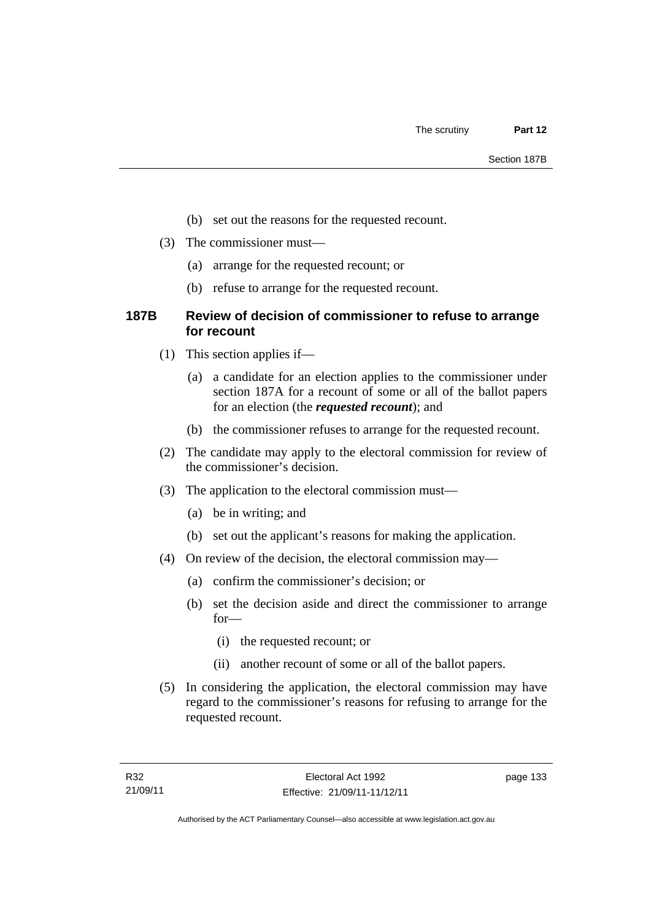(b) set out the reasons for the requested recount.

(3) The commissioner must—

(a) arrange for the requested recount; or

(b) refuse to arrange for the requested recount.

### 187B Review of decision of commissioner to refuse to arrange for recount

(1) This section applies if—

(a) a candidate for an election applies to the commissioner under section 187A for a recount of some or all of the ballot papers for an election (the ***requested recount***); and

(b) the commissioner refuses to arrange for the requested recount.

(2) The candidate may apply to the electoral commission for review of the commissioner's decision.

(3) The application to the electoral commission must—

(a) be in writing; and

(b) set out the applicant's reasons for making the application.

(4) On review of the decision, the electoral commission may—

(a) confirm the commissioner's decision; or

(b) set the decision aside and direct the commissioner to arrange for—

(i) the requested recount; or

(ii) another recount of some or all of the ballot papers.

(5) In considering the application, the electoral commission may have regard to the commissioner's reasons for refusing to arrange for the requested recount.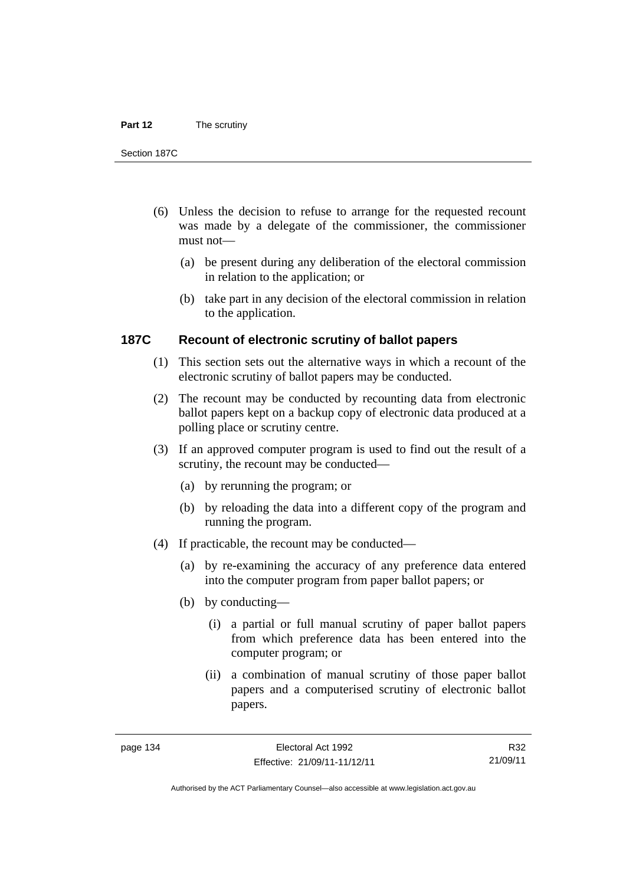(6) Unless the decision to refuse to arrange for the requested recount was made by a delegate of the commissioner, the commissioner must not—

(a) be present during any deliberation of the electoral commission in relation to the application; or

(b) take part in any decision of the electoral commission in relation to the application.

### 187C Recount of electronic scrutiny of ballot papers

(1) This section sets out the alternative ways in which a recount of the electronic scrutiny of ballot papers may be conducted.

(2) The recount may be conducted by recounting data from electronic ballot papers kept on a backup copy of electronic data produced at a polling place or scrutiny centre.

(3) If an approved computer program is used to find out the result of a scrutiny, the recount may be conducted—

(a) by rerunning the program; or

(b) by reloading the data into a different copy of the program and running the program.

(4) If practicable, the recount may be conducted—

(a) by re-examining the accuracy of any preference data entered into the computer program from paper ballot papers; or

(b) by conducting—

(i) a partial or full manual scrutiny of paper ballot papers from which preference data has been entered into the computer program; or

(ii) a combination of manual scrutiny of those paper ballot papers and a computerised scrutiny of electronic ballot papers.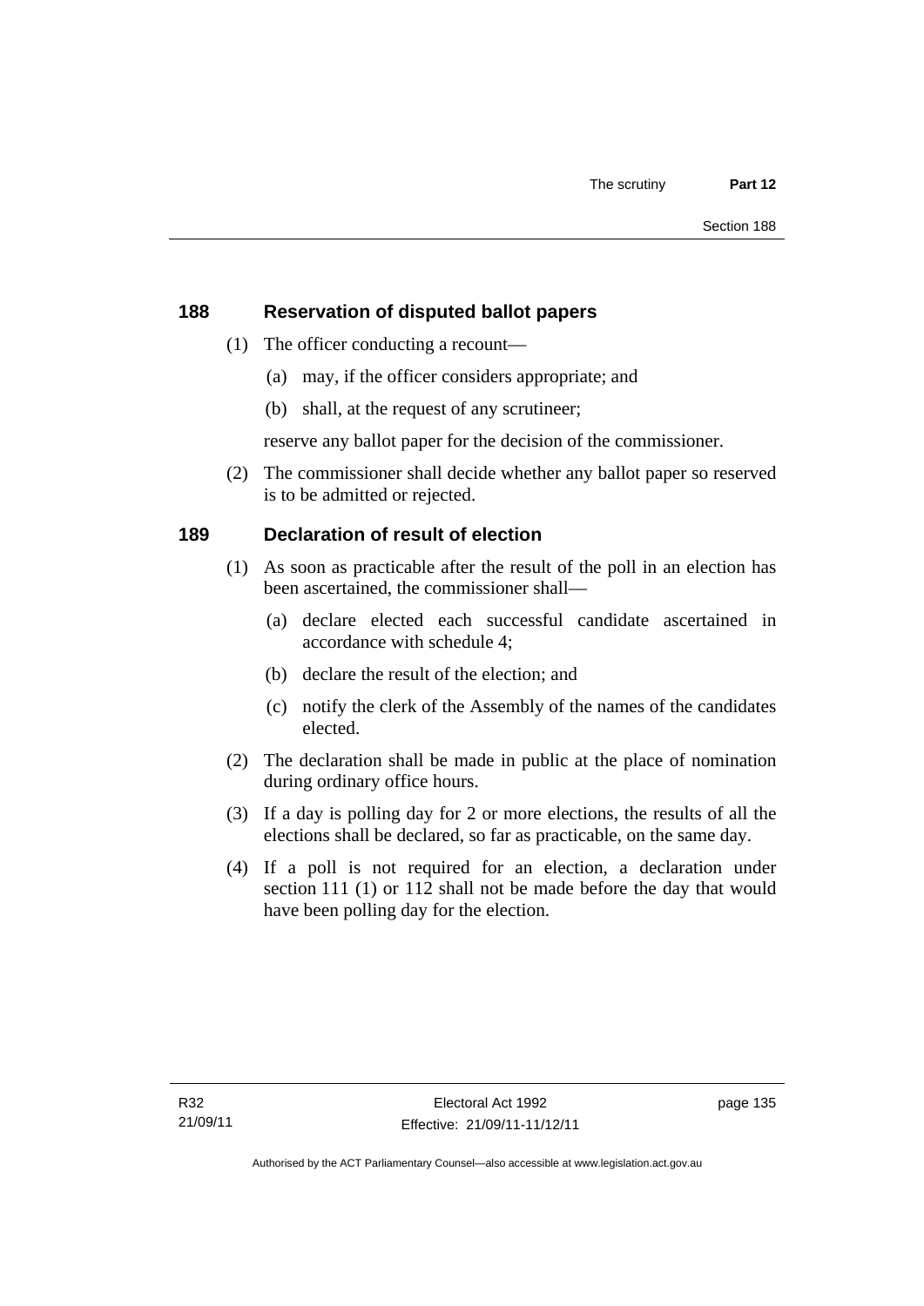## 188 Reservation of disputed ballot papers

(1) The officer conducting a recount—

(a) may, if the officer considers appropriate; and

(b) shall, at the request of any scrutineer;

reserve any ballot paper for the decision of the commissioner.

(2) The commissioner shall decide whether any ballot paper so reserved is to be admitted or rejected.

## 189 Declaration of result of election

(1) As soon as practicable after the result of the poll in an election has been ascertained, the commissioner shall—

(a) declare elected each successful candidate ascertained in accordance with schedule 4;

(b) declare the result of the election; and

(c) notify the clerk of the Assembly of the names of the candidates elected.

(2) The declaration shall be made in public at the place of nomination during ordinary office hours.

(3) If a day is polling day for 2 or more elections, the results of all the elections shall be declared, so far as practicable, on the same day.

(4) If a poll is not required for an election, a declaration under section 111 (1) or 112 shall not be made before the day that would have been polling day for the election.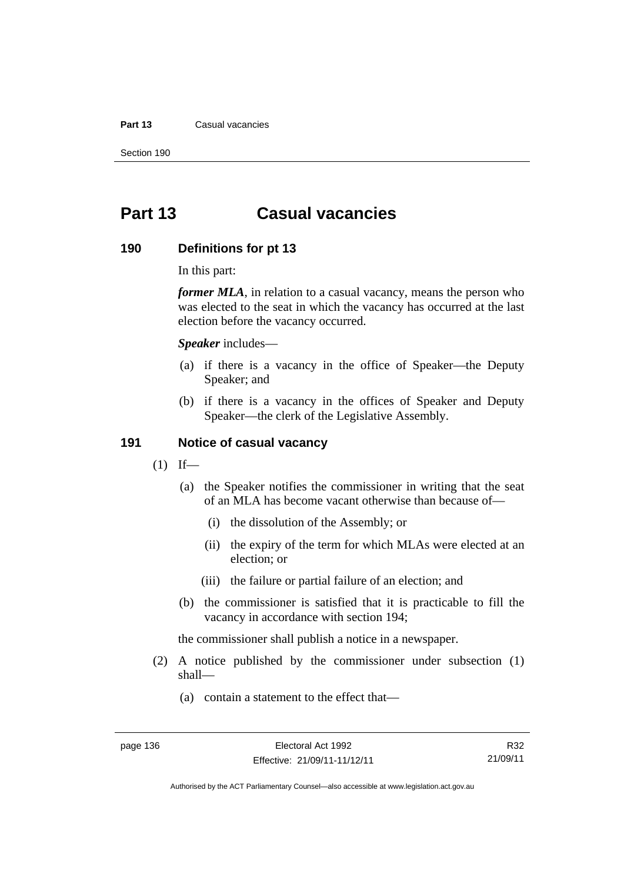# Part 13 Casual vacancies

## 190 Definitions for pt 13

In this part:

***former MLA***, in relation to a casual vacancy, means the person who was elected to the seat in which the vacancy has occurred at the last election before the vacancy occurred.

***Speaker*** includes—

(a) if there is a vacancy in the office of Speaker—the Deputy Speaker; and

(b) if there is a vacancy in the offices of Speaker and Deputy Speaker—the clerk of the Legislative Assembly.

## 191 Notice of casual vacancy

(1) If—

(a) the Speaker notifies the commissioner in writing that the seat of an MLA has become vacant otherwise than because of—

(i) the dissolution of the Assembly; or

(ii) the expiry of the term for which MLAs were elected at an election; or

(iii) the failure or partial failure of an election; and

(b) the commissioner is satisfied that it is practicable to fill the vacancy in accordance with section 194;

the commissioner shall publish a notice in a newspaper.

(2) A notice published by the commissioner under subsection (1) shall—

(a) contain a statement to the effect that—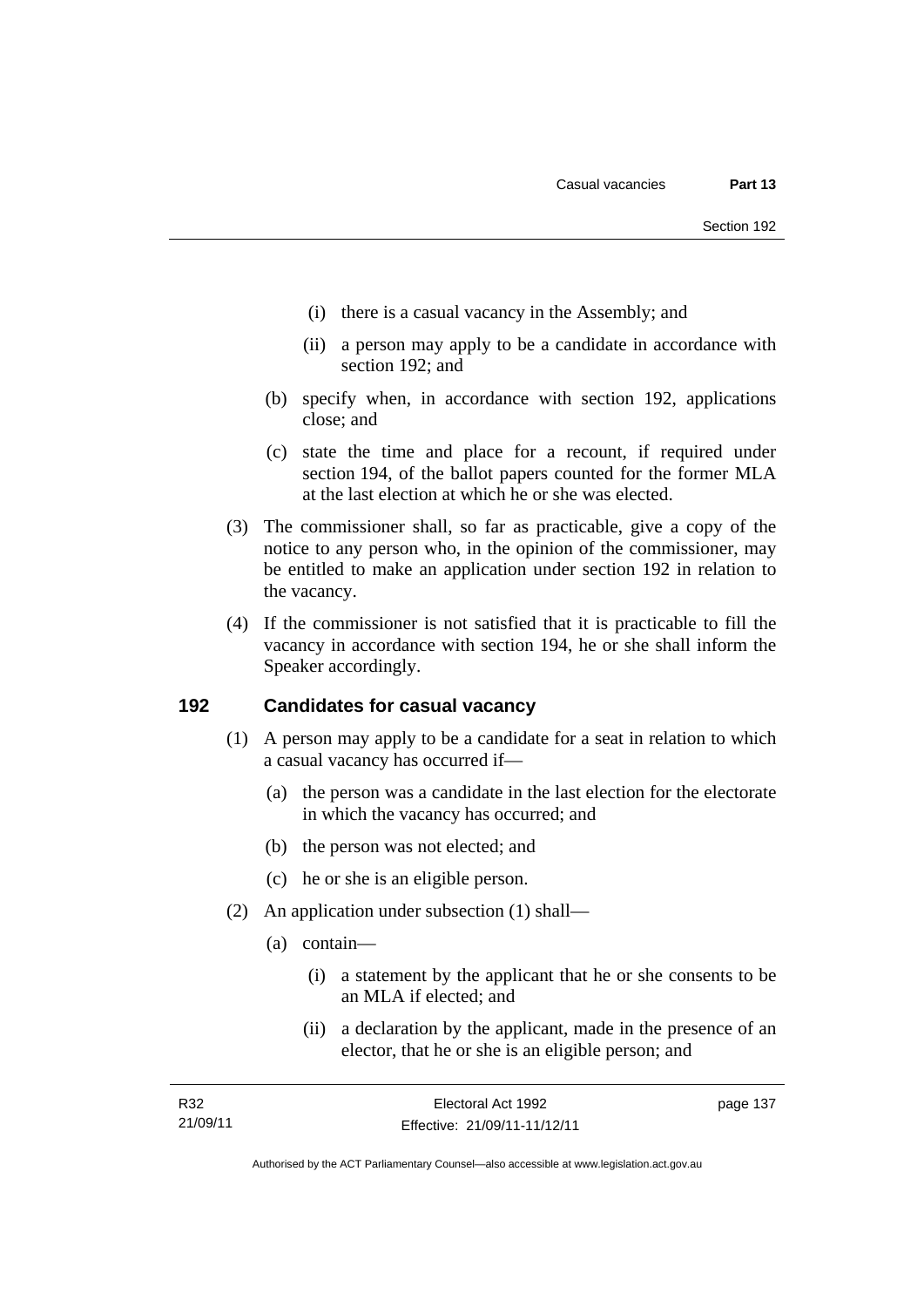(i) there is a casual vacancy in the Assembly; and

(ii) a person may apply to be a candidate in accordance with section 192; and

(b) specify when, in accordance with section 192, applications close; and

(c) state the time and place for a recount, if required under section 194, of the ballot papers counted for the former MLA at the last election at which he or she was elected.

(3) The commissioner shall, so far as practicable, give a copy of the notice to any person who, in the opinion of the commissioner, may be entitled to make an application under section 192 in relation to the vacancy.

(4) If the commissioner is not satisfied that it is practicable to fill the vacancy in accordance with section 194, he or she shall inform the Speaker accordingly.

## 192 Candidates for casual vacancy

(1) A person may apply to be a candidate for a seat in relation to which a casual vacancy has occurred if—

(a) the person was a candidate in the last election for the electorate in which the vacancy has occurred; and

(b) the person was not elected; and

(c) he or she is an eligible person.

(2) An application under subsection (1) shall—

(a) contain—

(i) a statement by the applicant that he or she consents to be an MLA if elected; and

(ii) a declaration by the applicant, made in the presence of an elector, that he or she is an eligible person; and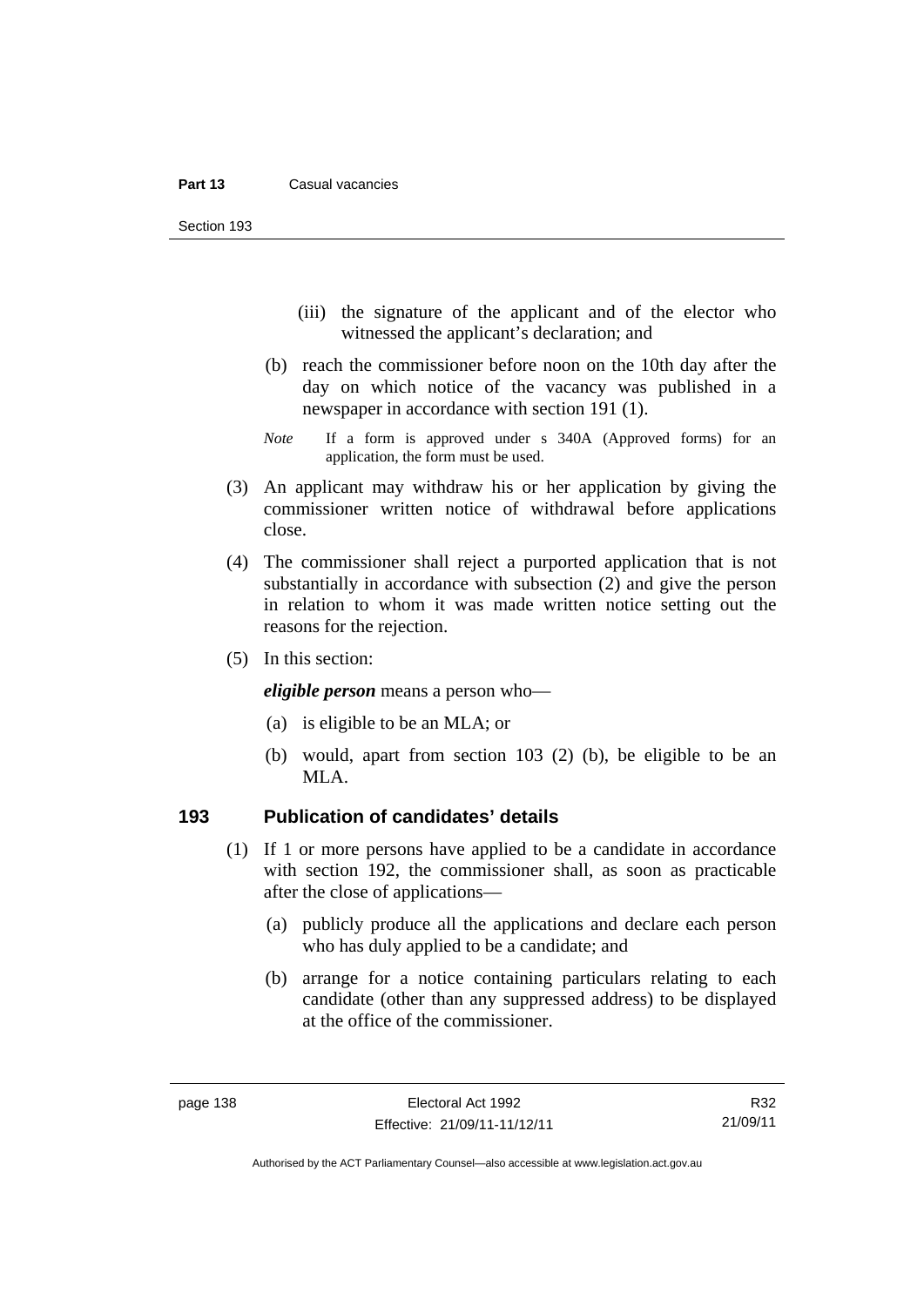(iii) the signature of the applicant and of the elector who witnessed the applicant's declaration; and

(b) reach the commissioner before noon on the 10th day after the day on which notice of the vacancy was published in a newspaper in accordance with section 191 (1).

*Note* If a form is approved under s 340A (Approved forms) for an application, the form must be used.

(3) An applicant may withdraw his or her application by giving the commissioner written notice of withdrawal before applications close.

(4) The commissioner shall reject a purported application that is not substantially in accordance with subsection (2) and give the person in relation to whom it was made written notice setting out the reasons for the rejection.

(5) In this section:

***eligible person*** means a person who—

(a) is eligible to be an MLA; or

(b) would, apart from section 103 (2) (b), be eligible to be an MLA.

## 193 Publication of candidates' details

(1) If 1 or more persons have applied to be a candidate in accordance with section 192, the commissioner shall, as soon as practicable after the close of applications—

(a) publicly produce all the applications and declare each person who has duly applied to be a candidate; and

(b) arrange for a notice containing particulars relating to each candidate (other than any suppressed address) to be displayed at the office of the commissioner.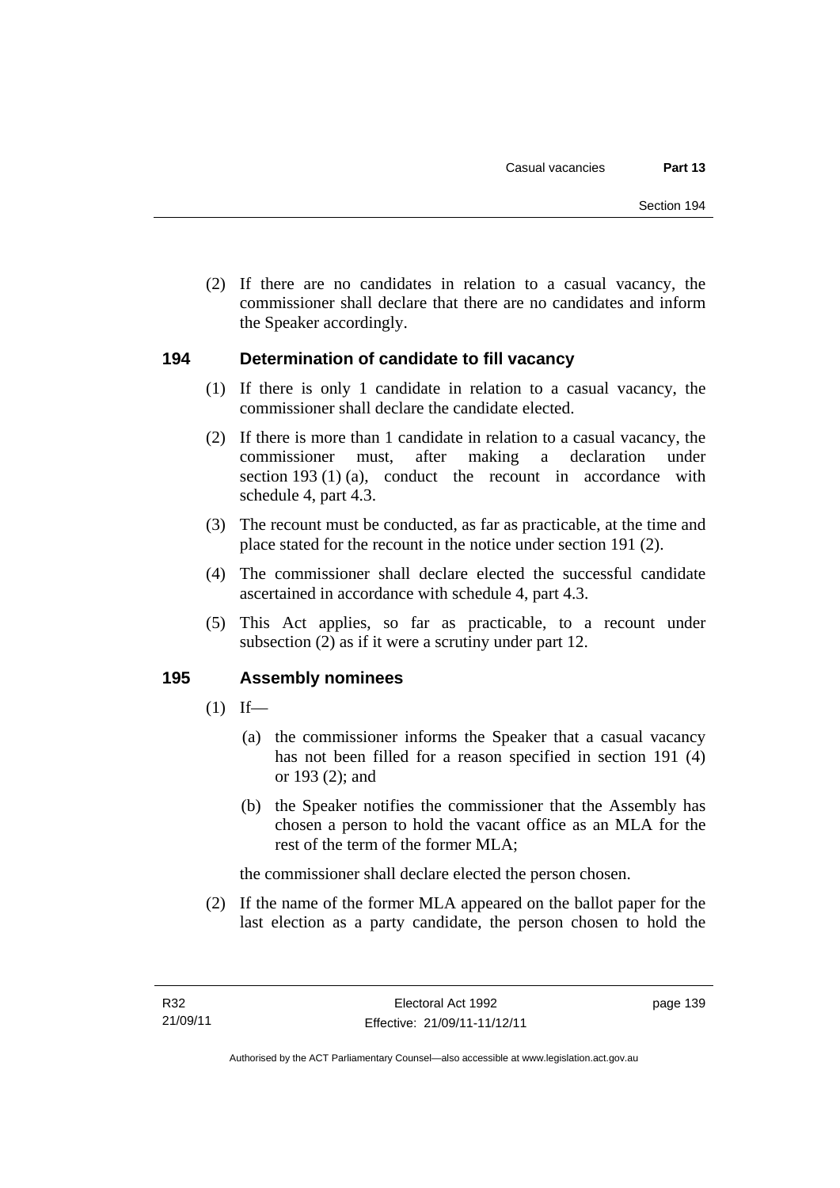(2) If there are no candidates in relation to a casual vacancy, the commissioner shall declare that there are no candidates and inform the Speaker accordingly.

## 194 Determination of candidate to fill vacancy

(1) If there is only 1 candidate in relation to a casual vacancy, the commissioner shall declare the candidate elected.

(2) If there is more than 1 candidate in relation to a casual vacancy, the commissioner must, after making a declaration under section 193 (1) (a), conduct the recount in accordance with schedule 4, part 4.3.

(3) The recount must be conducted, as far as practicable, at the time and place stated for the recount in the notice under section 191 (2).

(4) The commissioner shall declare elected the successful candidate ascertained in accordance with schedule 4, part 4.3.

(5) This Act applies, so far as practicable, to a recount under subsection (2) as if it were a scrutiny under part 12.

## 195 Assembly nominees

(1) If—

(a) the commissioner informs the Speaker that a casual vacancy has not been filled for a reason specified in section 191 (4) or 193 (2); and

(b) the Speaker notifies the commissioner that the Assembly has chosen a person to hold the vacant office as an MLA for the rest of the term of the former MLA;

the commissioner shall declare elected the person chosen.

(2) If the name of the former MLA appeared on the ballot paper for the last election as a party candidate, the person chosen to hold the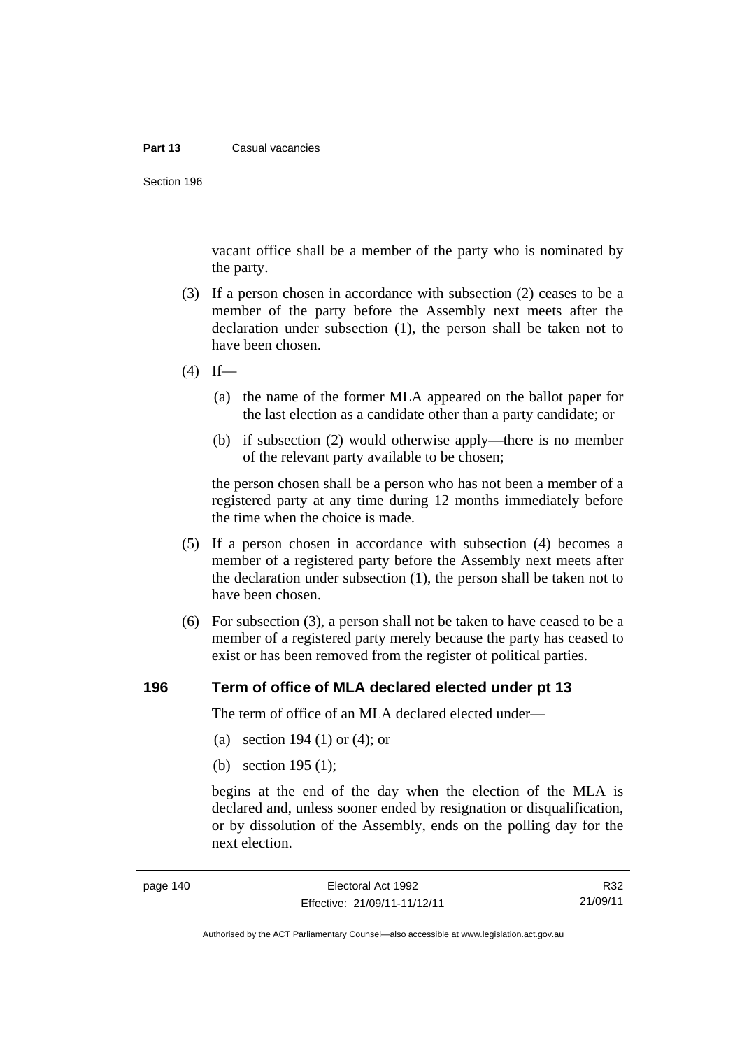vacant office shall be a member of the party who is nominated by the party.

(3) If a person chosen in accordance with subsection (2) ceases to be a member of the party before the Assembly next meets after the declaration under subsection (1), the person shall be taken not to have been chosen.

(4) If—

(a) the name of the former MLA appeared on the ballot paper for the last election as a candidate other than a party candidate; or

(b) if subsection (2) would otherwise apply—there is no member of the relevant party available to be chosen;

the person chosen shall be a person who has not been a member of a registered party at any time during 12 months immediately before the time when the choice is made.

(5) If a person chosen in accordance with subsection (4) becomes a member of a registered party before the Assembly next meets after the declaration under subsection (1), the person shall be taken not to have been chosen.

(6) For subsection (3), a person shall not be taken to have ceased to be a member of a registered party merely because the party has ceased to exist or has been removed from the register of political parties.

## 196 Term of office of MLA declared elected under pt 13

The term of office of an MLA declared elected under—

(a) section 194 (1) or (4); or

(b) section 195 (1);

begins at the end of the day when the election of the MLA is declared and, unless sooner ended by resignation or disqualification, or by dissolution of the Assembly, ends on the polling day for the next election.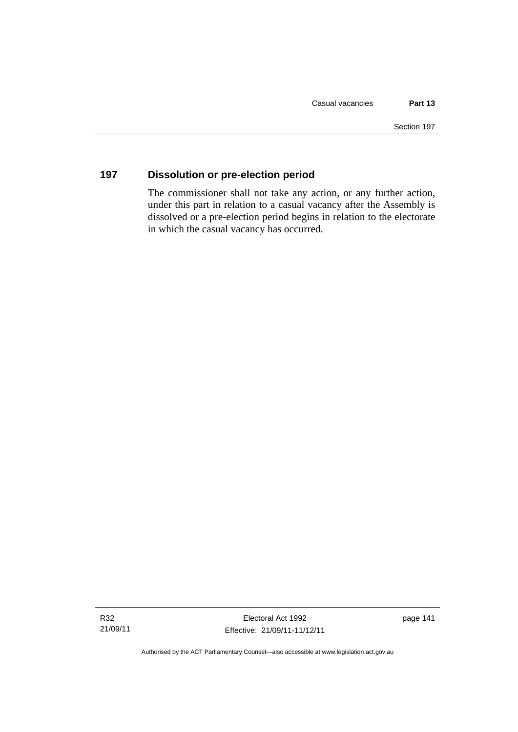### 197 Dissolution or pre-election period

The commissioner shall not take any action, or any further action, under this part in relation to a casual vacancy after the Assembly is dissolved or a pre-election period begins in relation to the electorate in which the casual vacancy has occurred.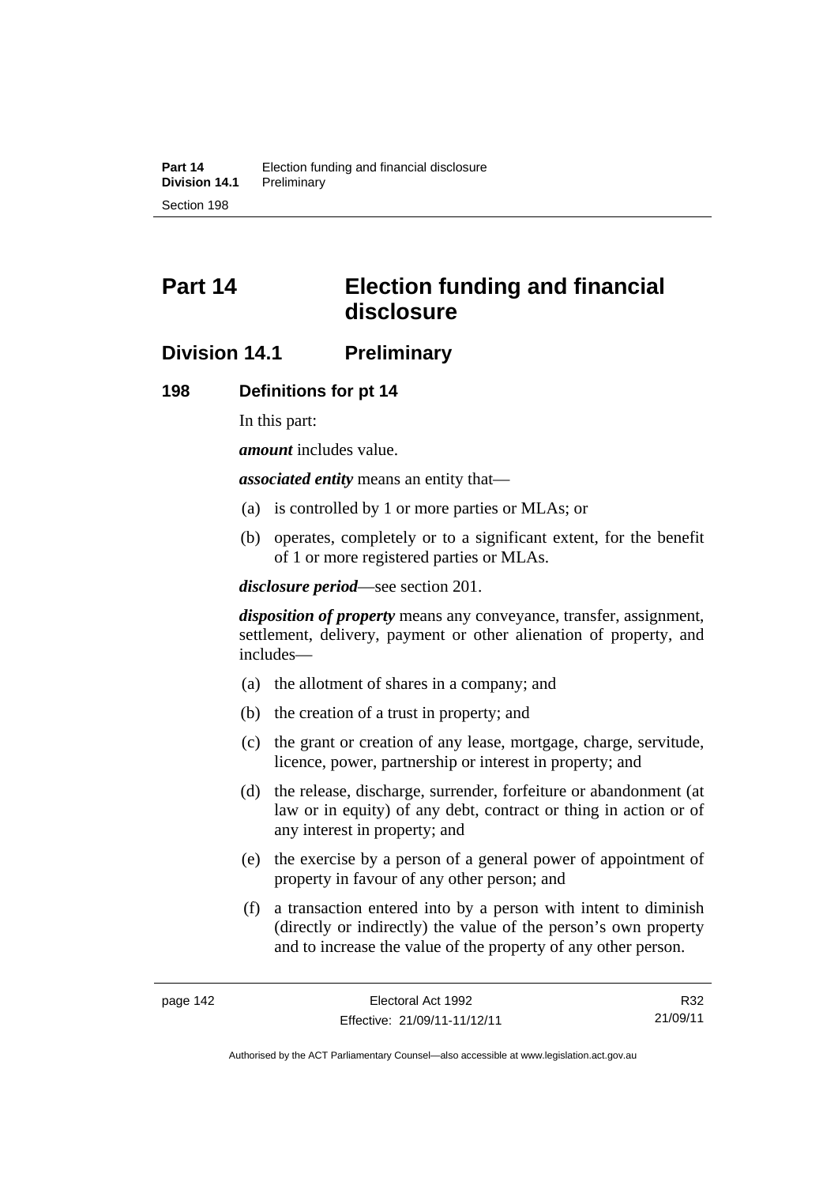# Part 14 Election funding and financial disclosure

## Division 14.1 Preliminary

### 198 Definitions for pt 14

In this part:

***amount*** includes value.

***associated entity*** means an entity that—

(a) is controlled by 1 or more parties or MLAs; or

(b) operates, completely or to a significant extent, for the benefit of 1 or more registered parties or MLAs.

***disclosure period***—see section 201.

***disposition of property*** means any conveyance, transfer, assignment, settlement, delivery, payment or other alienation of property, and includes—

(a) the allotment of shares in a company; and

(b) the creation of a trust in property; and

(c) the grant or creation of any lease, mortgage, charge, servitude, licence, power, partnership or interest in property; and

(d) the release, discharge, surrender, forfeiture or abandonment (at law or in equity) of any debt, contract or thing in action or of any interest in property; and

(e) the exercise by a person of a general power of appointment of property in favour of any other person; and

(f) a transaction entered into by a person with intent to diminish (directly or indirectly) the value of the person's own property and to increase the value of the property of any other person.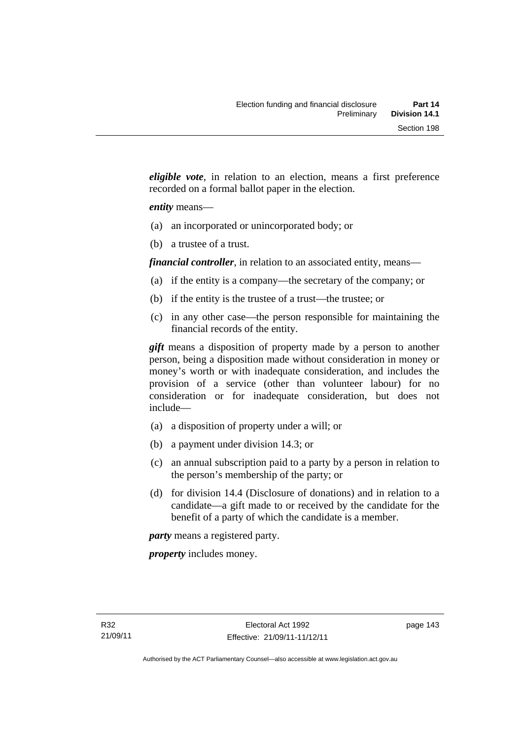***eligible vote***, in relation to an election, means a first preference recorded on a formal ballot paper in the election.

***entity*** means—

(a) an incorporated or unincorporated body; or

(b) a trustee of a trust.

***financial controller***, in relation to an associated entity, means—

(a) if the entity is a company—the secretary of the company; or

(b) if the entity is the trustee of a trust—the trustee; or

(c) in any other case—the person responsible for maintaining the financial records of the entity.

***gift*** means a disposition of property made by a person to another person, being a disposition made without consideration in money or money's worth or with inadequate consideration, and includes the provision of a service (other than volunteer labour) for no consideration or for inadequate consideration, but does not include—

(a) a disposition of property under a will; or

(b) a payment under division 14.3; or

(c) an annual subscription paid to a party by a person in relation to the person's membership of the party; or

(d) for division 14.4 (Disclosure of donations) and in relation to a candidate—a gift made to or received by the candidate for the benefit of a party of which the candidate is a member.

***party*** means a registered party.

***property*** includes money.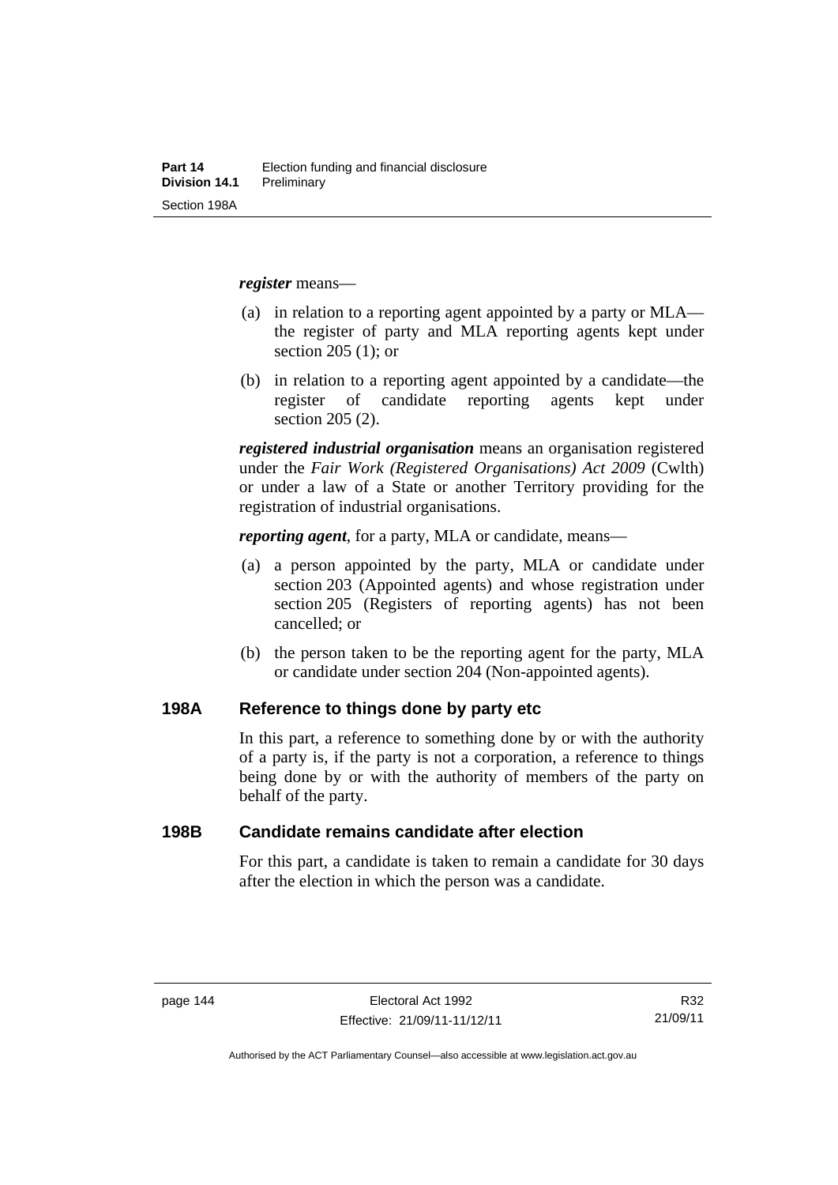***register*** means—

(a) in relation to a reporting agent appointed by a party or MLA—the register of party and MLA reporting agents kept under section 205 (1); or

(b) in relation to a reporting agent appointed by a candidate—the register of candidate reporting agents kept under section 205 (2).

***registered industrial organisation*** means an organisation registered under the *Fair Work (Registered Organisations) Act 2009* (Cwlth) or under a law of a State or another Territory providing for the registration of industrial organisations.

***reporting agent***, for a party, MLA or candidate, means—

(a) a person appointed by the party, MLA or candidate under section 203 (Appointed agents) and whose registration under section 205 (Registers of reporting agents) has not been cancelled; or

(b) the person taken to be the reporting agent for the party, MLA or candidate under section 204 (Non-appointed agents).

### 198A Reference to things done by party etc

In this part, a reference to something done by or with the authority of a party is, if the party is not a corporation, a reference to things being done by or with the authority of members of the party on behalf of the party.

### 198B Candidate remains candidate after election

For this part, a candidate is taken to remain a candidate for 30 days after the election in which the person was a candidate.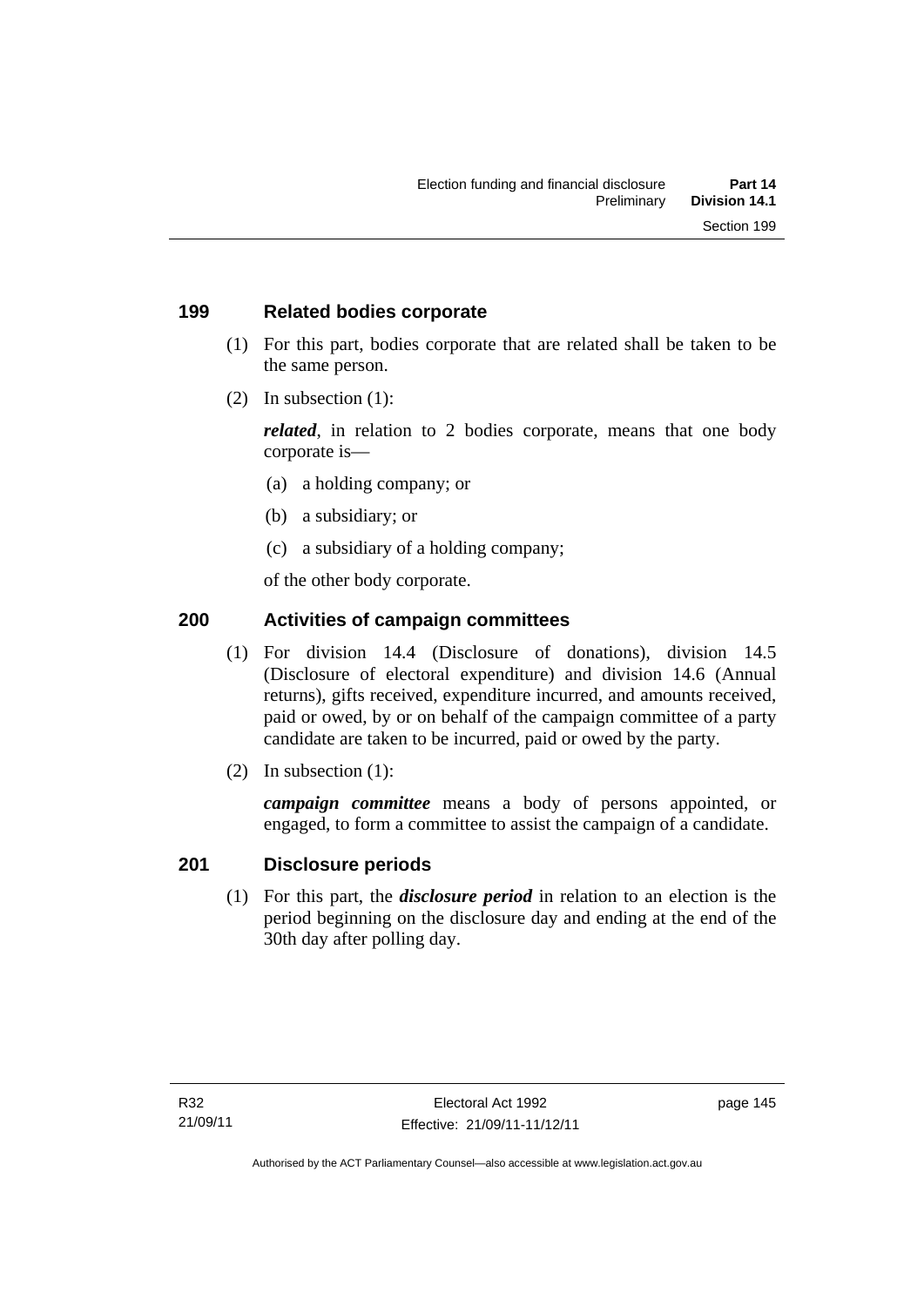## 199 Related bodies corporate

(1) For this part, bodies corporate that are related shall be taken to be the same person.

(2) In subsection (1):

***related***, in relation to 2 bodies corporate, means that one body corporate is—

(a) a holding company; or

(b) a subsidiary; or

(c) a subsidiary of a holding company;

of the other body corporate.

## 200 Activities of campaign committees

(1) For division 14.4 (Disclosure of donations), division 14.5 (Disclosure of electoral expenditure) and division 14.6 (Annual returns), gifts received, expenditure incurred, and amounts received, paid or owed, by or on behalf of the campaign committee of a party candidate are taken to be incurred, paid or owed by the party.

(2) In subsection (1):

***campaign committee*** means a body of persons appointed, or engaged, to form a committee to assist the campaign of a candidate.

## 201 Disclosure periods

(1) For this part, the ***disclosure period*** in relation to an election is the period beginning on the disclosure day and ending at the end of the 30th day after polling day.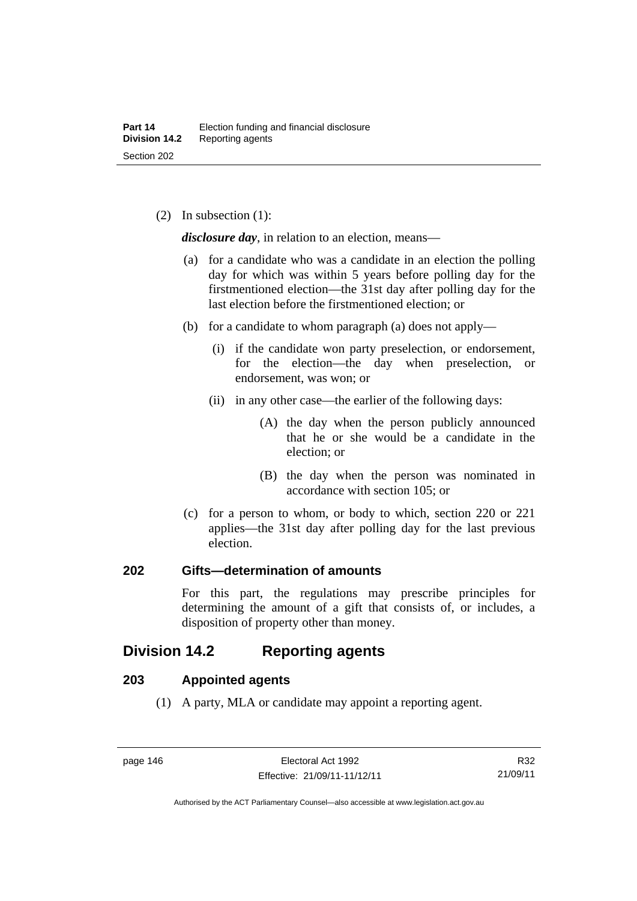(2) In subsection (1):

***disclosure day***, in relation to an election, means—

(a) for a candidate who was a candidate in an election the polling day for which was within 5 years before polling day for the firstmentioned election—the 31st day after polling day for the last election before the firstmentioned election; or

(b) for a candidate to whom paragraph (a) does not apply—

(i) if the candidate won party preselection, or endorsement, for the election—the day when preselection, or endorsement, was won; or

(ii) in any other case—the earlier of the following days:

(A) the day when the person publicly announced that he or she would be a candidate in the election; or

(B) the day when the person was nominated in accordance with section 105; or

(c) for a person to whom, or body to which, section 220 or 221 applies—the 31st day after polling day for the last previous election.

### 202 Gifts—determination of amounts

For this part, the regulations may prescribe principles for determining the amount of a gift that consists of, or includes, a disposition of property other than money.

## Division 14.2 Reporting agents

### 203 Appointed agents

(1) A party, MLA or candidate may appoint a reporting agent.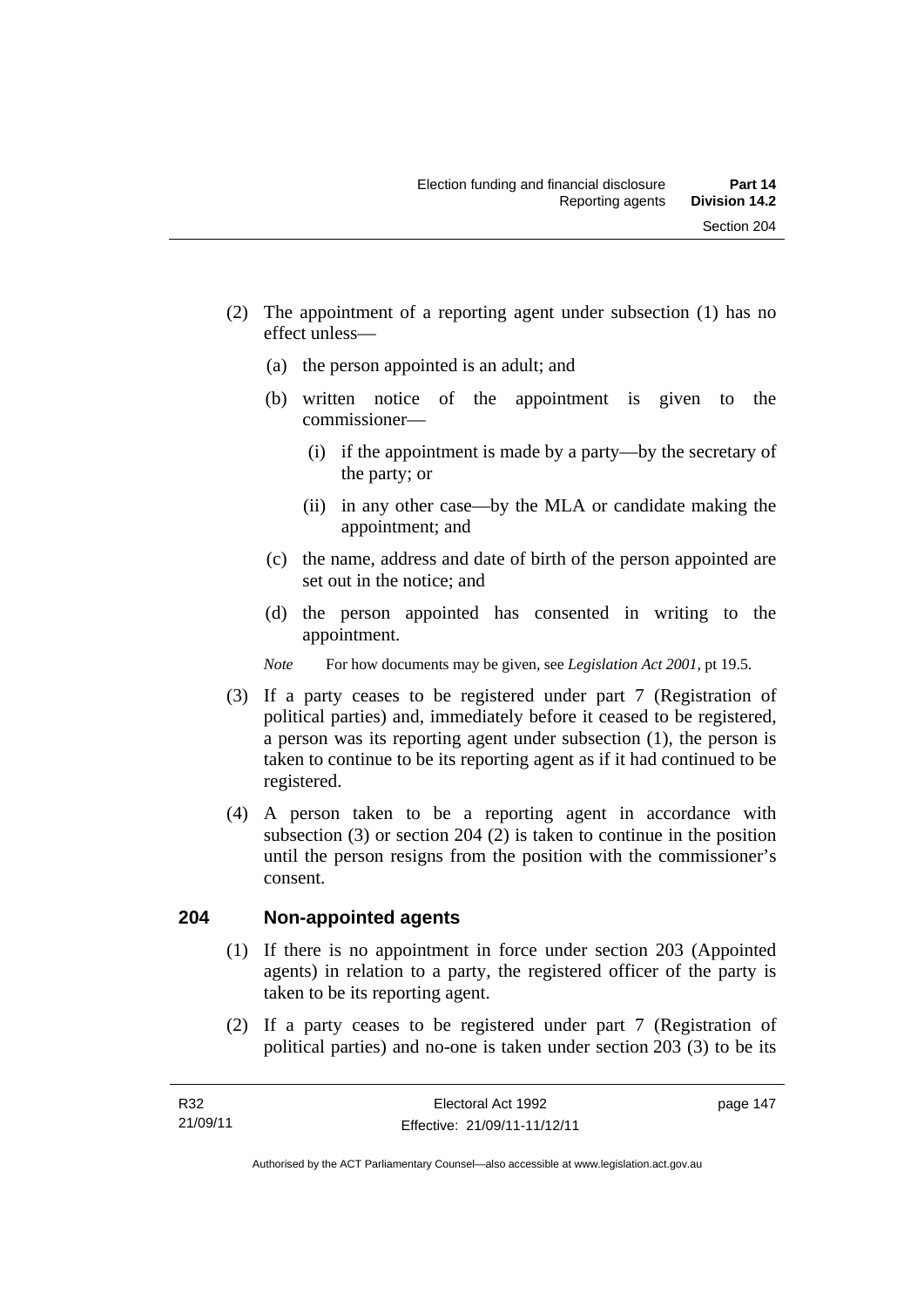(2) The appointment of a reporting agent under subsection (1) has no effect unless—

(a) the person appointed is an adult; and

(b) written notice of the appointment is given to the commissioner—

(i) if the appointment is made by a party—by the secretary of the party; or

(ii) in any other case—by the MLA or candidate making the appointment; and

(c) the name, address and date of birth of the person appointed are set out in the notice; and

(d) the person appointed has consented in writing to the appointment.

*Note* For how documents may be given, see *Legislation Act 2001*, pt 19.5.

(3) If a party ceases to be registered under part 7 (Registration of political parties) and, immediately before it ceased to be registered, a person was its reporting agent under subsection (1), the person is taken to continue to be its reporting agent as if it had continued to be registered.

(4) A person taken to be a reporting agent in accordance with subsection (3) or section 204 (2) is taken to continue in the position until the person resigns from the position with the commissioner's consent.

## 204 Non-appointed agents

(1) If there is no appointment in force under section 203 (Appointed agents) in relation to a party, the registered officer of the party is taken to be its reporting agent.

(2) If a party ceases to be registered under part 7 (Registration of political parties) and no-one is taken under section 203 (3) to be its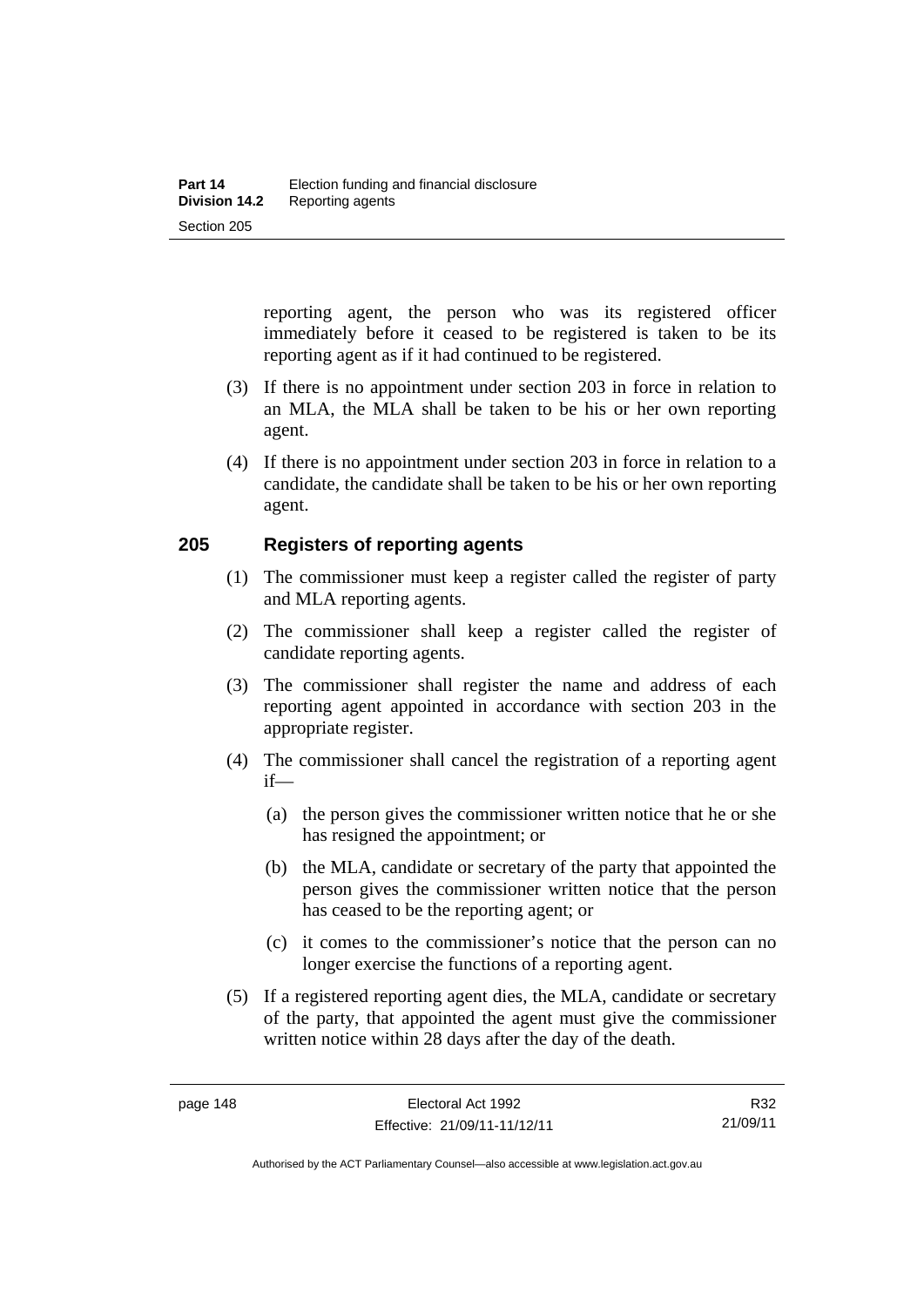reporting agent, the person who was its registered officer immediately before it ceased to be registered is taken to be its reporting agent as if it had continued to be registered.

(3) If there is no appointment under section 203 in force in relation to an MLA, the MLA shall be taken to be his or her own reporting agent.

(4) If there is no appointment under section 203 in force in relation to a candidate, the candidate shall be taken to be his or her own reporting agent.

## 205 Registers of reporting agents

(1) The commissioner must keep a register called the register of party and MLA reporting agents.

(2) The commissioner shall keep a register called the register of candidate reporting agents.

(3) The commissioner shall register the name and address of each reporting agent appointed in accordance with section 203 in the appropriate register.

(4) The commissioner shall cancel the registration of a reporting agent if—

(a) the person gives the commissioner written notice that he or she has resigned the appointment; or

(b) the MLA, candidate or secretary of the party that appointed the person gives the commissioner written notice that the person has ceased to be the reporting agent; or

(c) it comes to the commissioner's notice that the person can no longer exercise the functions of a reporting agent.

(5) If a registered reporting agent dies, the MLA, candidate or secretary of the party, that appointed the agent must give the commissioner written notice within 28 days after the day of the death.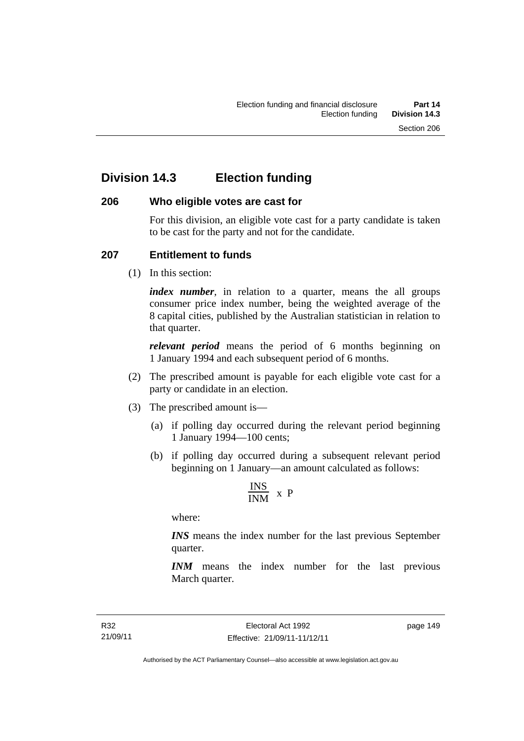## Division 14.3 Election funding

### 206 Who eligible votes are cast for

For this division, an eligible vote cast for a party candidate is taken to be cast for the party and not for the candidate.

### 207 Entitlement to funds

(1) In this section:

***index number***, in relation to a quarter, means the all groups consumer price index number, being the weighted average of the 8 capital cities, published by the Australian statistician in relation to that quarter.

***relevant period*** means the period of 6 months beginning on 1 January 1994 and each subsequent period of 6 months.

(2) The prescribed amount is payable for each eligible vote cast for a party or candidate in an election.

(3) The prescribed amount is—

(a) if polling day occurred during the relevant period beginning 1 January 1994—100 cents;

(b) if polling day occurred during a subsequent relevant period beginning on 1 January—an amount calculated as follows:

$$\frac{INS}{INM} \text{ x } P$$

where:

***INS*** means the index number for the last previous September quarter.

***INM*** means the index number for the last previous March quarter.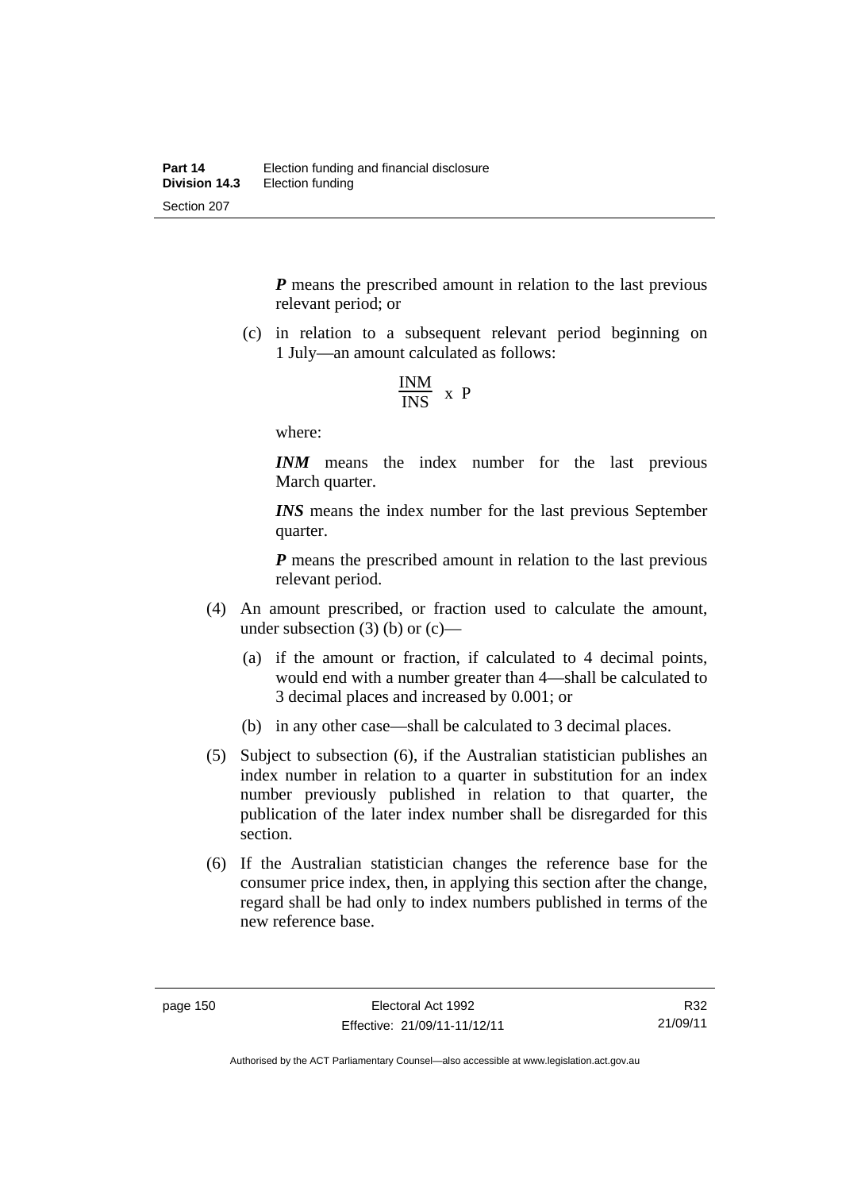***P*** means the prescribed amount in relation to the last previous relevant period; or

(c) in relation to a subsequent relevant period beginning on 1 July—an amount calculated as follows:

$$\frac{INM}{INS} \times P$$

where:

***INM*** means the index number for the last previous March quarter.

***INS*** means the index number for the last previous September quarter.

***P*** means the prescribed amount in relation to the last previous relevant period.

(4) An amount prescribed, or fraction used to calculate the amount, under subsection (3) (b) or (c)—

(a) if the amount or fraction, if calculated to 4 decimal points, would end with a number greater than 4—shall be calculated to 3 decimal places and increased by 0.001; or

(b) in any other case—shall be calculated to 3 decimal places.

(5) Subject to subsection (6), if the Australian statistician publishes an index number in relation to a quarter in substitution for an index number previously published in relation to that quarter, the publication of the later index number shall be disregarded for this section.

(6) If the Australian statistician changes the reference base for the consumer price index, then, in applying this section after the change, regard shall be had only to index numbers published in terms of the new reference base.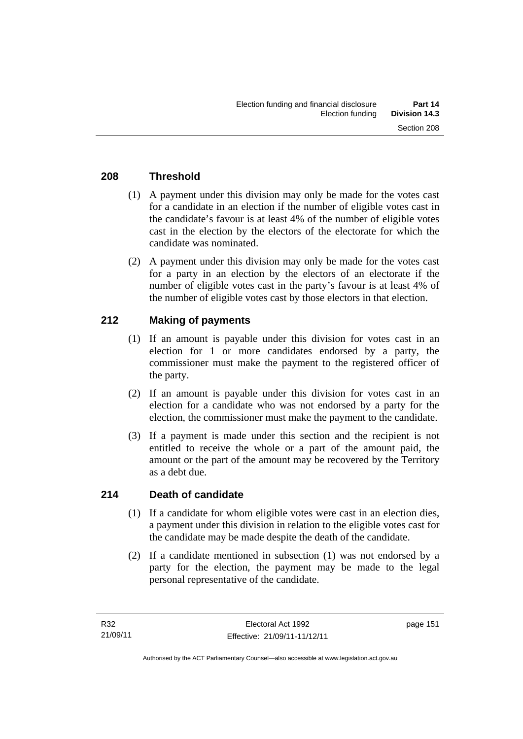## 208 Threshold

(1) A payment under this division may only be made for the votes cast for a candidate in an election if the number of eligible votes cast in the candidate's favour is at least 4% of the number of eligible votes cast in the election by the electors of the electorate for which the candidate was nominated.

(2) A payment under this division may only be made for the votes cast for a party in an election by the electors of an electorate if the number of eligible votes cast in the party's favour is at least 4% of the number of eligible votes cast by those electors in that election.

## 212 Making of payments

(1) If an amount is payable under this division for votes cast in an election for 1 or more candidates endorsed by a party, the commissioner must make the payment to the registered officer of the party.

(2) If an amount is payable under this division for votes cast in an election for a candidate who was not endorsed by a party for the election, the commissioner must make the payment to the candidate.

(3) If a payment is made under this section and the recipient is not entitled to receive the whole or a part of the amount paid, the amount or the part of the amount may be recovered by the Territory as a debt due.

## 214 Death of candidate

(1) If a candidate for whom eligible votes were cast in an election dies, a payment under this division in relation to the eligible votes cast for the candidate may be made despite the death of the candidate.

(2) If a candidate mentioned in subsection (1) was not endorsed by a party for the election, the payment may be made to the legal personal representative of the candidate.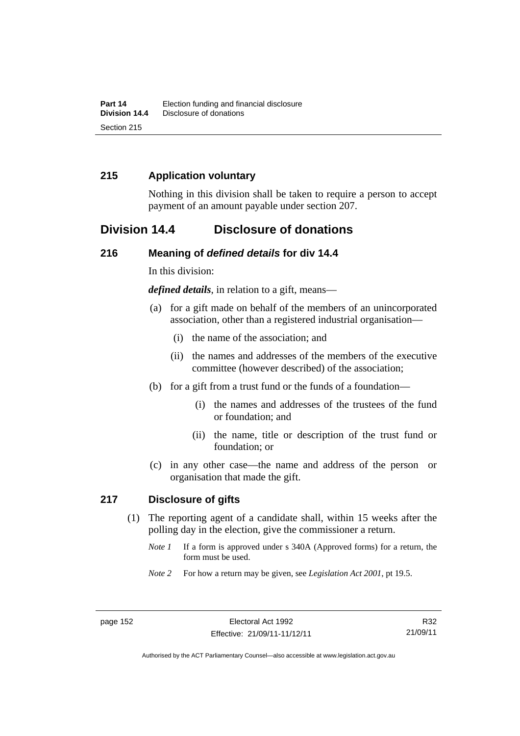### 215 Application voluntary

Nothing in this division shall be taken to require a person to accept payment of an amount payable under section 207.

## Division 14.4 Disclosure of donations

### 216 Meaning of *defined details* for div 14.4

In this division:

***defined details***, in relation to a gift, means—

(a) for a gift made on behalf of the members of an unincorporated association, other than a registered industrial organisation—

(i) the name of the association; and

(ii) the names and addresses of the members of the executive committee (however described) of the association;

(b) for a gift from a trust fund or the funds of a foundation—

(i) the names and addresses of the trustees of the fund or foundation; and

(ii) the name, title or description of the trust fund or foundation; or

(c) in any other case—the name and address of the person or organisation that made the gift.

### 217 Disclosure of gifts

(1) The reporting agent of a candidate shall, within 15 weeks after the polling day in the election, give the commissioner a return.

*Note 1* If a form is approved under s 340A (Approved forms) for a return, the form must be used.

*Note 2* For how a return may be given, see *Legislation Act 2001*, pt 19.5.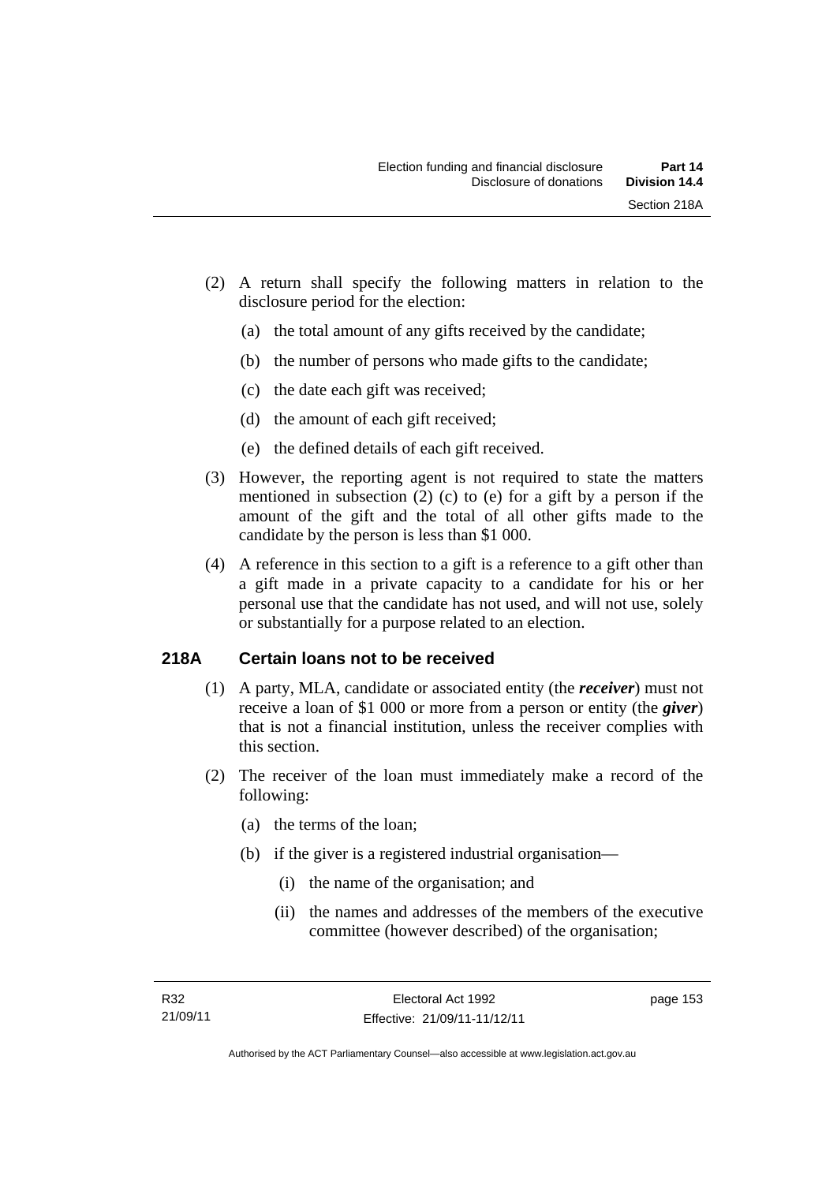(2) A return shall specify the following matters in relation to the disclosure period for the election:

(a) the total amount of any gifts received by the candidate;

(b) the number of persons who made gifts to the candidate;

(c) the date each gift was received;

(d) the amount of each gift received;

(e) the defined details of each gift received.

(3) However, the reporting agent is not required to state the matters mentioned in subsection (2) (c) to (e) for a gift by a person if the amount of the gift and the total of all other gifts made to the candidate by the person is less than $1 000.

(4) A reference in this section to a gift is a reference to a gift other than a gift made in a private capacity to a candidate for his or her personal use that the candidate has not used, and will not use, solely or substantially for a purpose related to an election.

## 218A Certain loans not to be received

(1) A party, MLA, candidate or associated entity (the ***receiver***) must not receive a loan of $1 000 or more from a person or entity (the ***giver***) that is not a financial institution, unless the receiver complies with this section.

(2) The receiver of the loan must immediately make a record of the following:

(a) the terms of the loan;

(b) if the giver is a registered industrial organisation—

(i) the name of the organisation; and

(ii) the names and addresses of the members of the executive committee (however described) of the organisation;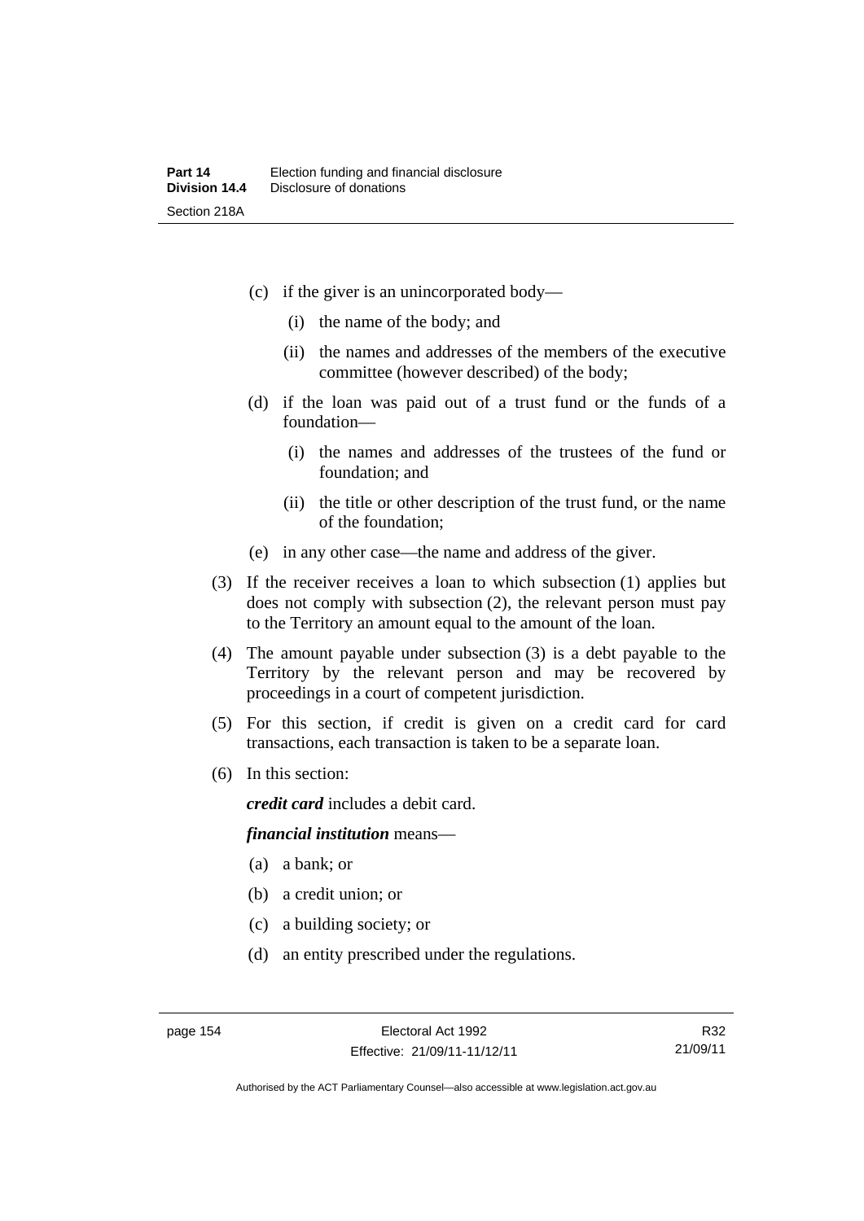(c) if the giver is an unincorporated body—

  (i) the name of the body; and

  (ii) the names and addresses of the members of the executive committee (however described) of the body;

(d) if the loan was paid out of a trust fund or the funds of a foundation—

  (i) the names and addresses of the trustees of the fund or foundation; and

  (ii) the title or other description of the trust fund, or the name of the foundation;

(e) in any other case—the name and address of the giver.

(3) If the receiver receives a loan to which subsection (1) applies but does not comply with subsection (2), the relevant person must pay to the Territory an amount equal to the amount of the loan.

(4) The amount payable under subsection (3) is a debt payable to the Territory by the relevant person and may be recovered by proceedings in a court of competent jurisdiction.

(5) For this section, if credit is given on a credit card for card transactions, each transaction is taken to be a separate loan.

(6) In this section:

***credit card*** includes a debit card.

***financial institution*** means—

(a) a bank; or

(b) a credit union; or

(c) a building society; or

(d) an entity prescribed under the regulations.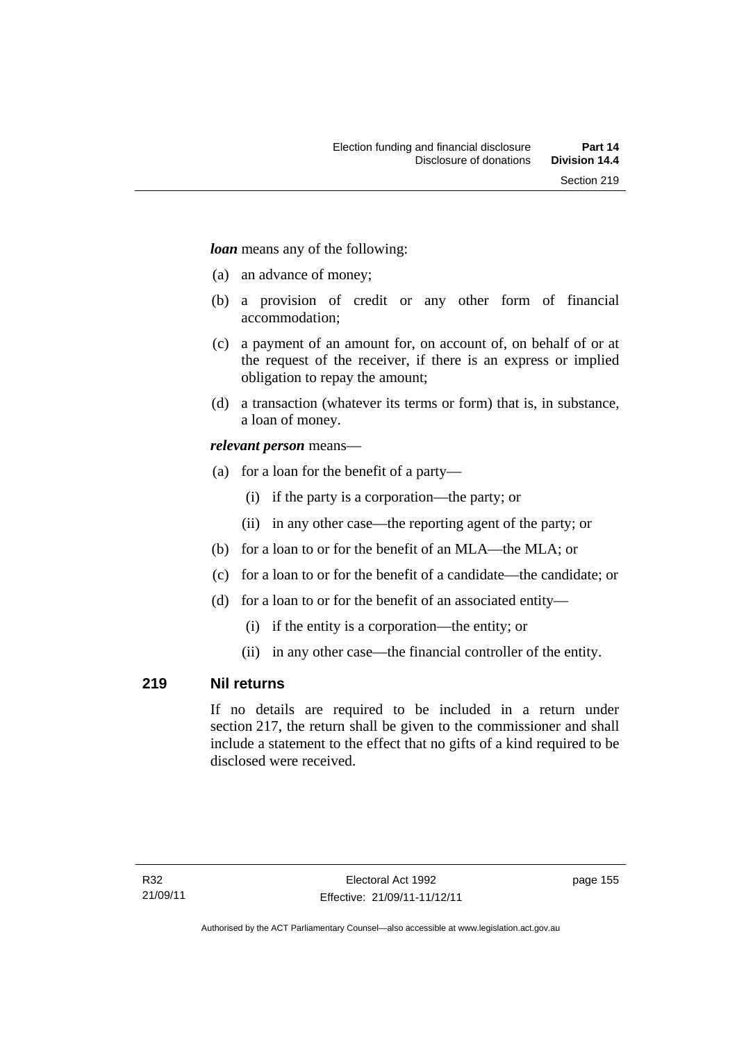***loan*** means any of the following:

- (a) an advance of money;
- (b) a provision of credit or any other form of financial accommodation;
- (c) a payment of an amount for, on account of, on behalf of or at the request of the receiver, if there is an express or implied obligation to repay the amount;
- (d) a transaction (whatever its terms or form) that is, in substance, a loan of money.

***relevant person*** means—

- (a) for a loan for the benefit of a party—
  - (i) if the party is a corporation—the party; or
  - (ii) in any other case—the reporting agent of the party; or
- (b) for a loan to or for the benefit of an MLA—the MLA; or
- (c) for a loan to or for the benefit of a candidate—the candidate; or
- (d) for a loan to or for the benefit of an associated entity—
  - (i) if the entity is a corporation—the entity; or
  - (ii) in any other case—the financial controller of the entity.

## 219 Nil returns

If no details are required to be included in a return under section 217, the return shall be given to the commissioner and shall include a statement to the effect that no gifts of a kind required to be disclosed were received.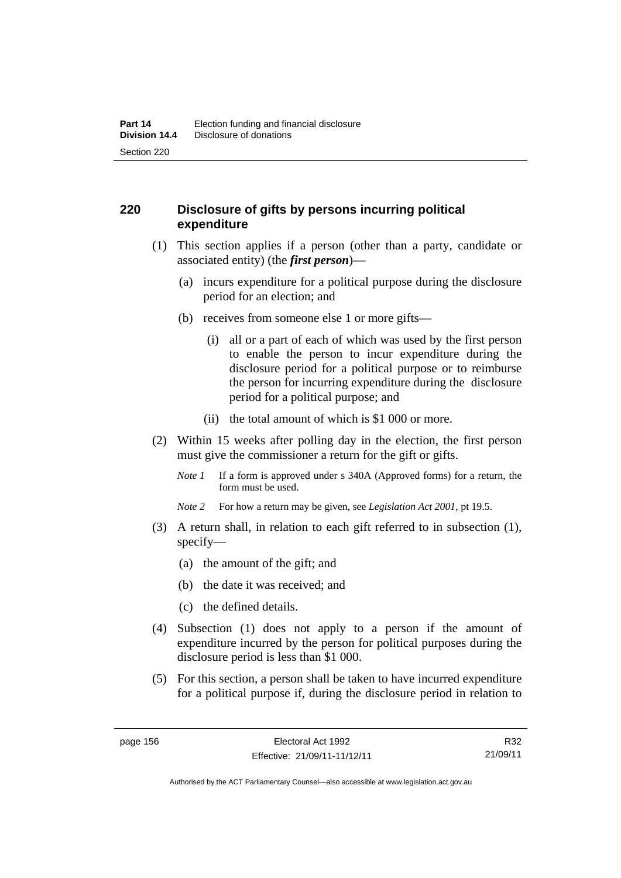## 220 Disclosure of gifts by persons incurring political expenditure

(1) This section applies if a person (other than a party, candidate or associated entity) (the ***first person***)—

(a) incurs expenditure for a political purpose during the disclosure period for an election; and

(b) receives from someone else 1 or more gifts—

(i) all or a part of each of which was used by the first person to enable the person to incur expenditure during the disclosure period for a political purpose or to reimburse the person for incurring expenditure during the disclosure period for a political purpose; and

(ii) the total amount of which is $1 000 or more.

(2) Within 15 weeks after polling day in the election, the first person must give the commissioner a return for the gift or gifts.

*Note 1* If a form is approved under s 340A (Approved forms) for a return, the form must be used.

*Note 2* For how a return may be given, see *Legislation Act 2001*, pt 19.5.

(3) A return shall, in relation to each gift referred to in subsection (1), specify—

(a) the amount of the gift; and

(b) the date it was received; and

(c) the defined details.

(4) Subsection (1) does not apply to a person if the amount of expenditure incurred by the person for political purposes during the disclosure period is less than $1 000.

(5) For this section, a person shall be taken to have incurred expenditure for a political purpose if, during the disclosure period in relation to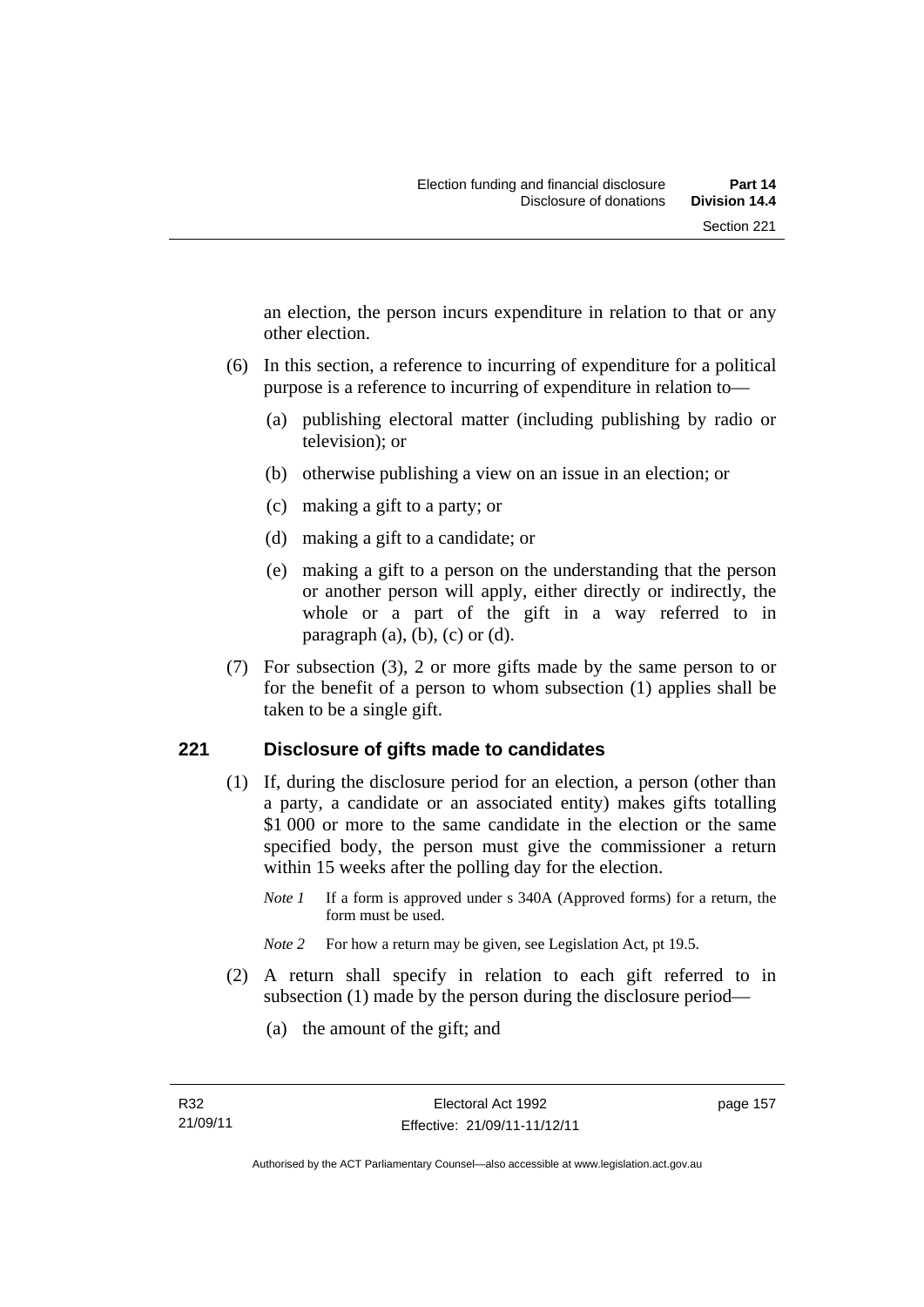an election, the person incurs expenditure in relation to that or any other election.

(6) In this section, a reference to incurring of expenditure for a political purpose is a reference to incurring of expenditure in relation to—

(a) publishing electoral matter (including publishing by radio or television); or

(b) otherwise publishing a view on an issue in an election; or

(c) making a gift to a party; or

(d) making a gift to a candidate; or

(e) making a gift to a person on the understanding that the person or another person will apply, either directly or indirectly, the whole or a part of the gift in a way referred to in paragraph (a), (b), (c) or (d).

(7) For subsection (3), 2 or more gifts made by the same person to or for the benefit of a person to whom subsection (1) applies shall be taken to be a single gift.

## 221 Disclosure of gifts made to candidates

(1) If, during the disclosure period for an election, a person (other than a party, a candidate or an associated entity) makes gifts totalling \$1 000 or more to the same candidate in the election or the same specified body, the person must give the commissioner a return within 15 weeks after the polling day for the election.

*Note 1* If a form is approved under s 340A (Approved forms) for a return, the form must be used.

*Note 2* For how a return may be given, see Legislation Act, pt 19.5.

(2) A return shall specify in relation to each gift referred to in subsection (1) made by the person during the disclosure period—

(a) the amount of the gift; and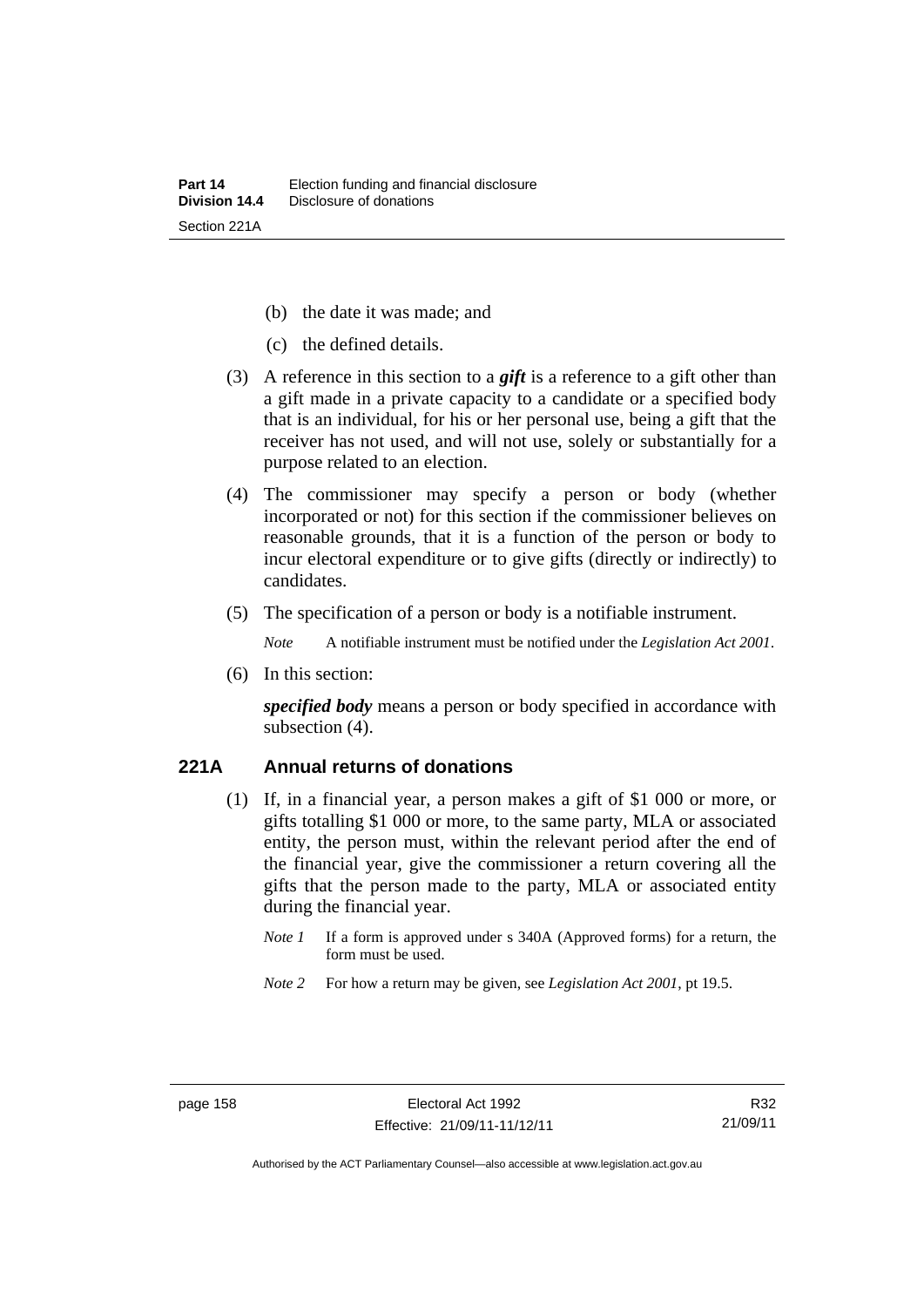(b) the date it was made; and

(c) the defined details.

(3) A reference in this section to a ***gift*** is a reference to a gift other than a gift made in a private capacity to a candidate or a specified body that is an individual, for his or her personal use, being a gift that the receiver has not used, and will not use, solely or substantially for a purpose related to an election.

(4) The commissioner may specify a person or body (whether incorporated or not) for this section if the commissioner believes on reasonable grounds, that it is a function of the person or body to incur electoral expenditure or to give gifts (directly or indirectly) to candidates.

(5) The specification of a person or body is a notifiable instrument.

*Note* A notifiable instrument must be notified under the *Legislation Act 2001*.

(6) In this section:

***specified body*** means a person or body specified in accordance with subsection (4).

### 221A Annual returns of donations

(1) If, in a financial year, a person makes a gift of $1 000 or more, or gifts totalling $1 000 or more, to the same party, MLA or associated entity, the person must, within the relevant period after the end of the financial year, give the commissioner a return covering all the gifts that the person made to the party, MLA or associated entity during the financial year.

*Note 1* If a form is approved under s 340A (Approved forms) for a return, the form must be used.

*Note 2* For how a return may be given, see *Legislation Act 2001*, pt 19.5.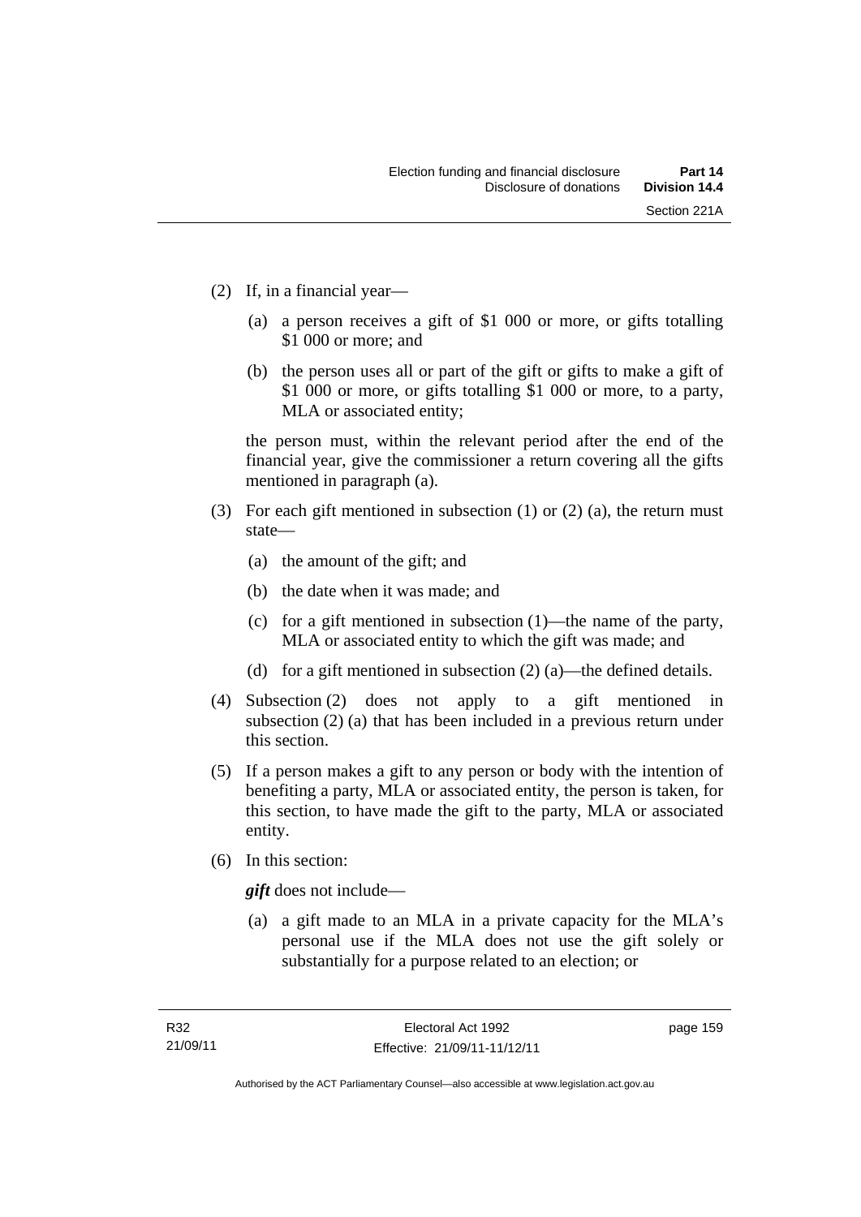(2) If, in a financial year—

  (a) a person receives a gift of $1 000 or more, or gifts totalling $1 000 or more; and

  (b) the person uses all or part of the gift or gifts to make a gift of $1 000 or more, or gifts totalling $1 000 or more, to a party, MLA or associated entity;

  the person must, within the relevant period after the end of the financial year, give the commissioner a return covering all the gifts mentioned in paragraph (a).

(3) For each gift mentioned in subsection (1) or (2) (a), the return must state—

  (a) the amount of the gift; and

  (b) the date when it was made; and

  (c) for a gift mentioned in subsection (1)—the name of the party, MLA or associated entity to which the gift was made; and

  (d) for a gift mentioned in subsection (2) (a)—the defined details.

(4) Subsection (2) does not apply to a gift mentioned in subsection (2) (a) that has been included in a previous return under this section.

(5) If a person makes a gift to any person or body with the intention of benefiting a party, MLA or associated entity, the person is taken, for this section, to have made the gift to the party, MLA or associated entity.

(6) In this section:

  ***gift*** does not include—

  (a) a gift made to an MLA in a private capacity for the MLA's personal use if the MLA does not use the gift solely or substantially for a purpose related to an election; or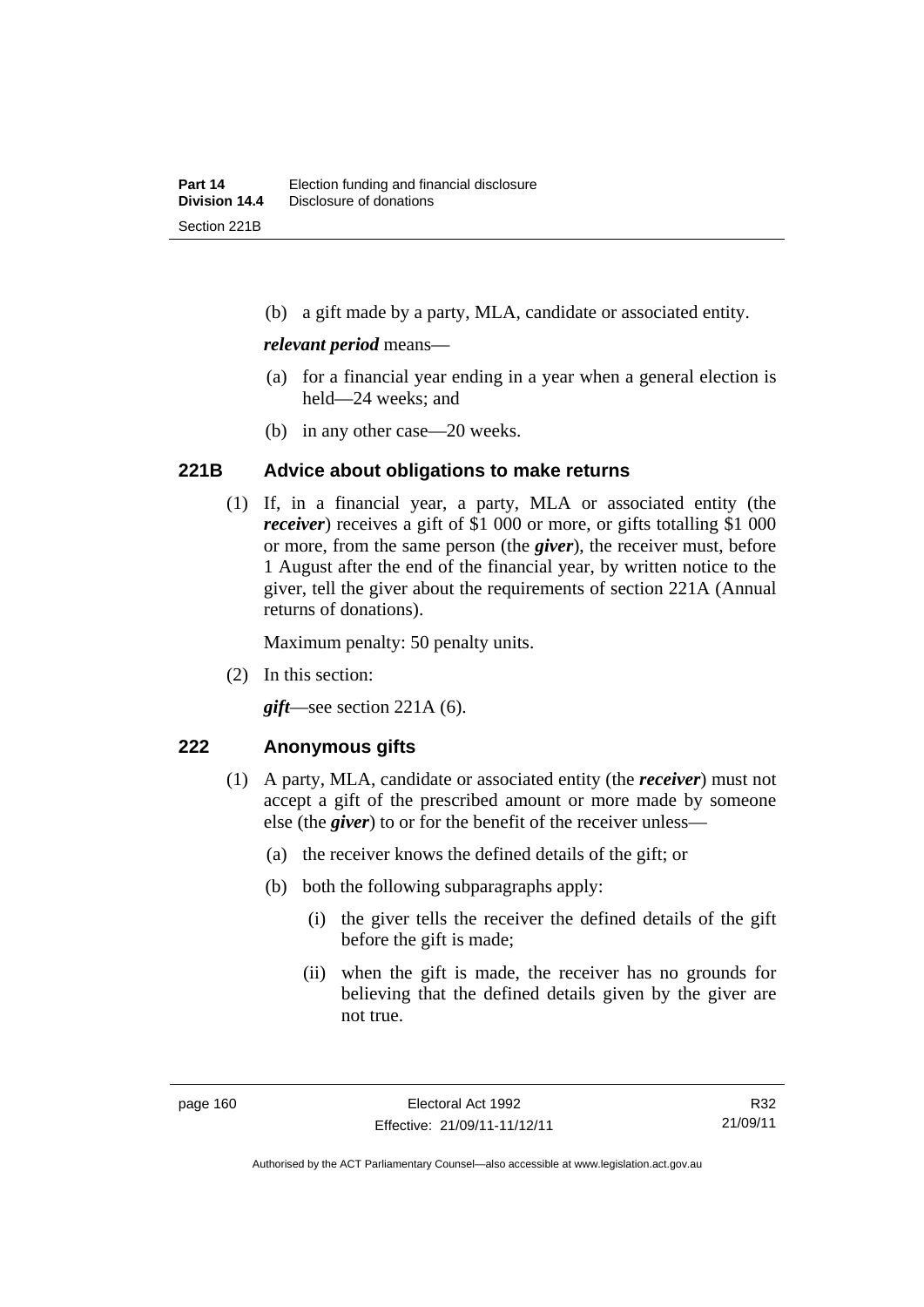(b) a gift made by a party, MLA, candidate or associated entity.

***relevant period*** means—

(a) for a financial year ending in a year when a general election is held—24 weeks; and

(b) in any other case—20 weeks.

### 221B Advice about obligations to make returns

(1) If, in a financial year, a party, MLA or associated entity (the ***receiver***) receives a gift of $1 000 or more, or gifts totalling $1 000 or more, from the same person (the ***giver***), the receiver must, before 1 August after the end of the financial year, by written notice to the giver, tell the giver about the requirements of section 221A (Annual returns of donations).

Maximum penalty: 50 penalty units.

(2) In this section:

***gift***—see section 221A (6).

### 222 Anonymous gifts

(1) A party, MLA, candidate or associated entity (the ***receiver***) must not accept a gift of the prescribed amount or more made by someone else (the ***giver***) to or for the benefit of the receiver unless—

(a) the receiver knows the defined details of the gift; or

(b) both the following subparagraphs apply:

(i) the giver tells the receiver the defined details of the gift before the gift is made;

(ii) when the gift is made, the receiver has no grounds for believing that the defined details given by the giver are not true.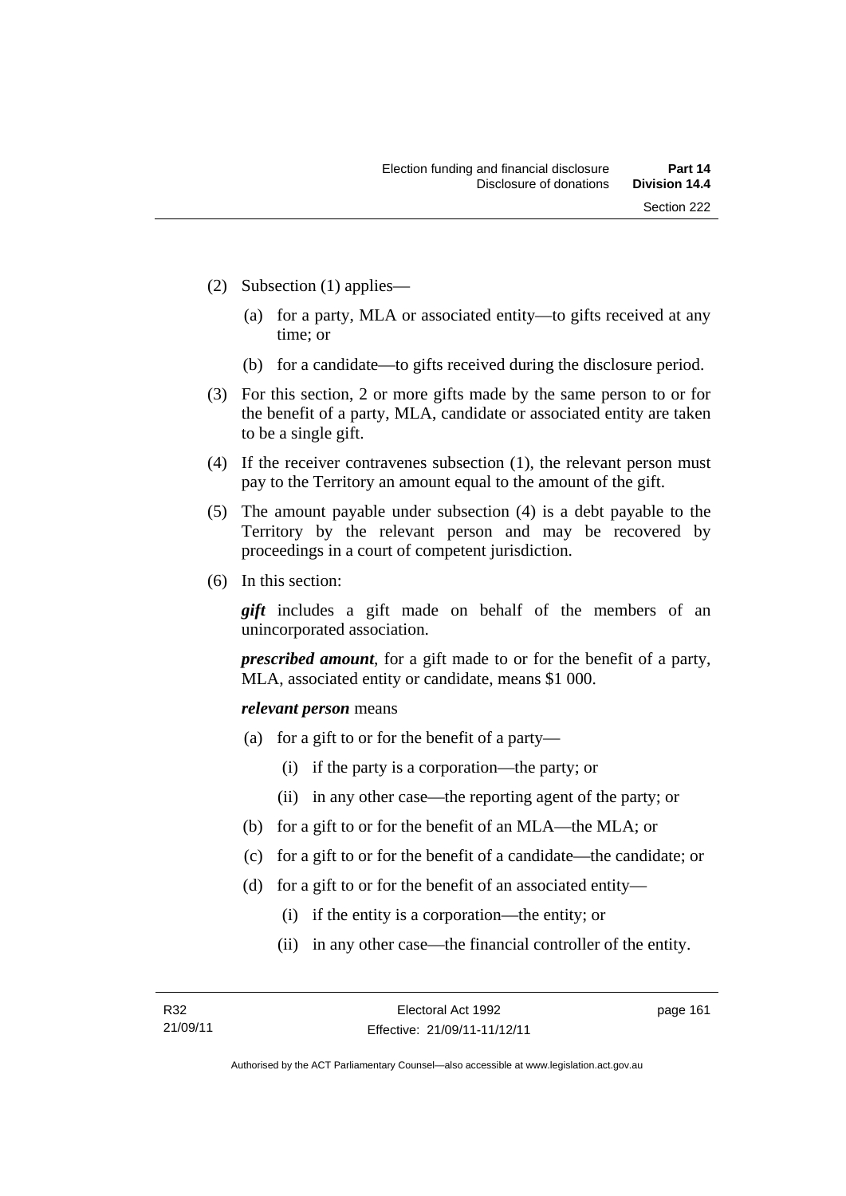(2) Subsection (1) applies—

   (a) for a party, MLA or associated entity—to gifts received at any time; or

   (b) for a candidate—to gifts received during the disclosure period.

(3) For this section, 2 or more gifts made by the same person to or for the benefit of a party, MLA, candidate or associated entity are taken to be a single gift.

(4) If the receiver contravenes subsection (1), the relevant person must pay to the Territory an amount equal to the amount of the gift.

(5) The amount payable under subsection (4) is a debt payable to the Territory by the relevant person and may be recovered by proceedings in a court of competent jurisdiction.

(6) In this section:

   ***gift*** includes a gift made on behalf of the members of an unincorporated association.

   ***prescribed amount***, for a gift made to or for the benefit of a party, MLA, associated entity or candidate, means $1 000.

   ***relevant person*** means

   (a) for a gift to or for the benefit of a party—

      (i) if the party is a corporation—the party; or

      (ii) in any other case—the reporting agent of the party; or

   (b) for a gift to or for the benefit of an MLA—the MLA; or

   (c) for a gift to or for the benefit of a candidate—the candidate; or

   (d) for a gift to or for the benefit of an associated entity—

      (i) if the entity is a corporation—the entity; or

      (ii) in any other case—the financial controller of the entity.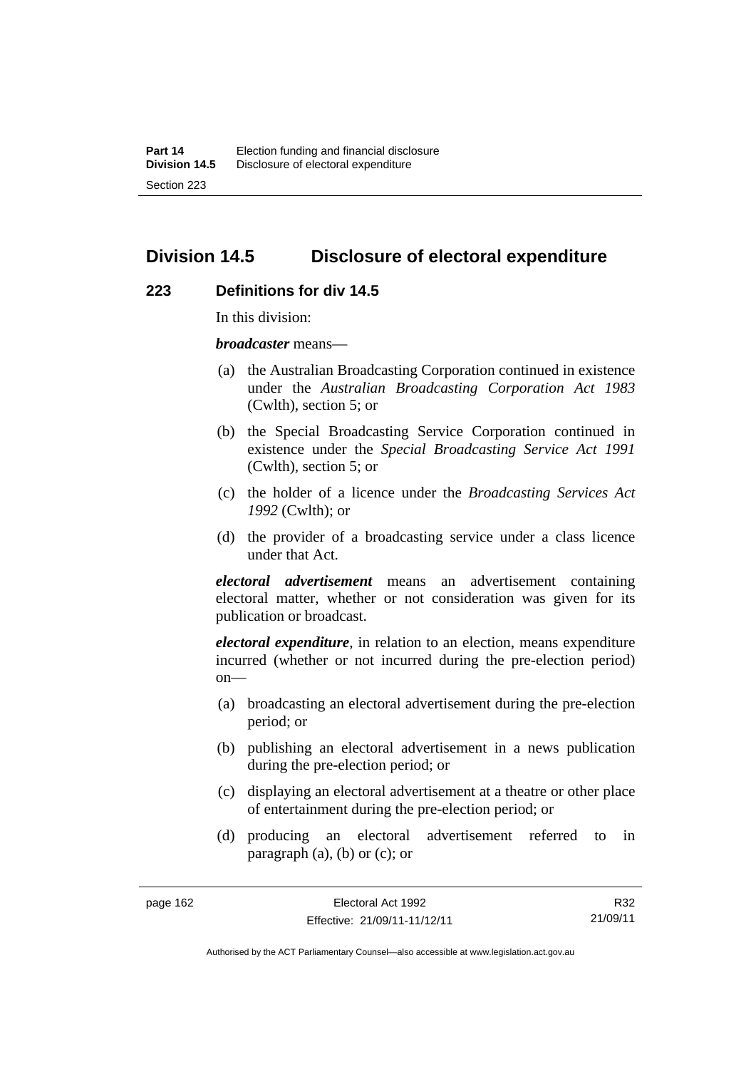## Division 14.5 Disclosure of electoral expenditure

### 223 Definitions for div 14.5

In this division:

***broadcaster*** means—

(a) the Australian Broadcasting Corporation continued in existence under the *Australian Broadcasting Corporation Act 1983* (Cwlth), section 5; or

(b) the Special Broadcasting Service Corporation continued in existence under the *Special Broadcasting Service Act 1991* (Cwlth), section 5; or

(c) the holder of a licence under the *Broadcasting Services Act 1992* (Cwlth); or

(d) the provider of a broadcasting service under a class licence under that Act.

***electoral advertisement*** means an advertisement containing electoral matter, whether or not consideration was given for its publication or broadcast.

***electoral expenditure***, in relation to an election, means expenditure incurred (whether or not incurred during the pre-election period) on—

(a) broadcasting an electoral advertisement during the pre-election period; or

(b) publishing an electoral advertisement in a news publication during the pre-election period; or

(c) displaying an electoral advertisement at a theatre or other place of entertainment during the pre-election period; or

(d) producing an electoral advertisement referred to in paragraph (a), (b) or (c); or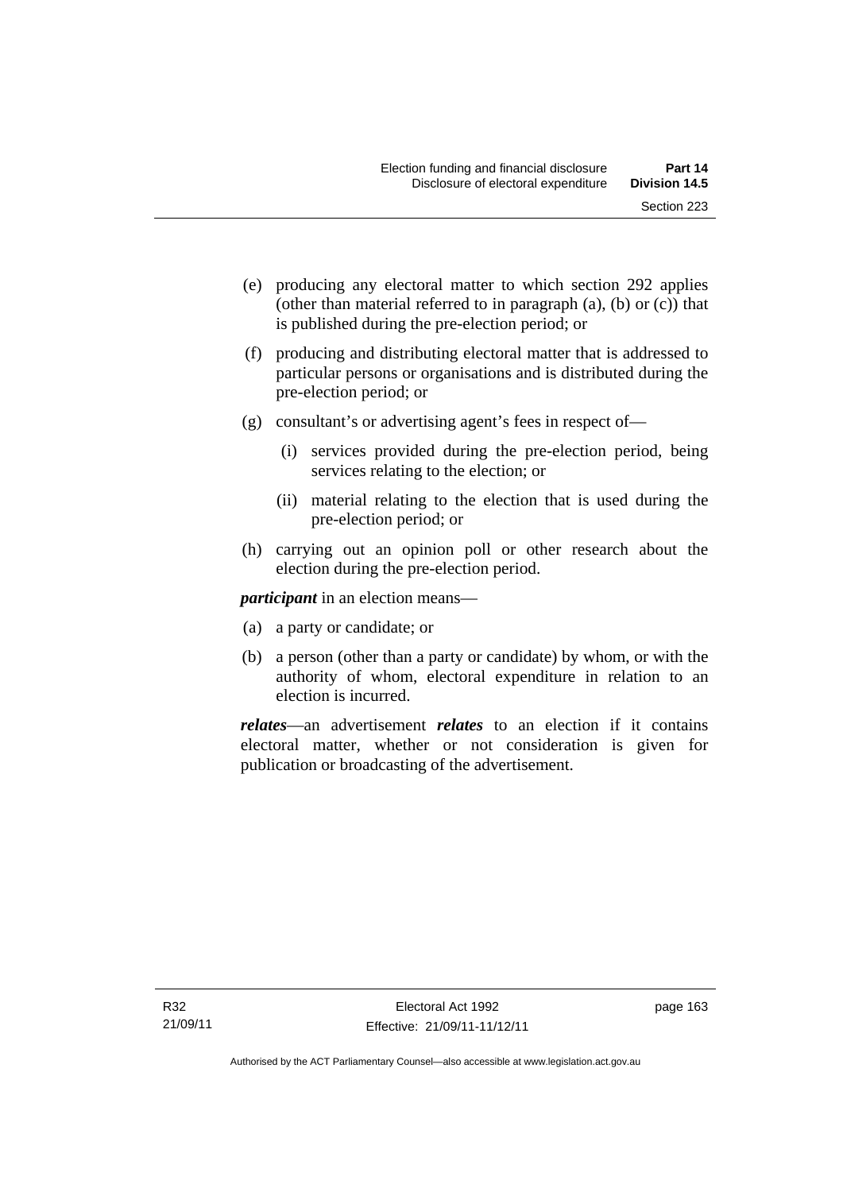(e) producing any electoral matter to which section 292 applies (other than material referred to in paragraph (a), (b) or (c)) that is published during the pre-election period; or

(f) producing and distributing electoral matter that is addressed to particular persons or organisations and is distributed during the pre-election period; or

(g) consultant's or advertising agent's fees in respect of—

   (i) services provided during the pre-election period, being services relating to the election; or

   (ii) material relating to the election that is used during the pre-election period; or

(h) carrying out an opinion poll or other research about the election during the pre-election period.

***participant*** in an election means—

(a) a party or candidate; or

(b) a person (other than a party or candidate) by whom, or with the authority of whom, electoral expenditure in relation to an election is incurred.

***relates***—an advertisement ***relates*** to an election if it contains electoral matter, whether or not consideration is given for publication or broadcasting of the advertisement.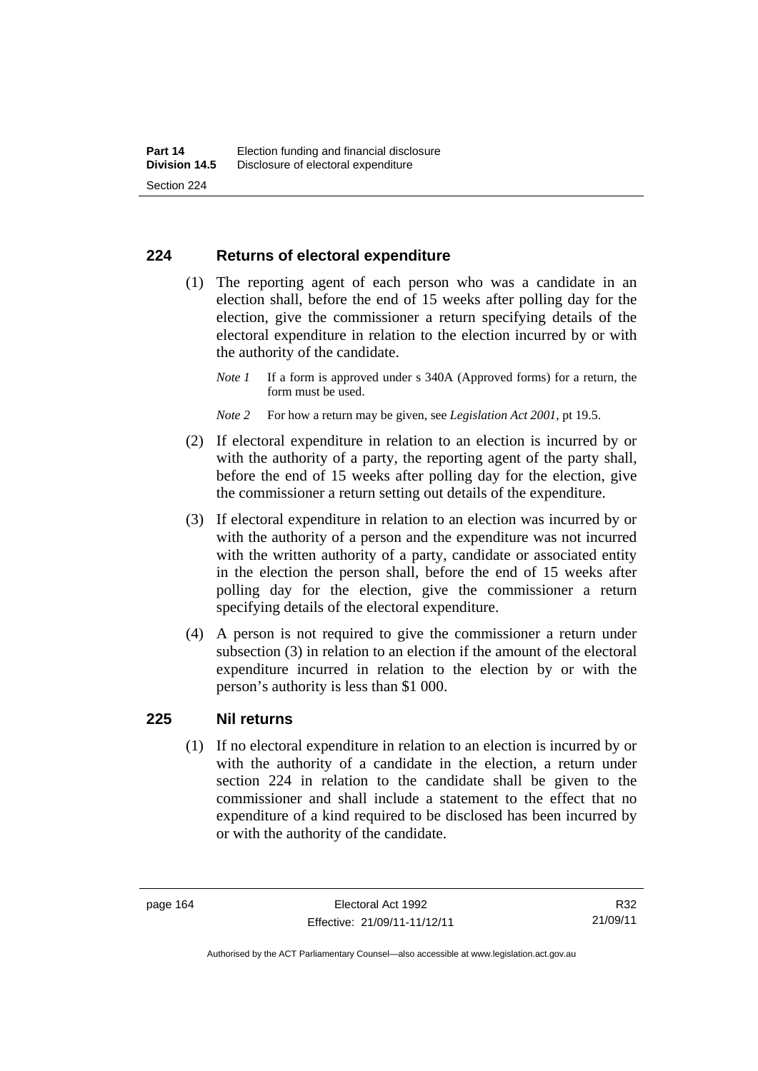## 224 Returns of electoral expenditure

(1) The reporting agent of each person who was a candidate in an election shall, before the end of 15 weeks after polling day for the election, give the commissioner a return specifying details of the electoral expenditure in relation to the election incurred by or with the authority of the candidate.

*Note 1* If a form is approved under s 340A (Approved forms) for a return, the form must be used.

*Note 2* For how a return may be given, see *Legislation Act 2001*, pt 19.5.

(2) If electoral expenditure in relation to an election is incurred by or with the authority of a party, the reporting agent of the party shall, before the end of 15 weeks after polling day for the election, give the commissioner a return setting out details of the expenditure.

(3) If electoral expenditure in relation to an election was incurred by or with the authority of a person and the expenditure was not incurred with the written authority of a party, candidate or associated entity in the election the person shall, before the end of 15 weeks after polling day for the election, give the commissioner a return specifying details of the electoral expenditure.

(4) A person is not required to give the commissioner a return under subsection (3) in relation to an election if the amount of the electoral expenditure incurred in relation to the election by or with the person's authority is less than $1 000.

## 225 Nil returns

(1) If no electoral expenditure in relation to an election is incurred by or with the authority of a candidate in the election, a return under section 224 in relation to the candidate shall be given to the commissioner and shall include a statement to the effect that no expenditure of a kind required to be disclosed has been incurred by or with the authority of the candidate.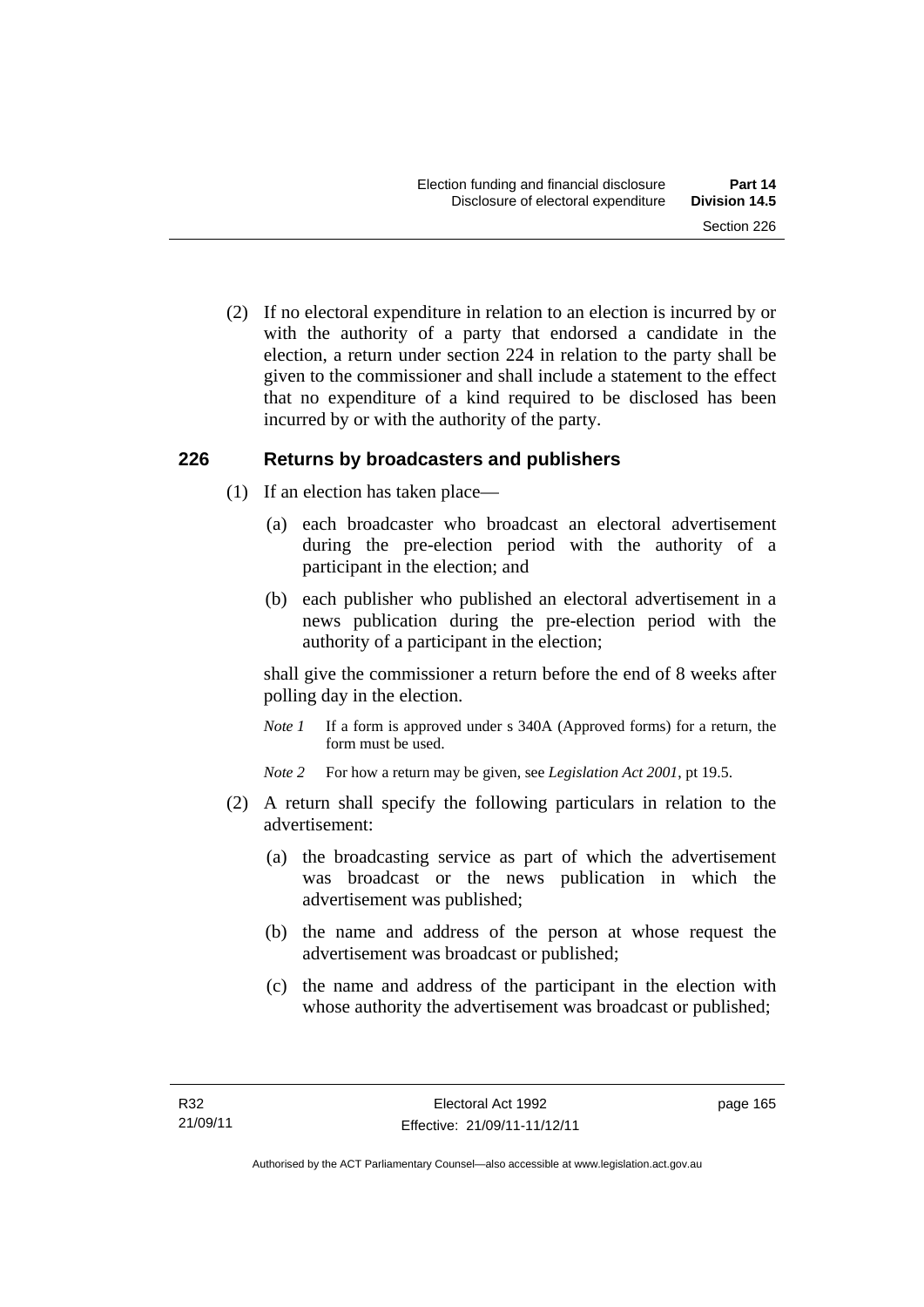(2) If no electoral expenditure in relation to an election is incurred by or with the authority of a party that endorsed a candidate in the election, a return under section 224 in relation to the party shall be given to the commissioner and shall include a statement to the effect that no expenditure of a kind required to be disclosed has been incurred by or with the authority of the party.

### 226 Returns by broadcasters and publishers

(1) If an election has taken place—

(a) each broadcaster who broadcast an electoral advertisement during the pre-election period with the authority of a participant in the election; and

(b) each publisher who published an electoral advertisement in a news publication during the pre-election period with the authority of a participant in the election;

shall give the commissioner a return before the end of 8 weeks after polling day in the election.

*Note 1* If a form is approved under s 340A (Approved forms) for a return, the form must be used.

*Note 2* For how a return may be given, see *Legislation Act 2001*, pt 19.5.

(2) A return shall specify the following particulars in relation to the advertisement:

(a) the broadcasting service as part of which the advertisement was broadcast or the news publication in which the advertisement was published;

(b) the name and address of the person at whose request the advertisement was broadcast or published;

(c) the name and address of the participant in the election with whose authority the advertisement was broadcast or published;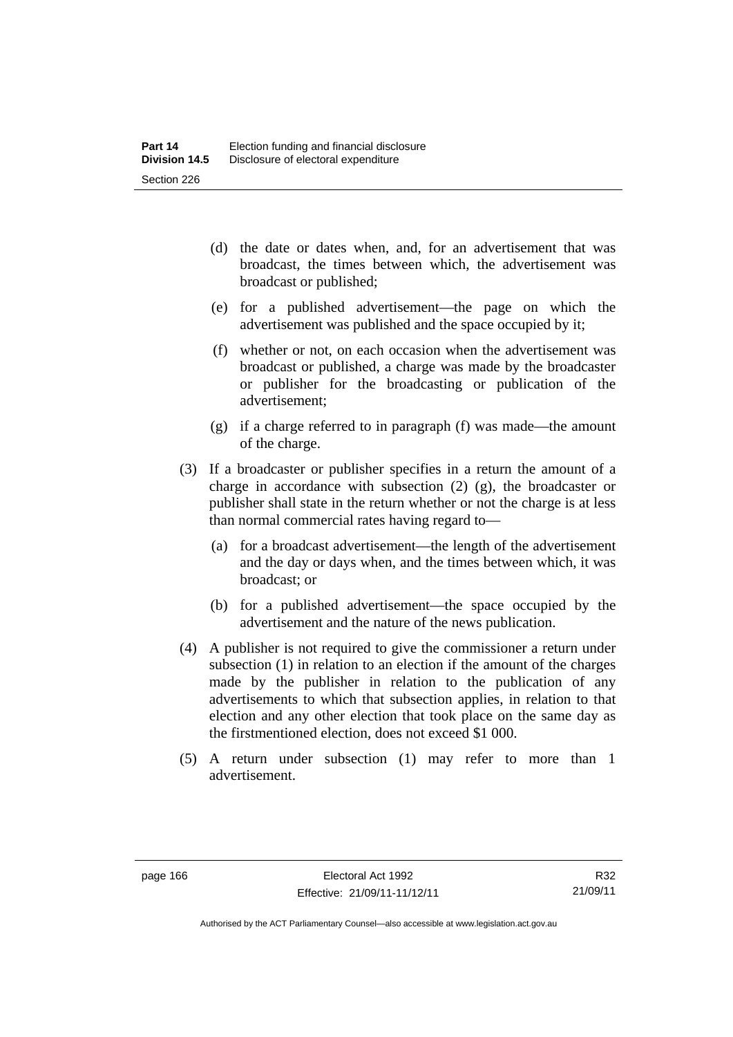(d) the date or dates when, and, for an advertisement that was broadcast, the times between which, the advertisement was broadcast or published;

(e) for a published advertisement—the page on which the advertisement was published and the space occupied by it;

(f) whether or not, on each occasion when the advertisement was broadcast or published, a charge was made by the broadcaster or publisher for the broadcasting or publication of the advertisement;

(g) if a charge referred to in paragraph (f) was made—the amount of the charge.

(3) If a broadcaster or publisher specifies in a return the amount of a charge in accordance with subsection (2) (g), the broadcaster or publisher shall state in the return whether or not the charge is at less than normal commercial rates having regard to—

(a) for a broadcast advertisement—the length of the advertisement and the day or days when, and the times between which, it was broadcast; or

(b) for a published advertisement—the space occupied by the advertisement and the nature of the news publication.

(4) A publisher is not required to give the commissioner a return under subsection (1) in relation to an election if the amount of the charges made by the publisher in relation to the publication of any advertisements to which that subsection applies, in relation to that election and any other election that took place on the same day as the firstmentioned election, does not exceed $1 000.

(5) A return under subsection (1) may refer to more than 1 advertisement.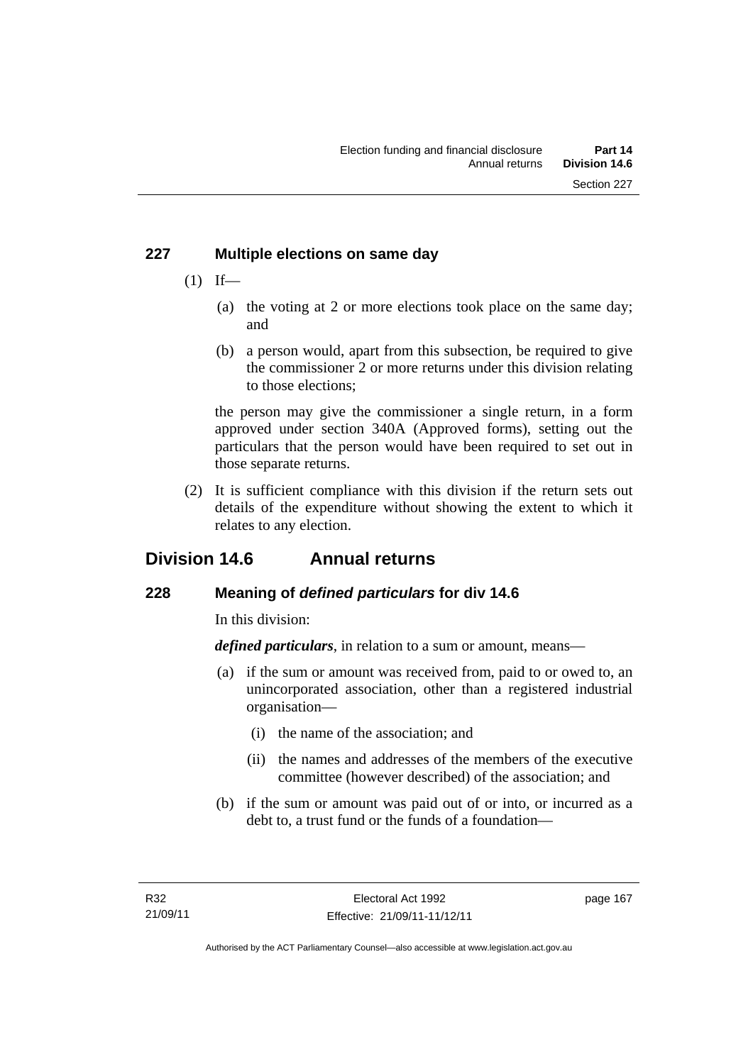### 227 Multiple elections on same day

(1) If—

(a) the voting at 2 or more elections took place on the same day; and

(b) a person would, apart from this subsection, be required to give the commissioner 2 or more returns under this division relating to those elections;

the person may give the commissioner a single return, in a form approved under section 340A (Approved forms), setting out the particulars that the person would have been required to set out in those separate returns.

(2) It is sufficient compliance with this division if the return sets out details of the expenditure without showing the extent to which it relates to any election.

## Division 14.6 Annual returns

### 228 Meaning of *defined particulars* for div 14.6

In this division:

***defined particulars***, in relation to a sum or amount, means—

(a) if the sum or amount was received from, paid to or owed to, an unincorporated association, other than a registered industrial organisation—

(i) the name of the association; and

(ii) the names and addresses of the members of the executive committee (however described) of the association; and

(b) if the sum or amount was paid out of or into, or incurred as a debt to, a trust fund or the funds of a foundation—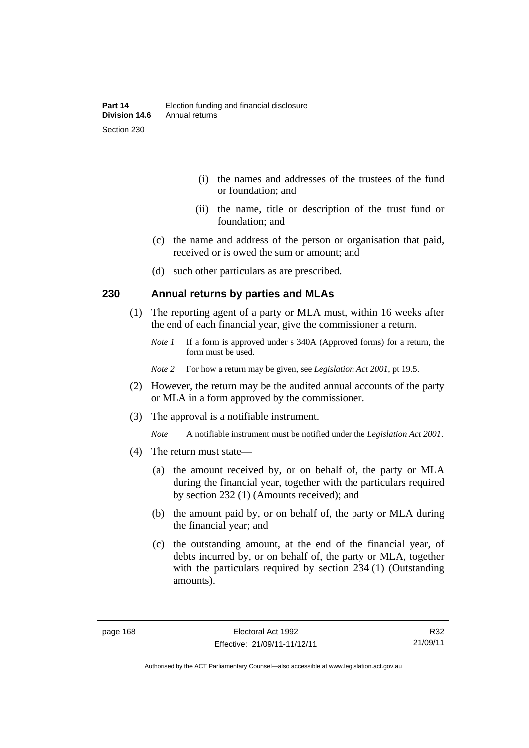(i) the names and addresses of the trustees of the fund or foundation; and

(ii) the name, title or description of the trust fund or foundation; and

(c) the name and address of the person or organisation that paid, received or is owed the sum or amount; and

(d) such other particulars as are prescribed.

### 230 Annual returns by parties and MLAs

(1) The reporting agent of a party or MLA must, within 16 weeks after the end of each financial year, give the commissioner a return.

*Note 1* If a form is approved under s 340A (Approved forms) for a return, the form must be used.

*Note 2* For how a return may be given, see *Legislation Act 2001*, pt 19.5.

(2) However, the return may be the audited annual accounts of the party or MLA in a form approved by the commissioner.

(3) The approval is a notifiable instrument.

*Note* A notifiable instrument must be notified under the *Legislation Act 2001*.

(4) The return must state—

(a) the amount received by, or on behalf of, the party or MLA during the financial year, together with the particulars required by section 232 (1) (Amounts received); and

(b) the amount paid by, or on behalf of, the party or MLA during the financial year; and

(c) the outstanding amount, at the end of the financial year, of debts incurred by, or on behalf of, the party or MLA, together with the particulars required by section 234 (1) (Outstanding amounts).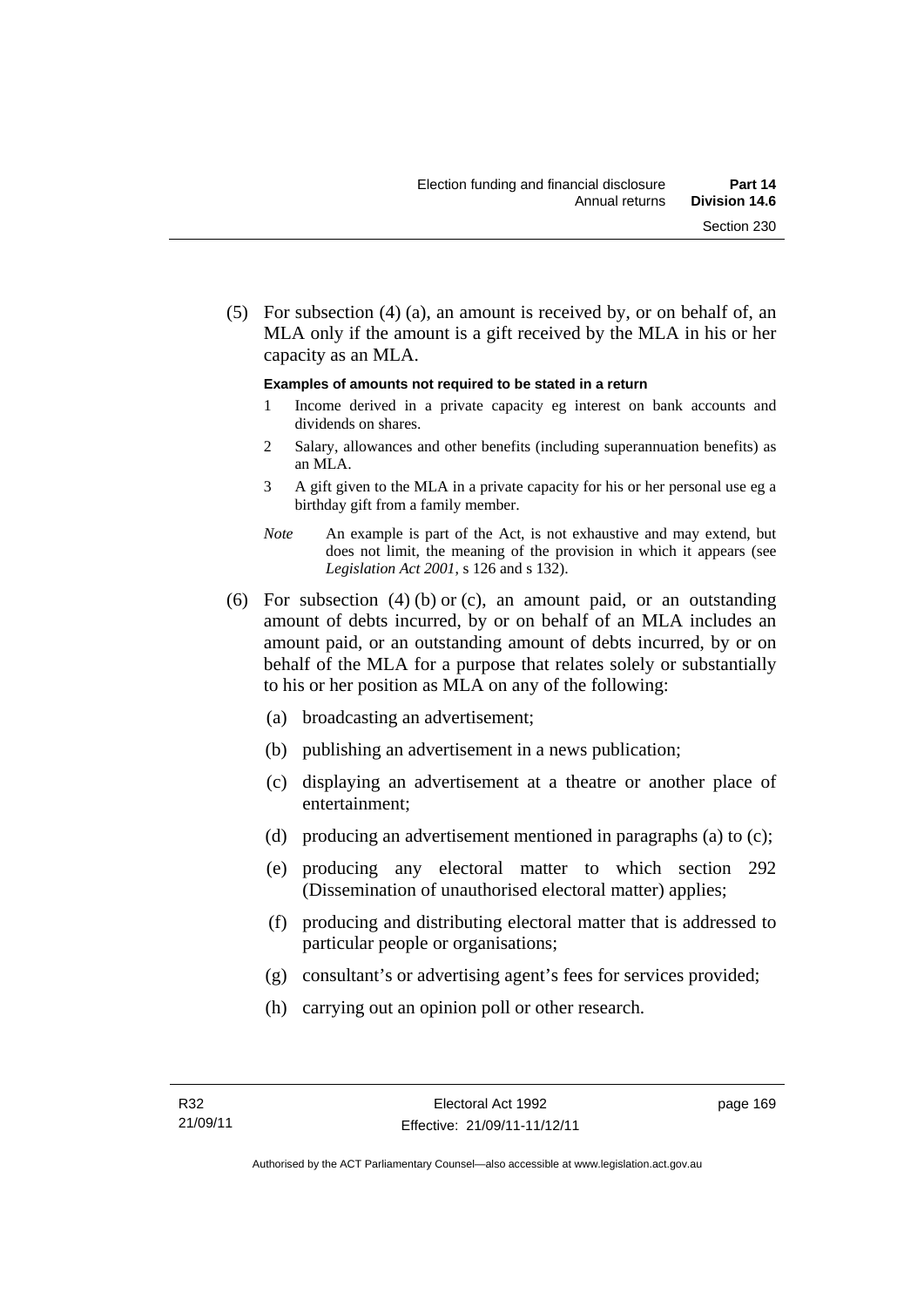(5) For subsection (4) (a), an amount is received by, or on behalf of, an MLA only if the amount is a gift received by the MLA in his or her capacity as an MLA.

**Examples of amounts not required to be stated in a return**

1 Income derived in a private capacity eg interest on bank accounts and dividends on shares.

2 Salary, allowances and other benefits (including superannuation benefits) as an MLA.

3 A gift given to the MLA in a private capacity for his or her personal use eg a birthday gift from a family member.

*Note* An example is part of the Act, is not exhaustive and may extend, but does not limit, the meaning of the provision in which it appears (see *Legislation Act 2001*, s 126 and s 132).

(6) For subsection (4) (b) or (c), an amount paid, or an outstanding amount of debts incurred, by or on behalf of an MLA includes an amount paid, or an outstanding amount of debts incurred, by or on behalf of the MLA for a purpose that relates solely or substantially to his or her position as MLA on any of the following:

(a) broadcasting an advertisement;

(b) publishing an advertisement in a news publication;

(c) displaying an advertisement at a theatre or another place of entertainment;

(d) producing an advertisement mentioned in paragraphs (a) to (c);

(e) producing any electoral matter to which section 292 (Dissemination of unauthorised electoral matter) applies;

(f) producing and distributing electoral matter that is addressed to particular people or organisations;

(g) consultant's or advertising agent's fees for services provided;

(h) carrying out an opinion poll or other research.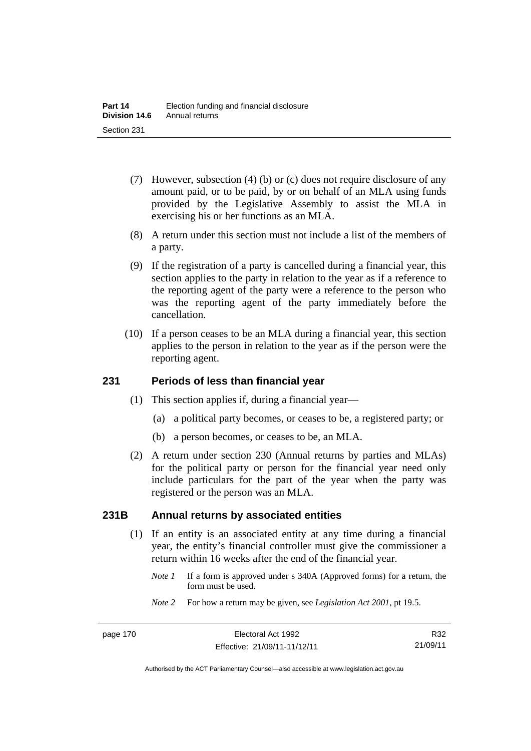(7) However, subsection (4) (b) or (c) does not require disclosure of any amount paid, or to be paid, by or on behalf of an MLA using funds provided by the Legislative Assembly to assist the MLA in exercising his or her functions as an MLA.

(8) A return under this section must not include a list of the members of a party.

(9) If the registration of a party is cancelled during a financial year, this section applies to the party in relation to the year as if a reference to the reporting agent of the party were a reference to the person who was the reporting agent of the party immediately before the cancellation.

(10) If a person ceases to be an MLA during a financial year, this section applies to the person in relation to the year as if the person were the reporting agent.

## 231 Periods of less than financial year

(1) This section applies if, during a financial year—

(a) a political party becomes, or ceases to be, a registered party; or

(b) a person becomes, or ceases to be, an MLA.

(2) A return under section 230 (Annual returns by parties and MLAs) for the political party or person for the financial year need only include particulars for the part of the year when the party was registered or the person was an MLA.

## 231B Annual returns by associated entities

(1) If an entity is an associated entity at any time during a financial year, the entity's financial controller must give the commissioner a return within 16 weeks after the end of the financial year.

*Note 1* If a form is approved under s 340A (Approved forms) for a return, the form must be used.

*Note 2* For how a return may be given, see *Legislation Act 2001*, pt 19.5.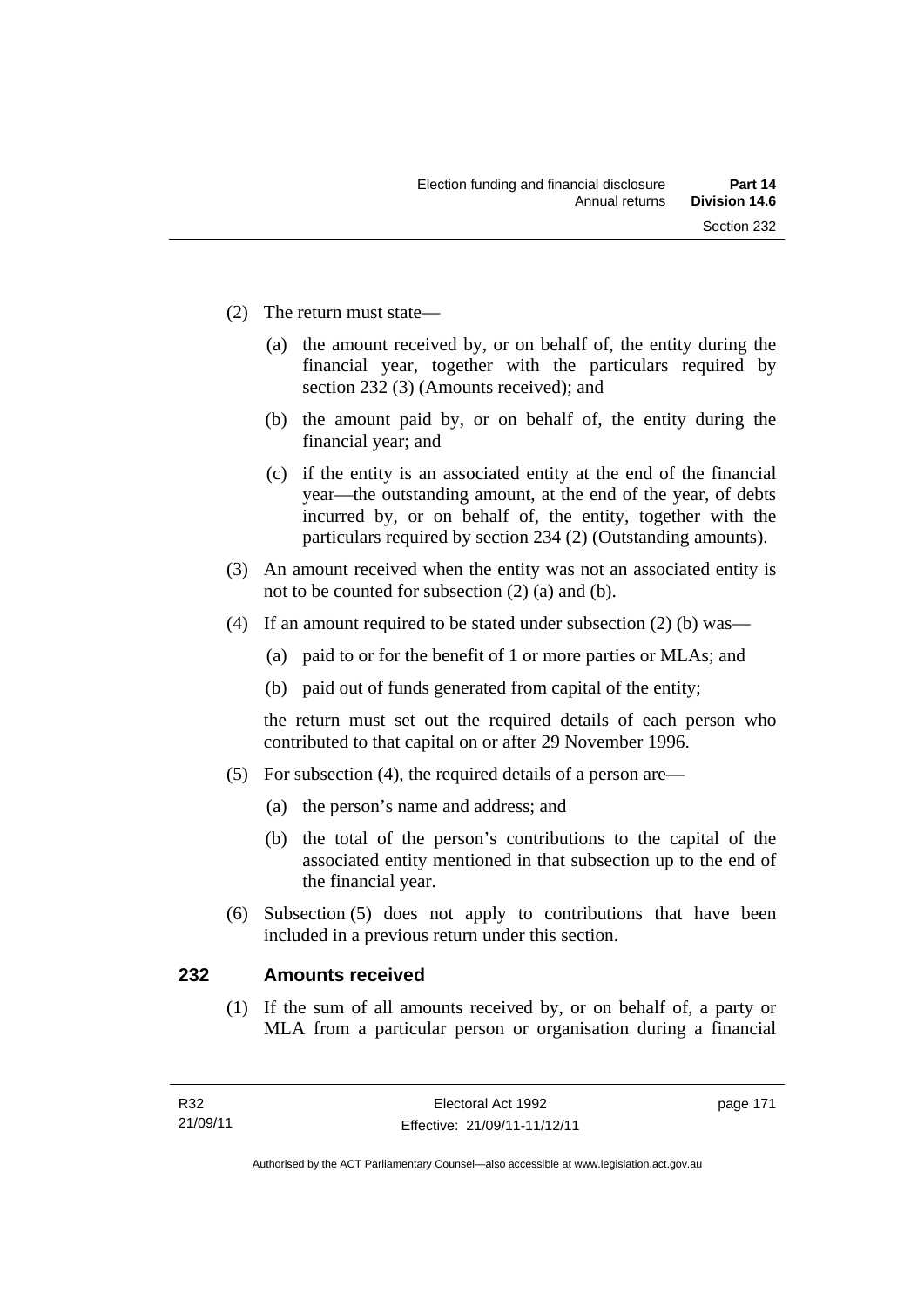(2) The return must state—

  (a) the amount received by, or on behalf of, the entity during the financial year, together with the particulars required by section 232 (3) (Amounts received); and

  (b) the amount paid by, or on behalf of, the entity during the financial year; and

  (c) if the entity is an associated entity at the end of the financial year—the outstanding amount, at the end of the year, of debts incurred by, or on behalf of, the entity, together with the particulars required by section 234 (2) (Outstanding amounts).

(3) An amount received when the entity was not an associated entity is not to be counted for subsection (2) (a) and (b).

(4) If an amount required to be stated under subsection (2) (b) was—

  (a) paid to or for the benefit of 1 or more parties or MLAs; and

  (b) paid out of funds generated from capital of the entity;

  the return must set out the required details of each person who contributed to that capital on or after 29 November 1996.

(5) For subsection (4), the required details of a person are—

  (a) the person's name and address; and

  (b) the total of the person's contributions to the capital of the associated entity mentioned in that subsection up to the end of the financial year.

(6) Subsection (5) does not apply to contributions that have been included in a previous return under this section.

## 232 Amounts received

(1) If the sum of all amounts received by, or on behalf of, a party or MLA from a particular person or organisation during a financial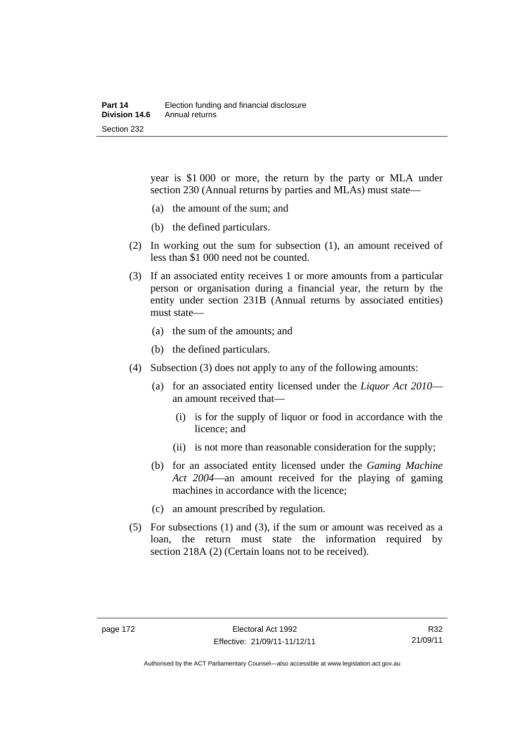year is \$1 000 or more, the return by the party or MLA under section 230 (Annual returns by parties and MLAs) must state—

(a) the amount of the sum; and

(b) the defined particulars.

(2) In working out the sum for subsection (1), an amount received of less than \$1 000 need not be counted.

(3) If an associated entity receives 1 or more amounts from a particular person or organisation during a financial year, the return by the entity under section 231B (Annual returns by associated entities) must state—

(a) the sum of the amounts; and

(b) the defined particulars.

(4) Subsection (3) does not apply to any of the following amounts:

(a) for an associated entity licensed under the *Liquor Act 2010*—an amount received that—

(i) is for the supply of liquor or food in accordance with the licence; and

(ii) is not more than reasonable consideration for the supply;

(b) for an associated entity licensed under the *Gaming Machine Act 2004*—an amount received for the playing of gaming machines in accordance with the licence;

(c) an amount prescribed by regulation.

(5) For subsections (1) and (3), if the sum or amount was received as a loan, the return must state the information required by section 218A (2) (Certain loans not to be received).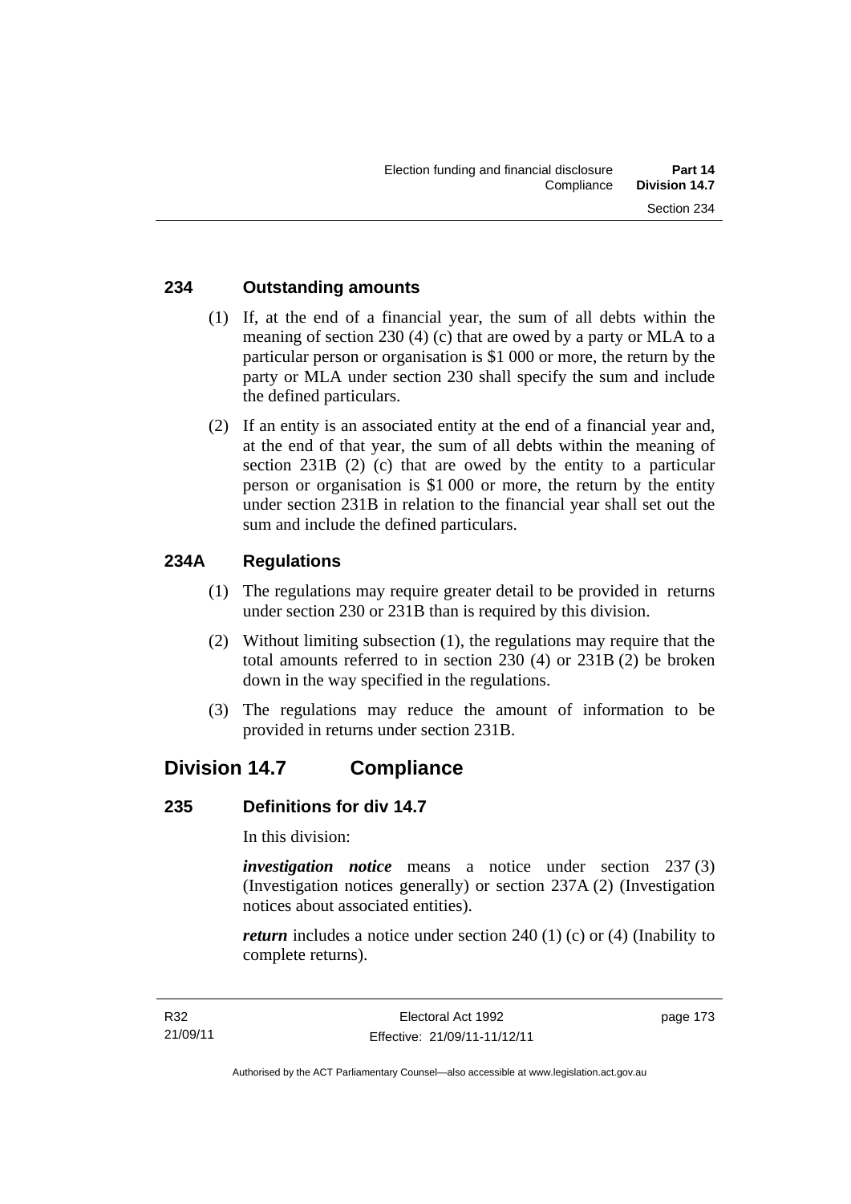### 234 Outstanding amounts

(1) If, at the end of a financial year, the sum of all debts within the meaning of section 230 (4) (c) that are owed by a party or MLA to a particular person or organisation is $1 000 or more, the return by the party or MLA under section 230 shall specify the sum and include the defined particulars.

(2) If an entity is an associated entity at the end of a financial year and, at the end of that year, the sum of all debts within the meaning of section 231B (2) (c) that are owed by the entity to a particular person or organisation is $1 000 or more, the return by the entity under section 231B in relation to the financial year shall set out the sum and include the defined particulars.

### 234A Regulations

(1) The regulations may require greater detail to be provided in returns under section 230 or 231B than is required by this division.

(2) Without limiting subsection (1), the regulations may require that the total amounts referred to in section 230 (4) or 231B (2) be broken down in the way specified in the regulations.

(3) The regulations may reduce the amount of information to be provided in returns under section 231B.

## Division 14.7 Compliance

### 235 Definitions for div 14.7

In this division:

***investigation notice*** means a notice under section 237 (3) (Investigation notices generally) or section 237A (2) (Investigation notices about associated entities).

***return*** includes a notice under section 240 (1) (c) or (4) (Inability to complete returns).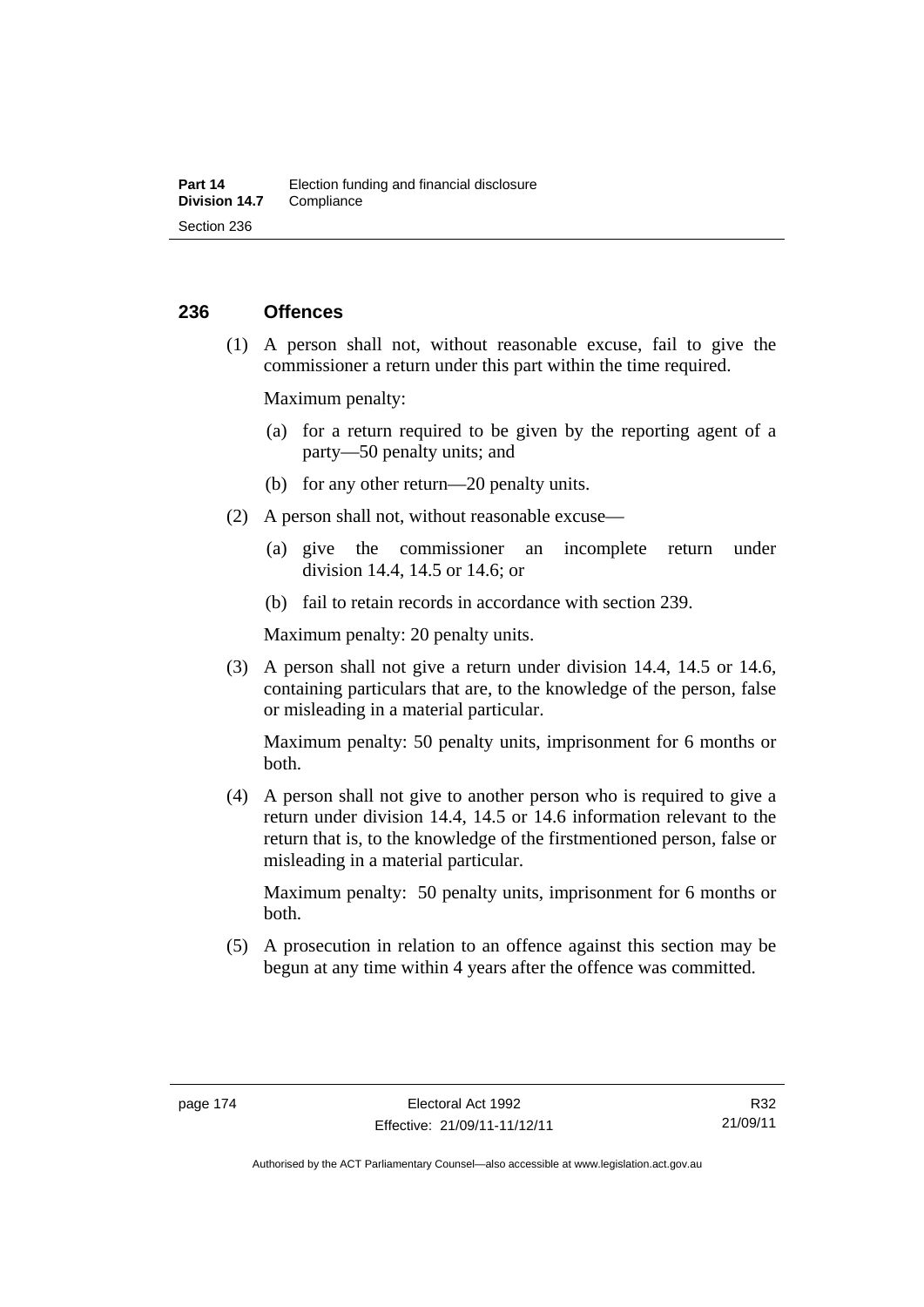## 236 Offences

(1) A person shall not, without reasonable excuse, fail to give the commissioner a return under this part within the time required.

Maximum penalty:

(a) for a return required to be given by the reporting agent of a party—50 penalty units; and

(b) for any other return—20 penalty units.

(2) A person shall not, without reasonable excuse—

(a) give the commissioner an incomplete return under division 14.4, 14.5 or 14.6; or

(b) fail to retain records in accordance with section 239.

Maximum penalty: 20 penalty units.

(3) A person shall not give a return under division 14.4, 14.5 or 14.6, containing particulars that are, to the knowledge of the person, false or misleading in a material particular.

Maximum penalty: 50 penalty units, imprisonment for 6 months or both.

(4) A person shall not give to another person who is required to give a return under division 14.4, 14.5 or 14.6 information relevant to the return that is, to the knowledge of the firstmentioned person, false or misleading in a material particular.

Maximum penalty: 50 penalty units, imprisonment for 6 months or both.

(5) A prosecution in relation to an offence against this section may be begun at any time within 4 years after the offence was committed.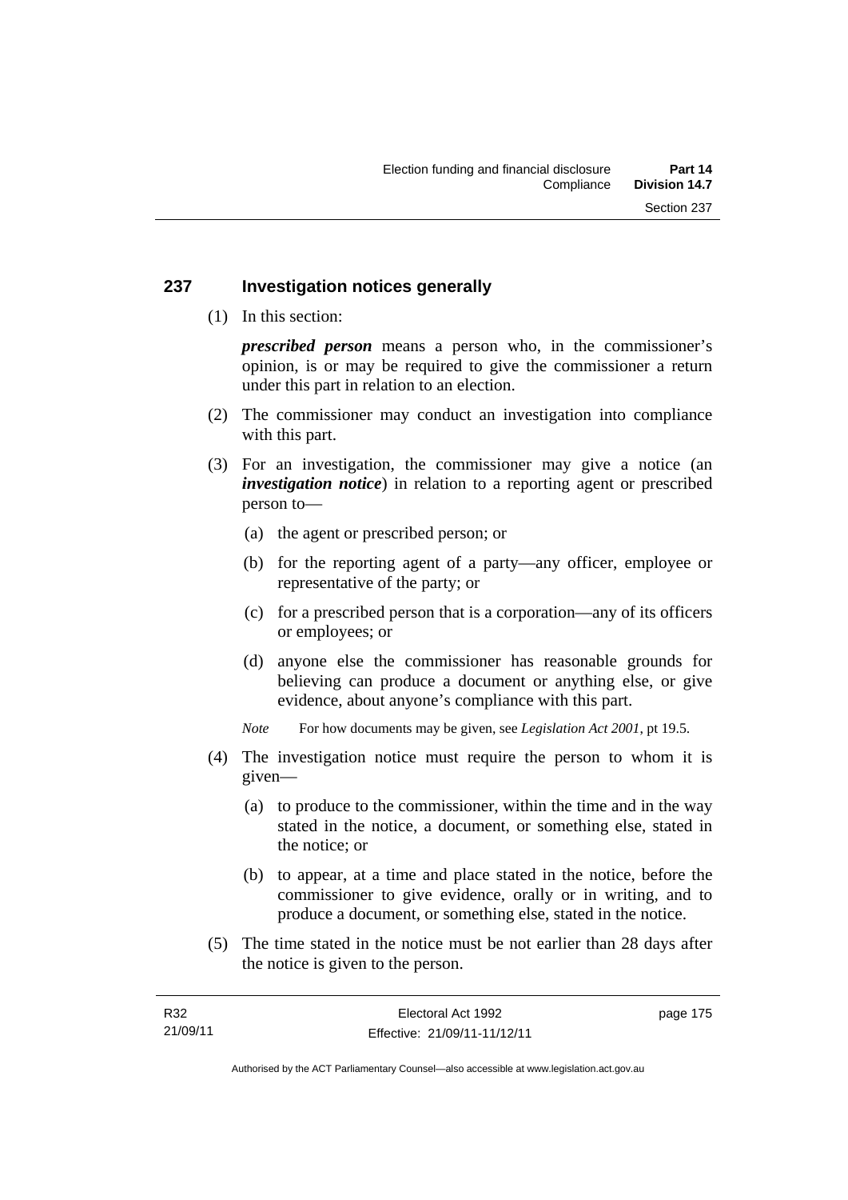## 237 Investigation notices generally

(1) In this section:

***prescribed person*** means a person who, in the commissioner's opinion, is or may be required to give the commissioner a return under this part in relation to an election.

(2) The commissioner may conduct an investigation into compliance with this part.

(3) For an investigation, the commissioner may give a notice (an ***investigation notice***) in relation to a reporting agent or prescribed person to—

(a) the agent or prescribed person; or

(b) for the reporting agent of a party—any officer, employee or representative of the party; or

(c) for a prescribed person that is a corporation—any of its officers or employees; or

(d) anyone else the commissioner has reasonable grounds for believing can produce a document or anything else, or give evidence, about anyone's compliance with this part.

*Note* For how documents may be given, see *Legislation Act 2001*, pt 19.5.

(4) The investigation notice must require the person to whom it is given—

(a) to produce to the commissioner, within the time and in the way stated in the notice, a document, or something else, stated in the notice; or

(b) to appear, at a time and place stated in the notice, before the commissioner to give evidence, orally or in writing, and to produce a document, or something else, stated in the notice.

(5) The time stated in the notice must be not earlier than 28 days after the notice is given to the person.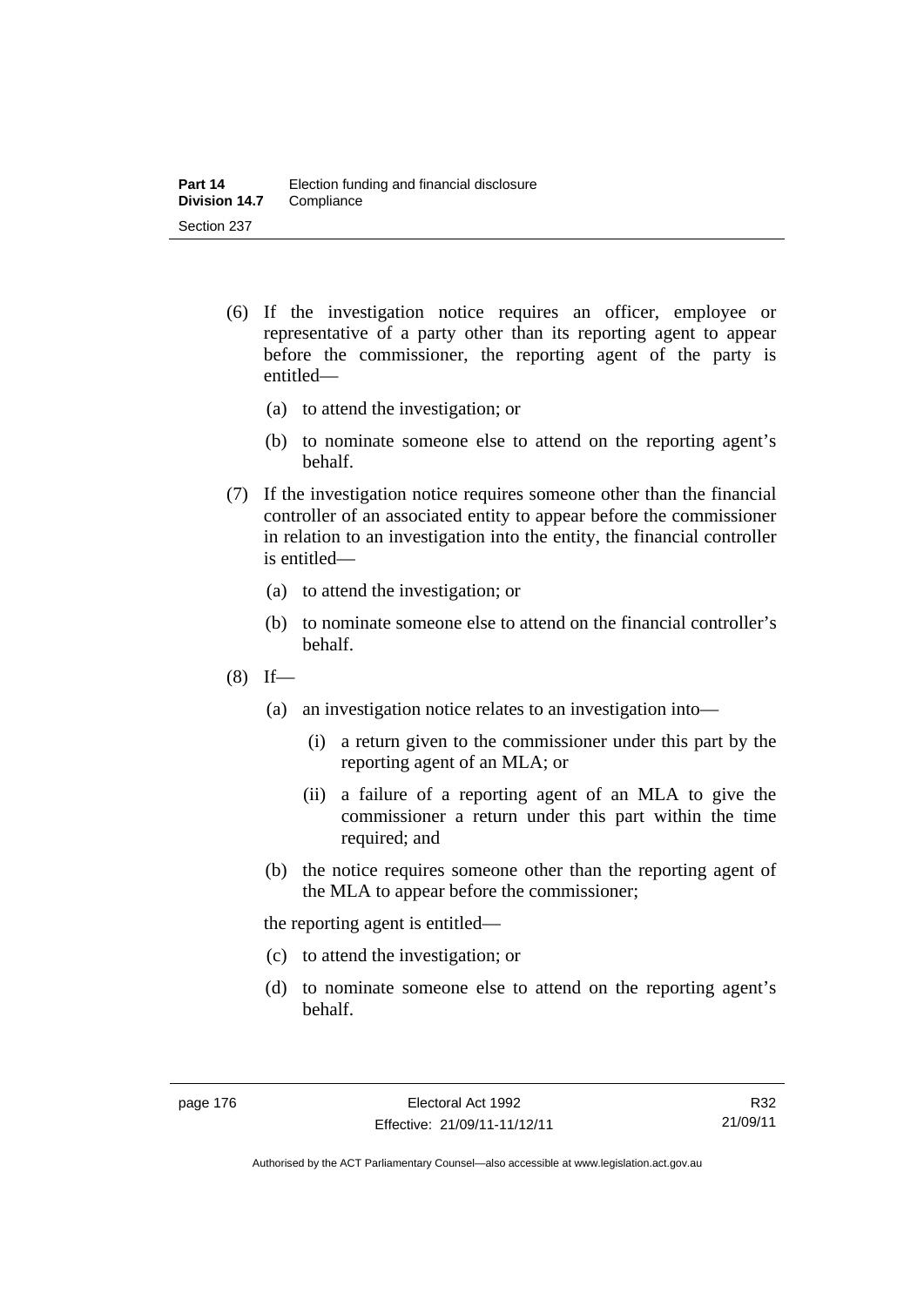(6) If the investigation notice requires an officer, employee or representative of a party other than its reporting agent to appear before the commissioner, the reporting agent of the party is entitled—

(a) to attend the investigation; or

(b) to nominate someone else to attend on the reporting agent's behalf.

(7) If the investigation notice requires someone other than the financial controller of an associated entity to appear before the commissioner in relation to an investigation into the entity, the financial controller is entitled—

(a) to attend the investigation; or

(b) to nominate someone else to attend on the financial controller's behalf.

(8) If—

(a) an investigation notice relates to an investigation into—

(i) a return given to the commissioner under this part by the reporting agent of an MLA; or

(ii) a failure of a reporting agent of an MLA to give the commissioner a return under this part within the time required; and

(b) the notice requires someone other than the reporting agent of the MLA to appear before the commissioner;

the reporting agent is entitled—

(c) to attend the investigation; or

(d) to nominate someone else to attend on the reporting agent's behalf.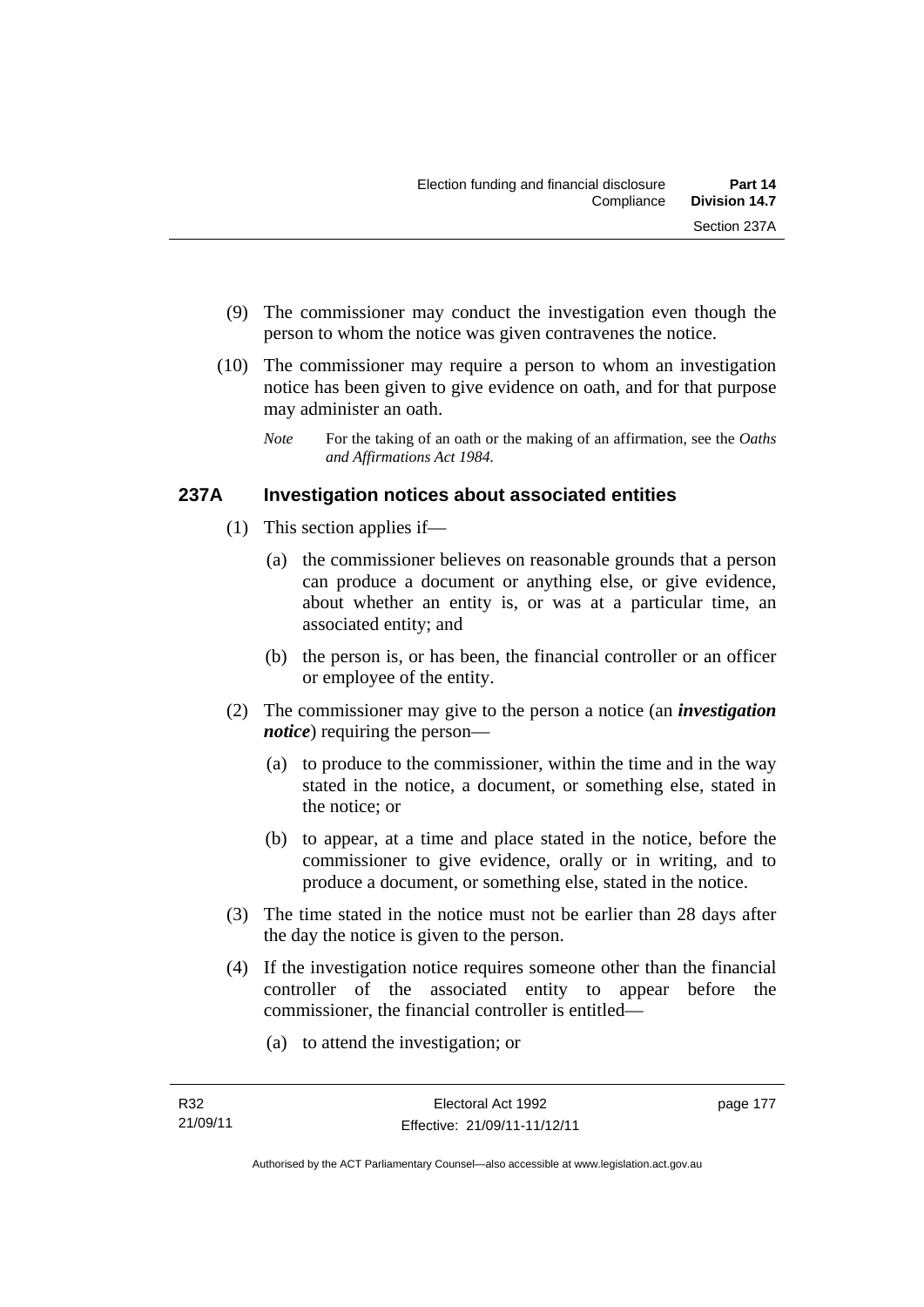(9) The commissioner may conduct the investigation even though the person to whom the notice was given contravenes the notice.

(10) The commissioner may require a person to whom an investigation notice has been given to give evidence on oath, and for that purpose may administer an oath.

*Note* For the taking of an oath or the making of an affirmation, see the *Oaths and Affirmations Act 1984*.

### 237A Investigation notices about associated entities

(1) This section applies if—

(a) the commissioner believes on reasonable grounds that a person can produce a document or anything else, or give evidence, about whether an entity is, or was at a particular time, an associated entity; and

(b) the person is, or has been, the financial controller or an officer or employee of the entity.

(2) The commissioner may give to the person a notice (an ***investigation notice***) requiring the person—

(a) to produce to the commissioner, within the time and in the way stated in the notice, a document, or something else, stated in the notice; or

(b) to appear, at a time and place stated in the notice, before the commissioner to give evidence, orally or in writing, and to produce a document, or something else, stated in the notice.

(3) The time stated in the notice must not be earlier than 28 days after the day the notice is given to the person.

(4) If the investigation notice requires someone other than the financial controller of the associated entity to appear before the commissioner, the financial controller is entitled—

(a) to attend the investigation; or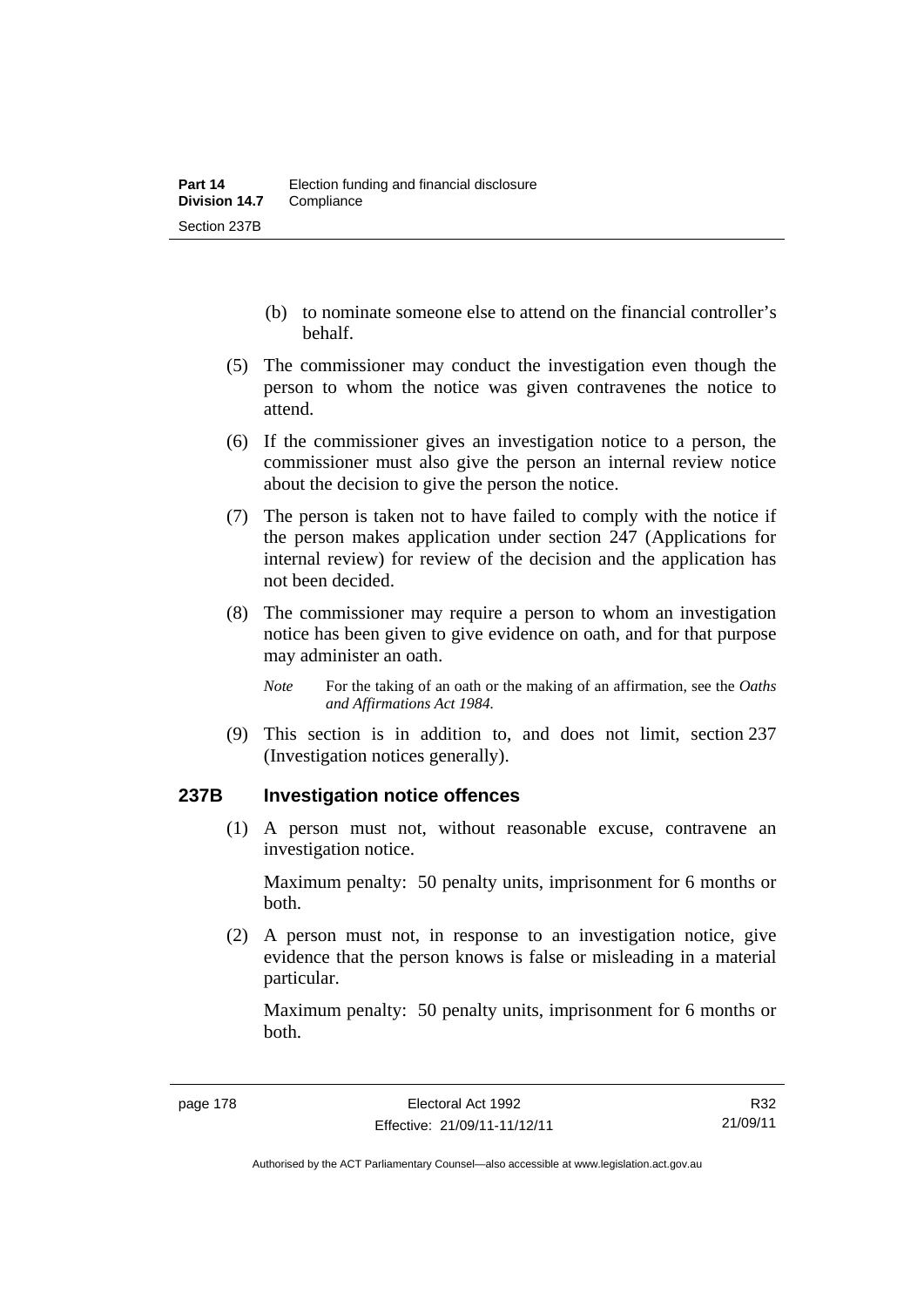(b) to nominate someone else to attend on the financial controller's behalf.

(5) The commissioner may conduct the investigation even though the person to whom the notice was given contravenes the notice to attend.

(6) If the commissioner gives an investigation notice to a person, the commissioner must also give the person an internal review notice about the decision to give the person the notice.

(7) The person is taken not to have failed to comply with the notice if the person makes application under section 247 (Applications for internal review) for review of the decision and the application has not been decided.

(8) The commissioner may require a person to whom an investigation notice has been given to give evidence on oath, and for that purpose may administer an oath.

*Note* For the taking of an oath or the making of an affirmation, see the *Oaths and Affirmations Act 1984.*

(9) This section is in addition to, and does not limit, section 237 (Investigation notices generally).

### 237B Investigation notice offences

(1) A person must not, without reasonable excuse, contravene an investigation notice.

Maximum penalty: 50 penalty units, imprisonment for 6 months or both.

(2) A person must not, in response to an investigation notice, give evidence that the person knows is false or misleading in a material particular.

Maximum penalty: 50 penalty units, imprisonment for 6 months or both.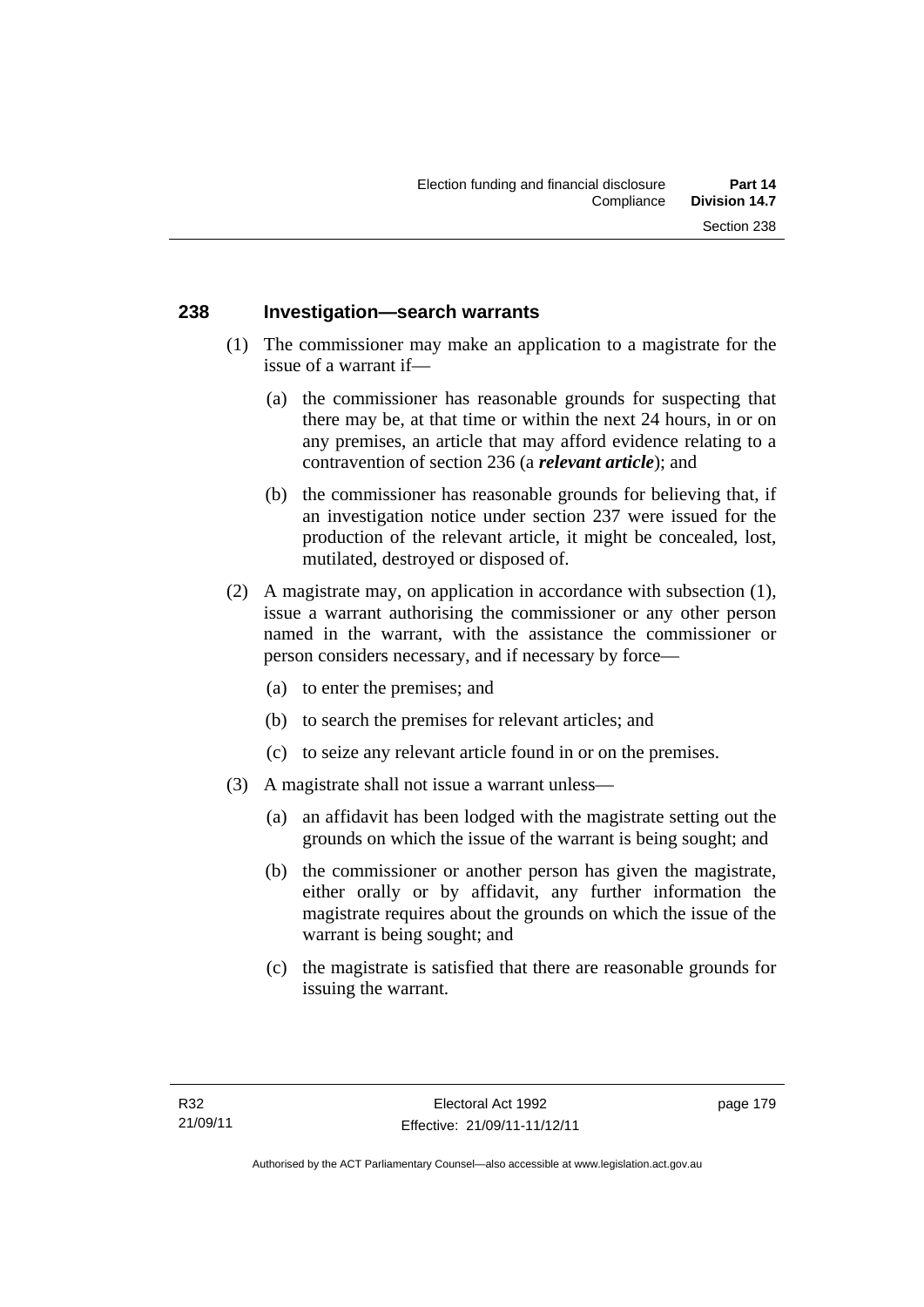### 238 Investigation—search warrants

(1) The commissioner may make an application to a magistrate for the issue of a warrant if—

(a) the commissioner has reasonable grounds for suspecting that there may be, at that time or within the next 24 hours, in or on any premises, an article that may afford evidence relating to a contravention of section 236 (a ***relevant article***); and

(b) the commissioner has reasonable grounds for believing that, if an investigation notice under section 237 were issued for the production of the relevant article, it might be concealed, lost, mutilated, destroyed or disposed of.

(2) A magistrate may, on application in accordance with subsection (1), issue a warrant authorising the commissioner or any other person named in the warrant, with the assistance the commissioner or person considers necessary, and if necessary by force—

(a) to enter the premises; and

(b) to search the premises for relevant articles; and

(c) to seize any relevant article found in or on the premises.

(3) A magistrate shall not issue a warrant unless—

(a) an affidavit has been lodged with the magistrate setting out the grounds on which the issue of the warrant is being sought; and

(b) the commissioner or another person has given the magistrate, either orally or by affidavit, any further information the magistrate requires about the grounds on which the issue of the warrant is being sought; and

(c) the magistrate is satisfied that there are reasonable grounds for issuing the warrant.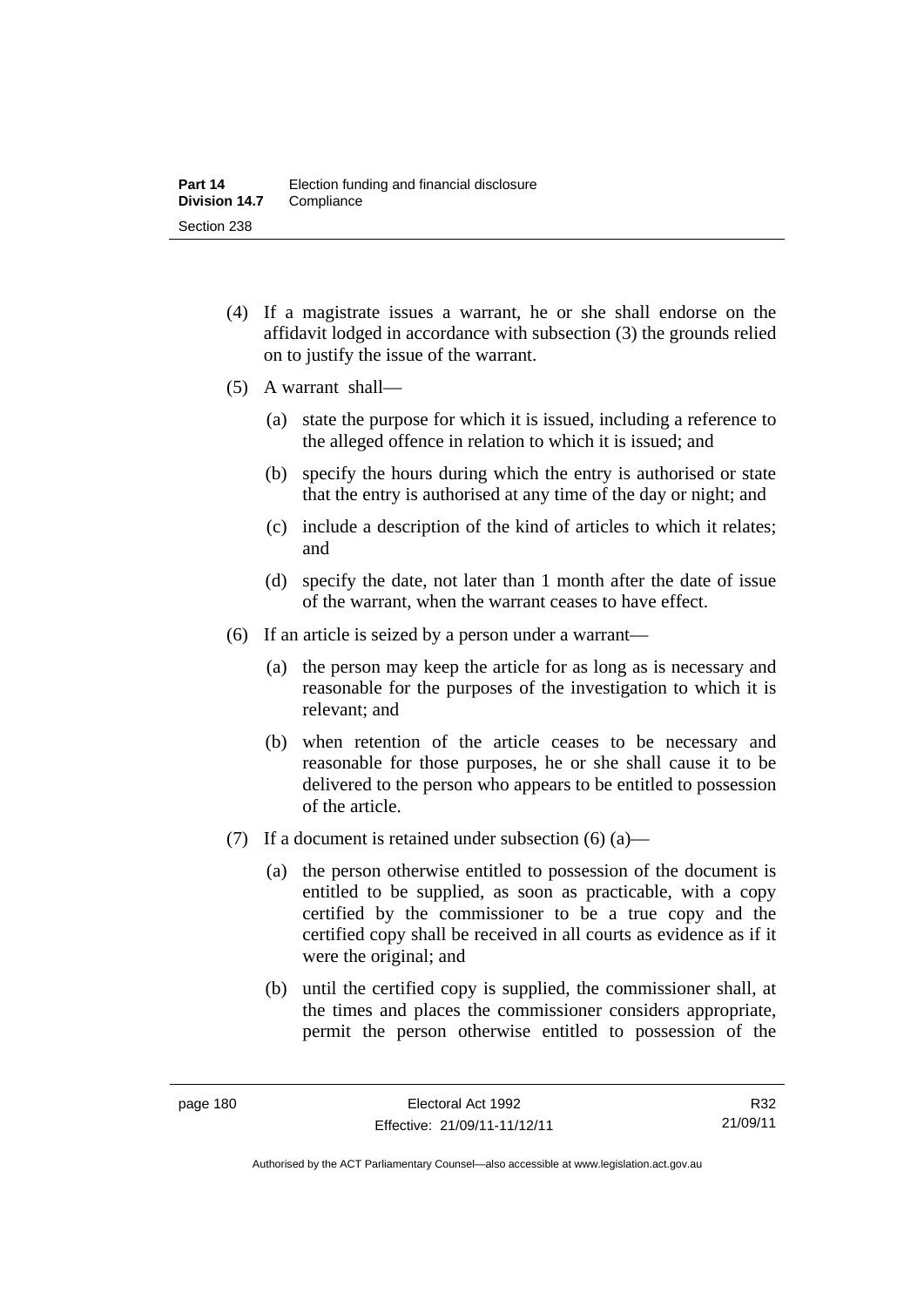(4) If a magistrate issues a warrant, he or she shall endorse on the affidavit lodged in accordance with subsection (3) the grounds relied on to justify the issue of the warrant.

(5) A warrant shall—

   (a) state the purpose for which it is issued, including a reference to the alleged offence in relation to which it is issued; and

   (b) specify the hours during which the entry is authorised or state that the entry is authorised at any time of the day or night; and

   (c) include a description of the kind of articles to which it relates; and

   (d) specify the date, not later than 1 month after the date of issue of the warrant, when the warrant ceases to have effect.

(6) If an article is seized by a person under a warrant—

   (a) the person may keep the article for as long as is necessary and reasonable for the purposes of the investigation to which it is relevant; and

   (b) when retention of the article ceases to be necessary and reasonable for those purposes, he or she shall cause it to be delivered to the person who appears to be entitled to possession of the article.

(7) If a document is retained under subsection (6) (a)—

   (a) the person otherwise entitled to possession of the document is entitled to be supplied, as soon as practicable, with a copy certified by the commissioner to be a true copy and the certified copy shall be received in all courts as evidence as if it were the original; and

   (b) until the certified copy is supplied, the commissioner shall, at the times and places the commissioner considers appropriate, permit the person otherwise entitled to possession of the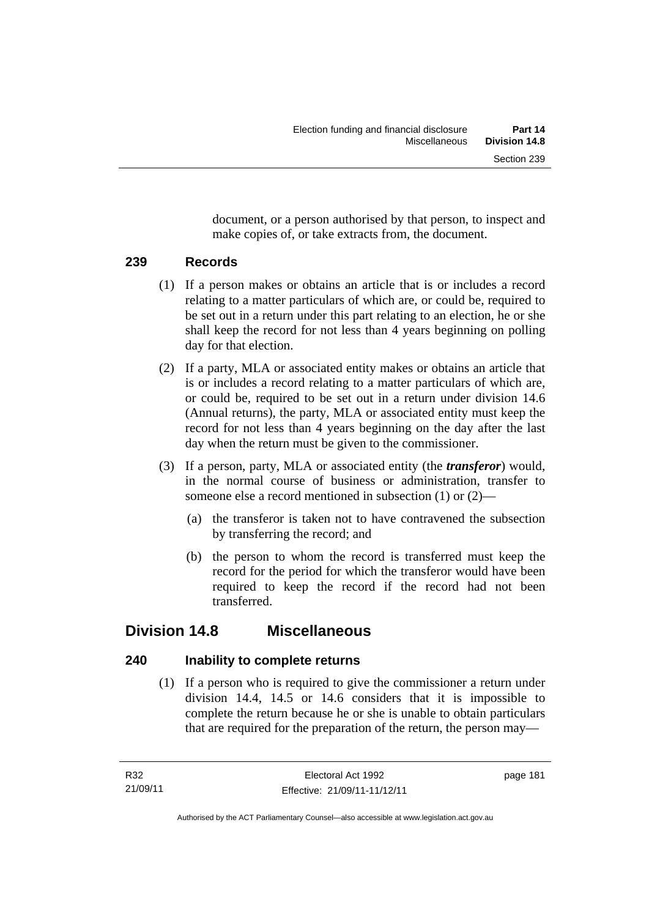document, or a person authorised by that person, to inspect and make copies of, or take extracts from, the document.

### 239 Records

(1) If a person makes or obtains an article that is or includes a record relating to a matter particulars of which are, or could be, required to be set out in a return under this part relating to an election, he or she shall keep the record for not less than 4 years beginning on polling day for that election.

(2) If a party, MLA or associated entity makes or obtains an article that is or includes a record relating to a matter particulars of which are, or could be, required to be set out in a return under division 14.6 (Annual returns), the party, MLA or associated entity must keep the record for not less than 4 years beginning on the day after the last day when the return must be given to the commissioner.

(3) If a person, party, MLA or associated entity (the ***transferor***) would, in the normal course of business or administration, transfer to someone else a record mentioned in subsection (1) or (2)—

(a) the transferor is taken not to have contravened the subsection by transferring the record; and

(b) the person to whom the record is transferred must keep the record for the period for which the transferor would have been required to keep the record if the record had not been transferred.

## Division 14.8 Miscellaneous

### 240 Inability to complete returns

(1) If a person who is required to give the commissioner a return under division 14.4, 14.5 or 14.6 considers that it is impossible to complete the return because he or she is unable to obtain particulars that are required for the preparation of the return, the person may—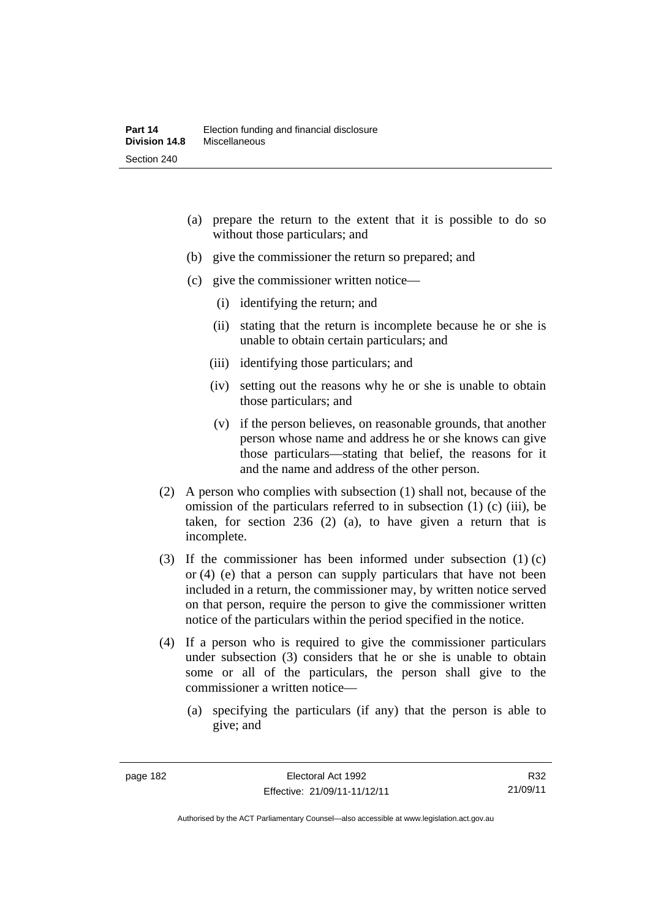(a) prepare the return to the extent that it is possible to do so without those particulars; and

(b) give the commissioner the return so prepared; and

(c) give the commissioner written notice—

(i) identifying the return; and

(ii) stating that the return is incomplete because he or she is unable to obtain certain particulars; and

(iii) identifying those particulars; and

(iv) setting out the reasons why he or she is unable to obtain those particulars; and

(v) if the person believes, on reasonable grounds, that another person whose name and address he or she knows can give those particulars—stating that belief, the reasons for it and the name and address of the other person.

(2) A person who complies with subsection (1) shall not, because of the omission of the particulars referred to in subsection (1) (c) (iii), be taken, for section 236 (2) (a), to have given a return that is incomplete.

(3) If the commissioner has been informed under subsection (1) (c) or (4) (e) that a person can supply particulars that have not been included in a return, the commissioner may, by written notice served on that person, require the person to give the commissioner written notice of the particulars within the period specified in the notice.

(4) If a person who is required to give the commissioner particulars under subsection (3) considers that he or she is unable to obtain some or all of the particulars, the person shall give to the commissioner a written notice—

(a) specifying the particulars (if any) that the person is able to give; and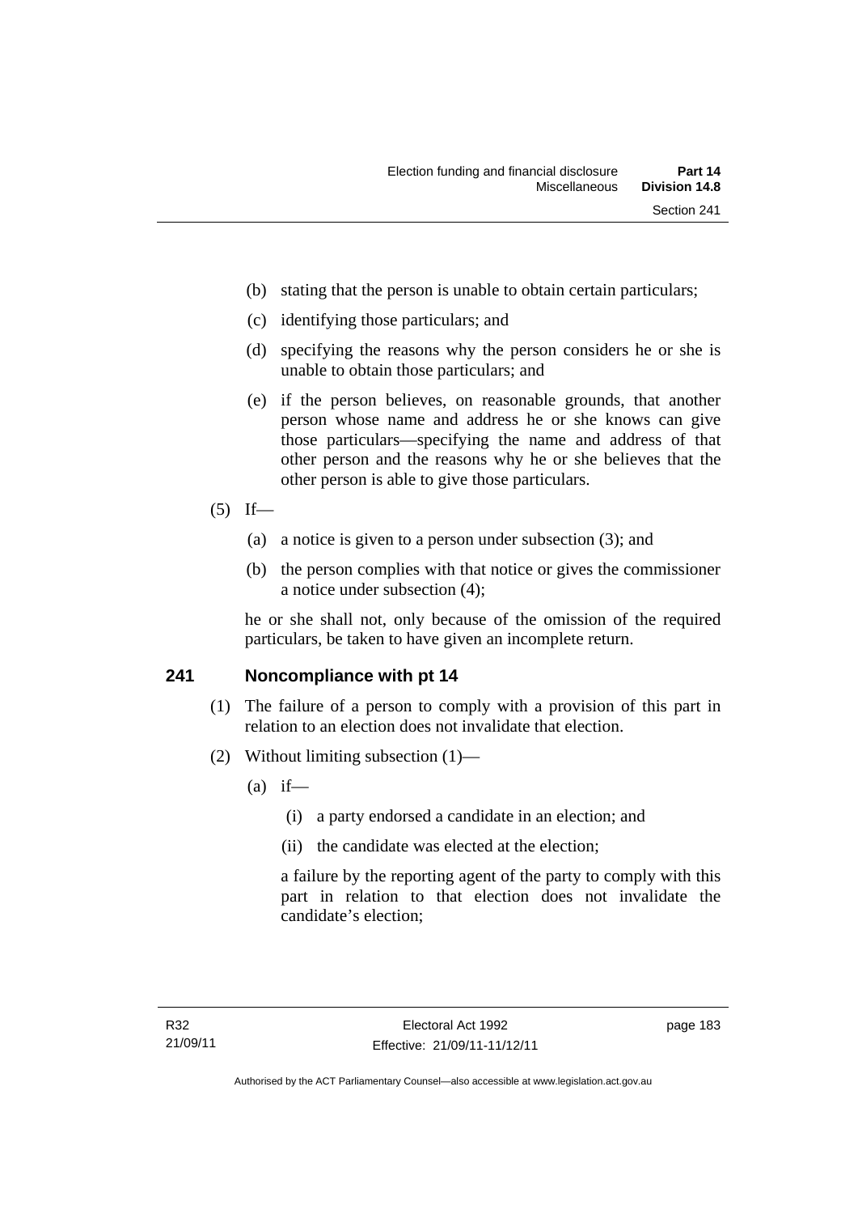(b) stating that the person is unable to obtain certain particulars;

(c) identifying those particulars; and

(d) specifying the reasons why the person considers he or she is unable to obtain those particulars; and

(e) if the person believes, on reasonable grounds, that another person whose name and address he or she knows can give those particulars—specifying the name and address of that other person and the reasons why he or she believes that the other person is able to give those particulars.

(5) If—

(a) a notice is given to a person under subsection (3); and

(b) the person complies with that notice or gives the commissioner a notice under subsection (4);

he or she shall not, only because of the omission of the required particulars, be taken to have given an incomplete return.

## 241 Noncompliance with pt 14

(1) The failure of a person to comply with a provision of this part in relation to an election does not invalidate that election.

(2) Without limiting subsection (1)—

(a) if—

(i) a party endorsed a candidate in an election; and

(ii) the candidate was elected at the election;

a failure by the reporting agent of the party to comply with this part in relation to that election does not invalidate the candidate's election;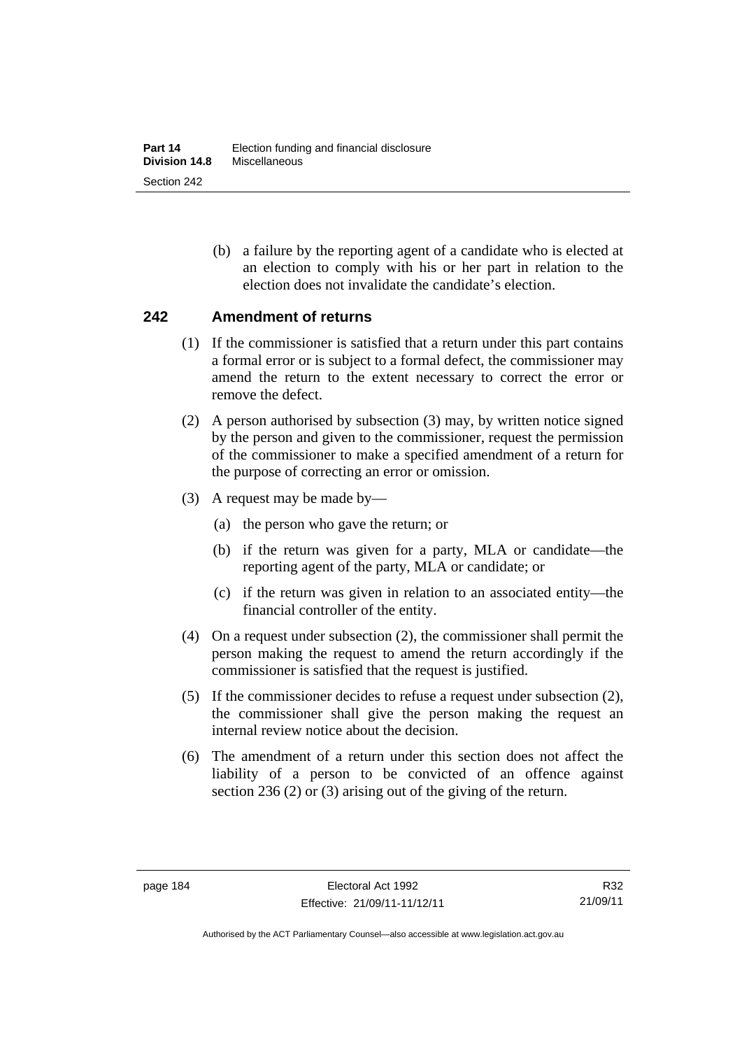(b) a failure by the reporting agent of a candidate who is elected at an election to comply with his or her part in relation to the election does not invalidate the candidate's election.

## 242 Amendment of returns

(1) If the commissioner is satisfied that a return under this part contains a formal error or is subject to a formal defect, the commissioner may amend the return to the extent necessary to correct the error or remove the defect.

(2) A person authorised by subsection (3) may, by written notice signed by the person and given to the commissioner, request the permission of the commissioner to make a specified amendment of a return for the purpose of correcting an error or omission.

(3) A request may be made by—

(a) the person who gave the return; or

(b) if the return was given for a party, MLA or candidate—the reporting agent of the party, MLA or candidate; or

(c) if the return was given in relation to an associated entity—the financial controller of the entity.

(4) On a request under subsection (2), the commissioner shall permit the person making the request to amend the return accordingly if the commissioner is satisfied that the request is justified.

(5) If the commissioner decides to refuse a request under subsection (2), the commissioner shall give the person making the request an internal review notice about the decision.

(6) The amendment of a return under this section does not affect the liability of a person to be convicted of an offence against section 236 (2) or (3) arising out of the giving of the return.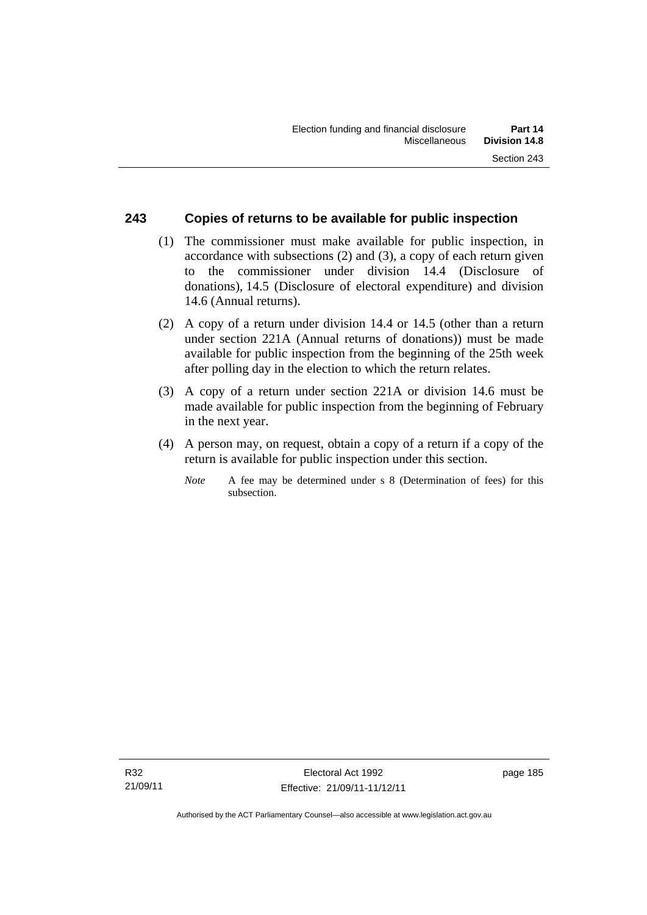## 243 Copies of returns to be available for public inspection

(1) The commissioner must make available for public inspection, in accordance with subsections (2) and (3), a copy of each return given to the commissioner under division 14.4 (Disclosure of donations), 14.5 (Disclosure of electoral expenditure) and division 14.6 (Annual returns).

(2) A copy of a return under division 14.4 or 14.5 (other than a return under section 221A (Annual returns of donations)) must be made available for public inspection from the beginning of the 25th week after polling day in the election to which the return relates.

(3) A copy of a return under section 221A or division 14.6 must be made available for public inspection from the beginning of February in the next year.

(4) A person may, on request, obtain a copy of a return if a copy of the return is available for public inspection under this section.

*Note* A fee may be determined under s 8 (Determination of fees) for this subsection.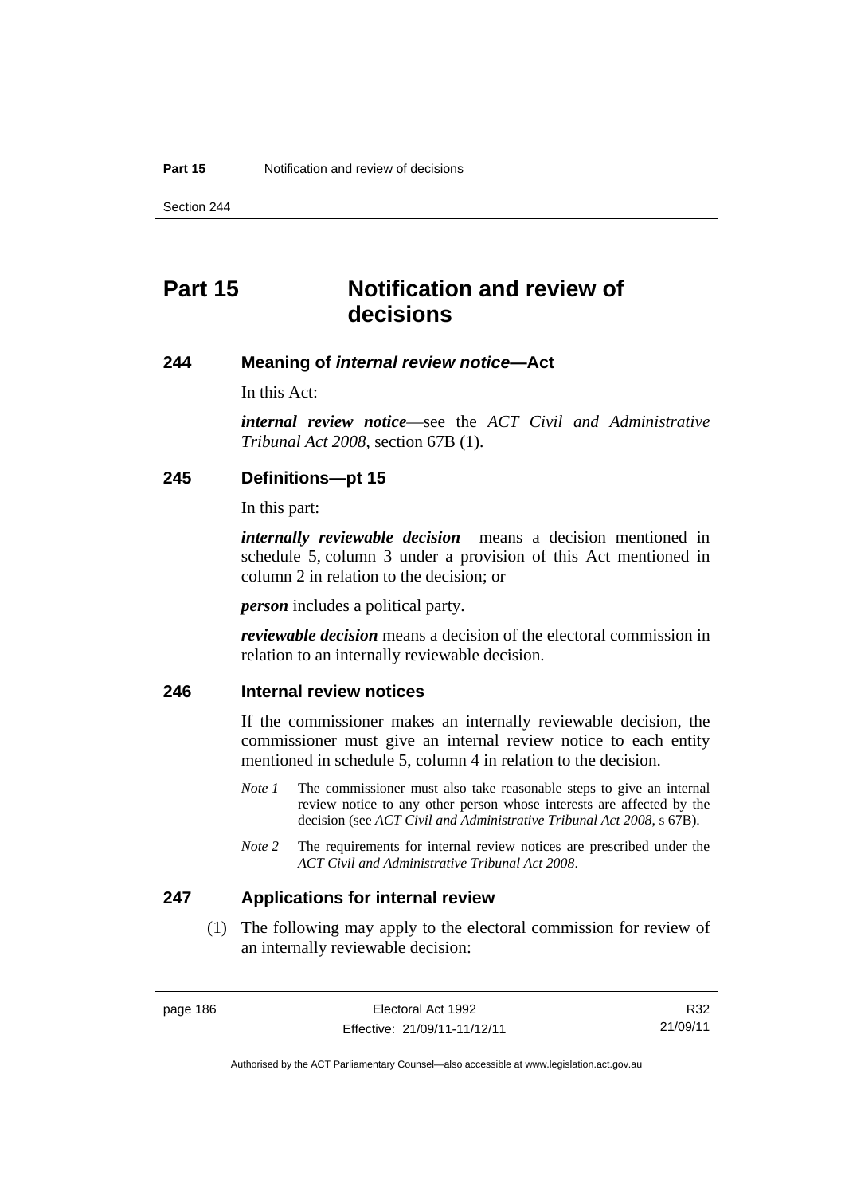# Part 15 Notification and review of decisions

## 244 Meaning of *internal review notice*—Act

In this Act:

***internal review notice***—see the *ACT Civil and Administrative Tribunal Act 2008*, section 67B (1).

## 245 Definitions—pt 15

In this part:

***internally reviewable decision*** means a decision mentioned in schedule 5, column 3 under a provision of this Act mentioned in column 2 in relation to the decision; or

***person*** includes a political party.

***reviewable decision*** means a decision of the electoral commission in relation to an internally reviewable decision.

## 246 Internal review notices

If the commissioner makes an internally reviewable decision, the commissioner must give an internal review notice to each entity mentioned in schedule 5, column 4 in relation to the decision.

*Note 1* The commissioner must also take reasonable steps to give an internal review notice to any other person whose interests are affected by the decision (see *ACT Civil and Administrative Tribunal Act 2008*, s 67B).

*Note 2* The requirements for internal review notices are prescribed under the *ACT Civil and Administrative Tribunal Act 2008*.

## 247 Applications for internal review

(1) The following may apply to the electoral commission for review of an internally reviewable decision: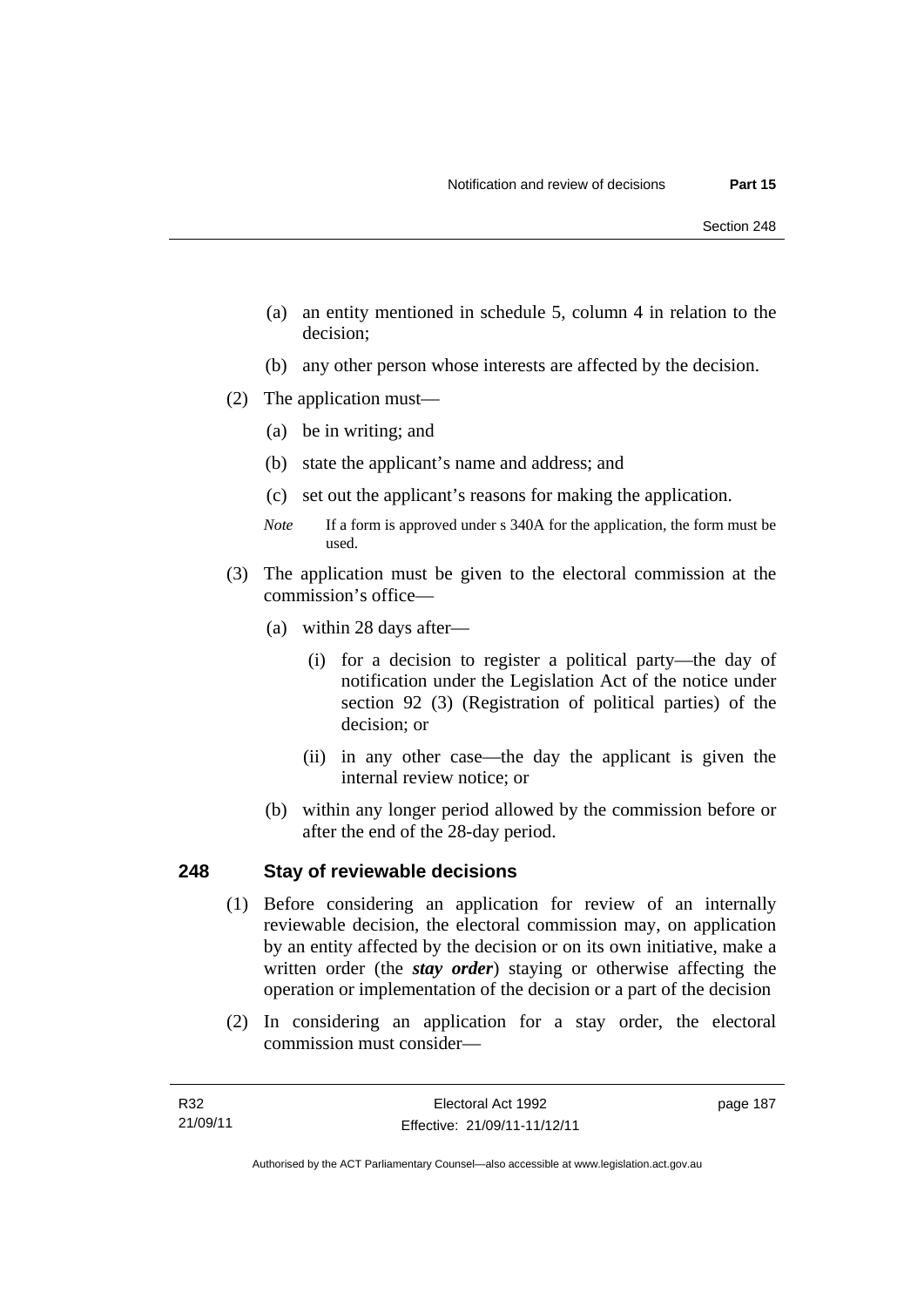(a) an entity mentioned in schedule 5, column 4 in relation to the decision;

(b) any other person whose interests are affected by the decision.

(2) The application must—

(a) be in writing; and

(b) state the applicant's name and address; and

(c) set out the applicant's reasons for making the application.

*Note* If a form is approved under s 340A for the application, the form must be used.

(3) The application must be given to the electoral commission at the commission's office—

(a) within 28 days after—

(i) for a decision to register a political party—the day of notification under the Legislation Act of the notice under section 92 (3) (Registration of political parties) of the decision; or

(ii) in any other case—the day the applicant is given the internal review notice; or

(b) within any longer period allowed by the commission before or after the end of the 28-day period.

## 248 Stay of reviewable decisions

(1) Before considering an application for review of an internally reviewable decision, the electoral commission may, on application by an entity affected by the decision or on its own initiative, make a written order (the ***stay order***) staying or otherwise affecting the operation or implementation of the decision or a part of the decision

(2) In considering an application for a stay order, the electoral commission must consider—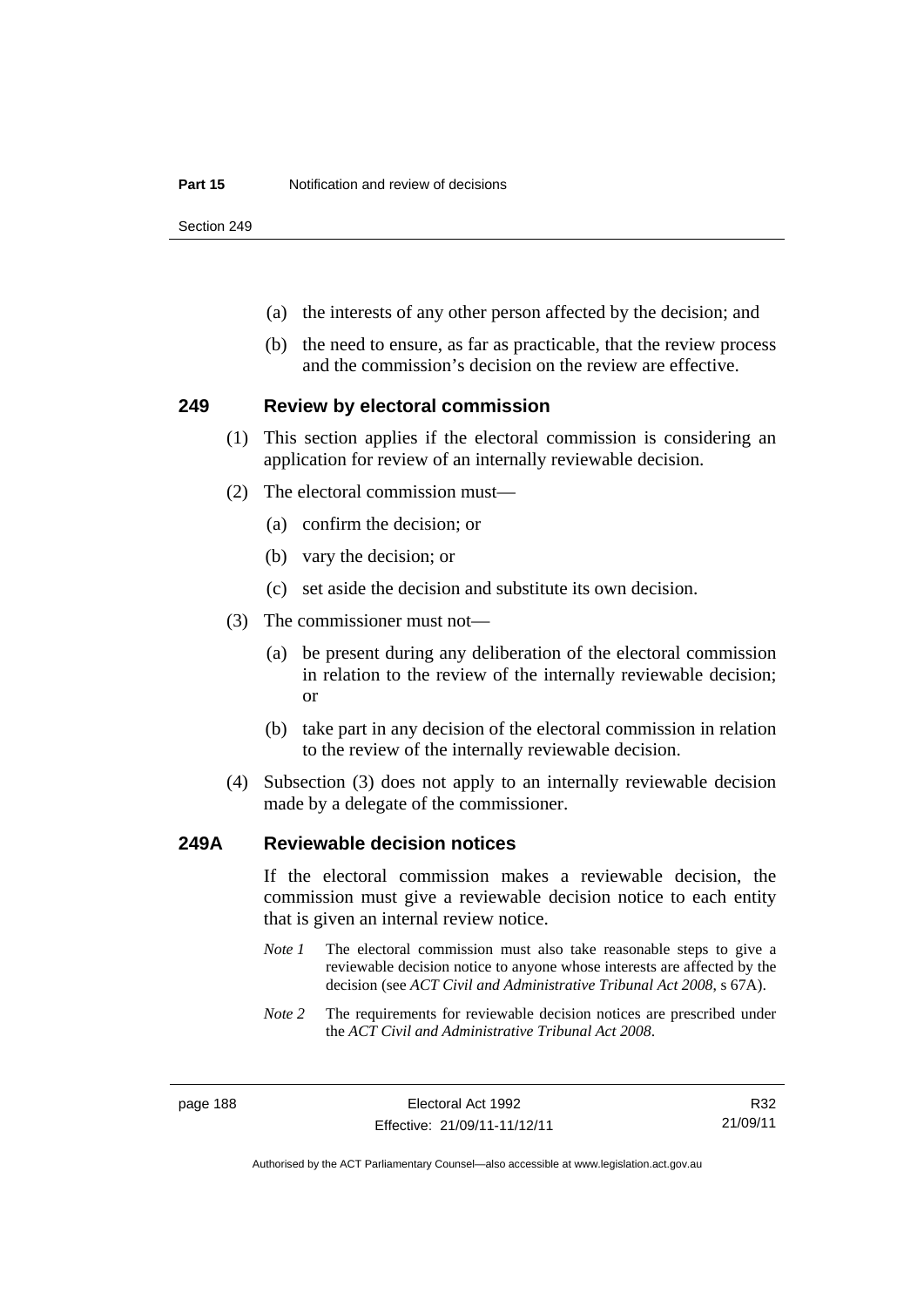(a) the interests of any other person affected by the decision; and

(b) the need to ensure, as far as practicable, that the review process and the commission's decision on the review are effective.

## 249 Review by electoral commission

(1) This section applies if the electoral commission is considering an application for review of an internally reviewable decision.

(2) The electoral commission must—

(a) confirm the decision; or

(b) vary the decision; or

(c) set aside the decision and substitute its own decision.

(3) The commissioner must not—

(a) be present during any deliberation of the electoral commission in relation to the review of the internally reviewable decision; or

(b) take part in any decision of the electoral commission in relation to the review of the internally reviewable decision.

(4) Subsection (3) does not apply to an internally reviewable decision made by a delegate of the commissioner.

## 249A Reviewable decision notices

If the electoral commission makes a reviewable decision, the commission must give a reviewable decision notice to each entity that is given an internal review notice.

*Note 1* The electoral commission must also take reasonable steps to give a reviewable decision notice to anyone whose interests are affected by the decision (see *ACT Civil and Administrative Tribunal Act 2008*, s 67A).

*Note 2* The requirements for reviewable decision notices are prescribed under the *ACT Civil and Administrative Tribunal Act 2008*.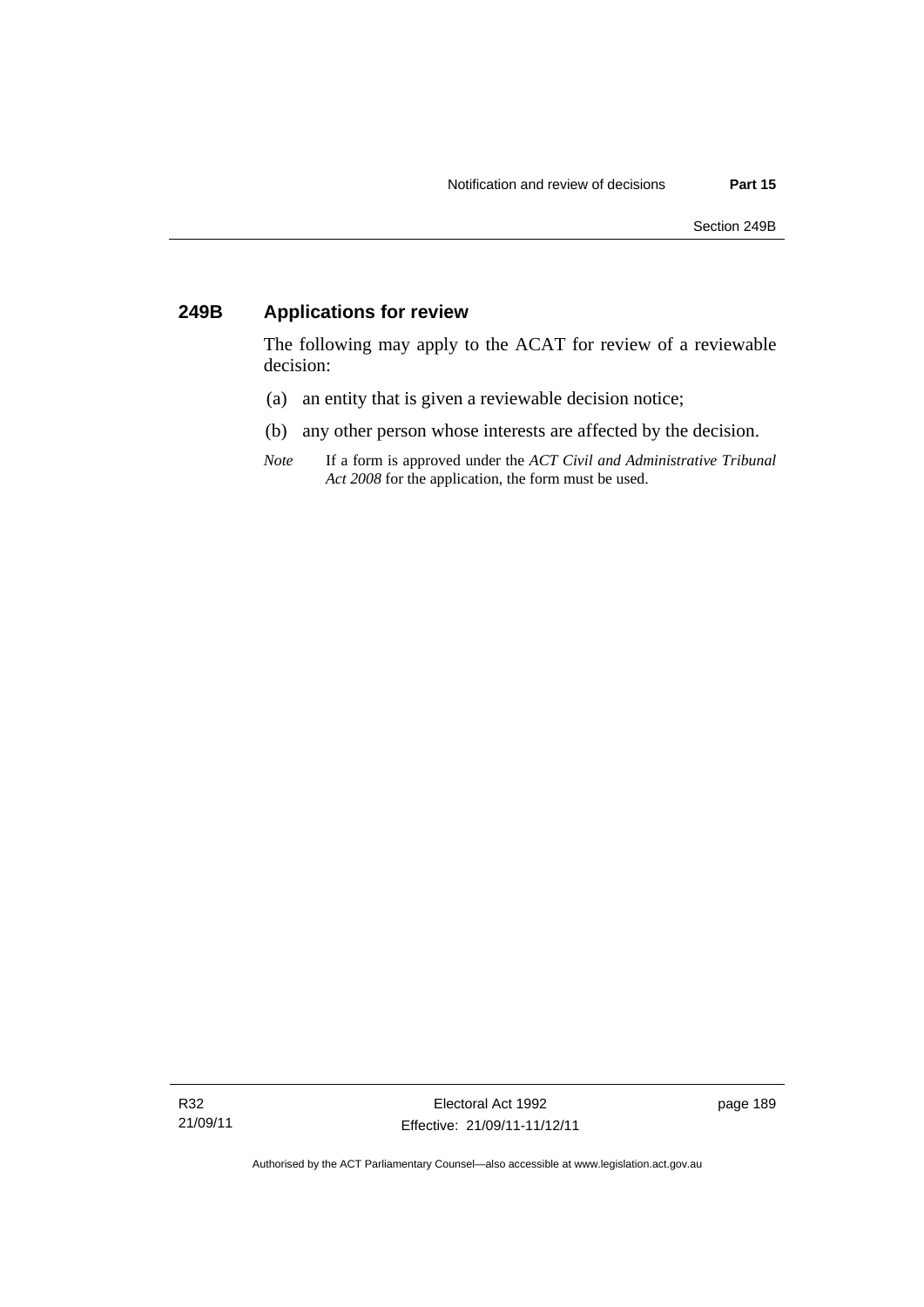## 249B Applications for review

The following may apply to the ACAT for review of a reviewable decision:

(a) an entity that is given a reviewable decision notice;

(b) any other person whose interests are affected by the decision.

*Note* If a form is approved under the *ACT Civil and Administrative Tribunal Act 2008* for the application, the form must be used.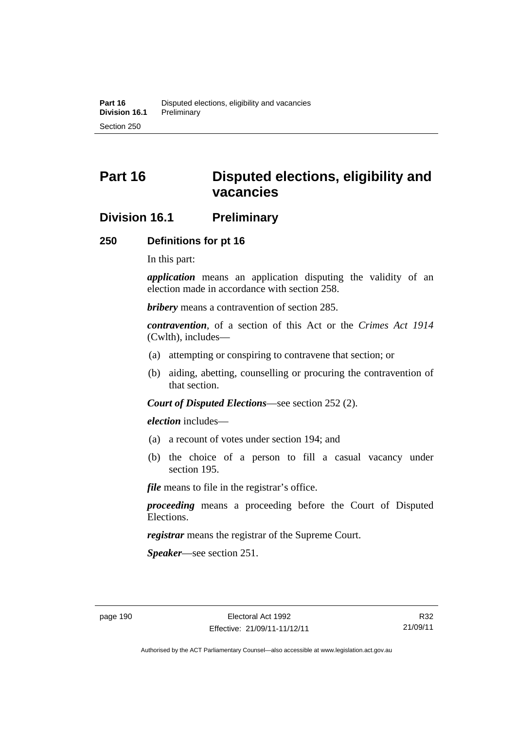# Part 16 Disputed elections, eligibility and vacancies

## Division 16.1 Preliminary

### 250 Definitions for pt 16

In this part:

***application*** means an application disputing the validity of an election made in accordance with section 258.

***bribery*** means a contravention of section 285.

***contravention***, of a section of this Act or the *Crimes Act 1914* (Cwlth), includes—

(a) attempting or conspiring to contravene that section; or

(b) aiding, abetting, counselling or procuring the contravention of that section.

***Court of Disputed Elections***—see section 252 (2).

***election*** includes—

(a) a recount of votes under section 194; and

(b) the choice of a person to fill a casual vacancy under section 195.

***file*** means to file in the registrar's office.

***proceeding*** means a proceeding before the Court of Disputed Elections.

***registrar*** means the registrar of the Supreme Court.

***Speaker***—see section 251.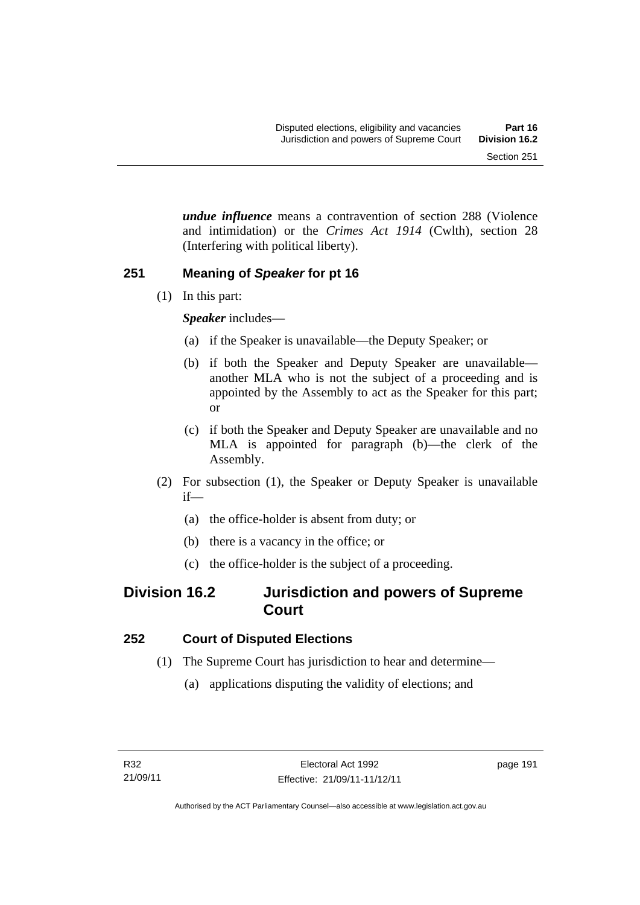***undue influence*** means a contravention of section 288 (Violence and intimidation) or the *Crimes Act 1914* (Cwlth), section 28 (Interfering with political liberty).

### 251 Meaning of *Speaker* for pt 16

(1) In this part:

***Speaker*** includes—

(a) if the Speaker is unavailable—the Deputy Speaker; or

(b) if both the Speaker and Deputy Speaker are unavailable—another MLA who is not the subject of a proceeding and is appointed by the Assembly to act as the Speaker for this part; or

(c) if both the Speaker and Deputy Speaker are unavailable and no MLA is appointed for paragraph (b)—the clerk of the Assembly.

(2) For subsection (1), the Speaker or Deputy Speaker is unavailable if—

(a) the office-holder is absent from duty; or

(b) there is a vacancy in the office; or

(c) the office-holder is the subject of a proceeding.

## Division 16.2 Jurisdiction and powers of Supreme Court

### 252 Court of Disputed Elections

(1) The Supreme Court has jurisdiction to hear and determine—

(a) applications disputing the validity of elections; and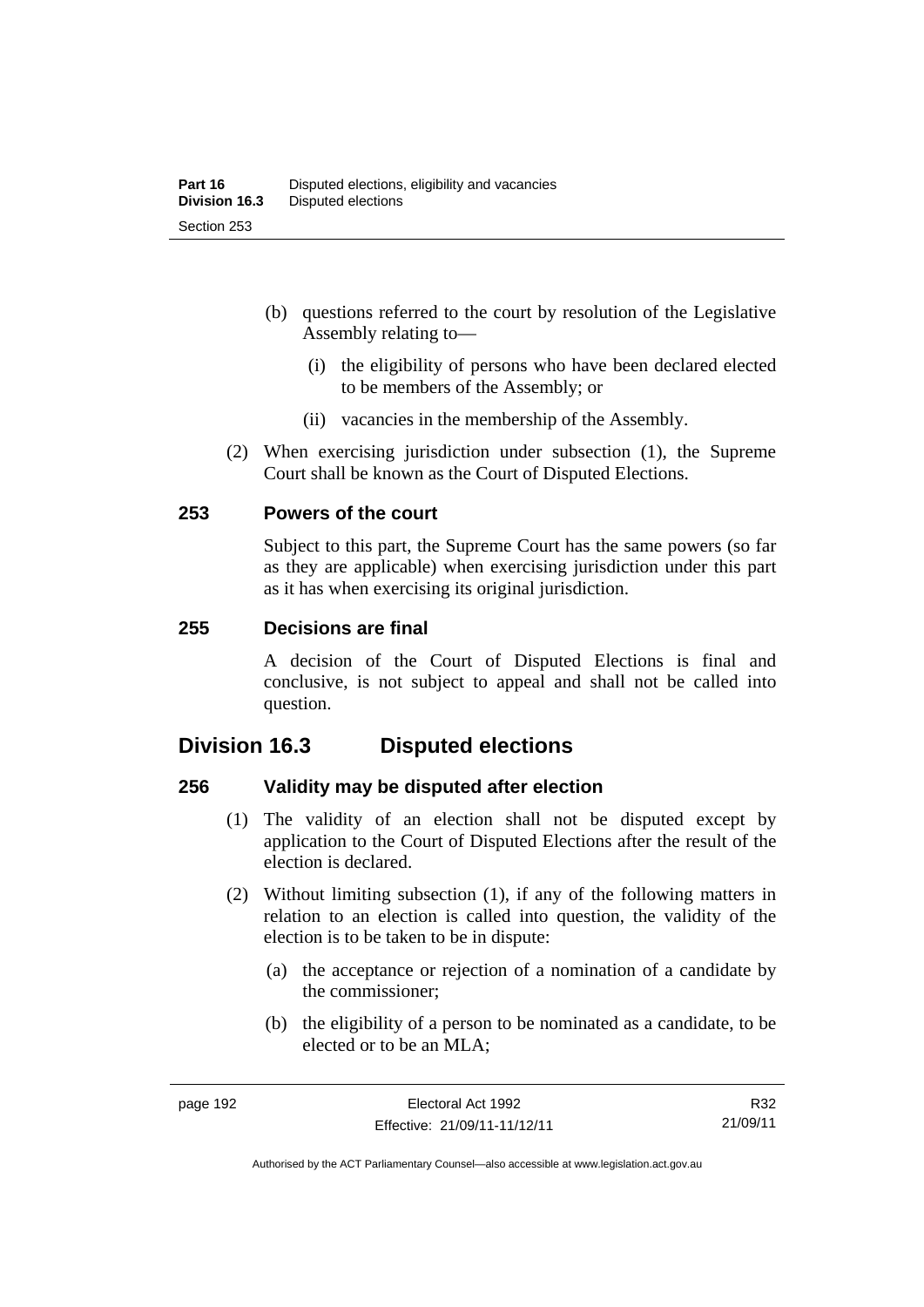(b) questions referred to the court by resolution of the Legislative Assembly relating to—

   (i) the eligibility of persons who have been declared elected to be members of the Assembly; or

   (ii) vacancies in the membership of the Assembly.

(2) When exercising jurisdiction under subsection (1), the Supreme Court shall be known as the Court of Disputed Elections.

### 253 Powers of the court

Subject to this part, the Supreme Court has the same powers (so far as they are applicable) when exercising jurisdiction under this part as it has when exercising its original jurisdiction.

### 255 Decisions are final

A decision of the Court of Disputed Elections is final and conclusive, is not subject to appeal and shall not be called into question.

## Division 16.3 Disputed elections

### 256 Validity may be disputed after election

(1) The validity of an election shall not be disputed except by application to the Court of Disputed Elections after the result of the election is declared.

(2) Without limiting subsection (1), if any of the following matters in relation to an election is called into question, the validity of the election is to be taken to be in dispute:

   (a) the acceptance or rejection of a nomination of a candidate by the commissioner;

   (b) the eligibility of a person to be nominated as a candidate, to be elected or to be an MLA;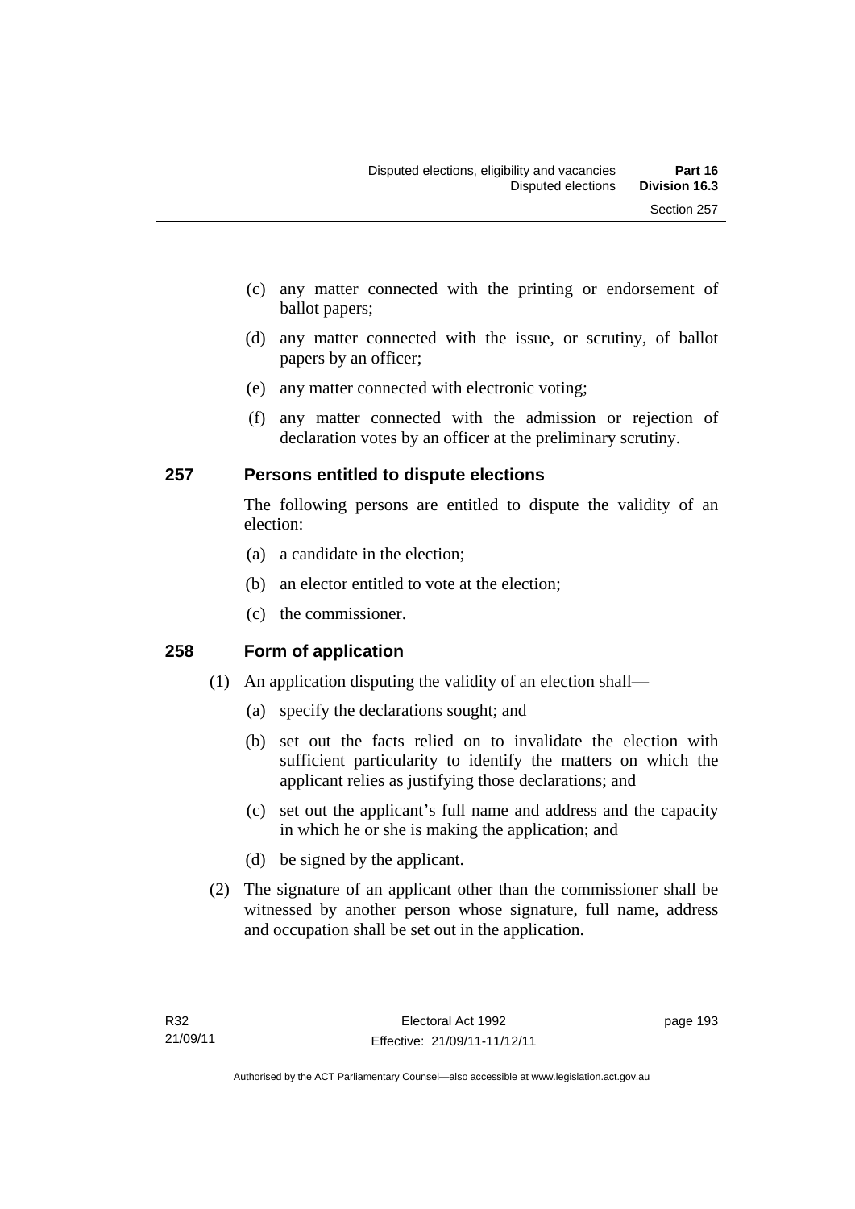(c) any matter connected with the printing or endorsement of ballot papers;

(d) any matter connected with the issue, or scrutiny, of ballot papers by an officer;

(e) any matter connected with electronic voting;

(f) any matter connected with the admission or rejection of declaration votes by an officer at the preliminary scrutiny.

## 257 Persons entitled to dispute elections

The following persons are entitled to dispute the validity of an election:

(a) a candidate in the election;

(b) an elector entitled to vote at the election;

(c) the commissioner.

## 258 Form of application

(1) An application disputing the validity of an election shall—

(a) specify the declarations sought; and

(b) set out the facts relied on to invalidate the election with sufficient particularity to identify the matters on which the applicant relies as justifying those declarations; and

(c) set out the applicant's full name and address and the capacity in which he or she is making the application; and

(d) be signed by the applicant.

(2) The signature of an applicant other than the commissioner shall be witnessed by another person whose signature, full name, address and occupation shall be set out in the application.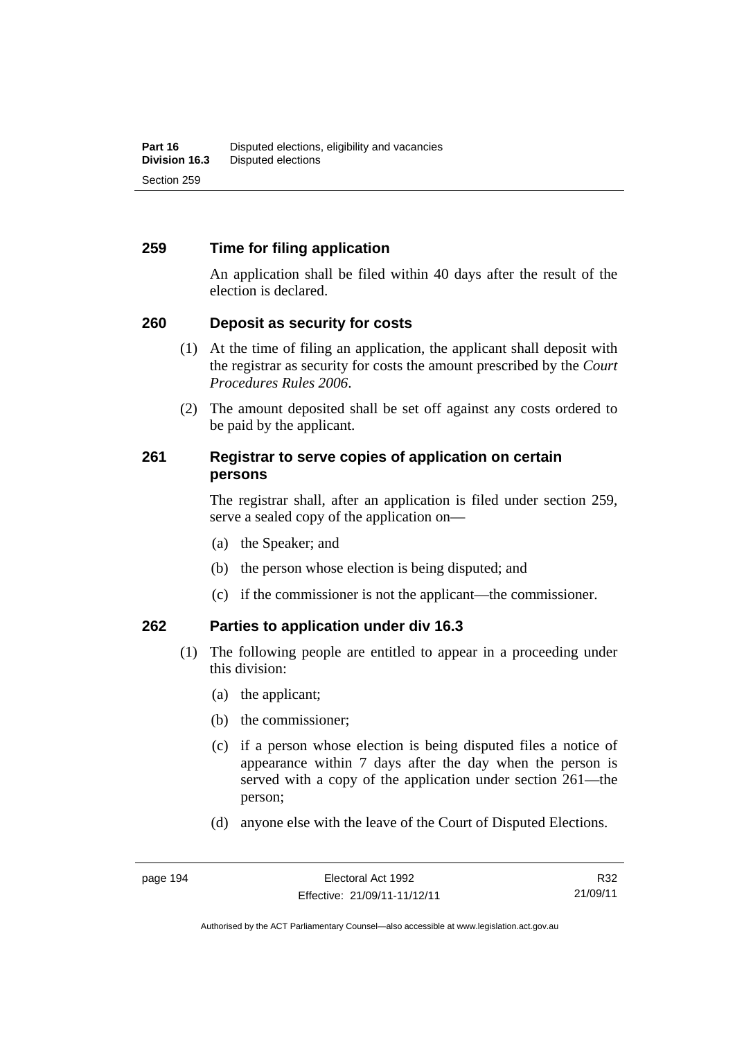## 259 Time for filing application

An application shall be filed within 40 days after the result of the election is declared.

## 260 Deposit as security for costs

(1) At the time of filing an application, the applicant shall deposit with the registrar as security for costs the amount prescribed by the *Court Procedures Rules 2006*.

(2) The amount deposited shall be set off against any costs ordered to be paid by the applicant.

## 261 Registrar to serve copies of application on certain persons

The registrar shall, after an application is filed under section 259, serve a sealed copy of the application on—

(a) the Speaker; and

(b) the person whose election is being disputed; and

(c) if the commissioner is not the applicant—the commissioner.

## 262 Parties to application under div 16.3

(1) The following people are entitled to appear in a proceeding under this division:

(a) the applicant;

(b) the commissioner;

(c) if a person whose election is being disputed files a notice of appearance within 7 days after the day when the person is served with a copy of the application under section 261—the person;

(d) anyone else with the leave of the Court of Disputed Elections.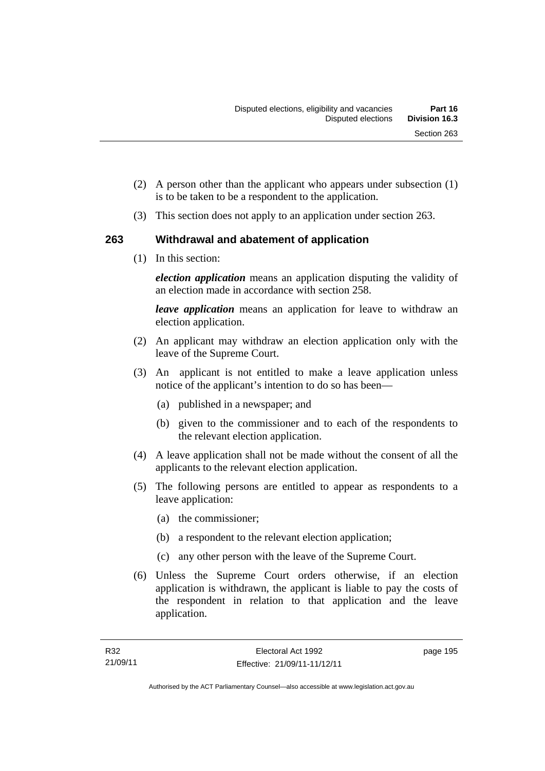(2) A person other than the applicant who appears under subsection (1) is to be taken to be a respondent to the application.

(3) This section does not apply to an application under section 263.

## 263 Withdrawal and abatement of application

(1) In this section:

***election application*** means an application disputing the validity of an election made in accordance with section 258.

***leave application*** means an application for leave to withdraw an election application.

(2) An applicant may withdraw an election application only with the leave of the Supreme Court.

(3) An applicant is not entitled to make a leave application unless notice of the applicant's intention to do so has been—

(a) published in a newspaper; and

(b) given to the commissioner and to each of the respondents to the relevant election application.

(4) A leave application shall not be made without the consent of all the applicants to the relevant election application.

(5) The following persons are entitled to appear as respondents to a leave application:

(a) the commissioner;

(b) a respondent to the relevant election application;

(c) any other person with the leave of the Supreme Court.

(6) Unless the Supreme Court orders otherwise, if an election application is withdrawn, the applicant is liable to pay the costs of the respondent in relation to that application and the leave application.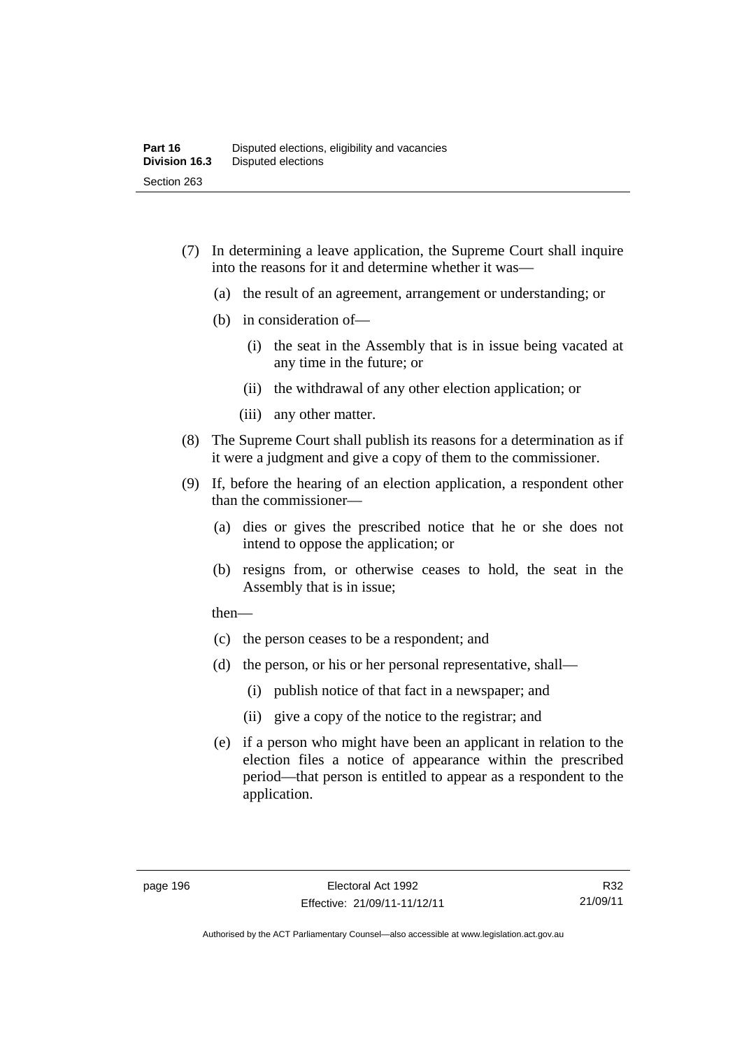(7) In determining a leave application, the Supreme Court shall inquire into the reasons for it and determine whether it was—

   (a) the result of an agreement, arrangement or understanding; or

   (b) in consideration of—

      (i) the seat in the Assembly that is in issue being vacated at any time in the future; or

      (ii) the withdrawal of any other election application; or

      (iii) any other matter.

(8) The Supreme Court shall publish its reasons for a determination as if it were a judgment and give a copy of them to the commissioner.

(9) If, before the hearing of an election application, a respondent other than the commissioner—

   (a) dies or gives the prescribed notice that he or she does not intend to oppose the application; or

   (b) resigns from, or otherwise ceases to hold, the seat in the Assembly that is in issue;

   then—

   (c) the person ceases to be a respondent; and

   (d) the person, or his or her personal representative, shall—

      (i) publish notice of that fact in a newspaper; and

      (ii) give a copy of the notice to the registrar; and

   (e) if a person who might have been an applicant in relation to the election files a notice of appearance within the prescribed period—that person is entitled to appear as a respondent to the application.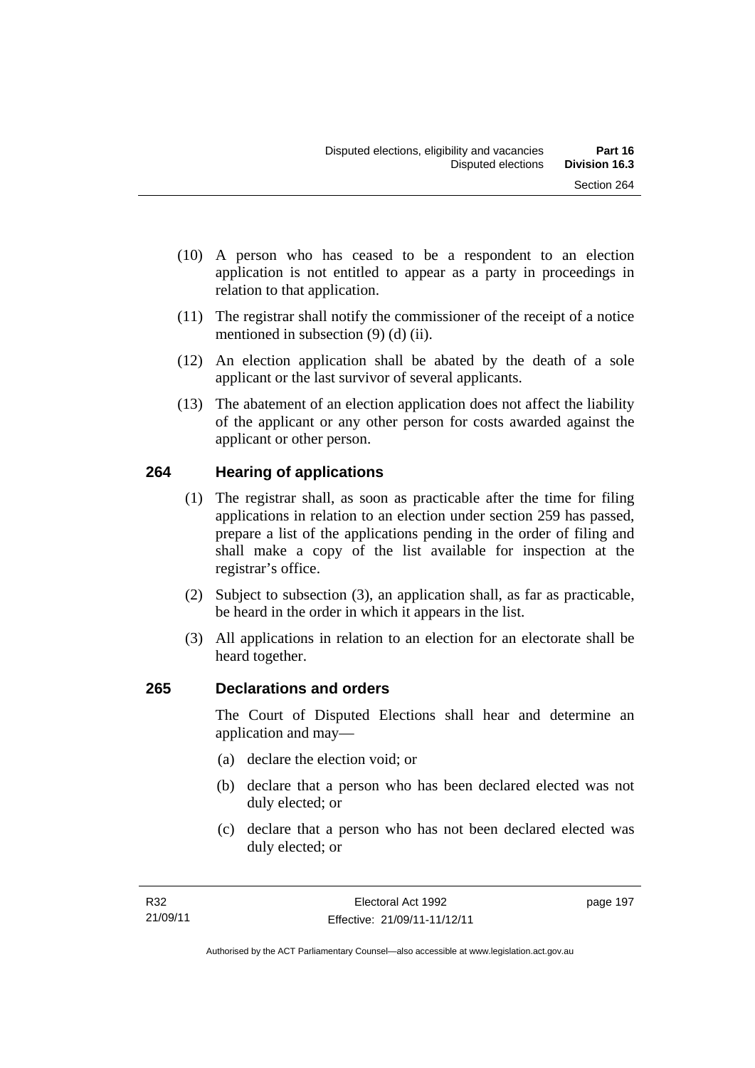(10) A person who has ceased to be a respondent to an election application is not entitled to appear as a party in proceedings in relation to that application.

(11) The registrar shall notify the commissioner of the receipt of a notice mentioned in subsection (9) (d) (ii).

(12) An election application shall be abated by the death of a sole applicant or the last survivor of several applicants.

(13) The abatement of an election application does not affect the liability of the applicant or any other person for costs awarded against the applicant or other person.

## 264 Hearing of applications

(1) The registrar shall, as soon as practicable after the time for filing applications in relation to an election under section 259 has passed, prepare a list of the applications pending in the order of filing and shall make a copy of the list available for inspection at the registrar's office.

(2) Subject to subsection (3), an application shall, as far as practicable, be heard in the order in which it appears in the list.

(3) All applications in relation to an election for an electorate shall be heard together.

## 265 Declarations and orders

The Court of Disputed Elections shall hear and determine an application and may—

(a) declare the election void; or

(b) declare that a person who has been declared elected was not duly elected; or

(c) declare that a person who has not been declared elected was duly elected; or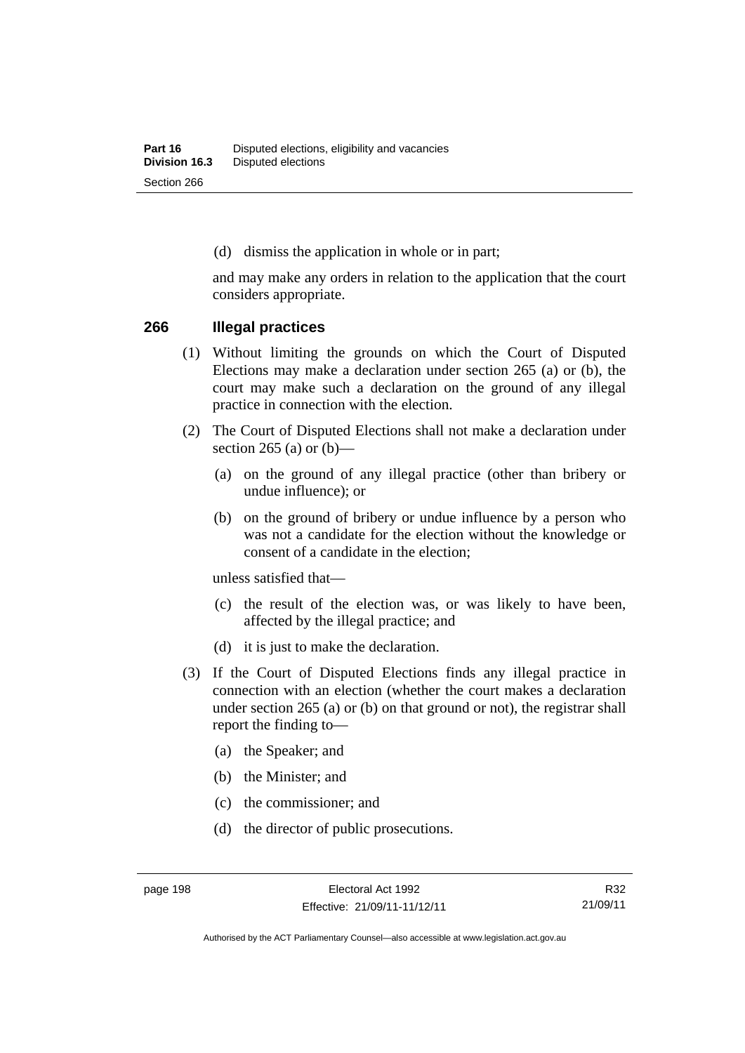(d) dismiss the application in whole or in part;

and may make any orders in relation to the application that the court considers appropriate.

## 266 Illegal practices

(1) Without limiting the grounds on which the Court of Disputed Elections may make a declaration under section 265 (a) or (b), the court may make such a declaration on the ground of any illegal practice in connection with the election.

(2) The Court of Disputed Elections shall not make a declaration under section 265 (a) or (b)—

(a) on the ground of any illegal practice (other than bribery or undue influence); or

(b) on the ground of bribery or undue influence by a person who was not a candidate for the election without the knowledge or consent of a candidate in the election;

unless satisfied that—

(c) the result of the election was, or was likely to have been, affected by the illegal practice; and

(d) it is just to make the declaration.

(3) If the Court of Disputed Elections finds any illegal practice in connection with an election (whether the court makes a declaration under section 265 (a) or (b) on that ground or not), the registrar shall report the finding to—

(a) the Speaker; and

(b) the Minister; and

(c) the commissioner; and

(d) the director of public prosecutions.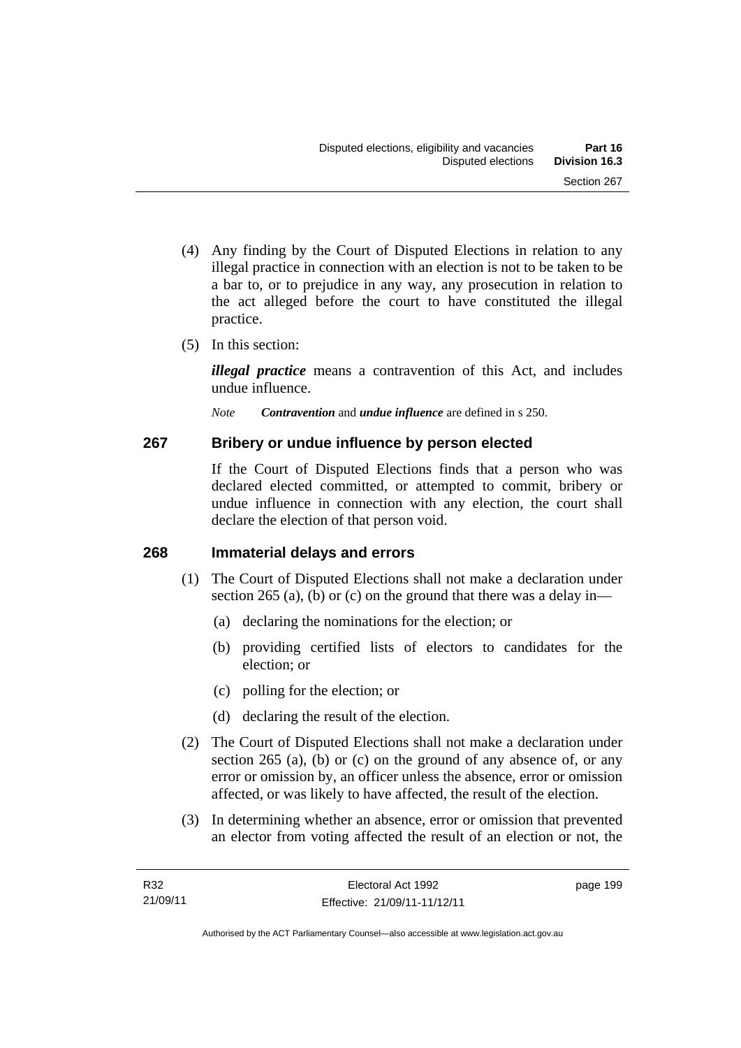(4) Any finding by the Court of Disputed Elections in relation to any illegal practice in connection with an election is not to be taken to be a bar to, or to prejudice in any way, any prosecution in relation to the act alleged before the court to have constituted the illegal practice.

(5) In this section:

***illegal practice*** means a contravention of this Act, and includes undue influence.

*Note* ***Contravention*** and ***undue influence*** are defined in s 250.

## 267 Bribery or undue influence by person elected

If the Court of Disputed Elections finds that a person who was declared elected committed, or attempted to commit, bribery or undue influence in connection with any election, the court shall declare the election of that person void.

## 268 Immaterial delays and errors

(1) The Court of Disputed Elections shall not make a declaration under section 265 (a), (b) or (c) on the ground that there was a delay in—

(a) declaring the nominations for the election; or

(b) providing certified lists of electors to candidates for the election; or

(c) polling for the election; or

(d) declaring the result of the election.

(2) The Court of Disputed Elections shall not make a declaration under section 265 (a), (b) or (c) on the ground of any absence of, or any error or omission by, an officer unless the absence, error or omission affected, or was likely to have affected, the result of the election.

(3) In determining whether an absence, error or omission that prevented an elector from voting affected the result of an election or not, the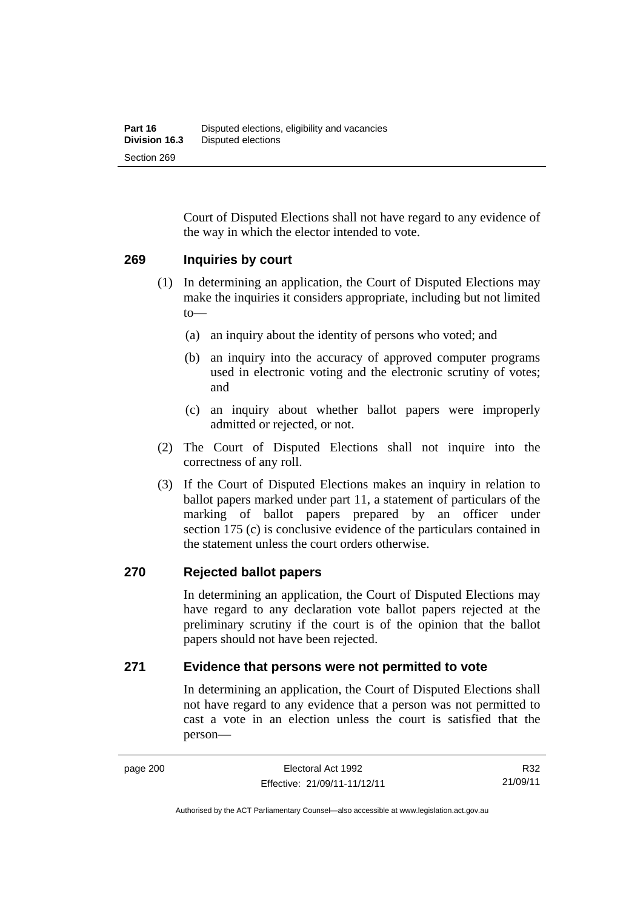Court of Disputed Elections shall not have regard to any evidence of the way in which the elector intended to vote.

## 269 Inquiries by court

(1) In determining an application, the Court of Disputed Elections may make the inquiries it considers appropriate, including but not limited to—

- (a) an inquiry about the identity of persons who voted; and
- (b) an inquiry into the accuracy of approved computer programs used in electronic voting and the electronic scrutiny of votes; and
- (c) an inquiry about whether ballot papers were improperly admitted or rejected, or not.

(2) The Court of Disputed Elections shall not inquire into the correctness of any roll.

(3) If the Court of Disputed Elections makes an inquiry in relation to ballot papers marked under part 11, a statement of particulars of the marking of ballot papers prepared by an officer under section 175 (c) is conclusive evidence of the particulars contained in the statement unless the court orders otherwise.

## 270 Rejected ballot papers

In determining an application, the Court of Disputed Elections may have regard to any declaration vote ballot papers rejected at the preliminary scrutiny if the court is of the opinion that the ballot papers should not have been rejected.

## 271 Evidence that persons were not permitted to vote

In determining an application, the Court of Disputed Elections shall not have regard to any evidence that a person was not permitted to cast a vote in an election unless the court is satisfied that the person—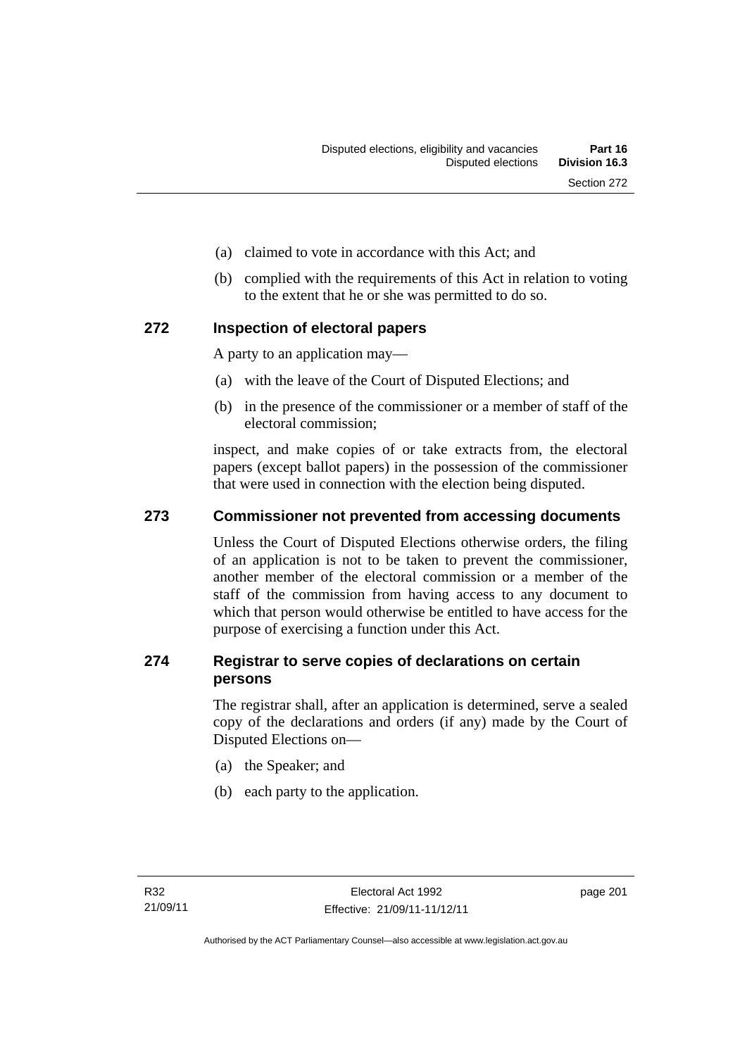(a) claimed to vote in accordance with this Act; and

(b) complied with the requirements of this Act in relation to voting to the extent that he or she was permitted to do so.

## 272 Inspection of electoral papers

A party to an application may—

(a) with the leave of the Court of Disputed Elections; and

(b) in the presence of the commissioner or a member of staff of the electoral commission;

inspect, and make copies of or take extracts from, the electoral papers (except ballot papers) in the possession of the commissioner that were used in connection with the election being disputed.

## 273 Commissioner not prevented from accessing documents

Unless the Court of Disputed Elections otherwise orders, the filing of an application is not to be taken to prevent the commissioner, another member of the electoral commission or a member of the staff of the commission from having access to any document to which that person would otherwise be entitled to have access for the purpose of exercising a function under this Act.

## 274 Registrar to serve copies of declarations on certain persons

The registrar shall, after an application is determined, serve a sealed copy of the declarations and orders (if any) made by the Court of Disputed Elections on—

(a) the Speaker; and

(b) each party to the application.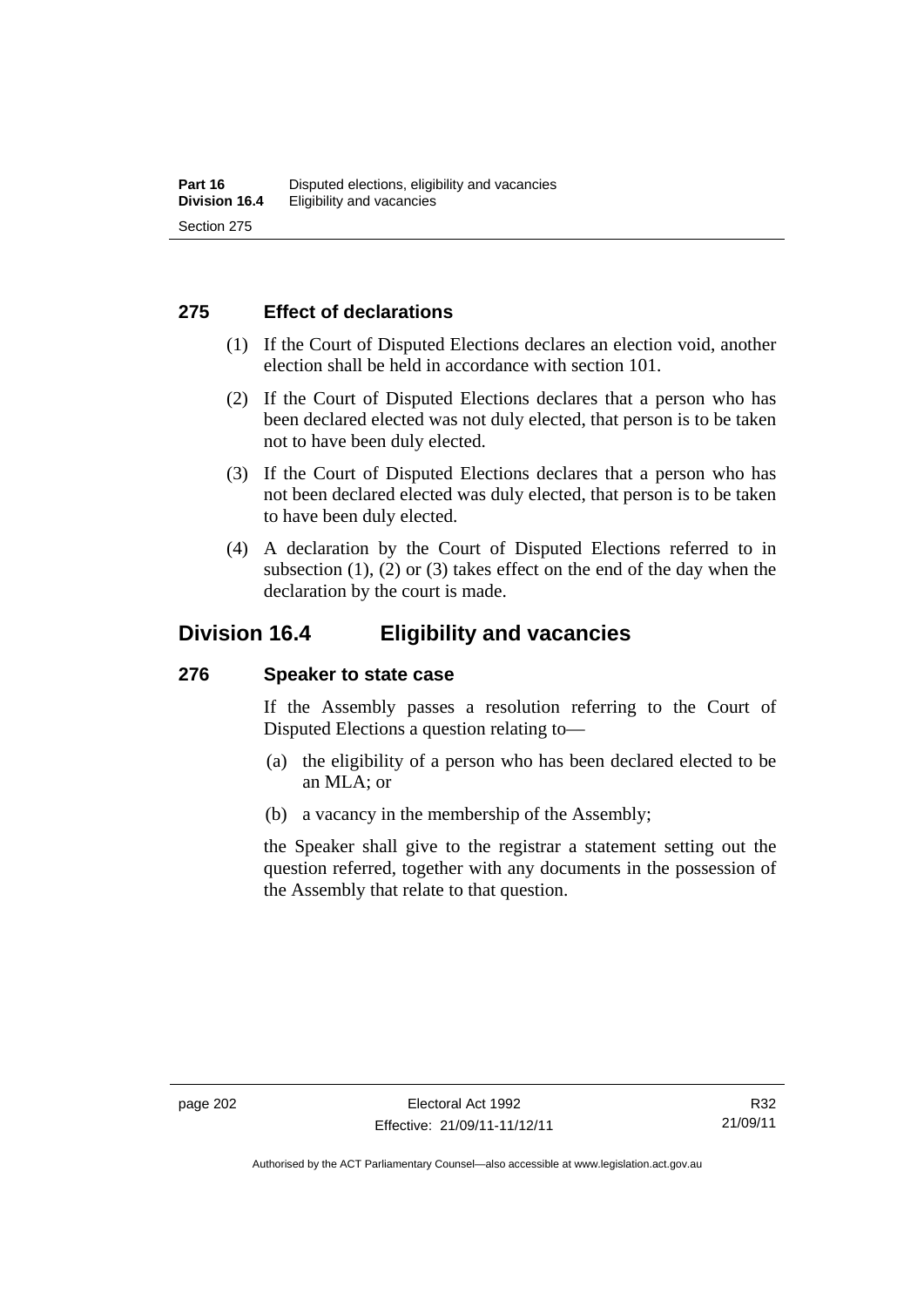### 275 Effect of declarations

(1) If the Court of Disputed Elections declares an election void, another election shall be held in accordance with section 101.

(2) If the Court of Disputed Elections declares that a person who has been declared elected was not duly elected, that person is to be taken not to have been duly elected.

(3) If the Court of Disputed Elections declares that a person who has not been declared elected was duly elected, that person is to be taken to have been duly elected.

(4) A declaration by the Court of Disputed Elections referred to in subsection (1), (2) or (3) takes effect on the end of the day when the declaration by the court is made.

## Division 16.4 Eligibility and vacancies

### 276 Speaker to state case

If the Assembly passes a resolution referring to the Court of Disputed Elections a question relating to—

(a) the eligibility of a person who has been declared elected to be an MLA; or

(b) a vacancy in the membership of the Assembly;

the Speaker shall give to the registrar a statement setting out the question referred, together with any documents in the possession of the Assembly that relate to that question.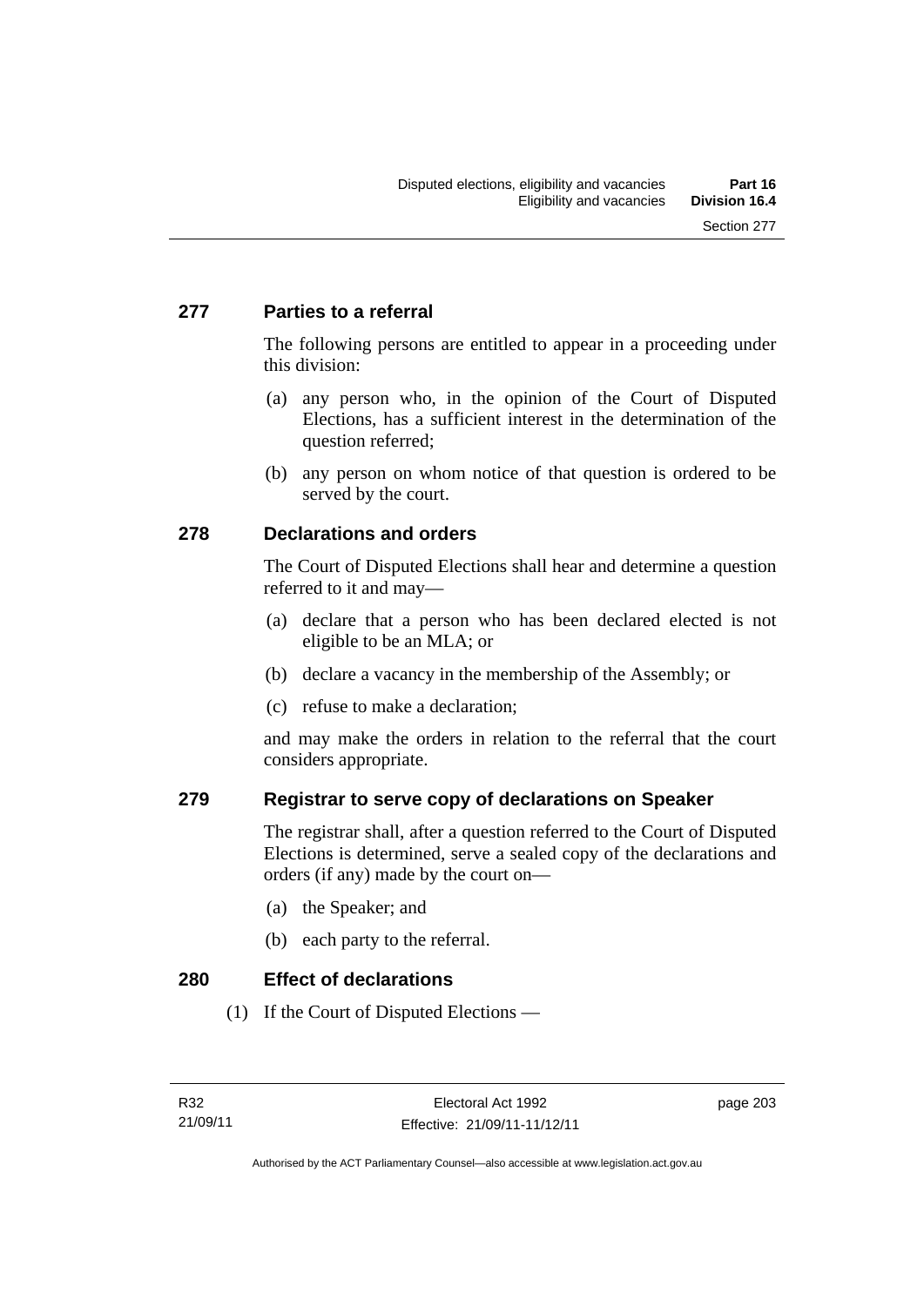### 277 Parties to a referral

The following persons are entitled to appear in a proceeding under this division:

(a) any person who, in the opinion of the Court of Disputed Elections, has a sufficient interest in the determination of the question referred;

(b) any person on whom notice of that question is ordered to be served by the court.

### 278 Declarations and orders

The Court of Disputed Elections shall hear and determine a question referred to it and may—

(a) declare that a person who has been declared elected is not eligible to be an MLA; or

(b) declare a vacancy in the membership of the Assembly; or

(c) refuse to make a declaration;

and may make the orders in relation to the referral that the court considers appropriate.

### 279 Registrar to serve copy of declarations on Speaker

The registrar shall, after a question referred to the Court of Disputed Elections is determined, serve a sealed copy of the declarations and orders (if any) made by the court on—

(a) the Speaker; and

(b) each party to the referral.

### 280 Effect of declarations

(1) If the Court of Disputed Elections —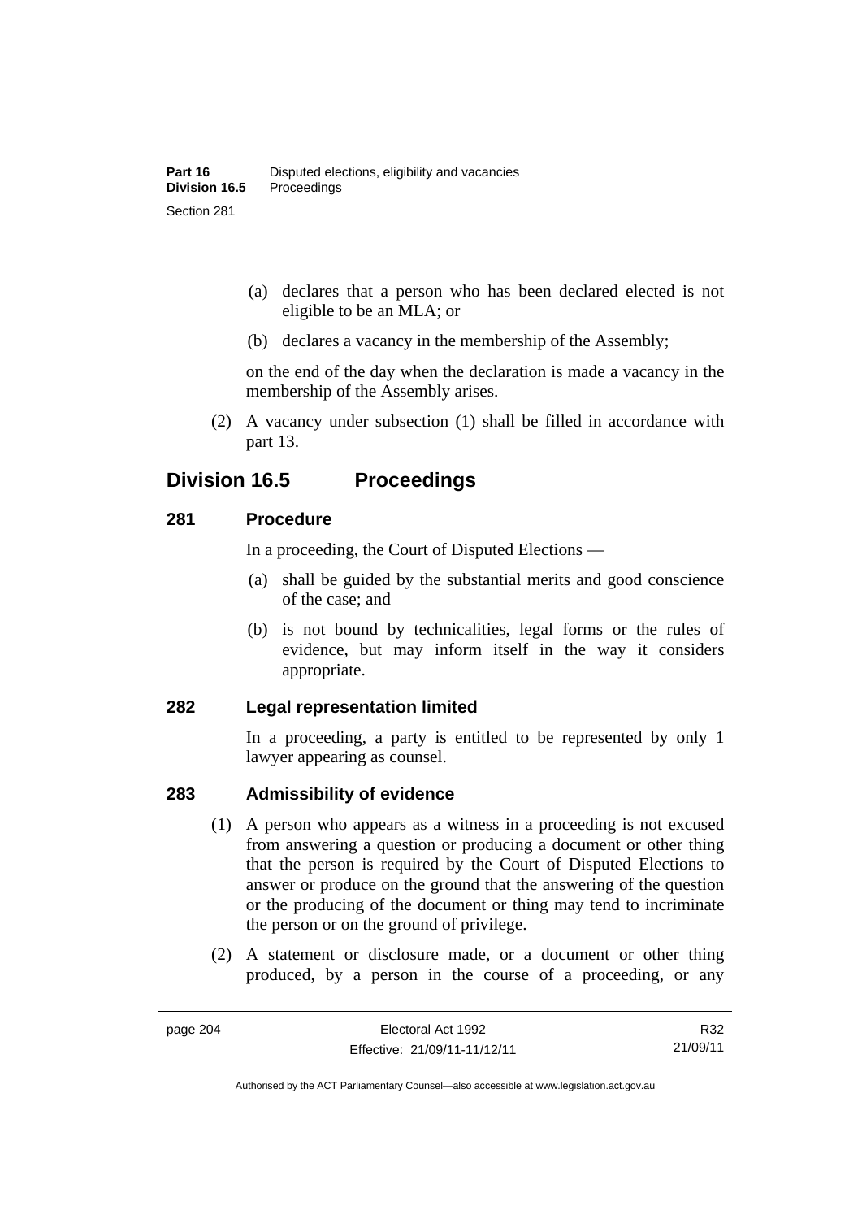(a) declares that a person who has been declared elected is not eligible to be an MLA; or

(b) declares a vacancy in the membership of the Assembly;

on the end of the day when the declaration is made a vacancy in the membership of the Assembly arises.

(2) A vacancy under subsection (1) shall be filled in accordance with part 13.

## Division 16.5 Proceedings

### 281 Procedure

In a proceeding, the Court of Disputed Elections —

(a) shall be guided by the substantial merits and good conscience of the case; and

(b) is not bound by technicalities, legal forms or the rules of evidence, but may inform itself in the way it considers appropriate.

### 282 Legal representation limited

In a proceeding, a party is entitled to be represented by only 1 lawyer appearing as counsel.

### 283 Admissibility of evidence

(1) A person who appears as a witness in a proceeding is not excused from answering a question or producing a document or other thing that the person is required by the Court of Disputed Elections to answer or produce on the ground that the answering of the question or the producing of the document or thing may tend to incriminate the person or on the ground of privilege.

(2) A statement or disclosure made, or a document or other thing produced, by a person in the course of a proceeding, or any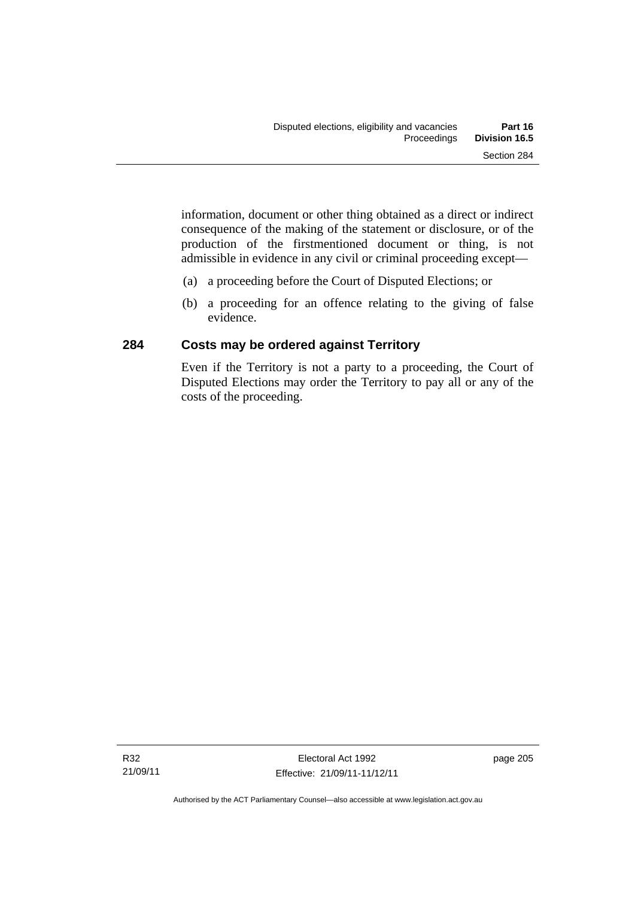information, document or other thing obtained as a direct or indirect consequence of the making of the statement or disclosure, or of the production of the firstmentioned document or thing, is not admissible in evidence in any civil or criminal proceeding except—

(a) a proceeding before the Court of Disputed Elections; or

(b) a proceeding for an offence relating to the giving of false evidence.

## 284 Costs may be ordered against Territory

Even if the Territory is not a party to a proceeding, the Court of Disputed Elections may order the Territory to pay all or any of the costs of the proceeding.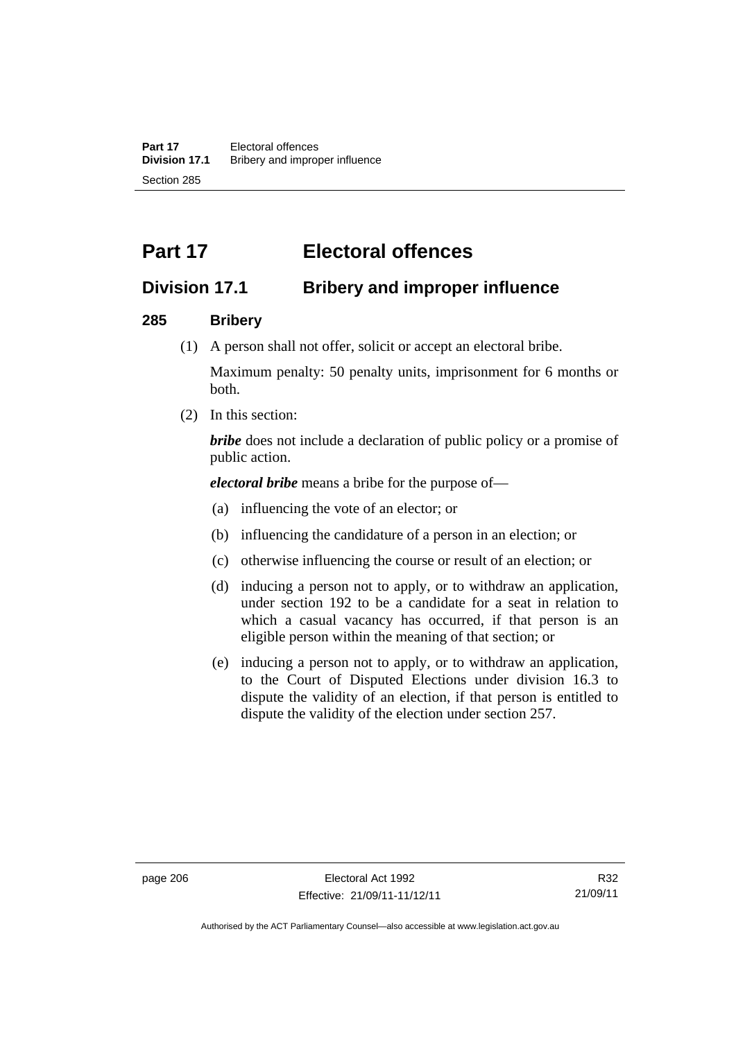# Part 17 Electoral offences

## Division 17.1 Bribery and improper influence

### 285 Bribery

(1) A person shall not offer, solicit or accept an electoral bribe.

Maximum penalty: 50 penalty units, imprisonment for 6 months or both.

(2) In this section:

***bribe*** does not include a declaration of public policy or a promise of public action.

***electoral bribe*** means a bribe for the purpose of—

(a) influencing the vote of an elector; or

(b) influencing the candidature of a person in an election; or

(c) otherwise influencing the course or result of an election; or

(d) inducing a person not to apply, or to withdraw an application, under section 192 to be a candidate for a seat in relation to which a casual vacancy has occurred, if that person is an eligible person within the meaning of that section; or

(e) inducing a person not to apply, or to withdraw an application, to the Court of Disputed Elections under division 16.3 to dispute the validity of an election, if that person is entitled to dispute the validity of the election under section 257.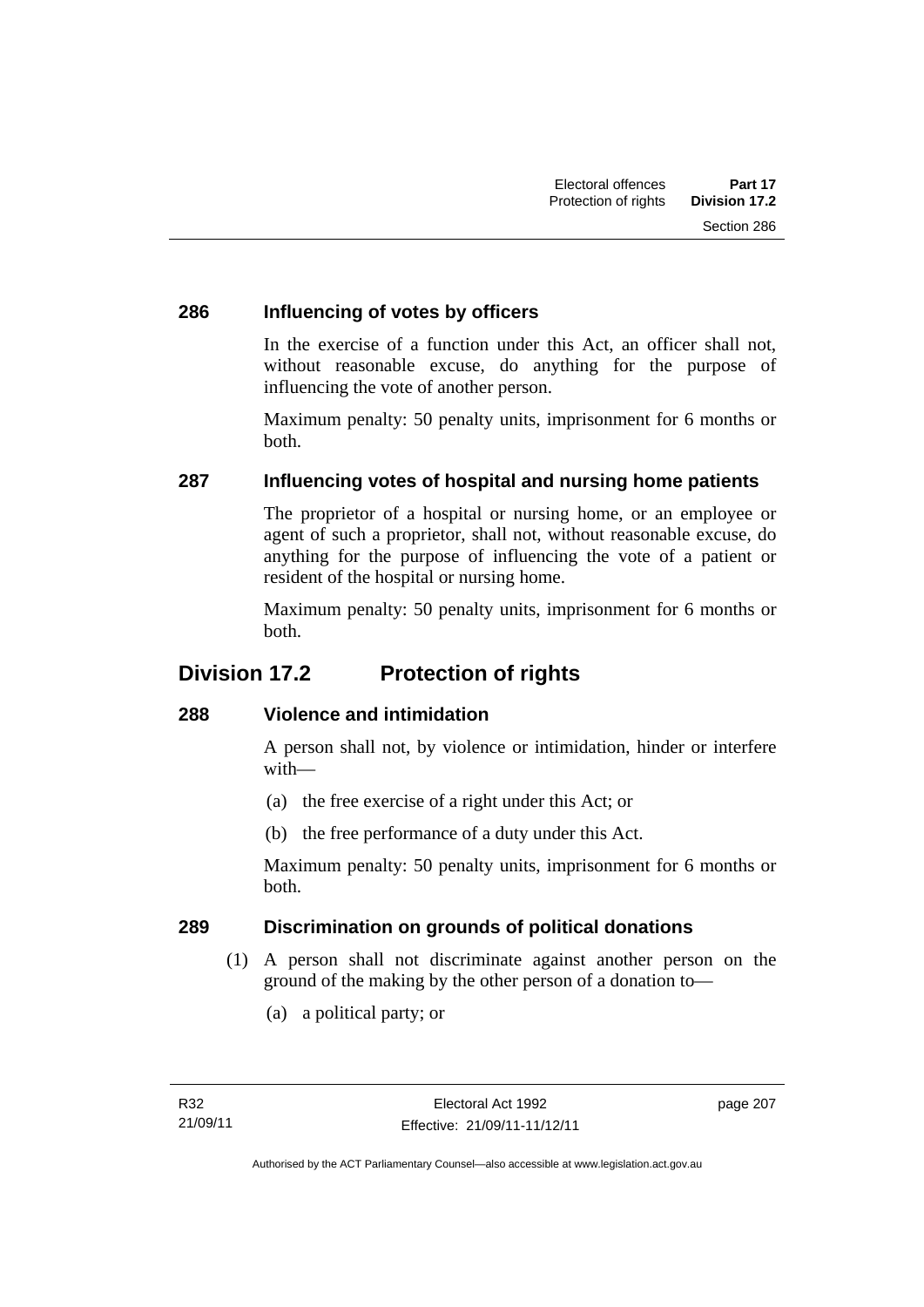### 286 Influencing of votes by officers

In the exercise of a function under this Act, an officer shall not, without reasonable excuse, do anything for the purpose of influencing the vote of another person.

Maximum penalty: 50 penalty units, imprisonment for 6 months or both.

### 287 Influencing votes of hospital and nursing home patients

The proprietor of a hospital or nursing home, or an employee or agent of such a proprietor, shall not, without reasonable excuse, do anything for the purpose of influencing the vote of a patient or resident of the hospital or nursing home.

Maximum penalty: 50 penalty units, imprisonment for 6 months or both.

## Division 17.2 Protection of rights

### 288 Violence and intimidation

A person shall not, by violence or intimidation, hinder or interfere with—

(a) the free exercise of a right under this Act; or

(b) the free performance of a duty under this Act.

Maximum penalty: 50 penalty units, imprisonment for 6 months or both.

### 289 Discrimination on grounds of political donations

(1) A person shall not discriminate against another person on the ground of the making by the other person of a donation to—

(a) a political party; or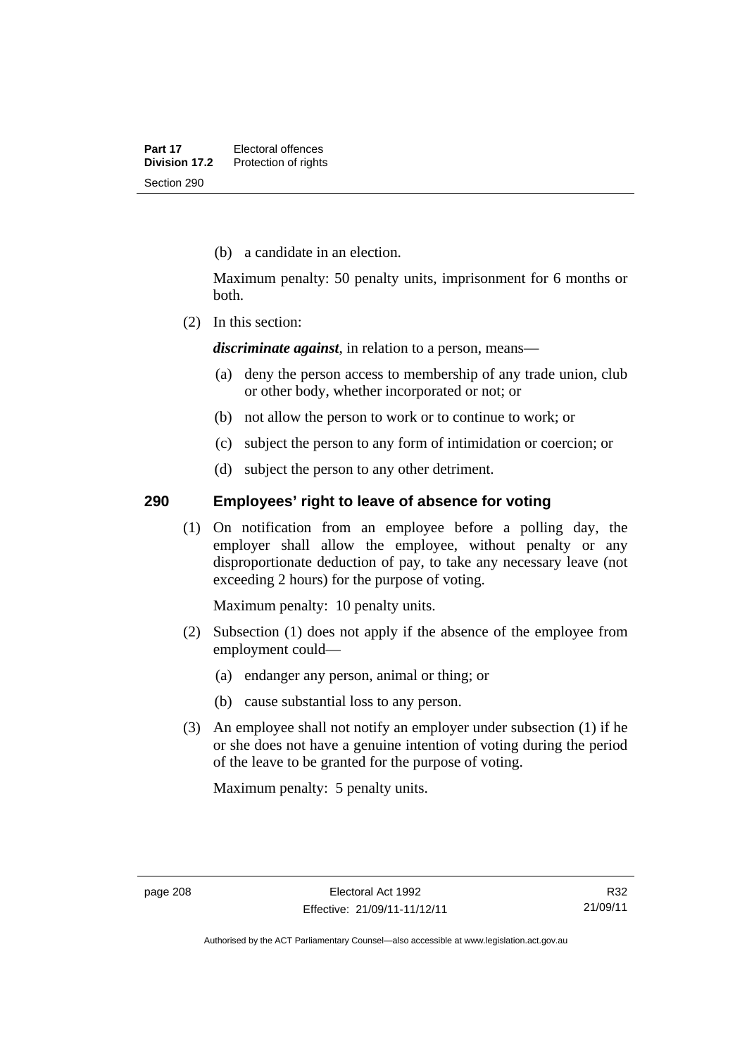(b) a candidate in an election.

Maximum penalty: 50 penalty units, imprisonment for 6 months or both.

(2) In this section:

***discriminate against***, in relation to a person, means—

(a) deny the person access to membership of any trade union, club or other body, whether incorporated or not; or

(b) not allow the person to work or to continue to work; or

(c) subject the person to any form of intimidation or coercion; or

(d) subject the person to any other detriment.

## 290 Employees' right to leave of absence for voting

(1) On notification from an employee before a polling day, the employer shall allow the employee, without penalty or any disproportionate deduction of pay, to take any necessary leave (not exceeding 2 hours) for the purpose of voting.

Maximum penalty: 10 penalty units.

(2) Subsection (1) does not apply if the absence of the employee from employment could—

(a) endanger any person, animal or thing; or

(b) cause substantial loss to any person.

(3) An employee shall not notify an employer under subsection (1) if he or she does not have a genuine intention of voting during the period of the leave to be granted for the purpose of voting.

Maximum penalty: 5 penalty units.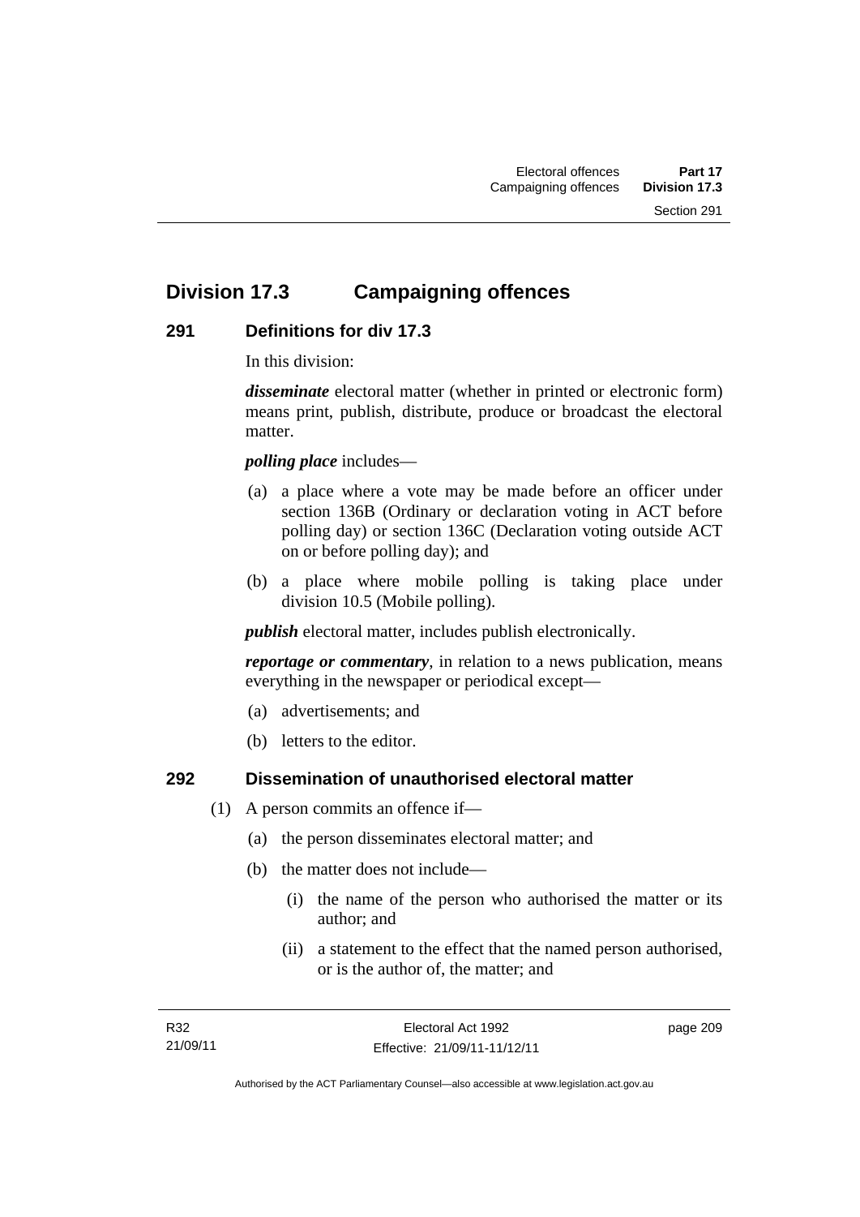## Division 17.3 Campaigning offences

### 291 Definitions for div 17.3

In this division:

***disseminate*** electoral matter (whether in printed or electronic form) means print, publish, distribute, produce or broadcast the electoral matter.

***polling place*** includes—

(a) a place where a vote may be made before an officer under section 136B (Ordinary or declaration voting in ACT before polling day) or section 136C (Declaration voting outside ACT on or before polling day); and

(b) a place where mobile polling is taking place under division 10.5 (Mobile polling).

***publish*** electoral matter, includes publish electronically.

***reportage or commentary***, in relation to a news publication, means everything in the newspaper or periodical except—

(a) advertisements; and

(b) letters to the editor.

### 292 Dissemination of unauthorised electoral matter

(1) A person commits an offence if—

(a) the person disseminates electoral matter; and

(b) the matter does not include—

(i) the name of the person who authorised the matter or its author; and

(ii) a statement to the effect that the named person authorised, or is the author of, the matter; and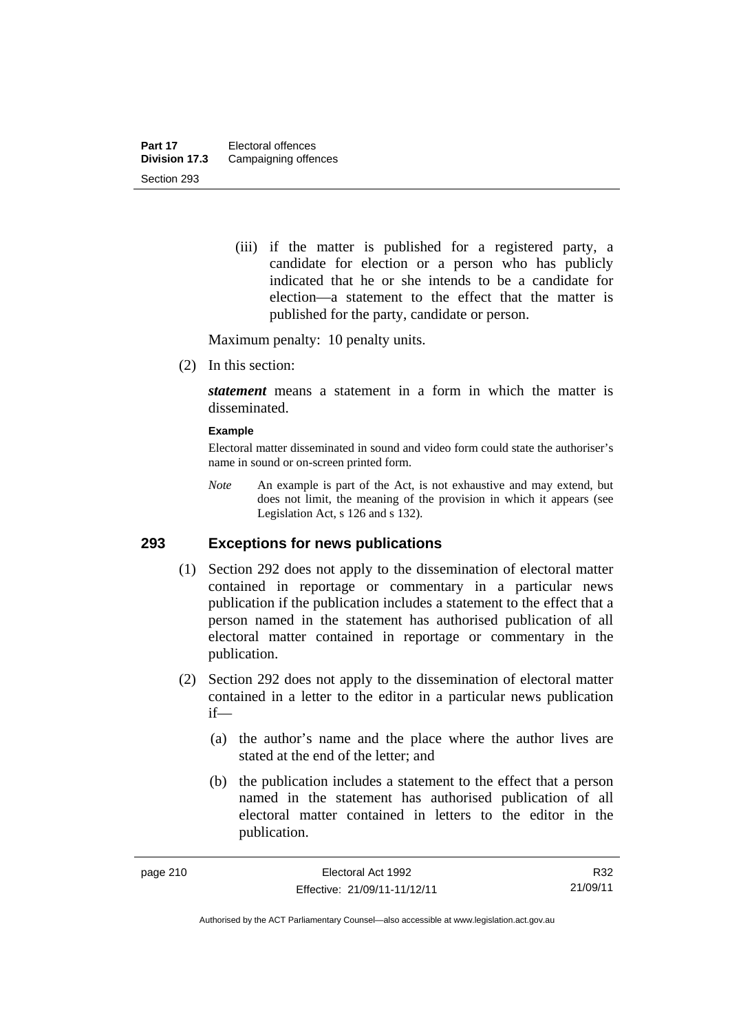(iii) if the matter is published for a registered party, a candidate for election or a person who has publicly indicated that he or she intends to be a candidate for election—a statement to the effect that the matter is published for the party, candidate or person.

Maximum penalty: 10 penalty units.

(2) In this section:

***statement*** means a statement in a form in which the matter is disseminated.

**Example**

Electoral matter disseminated in sound and video form could state the authoriser's name in sound or on-screen printed form.

*Note* An example is part of the Act, is not exhaustive and may extend, but does not limit, the meaning of the provision in which it appears (see Legislation Act, s 126 and s 132).

## 293 Exceptions for news publications

(1) Section 292 does not apply to the dissemination of electoral matter contained in reportage or commentary in a particular news publication if the publication includes a statement to the effect that a person named in the statement has authorised publication of all electoral matter contained in reportage or commentary in the publication.

(2) Section 292 does not apply to the dissemination of electoral matter contained in a letter to the editor in a particular news publication if—

(a) the author's name and the place where the author lives are stated at the end of the letter; and

(b) the publication includes a statement to the effect that a person named in the statement has authorised publication of all electoral matter contained in letters to the editor in the publication.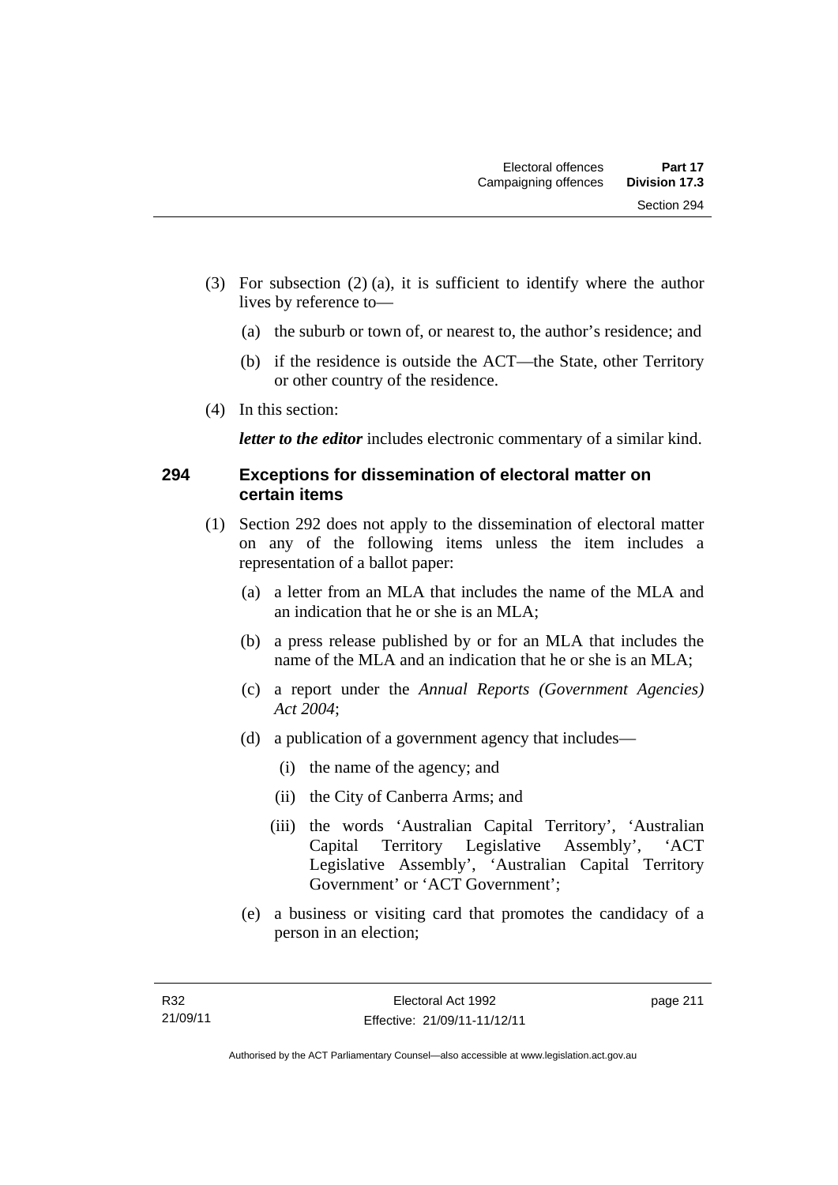(3) For subsection (2) (a), it is sufficient to identify where the author lives by reference to—

(a) the suburb or town of, or nearest to, the author's residence; and

(b) if the residence is outside the ACT—the State, other Territory or other country of the residence.

(4) In this section:

***letter to the editor*** includes electronic commentary of a similar kind.

### 294 Exceptions for dissemination of electoral matter on certain items

(1) Section 292 does not apply to the dissemination of electoral matter on any of the following items unless the item includes a representation of a ballot paper:

(a) a letter from an MLA that includes the name of the MLA and an indication that he or she is an MLA;

(b) a press release published by or for an MLA that includes the name of the MLA and an indication that he or she is an MLA;

(c) a report under the *Annual Reports (Government Agencies) Act 2004*;

(d) a publication of a government agency that includes—

(i) the name of the agency; and

(ii) the City of Canberra Arms; and

(iii) the words 'Australian Capital Territory', 'Australian Capital Territory Legislative Assembly', 'ACT Legislative Assembly', 'Australian Capital Territory Government' or 'ACT Government';

(e) a business or visiting card that promotes the candidacy of a person in an election;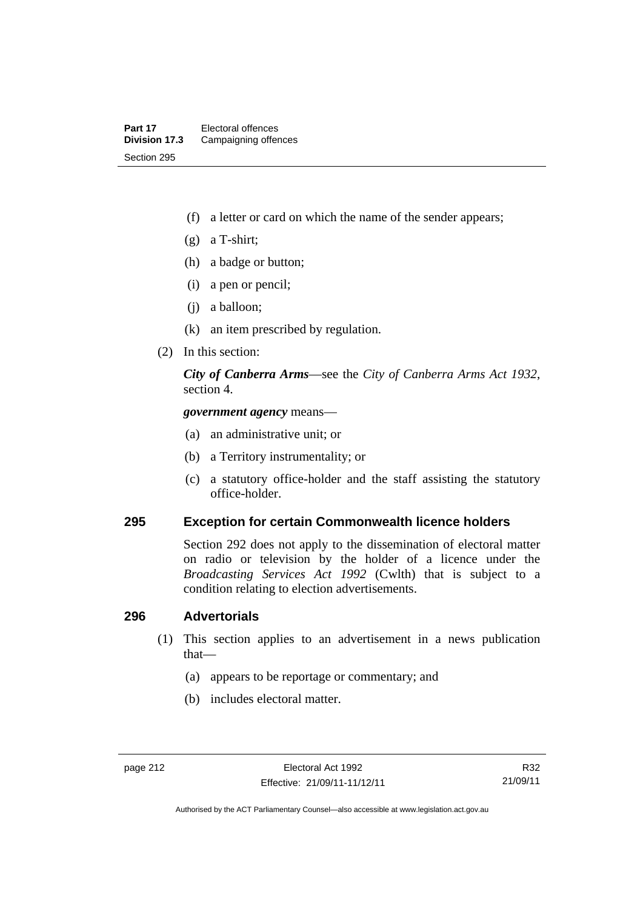(f) a letter or card on which the name of the sender appears;

(g) a T-shirt;

(h) a badge or button;

(i) a pen or pencil;

(j) a balloon;

(k) an item prescribed by regulation.

(2) In this section:

***City of Canberra Arms***—see the *City of Canberra Arms Act 1932*, section 4.

***government agency*** means—

(a) an administrative unit; or

(b) a Territory instrumentality; or

(c) a statutory office-holder and the staff assisting the statutory office-holder.

## 295 Exception for certain Commonwealth licence holders

Section 292 does not apply to the dissemination of electoral matter on radio or television by the holder of a licence under the *Broadcasting Services Act 1992* (Cwlth) that is subject to a condition relating to election advertisements.

## 296 Advertorials

(1) This section applies to an advertisement in a news publication that—

(a) appears to be reportage or commentary; and

(b) includes electoral matter.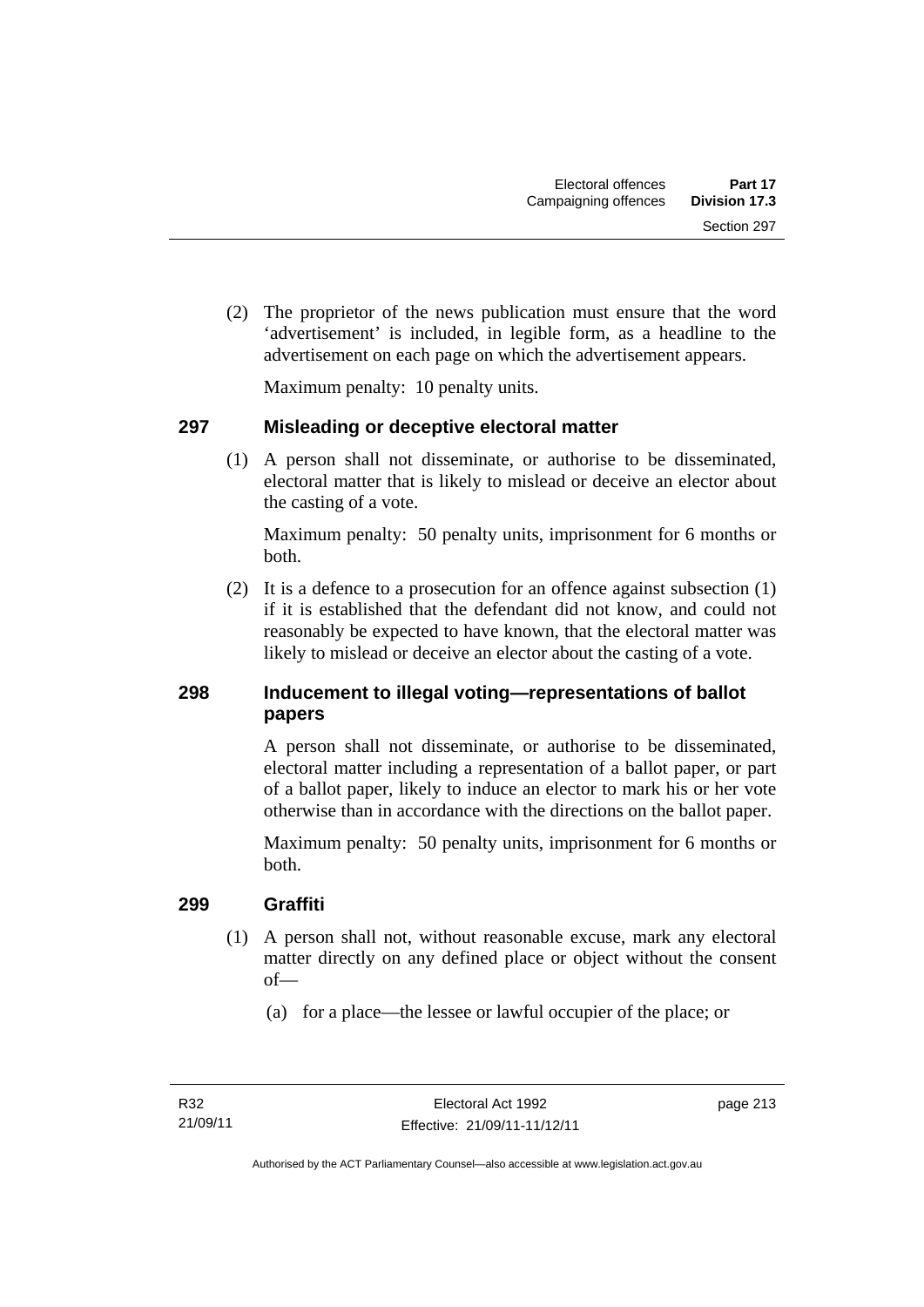(2) The proprietor of the news publication must ensure that the word 'advertisement' is included, in legible form, as a headline to the advertisement on each page on which the advertisement appears.

Maximum penalty: 10 penalty units.

## 297 Misleading or deceptive electoral matter

(1) A person shall not disseminate, or authorise to be disseminated, electoral matter that is likely to mislead or deceive an elector about the casting of a vote.

Maximum penalty: 50 penalty units, imprisonment for 6 months or both.

(2) It is a defence to a prosecution for an offence against subsection (1) if it is established that the defendant did not know, and could not reasonably be expected to have known, that the electoral matter was likely to mislead or deceive an elector about the casting of a vote.

## 298 Inducement to illegal voting—representations of ballot papers

A person shall not disseminate, or authorise to be disseminated, electoral matter including a representation of a ballot paper, or part of a ballot paper, likely to induce an elector to mark his or her vote otherwise than in accordance with the directions on the ballot paper.

Maximum penalty: 50 penalty units, imprisonment for 6 months or both.

## 299 Graffiti

(1) A person shall not, without reasonable excuse, mark any electoral matter directly on any defined place or object without the consent of—

(a) for a place—the lessee or lawful occupier of the place; or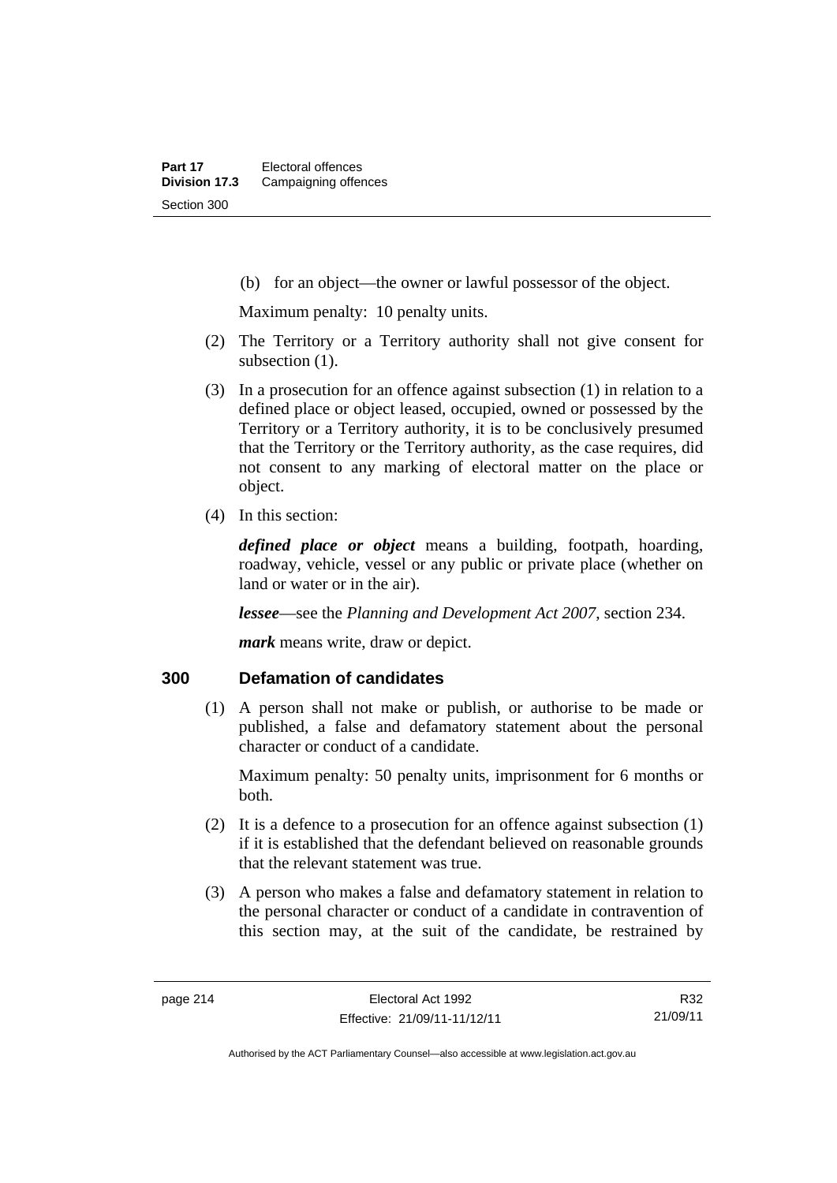(b) for an object—the owner or lawful possessor of the object.

Maximum penalty: 10 penalty units.

(2) The Territory or a Territory authority shall not give consent for subsection (1).

(3) In a prosecution for an offence against subsection (1) in relation to a defined place or object leased, occupied, owned or possessed by the Territory or a Territory authority, it is to be conclusively presumed that the Territory or the Territory authority, as the case requires, did not consent to any marking of electoral matter on the place or object.

(4) In this section:

***defined place or object*** means a building, footpath, hoarding, roadway, vehicle, vessel or any public or private place (whether on land or water or in the air).

***lessee***—see the *Planning and Development Act 2007*, section 234.

***mark*** means write, draw or depict.

### 300 Defamation of candidates

(1) A person shall not make or publish, or authorise to be made or published, a false and defamatory statement about the personal character or conduct of a candidate.

Maximum penalty: 50 penalty units, imprisonment for 6 months or both.

(2) It is a defence to a prosecution for an offence against subsection (1) if it is established that the defendant believed on reasonable grounds that the relevant statement was true.

(3) A person who makes a false and defamatory statement in relation to the personal character or conduct of a candidate in contravention of this section may, at the suit of the candidate, be restrained by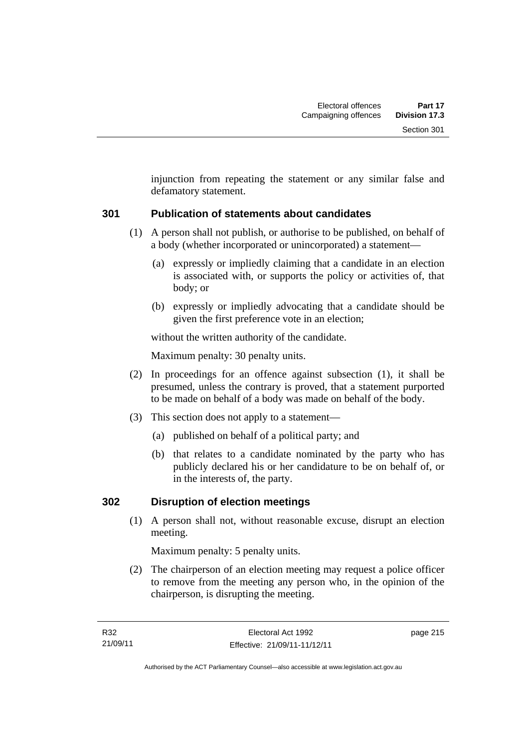injunction from repeating the statement or any similar false and defamatory statement.

### 301 Publication of statements about candidates

(1) A person shall not publish, or authorise to be published, on behalf of a body (whether incorporated or unincorporated) a statement—

(a) expressly or impliedly claiming that a candidate in an election is associated with, or supports the policy or activities of, that body; or

(b) expressly or impliedly advocating that a candidate should be given the first preference vote in an election;

without the written authority of the candidate.

Maximum penalty: 30 penalty units.

(2) In proceedings for an offence against subsection (1), it shall be presumed, unless the contrary is proved, that a statement purported to be made on behalf of a body was made on behalf of the body.

(3) This section does not apply to a statement—

(a) published on behalf of a political party; and

(b) that relates to a candidate nominated by the party who has publicly declared his or her candidature to be on behalf of, or in the interests of, the party.

### 302 Disruption of election meetings

(1) A person shall not, without reasonable excuse, disrupt an election meeting.

Maximum penalty: 5 penalty units.

(2) The chairperson of an election meeting may request a police officer to remove from the meeting any person who, in the opinion of the chairperson, is disrupting the meeting.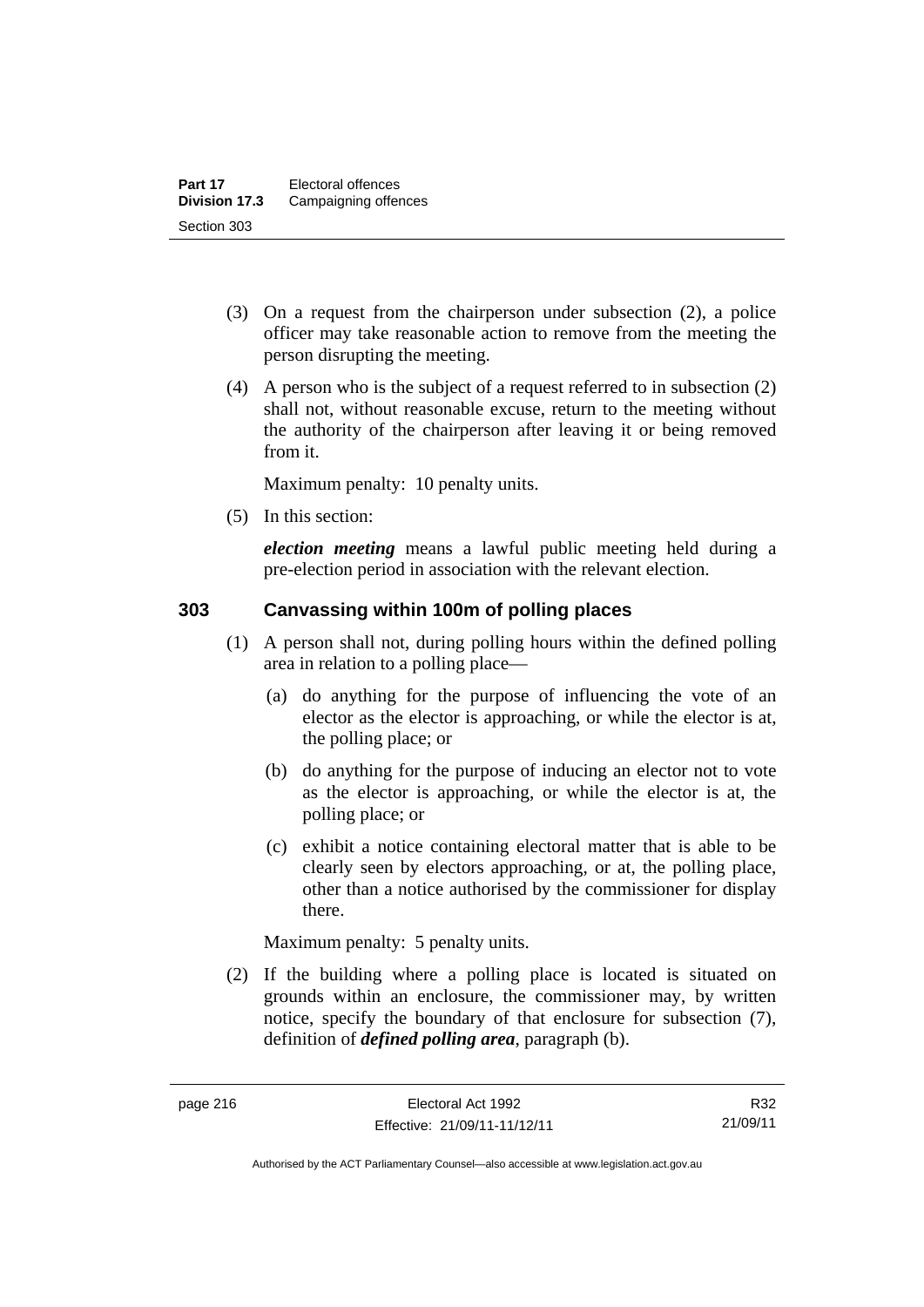(3) On a request from the chairperson under subsection (2), a police officer may take reasonable action to remove from the meeting the person disrupting the meeting.

(4) A person who is the subject of a request referred to in subsection (2) shall not, without reasonable excuse, return to the meeting without the authority of the chairperson after leaving it or being removed from it.

Maximum penalty: 10 penalty units.

(5) In this section:

***election meeting*** means a lawful public meeting held during a pre-election period in association with the relevant election.

### 303 Canvassing within 100m of polling places

(1) A person shall not, during polling hours within the defined polling area in relation to a polling place—

(a) do anything for the purpose of influencing the vote of an elector as the elector is approaching, or while the elector is at, the polling place; or

(b) do anything for the purpose of inducing an elector not to vote as the elector is approaching, or while the elector is at, the polling place; or

(c) exhibit a notice containing electoral matter that is able to be clearly seen by electors approaching, or at, the polling place, other than a notice authorised by the commissioner for display there.

Maximum penalty: 5 penalty units.

(2) If the building where a polling place is located is situated on grounds within an enclosure, the commissioner may, by written notice, specify the boundary of that enclosure for subsection (7), definition of ***defined polling area***, paragraph (b).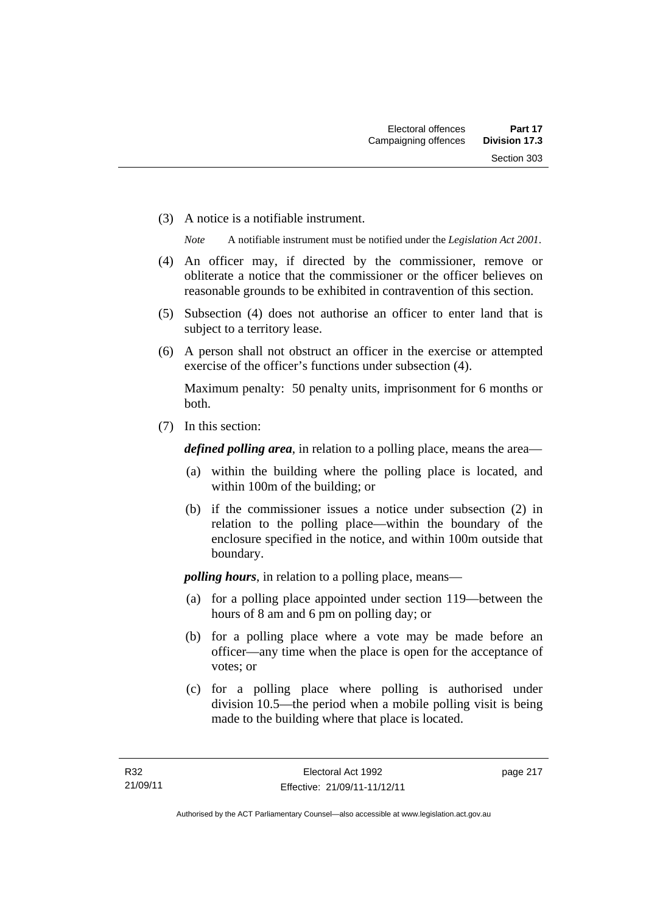(3) A notice is a notifiable instrument.

*Note* A notifiable instrument must be notified under the *Legislation Act 2001*.

(4) An officer may, if directed by the commissioner, remove or obliterate a notice that the commissioner or the officer believes on reasonable grounds to be exhibited in contravention of this section.

(5) Subsection (4) does not authorise an officer to enter land that is subject to a territory lease.

(6) A person shall not obstruct an officer in the exercise or attempted exercise of the officer's functions under subsection (4).

Maximum penalty: 50 penalty units, imprisonment for 6 months or both.

(7) In this section:

***defined polling area***, in relation to a polling place, means the area—

(a) within the building where the polling place is located, and within 100m of the building; or

(b) if the commissioner issues a notice under subsection (2) in relation to the polling place—within the boundary of the enclosure specified in the notice, and within 100m outside that boundary.

***polling hours***, in relation to a polling place, means—

(a) for a polling place appointed under section 119—between the hours of 8 am and 6 pm on polling day; or

(b) for a polling place where a vote may be made before an officer—any time when the place is open for the acceptance of votes; or

(c) for a polling place where polling is authorised under division 10.5—the period when a mobile polling visit is being made to the building where that place is located.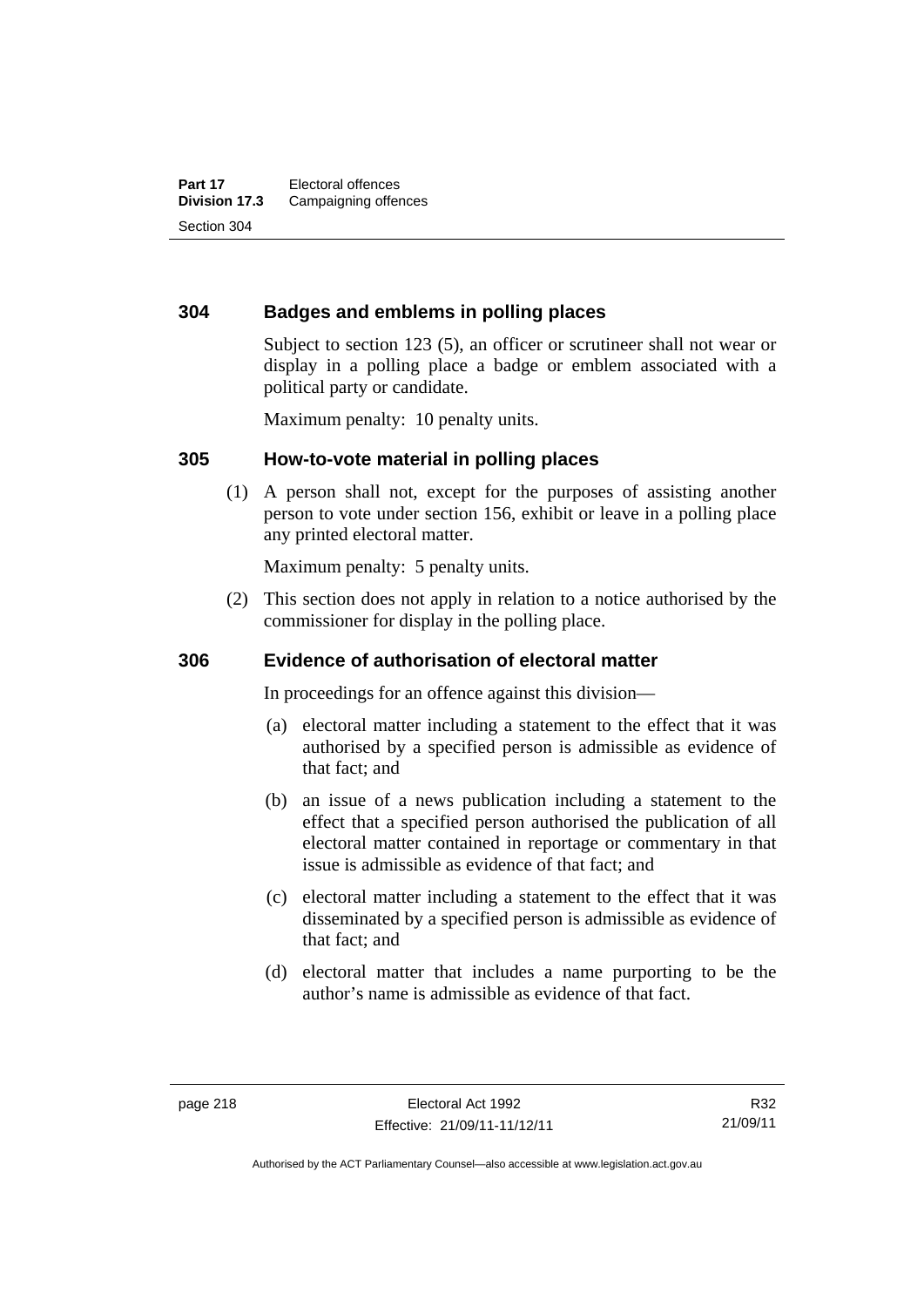## 304 Badges and emblems in polling places

Subject to section 123 (5), an officer or scrutineer shall not wear or display in a polling place a badge or emblem associated with a political party or candidate.

Maximum penalty: 10 penalty units.

## 305 How-to-vote material in polling places

(1) A person shall not, except for the purposes of assisting another person to vote under section 156, exhibit or leave in a polling place any printed electoral matter.

Maximum penalty: 5 penalty units.

(2) This section does not apply in relation to a notice authorised by the commissioner for display in the polling place.

## 306 Evidence of authorisation of electoral matter

In proceedings for an offence against this division—

(a) electoral matter including a statement to the effect that it was authorised by a specified person is admissible as evidence of that fact; and

(b) an issue of a news publication including a statement to the effect that a specified person authorised the publication of all electoral matter contained in reportage or commentary in that issue is admissible as evidence of that fact; and

(c) electoral matter including a statement to the effect that it was disseminated by a specified person is admissible as evidence of that fact; and

(d) electoral matter that includes a name purporting to be the author's name is admissible as evidence of that fact.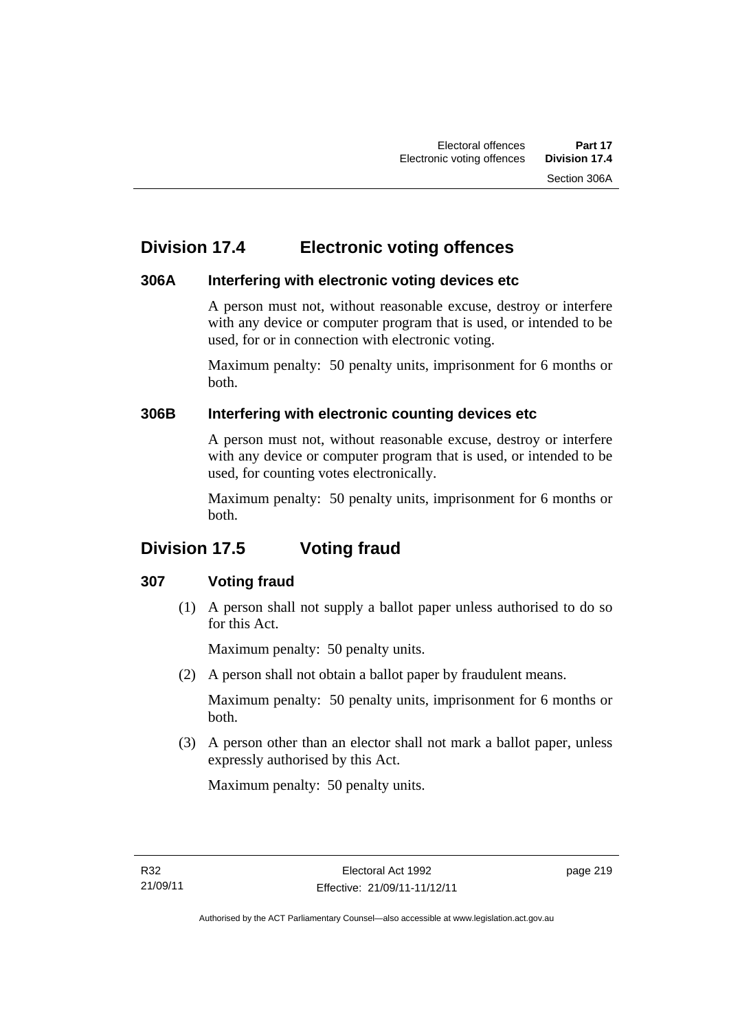## Division 17.4 Electronic voting offences

### 306A Interfering with electronic voting devices etc

A person must not, without reasonable excuse, destroy or interfere with any device or computer program that is used, or intended to be used, for or in connection with electronic voting.

Maximum penalty: 50 penalty units, imprisonment for 6 months or both.

### 306B Interfering with electronic counting devices etc

A person must not, without reasonable excuse, destroy or interfere with any device or computer program that is used, or intended to be used, for counting votes electronically.

Maximum penalty: 50 penalty units, imprisonment for 6 months or both.

## Division 17.5 Voting fraud

### 307 Voting fraud

(1) A person shall not supply a ballot paper unless authorised to do so for this Act.

Maximum penalty: 50 penalty units.

(2) A person shall not obtain a ballot paper by fraudulent means.

Maximum penalty: 50 penalty units, imprisonment for 6 months or both.

(3) A person other than an elector shall not mark a ballot paper, unless expressly authorised by this Act.

Maximum penalty: 50 penalty units.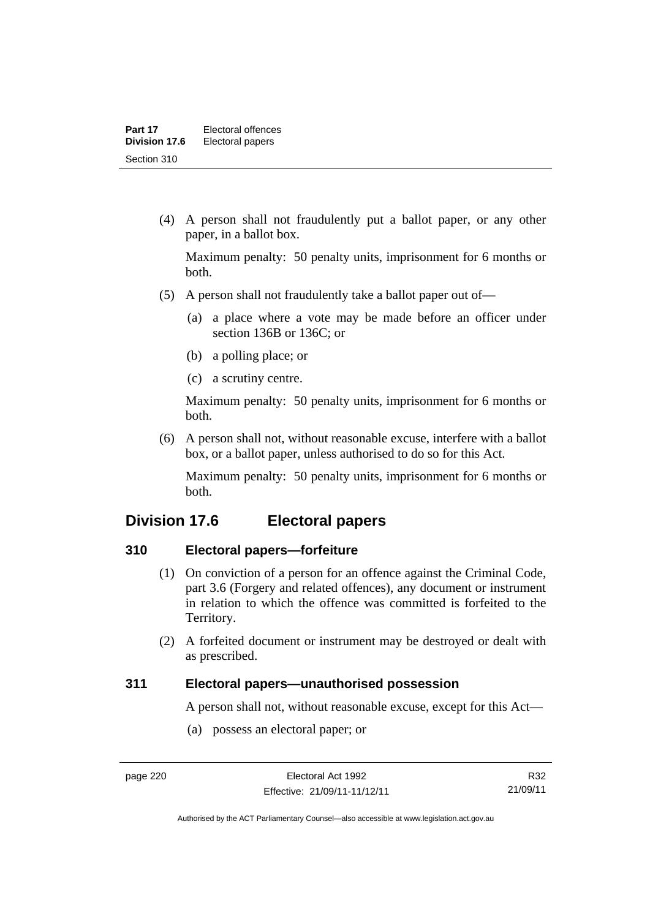(4) A person shall not fraudulently put a ballot paper, or any other paper, in a ballot box.

Maximum penalty: 50 penalty units, imprisonment for 6 months or both.

(5) A person shall not fraudulently take a ballot paper out of—

(a) a place where a vote may be made before an officer under section 136B or 136C; or

(b) a polling place; or

(c) a scrutiny centre.

Maximum penalty: 50 penalty units, imprisonment for 6 months or both.

(6) A person shall not, without reasonable excuse, interfere with a ballot box, or a ballot paper, unless authorised to do so for this Act.

Maximum penalty: 50 penalty units, imprisonment for 6 months or both.

## Division 17.6 Electoral papers

### 310 Electoral papers—forfeiture

(1) On conviction of a person for an offence against the Criminal Code, part 3.6 (Forgery and related offences), any document or instrument in relation to which the offence was committed is forfeited to the Territory.

(2) A forfeited document or instrument may be destroyed or dealt with as prescribed.

### 311 Electoral papers—unauthorised possession

A person shall not, without reasonable excuse, except for this Act—

(a) possess an electoral paper; or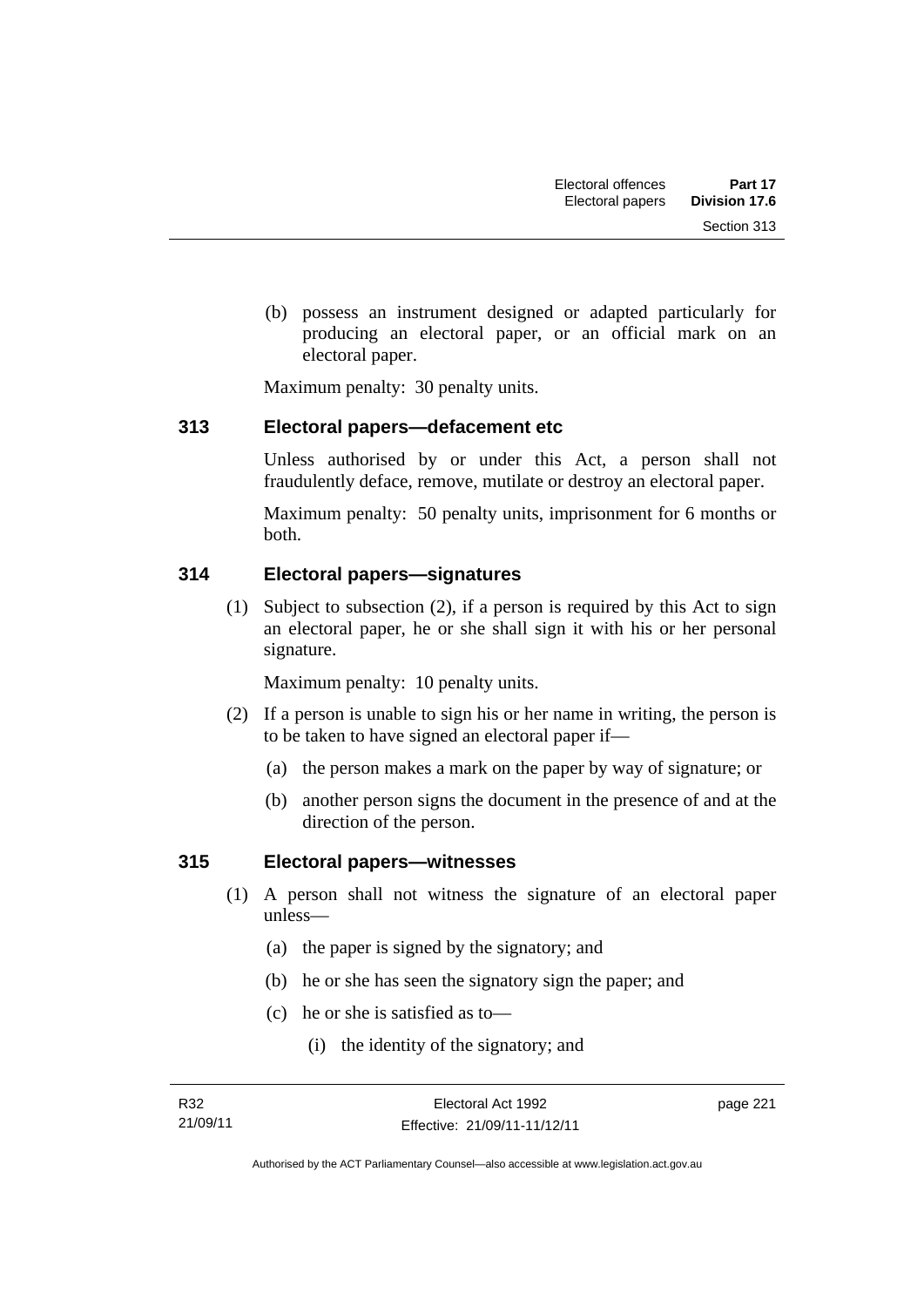(b) possess an instrument designed or adapted particularly for producing an electoral paper, or an official mark on an electoral paper.

Maximum penalty: 30 penalty units.

### 313 Electoral papers—defacement etc

Unless authorised by or under this Act, a person shall not fraudulently deface, remove, mutilate or destroy an electoral paper.

Maximum penalty: 50 penalty units, imprisonment for 6 months or both.

### 314 Electoral papers—signatures

(1) Subject to subsection (2), if a person is required by this Act to sign an electoral paper, he or she shall sign it with his or her personal signature.

Maximum penalty: 10 penalty units.

(2) If a person is unable to sign his or her name in writing, the person is to be taken to have signed an electoral paper if—

(a) the person makes a mark on the paper by way of signature; or

(b) another person signs the document in the presence of and at the direction of the person.

### 315 Electoral papers—witnesses

(1) A person shall not witness the signature of an electoral paper unless—

(a) the paper is signed by the signatory; and

(b) he or she has seen the signatory sign the paper; and

(c) he or she is satisfied as to—

(i) the identity of the signatory; and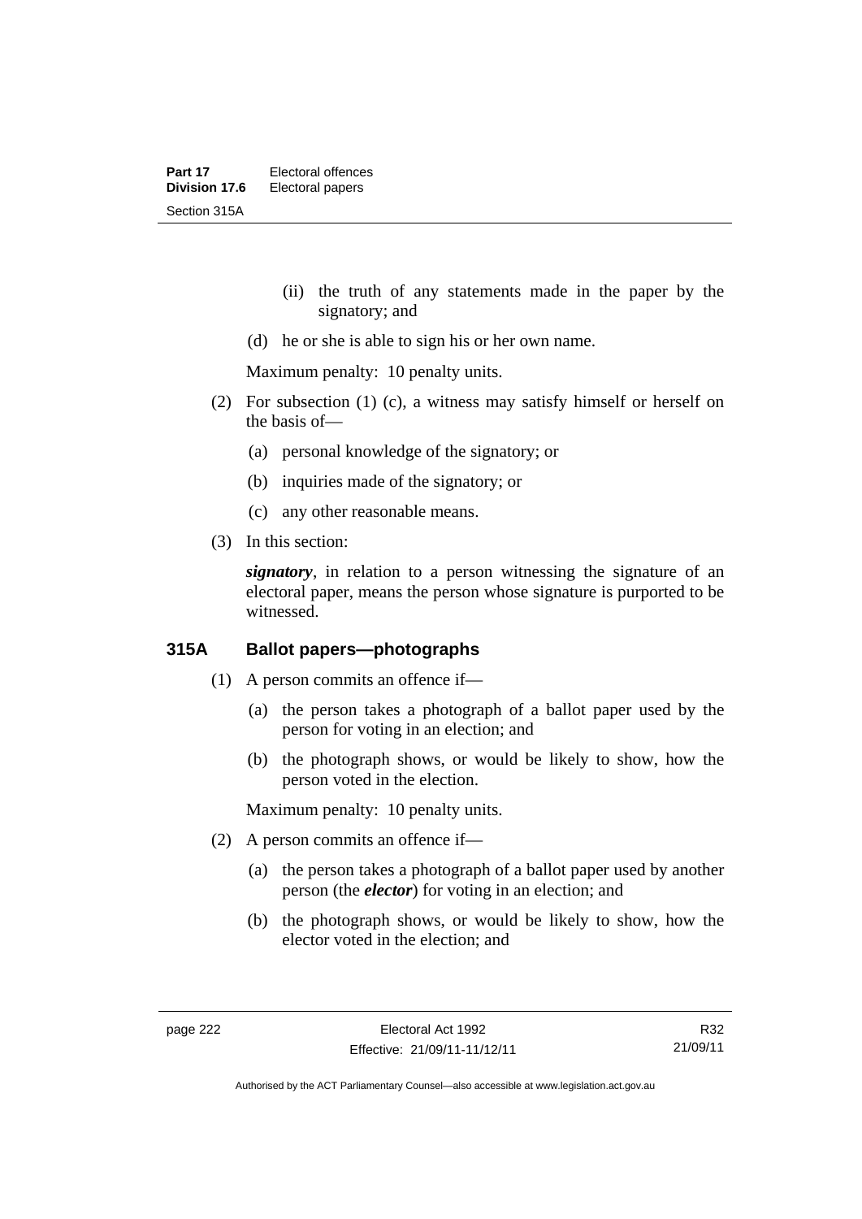(ii) the truth of any statements made in the paper by the signatory; and

(d) he or she is able to sign his or her own name.

Maximum penalty: 10 penalty units.

(2) For subsection (1) (c), a witness may satisfy himself or herself on the basis of—

(a) personal knowledge of the signatory; or

(b) inquiries made of the signatory; or

(c) any other reasonable means.

(3) In this section:

***signatory***, in relation to a person witnessing the signature of an electoral paper, means the person whose signature is purported to be witnessed.

### 315A Ballot papers—photographs

(1) A person commits an offence if—

(a) the person takes a photograph of a ballot paper used by the person for voting in an election; and

(b) the photograph shows, or would be likely to show, how the person voted in the election.

Maximum penalty: 10 penalty units.

(2) A person commits an offence if—

(a) the person takes a photograph of a ballot paper used by another person (the ***elector***) for voting in an election; and

(b) the photograph shows, or would be likely to show, how the elector voted in the election; and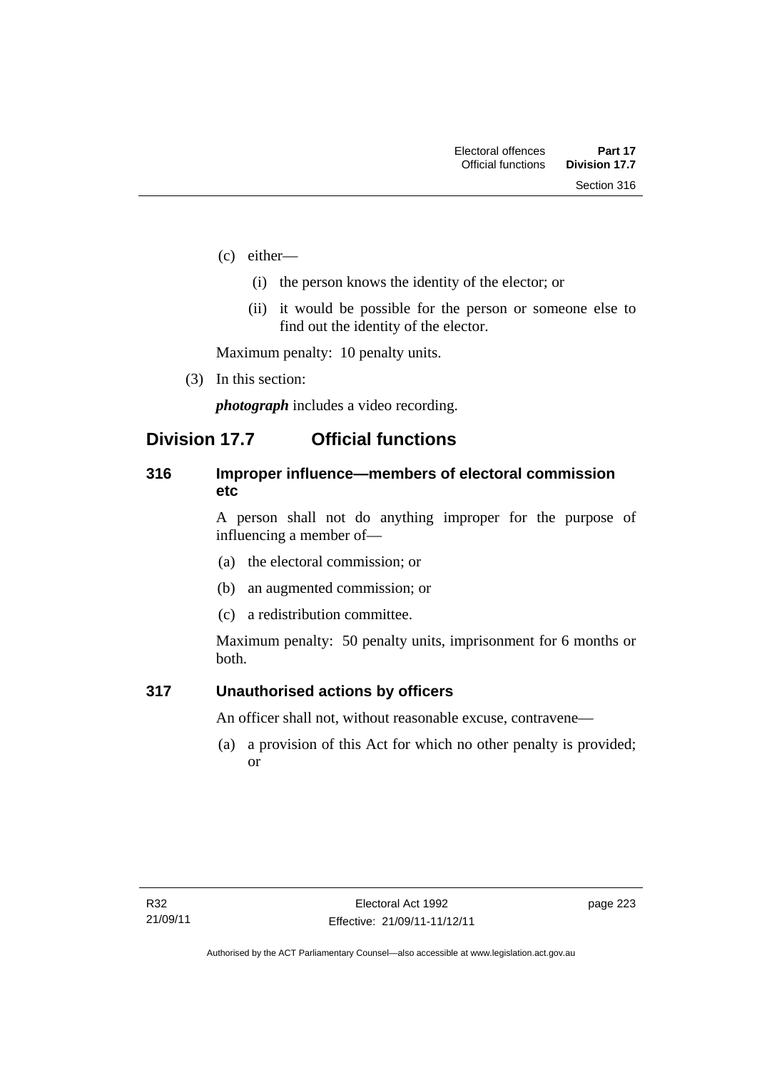(c) either—

   (i) the person knows the identity of the elector; or

   (ii) it would be possible for the person or someone else to find out the identity of the elector.

Maximum penalty: 10 penalty units.

(3) In this section:

***photograph*** includes a video recording.

## Division 17.7 Official functions

### 316 Improper influence—members of electoral commission etc

A person shall not do anything improper for the purpose of influencing a member of—

(a) the electoral commission; or

(b) an augmented commission; or

(c) a redistribution committee.

Maximum penalty: 50 penalty units, imprisonment for 6 months or both.

### 317 Unauthorised actions by officers

An officer shall not, without reasonable excuse, contravene—

(a) a provision of this Act for which no other penalty is provided; or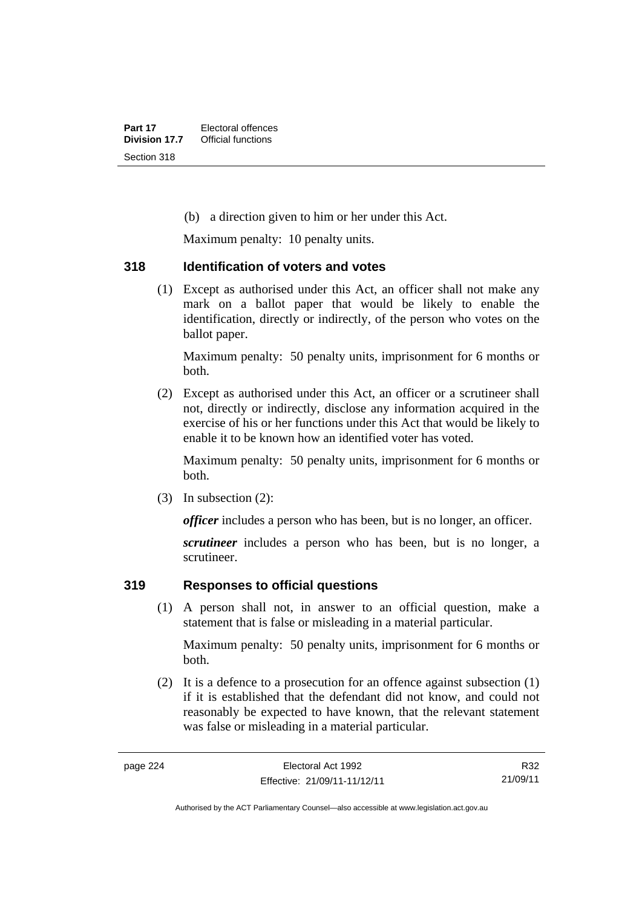(b) a direction given to him or her under this Act.

Maximum penalty: 10 penalty units.

### 318 Identification of voters and votes

(1) Except as authorised under this Act, an officer shall not make any mark on a ballot paper that would be likely to enable the identification, directly or indirectly, of the person who votes on the ballot paper.

Maximum penalty: 50 penalty units, imprisonment for 6 months or both.

(2) Except as authorised under this Act, an officer or a scrutineer shall not, directly or indirectly, disclose any information acquired in the exercise of his or her functions under this Act that would be likely to enable it to be known how an identified voter has voted.

Maximum penalty: 50 penalty units, imprisonment for 6 months or both.

(3) In subsection (2):

***officer*** includes a person who has been, but is no longer, an officer.

***scrutineer*** includes a person who has been, but is no longer, a scrutineer.

### 319 Responses to official questions

(1) A person shall not, in answer to an official question, make a statement that is false or misleading in a material particular.

Maximum penalty: 50 penalty units, imprisonment for 6 months or both.

(2) It is a defence to a prosecution for an offence against subsection (1) if it is established that the defendant did not know, and could not reasonably be expected to have known, that the relevant statement was false or misleading in a material particular.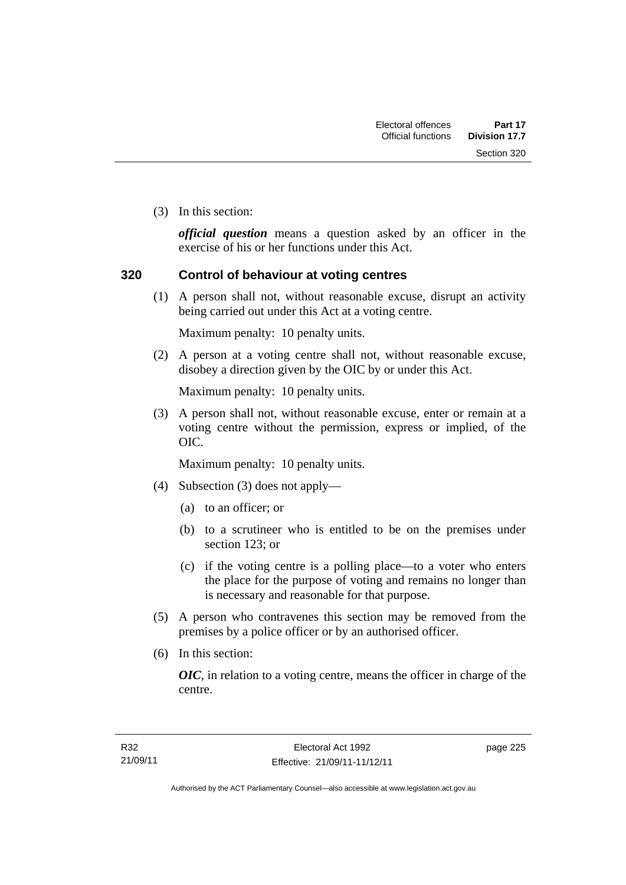(3) In this section:

***official question*** means a question asked by an officer in the exercise of his or her functions under this Act.

### 320 Control of behaviour at voting centres

(1) A person shall not, without reasonable excuse, disrupt an activity being carried out under this Act at a voting centre.

Maximum penalty: 10 penalty units.

(2) A person at a voting centre shall not, without reasonable excuse, disobey a direction given by the OIC by or under this Act.

Maximum penalty: 10 penalty units.

(3) A person shall not, without reasonable excuse, enter or remain at a voting centre without the permission, express or implied, of the OIC.

Maximum penalty: 10 penalty units.

(4) Subsection (3) does not apply—

(a) to an officer; or

(b) to a scrutineer who is entitled to be on the premises under section 123; or

(c) if the voting centre is a polling place—to a voter who enters the place for the purpose of voting and remains no longer than is necessary and reasonable for that purpose.

(5) A person who contravenes this section may be removed from the premises by a police officer or by an authorised officer.

(6) In this section:

***OIC***, in relation to a voting centre, means the officer in charge of the centre.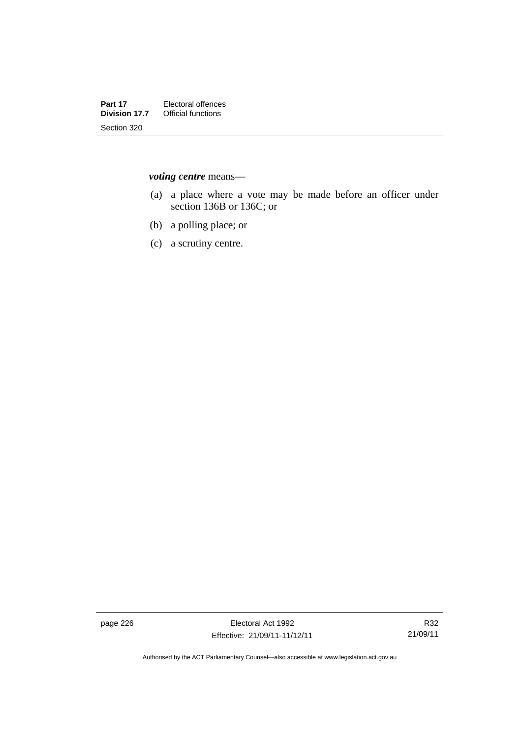***voting centre*** means—

(a) a place where a vote may be made before an officer under section 136B or 136C; or

(b) a polling place; or

(c) a scrutiny centre.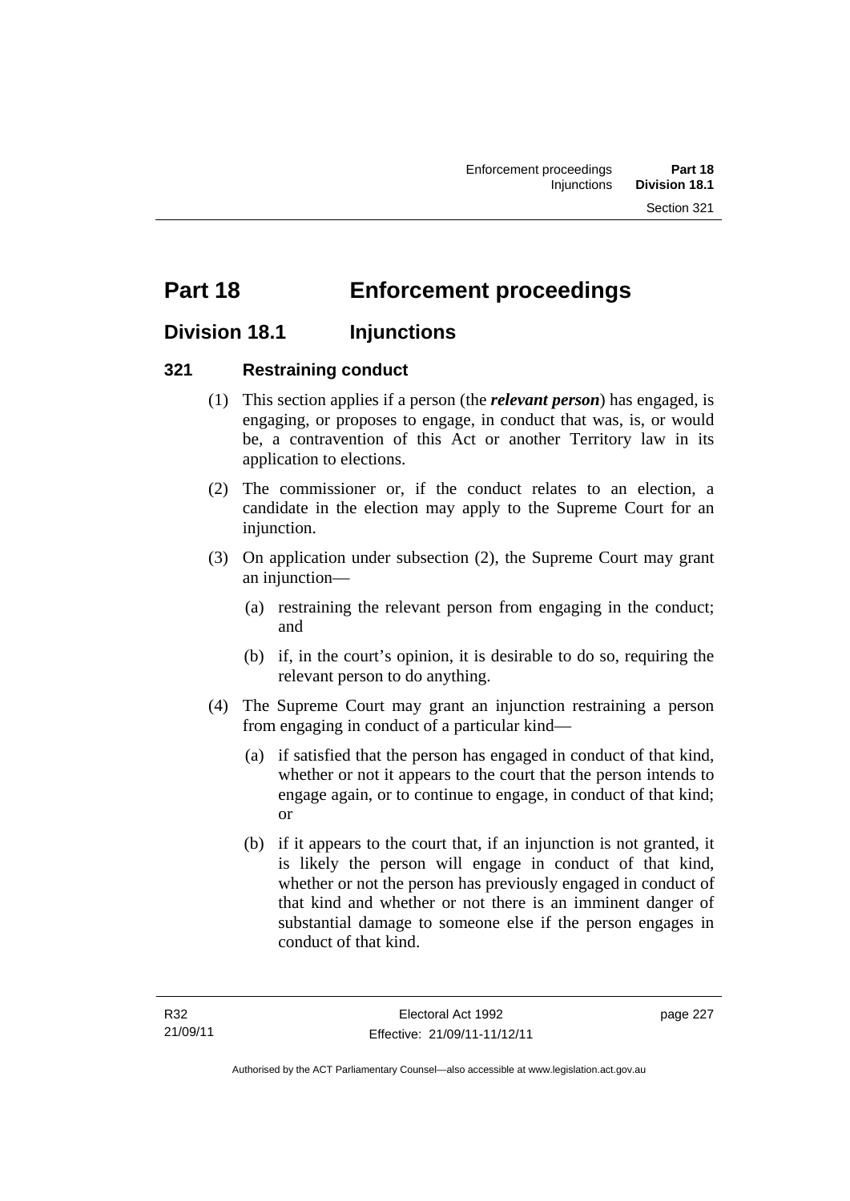# Part 18 Enforcement proceedings

## Division 18.1 Injunctions

### 321 Restraining conduct

(1) This section applies if a person (the ***relevant person***) has engaged, is engaging, or proposes to engage, in conduct that was, is, or would be, a contravention of this Act or another Territory law in its application to elections.

(2) The commissioner or, if the conduct relates to an election, a candidate in the election may apply to the Supreme Court for an injunction.

(3) On application under subsection (2), the Supreme Court may grant an injunction—

(a) restraining the relevant person from engaging in the conduct; and

(b) if, in the court's opinion, it is desirable to do so, requiring the relevant person to do anything.

(4) The Supreme Court may grant an injunction restraining a person from engaging in conduct of a particular kind—

(a) if satisfied that the person has engaged in conduct of that kind, whether or not it appears to the court that the person intends to engage again, or to continue to engage, in conduct of that kind; or

(b) if it appears to the court that, if an injunction is not granted, it is likely the person will engage in conduct of that kind, whether or not the person has previously engaged in conduct of that kind and whether or not there is an imminent danger of substantial damage to someone else if the person engages in conduct of that kind.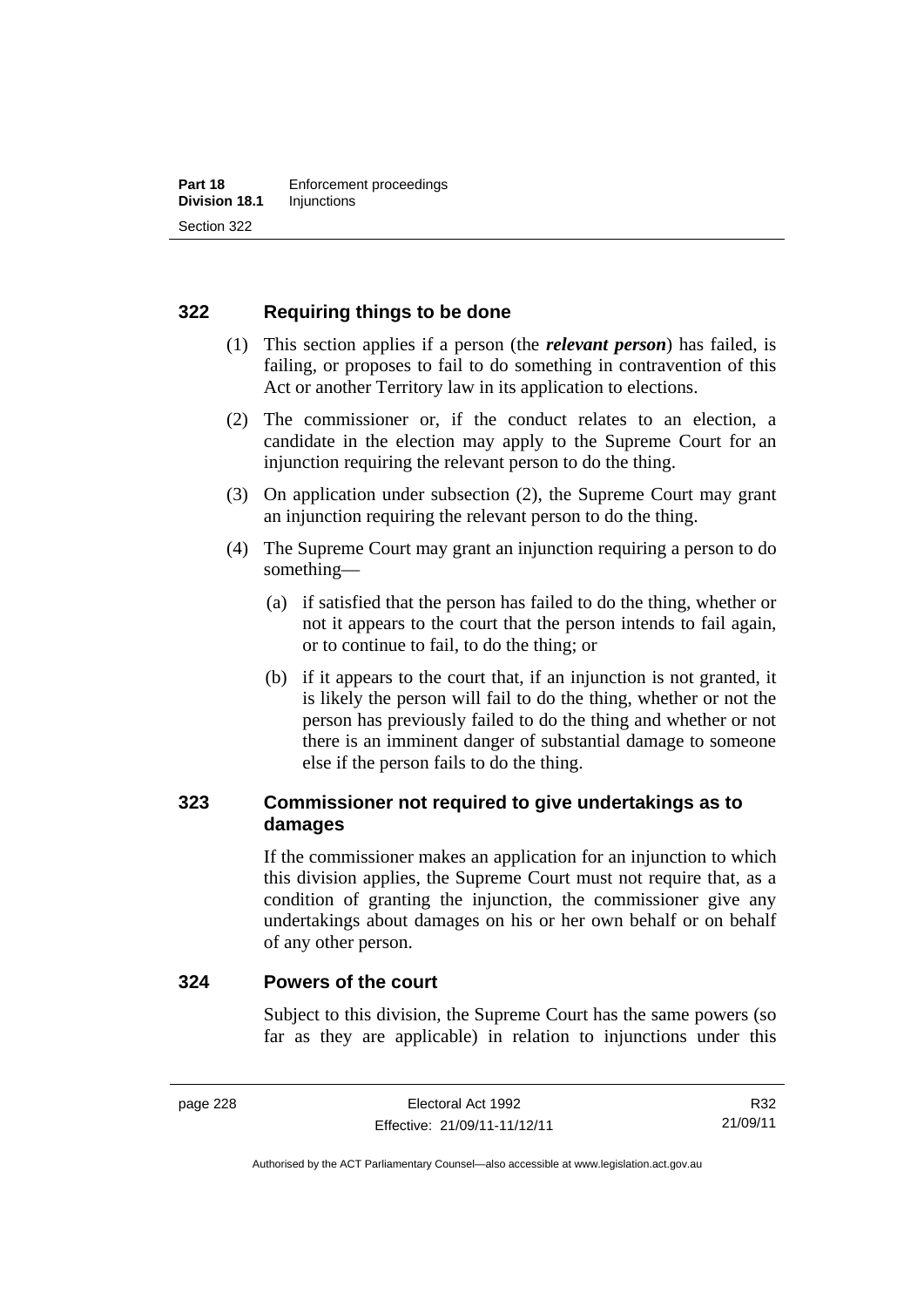### 322 Requiring things to be done

(1) This section applies if a person (the ***relevant person***) has failed, is failing, or proposes to fail to do something in contravention of this Act or another Territory law in its application to elections.

(2) The commissioner or, if the conduct relates to an election, a candidate in the election may apply to the Supreme Court for an injunction requiring the relevant person to do the thing.

(3) On application under subsection (2), the Supreme Court may grant an injunction requiring the relevant person to do the thing.

(4) The Supreme Court may grant an injunction requiring a person to do something—

(a) if satisfied that the person has failed to do the thing, whether or not it appears to the court that the person intends to fail again, or to continue to fail, to do the thing; or

(b) if it appears to the court that, if an injunction is not granted, it is likely the person will fail to do the thing, whether or not the person has previously failed to do the thing and whether or not there is an imminent danger of substantial damage to someone else if the person fails to do the thing.

### 323 Commissioner not required to give undertakings as to damages

If the commissioner makes an application for an injunction to which this division applies, the Supreme Court must not require that, as a condition of granting the injunction, the commissioner give any undertakings about damages on his or her own behalf or on behalf of any other person.

### 324 Powers of the court

Subject to this division, the Supreme Court has the same powers (so far as they are applicable) in relation to injunctions under this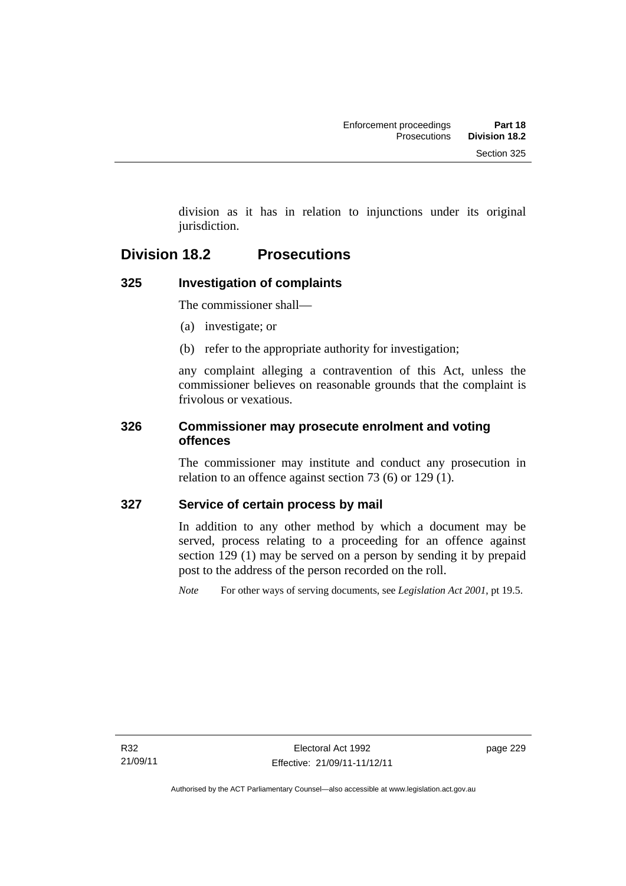division as it has in relation to injunctions under its original jurisdiction.

## Division 18.2 Prosecutions

### 325 Investigation of complaints

The commissioner shall—

(a) investigate; or

(b) refer to the appropriate authority for investigation;

any complaint alleging a contravention of this Act, unless the commissioner believes on reasonable grounds that the complaint is frivolous or vexatious.

### 326 Commissioner may prosecute enrolment and voting offences

The commissioner may institute and conduct any prosecution in relation to an offence against section 73 (6) or 129 (1).

### 327 Service of certain process by mail

In addition to any other method by which a document may be served, process relating to a proceeding for an offence against section 129 (1) may be served on a person by sending it by prepaid post to the address of the person recorded on the roll.

*Note* For other ways of serving documents, see *Legislation Act 2001*, pt 19.5.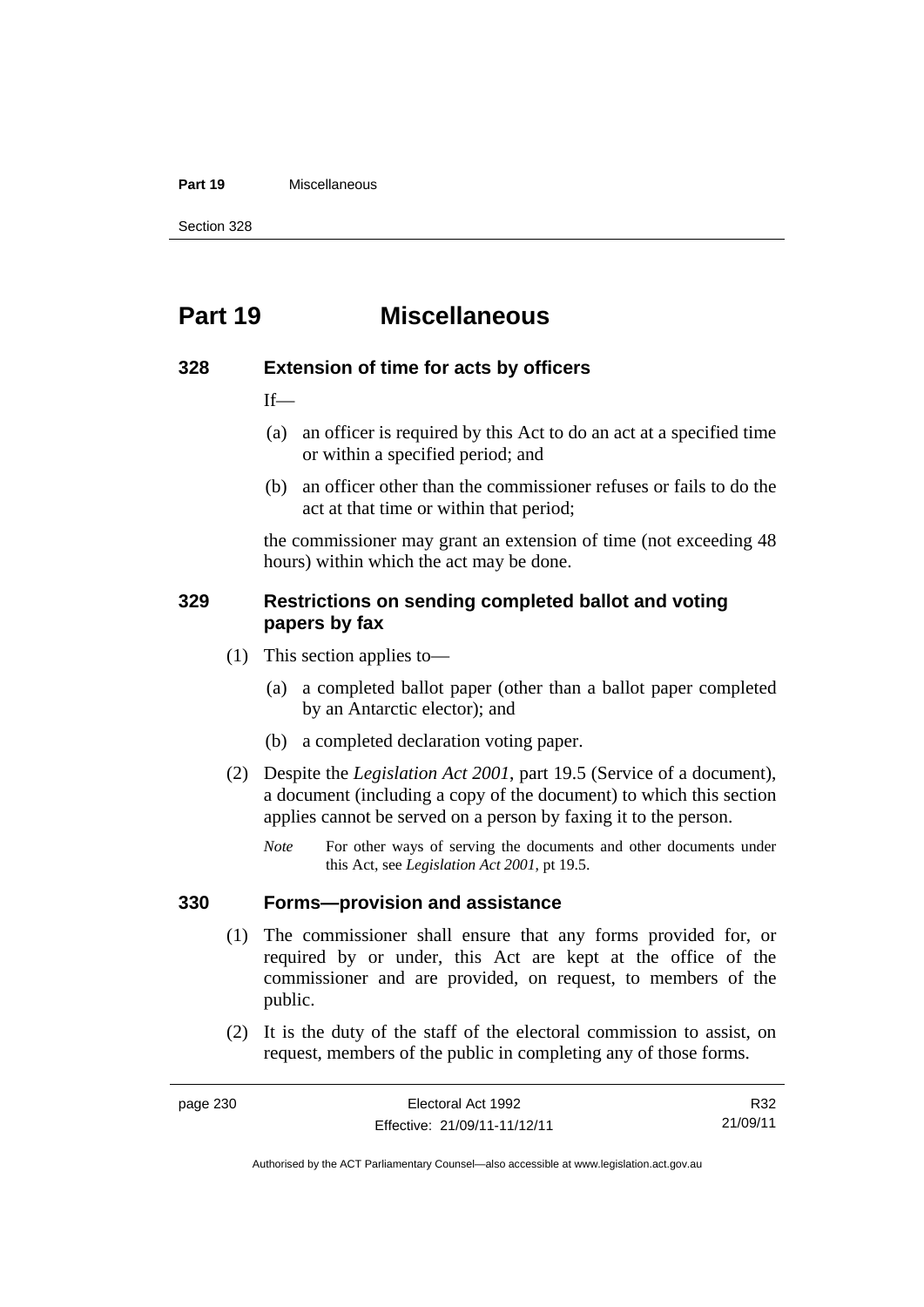# Part 19 Miscellaneous

## 328 Extension of time for acts by officers

If—

(a) an officer is required by this Act to do an act at a specified time or within a specified period; and

(b) an officer other than the commissioner refuses or fails to do the act at that time or within that period;

the commissioner may grant an extension of time (not exceeding 48 hours) within which the act may be done.

## 329 Restrictions on sending completed ballot and voting papers by fax

(1) This section applies to—

(a) a completed ballot paper (other than a ballot paper completed by an Antarctic elector); and

(b) a completed declaration voting paper.

(2) Despite the *Legislation Act 2001*, part 19.5 (Service of a document), a document (including a copy of the document) to which this section applies cannot be served on a person by faxing it to the person.

*Note* For other ways of serving the documents and other documents under this Act, see *Legislation Act 2001*, pt 19.5.

## 330 Forms—provision and assistance

(1) The commissioner shall ensure that any forms provided for, or required by or under, this Act are kept at the office of the commissioner and are provided, on request, to members of the public.

(2) It is the duty of the staff of the electoral commission to assist, on request, members of the public in completing any of those forms.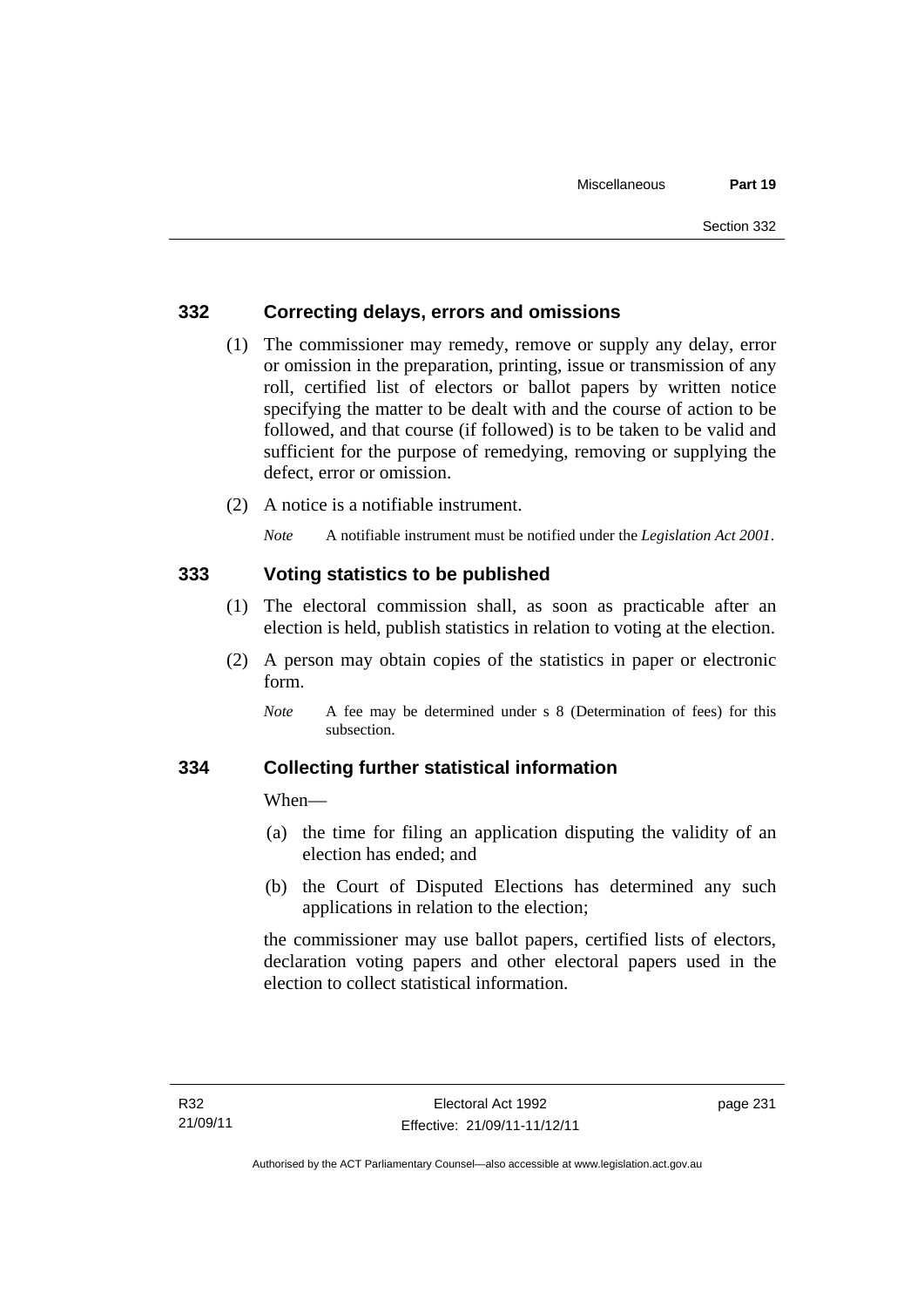## 332 Correcting delays, errors and omissions

(1) The commissioner may remedy, remove or supply any delay, error or omission in the preparation, printing, issue or transmission of any roll, certified list of electors or ballot papers by written notice specifying the matter to be dealt with and the course of action to be followed, and that course (if followed) is to be taken to be valid and sufficient for the purpose of remedying, removing or supplying the defect, error or omission.

(2) A notice is a notifiable instrument.

*Note* A notifiable instrument must be notified under the *Legislation Act 2001*.

## 333 Voting statistics to be published

(1) The electoral commission shall, as soon as practicable after an election is held, publish statistics in relation to voting at the election.

(2) A person may obtain copies of the statistics in paper or electronic form.

*Note* A fee may be determined under s 8 (Determination of fees) for this subsection.

## 334 Collecting further statistical information

When—

(a) the time for filing an application disputing the validity of an election has ended; and

(b) the Court of Disputed Elections has determined any such applications in relation to the election;

the commissioner may use ballot papers, certified lists of electors, declaration voting papers and other electoral papers used in the election to collect statistical information.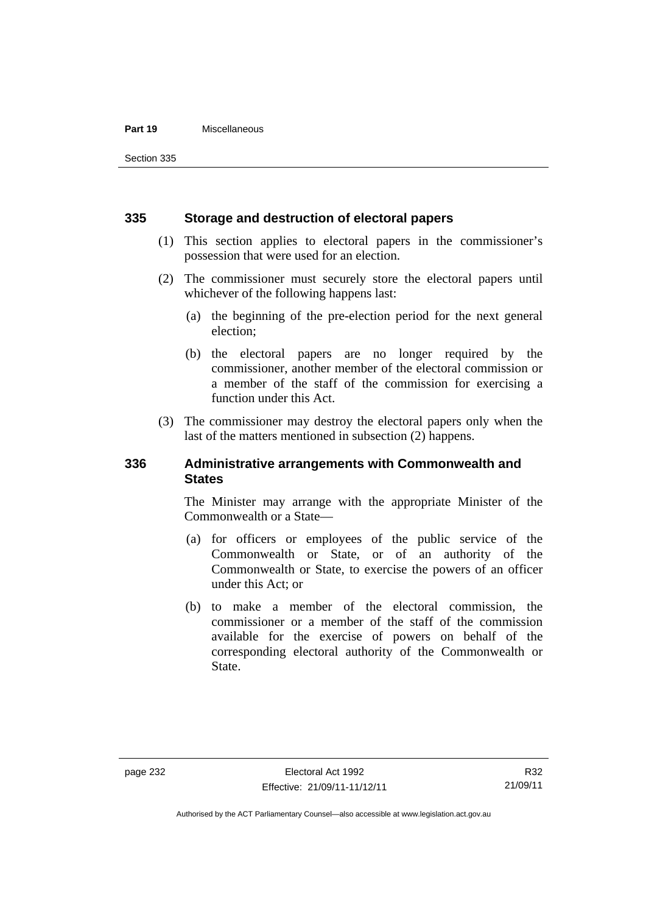## 335 Storage and destruction of electoral papers

(1) This section applies to electoral papers in the commissioner's possession that were used for an election.

(2) The commissioner must securely store the electoral papers until whichever of the following happens last:

(a) the beginning of the pre-election period for the next general election;

(b) the electoral papers are no longer required by the commissioner, another member of the electoral commission or a member of the staff of the commission for exercising a function under this Act.

(3) The commissioner may destroy the electoral papers only when the last of the matters mentioned in subsection (2) happens.

## 336 Administrative arrangements with Commonwealth and States

The Minister may arrange with the appropriate Minister of the Commonwealth or a State—

(a) for officers or employees of the public service of the Commonwealth or State, or of an authority of the Commonwealth or State, to exercise the powers of an officer under this Act; or

(b) to make a member of the electoral commission, the commissioner or a member of the staff of the commission available for the exercise of powers on behalf of the corresponding electoral authority of the Commonwealth or State.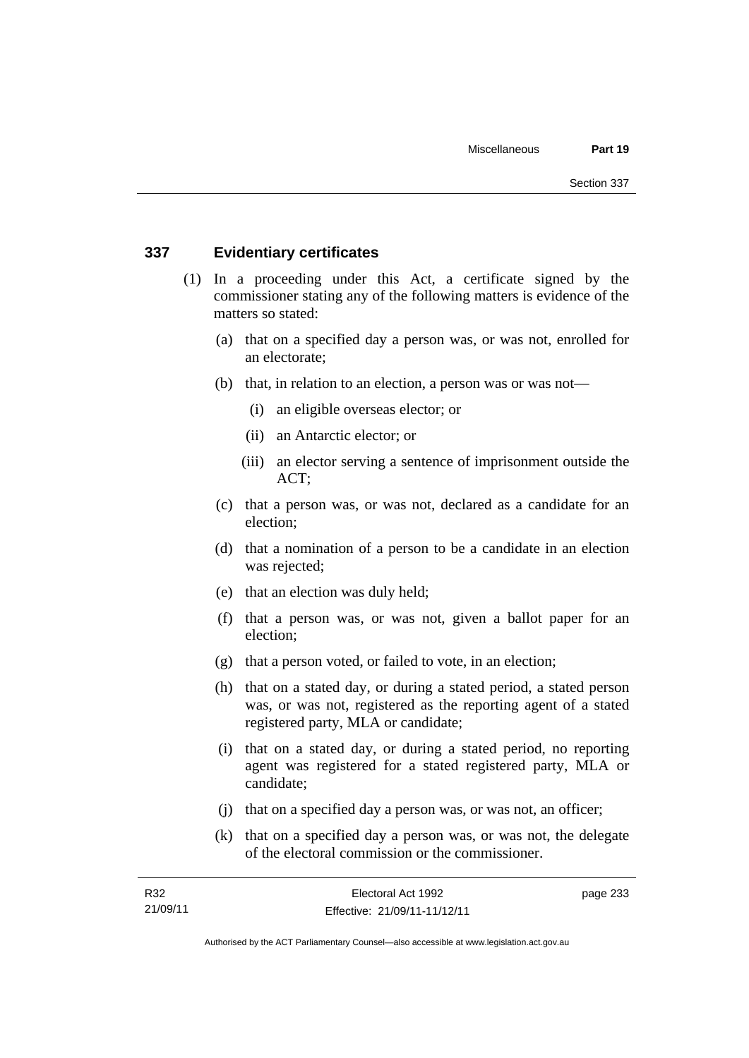## 337 Evidentiary certificates

(1) In a proceeding under this Act, a certificate signed by the commissioner stating any of the following matters is evidence of the matters so stated:

(a) that on a specified day a person was, or was not, enrolled for an electorate;

(b) that, in relation to an election, a person was or was not—

(i) an eligible overseas elector; or

(ii) an Antarctic elector; or

(iii) an elector serving a sentence of imprisonment outside the ACT;

(c) that a person was, or was not, declared as a candidate for an election;

(d) that a nomination of a person to be a candidate in an election was rejected;

(e) that an election was duly held;

(f) that a person was, or was not, given a ballot paper for an election;

(g) that a person voted, or failed to vote, in an election;

(h) that on a stated day, or during a stated period, a stated person was, or was not, registered as the reporting agent of a stated registered party, MLA or candidate;

(i) that on a stated day, or during a stated period, no reporting agent was registered for a stated registered party, MLA or candidate;

(j) that on a specified day a person was, or was not, an officer;

(k) that on a specified day a person was, or was not, the delegate of the electoral commission or the commissioner.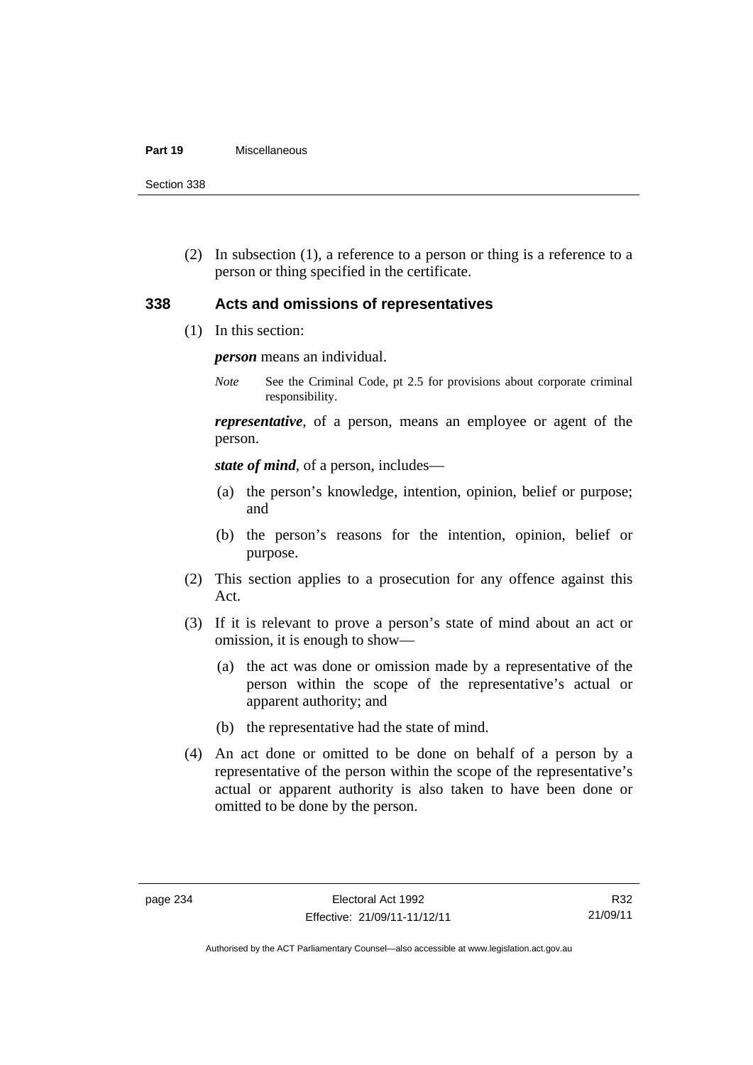(2) In subsection (1), a reference to a person or thing is a reference to a person or thing specified in the certificate.

## 338 Acts and omissions of representatives

(1) In this section:

***person*** means an individual.

*Note* See the Criminal Code, pt 2.5 for provisions about corporate criminal responsibility.

***representative***, of a person, means an employee or agent of the person.

***state of mind***, of a person, includes—

(a) the person's knowledge, intention, opinion, belief or purpose; and

(b) the person's reasons for the intention, opinion, belief or purpose.

(2) This section applies to a prosecution for any offence against this Act.

(3) If it is relevant to prove a person's state of mind about an act or omission, it is enough to show—

(a) the act was done or omission made by a representative of the person within the scope of the representative's actual or apparent authority; and

(b) the representative had the state of mind.

(4) An act done or omitted to be done on behalf of a person by a representative of the person within the scope of the representative's actual or apparent authority is also taken to have been done or omitted to be done by the person.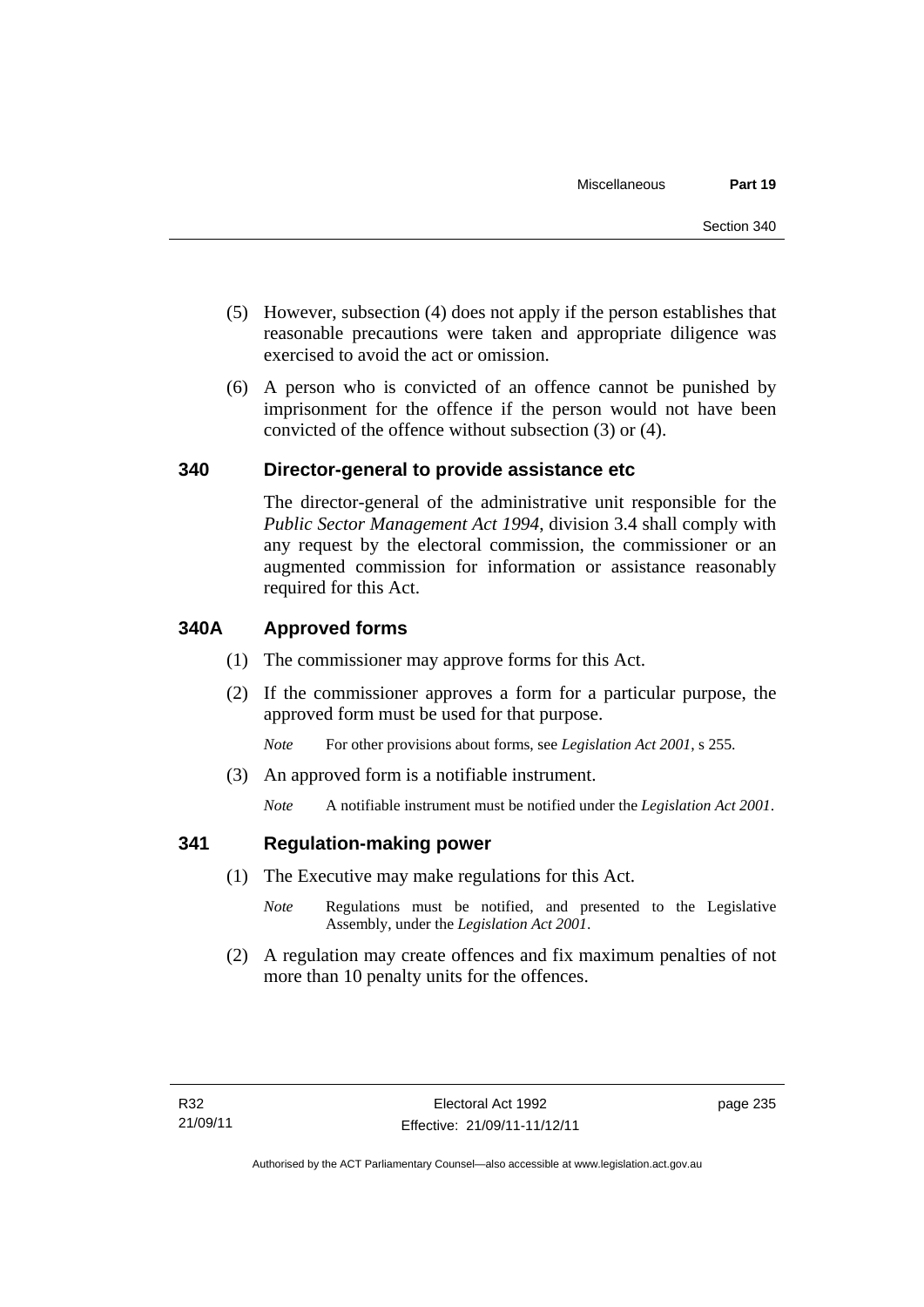(5) However, subsection (4) does not apply if the person establishes that reasonable precautions were taken and appropriate diligence was exercised to avoid the act or omission.

(6) A person who is convicted of an offence cannot be punished by imprisonment for the offence if the person would not have been convicted of the offence without subsection (3) or (4).

### 340 Director-general to provide assistance etc

The director-general of the administrative unit responsible for the *Public Sector Management Act 1994*, division 3.4 shall comply with any request by the electoral commission, the commissioner or an augmented commission for information or assistance reasonably required for this Act.

### 340A Approved forms

(1) The commissioner may approve forms for this Act.

(2) If the commissioner approves a form for a particular purpose, the approved form must be used for that purpose.

*Note* For other provisions about forms, see *Legislation Act 2001*, s 255.

(3) An approved form is a notifiable instrument.

*Note* A notifiable instrument must be notified under the *Legislation Act 2001*.

### 341 Regulation-making power

(1) The Executive may make regulations for this Act.

*Note* Regulations must be notified, and presented to the Legislative Assembly, under the *Legislation Act 2001*.

(2) A regulation may create offences and fix maximum penalties of not more than 10 penalty units for the offences.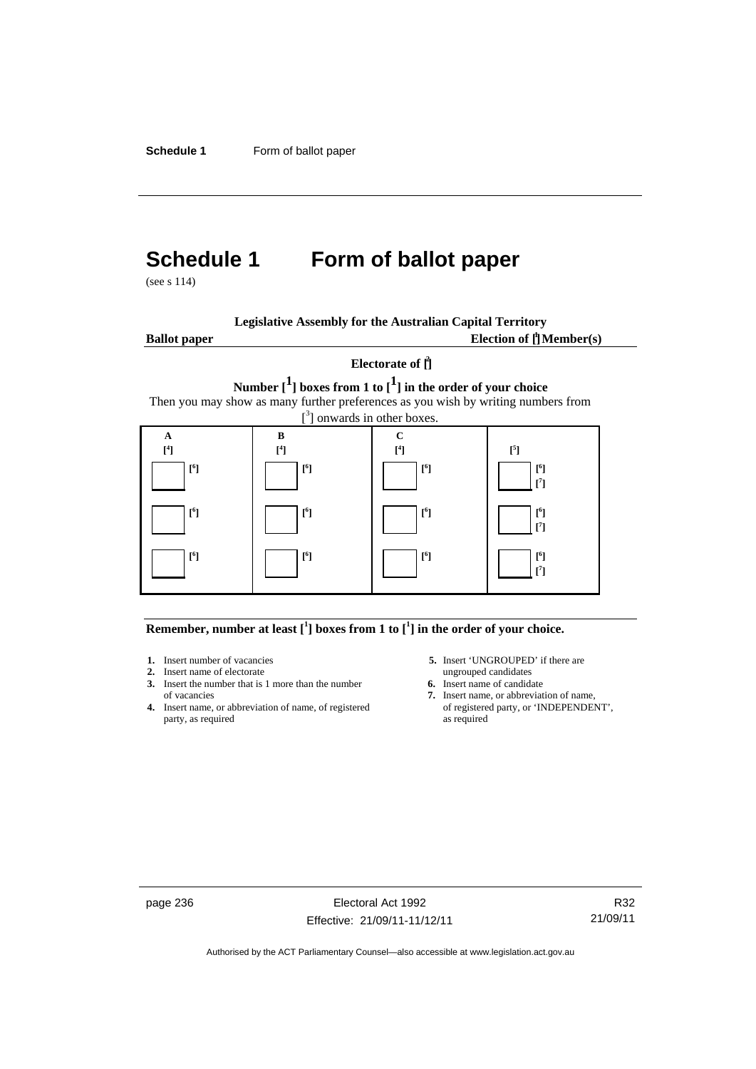# Schedule 1 Form of ballot paper

(see s 114)

**Legislative Assembly for the Australian Capital Territory**

**Ballot paper** **Election of [1] Member(s)**

**Electorate of [2]**

**Number [1] boxes from 1 to [1] in the order of your choice**

Then you may show as many further preferences as you wish by writing numbers from [3] onwards in other boxes.

| **A** | **B** | **C** | |
|---|---|---|---|
| **[4]** | **[4]** | **[4]** | **[5]** |
| ☐ **[6]** | ☐ **[6]** | ☐ **[6]** | ☐ **[6]** **[7]** |
| ☐ **[6]** | ☐ **[6]** | ☐ **[6]** | ☐ **[6]** **[7]** |
| ☐ **[6]** | ☐ **[6]** | ☐ **[6]** | ☐ **[6]** **[7]** |

**Remember, number at least [1] boxes from 1 to [1] in the order of your choice.**

1. Insert number of vacancies
2. Insert name of electorate
3. Insert the number that is 1 more than the number of vacancies
4. Insert name, or abbreviation of name, of registered party, as required
5. Insert 'UNGROUPED' if there are ungrouped candidates
6. Insert name of candidate
7. Insert name, or abbreviation of name, of registered party, or 'INDEPENDENT', as required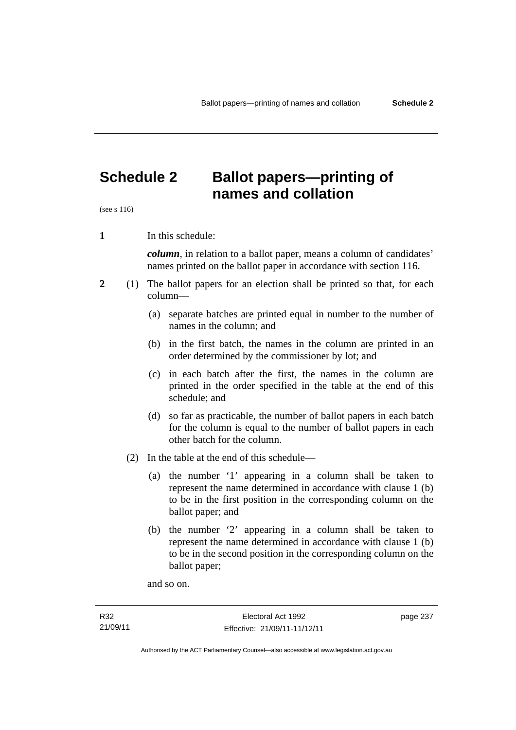# Schedule 2 Ballot papers—printing of names and collation

(see s 116)

**1** In this schedule:

***column***, in relation to a ballot paper, means a column of candidates' names printed on the ballot paper in accordance with section 116.

**2** (1) The ballot papers for an election shall be printed so that, for each column—

(a) separate batches are printed equal in number to the number of names in the column; and

(b) in the first batch, the names in the column are printed in an order determined by the commissioner by lot; and

(c) in each batch after the first, the names in the column are printed in the order specified in the table at the end of this schedule; and

(d) so far as practicable, the number of ballot papers in each batch for the column is equal to the number of ballot papers in each other batch for the column.

(2) In the table at the end of this schedule—

(a) the number '1' appearing in a column shall be taken to represent the name determined in accordance with clause 1 (b) to be in the first position in the corresponding column on the ballot paper; and

(b) the number '2' appearing in a column shall be taken to represent the name determined in accordance with clause 1 (b) to be in the second position in the corresponding column on the ballot paper;

and so on.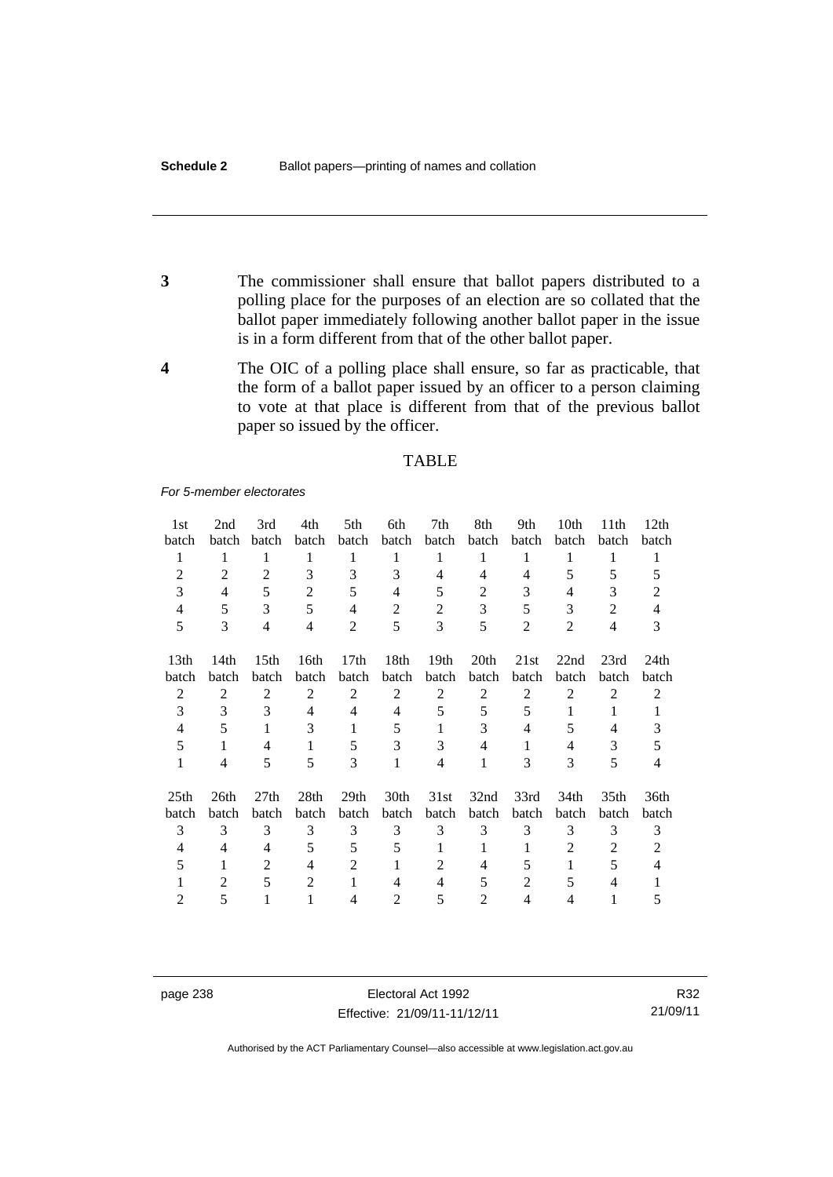**3** The commissioner shall ensure that ballot papers distributed to a polling place for the purposes of an election are so collated that the ballot paper immediately following another ballot paper in the issue is in a form different from that of the other ballot paper.

**4** The OIC of a polling place shall ensure, so far as practicable, that the form of a ballot paper issued by an officer to a person claiming to vote at that place is different from that of the previous ballot paper so issued by the officer.

TABLE

*For 5-member electorates*

| 1st batch | 2nd batch | 3rd batch | 4th batch | 5th batch | 6th batch | 7th batch | 8th batch | 9th batch | 10th batch | 11th batch | 12th batch |
|---|---|---|---|---|---|---|---|---|---|---|---|
| 1 | 1 | 1 | 1 | 1 | 1 | 1 | 1 | 1 | 1 | 1 | 1 |
| 2 | 2 | 2 | 3 | 3 | 3 | 4 | 4 | 4 | 5 | 5 | 5 |
| 3 | 4 | 5 | 2 | 5 | 4 | 5 | 2 | 3 | 4 | 3 | 2 |
| 4 | 5 | 3 | 5 | 4 | 2 | 2 | 3 | 5 | 3 | 2 | 4 |
| 5 | 3 | 4 | 4 | 2 | 5 | 3 | 5 | 2 | 2 | 4 | 3 |

| 13th batch | 14th batch | 15th batch | 16th batch | 17th batch | 18th batch | 19th batch | 20th batch | 21st batch | 22nd batch | 23rd batch | 24th batch |
|---|---|---|---|---|---|---|---|---|---|---|---|
| 2 | 2 | 2 | 2 | 2 | 2 | 2 | 2 | 2 | 2 | 2 | 2 |
| 3 | 3 | 3 | 4 | 4 | 4 | 5 | 5 | 5 | 1 | 1 | 1 |
| 4 | 5 | 1 | 3 | 1 | 5 | 1 | 3 | 4 | 5 | 4 | 3 |
| 5 | 1 | 4 | 1 | 5 | 3 | 3 | 4 | 1 | 4 | 3 | 5 |
| 1 | 4 | 5 | 5 | 3 | 1 | 4 | 1 | 3 | 3 | 5 | 4 |

| 25th batch | 26th batch | 27th batch | 28th batch | 29th batch | 30th batch | 31st batch | 32nd batch | 33rd batch | 34th batch | 35th batch | 36th batch |
|---|---|---|---|---|---|---|---|---|---|---|---|
| 3 | 3 | 3 | 3 | 3 | 3 | 3 | 3 | 3 | 3 | 3 | 3 |
| 4 | 4 | 4 | 5 | 5 | 5 | 1 | 1 | 1 | 2 | 2 | 2 |
| 5 | 1 | 2 | 4 | 2 | 1 | 2 | 4 | 5 | 1 | 5 | 4 |
| 1 | 2 | 5 | 2 | 1 | 4 | 4 | 5 | 2 | 5 | 4 | 1 |
| 2 | 5 | 1 | 1 | 4 | 2 | 5 | 2 | 4 | 4 | 1 | 5 |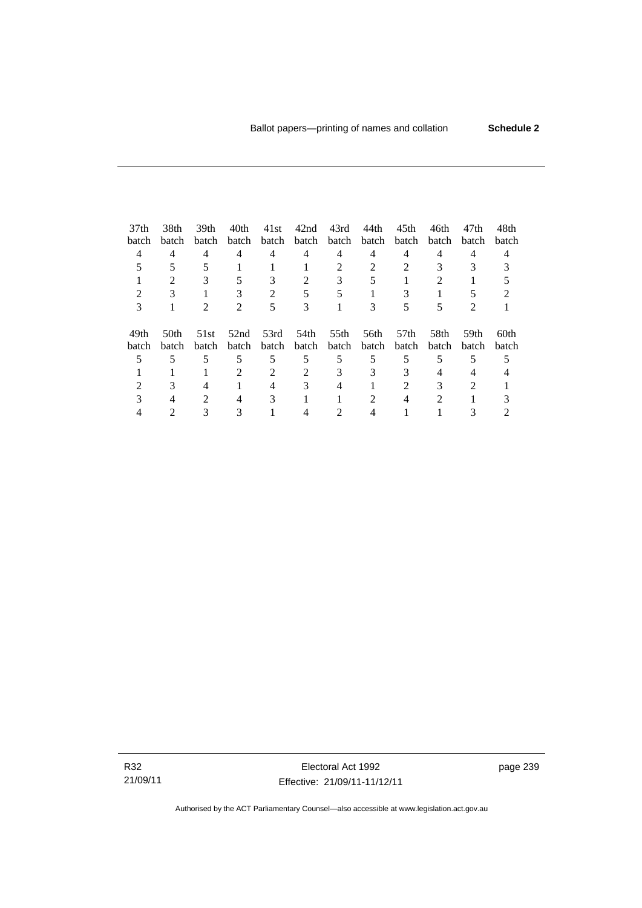| 37th batch | 38th batch | 39th batch | 40th batch | 41st batch | 42nd batch | 43rd batch | 44th batch | 45th batch | 46th batch | 47th batch | 48th batch |
|---|---|---|---|---|---|---|---|---|---|---|---|
| 4 | 4 | 4 | 4 | 4 | 4 | 4 | 4 | 4 | 4 | 4 | 4 |
| 5 | 5 | 5 | 1 | 1 | 1 | 2 | 2 | 2 | 3 | 3 | 3 |
| 1 | 2 | 3 | 5 | 3 | 2 | 3 | 5 | 1 | 2 | 1 | 5 |
| 2 | 3 | 1 | 3 | 2 | 5 | 5 | 1 | 3 | 1 | 5 | 2 |
| 3 | 1 | 2 | 2 | 5 | 3 | 1 | 3 | 5 | 5 | 2 | 1 |

| 49th batch | 50th batch | 51st batch | 52nd batch | 53rd batch | 54th batch | 55th batch | 56th batch | 57th batch | 58th batch | 59th batch | 60th batch |
|---|---|---|---|---|---|---|---|---|---|---|---|
| 5 | 5 | 5 | 5 | 5 | 5 | 5 | 5 | 5 | 5 | 5 | 5 |
| 1 | 1 | 1 | 2 | 2 | 2 | 3 | 3 | 3 | 4 | 4 | 4 |
| 2 | 3 | 4 | 1 | 4 | 3 | 4 | 1 | 2 | 3 | 2 | 1 |
| 3 | 4 | 2 | 4 | 3 | 1 | 1 | 2 | 4 | 2 | 1 | 3 |
| 4 | 2 | 3 | 3 | 1 | 4 | 2 | 4 | 1 | 1 | 3 | 2 |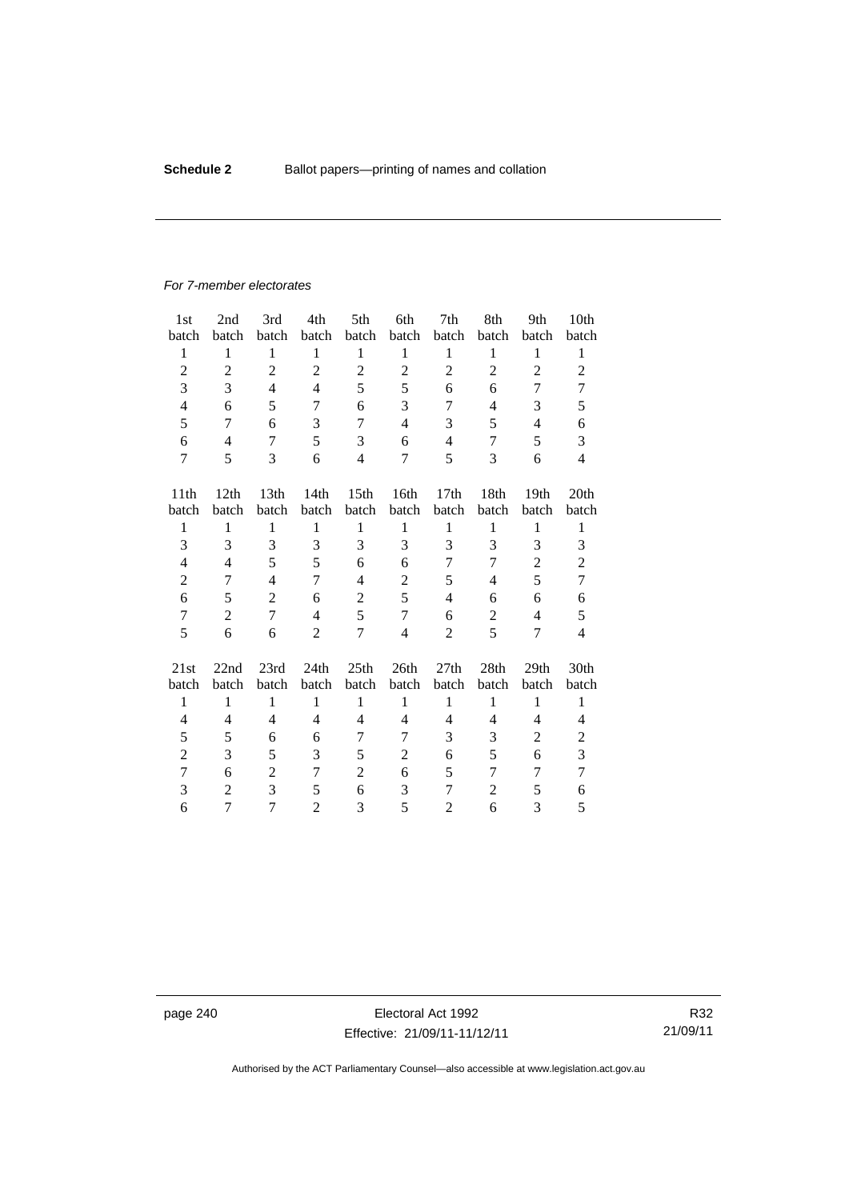*For 7-member electorates*

| 1st batch | 2nd batch | 3rd batch | 4th batch | 5th batch | 6th batch | 7th batch | 8th batch | 9th batch | 10th batch |
|---|---|---|---|---|---|---|---|---|---|
| 1 | 1 | 1 | 1 | 1 | 1 | 1 | 1 | 1 | 1 |
| 2 | 2 | 2 | 2 | 2 | 2 | 2 | 2 | 2 | 2 |
| 3 | 3 | 4 | 4 | 5 | 5 | 6 | 6 | 7 | 7 |
| 4 | 6 | 5 | 7 | 6 | 3 | 7 | 4 | 3 | 5 |
| 5 | 7 | 6 | 3 | 7 | 4 | 3 | 5 | 4 | 6 |
| 6 | 4 | 7 | 5 | 3 | 6 | 4 | 7 | 5 | 3 |
| 7 | 5 | 3 | 6 | 4 | 7 | 5 | 3 | 6 | 4 |

| 11th batch | 12th batch | 13th batch | 14th batch | 15th batch | 16th batch | 17th batch | 18th batch | 19th batch | 20th batch |
|---|---|---|---|---|---|---|---|---|---|
| 1 | 1 | 1 | 1 | 1 | 1 | 1 | 1 | 1 | 1 |
| 3 | 3 | 3 | 3 | 3 | 3 | 3 | 3 | 3 | 3 |
| 4 | 4 | 5 | 5 | 6 | 6 | 7 | 7 | 2 | 2 |
| 2 | 7 | 4 | 7 | 4 | 2 | 5 | 4 | 5 | 7 |
| 6 | 5 | 2 | 6 | 2 | 5 | 4 | 6 | 6 | 6 |
| 7 | 2 | 7 | 4 | 5 | 7 | 6 | 2 | 4 | 5 |
| 5 | 6 | 6 | 2 | 7 | 4 | 2 | 5 | 7 | 4 |

| 21st batch | 22nd batch | 23rd batch | 24th batch | 25th batch | 26th batch | 27th batch | 28th batch | 29th batch | 30th batch |
|---|---|---|---|---|---|---|---|---|---|
| 1 | 1 | 1 | 1 | 1 | 1 | 1 | 1 | 1 | 1 |
| 4 | 4 | 4 | 4 | 4 | 4 | 4 | 4 | 4 | 4 |
| 5 | 5 | 6 | 6 | 7 | 7 | 3 | 3 | 2 | 2 |
| 2 | 3 | 5 | 3 | 5 | 2 | 6 | 5 | 6 | 3 |
| 7 | 6 | 2 | 7 | 2 | 6 | 5 | 7 | 7 | 7 |
| 3 | 2 | 3 | 5 | 6 | 3 | 7 | 2 | 5 | 6 |
| 6 | 7 | 7 | 2 | 3 | 5 | 2 | 6 | 3 | 5 |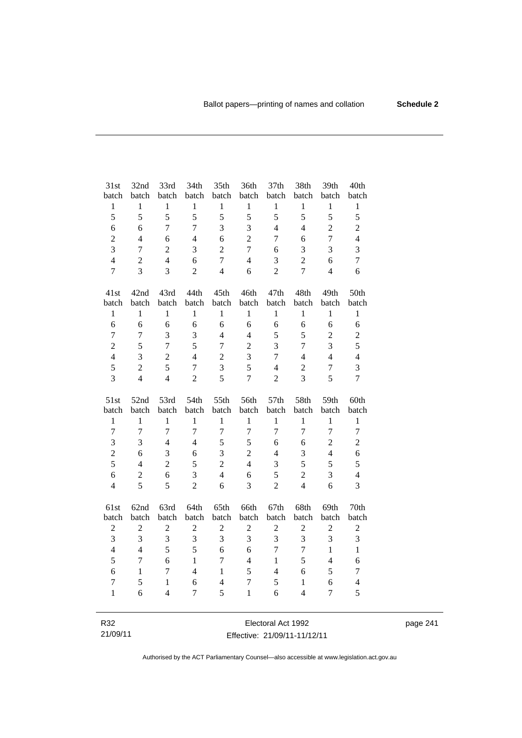| 31st batch | 32nd batch | 33rd batch | 34th batch | 35th batch | 36th batch | 37th batch | 38th batch | 39th batch | 40th batch |
|---|---|---|---|---|---|---|---|---|---|
| 1 | 1 | 1 | 1 | 1 | 1 | 1 | 1 | 1 | 1 |
| 5 | 5 | 5 | 5 | 5 | 5 | 5 | 5 | 5 | 5 |
| 6 | 6 | 7 | 7 | 3 | 3 | 4 | 4 | 2 | 2 |
| 2 | 4 | 6 | 4 | 6 | 2 | 7 | 6 | 7 | 4 |
| 3 | 7 | 2 | 3 | 2 | 7 | 6 | 3 | 3 | 3 |
| 4 | 2 | 4 | 6 | 7 | 4 | 3 | 2 | 6 | 7 |
| 7 | 3 | 3 | 2 | 4 | 6 | 2 | 7 | 4 | 6 |

| 41st batch | 42nd batch | 43rd batch | 44th batch | 45th batch | 46th batch | 47th batch | 48th batch | 49th batch | 50th batch |
|---|---|---|---|---|---|---|---|---|---|
| 1 | 1 | 1 | 1 | 1 | 1 | 1 | 1 | 1 | 1 |
| 6 | 6 | 6 | 6 | 6 | 6 | 6 | 6 | 6 | 6 |
| 7 | 7 | 3 | 3 | 4 | 4 | 5 | 5 | 2 | 2 |
| 2 | 5 | 7 | 5 | 7 | 2 | 3 | 7 | 3 | 5 |
| 4 | 3 | 2 | 4 | 2 | 3 | 7 | 4 | 4 | 4 |
| 5 | 2 | 5 | 7 | 3 | 5 | 4 | 2 | 7 | 3 |
| 3 | 4 | 4 | 2 | 5 | 7 | 2 | 3 | 5 | 7 |

| 51st batch | 52nd batch | 53rd batch | 54th batch | 55th batch | 56th batch | 57th batch | 58th batch | 59th batch | 60th batch |
|---|---|---|---|---|---|---|---|---|---|
| 1 | 1 | 1 | 1 | 1 | 1 | 1 | 1 | 1 | 1 |
| 7 | 7 | 7 | 7 | 7 | 7 | 7 | 7 | 7 | 7 |
| 3 | 3 | 4 | 4 | 5 | 5 | 6 | 6 | 2 | 2 |
| 2 | 6 | 3 | 6 | 3 | 2 | 4 | 3 | 4 | 6 |
| 5 | 4 | 2 | 5 | 2 | 4 | 3 | 5 | 5 | 5 |
| 6 | 2 | 6 | 3 | 4 | 6 | 5 | 2 | 3 | 4 |
| 4 | 5 | 5 | 2 | 6 | 3 | 2 | 4 | 6 | 3 |

| 61st batch | 62nd batch | 63rd batch | 64th batch | 65th batch | 66th batch | 67th batch | 68th batch | 69th batch | 70th batch |
|---|---|---|---|---|---|---|---|---|---|
| 2 | 2 | 2 | 2 | 2 | 2 | 2 | 2 | 2 | 2 |
| 3 | 3 | 3 | 3 | 3 | 3 | 3 | 3 | 3 | 3 |
| 4 | 4 | 5 | 5 | 6 | 6 | 7 | 7 | 1 | 1 |
| 5 | 7 | 6 | 1 | 7 | 4 | 1 | 5 | 4 | 6 |
| 6 | 1 | 7 | 4 | 1 | 5 | 4 | 6 | 5 | 7 |
| 7 | 5 | 1 | 6 | 4 | 7 | 5 | 1 | 6 | 4 |
| 1 | 6 | 4 | 7 | 5 | 1 | 6 | 4 | 7 | 5 |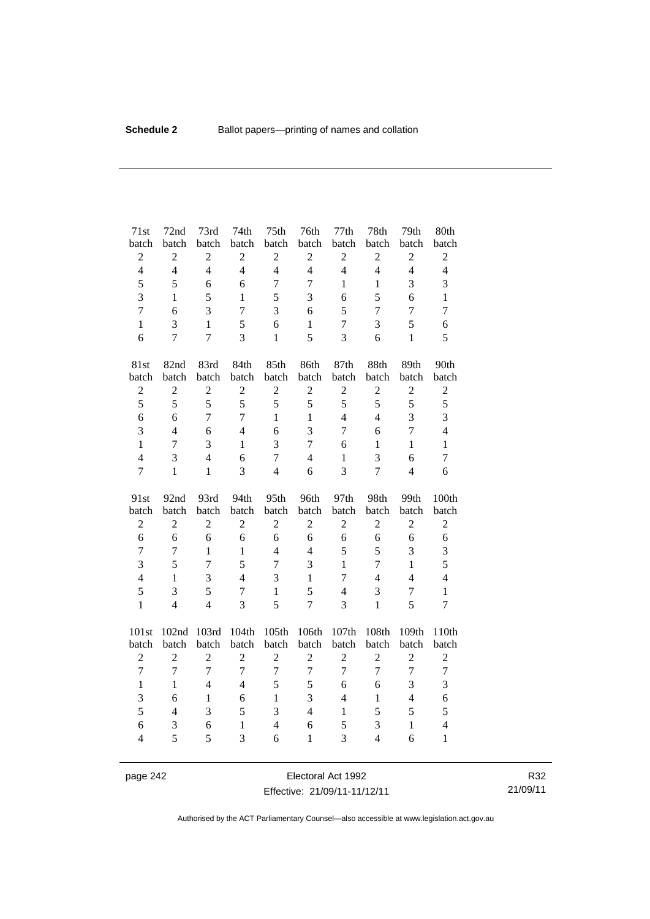| 71st batch | 72nd batch | 73rd batch | 74th batch | 75th batch | 76th batch | 77th batch | 78th batch | 79th batch | 80th batch |
|---|---|---|---|---|---|---|---|---|---|
| 2 | 2 | 2 | 2 | 2 | 2 | 2 | 2 | 2 | 2 |
| 4 | 4 | 4 | 4 | 4 | 4 | 4 | 4 | 4 | 4 |
| 5 | 5 | 6 | 6 | 7 | 7 | 1 | 1 | 3 | 3 |
| 3 | 1 | 5 | 1 | 5 | 3 | 6 | 5 | 6 | 1 |
| 7 | 6 | 3 | 7 | 3 | 6 | 5 | 7 | 7 | 7 |
| 1 | 3 | 1 | 5 | 6 | 1 | 7 | 3 | 5 | 6 |
| 6 | 7 | 7 | 3 | 1 | 5 | 3 | 6 | 1 | 5 |

| 81st batch | 82nd batch | 83rd batch | 84th batch | 85th batch | 86th batch | 87th batch | 88th batch | 89th batch | 90th batch |
|---|---|---|---|---|---|---|---|---|---|
| 2 | 2 | 2 | 2 | 2 | 2 | 2 | 2 | 2 | 2 |
| 5 | 5 | 5 | 5 | 5 | 5 | 5 | 5 | 5 | 5 |
| 6 | 6 | 7 | 7 | 1 | 1 | 4 | 4 | 3 | 3 |
| 3 | 4 | 6 | 4 | 6 | 3 | 7 | 6 | 7 | 4 |
| 1 | 7 | 3 | 1 | 3 | 7 | 6 | 1 | 1 | 1 |
| 4 | 3 | 4 | 6 | 7 | 4 | 1 | 3 | 6 | 7 |
| 7 | 1 | 1 | 3 | 4 | 6 | 3 | 7 | 4 | 6 |

| 91st batch | 92nd batch | 93rd batch | 94th batch | 95th batch | 96th batch | 97th batch | 98th batch | 99th batch | 100th batch |
|---|---|---|---|---|---|---|---|---|---|
| 2 | 2 | 2 | 2 | 2 | 2 | 2 | 2 | 2 | 2 |
| 6 | 6 | 6 | 6 | 6 | 6 | 6 | 6 | 6 | 6 |
| 7 | 7 | 1 | 1 | 4 | 4 | 5 | 5 | 3 | 3 |
| 3 | 5 | 7 | 5 | 7 | 3 | 1 | 7 | 1 | 5 |
| 4 | 1 | 3 | 4 | 3 | 1 | 7 | 4 | 4 | 4 |
| 5 | 3 | 5 | 7 | 1 | 5 | 4 | 3 | 7 | 1 |
| 1 | 4 | 4 | 3 | 5 | 7 | 3 | 1 | 5 | 7 |

| 101st batch | 102nd batch | 103rd batch | 104th batch | 105th batch | 106th batch | 107th batch | 108th batch | 109th batch | 110th batch |
|---|---|---|---|---|---|---|---|---|---|
| 2 | 2 | 2 | 2 | 2 | 2 | 2 | 2 | 2 | 2 |
| 7 | 7 | 7 | 7 | 7 | 7 | 7 | 7 | 7 | 7 |
| 1 | 1 | 4 | 4 | 5 | 5 | 6 | 6 | 3 | 3 |
| 3 | 6 | 1 | 6 | 1 | 3 | 4 | 1 | 4 | 6 |
| 5 | 4 | 3 | 5 | 3 | 4 | 1 | 5 | 5 | 5 |
| 6 | 3 | 6 | 1 | 4 | 6 | 5 | 3 | 1 | 4 |
| 4 | 5 | 5 | 3 | 6 | 1 | 3 | 4 | 6 | 1 |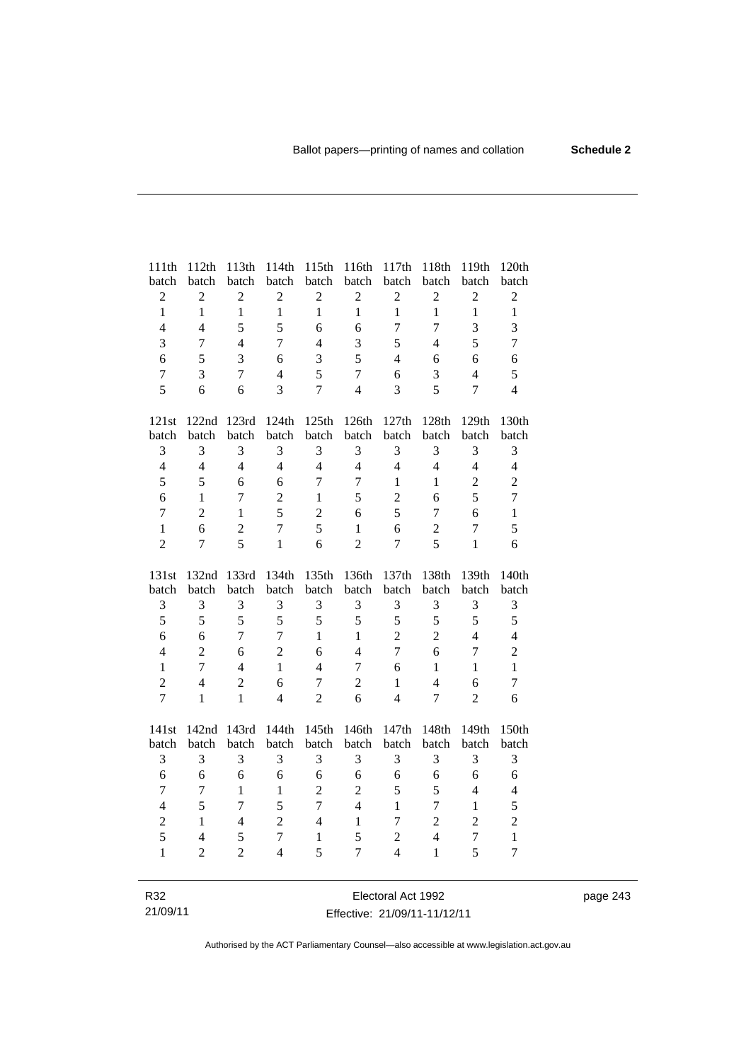| 111th batch | 112th batch | 113th batch | 114th batch | 115th batch | 116th batch | 117th batch | 118th batch | 119th batch | 120th batch |
|---|---|---|---|---|---|---|---|---|---|
| 2 | 2 | 2 | 2 | 2 | 2 | 2 | 2 | 2 | 2 |
| 1 | 1 | 1 | 1 | 1 | 1 | 1 | 1 | 1 | 1 |
| 4 | 4 | 5 | 5 | 6 | 6 | 7 | 7 | 3 | 3 |
| 3 | 7 | 4 | 7 | 4 | 3 | 5 | 4 | 5 | 7 |
| 6 | 5 | 3 | 6 | 3 | 5 | 4 | 6 | 6 | 6 |
| 7 | 3 | 7 | 4 | 5 | 7 | 6 | 3 | 4 | 5 |
| 5 | 6 | 6 | 3 | 7 | 4 | 3 | 5 | 7 | 4 |

| 121st batch | 122nd batch | 123rd batch | 124th batch | 125th batch | 126th batch | 127th batch | 128th batch | 129th batch | 130th batch |
|---|---|---|---|---|---|---|---|---|---|
| 3 | 3 | 3 | 3 | 3 | 3 | 3 | 3 | 3 | 3 |
| 4 | 4 | 4 | 4 | 4 | 4 | 4 | 4 | 4 | 4 |
| 5 | 5 | 6 | 6 | 7 | 7 | 1 | 1 | 2 | 2 |
| 6 | 1 | 7 | 2 | 1 | 5 | 2 | 6 | 5 | 7 |
| 7 | 2 | 1 | 5 | 2 | 6 | 5 | 7 | 6 | 1 |
| 1 | 6 | 2 | 7 | 5 | 1 | 6 | 2 | 7 | 5 |
| 2 | 7 | 5 | 1 | 6 | 2 | 7 | 5 | 1 | 6 |

| 131st batch | 132nd batch | 133rd batch | 134th batch | 135th batch | 136th batch | 137th batch | 138th batch | 139th batch | 140th batch |
|---|---|---|---|---|---|---|---|---|---|
| 3 | 3 | 3 | 3 | 3 | 3 | 3 | 3 | 3 | 3 |
| 5 | 5 | 5 | 5 | 5 | 5 | 5 | 5 | 5 | 5 |
| 6 | 6 | 7 | 7 | 1 | 1 | 2 | 2 | 4 | 4 |
| 4 | 2 | 6 | 2 | 6 | 4 | 7 | 6 | 7 | 2 |
| 1 | 7 | 4 | 1 | 4 | 7 | 6 | 1 | 1 | 1 |
| 2 | 4 | 2 | 6 | 7 | 2 | 1 | 4 | 6 | 7 |
| 7 | 1 | 1 | 4 | 2 | 6 | 4 | 7 | 2 | 6 |

| 141st batch | 142nd batch | 143rd batch | 144th batch | 145th batch | 146th batch | 147th batch | 148th batch | 149th batch | 150th batch |
|---|---|---|---|---|---|---|---|---|---|
| 3 | 3 | 3 | 3 | 3 | 3 | 3 | 3 | 3 | 3 |
| 6 | 6 | 6 | 6 | 6 | 6 | 6 | 6 | 6 | 6 |
| 7 | 7 | 1 | 1 | 2 | 2 | 5 | 5 | 4 | 4 |
| 4 | 5 | 7 | 5 | 7 | 4 | 1 | 7 | 1 | 5 |
| 2 | 1 | 4 | 2 | 4 | 1 | 7 | 2 | 2 | 2 |
| 5 | 4 | 5 | 7 | 1 | 5 | 2 | 4 | 7 | 1 |
| 1 | 2 | 2 | 4 | 5 | 7 | 4 | 1 | 5 | 7 |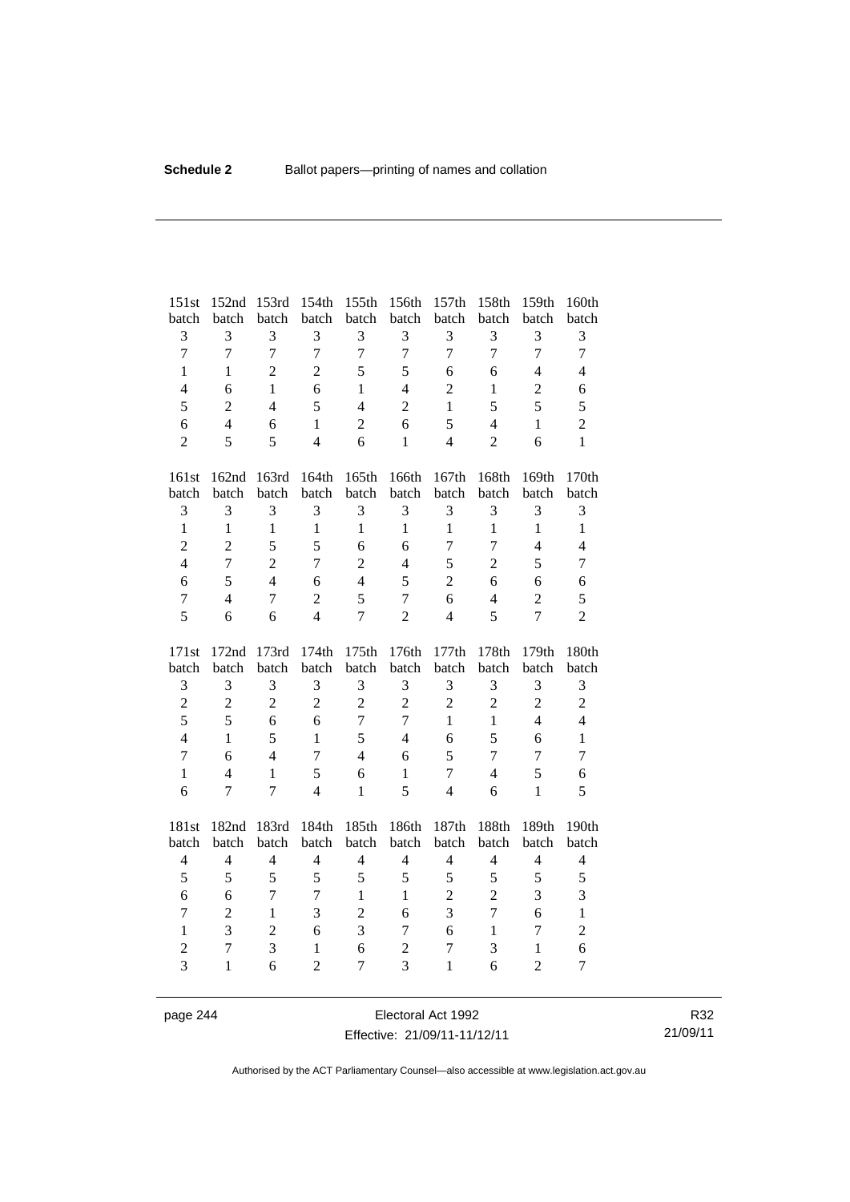| 151st batch | 152nd batch | 153rd batch | 154th batch | 155th batch | 156th batch | 157th batch | 158th batch | 159th batch | 160th batch |
|---|---|---|---|---|---|---|---|---|---|
| 3 | 3 | 3 | 3 | 3 | 3 | 3 | 3 | 3 | 3 |
| 7 | 7 | 7 | 7 | 7 | 7 | 7 | 7 | 7 | 7 |
| 1 | 1 | 2 | 2 | 5 | 5 | 6 | 6 | 4 | 4 |
| 4 | 6 | 1 | 6 | 1 | 4 | 2 | 1 | 2 | 6 |
| 5 | 2 | 4 | 5 | 4 | 2 | 1 | 5 | 5 | 5 |
| 6 | 4 | 6 | 1 | 2 | 6 | 5 | 4 | 1 | 2 |
| 2 | 5 | 5 | 4 | 6 | 1 | 4 | 2 | 6 | 1 |

| 161st batch | 162nd batch | 163rd batch | 164th batch | 165th batch | 166th batch | 167th batch | 168th batch | 169th batch | 170th batch |
|---|---|---|---|---|---|---|---|---|---|
| 3 | 3 | 3 | 3 | 3 | 3 | 3 | 3 | 3 | 3 |
| 1 | 1 | 1 | 1 | 1 | 1 | 1 | 1 | 1 | 1 |
| 2 | 2 | 5 | 5 | 6 | 6 | 7 | 7 | 4 | 4 |
| 4 | 7 | 2 | 7 | 2 | 4 | 5 | 2 | 5 | 7 |
| 6 | 5 | 4 | 6 | 4 | 5 | 2 | 6 | 6 | 6 |
| 7 | 4 | 7 | 2 | 5 | 7 | 6 | 4 | 2 | 5 |
| 5 | 6 | 6 | 4 | 7 | 2 | 4 | 5 | 7 | 2 |

| 171st batch | 172nd batch | 173rd batch | 174th batch | 175th batch | 176th batch | 177th batch | 178th batch | 179th batch | 180th batch |
|---|---|---|---|---|---|---|---|---|---|
| 3 | 3 | 3 | 3 | 3 | 3 | 3 | 3 | 3 | 3 |
| 2 | 2 | 2 | 2 | 2 | 2 | 2 | 2 | 2 | 2 |
| 5 | 5 | 6 | 6 | 7 | 7 | 1 | 1 | 4 | 4 |
| 4 | 1 | 5 | 1 | 5 | 4 | 6 | 5 | 6 | 1 |
| 7 | 6 | 4 | 7 | 4 | 6 | 5 | 7 | 7 | 7 |
| 1 | 4 | 1 | 5 | 6 | 1 | 7 | 4 | 5 | 6 |
| 6 | 7 | 7 | 4 | 1 | 5 | 4 | 6 | 1 | 5 |

| 181st batch | 182nd batch | 183rd batch | 184th batch | 185th batch | 186th batch | 187th batch | 188th batch | 189th batch | 190th batch |
|---|---|---|---|---|---|---|---|---|---|
| 4 | 4 | 4 | 4 | 4 | 4 | 4 | 4 | 4 | 4 |
| 5 | 5 | 5 | 5 | 5 | 5 | 5 | 5 | 5 | 5 |
| 6 | 6 | 7 | 7 | 1 | 1 | 2 | 2 | 3 | 3 |
| 7 | 2 | 1 | 3 | 2 | 6 | 3 | 7 | 6 | 1 |
| 1 | 3 | 2 | 6 | 3 | 7 | 6 | 1 | 7 | 2 |
| 2 | 7 | 3 | 1 | 6 | 2 | 7 | 3 | 1 | 6 |
| 3 | 1 | 6 | 2 | 7 | 3 | 1 | 6 | 2 | 7 |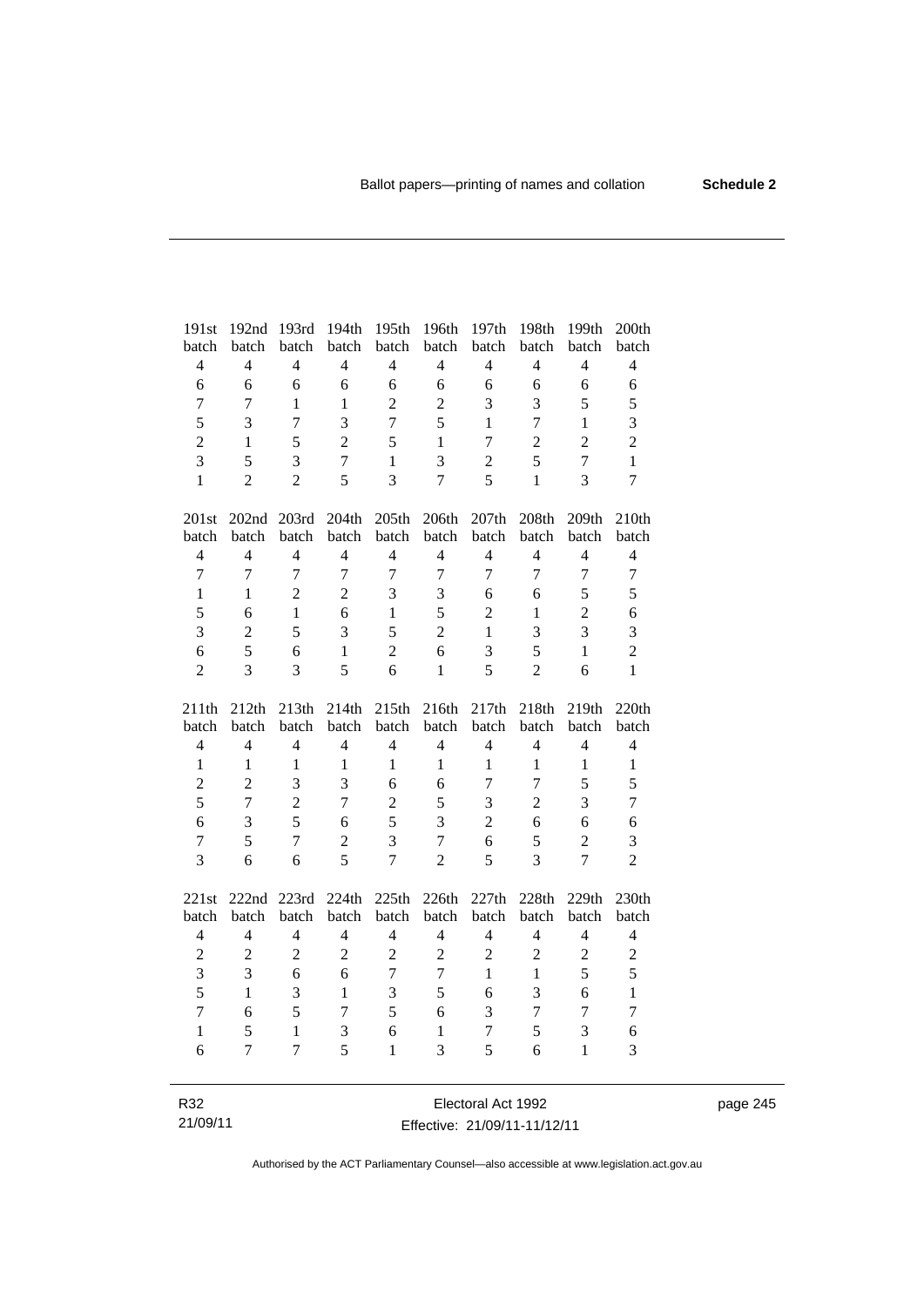| 191st batch | 192nd batch | 193rd batch | 194th batch | 195th batch | 196th batch | 197th batch | 198th batch | 199th batch | 200th batch |
|---|---|---|---|---|---|---|---|---|---|
| 4 | 4 | 4 | 4 | 4 | 4 | 4 | 4 | 4 | 4 |
| 6 | 6 | 6 | 6 | 6 | 6 | 6 | 6 | 6 | 6 |
| 7 | 7 | 1 | 1 | 2 | 2 | 3 | 3 | 5 | 5 |
| 5 | 3 | 7 | 3 | 7 | 5 | 1 | 7 | 1 | 3 |
| 2 | 1 | 5 | 2 | 5 | 1 | 7 | 2 | 2 | 2 |
| 3 | 5 | 3 | 7 | 1 | 3 | 2 | 5 | 7 | 1 |
| 1 | 2 | 2 | 5 | 3 | 7 | 5 | 1 | 3 | 7 |

| 201st batch | 202nd batch | 203rd batch | 204th batch | 205th batch | 206th batch | 207th batch | 208th batch | 209th batch | 210th batch |
|---|---|---|---|---|---|---|---|---|---|
| 4 | 4 | 4 | 4 | 4 | 4 | 4 | 4 | 4 | 4 |
| 7 | 7 | 7 | 7 | 7 | 7 | 7 | 7 | 7 | 7 |
| 1 | 1 | 2 | 2 | 3 | 3 | 6 | 6 | 5 | 5 |
| 5 | 6 | 1 | 6 | 1 | 5 | 2 | 1 | 2 | 6 |
| 3 | 2 | 5 | 3 | 5 | 2 | 1 | 3 | 3 | 3 |
| 6 | 5 | 6 | 1 | 2 | 6 | 3 | 5 | 1 | 2 |
| 2 | 3 | 3 | 5 | 6 | 1 | 5 | 2 | 6 | 1 |

| 211th batch | 212th batch | 213th batch | 214th batch | 215th batch | 216th batch | 217th batch | 218th batch | 219th batch | 220th batch |
|---|---|---|---|---|---|---|---|---|---|
| 4 | 4 | 4 | 4 | 4 | 4 | 4 | 4 | 4 | 4 |
| 1 | 1 | 1 | 1 | 1 | 1 | 1 | 1 | 1 | 1 |
| 2 | 2 | 3 | 3 | 6 | 6 | 7 | 7 | 5 | 5 |
| 5 | 7 | 2 | 7 | 2 | 5 | 3 | 2 | 3 | 7 |
| 6 | 3 | 5 | 6 | 5 | 3 | 2 | 6 | 6 | 6 |
| 7 | 5 | 7 | 2 | 3 | 7 | 6 | 5 | 2 | 3 |
| 3 | 6 | 6 | 5 | 7 | 2 | 5 | 3 | 7 | 2 |

| 221st batch | 222nd batch | 223rd batch | 224th batch | 225th batch | 226th batch | 227th batch | 228th batch | 229th batch | 230th batch |
|---|---|---|---|---|---|---|---|---|---|
| 4 | 4 | 4 | 4 | 4 | 4 | 4 | 4 | 4 | 4 |
| 2 | 2 | 2 | 2 | 2 | 2 | 2 | 2 | 2 | 2 |
| 3 | 3 | 6 | 6 | 7 | 7 | 1 | 1 | 5 | 5 |
| 5 | 1 | 3 | 1 | 3 | 5 | 6 | 3 | 6 | 1 |
| 7 | 6 | 5 | 7 | 5 | 6 | 3 | 7 | 7 | 7 |
| 1 | 5 | 1 | 3 | 6 | 1 | 7 | 5 | 3 | 6 |
| 6 | 7 | 7 | 5 | 1 | 3 | 5 | 6 | 1 | 3 |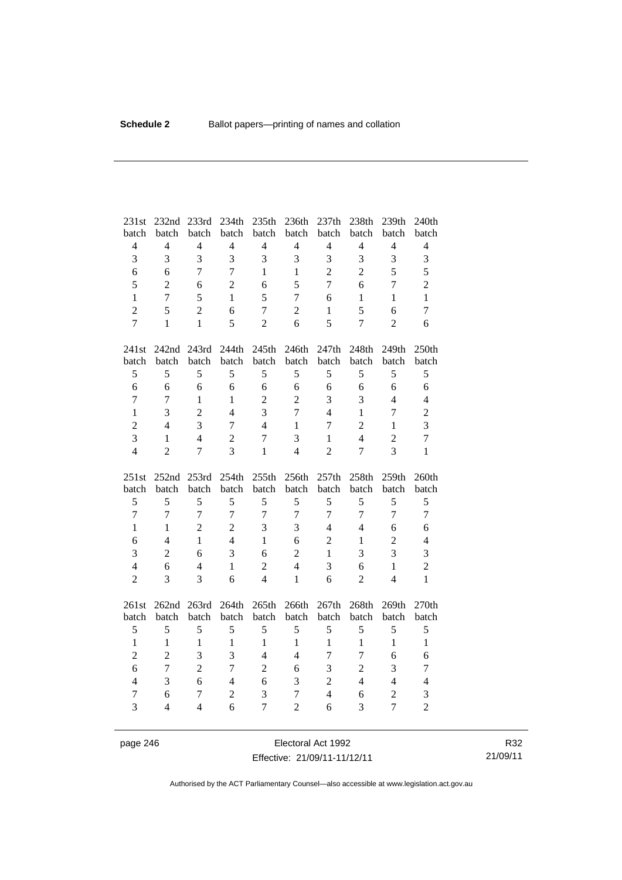| 231st batch | 232nd batch | 233rd batch | 234th batch | 235th batch | 236th batch | 237th batch | 238th batch | 239th batch | 240th batch |
|---|---|---|---|---|---|---|---|---|---|
| 4 | 4 | 4 | 4 | 4 | 4 | 4 | 4 | 4 | 4 |
| 3 | 3 | 3 | 3 | 3 | 3 | 3 | 3 | 3 | 3 |
| 6 | 6 | 7 | 7 | 1 | 1 | 2 | 2 | 5 | 5 |
| 5 | 2 | 6 | 2 | 6 | 5 | 7 | 6 | 7 | 2 |
| 1 | 7 | 5 | 1 | 5 | 7 | 6 | 1 | 1 | 1 |
| 2 | 5 | 2 | 6 | 7 | 2 | 1 | 5 | 6 | 7 |
| 7 | 1 | 1 | 5 | 2 | 6 | 5 | 7 | 2 | 6 |

| 241st batch | 242nd batch | 243rd batch | 244th batch | 245th batch | 246th batch | 247th batch | 248th batch | 249th batch | 250th batch |
|---|---|---|---|---|---|---|---|---|---|
| 5 | 5 | 5 | 5 | 5 | 5 | 5 | 5 | 5 | 5 |
| 6 | 6 | 6 | 6 | 6 | 6 | 6 | 6 | 6 | 6 |
| 7 | 7 | 1 | 1 | 2 | 2 | 3 | 3 | 4 | 4 |
| 1 | 3 | 2 | 4 | 3 | 7 | 4 | 1 | 7 | 2 |
| 2 | 4 | 3 | 7 | 4 | 1 | 7 | 2 | 1 | 3 |
| 3 | 1 | 4 | 2 | 7 | 3 | 1 | 4 | 2 | 7 |
| 4 | 2 | 7 | 3 | 1 | 4 | 2 | 7 | 3 | 1 |

| 251st batch | 252nd batch | 253rd batch | 254th batch | 255th batch | 256th batch | 257th batch | 258th batch | 259th batch | 260th batch |
|---|---|---|---|---|---|---|---|---|---|
| 5 | 5 | 5 | 5 | 5 | 5 | 5 | 5 | 5 | 5 |
| 7 | 7 | 7 | 7 | 7 | 7 | 7 | 7 | 7 | 7 |
| 1 | 1 | 2 | 2 | 3 | 3 | 4 | 4 | 6 | 6 |
| 6 | 4 | 1 | 4 | 1 | 6 | 2 | 1 | 2 | 4 |
| 3 | 2 | 6 | 3 | 6 | 2 | 1 | 3 | 3 | 3 |
| 4 | 6 | 4 | 1 | 2 | 4 | 3 | 6 | 1 | 2 |
| 2 | 3 | 3 | 6 | 4 | 1 | 6 | 2 | 4 | 1 |

| 261st batch | 262nd batch | 263rd batch | 264th batch | 265th batch | 266th batch | 267th batch | 268th batch | 269th batch | 270th batch |
|---|---|---|---|---|---|---|---|---|---|
| 5 | 5 | 5 | 5 | 5 | 5 | 5 | 5 | 5 | 5 |
| 1 | 1 | 1 | 1 | 1 | 1 | 1 | 1 | 1 | 1 |
| 2 | 2 | 3 | 3 | 4 | 4 | 7 | 7 | 6 | 6 |
| 6 | 7 | 2 | 7 | 2 | 6 | 3 | 2 | 3 | 7 |
| 4 | 3 | 6 | 4 | 6 | 3 | 2 | 4 | 4 | 4 |
| 7 | 6 | 7 | 2 | 3 | 7 | 4 | 6 | 2 | 3 |
| 3 | 4 | 4 | 6 | 7 | 2 | 6 | 3 | 7 | 2 |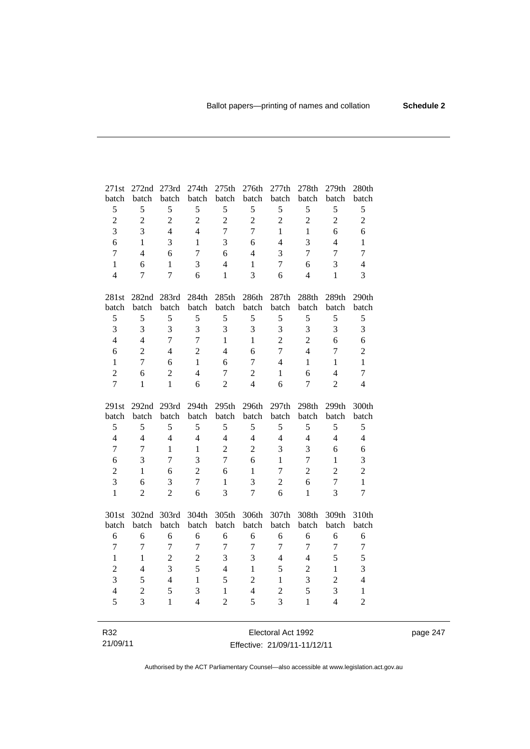| 271st batch | 272nd batch | 273rd batch | 274th batch | 275th batch | 276th batch | 277th batch | 278th batch | 279th batch | 280th batch |
|---|---|---|---|---|---|---|---|---|---|
| 5 | 5 | 5 | 5 | 5 | 5 | 5 | 5 | 5 | 5 |
| 2 | 2 | 2 | 2 | 2 | 2 | 2 | 2 | 2 | 2 |
| 3 | 3 | 4 | 4 | 7 | 7 | 1 | 1 | 6 | 6 |
| 6 | 1 | 3 | 1 | 3 | 6 | 4 | 3 | 4 | 1 |
| 7 | 4 | 6 | 7 | 6 | 4 | 3 | 7 | 7 | 7 |
| 1 | 6 | 1 | 3 | 4 | 1 | 7 | 6 | 3 | 4 |
| 4 | 7 | 7 | 6 | 1 | 3 | 6 | 4 | 1 | 3 |

| 281st batch | 282nd batch | 283rd batch | 284th batch | 285th batch | 286th batch | 287th batch | 288th batch | 289th batch | 290th batch |
|---|---|---|---|---|---|---|---|---|---|
| 5 | 5 | 5 | 5 | 5 | 5 | 5 | 5 | 5 | 5 |
| 3 | 3 | 3 | 3 | 3 | 3 | 3 | 3 | 3 | 3 |
| 4 | 4 | 7 | 7 | 1 | 1 | 2 | 2 | 6 | 6 |
| 6 | 2 | 4 | 2 | 4 | 6 | 7 | 4 | 7 | 2 |
| 1 | 7 | 6 | 1 | 6 | 7 | 4 | 1 | 1 | 1 |
| 2 | 6 | 2 | 4 | 7 | 2 | 1 | 6 | 4 | 7 |
| 7 | 1 | 1 | 6 | 2 | 4 | 6 | 7 | 2 | 4 |

| 291st batch | 292nd batch | 293rd batch | 294th batch | 295th batch | 296th batch | 297th batch | 298th batch | 299th batch | 300th batch |
|---|---|---|---|---|---|---|---|---|---|
| 5 | 5 | 5 | 5 | 5 | 5 | 5 | 5 | 5 | 5 |
| 4 | 4 | 4 | 4 | 4 | 4 | 4 | 4 | 4 | 4 |
| 7 | 7 | 1 | 1 | 2 | 2 | 3 | 3 | 6 | 6 |
| 6 | 3 | 7 | 3 | 7 | 6 | 1 | 7 | 1 | 3 |
| 2 | 1 | 6 | 2 | 6 | 1 | 7 | 2 | 2 | 2 |
| 3 | 6 | 3 | 7 | 1 | 3 | 2 | 6 | 7 | 1 |
| 1 | 2 | 2 | 6 | 3 | 7 | 6 | 1 | 3 | 7 |

| 301st batch | 302nd batch | 303rd batch | 304th batch | 305th batch | 306th batch | 307th batch | 308th batch | 309th batch | 310th batch |
|---|---|---|---|---|---|---|---|---|---|
| 6 | 6 | 6 | 6 | 6 | 6 | 6 | 6 | 6 | 6 |
| 7 | 7 | 7 | 7 | 7 | 7 | 7 | 7 | 7 | 7 |
| 1 | 1 | 2 | 2 | 3 | 3 | 4 | 4 | 5 | 5 |
| 2 | 4 | 3 | 5 | 4 | 1 | 5 | 2 | 1 | 3 |
| 3 | 5 | 4 | 1 | 5 | 2 | 1 | 3 | 2 | 4 |
| 4 | 2 | 5 | 3 | 1 | 4 | 2 | 5 | 3 | 1 |
| 5 | 3 | 1 | 4 | 2 | 5 | 3 | 1 | 4 | 2 |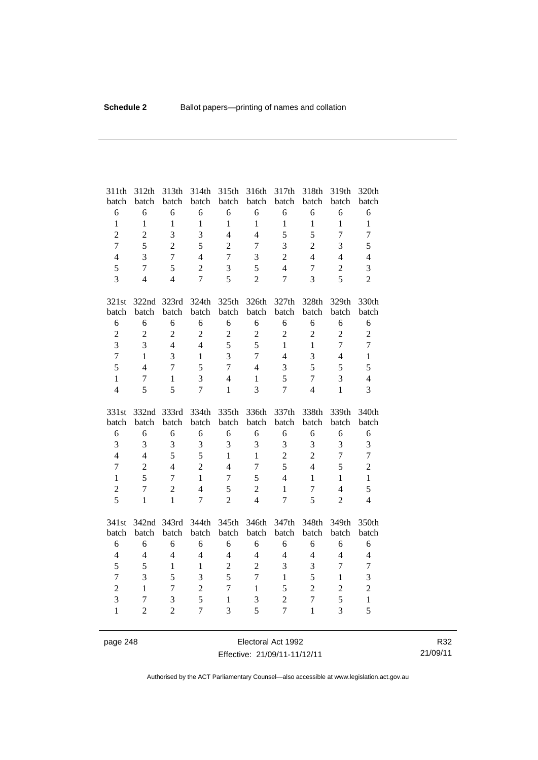| 311th batch | 312th batch | 313th batch | 314th batch | 315th batch | 316th batch | 317th batch | 318th batch | 319th batch | 320th batch |
|---|---|---|---|---|---|---|---|---|---|
| 6 | 6 | 6 | 6 | 6 | 6 | 6 | 6 | 6 | 6 |
| 1 | 1 | 1 | 1 | 1 | 1 | 1 | 1 | 1 | 1 |
| 2 | 2 | 3 | 3 | 4 | 4 | 5 | 5 | 7 | 7 |
| 7 | 5 | 2 | 5 | 2 | 7 | 3 | 2 | 3 | 5 |
| 4 | 3 | 7 | 4 | 7 | 3 | 2 | 4 | 4 | 4 |
| 5 | 7 | 5 | 2 | 3 | 5 | 4 | 7 | 2 | 3 |
| 3 | 4 | 4 | 7 | 5 | 2 | 7 | 3 | 5 | 2 |

| 321st batch | 322nd batch | 323rd batch | 324th batch | 325th batch | 326th batch | 327th batch | 328th batch | 329th batch | 330th batch |
|---|---|---|---|---|---|---|---|---|---|
| 6 | 6 | 6 | 6 | 6 | 6 | 6 | 6 | 6 | 6 |
| 2 | 2 | 2 | 2 | 2 | 2 | 2 | 2 | 2 | 2 |
| 3 | 3 | 4 | 4 | 5 | 5 | 1 | 1 | 7 | 7 |
| 7 | 1 | 3 | 1 | 3 | 7 | 4 | 3 | 4 | 1 |
| 5 | 4 | 7 | 5 | 7 | 4 | 3 | 5 | 5 | 5 |
| 1 | 7 | 1 | 3 | 4 | 1 | 5 | 7 | 3 | 4 |
| 4 | 5 | 5 | 7 | 1 | 3 | 7 | 4 | 1 | 3 |

| 331st batch | 332nd batch | 333rd batch | 334th batch | 335th batch | 336th batch | 337th batch | 338th batch | 339th batch | 340th batch |
|---|---|---|---|---|---|---|---|---|---|
| 6 | 6 | 6 | 6 | 6 | 6 | 6 | 6 | 6 | 6 |
| 3 | 3 | 3 | 3 | 3 | 3 | 3 | 3 | 3 | 3 |
| 4 | 4 | 5 | 5 | 1 | 1 | 2 | 2 | 7 | 7 |
| 7 | 2 | 4 | 2 | 4 | 7 | 5 | 4 | 5 | 2 |
| 1 | 5 | 7 | 1 | 7 | 5 | 4 | 1 | 1 | 1 |
| 2 | 7 | 2 | 4 | 5 | 2 | 1 | 7 | 4 | 5 |
| 5 | 1 | 1 | 7 | 2 | 4 | 7 | 5 | 2 | 4 |

| 341st batch | 342nd batch | 343rd batch | 344th batch | 345th batch | 346th batch | 347th batch | 348th batch | 349th batch | 350th batch |
|---|---|---|---|---|---|---|---|---|---|
| 6 | 6 | 6 | 6 | 6 | 6 | 6 | 6 | 6 | 6 |
| 4 | 4 | 4 | 4 | 4 | 4 | 4 | 4 | 4 | 4 |
| 5 | 5 | 1 | 1 | 2 | 2 | 3 | 3 | 7 | 7 |
| 7 | 3 | 5 | 3 | 5 | 7 | 1 | 5 | 1 | 3 |
| 2 | 1 | 7 | 2 | 7 | 1 | 5 | 2 | 2 | 2 |
| 3 | 7 | 3 | 5 | 1 | 3 | 2 | 7 | 5 | 1 |
| 1 | 2 | 2 | 7 | 3 | 5 | 7 | 1 | 3 | 5 |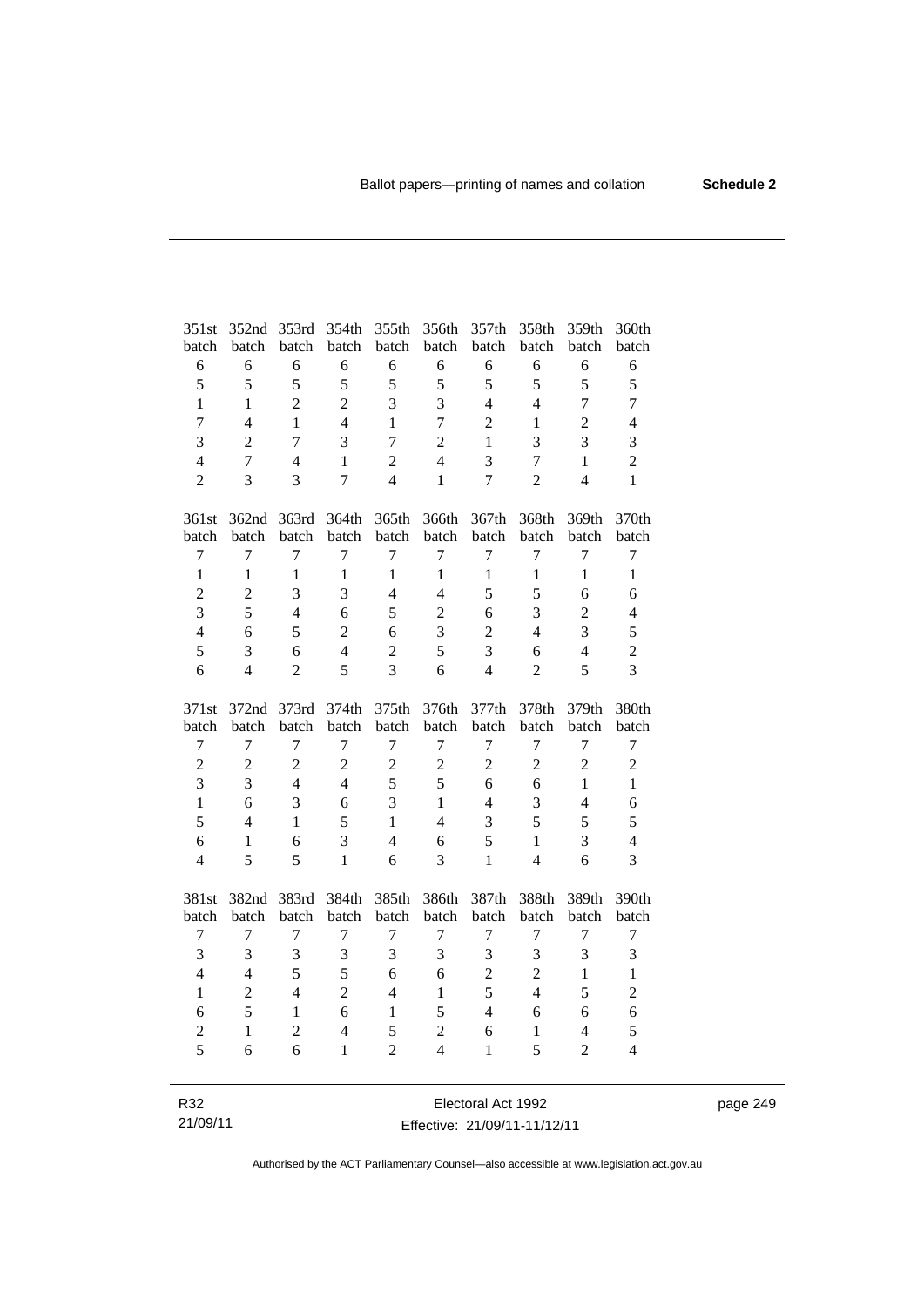| 351st batch | 352nd batch | 353rd batch | 354th batch | 355th batch | 356th batch | 357th batch | 358th batch | 359th batch | 360th batch |
|---|---|---|---|---|---|---|---|---|---|
| 6 | 6 | 6 | 6 | 6 | 6 | 6 | 6 | 6 | 6 |
| 5 | 5 | 5 | 5 | 5 | 5 | 5 | 5 | 5 | 5 |
| 1 | 1 | 2 | 2 | 3 | 3 | 4 | 4 | 7 | 7 |
| 7 | 4 | 1 | 4 | 1 | 7 | 2 | 1 | 2 | 4 |
| 3 | 2 | 7 | 3 | 7 | 2 | 1 | 3 | 3 | 3 |
| 4 | 7 | 4 | 1 | 2 | 4 | 3 | 7 | 1 | 2 |
| 2 | 3 | 3 | 7 | 4 | 1 | 7 | 2 | 4 | 1 |

| 361st batch | 362nd batch | 363rd batch | 364th batch | 365th batch | 366th batch | 367th batch | 368th batch | 369th batch | 370th batch |
|---|---|---|---|---|---|---|---|---|---|
| 7 | 7 | 7 | 7 | 7 | 7 | 7 | 7 | 7 | 7 |
| 1 | 1 | 1 | 1 | 1 | 1 | 1 | 1 | 1 | 1 |
| 2 | 2 | 3 | 3 | 4 | 4 | 5 | 5 | 6 | 6 |
| 3 | 5 | 4 | 6 | 5 | 2 | 6 | 3 | 2 | 4 |
| 4 | 6 | 5 | 2 | 6 | 3 | 2 | 4 | 3 | 5 |
| 5 | 3 | 6 | 4 | 2 | 5 | 3 | 6 | 4 | 2 |
| 6 | 4 | 2 | 5 | 3 | 6 | 4 | 2 | 5 | 3 |

| 371st batch | 372nd batch | 373rd batch | 374th batch | 375th batch | 376th batch | 377th batch | 378th batch | 379th batch | 380th batch |
|---|---|---|---|---|---|---|---|---|---|
| 7 | 7 | 7 | 7 | 7 | 7 | 7 | 7 | 7 | 7 |
| 2 | 2 | 2 | 2 | 2 | 2 | 2 | 2 | 2 | 2 |
| 3 | 3 | 4 | 4 | 5 | 5 | 6 | 6 | 1 | 1 |
| 1 | 6 | 3 | 6 | 3 | 1 | 4 | 3 | 4 | 6 |
| 5 | 4 | 1 | 5 | 1 | 4 | 3 | 5 | 5 | 5 |
| 6 | 1 | 6 | 3 | 4 | 6 | 5 | 1 | 3 | 4 |
| 4 | 5 | 5 | 1 | 6 | 3 | 1 | 4 | 6 | 3 |

| 381st batch | 382nd batch | 383rd batch | 384th batch | 385th batch | 386th batch | 387th batch | 388th batch | 389th batch | 390th batch |
|---|---|---|---|---|---|---|---|---|---|
| 7 | 7 | 7 | 7 | 7 | 7 | 7 | 7 | 7 | 7 |
| 3 | 3 | 3 | 3 | 3 | 3 | 3 | 3 | 3 | 3 |
| 4 | 4 | 5 | 5 | 6 | 6 | 2 | 2 | 1 | 1 |
| 1 | 2 | 4 | 2 | 4 | 1 | 5 | 4 | 5 | 2 |
| 6 | 5 | 1 | 6 | 1 | 5 | 4 | 6 | 6 | 6 |
| 2 | 1 | 2 | 4 | 5 | 2 | 6 | 1 | 4 | 5 |
| 5 | 6 | 6 | 1 | 2 | 4 | 1 | 5 | 2 | 4 |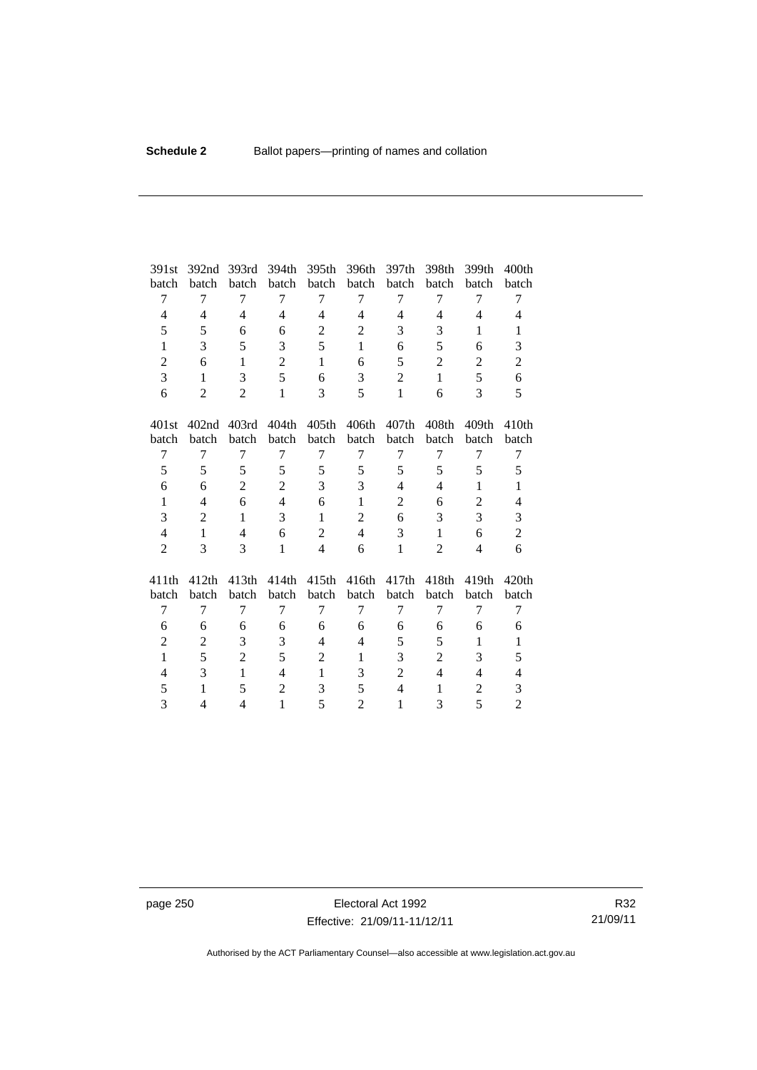| 391st batch | 392nd batch | 393rd batch | 394th batch | 395th batch | 396th batch | 397th batch | 398th batch | 399th batch | 400th batch |
|---|---|---|---|---|---|---|---|---|---|
| 7 | 7 | 7 | 7 | 7 | 7 | 7 | 7 | 7 | 7 |
| 4 | 4 | 4 | 4 | 4 | 4 | 4 | 4 | 4 | 4 |
| 5 | 5 | 6 | 6 | 2 | 2 | 3 | 3 | 1 | 1 |
| 1 | 3 | 5 | 3 | 5 | 1 | 6 | 5 | 6 | 3 |
| 2 | 6 | 1 | 2 | 1 | 6 | 5 | 2 | 2 | 2 |
| 3 | 1 | 3 | 5 | 6 | 3 | 2 | 1 | 5 | 6 |
| 6 | 2 | 2 | 1 | 3 | 5 | 1 | 6 | 3 | 5 |

| 401st batch | 402nd batch | 403rd batch | 404th batch | 405th batch | 406th batch | 407th batch | 408th batch | 409th batch | 410th batch |
|---|---|---|---|---|---|---|---|---|---|
| 7 | 7 | 7 | 7 | 7 | 7 | 7 | 7 | 7 | 7 |
| 5 | 5 | 5 | 5 | 5 | 5 | 5 | 5 | 5 | 5 |
| 6 | 6 | 2 | 2 | 3 | 3 | 4 | 4 | 1 | 1 |
| 1 | 4 | 6 | 4 | 6 | 1 | 2 | 6 | 2 | 4 |
| 3 | 2 | 1 | 3 | 1 | 2 | 6 | 3 | 3 | 3 |
| 4 | 1 | 4 | 6 | 2 | 4 | 3 | 1 | 6 | 2 |
| 2 | 3 | 3 | 1 | 4 | 6 | 1 | 2 | 4 | 6 |

| 411th batch | 412th batch | 413th batch | 414th batch | 415th batch | 416th batch | 417th batch | 418th batch | 419th batch | 420th batch |
|---|---|---|---|---|---|---|---|---|---|
| 7 | 7 | 7 | 7 | 7 | 7 | 7 | 7 | 7 | 7 |
| 6 | 6 | 6 | 6 | 6 | 6 | 6 | 6 | 6 | 6 |
| 2 | 2 | 3 | 3 | 4 | 4 | 5 | 5 | 1 | 1 |
| 1 | 5 | 2 | 5 | 2 | 1 | 3 | 2 | 3 | 5 |
| 4 | 3 | 1 | 4 | 1 | 3 | 2 | 4 | 4 | 4 |
| 5 | 1 | 5 | 2 | 3 | 5 | 4 | 1 | 2 | 3 |
| 3 | 4 | 4 | 1 | 5 | 2 | 1 | 3 | 5 | 2 |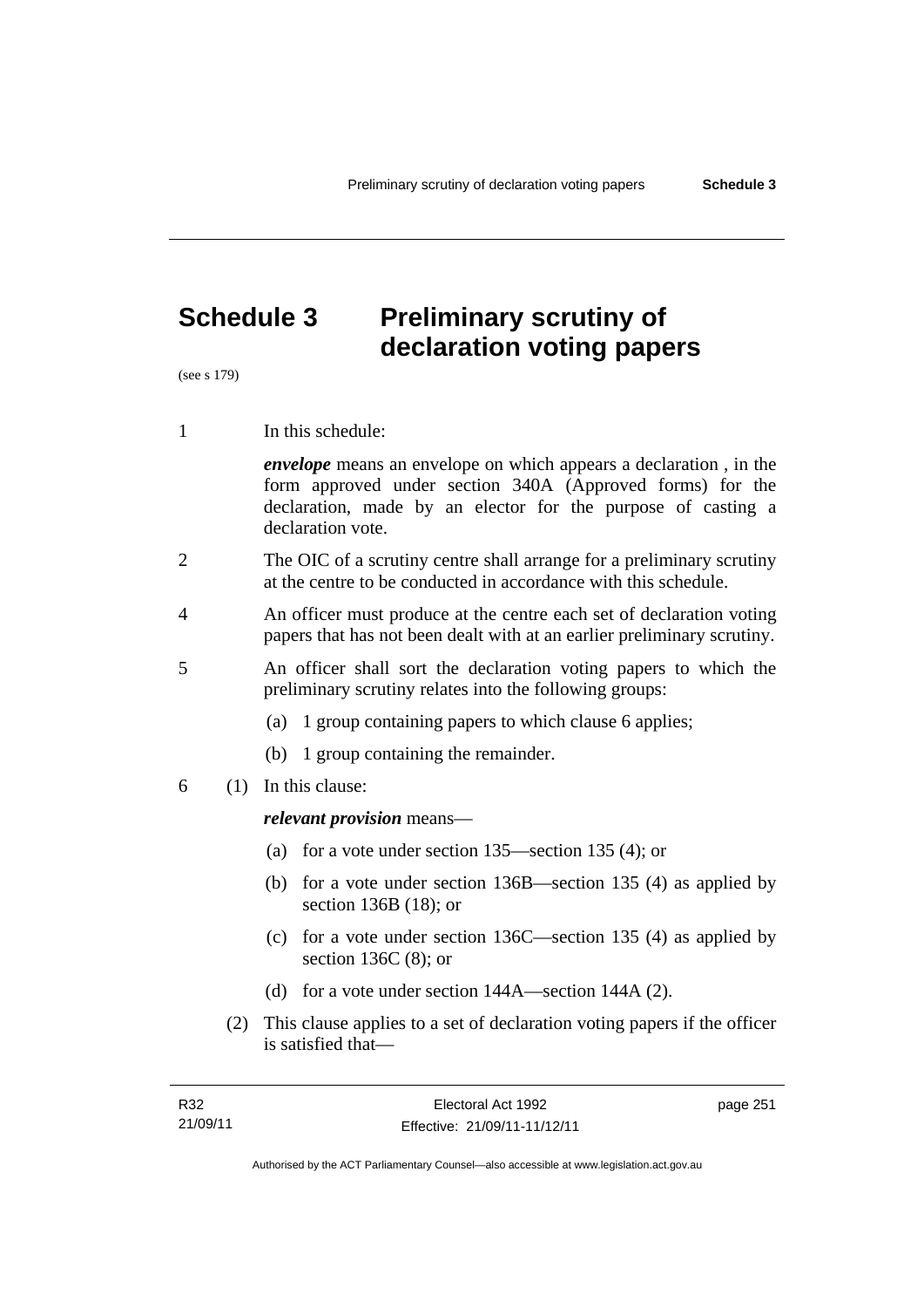# Schedule 3 Preliminary scrutiny of declaration voting papers

(see s 179)

1 In this schedule:

***envelope*** means an envelope on which appears a declaration , in the form approved under section 340A (Approved forms) for the declaration, made by an elector for the purpose of casting a declaration vote.

2 The OIC of a scrutiny centre shall arrange for a preliminary scrutiny at the centre to be conducted in accordance with this schedule.

4 An officer must produce at the centre each set of declaration voting papers that has not been dealt with at an earlier preliminary scrutiny.

5 An officer shall sort the declaration voting papers to which the preliminary scrutiny relates into the following groups:

(a) 1 group containing papers to which clause 6 applies;

(b) 1 group containing the remainder.

6 (1) In this clause:

***relevant provision*** means—

(a) for a vote under section 135—section 135 (4); or

(b) for a vote under section 136B—section 135 (4) as applied by section 136B (18); or

(c) for a vote under section 136C—section 135 (4) as applied by section 136C (8); or

(d) for a vote under section 144A—section 144A (2).

(2) This clause applies to a set of declaration voting papers if the officer is satisfied that—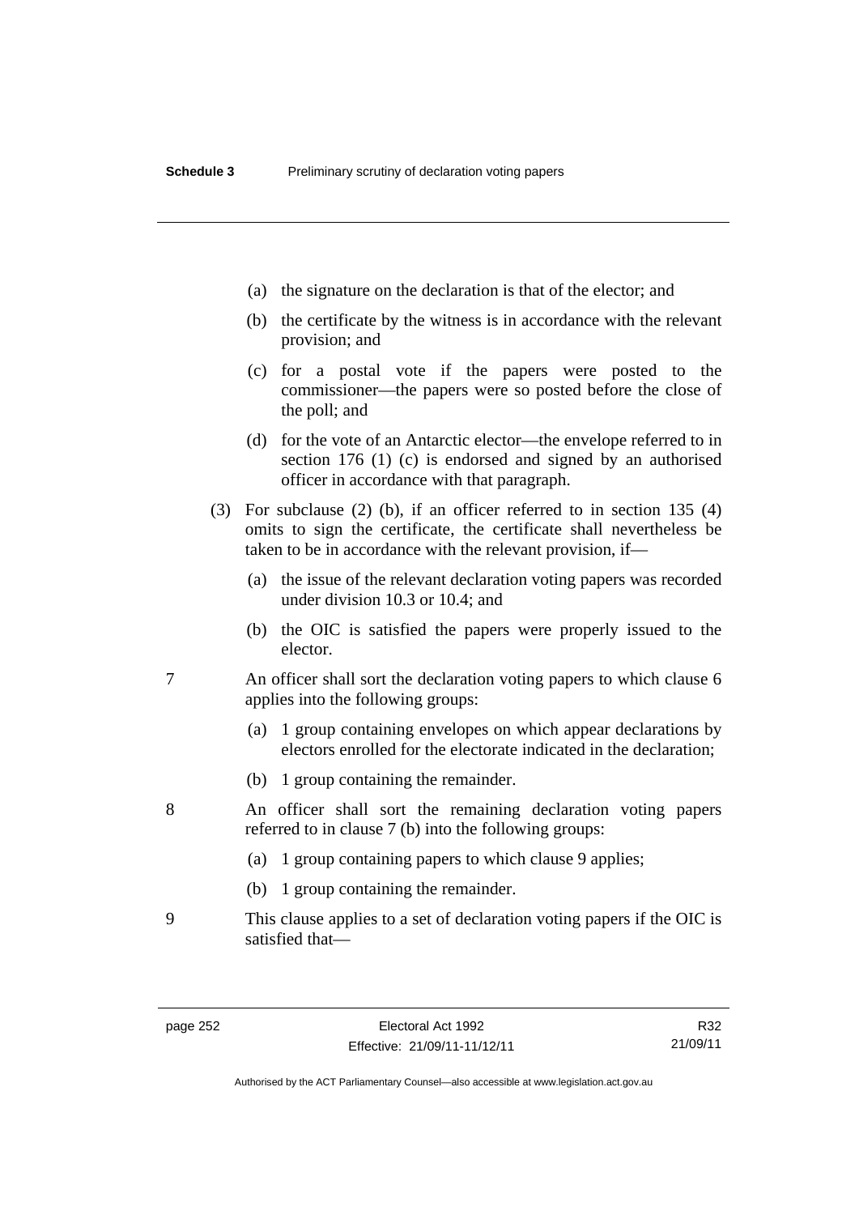(a) the signature on the declaration is that of the elector; and

(b) the certificate by the witness is in accordance with the relevant provision; and

(c) for a postal vote if the papers were posted to the commissioner—the papers were so posted before the close of the poll; and

(d) for the vote of an Antarctic elector—the envelope referred to in section 176 (1) (c) is endorsed and signed by an authorised officer in accordance with that paragraph.

(3) For subclause (2) (b), if an officer referred to in section 135 (4) omits to sign the certificate, the certificate shall nevertheless be taken to be in accordance with the relevant provision, if—

(a) the issue of the relevant declaration voting papers was recorded under division 10.3 or 10.4; and

(b) the OIC is satisfied the papers were properly issued to the elector.

7 An officer shall sort the declaration voting papers to which clause 6 applies into the following groups:

(a) 1 group containing envelopes on which appear declarations by electors enrolled for the electorate indicated in the declaration;

(b) 1 group containing the remainder.

8 An officer shall sort the remaining declaration voting papers referred to in clause 7 (b) into the following groups:

(a) 1 group containing papers to which clause 9 applies;

(b) 1 group containing the remainder.

9 This clause applies to a set of declaration voting papers if the OIC is satisfied that—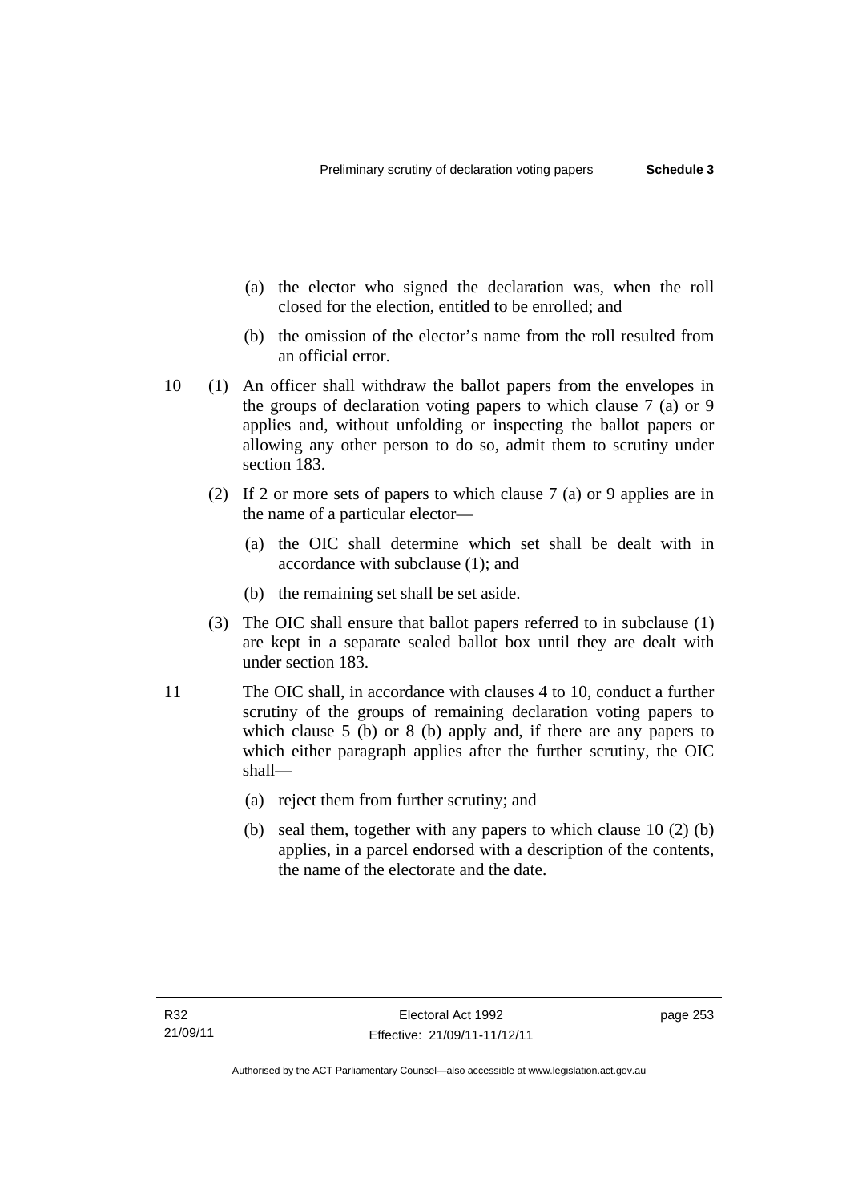(a) the elector who signed the declaration was, when the roll closed for the election, entitled to be enrolled; and

(b) the omission of the elector's name from the roll resulted from an official error.

10 (1) An officer shall withdraw the ballot papers from the envelopes in the groups of declaration voting papers to which clause 7 (a) or 9 applies and, without unfolding or inspecting the ballot papers or allowing any other person to do so, admit them to scrutiny under section 183.

(2) If 2 or more sets of papers to which clause 7 (a) or 9 applies are in the name of a particular elector—

(a) the OIC shall determine which set shall be dealt with in accordance with subclause (1); and

(b) the remaining set shall be set aside.

(3) The OIC shall ensure that ballot papers referred to in subclause (1) are kept in a separate sealed ballot box until they are dealt with under section 183.

11 The OIC shall, in accordance with clauses 4 to 10, conduct a further scrutiny of the groups of remaining declaration voting papers to which clause 5 (b) or 8 (b) apply and, if there are any papers to which either paragraph applies after the further scrutiny, the OIC shall—

(a) reject them from further scrutiny; and

(b) seal them, together with any papers to which clause 10 (2) (b) applies, in a parcel endorsed with a description of the contents, the name of the electorate and the date.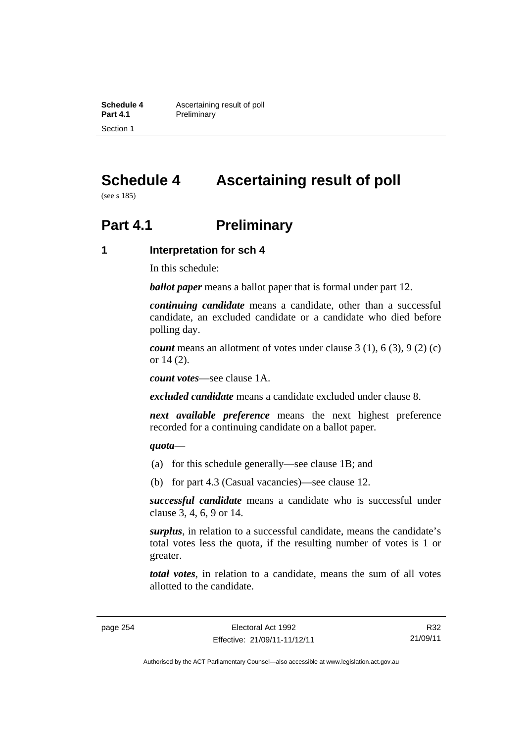# Schedule 4 Ascertaining result of poll

(see s 185)

## Part 4.1 Preliminary

### 1 Interpretation for sch 4

In this schedule:

***ballot paper*** means a ballot paper that is formal under part 12.

***continuing candidate*** means a candidate, other than a successful candidate, an excluded candidate or a candidate who died before polling day.

***count*** means an allotment of votes under clause 3 (1), 6 (3), 9 (2) (c) or 14 (2).

***count votes***—see clause 1A.

***excluded candidate*** means a candidate excluded under clause 8.

***next available preference*** means the next highest preference recorded for a continuing candidate on a ballot paper.

***quota***—

(a) for this schedule generally—see clause 1B; and

(b) for part 4.3 (Casual vacancies)—see clause 12.

***successful candidate*** means a candidate who is successful under clause 3, 4, 6, 9 or 14.

***surplus***, in relation to a successful candidate, means the candidate's total votes less the quota, if the resulting number of votes is 1 or greater.

***total votes***, in relation to a candidate, means the sum of all votes allotted to the candidate.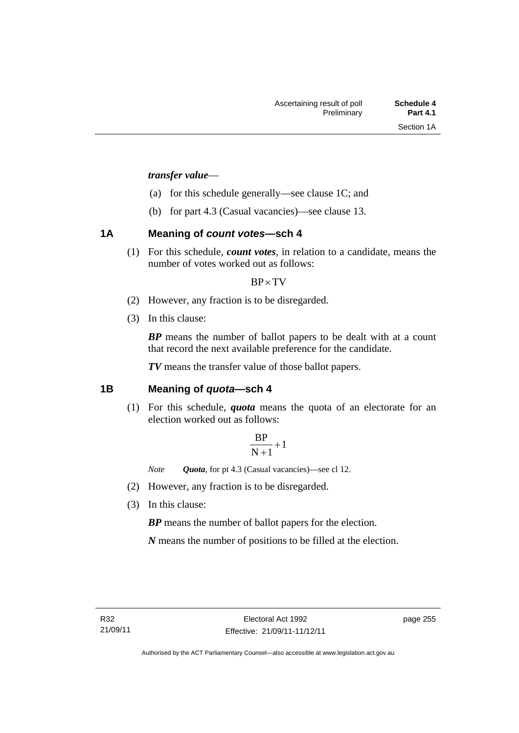***transfer value***—

(a) for this schedule generally—see clause 1C; and

(b) for part 4.3 (Casual vacancies)—see clause 13.

### 1A Meaning of *count votes*—sch 4

(1) For this schedule, ***count votes***, in relation to a candidate, means the number of votes worked out as follows:

$$BP \times TV$$

(2) However, any fraction is to be disregarded.

(3) In this clause:

***BP*** means the number of ballot papers to be dealt with at a count that record the next available preference for the candidate.

***TV*** means the transfer value of those ballot papers.

### 1B Meaning of *quota*—sch 4

(1) For this schedule, ***quota*** means the quota of an electorate for an election worked out as follows:

$$\frac{BP}{N+1}+1$$

*Note* ***Quota***, for pt 4.3 (Casual vacancies)—see cl 12.

(2) However, any fraction is to be disregarded.

(3) In this clause:

***BP*** means the number of ballot papers for the election.

***N*** means the number of positions to be filled at the election.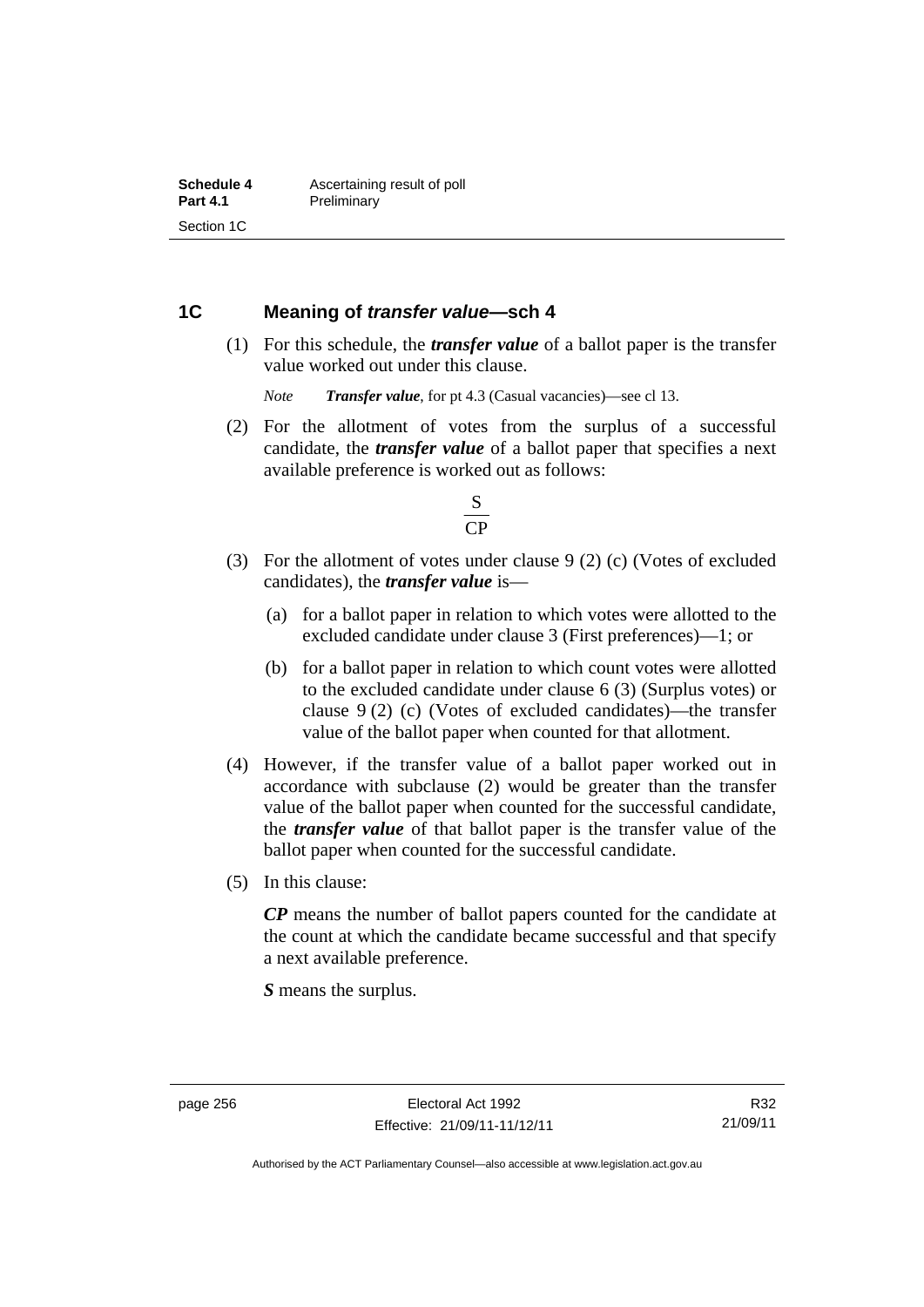## 1C Meaning of *transfer value*—sch 4

(1) For this schedule, the ***transfer value*** of a ballot paper is the transfer value worked out under this clause.

*Note* ***Transfer value***, for pt 4.3 (Casual vacancies)—see cl 13.

(2) For the allotment of votes from the surplus of a successful candidate, the ***transfer value*** of a ballot paper that specifies a next available preference is worked out as follows:

$$\frac{S}{CP}$$

(3) For the allotment of votes under clause 9 (2) (c) (Votes of excluded candidates), the ***transfer value*** is—

(a) for a ballot paper in relation to which votes were allotted to the excluded candidate under clause 3 (First preferences)—1; or

(b) for a ballot paper in relation to which count votes were allotted to the excluded candidate under clause 6 (3) (Surplus votes) or clause 9 (2) (c) (Votes of excluded candidates)—the transfer value of the ballot paper when counted for that allotment.

(4) However, if the transfer value of a ballot paper worked out in accordance with subclause (2) would be greater than the transfer value of the ballot paper when counted for the successful candidate, the ***transfer value*** of that ballot paper is the transfer value of the ballot paper when counted for the successful candidate.

(5) In this clause:

***CP*** means the number of ballot papers counted for the candidate at the count at which the candidate became successful and that specify a next available preference.

***S*** means the surplus.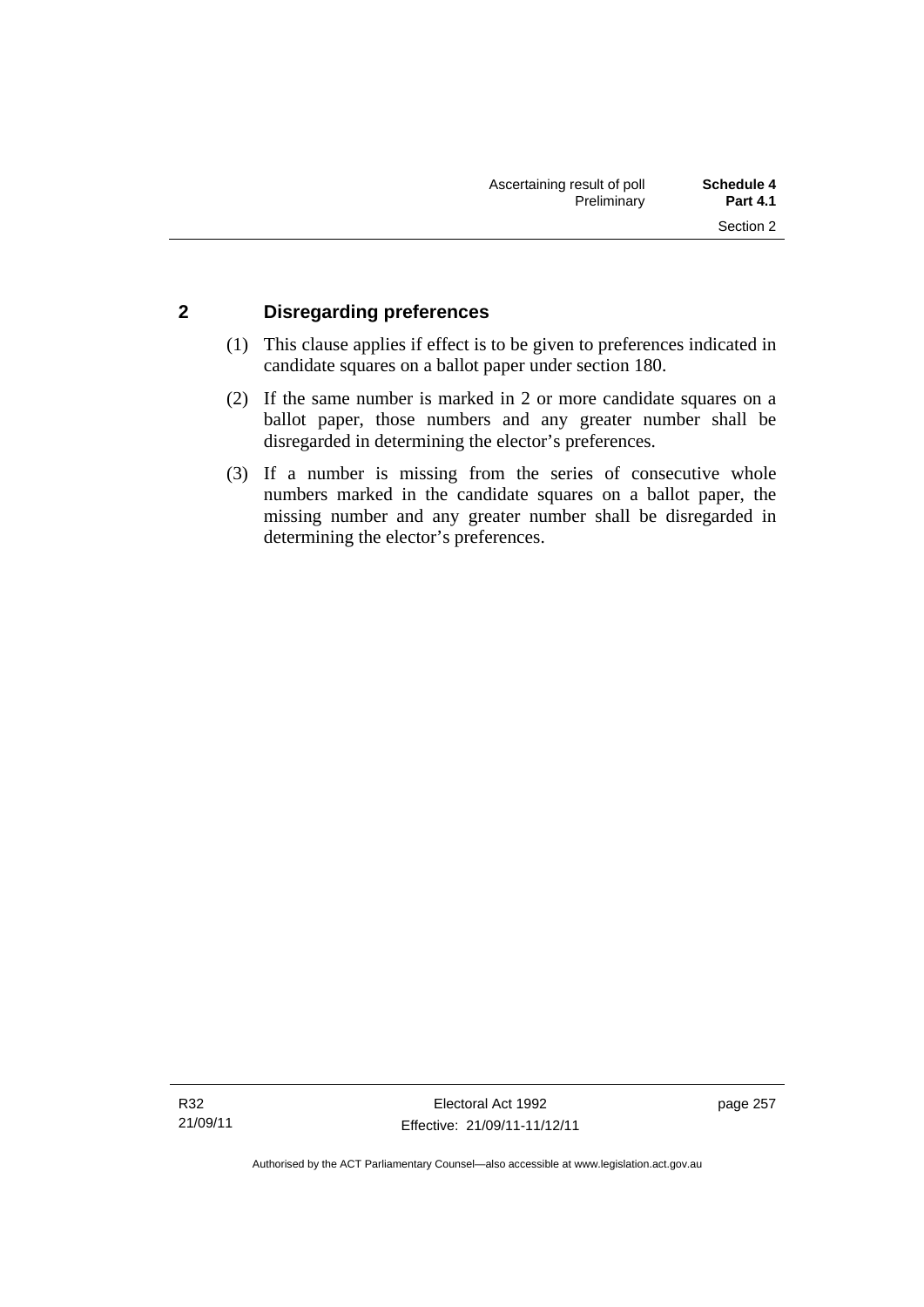## 2 Disregarding preferences

(1) This clause applies if effect is to be given to preferences indicated in candidate squares on a ballot paper under section 180.

(2) If the same number is marked in 2 or more candidate squares on a ballot paper, those numbers and any greater number shall be disregarded in determining the elector's preferences.

(3) If a number is missing from the series of consecutive whole numbers marked in the candidate squares on a ballot paper, the missing number and any greater number shall be disregarded in determining the elector's preferences.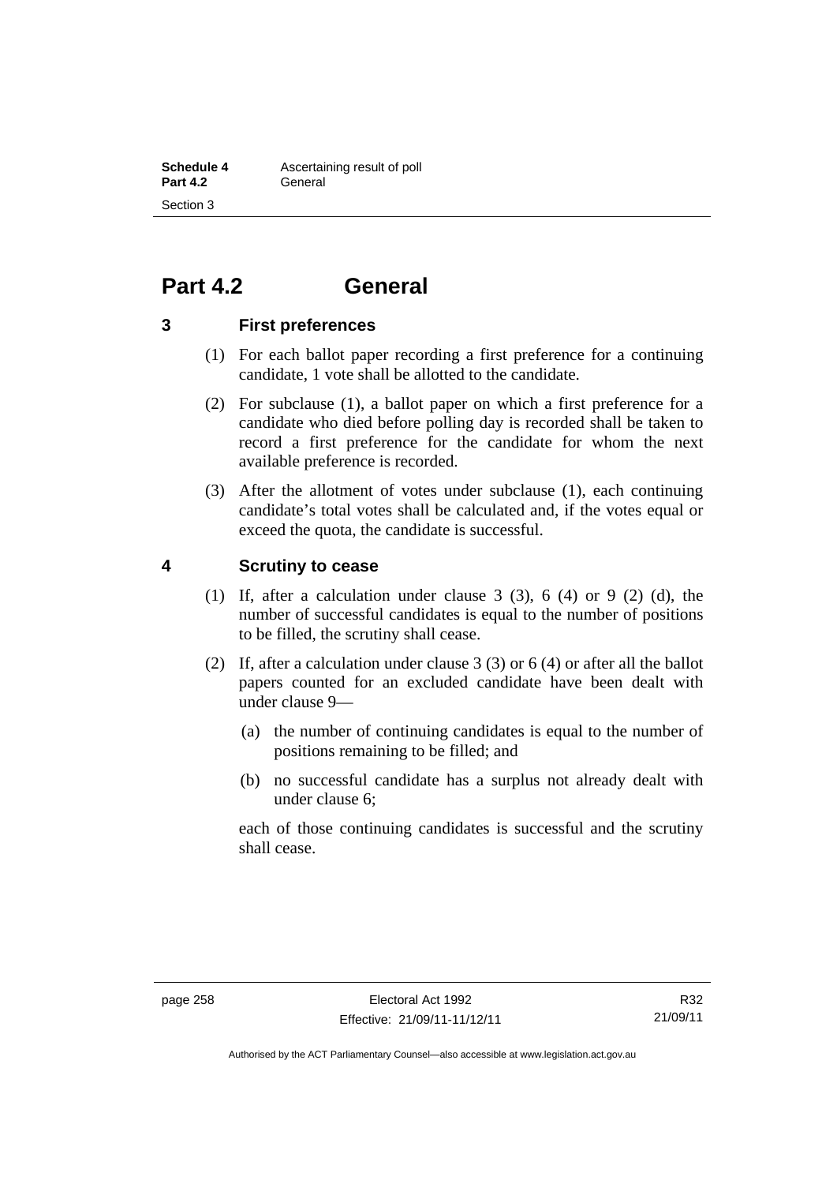# Part 4.2 General

### 3 First preferences

(1) For each ballot paper recording a first preference for a continuing candidate, 1 vote shall be allotted to the candidate.

(2) For subclause (1), a ballot paper on which a first preference for a candidate who died before polling day is recorded shall be taken to record a first preference for the candidate for whom the next available preference is recorded.

(3) After the allotment of votes under subclause (1), each continuing candidate's total votes shall be calculated and, if the votes equal or exceed the quota, the candidate is successful.

### 4 Scrutiny to cease

(1) If, after a calculation under clause 3 (3), 6 (4) or 9 (2) (d), the number of successful candidates is equal to the number of positions to be filled, the scrutiny shall cease.

(2) If, after a calculation under clause 3 (3) or 6 (4) or after all the ballot papers counted for an excluded candidate have been dealt with under clause 9—

(a) the number of continuing candidates is equal to the number of positions remaining to be filled; and

(b) no successful candidate has a surplus not already dealt with under clause 6;

each of those continuing candidates is successful and the scrutiny shall cease.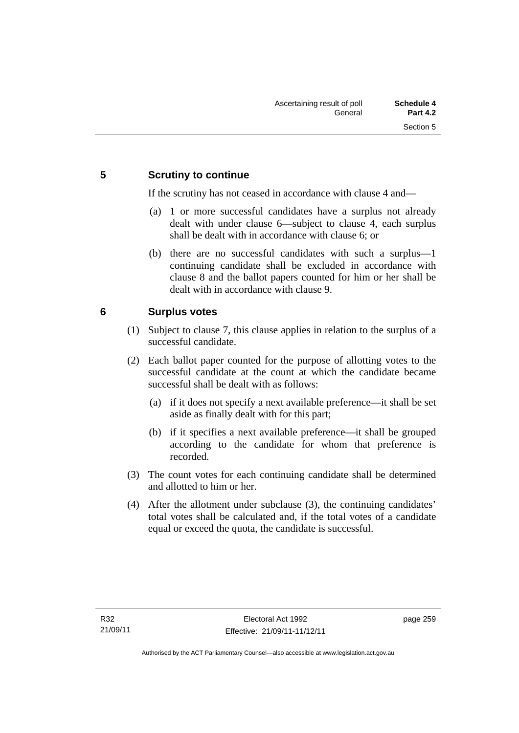## 5 Scrutiny to continue

If the scrutiny has not ceased in accordance with clause 4 and—

(a) 1 or more successful candidates have a surplus not already dealt with under clause 6—subject to clause 4, each surplus shall be dealt with in accordance with clause 6; or

(b) there are no successful candidates with such a surplus—1 continuing candidate shall be excluded in accordance with clause 8 and the ballot papers counted for him or her shall be dealt with in accordance with clause 9.

## 6 Surplus votes

(1) Subject to clause 7, this clause applies in relation to the surplus of a successful candidate.

(2) Each ballot paper counted for the purpose of allotting votes to the successful candidate at the count at which the candidate became successful shall be dealt with as follows:

(a) if it does not specify a next available preference—it shall be set aside as finally dealt with for this part;

(b) if it specifies a next available preference—it shall be grouped according to the candidate for whom that preference is recorded.

(3) The count votes for each continuing candidate shall be determined and allotted to him or her.

(4) After the allotment under subclause (3), the continuing candidates' total votes shall be calculated and, if the total votes of a candidate equal or exceed the quota, the candidate is successful.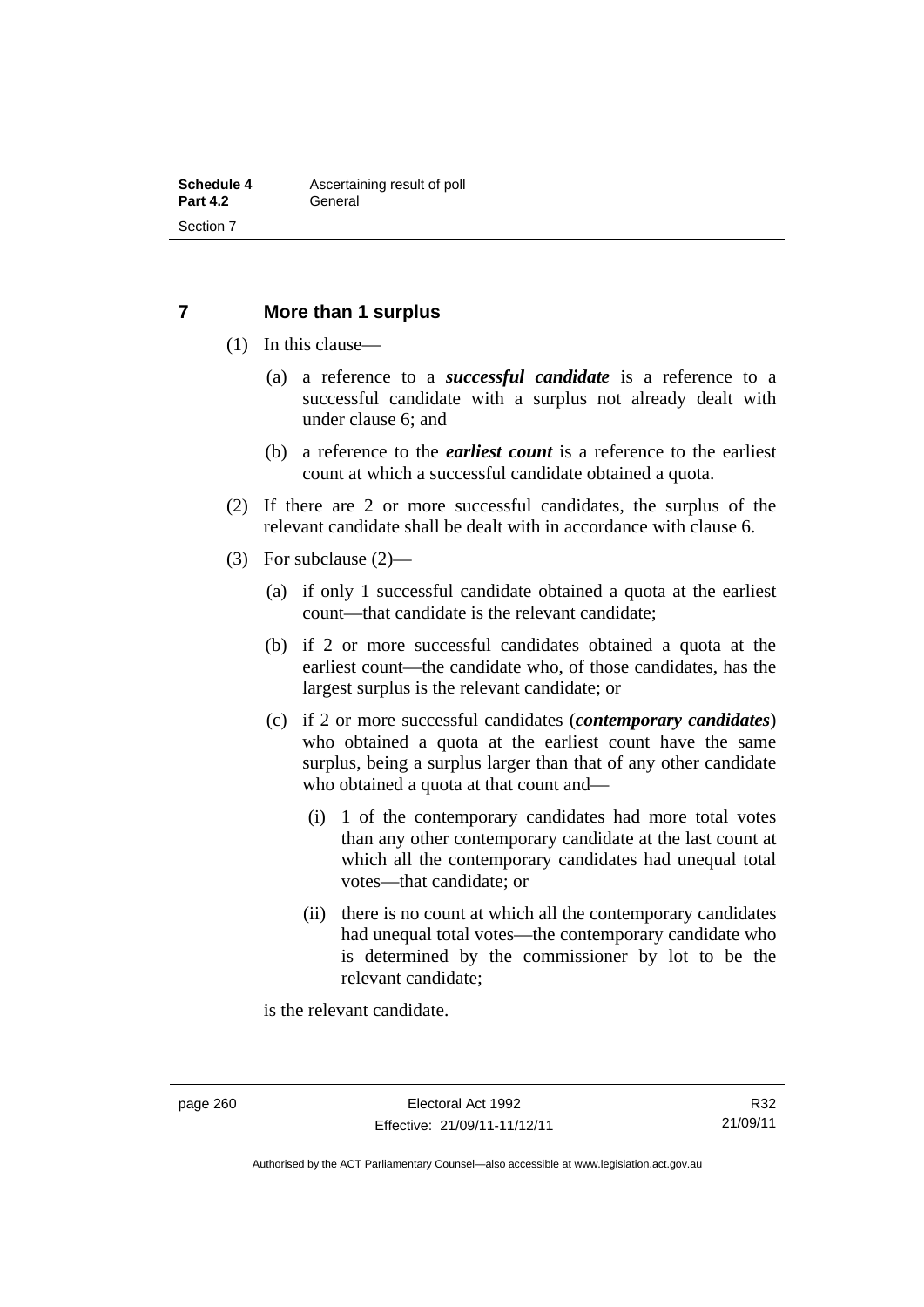## 7 More than 1 surplus

(1) In this clause—

(a) a reference to a ***successful candidate*** is a reference to a successful candidate with a surplus not already dealt with under clause 6; and

(b) a reference to the ***earliest count*** is a reference to the earliest count at which a successful candidate obtained a quota.

(2) If there are 2 or more successful candidates, the surplus of the relevant candidate shall be dealt with in accordance with clause 6.

(3) For subclause (2)—

(a) if only 1 successful candidate obtained a quota at the earliest count—that candidate is the relevant candidate;

(b) if 2 or more successful candidates obtained a quota at the earliest count—the candidate who, of those candidates, has the largest surplus is the relevant candidate; or

(c) if 2 or more successful candidates (***contemporary candidates***) who obtained a quota at the earliest count have the same surplus, being a surplus larger than that of any other candidate who obtained a quota at that count and—

(i) 1 of the contemporary candidates had more total votes than any other contemporary candidate at the last count at which all the contemporary candidates had unequal total votes—that candidate; or

(ii) there is no count at which all the contemporary candidates had unequal total votes—the contemporary candidate who is determined by the commissioner by lot to be the relevant candidate;

is the relevant candidate.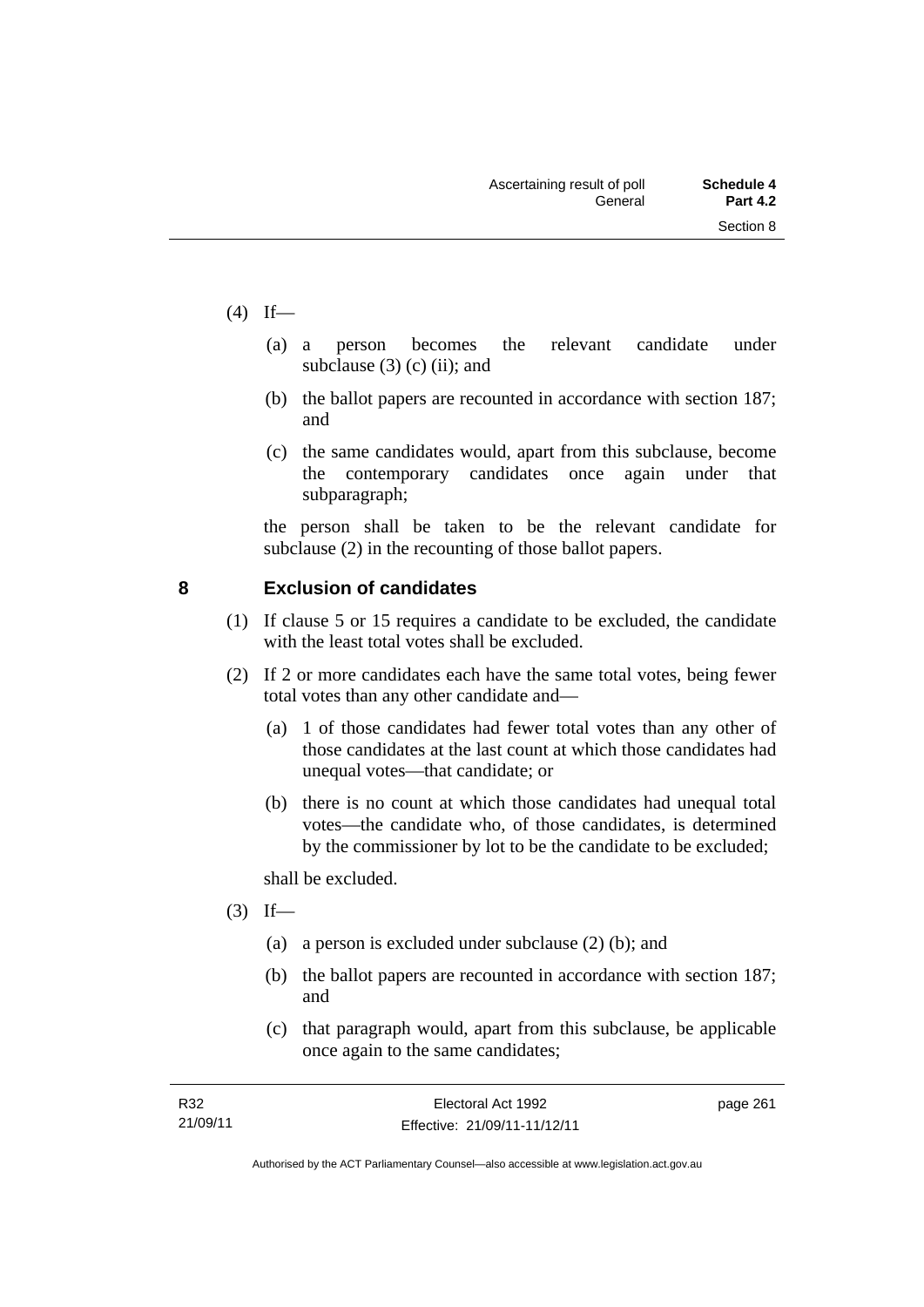(4) If—

  (a) a person becomes the relevant candidate under subclause (3) (c) (ii); and

  (b) the ballot papers are recounted in accordance with section 187; and

  (c) the same candidates would, apart from this subclause, become the contemporary candidates once again under that subparagraph;

the person shall be taken to be the relevant candidate for subclause (2) in the recounting of those ballot papers.

## 8 Exclusion of candidates

(1) If clause 5 or 15 requires a candidate to be excluded, the candidate with the least total votes shall be excluded.

(2) If 2 or more candidates each have the same total votes, being fewer total votes than any other candidate and—

  (a) 1 of those candidates had fewer total votes than any other of those candidates at the last count at which those candidates had unequal votes—that candidate; or

  (b) there is no count at which those candidates had unequal total votes—the candidate who, of those candidates, is determined by the commissioner by lot to be the candidate to be excluded;

shall be excluded.

(3) If—

  (a) a person is excluded under subclause (2) (b); and

  (b) the ballot papers are recounted in accordance with section 187; and

  (c) that paragraph would, apart from this subclause, be applicable once again to the same candidates;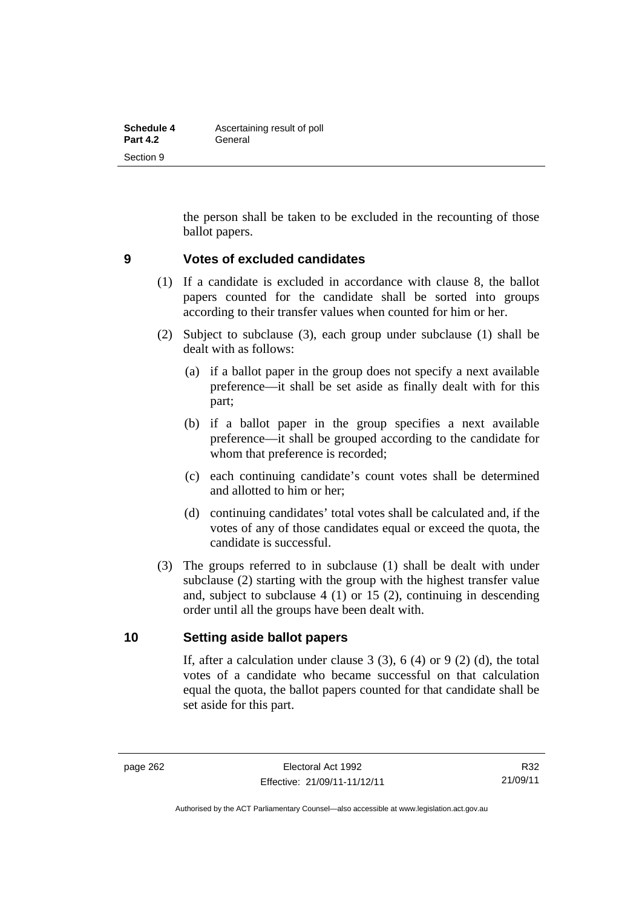the person shall be taken to be excluded in the recounting of those ballot papers.

## 9 Votes of excluded candidates

(1) If a candidate is excluded in accordance with clause 8, the ballot papers counted for the candidate shall be sorted into groups according to their transfer values when counted for him or her.

(2) Subject to subclause (3), each group under subclause (1) shall be dealt with as follows:

  (a) if a ballot paper in the group does not specify a next available preference—it shall be set aside as finally dealt with for this part;

  (b) if a ballot paper in the group specifies a next available preference—it shall be grouped according to the candidate for whom that preference is recorded;

  (c) each continuing candidate's count votes shall be determined and allotted to him or her;

  (d) continuing candidates' total votes shall be calculated and, if the votes of any of those candidates equal or exceed the quota, the candidate is successful.

(3) The groups referred to in subclause (1) shall be dealt with under subclause (2) starting with the group with the highest transfer value and, subject to subclause 4 (1) or 15 (2), continuing in descending order until all the groups have been dealt with.

## 10 Setting aside ballot papers

If, after a calculation under clause 3 (3), 6 (4) or 9 (2) (d), the total votes of a candidate who became successful on that calculation equal the quota, the ballot papers counted for that candidate shall be set aside for this part.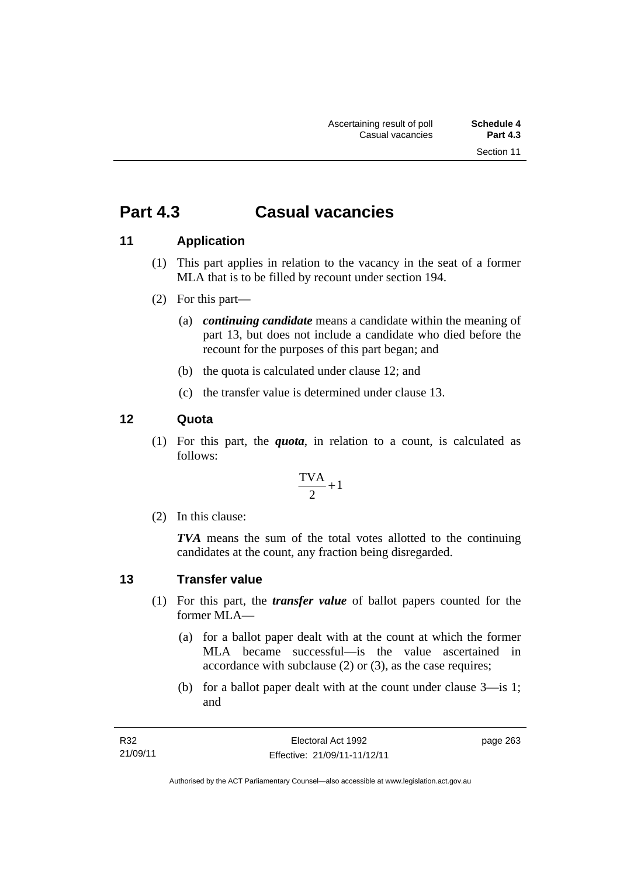# Part 4.3 Casual vacancies

## 11 Application

(1) This part applies in relation to the vacancy in the seat of a former MLA that is to be filled by recount under section 194.

(2) For this part—

(a) ***continuing candidate*** means a candidate within the meaning of part 13, but does not include a candidate who died before the recount for the purposes of this part began; and

(b) the quota is calculated under clause 12; and

(c) the transfer value is determined under clause 13.

## 12 Quota

(1) For this part, the ***quota***, in relation to a count, is calculated as follows:

$$\frac{\text{TVA}}{2}+1$$

(2) In this clause:

***TVA*** means the sum of the total votes allotted to the continuing candidates at the count, any fraction being disregarded.

## 13 Transfer value

(1) For this part, the ***transfer value*** of ballot papers counted for the former MLA—

(a) for a ballot paper dealt with at the count at which the former MLA became successful—is the value ascertained in accordance with subclause (2) or (3), as the case requires;

(b) for a ballot paper dealt with at the count under clause 3—is 1; and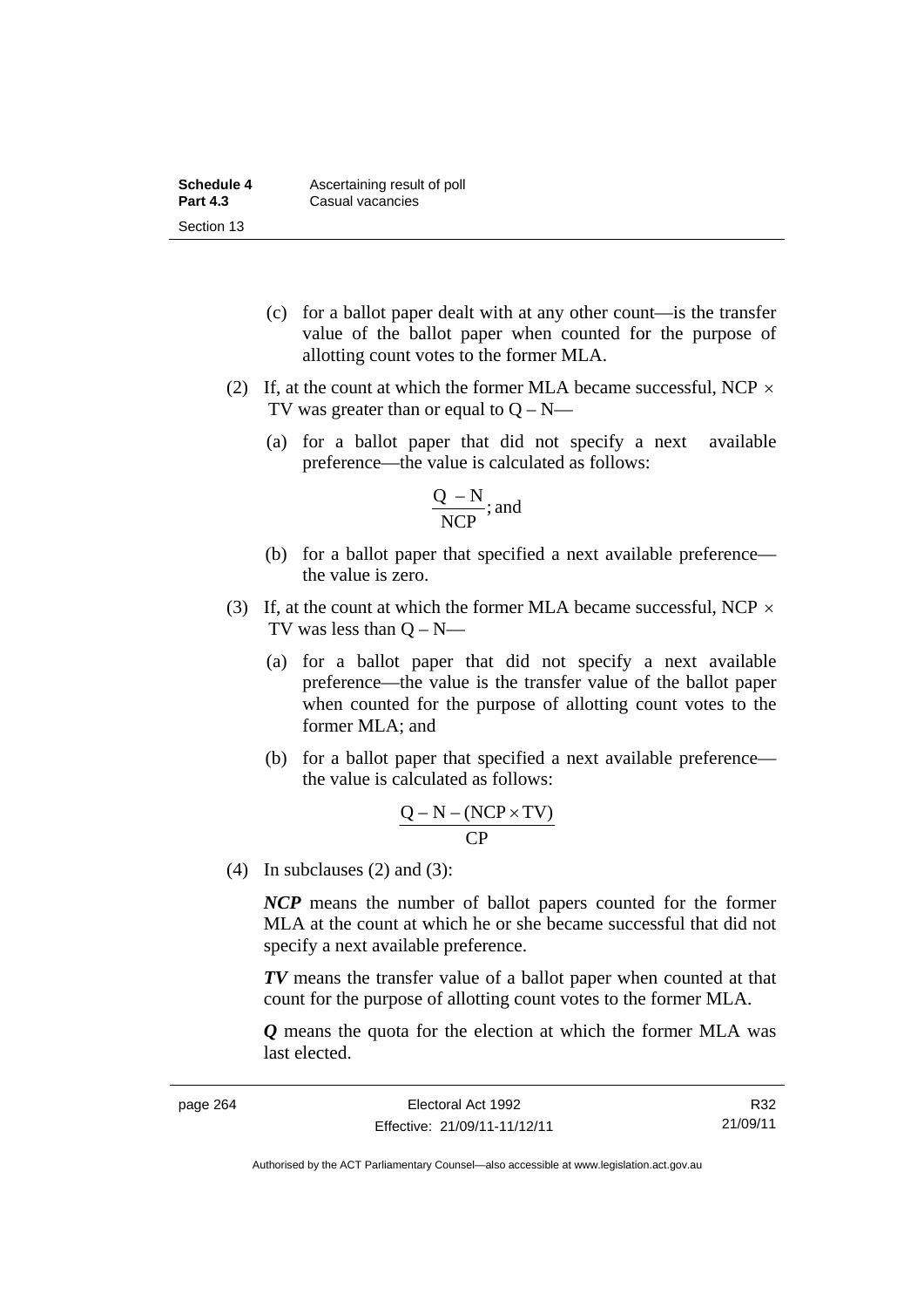(c) for a ballot paper dealt with at any other count—is the transfer value of the ballot paper when counted for the purpose of allotting count votes to the former MLA.

(2) If, at the count at which the former MLA became successful, $NCP \times TV$ was greater than or equal to $Q – N$—

(a) for a ballot paper that did not specify a next available preference—the value is calculated as follows:

$$\frac{Q - N}{NCP}; \text{ and}$$

(b) for a ballot paper that specified a next available preference—the value is zero.

(3) If, at the count at which the former MLA became successful, $NCP \times TV$ was less than $Q – N$—

(a) for a ballot paper that did not specify a next available preference—the value is the transfer value of the ballot paper when counted for the purpose of allotting count votes to the former MLA; and

(b) for a ballot paper that specified a next available preference—the value is calculated as follows:

$$\frac{Q - N - (NCP \times TV)}{CP}$$

(4) In subclauses (2) and (3):

***NCP*** means the number of ballot papers counted for the former MLA at the count at which he or she became successful that did not specify a next available preference.

***TV*** means the transfer value of a ballot paper when counted at that count for the purpose of allotting count votes to the former MLA.

***Q*** means the quota for the election at which the former MLA was last elected.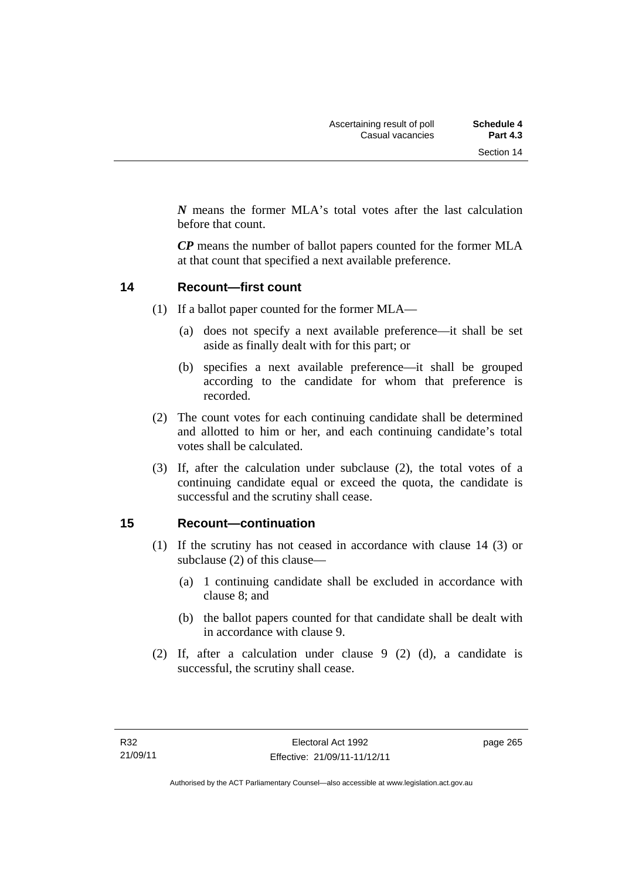***N*** means the former MLA's total votes after the last calculation before that count.

***CP*** means the number of ballot papers counted for the former MLA at that count that specified a next available preference.

## 14 Recount—first count

(1) If a ballot paper counted for the former MLA—

(a) does not specify a next available preference—it shall be set aside as finally dealt with for this part; or

(b) specifies a next available preference—it shall be grouped according to the candidate for whom that preference is recorded.

(2) The count votes for each continuing candidate shall be determined and allotted to him or her, and each continuing candidate's total votes shall be calculated.

(3) If, after the calculation under subclause (2), the total votes of a continuing candidate equal or exceed the quota, the candidate is successful and the scrutiny shall cease.

## 15 Recount—continuation

(1) If the scrutiny has not ceased in accordance with clause 14 (3) or subclause (2) of this clause—

(a) 1 continuing candidate shall be excluded in accordance with clause 8; and

(b) the ballot papers counted for that candidate shall be dealt with in accordance with clause 9.

(2) If, after a calculation under clause 9 (2) (d), a candidate is successful, the scrutiny shall cease.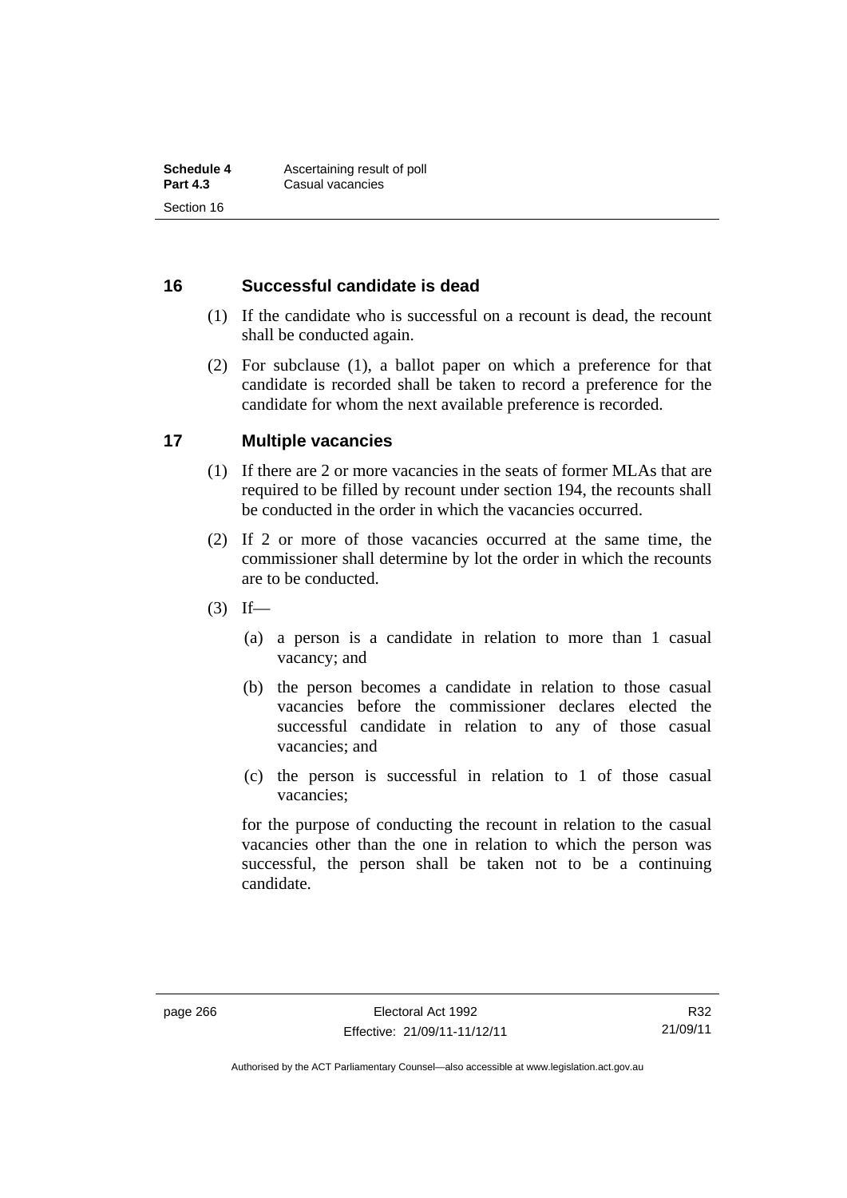## 16 Successful candidate is dead

(1) If the candidate who is successful on a recount is dead, the recount shall be conducted again.

(2) For subclause (1), a ballot paper on which a preference for that candidate is recorded shall be taken to record a preference for the candidate for whom the next available preference is recorded.

## 17 Multiple vacancies

(1) If there are 2 or more vacancies in the seats of former MLAs that are required to be filled by recount under section 194, the recounts shall be conducted in the order in which the vacancies occurred.

(2) If 2 or more of those vacancies occurred at the same time, the commissioner shall determine by lot the order in which the recounts are to be conducted.

(3) If—

(a) a person is a candidate in relation to more than 1 casual vacancy; and

(b) the person becomes a candidate in relation to those casual vacancies before the commissioner declares elected the successful candidate in relation to any of those casual vacancies; and

(c) the person is successful in relation to 1 of those casual vacancies;

for the purpose of conducting the recount in relation to the casual vacancies other than the one in relation to which the person was successful, the person shall be taken not to be a continuing candidate.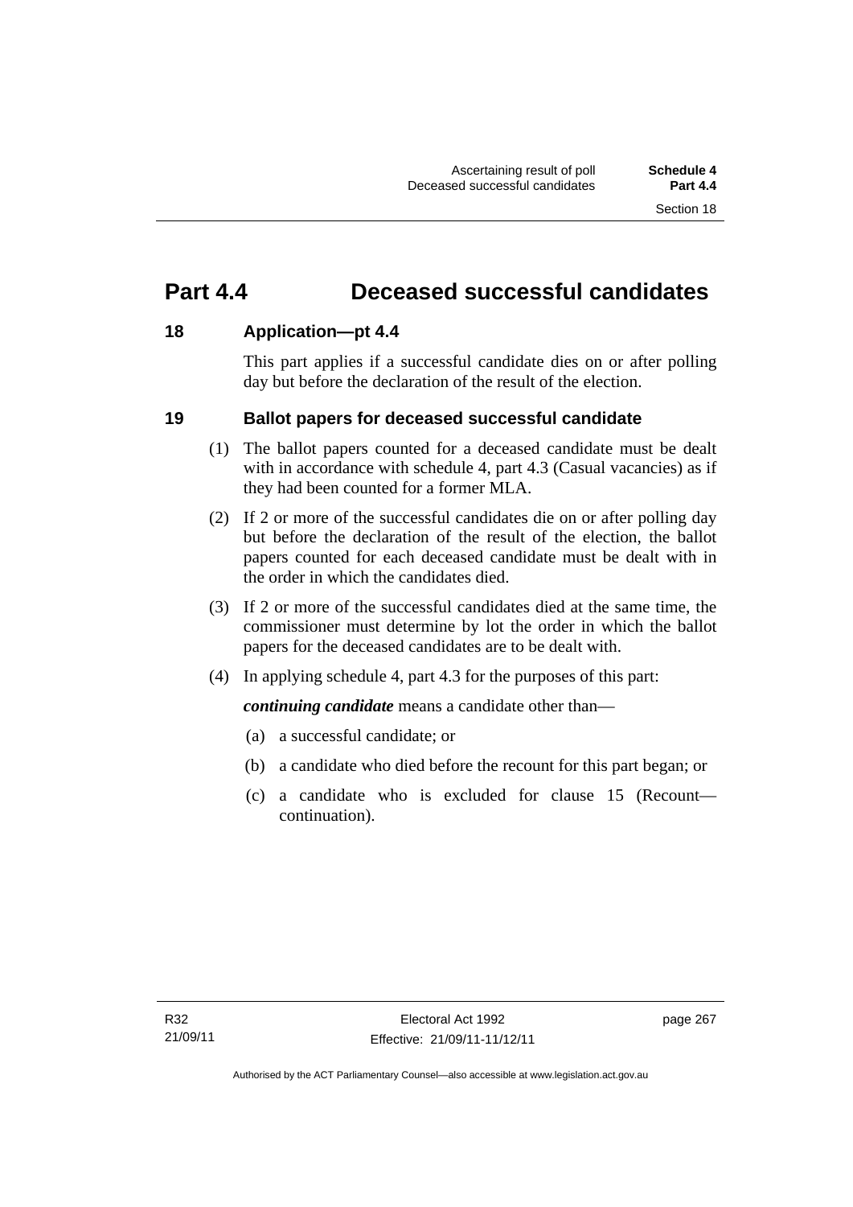# Part 4.4 Deceased successful candidates

## 18 Application—pt 4.4

This part applies if a successful candidate dies on or after polling day but before the declaration of the result of the election.

## 19 Ballot papers for deceased successful candidate

(1) The ballot papers counted for a deceased candidate must be dealt with in accordance with schedule 4, part 4.3 (Casual vacancies) as if they had been counted for a former MLA.

(2) If 2 or more of the successful candidates die on or after polling day but before the declaration of the result of the election, the ballot papers counted for each deceased candidate must be dealt with in the order in which the candidates died.

(3) If 2 or more of the successful candidates died at the same time, the commissioner must determine by lot the order in which the ballot papers for the deceased candidates are to be dealt with.

(4) In applying schedule 4, part 4.3 for the purposes of this part:

***continuing candidate*** means a candidate other than—

(a) a successful candidate; or

(b) a candidate who died before the recount for this part began; or

(c) a candidate who is excluded for clause 15 (Recount—continuation).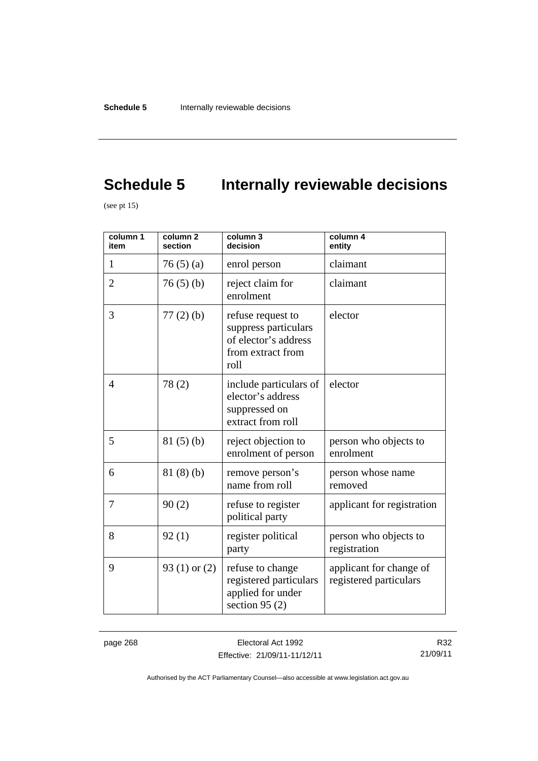# Schedule 5 Internally reviewable decisions

(see pt 15)

| column 1 item | column 2 section | column 3 decision | column 4 entity |
|---|---|---|---|
| 1 | 76 (5) (a) | enrol person | claimant |
| 2 | 76 (5) (b) | reject claim for enrolment | claimant |
| 3 | 77 (2) (b) | refuse request to suppress particulars of elector's address from extract from roll | elector |
| 4 | 78 (2) | include particulars of elector's address suppressed on extract from roll | elector |
| 5 | 81 (5) (b) | reject objection to enrolment of person | person who objects to enrolment |
| 6 | 81 (8) (b) | remove person's name from roll | person whose name removed |
| 7 | 90 (2) | refuse to register political party | applicant for registration |
| 8 | 92 (1) | register political party | person who objects to registration |
| 9 | 93 (1) or (2) | refuse to change registered particulars applied for under section 95 (2) | applicant for change of registered particulars |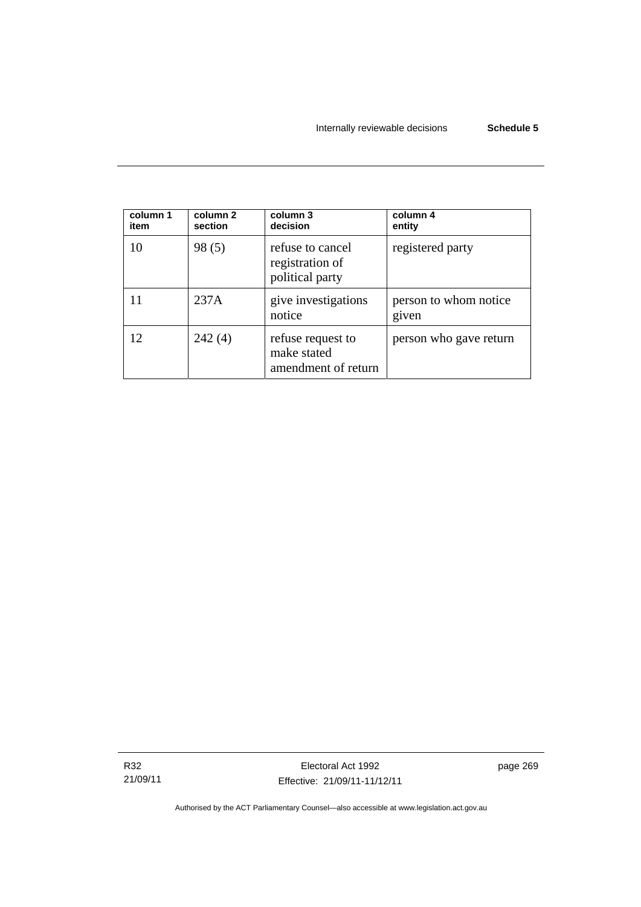| column 1 item | column 2 section | column 3 decision | column 4 entity |
| --- | --- | --- | --- |
| 10 | 98 (5) | refuse to cancel registration of political party | registered party |
| 11 | 237A | give investigations notice | person to whom notice given |
| 12 | 242 (4) | refuse request to make stated amendment of return | person who gave return |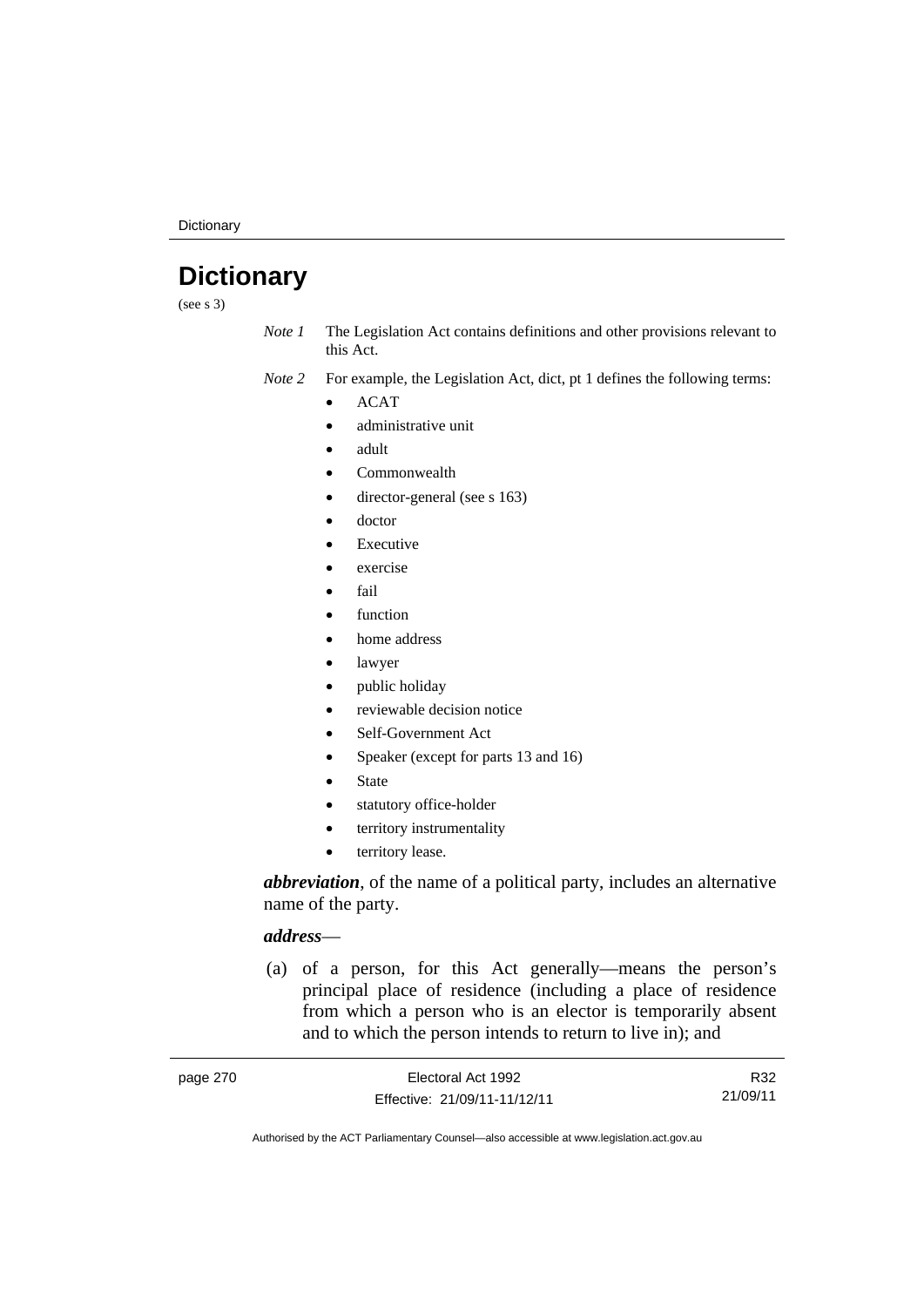# Dictionary

(see s 3)

*Note 1* The Legislation Act contains definitions and other provisions relevant to this Act.

*Note 2* For example, the Legislation Act, dict, pt 1 defines the following terms:

- ACAT
- administrative unit
- adult
- Commonwealth
- director-general (see s 163)
- doctor
- Executive
- exercise
- fail
- function
- home address
- lawyer
- public holiday
- reviewable decision notice
- Self-Government Act
- Speaker (except for parts 13 and 16)
- State
- statutory office-holder
- territory instrumentality
- territory lease.

***abbreviation***, of the name of a political party, includes an alternative name of the party.

***address***—

(a) of a person, for this Act generally—means the person's principal place of residence (including a place of residence from which a person who is an elector is temporarily absent and to which the person intends to return to live in); and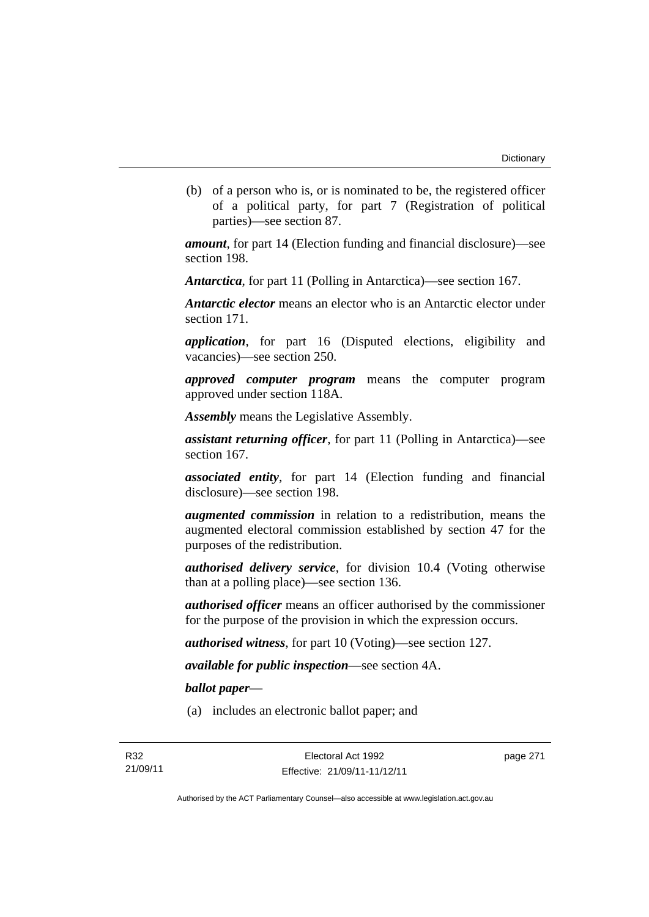(b) of a person who is, or is nominated to be, the registered officer of a political party, for part 7 (Registration of political parties)—see section 87.

***amount***, for part 14 (Election funding and financial disclosure)—see section 198.

***Antarctica***, for part 11 (Polling in Antarctica)—see section 167.

***Antarctic elector*** means an elector who is an Antarctic elector under section 171.

***application***, for part 16 (Disputed elections, eligibility and vacancies)—see section 250.

***approved computer program*** means the computer program approved under section 118A.

***Assembly*** means the Legislative Assembly.

***assistant returning officer***, for part 11 (Polling in Antarctica)—see section 167.

***associated entity***, for part 14 (Election funding and financial disclosure)—see section 198.

***augmented commission*** in relation to a redistribution, means the augmented electoral commission established by section 47 for the purposes of the redistribution.

***authorised delivery service***, for division 10.4 (Voting otherwise than at a polling place)—see section 136.

***authorised officer*** means an officer authorised by the commissioner for the purpose of the provision in which the expression occurs.

***authorised witness***, for part 10 (Voting)—see section 127.

***available for public inspection***—see section 4A.

***ballot paper***—

(a) includes an electronic ballot paper; and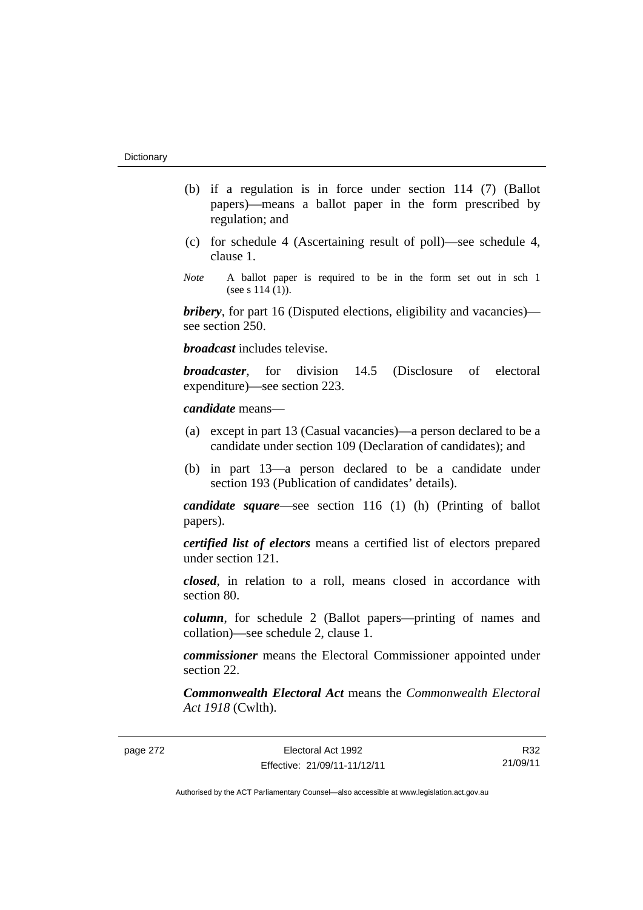(b) if a regulation is in force under section 114 (7) (Ballot papers)—means a ballot paper in the form prescribed by regulation; and

(c) for schedule 4 (Ascertaining result of poll)—see schedule 4, clause 1.

*Note* A ballot paper is required to be in the form set out in sch 1 (see s 114 (1)).

***bribery***, for part 16 (Disputed elections, eligibility and vacancies)—see section 250.

***broadcast*** includes televise.

***broadcaster***, for division 14.5 (Disclosure of electoral expenditure)—see section 223.

***candidate*** means—

(a) except in part 13 (Casual vacancies)—a person declared to be a candidate under section 109 (Declaration of candidates); and

(b) in part 13—a person declared to be a candidate under section 193 (Publication of candidates' details).

***candidate square***—see section 116 (1) (h) (Printing of ballot papers).

***certified list of electors*** means a certified list of electors prepared under section 121.

***closed***, in relation to a roll, means closed in accordance with section 80.

***column***, for schedule 2 (Ballot papers—printing of names and collation)—see schedule 2, clause 1.

***commissioner*** means the Electoral Commissioner appointed under section 22.

***Commonwealth Electoral Act*** means the *Commonwealth Electoral Act 1918* (Cwlth).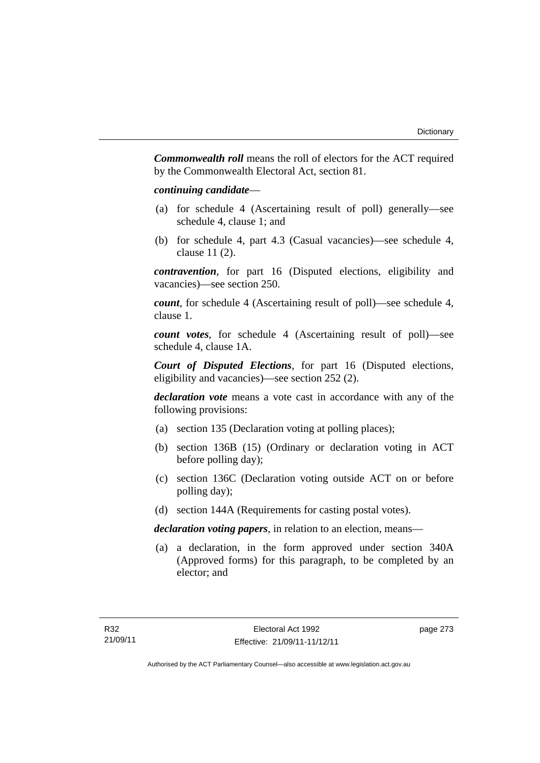***Commonwealth roll*** means the roll of electors for the ACT required by the Commonwealth Electoral Act, section 81.

***continuing candidate***—

(a) for schedule 4 (Ascertaining result of poll) generally—see schedule 4, clause 1; and

(b) for schedule 4, part 4.3 (Casual vacancies)—see schedule 4, clause 11 (2).

***contravention***, for part 16 (Disputed elections, eligibility and vacancies)—see section 250.

***count***, for schedule 4 (Ascertaining result of poll)—see schedule 4, clause 1.

***count votes***, for schedule 4 (Ascertaining result of poll)—see schedule 4, clause 1A.

***Court of Disputed Elections***, for part 16 (Disputed elections, eligibility and vacancies)—see section 252 (2).

***declaration vote*** means a vote cast in accordance with any of the following provisions:

(a) section 135 (Declaration voting at polling places);

(b) section 136B (15) (Ordinary or declaration voting in ACT before polling day);

(c) section 136C (Declaration voting outside ACT on or before polling day);

(d) section 144A (Requirements for casting postal votes).

***declaration voting papers***, in relation to an election, means—

(a) a declaration, in the form approved under section 340A (Approved forms) for this paragraph, to be completed by an elector; and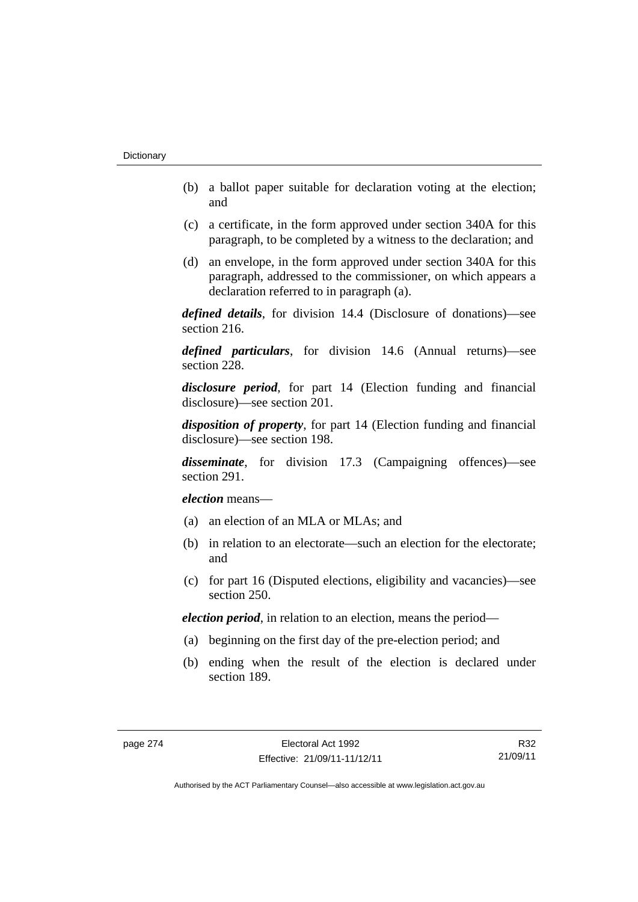(b) a ballot paper suitable for declaration voting at the election; and

(c) a certificate, in the form approved under section 340A for this paragraph, to be completed by a witness to the declaration; and

(d) an envelope, in the form approved under section 340A for this paragraph, addressed to the commissioner, on which appears a declaration referred to in paragraph (a).

***defined details***, for division 14.4 (Disclosure of donations)—see section 216.

***defined particulars***, for division 14.6 (Annual returns)—see section 228.

***disclosure period***, for part 14 (Election funding and financial disclosure)—see section 201.

***disposition of property***, for part 14 (Election funding and financial disclosure)—see section 198.

***disseminate***, for division 17.3 (Campaigning offences)—see section 291.

***election*** means—

(a) an election of an MLA or MLAs; and

(b) in relation to an electorate—such an election for the electorate; and

(c) for part 16 (Disputed elections, eligibility and vacancies)—see section 250.

***election period***, in relation to an election, means the period—

(a) beginning on the first day of the pre-election period; and

(b) ending when the result of the election is declared under section 189.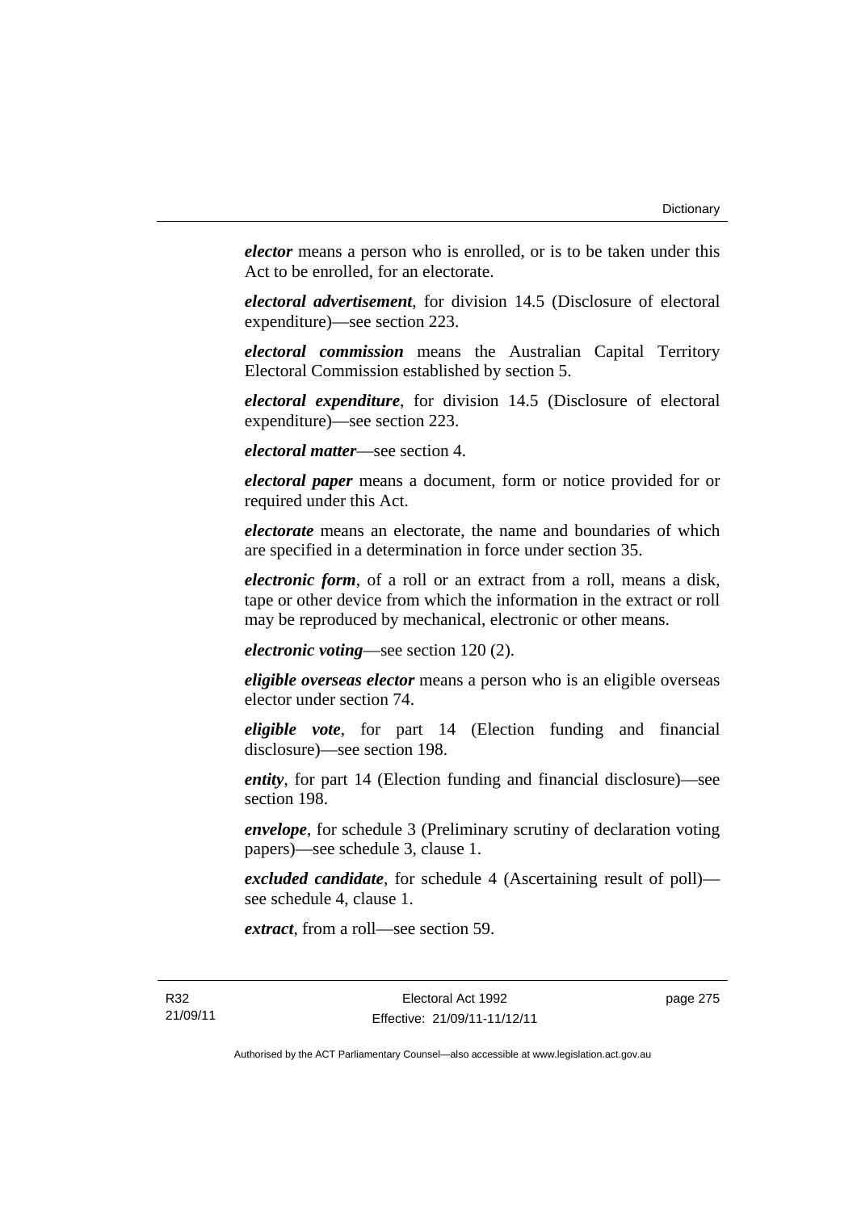***elector*** means a person who is enrolled, or is to be taken under this Act to be enrolled, for an electorate.

***electoral advertisement***, for division 14.5 (Disclosure of electoral expenditure)—see section 223.

***electoral commission*** means the Australian Capital Territory Electoral Commission established by section 5.

***electoral expenditure***, for division 14.5 (Disclosure of electoral expenditure)—see section 223.

***electoral matter***—see section 4.

***electoral paper*** means a document, form or notice provided for or required under this Act.

***electorate*** means an electorate, the name and boundaries of which are specified in a determination in force under section 35.

***electronic form***, of a roll or an extract from a roll, means a disk, tape or other device from which the information in the extract or roll may be reproduced by mechanical, electronic or other means.

***electronic voting***—see section 120 (2).

***eligible overseas elector*** means a person who is an eligible overseas elector under section 74.

***eligible vote***, for part 14 (Election funding and financial disclosure)—see section 198.

***entity***, for part 14 (Election funding and financial disclosure)—see section 198.

***envelope***, for schedule 3 (Preliminary scrutiny of declaration voting papers)—see schedule 3, clause 1.

***excluded candidate***, for schedule 4 (Ascertaining result of poll)—see schedule 4, clause 1.

***extract***, from a roll—see section 59.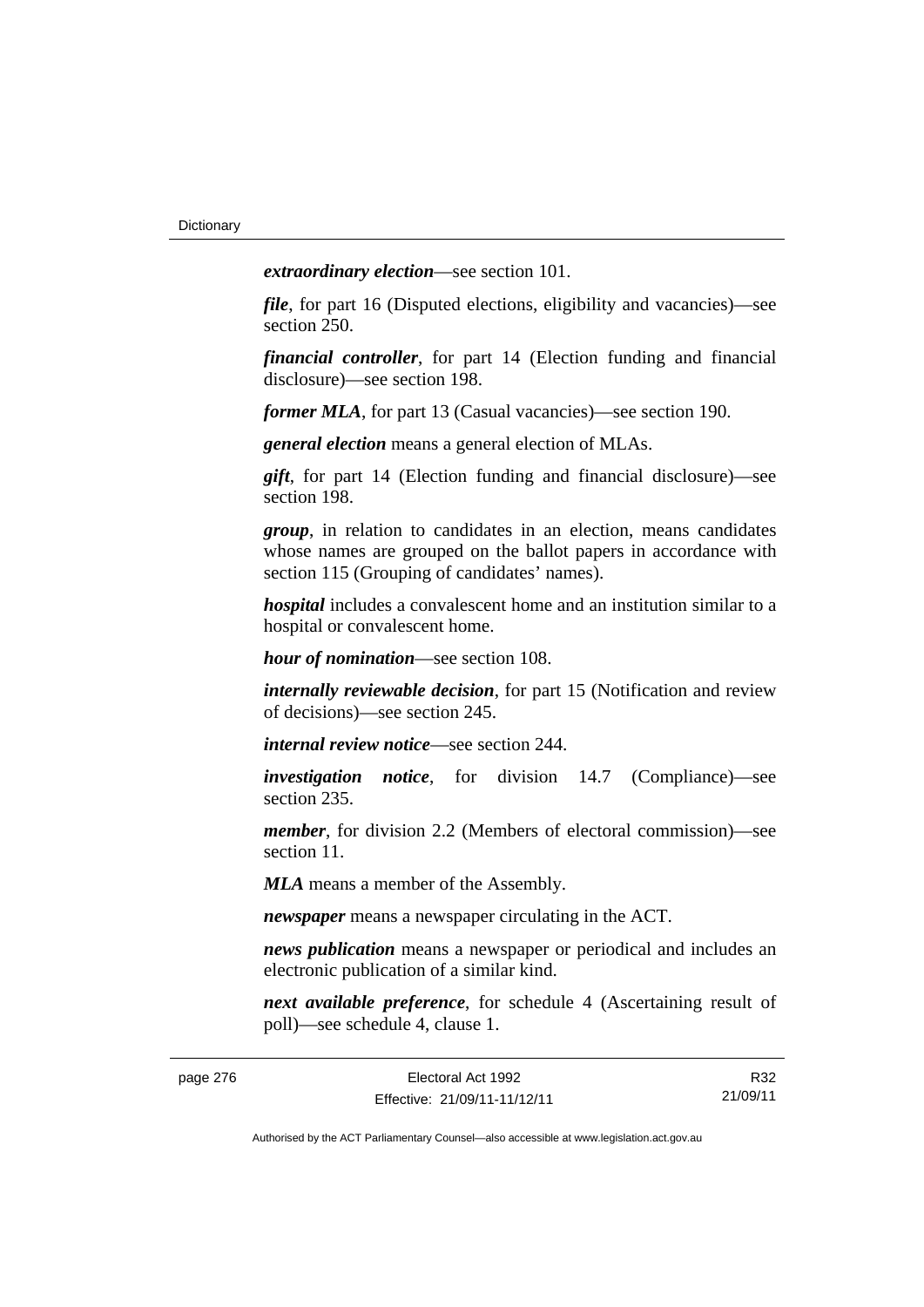***extraordinary election***—see section 101.

***file***, for part 16 (Disputed elections, eligibility and vacancies)—see section 250.

***financial controller***, for part 14 (Election funding and financial disclosure)—see section 198.

***former MLA***, for part 13 (Casual vacancies)—see section 190.

***general election*** means a general election of MLAs.

***gift***, for part 14 (Election funding and financial disclosure)—see section 198.

***group***, in relation to candidates in an election, means candidates whose names are grouped on the ballot papers in accordance with section 115 (Grouping of candidates' names).

***hospital*** includes a convalescent home and an institution similar to a hospital or convalescent home.

***hour of nomination***—see section 108.

***internally reviewable decision***, for part 15 (Notification and review of decisions)—see section 245.

***internal review notice***—see section 244.

***investigation notice***, for division 14.7 (Compliance)—see section 235.

***member***, for division 2.2 (Members of electoral commission)—see section 11.

***MLA*** means a member of the Assembly.

***newspaper*** means a newspaper circulating in the ACT.

***news publication*** means a newspaper or periodical and includes an electronic publication of a similar kind.

***next available preference***, for schedule 4 (Ascertaining result of poll)—see schedule 4, clause 1.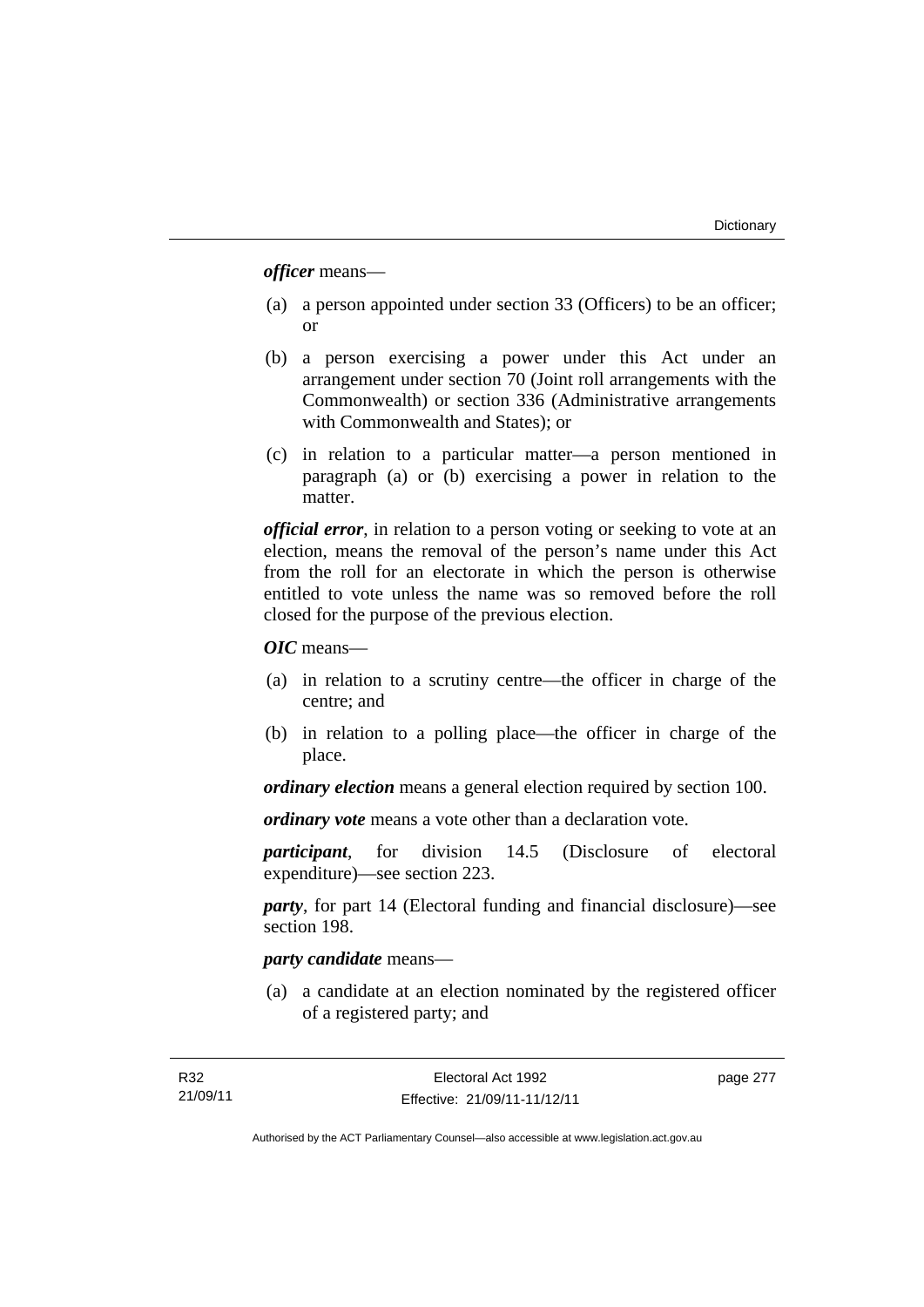***officer*** means—

(a) a person appointed under section 33 (Officers) to be an officer; or

(b) a person exercising a power under this Act under an arrangement under section 70 (Joint roll arrangements with the Commonwealth) or section 336 (Administrative arrangements with Commonwealth and States); or

(c) in relation to a particular matter—a person mentioned in paragraph (a) or (b) exercising a power in relation to the matter.

***official error***, in relation to a person voting or seeking to vote at an election, means the removal of the person's name under this Act from the roll for an electorate in which the person is otherwise entitled to vote unless the name was so removed before the roll closed for the purpose of the previous election.

***OIC*** means—

(a) in relation to a scrutiny centre—the officer in charge of the centre; and

(b) in relation to a polling place—the officer in charge of the place.

***ordinary election*** means a general election required by section 100.

***ordinary vote*** means a vote other than a declaration vote.

***participant***, for division 14.5 (Disclosure of electoral expenditure)—see section 223.

***party***, for part 14 (Electoral funding and financial disclosure)—see section 198.

***party candidate*** means—

(a) a candidate at an election nominated by the registered officer of a registered party; and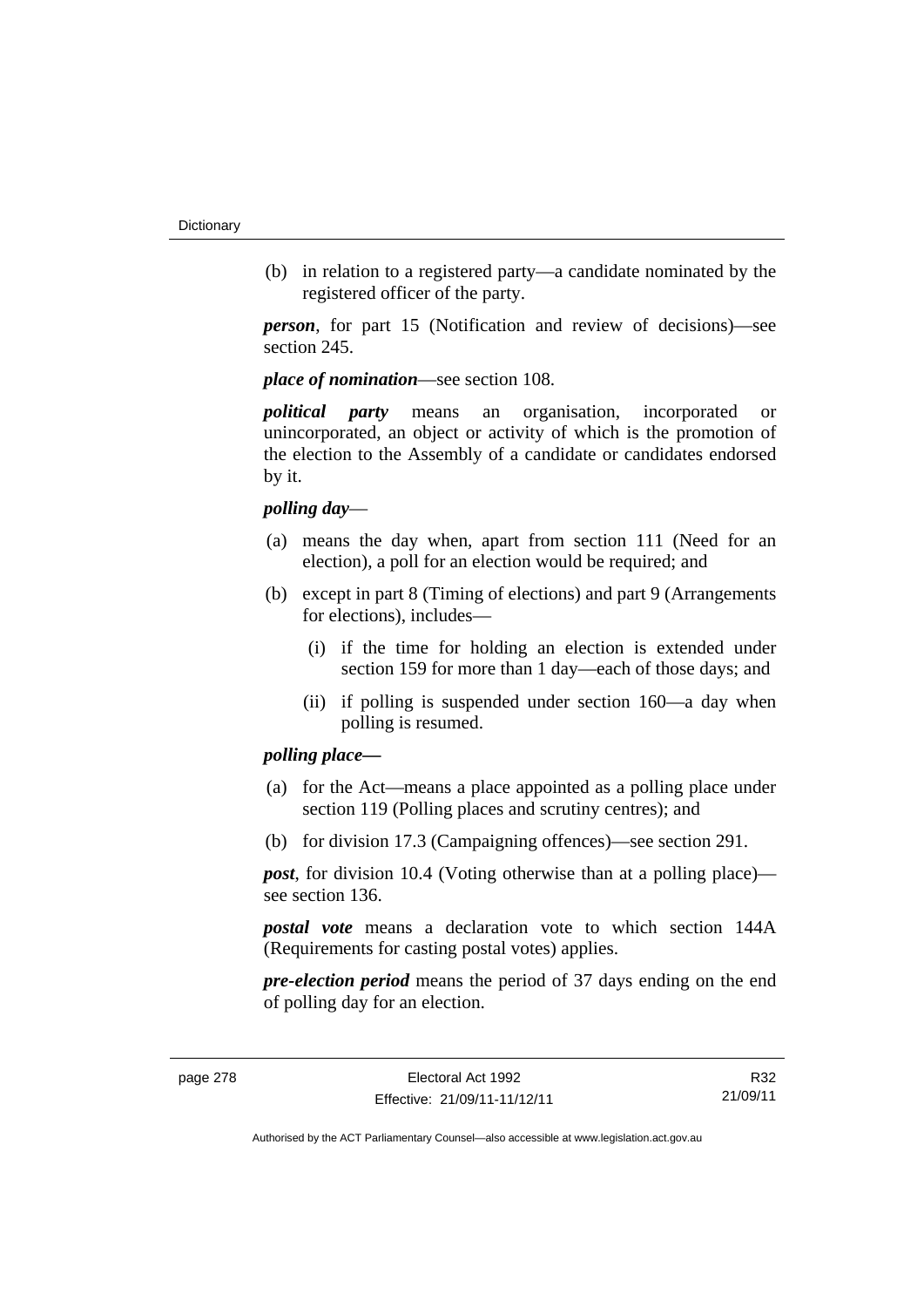(b) in relation to a registered party—a candidate nominated by the registered officer of the party.

***person***, for part 15 (Notification and review of decisions)—see section 245.

***place of nomination***—see section 108.

***political party*** means an organisation, incorporated or unincorporated, an object or activity of which is the promotion of the election to the Assembly of a candidate or candidates endorsed by it.

***polling day***—

(a) means the day when, apart from section 111 (Need for an election), a poll for an election would be required; and

(b) except in part 8 (Timing of elections) and part 9 (Arrangements for elections), includes—

  (i) if the time for holding an election is extended under section 159 for more than 1 day—each of those days; and

  (ii) if polling is suspended under section 160—a day when polling is resumed.

***polling place—***

(a) for the Act—means a place appointed as a polling place under section 119 (Polling places and scrutiny centres); and

(b) for division 17.3 (Campaigning offences)—see section 291.

***post***, for division 10.4 (Voting otherwise than at a polling place)—see section 136.

***postal vote*** means a declaration vote to which section 144A (Requirements for casting postal votes) applies.

***pre-election period*** means the period of 37 days ending on the end of polling day for an election.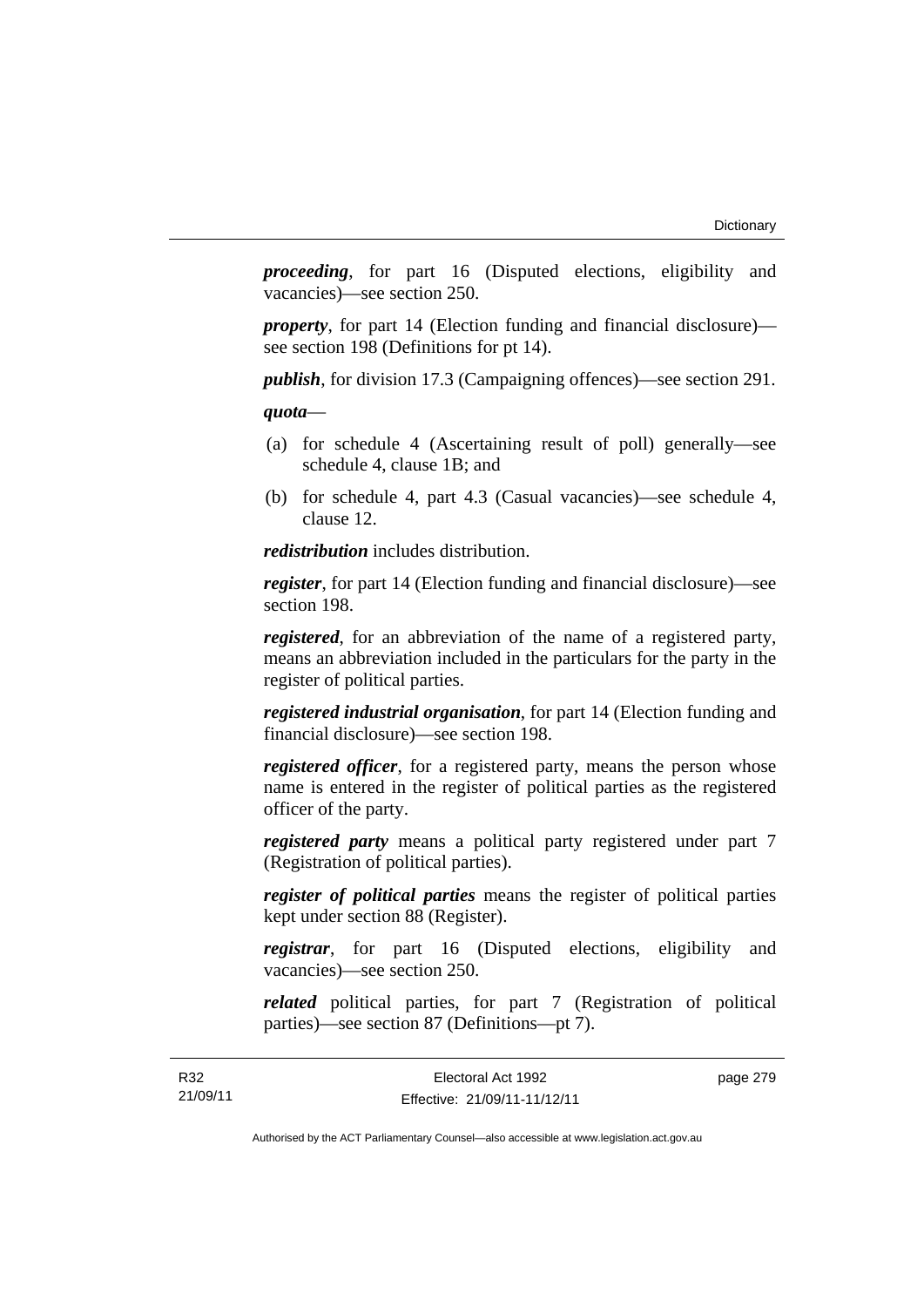***proceeding***, for part 16 (Disputed elections, eligibility and vacancies)—see section 250.

***property***, for part 14 (Election funding and financial disclosure)—see section 198 (Definitions for pt 14).

***publish***, for division 17.3 (Campaigning offences)—see section 291.

***quota***—

(a) for schedule 4 (Ascertaining result of poll) generally—see schedule 4, clause 1B; and

(b) for schedule 4, part 4.3 (Casual vacancies)—see schedule 4, clause 12.

***redistribution*** includes distribution.

***register***, for part 14 (Election funding and financial disclosure)—see section 198.

***registered***, for an abbreviation of the name of a registered party, means an abbreviation included in the particulars for the party in the register of political parties.

***registered industrial organisation***, for part 14 (Election funding and financial disclosure)—see section 198.

***registered officer***, for a registered party, means the person whose name is entered in the register of political parties as the registered officer of the party.

***registered party*** means a political party registered under part 7 (Registration of political parties).

***register of political parties*** means the register of political parties kept under section 88 (Register).

***registrar***, for part 16 (Disputed elections, eligibility and vacancies)—see section 250.

***related*** political parties, for part 7 (Registration of political parties)—see section 87 (Definitions—pt 7).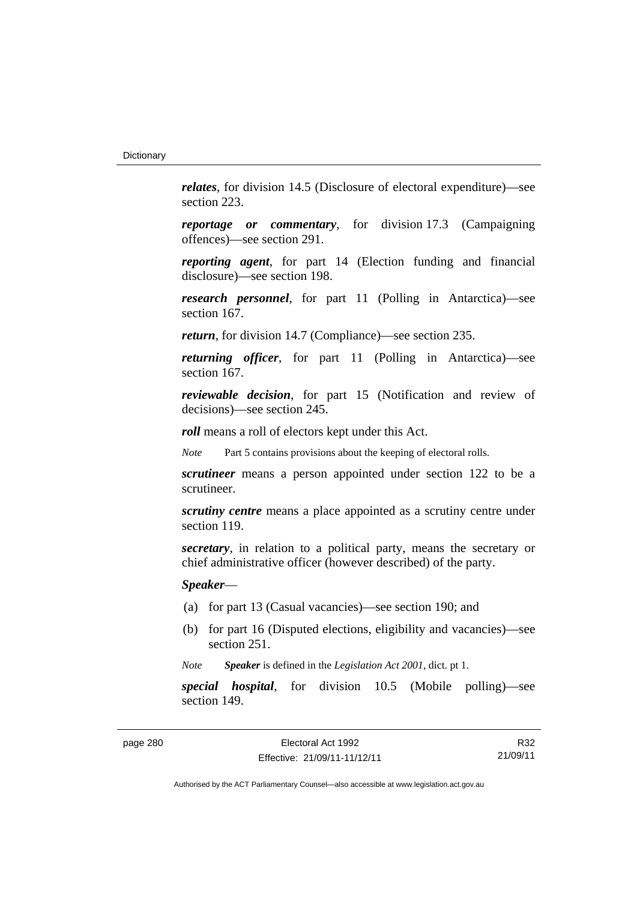***relates***, for division 14.5 (Disclosure of electoral expenditure)—see section 223.

***reportage or commentary***, for division 17.3 (Campaigning offences)—see section 291.

***reporting agent***, for part 14 (Election funding and financial disclosure)—see section 198.

***research personnel***, for part 11 (Polling in Antarctica)—see section 167.

***return***, for division 14.7 (Compliance)—see section 235.

***returning officer***, for part 11 (Polling in Antarctica)—see section 167.

***reviewable decision***, for part 15 (Notification and review of decisions)—see section 245.

***roll*** means a roll of electors kept under this Act.

*Note* Part 5 contains provisions about the keeping of electoral rolls.

***scrutineer*** means a person appointed under section 122 to be a scrutineer.

***scrutiny centre*** means a place appointed as a scrutiny centre under section 119.

***secretary***, in relation to a political party, means the secretary or chief administrative officer (however described) of the party.

***Speaker***—

(a) for part 13 (Casual vacancies)—see section 190; and

(b) for part 16 (Disputed elections, eligibility and vacancies)—see section 251.

*Note* ***Speaker*** is defined in the *Legislation Act 2001*, dict. pt 1.

***special hospital***, for division 10.5 (Mobile polling)—see section 149.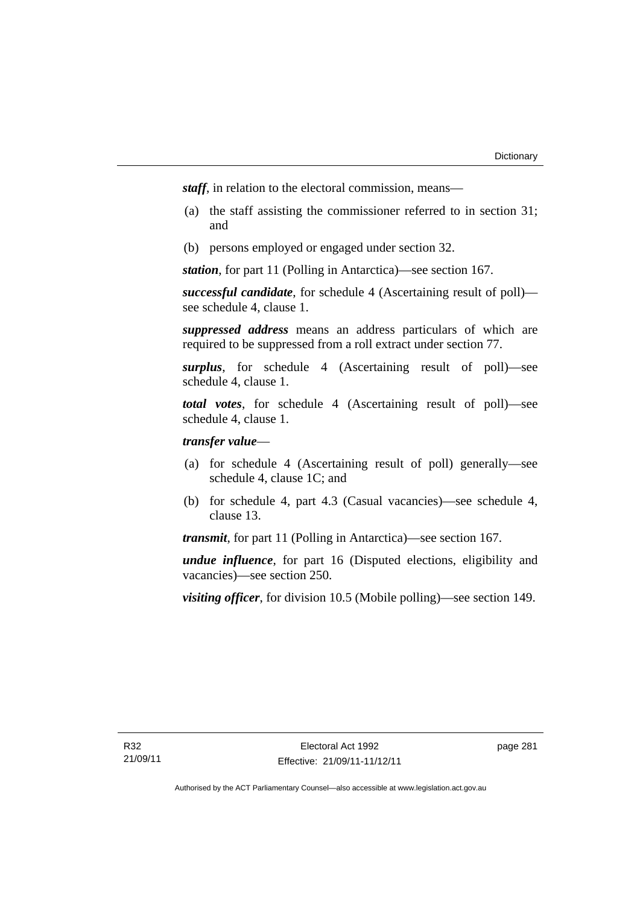***staff***, in relation to the electoral commission, means—

(a) the staff assisting the commissioner referred to in section 31; and

(b) persons employed or engaged under section 32.

***station***, for part 11 (Polling in Antarctica)—see section 167.

***successful candidate***, for schedule 4 (Ascertaining result of poll)—see schedule 4, clause 1.

***suppressed address*** means an address particulars of which are required to be suppressed from a roll extract under section 77.

***surplus***, for schedule 4 (Ascertaining result of poll)—see schedule 4, clause 1.

***total votes***, for schedule 4 (Ascertaining result of poll)—see schedule 4, clause 1.

***transfer value***—

(a) for schedule 4 (Ascertaining result of poll) generally—see schedule 4, clause 1C; and

(b) for schedule 4, part 4.3 (Casual vacancies)—see schedule 4, clause 13.

***transmit***, for part 11 (Polling in Antarctica)—see section 167.

***undue influence***, for part 16 (Disputed elections, eligibility and vacancies)—see section 250.

***visiting officer***, for division 10.5 (Mobile polling)—see section 149.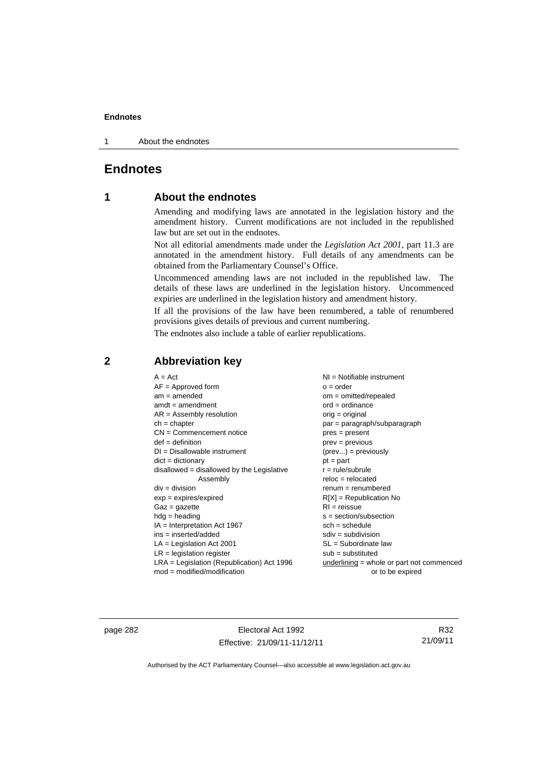# Endnotes

## 1 About the endnotes

Amending and modifying laws are annotated in the legislation history and the amendment history. Current modifications are not included in the republished law but are set out in the endnotes.

Not all editorial amendments made under the *Legislation Act 2001*, part 11.3 are annotated in the amendment history. Full details of any amendments can be obtained from the Parliamentary Counsel's Office.

Uncommenced amending laws are not included in the republished law. The details of these laws are underlined in the legislation history. Uncommenced expiries are underlined in the legislation history and amendment history.

If all the provisions of the law have been renumbered, a table of renumbered provisions gives details of previous and current numbering.

The endnotes also include a table of earlier republications.

## 2 Abbreviation key

| | |
|---|---|
| A = Act | NI = Notifiable instrument |
| AF = Approved form | o = order |
| am = amended | om = omitted/repealed |
| amdt = amendment | ord = ordinance |
| AR = Assembly resolution | orig = original |
| ch = chapter | par = paragraph/subparagraph |
| CN = Commencement notice | pres = present |
| def = definition | prev = previous |
| DI = Disallowable instrument | (prev...) = previously |
| dict = dictionary | pt = part |
| disallowed = disallowed by the Legislative Assembly | r = rule/subrule |
| | reloc = relocated |
| div = division | renum = renumbered |
| exp = expires/expired | R[X] = Republication No |
| Gaz = gazette | RI = reissue |
| hdg = heading | s = section/subsection |
| IA = Interpretation Act 1967 | sch = schedule |
| ins = inserted/added | sdiv = subdivision |
| LA = Legislation Act 2001 | SL = Subordinate law |
| LR = legislation register | sub = substituted |
| LRA = Legislation (Republication) Act 1996 | <u>underlining</u> = whole or part not commenced or to be expired |
| mod = modified/modification | |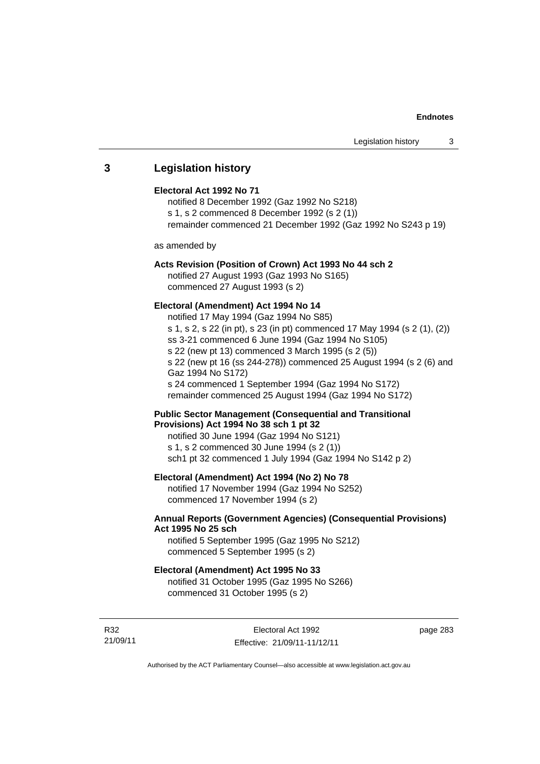## 3 Legislation history

**Electoral Act 1992 No 71**

notified 8 December 1992 (Gaz 1992 No S218)
s 1, s 2 commenced 8 December 1992 (s 2 (1))
remainder commenced 21 December 1992 (Gaz 1992 No S243 p 19)

as amended by

**Acts Revision (Position of Crown) Act 1993 No 44 sch 2**

notified 27 August 1993 (Gaz 1993 No S165)
commenced 27 August 1993 (s 2)

**Electoral (Amendment) Act 1994 No 14**

notified 17 May 1994 (Gaz 1994 No S85)
s 1, s 2, s 22 (in pt), s 23 (in pt) commenced 17 May 1994 (s 2 (1), (2))
ss 3-21 commenced 6 June 1994 (Gaz 1994 No S105)
s 22 (new pt 13) commenced 3 March 1995 (s 2 (5))
s 22 (new pt 16 (ss 244-278)) commenced 25 August 1994 (s 2 (6) and Gaz 1994 No S172)
s 24 commenced 1 September 1994 (Gaz 1994 No S172)
remainder commenced 25 August 1994 (Gaz 1994 No S172)

**Public Sector Management (Consequential and Transitional Provisions) Act 1994 No 38 sch 1 pt 32**

notified 30 June 1994 (Gaz 1994 No S121)
s 1, s 2 commenced 30 June 1994 (s 2 (1))
sch1 pt 32 commenced 1 July 1994 (Gaz 1994 No S142 p 2)

**Electoral (Amendment) Act 1994 (No 2) No 78**

notified 17 November 1994 (Gaz 1994 No S252)
commenced 17 November 1994 (s 2)

**Annual Reports (Government Agencies) (Consequential Provisions) Act 1995 No 25 sch**

notified 5 September 1995 (Gaz 1995 No S212)
commenced 5 September 1995 (s 2)

**Electoral (Amendment) Act 1995 No 33**

notified 31 October 1995 (Gaz 1995 No S266)
commenced 31 October 1995 (s 2)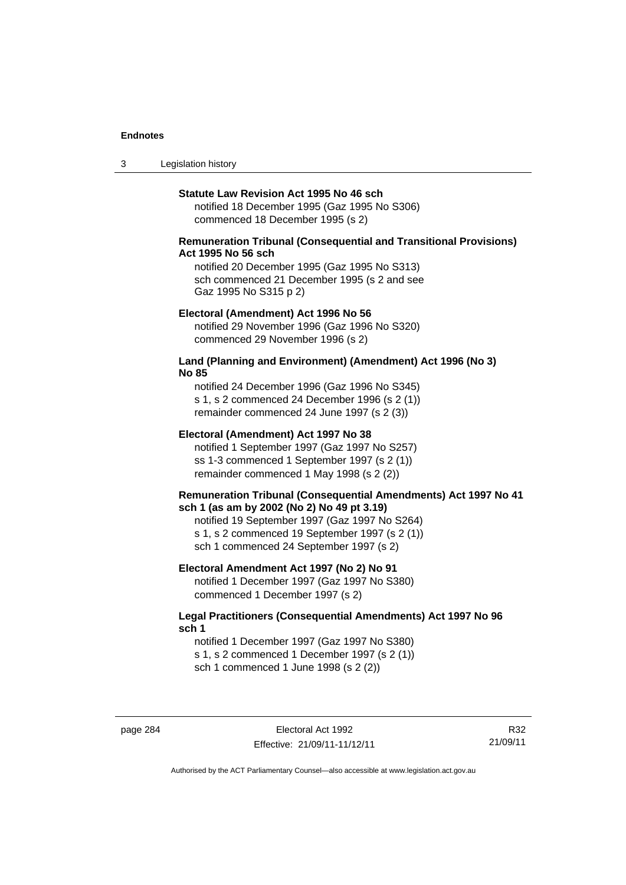**Statute Law Revision Act 1995 No 46 sch**

notified 18 December 1995 (Gaz 1995 No S306)
commenced 18 December 1995 (s 2)

**Remuneration Tribunal (Consequential and Transitional Provisions) Act 1995 No 56 sch**

notified 20 December 1995 (Gaz 1995 No S313)
sch commenced 21 December 1995 (s 2 and see Gaz 1995 No S315 p 2)

**Electoral (Amendment) Act 1996 No 56**

notified 29 November 1996 (Gaz 1996 No S320)
commenced 29 November 1996 (s 2)

**Land (Planning and Environment) (Amendment) Act 1996 (No 3) No 85**

notified 24 December 1996 (Gaz 1996 No S345)
s 1, s 2 commenced 24 December 1996 (s 2 (1))
remainder commenced 24 June 1997 (s 2 (3))

**Electoral (Amendment) Act 1997 No 38**

notified 1 September 1997 (Gaz 1997 No S257)
ss 1-3 commenced 1 September 1997 (s 2 (1))
remainder commenced 1 May 1998 (s 2 (2))

**Remuneration Tribunal (Consequential Amendments) Act 1997 No 41 sch 1 (as am by 2002 (No 2) No 49 pt 3.19)**

notified 19 September 1997 (Gaz 1997 No S264)
s 1, s 2 commenced 19 September 1997 (s 2 (1))
sch 1 commenced 24 September 1997 (s 2)

**Electoral Amendment Act 1997 (No 2) No 91**

notified 1 December 1997 (Gaz 1997 No S380)
commenced 1 December 1997 (s 2)

**Legal Practitioners (Consequential Amendments) Act 1997 No 96 sch 1**

notified 1 December 1997 (Gaz 1997 No S380)
s 1, s 2 commenced 1 December 1997 (s 2 (1))
sch 1 commenced 1 June 1998 (s 2 (2))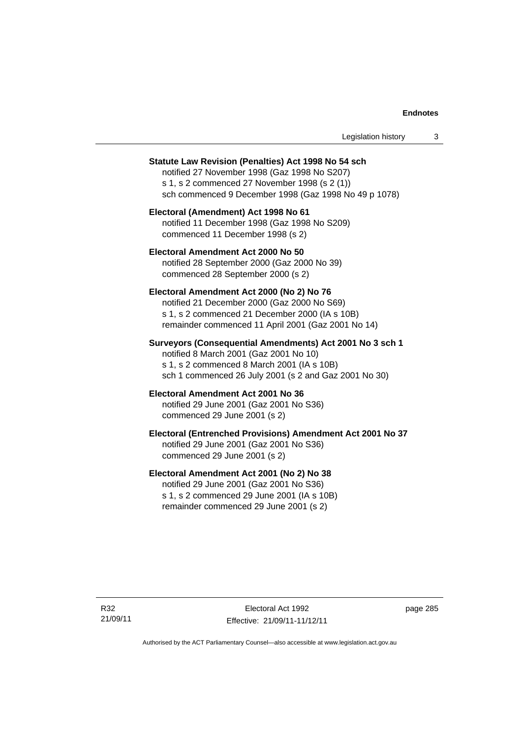**Statute Law Revision (Penalties) Act 1998 No 54 sch**
notified 27 November 1998 (Gaz 1998 No S207)
s 1, s 2 commenced 27 November 1998 (s 2 (1))
sch commenced 9 December 1998 (Gaz 1998 No 49 p 1078)

**Electoral (Amendment) Act 1998 No 61**
notified 11 December 1998 (Gaz 1998 No S209)
commenced 11 December 1998 (s 2)

**Electoral Amendment Act 2000 No 50**
notified 28 September 2000 (Gaz 2000 No 39)
commenced 28 September 2000 (s 2)

**Electoral Amendment Act 2000 (No 2) No 76**
notified 21 December 2000 (Gaz 2000 No S69)
s 1, s 2 commenced 21 December 2000 (IA s 10B)
remainder commenced 11 April 2001 (Gaz 2001 No 14)

**Surveyors (Consequential Amendments) Act 2001 No 3 sch 1**
notified 8 March 2001 (Gaz 2001 No 10)
s 1, s 2 commenced 8 March 2001 (IA s 10B)
sch 1 commenced 26 July 2001 (s 2 and Gaz 2001 No 30)

**Electoral Amendment Act 2001 No 36**
notified 29 June 2001 (Gaz 2001 No S36)
commenced 29 June 2001 (s 2)

**Electoral (Entrenched Provisions) Amendment Act 2001 No 37**
notified 29 June 2001 (Gaz 2001 No S36)
commenced 29 June 2001 (s 2)

**Electoral Amendment Act 2001 (No 2) No 38**
notified 29 June 2001 (Gaz 2001 No S36)
s 1, s 2 commenced 29 June 2001 (IA s 10B)
remainder commenced 29 June 2001 (s 2)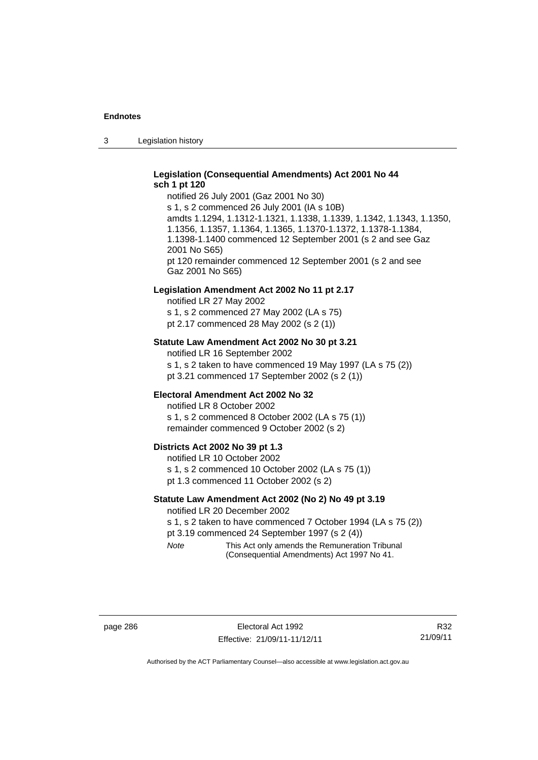**Legislation (Consequential Amendments) Act 2001 No 44 sch 1 pt 120**

notified 26 July 2001 (Gaz 2001 No 30)
s 1, s 2 commenced 26 July 2001 (IA s 10B)
amdts 1.1294, 1.1312-1.1321, 1.1338, 1.1339, 1.1342, 1.1343, 1.1350, 1.1356, 1.1357, 1.1364, 1.1365, 1.1370-1.1372, 1.1378-1.1384, 1.1398-1.1400 commenced 12 September 2001 (s 2 and see Gaz 2001 No S65)
pt 120 remainder commenced 12 September 2001 (s 2 and see Gaz 2001 No S65)

**Legislation Amendment Act 2002 No 11 pt 2.17**

notified LR 27 May 2002
s 1, s 2 commenced 27 May 2002 (LA s 75)
pt 2.17 commenced 28 May 2002 (s 2 (1))

**Statute Law Amendment Act 2002 No 30 pt 3.21**

notified LR 16 September 2002
s 1, s 2 taken to have commenced 19 May 1997 (LA s 75 (2))
pt 3.21 commenced 17 September 2002 (s 2 (1))

**Electoral Amendment Act 2002 No 32**

notified LR 8 October 2002
s 1, s 2 commenced 8 October 2002 (LA s 75 (1))
remainder commenced 9 October 2002 (s 2)

**Districts Act 2002 No 39 pt 1.3**

notified LR 10 October 2002
s 1, s 2 commenced 10 October 2002 (LA s 75 (1))
pt 1.3 commenced 11 October 2002 (s 2)

**Statute Law Amendment Act 2002 (No 2) No 49 pt 3.19**

notified LR 20 December 2002
s 1, s 2 taken to have commenced 7 October 1994 (LA s 75 (2))
pt 3.19 commenced 24 September 1997 (s 2 (4))

*Note* This Act only amends the Remuneration Tribunal (Consequential Amendments) Act 1997 No 41.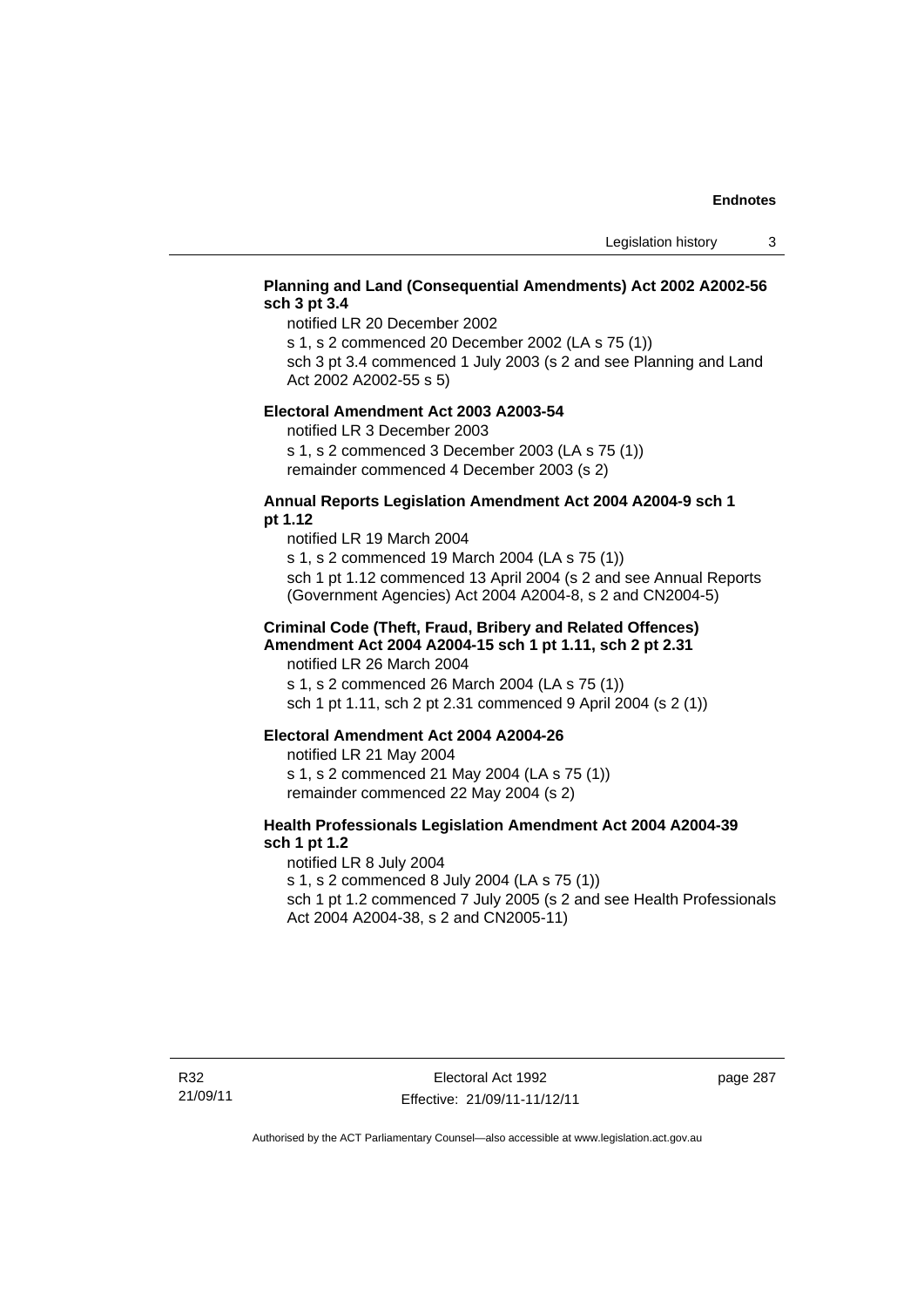**Planning and Land (Consequential Amendments) Act 2002 A2002-56 sch 3 pt 3.4**

notified LR 20 December 2002

s 1, s 2 commenced 20 December 2002 (LA s 75 (1))

sch 3 pt 3.4 commenced 1 July 2003 (s 2 and see Planning and Land Act 2002 A2002-55 s 5)

**Electoral Amendment Act 2003 A2003-54**

notified LR 3 December 2003

s 1, s 2 commenced 3 December 2003 (LA s 75 (1))

remainder commenced 4 December 2003 (s 2)

**Annual Reports Legislation Amendment Act 2004 A2004-9 sch 1 pt 1.12**

notified LR 19 March 2004

s 1, s 2 commenced 19 March 2004 (LA s 75 (1))

sch 1 pt 1.12 commenced 13 April 2004 (s 2 and see Annual Reports (Government Agencies) Act 2004 A2004-8, s 2 and CN2004-5)

**Criminal Code (Theft, Fraud, Bribery and Related Offences) Amendment Act 2004 A2004-15 sch 1 pt 1.11, sch 2 pt 2.31**

notified LR 26 March 2004

s 1, s 2 commenced 26 March 2004 (LA s 75 (1))

sch 1 pt 1.11, sch 2 pt 2.31 commenced 9 April 2004 (s 2 (1))

**Electoral Amendment Act 2004 A2004-26**

notified LR 21 May 2004

s 1, s 2 commenced 21 May 2004 (LA s 75 (1))

remainder commenced 22 May 2004 (s 2)

**Health Professionals Legislation Amendment Act 2004 A2004-39 sch 1 pt 1.2**

notified LR 8 July 2004

s 1, s 2 commenced 8 July 2004 (LA s 75 (1))

sch 1 pt 1.2 commenced 7 July 2005 (s 2 and see Health Professionals Act 2004 A2004-38, s 2 and CN2005-11)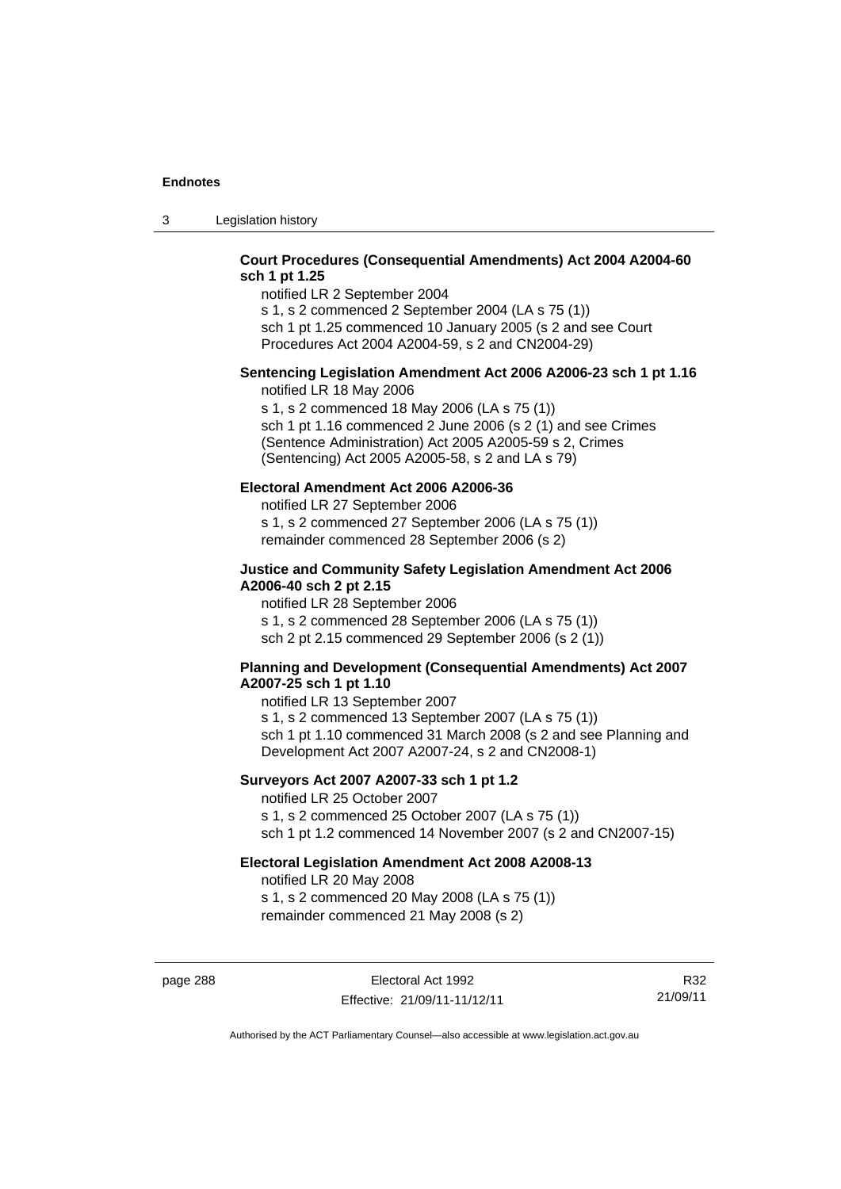**Court Procedures (Consequential Amendments) Act 2004 A2004-60 sch 1 pt 1.25**

notified LR 2 September 2004
s 1, s 2 commenced 2 September 2004 (LA s 75 (1))
sch 1 pt 1.25 commenced 10 January 2005 (s 2 and see Court Procedures Act 2004 A2004-59, s 2 and CN2004-29)

**Sentencing Legislation Amendment Act 2006 A2006-23 sch 1 pt 1.16**

notified LR 18 May 2006
s 1, s 2 commenced 18 May 2006 (LA s 75 (1))
sch 1 pt 1.16 commenced 2 June 2006 (s 2 (1) and see Crimes (Sentence Administration) Act 2005 A2005-59 s 2, Crimes (Sentencing) Act 2005 A2005-58, s 2 and LA s 79)

**Electoral Amendment Act 2006 A2006-36**

notified LR 27 September 2006
s 1, s 2 commenced 27 September 2006 (LA s 75 (1))
remainder commenced 28 September 2006 (s 2)

**Justice and Community Safety Legislation Amendment Act 2006 A2006-40 sch 2 pt 2.15**

notified LR 28 September 2006
s 1, s 2 commenced 28 September 2006 (LA s 75 (1))
sch 2 pt 2.15 commenced 29 September 2006 (s 2 (1))

**Planning and Development (Consequential Amendments) Act 2007 A2007-25 sch 1 pt 1.10**

notified LR 13 September 2007
s 1, s 2 commenced 13 September 2007 (LA s 75 (1))
sch 1 pt 1.10 commenced 31 March 2008 (s 2 and see Planning and Development Act 2007 A2007-24, s 2 and CN2008-1)

**Surveyors Act 2007 A2007-33 sch 1 pt 1.2**

notified LR 25 October 2007
s 1, s 2 commenced 25 October 2007 (LA s 75 (1))
sch 1 pt 1.2 commenced 14 November 2007 (s 2 and CN2007-15)

**Electoral Legislation Amendment Act 2008 A2008-13**

notified LR 20 May 2008
s 1, s 2 commenced 20 May 2008 (LA s 75 (1))
remainder commenced 21 May 2008 (s 2)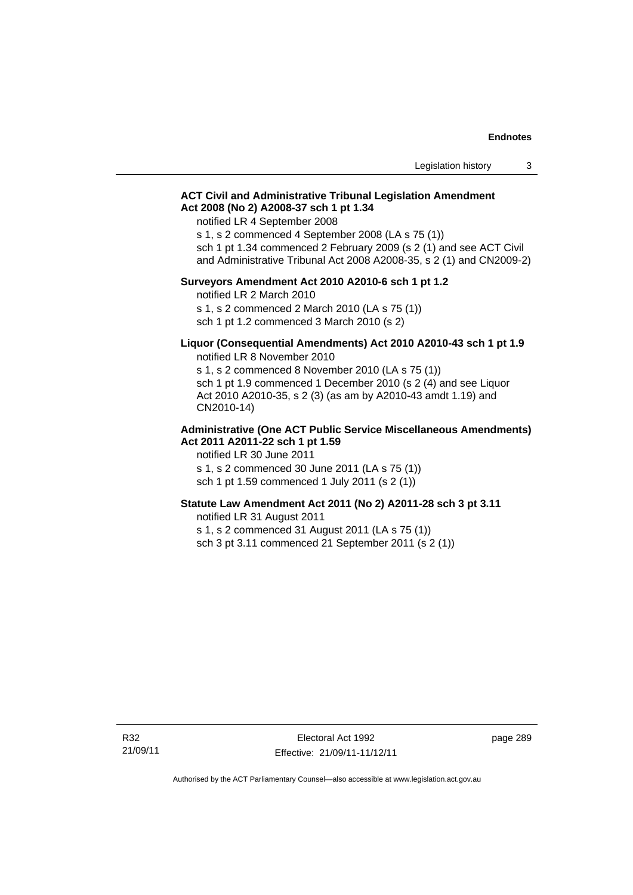**ACT Civil and Administrative Tribunal Legislation Amendment Act 2008 (No 2) A2008-37 sch 1 pt 1.34**

notified LR 4 September 2008

s 1, s 2 commenced 4 September 2008 (LA s 75 (1))

sch 1 pt 1.34 commenced 2 February 2009 (s 2 (1) and see ACT Civil and Administrative Tribunal Act 2008 A2008-35, s 2 (1) and CN2009-2)

**Surveyors Amendment Act 2010 A2010-6 sch 1 pt 1.2**

notified LR 2 March 2010

s 1, s 2 commenced 2 March 2010 (LA s 75 (1))

sch 1 pt 1.2 commenced 3 March 2010 (s 2)

**Liquor (Consequential Amendments) Act 2010 A2010-43 sch 1 pt 1.9**

notified LR 8 November 2010

s 1, s 2 commenced 8 November 2010 (LA s 75 (1))

sch 1 pt 1.9 commenced 1 December 2010 (s 2 (4) and see Liquor Act 2010 A2010-35, s 2 (3) (as am by A2010-43 amdt 1.19) and CN2010-14)

**Administrative (One ACT Public Service Miscellaneous Amendments) Act 2011 A2011-22 sch 1 pt 1.59**

notified LR 30 June 2011

s 1, s 2 commenced 30 June 2011 (LA s 75 (1))

sch 1 pt 1.59 commenced 1 July 2011 (s 2 (1))

**Statute Law Amendment Act 2011 (No 2) A2011-28 sch 3 pt 3.11**

notified LR 31 August 2011

s 1, s 2 commenced 31 August 2011 (LA s 75 (1))

sch 3 pt 3.11 commenced 21 September 2011 (s 2 (1))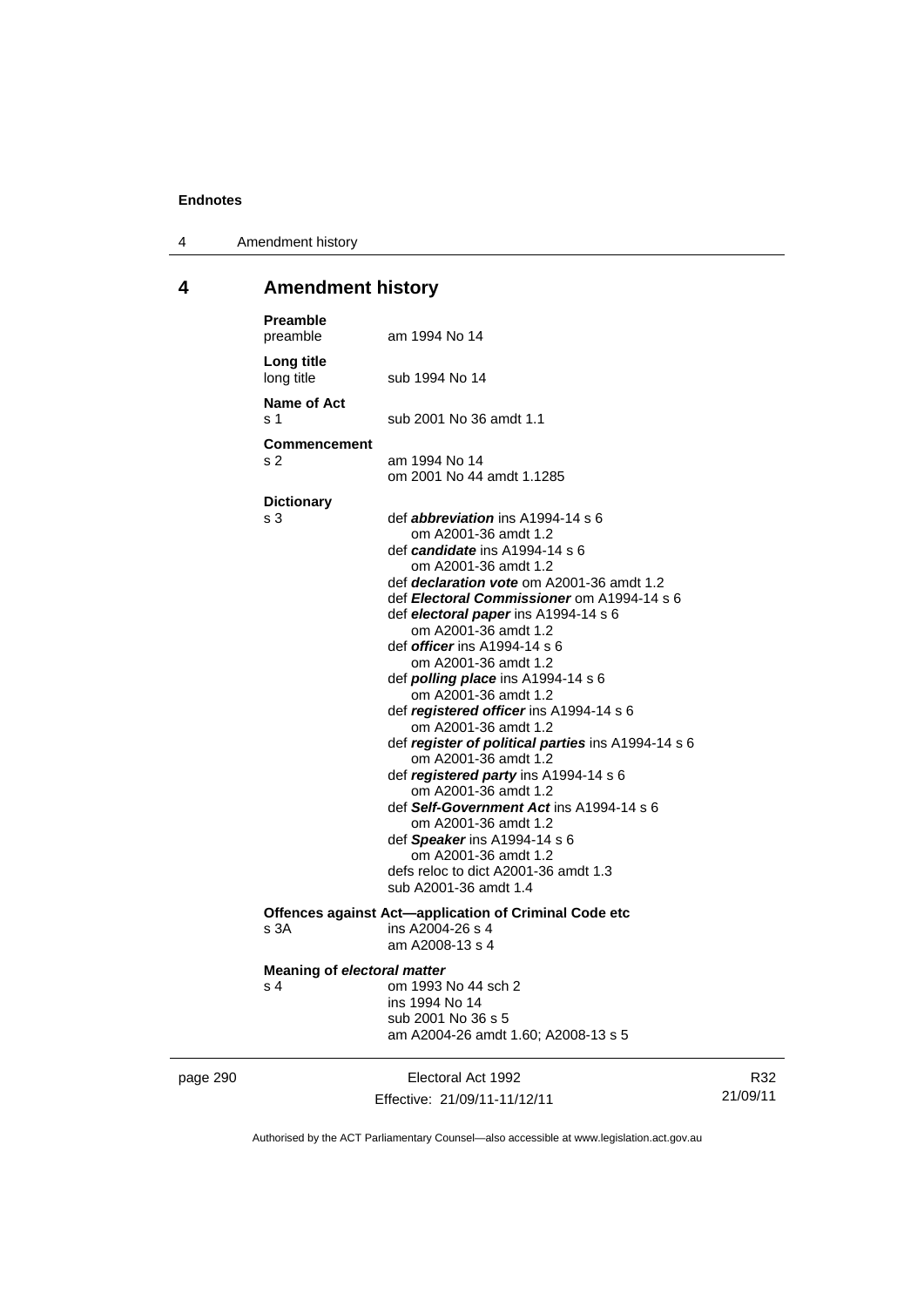## 4 Amendment history

**Preamble**

preamble am 1994 No 14

**Long title**

long title sub 1994 No 14

**Name of Act**

s 1 sub 2001 No 36 amdt 1.1

**Commencement**

s 2 am 1994 No 14
om 2001 No 44 amdt 1.1285

**Dictionary**

s 3 def ***abbreviation*** ins A1994-14 s 6
om A2001-36 amdt 1.2
def ***candidate*** ins A1994-14 s 6
om A2001-36 amdt 1.2
def ***declaration vote*** om A2001-36 amdt 1.2
def ***Electoral Commissioner*** om A1994-14 s 6
def ***electoral paper*** ins A1994-14 s 6
om A2001-36 amdt 1.2
def ***officer*** ins A1994-14 s 6
om A2001-36 amdt 1.2
def ***polling place*** ins A1994-14 s 6
om A2001-36 amdt 1.2
def ***registered officer*** ins A1994-14 s 6
om A2001-36 amdt 1.2
def ***register of political parties*** ins A1994-14 s 6
om A2001-36 amdt 1.2
def ***registered party*** ins A1994-14 s 6
om A2001-36 amdt 1.2
def ***Self-Government Act*** ins A1994-14 s 6
om A2001-36 amdt 1.2
def ***Speaker*** ins A1994-14 s 6
om A2001-36 amdt 1.2
defs reloc to dict A2001-36 amdt 1.3
sub A2001-36 amdt 1.4

**Offences against Act—application of Criminal Code etc**

s 3A ins A2004-26 s 4
am A2008-13 s 4

**Meaning of *electoral matter***

s 4 om 1993 No 44 sch 2
ins 1994 No 14
sub 2001 No 36 s 5
am A2004-26 amdt 1.60; A2008-13 s 5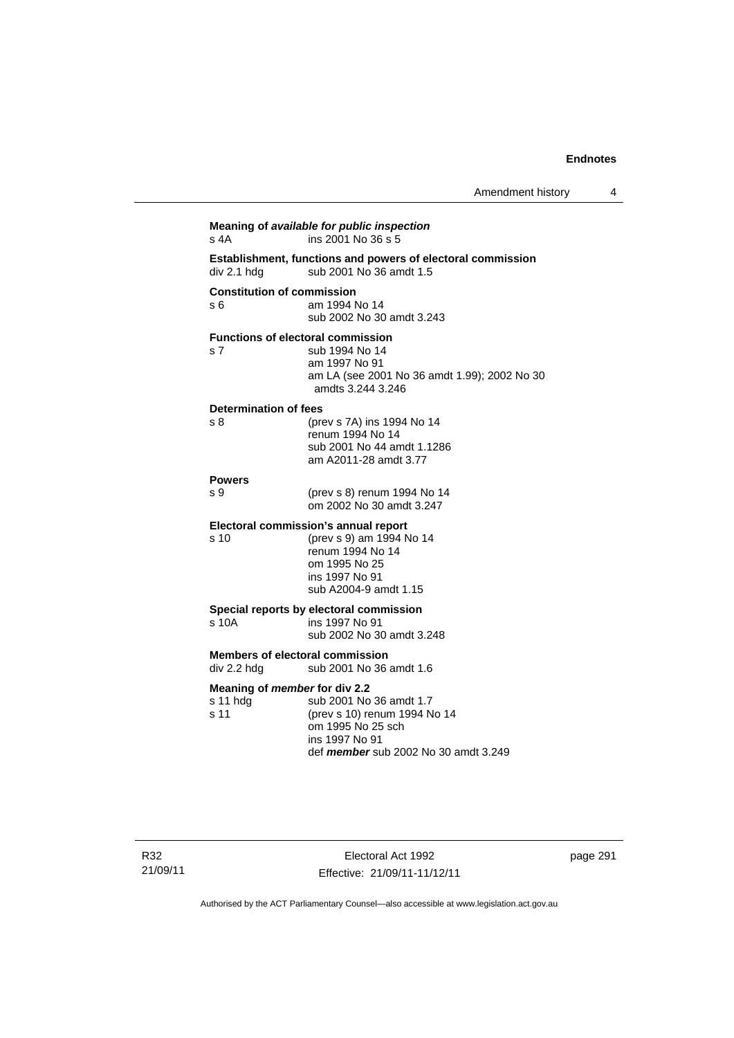**Meaning of *available for public inspection***

s 4A ins 2001 No 36 s 5

**Establishment, functions and powers of electoral commission**

div 2.1 hdg sub 2001 No 36 amdt 1.5

**Constitution of commission**

s 6 am 1994 No 14
sub 2002 No 30 amdt 3.243

**Functions of electoral commission**

s 7 sub 1994 No 14
am 1997 No 91
am LA (see 2001 No 36 amdt 1.99); 2002 No 30 amdts 3.244 3.246

**Determination of fees**

s 8 (prev s 7A) ins 1994 No 14
renum 1994 No 14
sub 2001 No 44 amdt 1.1286
am A2011-28 amdt 3.77

**Powers**

s 9 (prev s 8) renum 1994 No 14
om 2002 No 30 amdt 3.247

**Electoral commission's annual report**

s 10 (prev s 9) am 1994 No 14
renum 1994 No 14
om 1995 No 25
ins 1997 No 91
sub A2004-9 amdt 1.15

**Special reports by electoral commission**

s 10A ins 1997 No 91
sub 2002 No 30 amdt 3.248

**Members of electoral commission**

div 2.2 hdg sub 2001 No 36 amdt 1.6

**Meaning of *member* for div 2.2**

s 11 hdg sub 2001 No 36 amdt 1.7
s 11 (prev s 10) renum 1994 No 14
om 1995 No 25 sch
ins 1997 No 91
def ***member*** sub 2002 No 30 amdt 3.249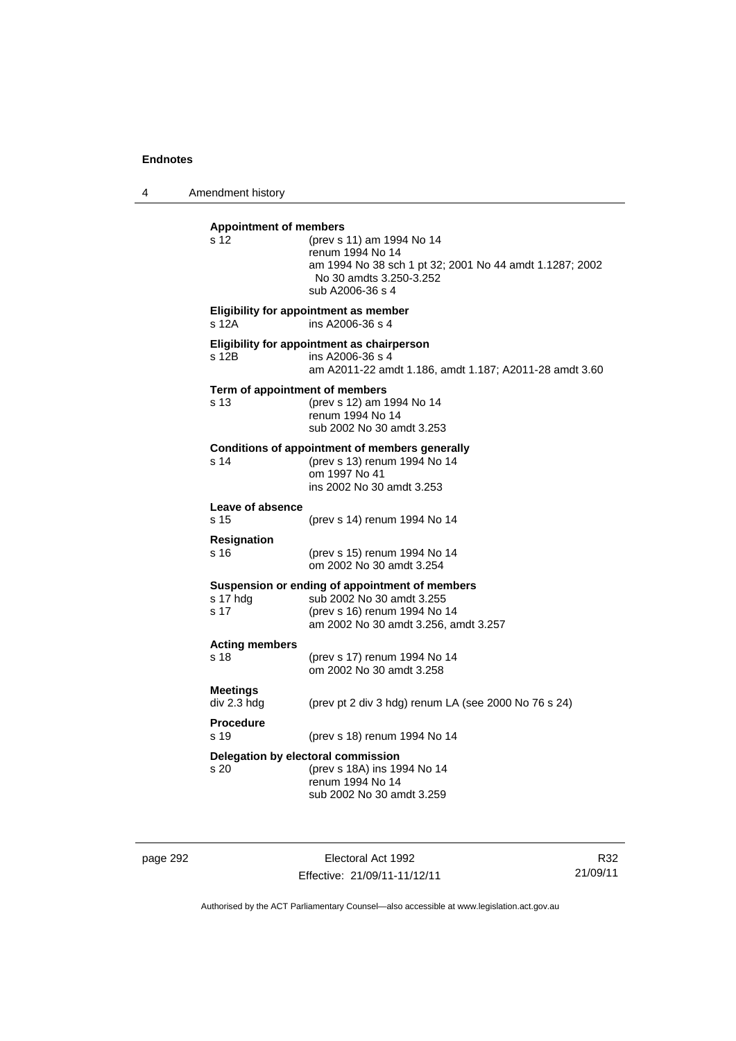**Appointment of members**

s 12 (prev s 11) am 1994 No 14
renum 1994 No 14
am 1994 No 38 sch 1 pt 32; 2001 No 44 amdt 1.1287; 2002 No 30 amdts 3.250-3.252
sub A2006-36 s 4

**Eligibility for appointment as member**

s 12A ins A2006-36 s 4

**Eligibility for appointment as chairperson**

s 12B ins A2006-36 s 4
am A2011-22 amdt 1.186, amdt 1.187; A2011-28 amdt 3.60

**Term of appointment of members**

s 13 (prev s 12) am 1994 No 14
renum 1994 No 14
sub 2002 No 30 amdt 3.253

**Conditions of appointment of members generally**

s 14 (prev s 13) renum 1994 No 14
om 1997 No 41
ins 2002 No 30 amdt 3.253

**Leave of absence**

s 15 (prev s 14) renum 1994 No 14

**Resignation**

s 16 (prev s 15) renum 1994 No 14
om 2002 No 30 amdt 3.254

**Suspension or ending of appointment of members**

s 17 hdg sub 2002 No 30 amdt 3.255
s 17 (prev s 16) renum 1994 No 14
am 2002 No 30 amdt 3.256, amdt 3.257

**Acting members**

s 18 (prev s 17) renum 1994 No 14
om 2002 No 30 amdt 3.258

**Meetings**

div 2.3 hdg (prev pt 2 div 3 hdg) renum LA (see 2000 No 76 s 24)

**Procedure**

s 19 (prev s 18) renum 1994 No 14

**Delegation by electoral commission**

s 20 (prev s 18A) ins 1994 No 14
renum 1994 No 14
sub 2002 No 30 amdt 3.259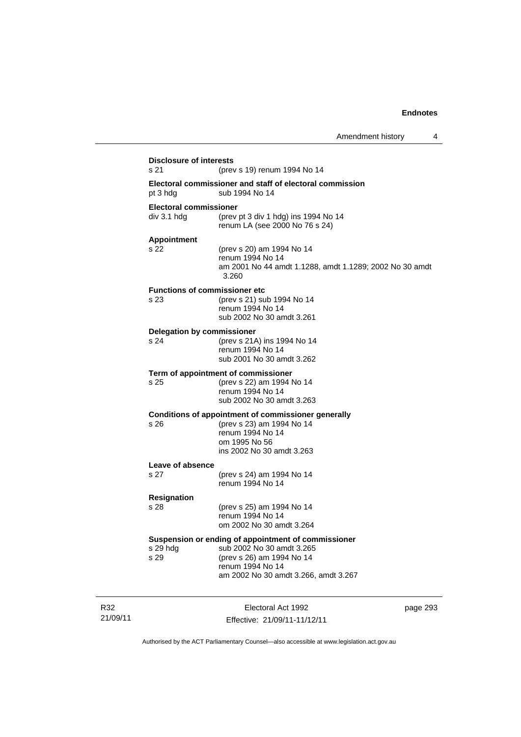**Disclosure of interests**
s 21 (prev s 19) renum 1994 No 14

**Electoral commissioner and staff of electoral commission**
pt 3 hdg sub 1994 No 14

**Electoral commissioner**
div 3.1 hdg (prev pt 3 div 1 hdg) ins 1994 No 14
renum LA (see 2000 No 76 s 24)

**Appointment**
s 22 (prev s 20) am 1994 No 14
renum 1994 No 14
am 2001 No 44 amdt 1.1288, amdt 1.1289; 2002 No 30 amdt 3.260

**Functions of commissioner etc**
s 23 (prev s 21) sub 1994 No 14
renum 1994 No 14
sub 2002 No 30 amdt 3.261

**Delegation by commissioner**
s 24 (prev s 21A) ins 1994 No 14
renum 1994 No 14
sub 2001 No 30 amdt 3.262

**Term of appointment of commissioner**
s 25 (prev s 22) am 1994 No 14
renum 1994 No 14
sub 2002 No 30 amdt 3.263

**Conditions of appointment of commissioner generally**
s 26 (prev s 23) am 1994 No 14
renum 1994 No 14
om 1995 No 56
ins 2002 No 30 amdt 3.263

**Leave of absence**
s 27 (prev s 24) am 1994 No 14
renum 1994 No 14

**Resignation**
s 28 (prev s 25) am 1994 No 14
renum 1994 No 14
om 2002 No 30 amdt 3.264

**Suspension or ending of appointment of commissioner**
s 29 hdg sub 2002 No 30 amdt 3.265
s 29 (prev s 26) am 1994 No 14
renum 1994 No 14
am 2002 No 30 amdt 3.266, amdt 3.267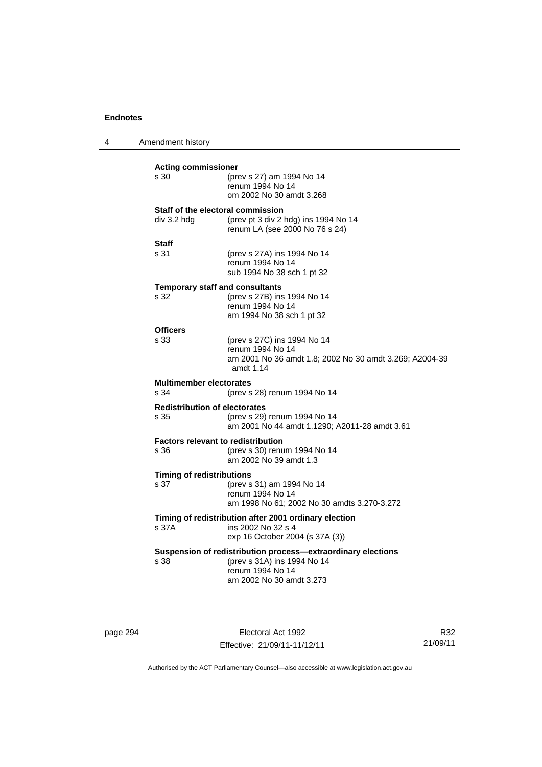**Acting commissioner**

| | |
|---|---|
| s 30 | (prev s 27) am 1994 No 14<br>renum 1994 No 14<br>om 2002 No 30 amdt 3.268 |

**Staff of the electoral commission**

| | |
|---|---|
| div 3.2 hdg | (prev pt 3 div 2 hdg) ins 1994 No 14<br>renum LA (see 2000 No 76 s 24) |

**Staff**

| | |
|---|---|
| s 31 | (prev s 27A) ins 1994 No 14<br>renum 1994 No 14<br>sub 1994 No 38 sch 1 pt 32 |

**Temporary staff and consultants**

| | |
|---|---|
| s 32 | (prev s 27B) ins 1994 No 14<br>renum 1994 No 14<br>am 1994 No 38 sch 1 pt 32 |

**Officers**

| | |
|---|---|
| s 33 | (prev s 27C) ins 1994 No 14<br>renum 1994 No 14<br>am 2001 No 36 amdt 1.8; 2002 No 30 amdt 3.269; A2004-39 amdt 1.14 |

**Multimember electorates**

| | |
|---|---|
| s 34 | (prev s 28) renum 1994 No 14 |

**Redistribution of electorates**

| | |
|---|---|
| s 35 | (prev s 29) renum 1994 No 14<br>am 2001 No 44 amdt 1.1290; A2011-28 amdt 3.61 |

**Factors relevant to redistribution**

| | |
|---|---|
| s 36 | (prev s 30) renum 1994 No 14<br>am 2002 No 39 amdt 1.3 |

**Timing of redistributions**

| | |
|---|---|
| s 37 | (prev s 31) am 1994 No 14<br>renum 1994 No 14<br>am 1998 No 61; 2002 No 30 amdts 3.270-3.272 |

**Timing of redistribution after 2001 ordinary election**

| | |
|---|---|
| s 37A | ins 2002 No 32 s 4<br>exp 16 October 2004 (s 37A (3)) |

**Suspension of redistribution process—extraordinary elections**

| | |
|---|---|
| s 38 | (prev s 31A) ins 1994 No 14<br>renum 1994 No 14<br>am 2002 No 30 amdt 3.273 |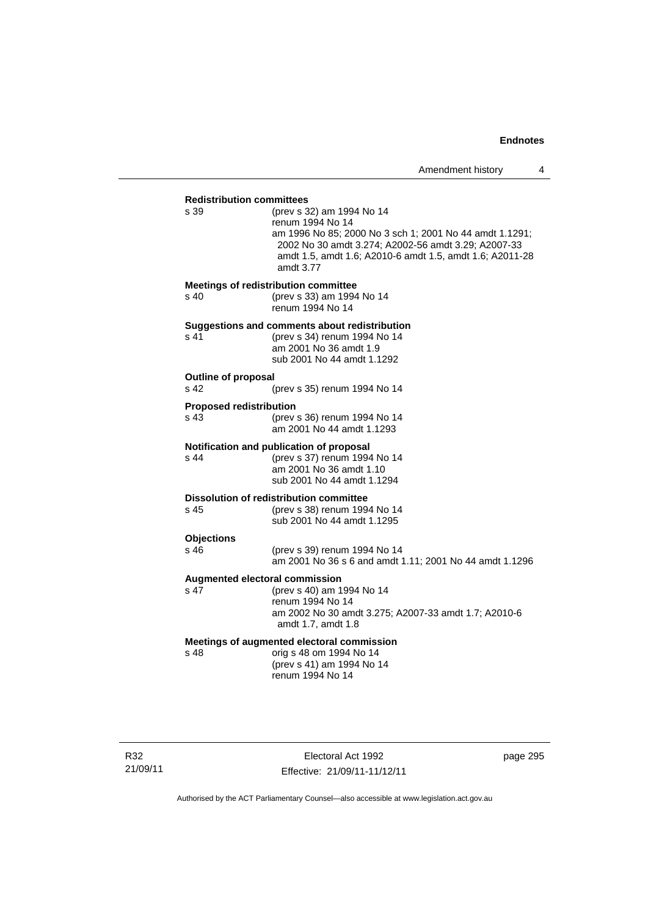**Redistribution committees**

s 39 (prev s 32) am 1994 No 14
renum 1994 No 14
am 1996 No 85; 2000 No 3 sch 1; 2001 No 44 amdt 1.1291; 2002 No 30 amdt 3.274; A2002-56 amdt 3.29; A2007-33 amdt 1.5, amdt 1.6; A2010-6 amdt 1.5, amdt 1.6; A2011-28 amdt 3.77

**Meetings of redistribution committee**

s 40 (prev s 33) am 1994 No 14
renum 1994 No 14

**Suggestions and comments about redistribution**

s 41 (prev s 34) renum 1994 No 14
am 2001 No 36 amdt 1.9
sub 2001 No 44 amdt 1.1292

**Outline of proposal**

s 42 (prev s 35) renum 1994 No 14

**Proposed redistribution**

s 43 (prev s 36) renum 1994 No 14
am 2001 No 44 amdt 1.1293

**Notification and publication of proposal**

s 44 (prev s 37) renum 1994 No 14
am 2001 No 36 amdt 1.10
sub 2001 No 44 amdt 1.1294

**Dissolution of redistribution committee**

s 45 (prev s 38) renum 1994 No 14
sub 2001 No 44 amdt 1.1295

**Objections**

s 46 (prev s 39) renum 1994 No 14
am 2001 No 36 s 6 and amdt 1.11; 2001 No 44 amdt 1.1296

**Augmented electoral commission**

s 47 (prev s 40) am 1994 No 14
renum 1994 No 14
am 2002 No 30 amdt 3.275; A2007-33 amdt 1.7; A2010-6 amdt 1.7, amdt 1.8

**Meetings of augmented electoral commission**

s 48 orig s 48 om 1994 No 14
(prev s 41) am 1994 No 14
renum 1994 No 14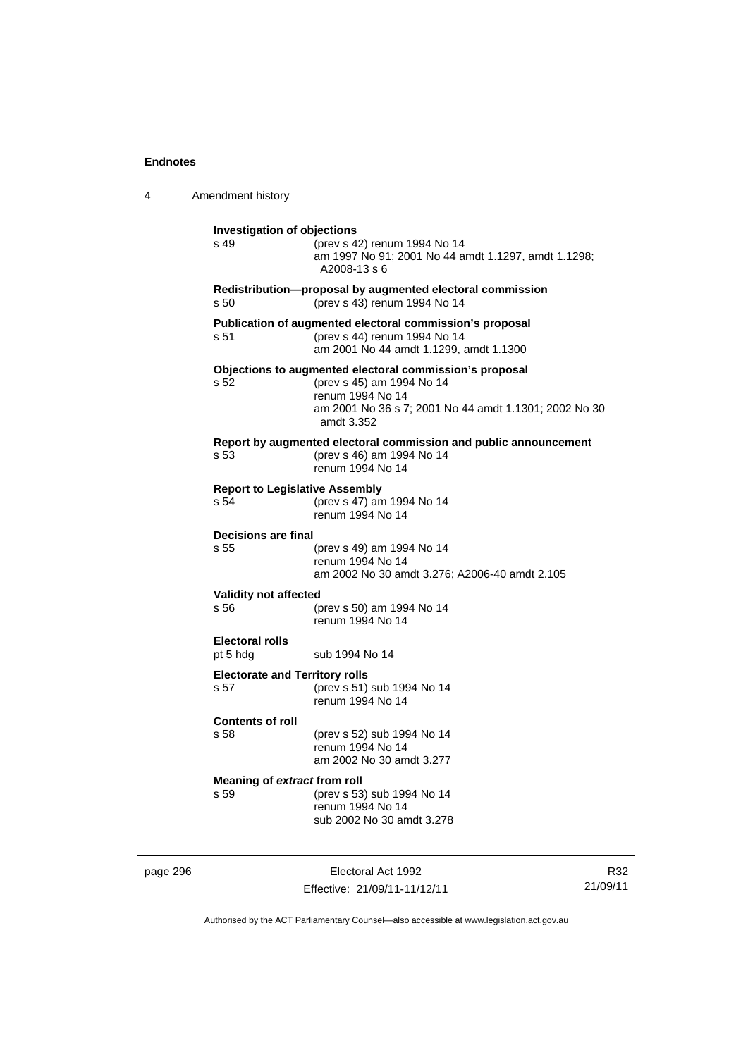**Investigation of objections**
s 49 (prev s 42) renum 1994 No 14
am 1997 No 91; 2001 No 44 amdt 1.1297, amdt 1.1298; A2008-13 s 6

**Redistribution—proposal by augmented electoral commission**
s 50 (prev s 43) renum 1994 No 14

**Publication of augmented electoral commission's proposal**
s 51 (prev s 44) renum 1994 No 14
am 2001 No 44 amdt 1.1299, amdt 1.1300

**Objections to augmented electoral commission's proposal**
s 52 (prev s 45) am 1994 No 14
renum 1994 No 14
am 2001 No 36 s 7; 2001 No 44 amdt 1.1301; 2002 No 30 amdt 3.352

**Report by augmented electoral commission and public announcement**
s 53 (prev s 46) am 1994 No 14
renum 1994 No 14

**Report to Legislative Assembly**
s 54 (prev s 47) am 1994 No 14
renum 1994 No 14

**Decisions are final**
s 55 (prev s 49) am 1994 No 14
renum 1994 No 14
am 2002 No 30 amdt 3.276; A2006-40 amdt 2.105

**Validity not affected**
s 56 (prev s 50) am 1994 No 14
renum 1994 No 14

**Electoral rolls**
pt 5 hdg sub 1994 No 14

**Electorate and Territory rolls**
s 57 (prev s 51) sub 1994 No 14
renum 1994 No 14

**Contents of roll**
s 58 (prev s 52) sub 1994 No 14
renum 1994 No 14
am 2002 No 30 amdt 3.277

**Meaning of *extract* from roll**
s 59 (prev s 53) sub 1994 No 14
renum 1994 No 14
sub 2002 No 30 amdt 3.278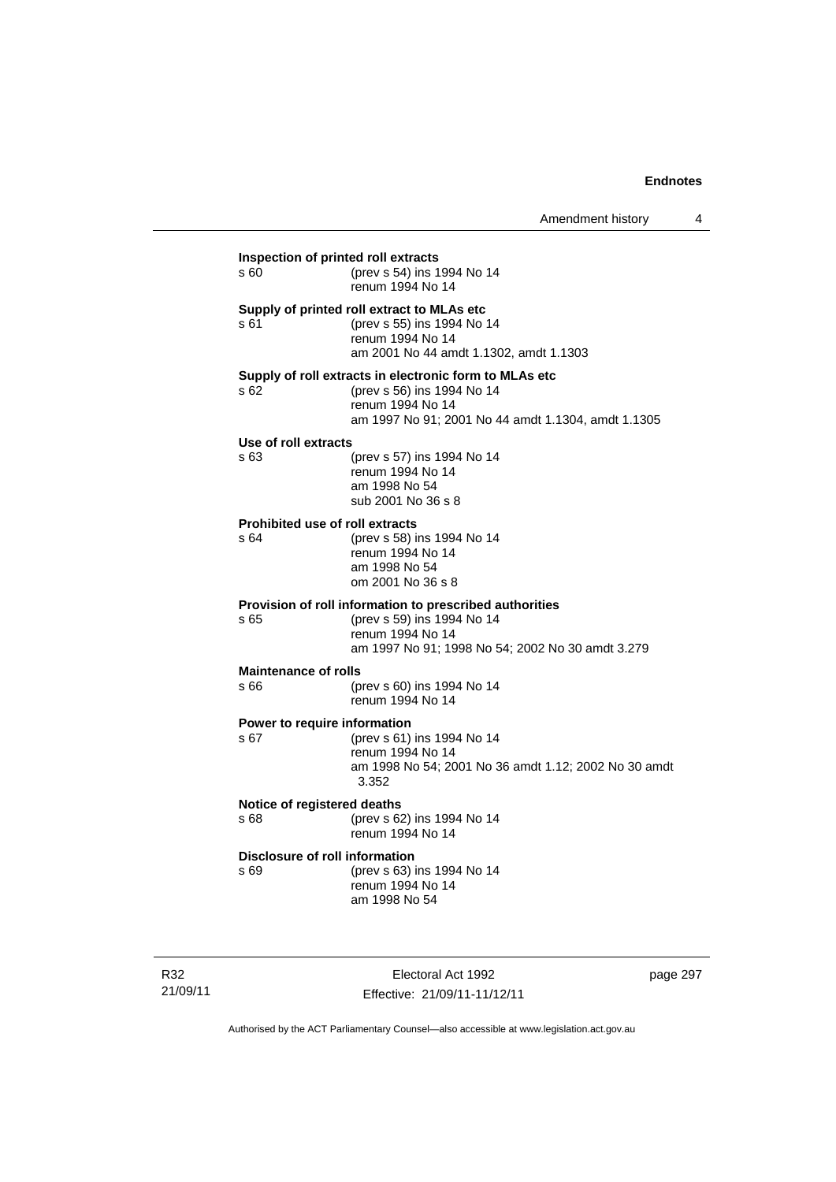**Inspection of printed roll extracts**

s 60 (prev s 54) ins 1994 No 14
renum 1994 No 14

**Supply of printed roll extract to MLAs etc**

s 61 (prev s 55) ins 1994 No 14
renum 1994 No 14
am 2001 No 44 amdt 1.1302, amdt 1.1303

**Supply of roll extracts in electronic form to MLAs etc**

s 62 (prev s 56) ins 1994 No 14
renum 1994 No 14
am 1997 No 91; 2001 No 44 amdt 1.1304, amdt 1.1305

**Use of roll extracts**

s 63 (prev s 57) ins 1994 No 14
renum 1994 No 14
am 1998 No 54
sub 2001 No 36 s 8

**Prohibited use of roll extracts**

s 64 (prev s 58) ins 1994 No 14
renum 1994 No 14
am 1998 No 54
om 2001 No 36 s 8

**Provision of roll information to prescribed authorities**

s 65 (prev s 59) ins 1994 No 14
renum 1994 No 14
am 1997 No 91; 1998 No 54; 2002 No 30 amdt 3.279

**Maintenance of rolls**

s 66 (prev s 60) ins 1994 No 14
renum 1994 No 14

**Power to require information**

s 67 (prev s 61) ins 1994 No 14
renum 1994 No 14
am 1998 No 54; 2001 No 36 amdt 1.12; 2002 No 30 amdt 3.352

**Notice of registered deaths**

s 68 (prev s 62) ins 1994 No 14
renum 1994 No 14

**Disclosure of roll information**

s 69 (prev s 63) ins 1994 No 14
renum 1994 No 14
am 1998 No 54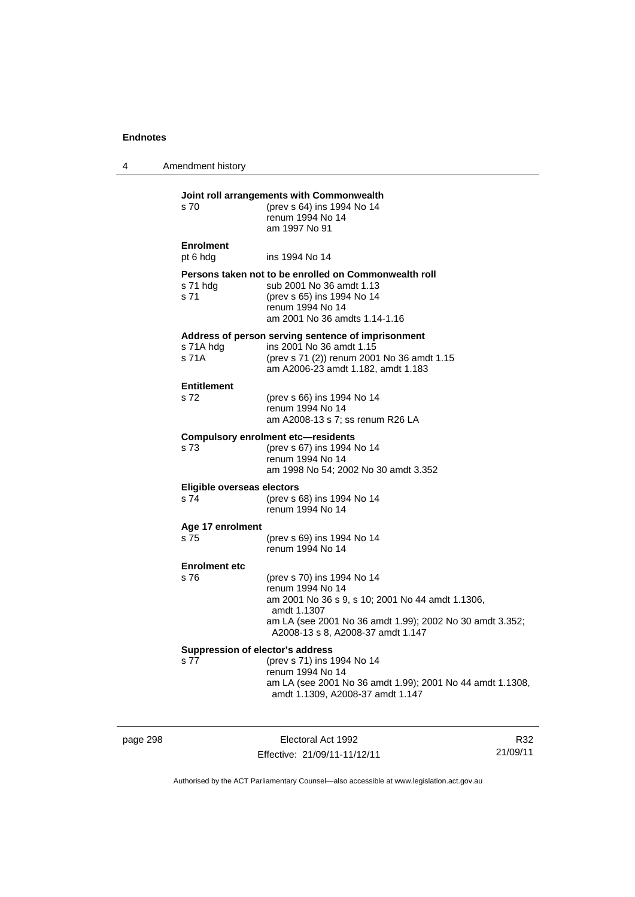**Joint roll arrangements with Commonwealth**

s 70 (prev s 64) ins 1994 No 14
renum 1994 No 14
am 1997 No 91

**Enrolment**

pt 6 hdg ins 1994 No 14

**Persons taken not to be enrolled on Commonwealth roll**

s 71 hdg sub 2001 No 36 amdt 1.13
s 71 (prev s 65) ins 1994 No 14
renum 1994 No 14
am 2001 No 36 amdts 1.14-1.16

**Address of person serving sentence of imprisonment**

s 71A hdg ins 2001 No 36 amdt 1.15
s 71A (prev s 71 (2)) renum 2001 No 36 amdt 1.15
am A2006-23 amdt 1.182, amdt 1.183

**Entitlement**

s 72 (prev s 66) ins 1994 No 14
renum 1994 No 14
am A2008-13 s 7; ss renum R26 LA

**Compulsory enrolment etc—residents**

s 73 (prev s 67) ins 1994 No 14
renum 1994 No 14
am 1998 No 54; 2002 No 30 amdt 3.352

**Eligible overseas electors**

s 74 (prev s 68) ins 1994 No 14
renum 1994 No 14

**Age 17 enrolment**

s 75 (prev s 69) ins 1994 No 14
renum 1994 No 14

**Enrolment etc**

s 76 (prev s 70) ins 1994 No 14
renum 1994 No 14
am 2001 No 36 s 9, s 10; 2001 No 44 amdt 1.1306, amdt 1.1307
am LA (see 2001 No 36 amdt 1.99); 2002 No 30 amdt 3.352; A2008-13 s 8, A2008-37 amdt 1.147

**Suppression of elector's address**

s 77 (prev s 71) ins 1994 No 14
renum 1994 No 14
am LA (see 2001 No 36 amdt 1.99); 2001 No 44 amdt 1.1308, amdt 1.1309, A2008-37 amdt 1.147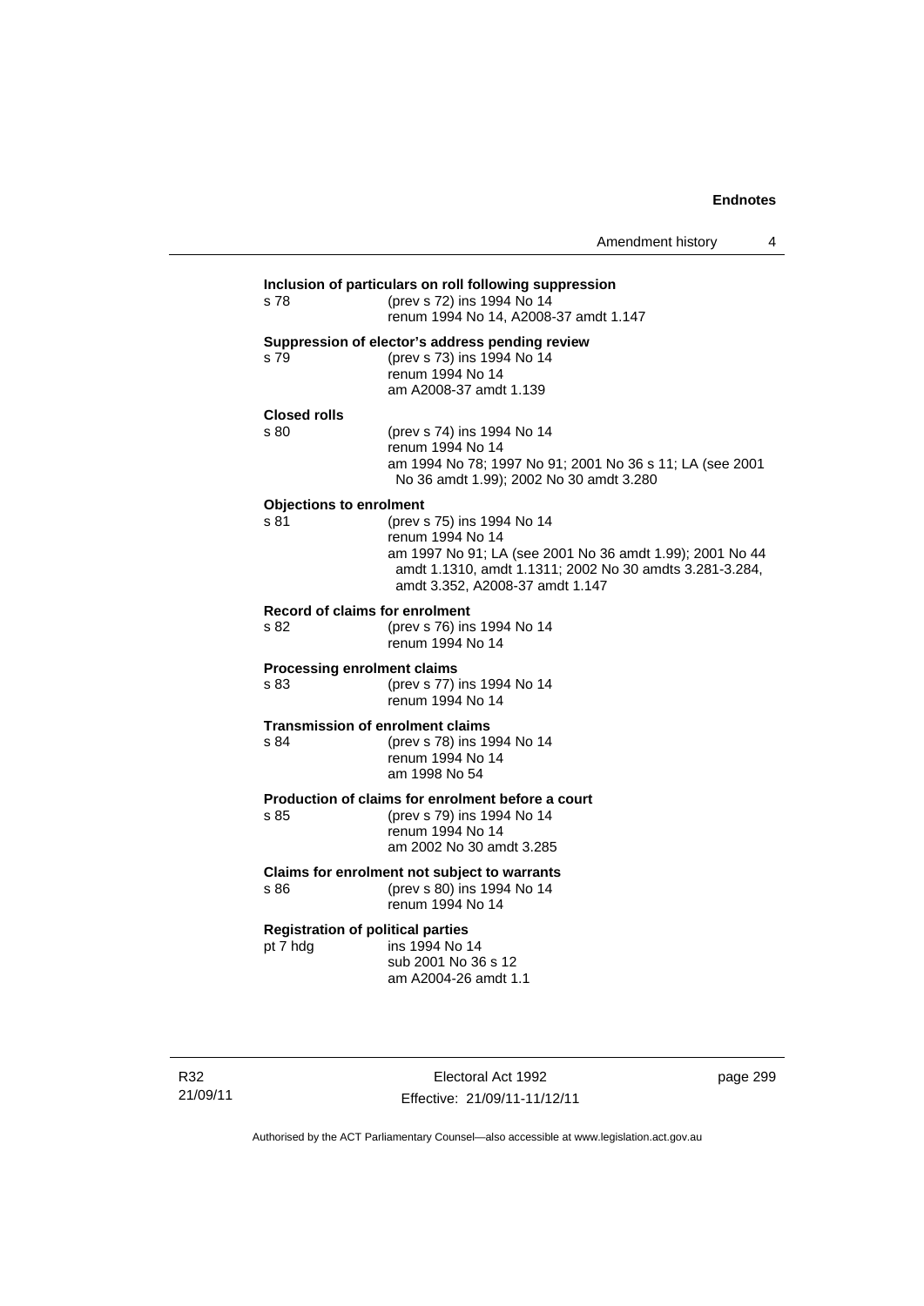**Inclusion of particulars on roll following suppression**

s 78 (prev s 72) ins 1994 No 14
renum 1994 No 14, A2008-37 amdt 1.147

**Suppression of elector's address pending review**

s 79 (prev s 73) ins 1994 No 14
renum 1994 No 14
am A2008-37 amdt 1.139

**Closed rolls**

s 80 (prev s 74) ins 1994 No 14
renum 1994 No 14
am 1994 No 78; 1997 No 91; 2001 No 36 s 11; LA (see 2001 No 36 amdt 1.99); 2002 No 30 amdt 3.280

**Objections to enrolment**

s 81 (prev s 75) ins 1994 No 14
renum 1994 No 14
am 1997 No 91; LA (see 2001 No 36 amdt 1.99); 2001 No 44 amdt 1.1310, amdt 1.1311; 2002 No 30 amdts 3.281-3.284, amdt 3.352, A2008-37 amdt 1.147

**Record of claims for enrolment**

s 82 (prev s 76) ins 1994 No 14
renum 1994 No 14

**Processing enrolment claims**

s 83 (prev s 77) ins 1994 No 14
renum 1994 No 14

**Transmission of enrolment claims**

s 84 (prev s 78) ins 1994 No 14
renum 1994 No 14
am 1998 No 54

**Production of claims for enrolment before a court**

s 85 (prev s 79) ins 1994 No 14
renum 1994 No 14
am 2002 No 30 amdt 3.285

**Claims for enrolment not subject to warrants**

s 86 (prev s 80) ins 1994 No 14
renum 1994 No 14

**Registration of political parties**

pt 7 hdg ins 1994 No 14
sub 2001 No 36 s 12
am A2004-26 amdt 1.1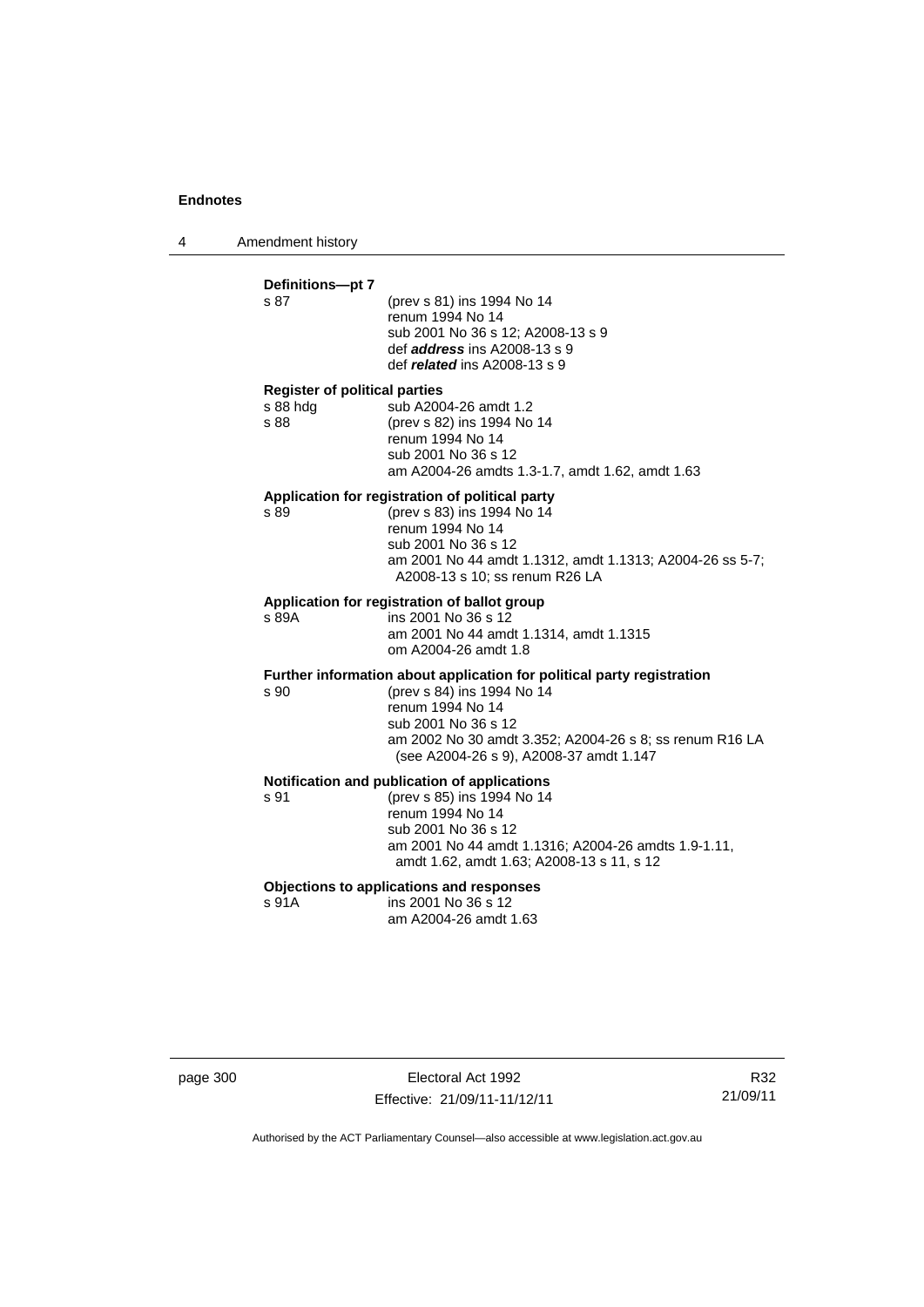**Definitions—pt 7**

s 87 — (prev s 81) ins 1994 No 14
renum 1994 No 14
sub 2001 No 36 s 12; A2008-13 s 9
def ***address*** ins A2008-13 s 9
def ***related*** ins A2008-13 s 9

**Register of political parties**

s 88 hdg — sub A2004-26 amdt 1.2

s 88 — (prev s 82) ins 1994 No 14
renum 1994 No 14
sub 2001 No 36 s 12
am A2004-26 amdts 1.3-1.7, amdt 1.62, amdt 1.63

**Application for registration of political party**

s 89 — (prev s 83) ins 1994 No 14
renum 1994 No 14
sub 2001 No 36 s 12
am 2001 No 44 amdt 1.1312, amdt 1.1313; A2004-26 ss 5-7; A2008-13 s 10; ss renum R26 LA

**Application for registration of ballot group**

s 89A — ins 2001 No 36 s 12
am 2001 No 44 amdt 1.1314, amdt 1.1315
om A2004-26 amdt 1.8

**Further information about application for political party registration**

s 90 — (prev s 84) ins 1994 No 14
renum 1994 No 14
sub 2001 No 36 s 12
am 2002 No 30 amdt 3.352; A2004-26 s 8; ss renum R16 LA (see A2004-26 s 9), A2008-37 amdt 1.147

**Notification and publication of applications**

s 91 — (prev s 85) ins 1994 No 14
renum 1994 No 14
sub 2001 No 36 s 12
am 2001 No 44 amdt 1.1316; A2004-26 amdts 1.9-1.11, amdt 1.62, amdt 1.63; A2008-13 s 11, s 12

**Objections to applications and responses**

s 91A — ins 2001 No 36 s 12
am A2004-26 amdt 1.63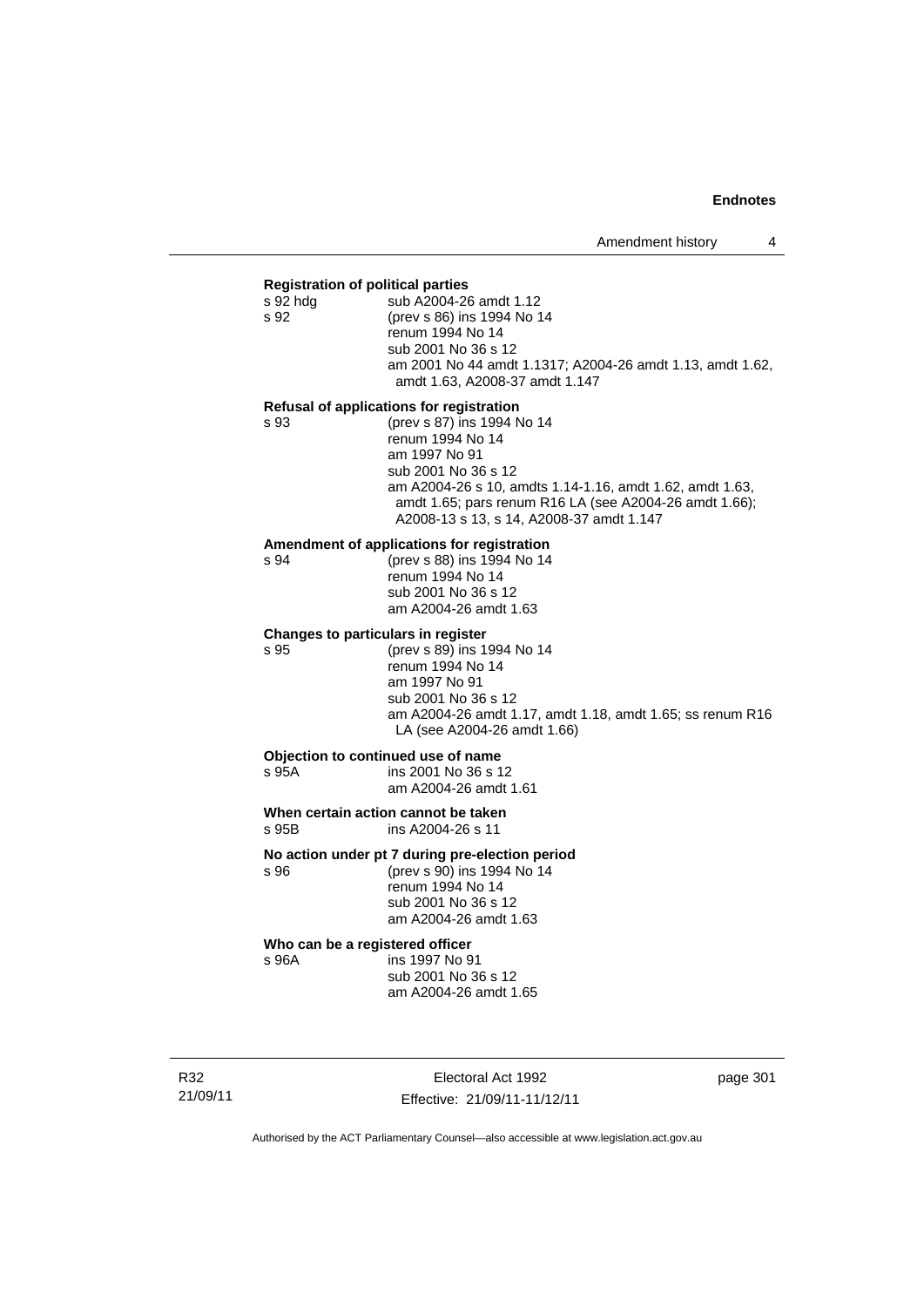**Registration of political parties**

s 92 hdg sub A2004-26 amdt 1.12

s 92 (prev s 86) ins 1994 No 14
renum 1994 No 14
sub 2001 No 36 s 12
am 2001 No 44 amdt 1.1317; A2004-26 amdt 1.13, amdt 1.62, amdt 1.63, A2008-37 amdt 1.147

**Refusal of applications for registration**

s 93 (prev s 87) ins 1994 No 14
renum 1994 No 14
am 1997 No 91
sub 2001 No 36 s 12
am A2004-26 s 10, amdts 1.14-1.16, amdt 1.62, amdt 1.63, amdt 1.65; pars renum R16 LA (see A2004-26 amdt 1.66); A2008-13 s 13, s 14, A2008-37 amdt 1.147

**Amendment of applications for registration**

s 94 (prev s 88) ins 1994 No 14
renum 1994 No 14
sub 2001 No 36 s 12
am A2004-26 amdt 1.63

**Changes to particulars in register**

s 95 (prev s 89) ins 1994 No 14
renum 1994 No 14
am 1997 No 91
sub 2001 No 36 s 12
am A2004-26 amdt 1.17, amdt 1.18, amdt 1.65; ss renum R16 LA (see A2004-26 amdt 1.66)

**Objection to continued use of name**

s 95A ins 2001 No 36 s 12
am A2004-26 amdt 1.61

**When certain action cannot be taken**

s 95B ins A2004-26 s 11

**No action under pt 7 during pre-election period**

s 96 (prev s 90) ins 1994 No 14
renum 1994 No 14
sub 2001 No 36 s 12
am A2004-26 amdt 1.63

**Who can be a registered officer**

s 96A ins 1997 No 91
sub 2001 No 36 s 12
am A2004-26 amdt 1.65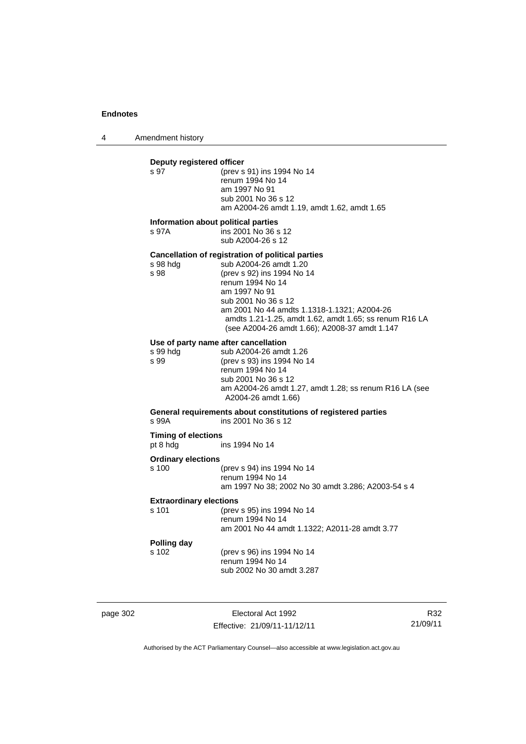**Deputy registered officer**

s 97 (prev s 91) ins 1994 No 14
renum 1994 No 14
am 1997 No 91
sub 2001 No 36 s 12
am A2004-26 amdt 1.19, amdt 1.62, amdt 1.65

**Information about political parties**

s 97A ins 2001 No 36 s 12
sub A2004-26 s 12

**Cancellation of registration of political parties**

s 98 hdg sub A2004-26 amdt 1.20

s 98 (prev s 92) ins 1994 No 14
renum 1994 No 14
am 1997 No 91
sub 2001 No 36 s 12
am 2001 No 44 amdts 1.1318-1.1321; A2004-26 amdts 1.21-1.25, amdt 1.62, amdt 1.65; ss renum R16 LA (see A2004-26 amdt 1.66); A2008-37 amdt 1.147

**Use of party name after cancellation**

s 99 hdg sub A2004-26 amdt 1.26

s 99 (prev s 93) ins 1994 No 14
renum 1994 No 14
sub 2001 No 36 s 12
am A2004-26 amdt 1.27, amdt 1.28; ss renum R16 LA (see A2004-26 amdt 1.66)

**General requirements about constitutions of registered parties**

s 99A ins 2001 No 36 s 12

**Timing of elections**

pt 8 hdg ins 1994 No 14

**Ordinary elections**

s 100 (prev s 94) ins 1994 No 14
renum 1994 No 14
am 1997 No 38; 2002 No 30 amdt 3.286; A2003-54 s 4

**Extraordinary elections**

s 101 (prev s 95) ins 1994 No 14
renum 1994 No 14
am 2001 No 44 amdt 1.1322; A2011-28 amdt 3.77

**Polling day**

s 102 (prev s 96) ins 1994 No 14
renum 1994 No 14
sub 2002 No 30 amdt 3.287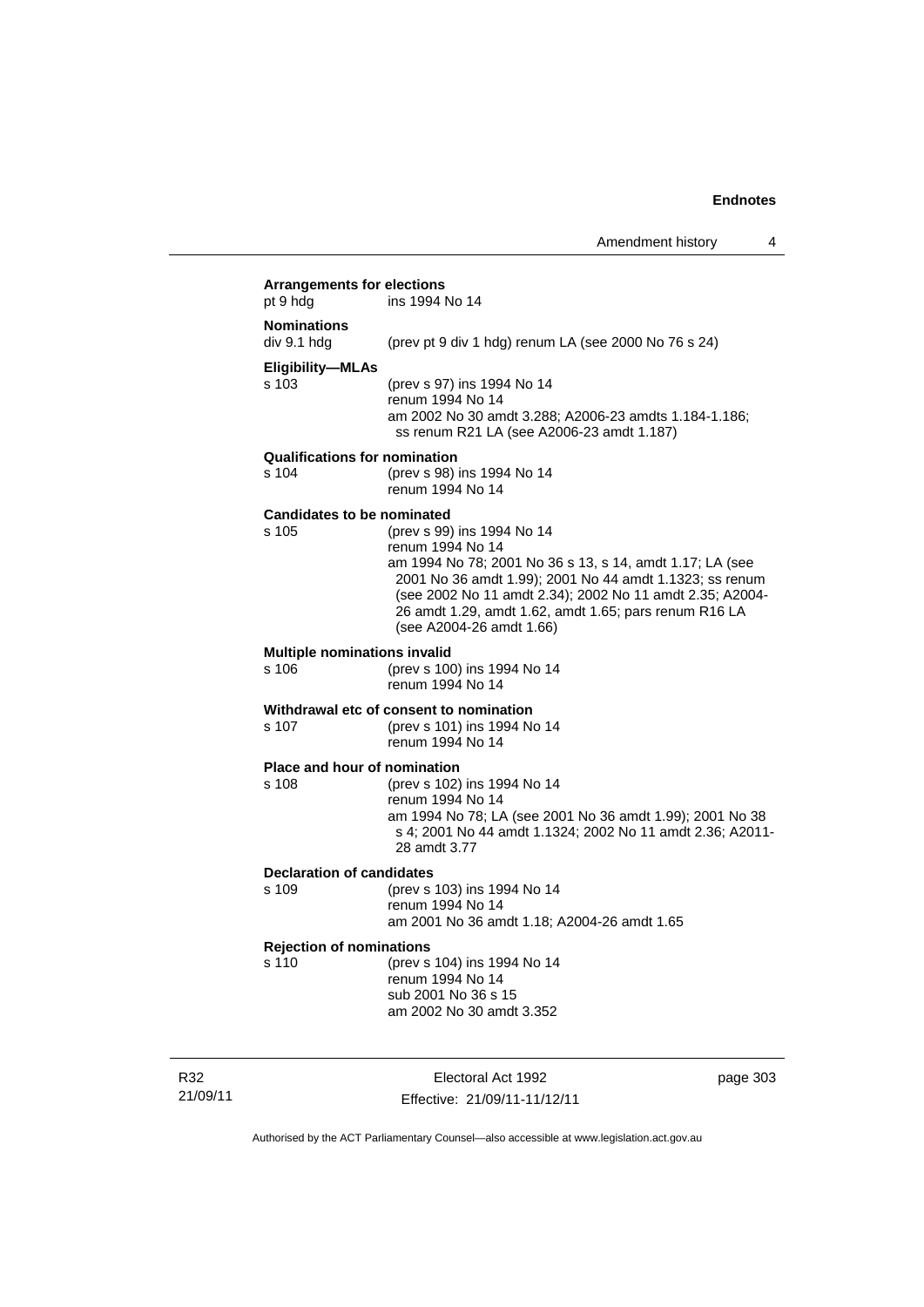**Arrangements for elections**
pt 9 hdg ins 1994 No 14

**Nominations**
div 9.1 hdg (prev pt 9 div 1 hdg) renum LA (see 2000 No 76 s 24)

**Eligibility—MLAs**
s 103 (prev s 97) ins 1994 No 14
renum 1994 No 14
am 2002 No 30 amdt 3.288; A2006-23 amdts 1.184-1.186; ss renum R21 LA (see A2006-23 amdt 1.187)

**Qualifications for nomination**
s 104 (prev s 98) ins 1994 No 14
renum 1994 No 14

**Candidates to be nominated**
s 105 (prev s 99) ins 1994 No 14
renum 1994 No 14
am 1994 No 78; 2001 No 36 s 13, s 14, amdt 1.17; LA (see 2001 No 36 amdt 1.99); 2001 No 44 amdt 1.1323; ss renum (see 2002 No 11 amdt 2.34); 2002 No 11 amdt 2.35; A2004-26 amdt 1.29, amdt 1.62, amdt 1.65; pars renum R16 LA (see A2004-26 amdt 1.66)

**Multiple nominations invalid**
s 106 (prev s 100) ins 1994 No 14
renum 1994 No 14

**Withdrawal etc of consent to nomination**
s 107 (prev s 101) ins 1994 No 14
renum 1994 No 14

**Place and hour of nomination**
s 108 (prev s 102) ins 1994 No 14
renum 1994 No 14
am 1994 No 78; LA (see 2001 No 36 amdt 1.99); 2001 No 38 s 4; 2001 No 44 amdt 1.1324; 2002 No 11 amdt 2.36; A2011-28 amdt 3.77

**Declaration of candidates**
s 109 (prev s 103) ins 1994 No 14
renum 1994 No 14
am 2001 No 36 amdt 1.18; A2004-26 amdt 1.65

**Rejection of nominations**
s 110 (prev s 104) ins 1994 No 14
renum 1994 No 14
sub 2001 No 36 s 15
am 2002 No 30 amdt 3.352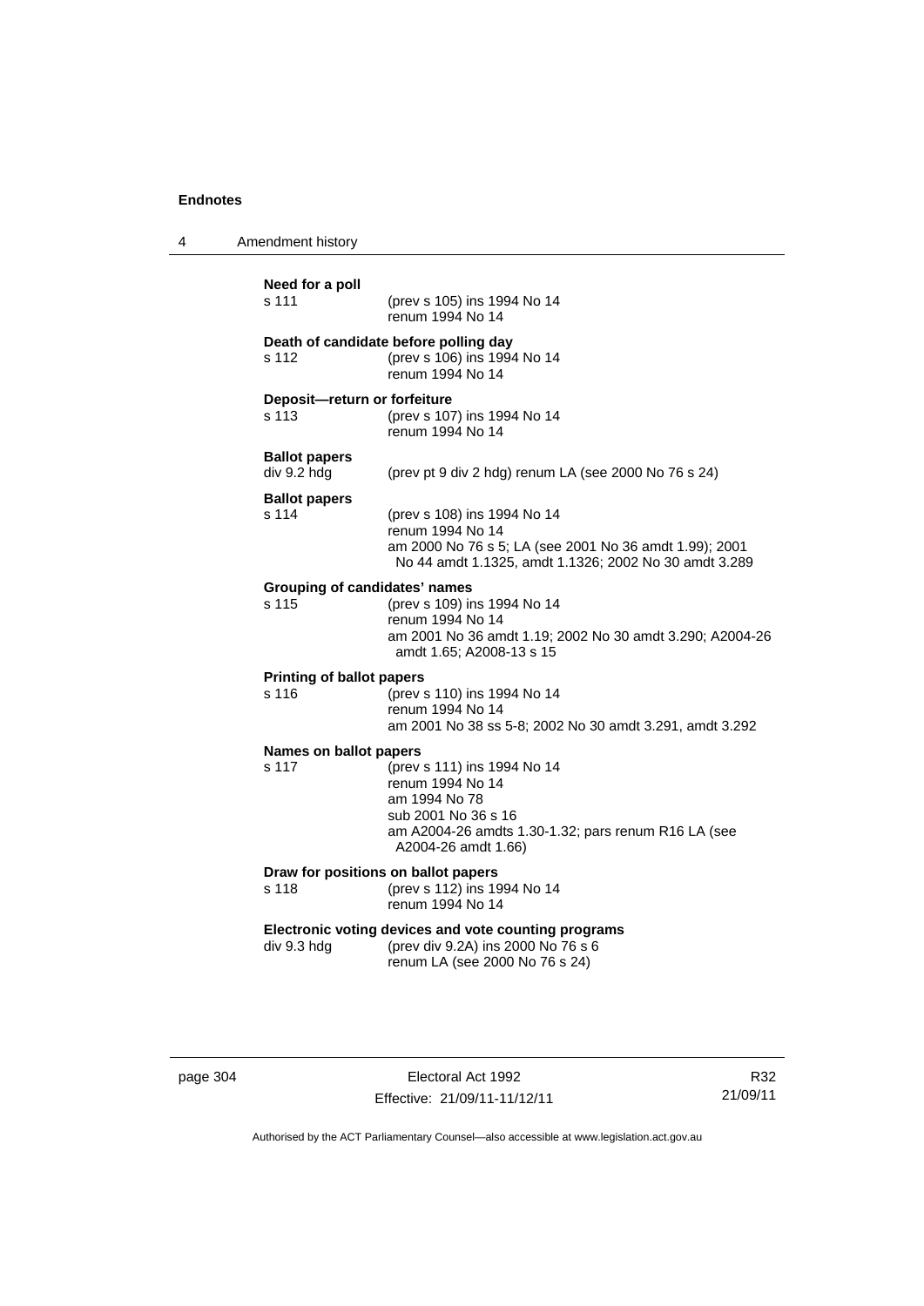**Need for a poll**

s 111 (prev s 105) ins 1994 No 14
renum 1994 No 14

**Death of candidate before polling day**

s 112 (prev s 106) ins 1994 No 14
renum 1994 No 14

**Deposit—return or forfeiture**

s 113 (prev s 107) ins 1994 No 14
renum 1994 No 14

**Ballot papers**

div 9.2 hdg (prev pt 9 div 2 hdg) renum LA (see 2000 No 76 s 24)

**Ballot papers**

s 114 (prev s 108) ins 1994 No 14
renum 1994 No 14
am 2000 No 76 s 5; LA (see 2001 No 36 amdt 1.99); 2001 No 44 amdt 1.1325, amdt 1.1326; 2002 No 30 amdt 3.289

**Grouping of candidates' names**

s 115 (prev s 109) ins 1994 No 14
renum 1994 No 14
am 2001 No 36 amdt 1.19; 2002 No 30 amdt 3.290; A2004-26 amdt 1.65; A2008-13 s 15

**Printing of ballot papers**

s 116 (prev s 110) ins 1994 No 14
renum 1994 No 14
am 2001 No 38 ss 5-8; 2002 No 30 amdt 3.291, amdt 3.292

**Names on ballot papers**

s 117 (prev s 111) ins 1994 No 14
renum 1994 No 14
am 1994 No 78
sub 2001 No 36 s 16
am A2004-26 amdts 1.30-1.32; pars renum R16 LA (see A2004-26 amdt 1.66)

**Draw for positions on ballot papers**

s 118 (prev s 112) ins 1994 No 14
renum 1994 No 14

**Electronic voting devices and vote counting programs**

div 9.3 hdg (prev div 9.2A) ins 2000 No 76 s 6
renum LA (see 2000 No 76 s 24)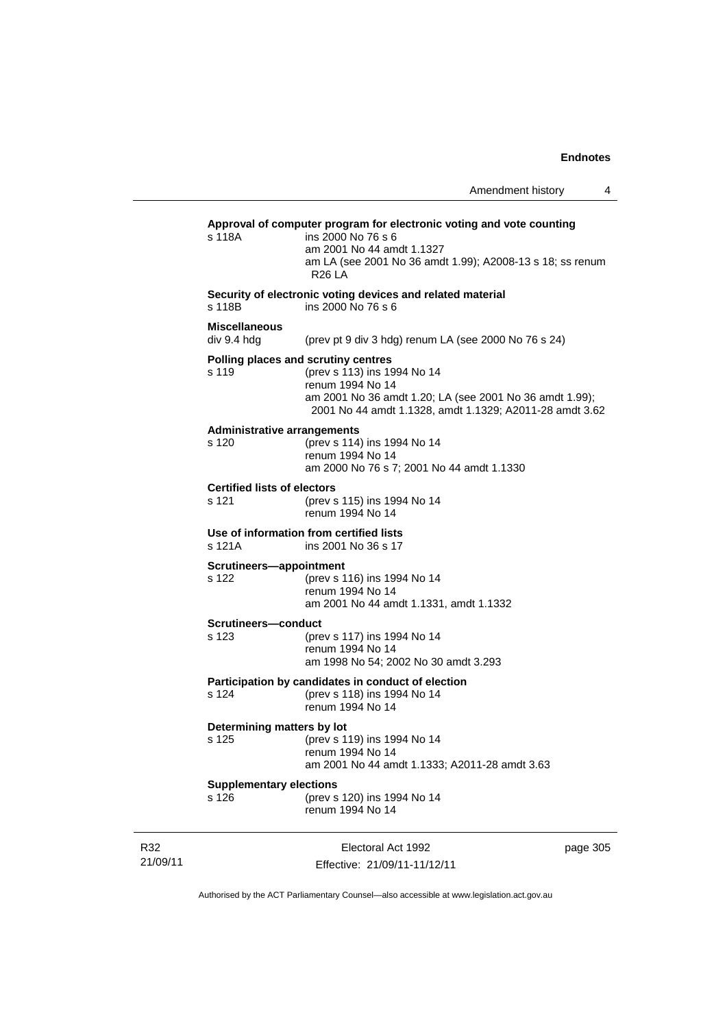**Approval of computer program for electronic voting and vote counting**

s 118A ins 2000 No 76 s 6
am 2001 No 44 amdt 1.1327
am LA (see 2001 No 36 amdt 1.99); A2008-13 s 18; ss renum R26 LA

**Security of electronic voting devices and related material**

s 118B ins 2000 No 76 s 6

**Miscellaneous**

div 9.4 hdg (prev pt 9 div 3 hdg) renum LA (see 2000 No 76 s 24)

**Polling places and scrutiny centres**

s 119 (prev s 113) ins 1994 No 14
renum 1994 No 14
am 2001 No 36 amdt 1.20; LA (see 2001 No 36 amdt 1.99); 2001 No 44 amdt 1.1328, amdt 1.1329; A2011-28 amdt 3.62

**Administrative arrangements**

s 120 (prev s 114) ins 1994 No 14
renum 1994 No 14
am 2000 No 76 s 7; 2001 No 44 amdt 1.1330

**Certified lists of electors**

s 121 (prev s 115) ins 1994 No 14
renum 1994 No 14

**Use of information from certified lists**

s 121A ins 2001 No 36 s 17

**Scrutineers—appointment**

s 122 (prev s 116) ins 1994 No 14
renum 1994 No 14
am 2001 No 44 amdt 1.1331, amdt 1.1332

**Scrutineers—conduct**

s 123 (prev s 117) ins 1994 No 14
renum 1994 No 14
am 1998 No 54; 2002 No 30 amdt 3.293

**Participation by candidates in conduct of election**

s 124 (prev s 118) ins 1994 No 14
renum 1994 No 14

**Determining matters by lot**

s 125 (prev s 119) ins 1994 No 14
renum 1994 No 14
am 2001 No 44 amdt 1.1333; A2011-28 amdt 3.63

**Supplementary elections**

s 126 (prev s 120) ins 1994 No 14
renum 1994 No 14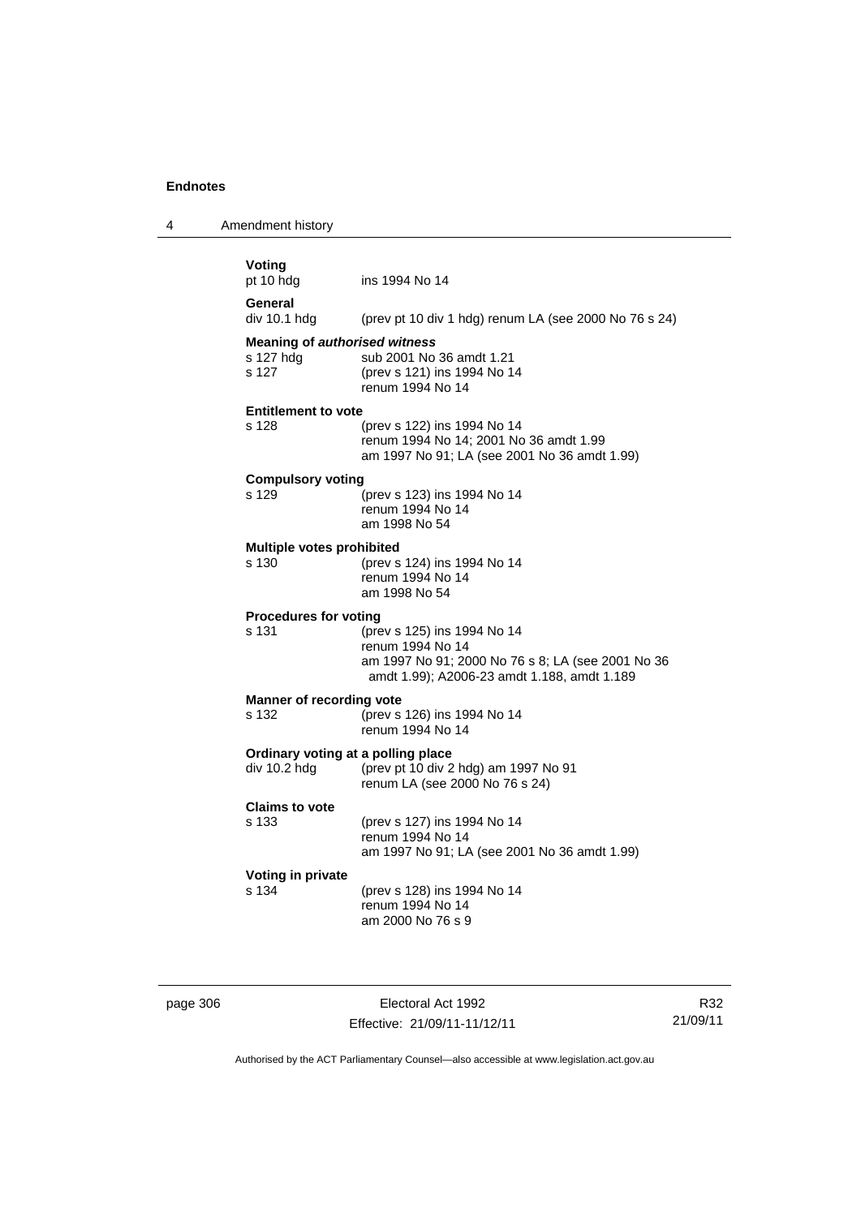**Voting**

pt 10 hdg — ins 1994 No 14

**General**

div 10.1 hdg — (prev pt 10 div 1 hdg) renum LA (see 2000 No 76 s 24)

**Meaning of *authorised witness***

s 127 hdg — sub 2001 No 36 amdt 1.21

s 127 — (prev s 121) ins 1994 No 14
renum 1994 No 14

**Entitlement to vote**

s 128 — (prev s 122) ins 1994 No 14
renum 1994 No 14; 2001 No 36 amdt 1.99
am 1997 No 91; LA (see 2001 No 36 amdt 1.99)

**Compulsory voting**

s 129 — (prev s 123) ins 1994 No 14
renum 1994 No 14
am 1998 No 54

**Multiple votes prohibited**

s 130 — (prev s 124) ins 1994 No 14
renum 1994 No 14
am 1998 No 54

**Procedures for voting**

s 131 — (prev s 125) ins 1994 No 14
renum 1994 No 14
am 1997 No 91; 2000 No 76 s 8; LA (see 2001 No 36 amdt 1.99); A2006-23 amdt 1.188, amdt 1.189

**Manner of recording vote**

s 132 — (prev s 126) ins 1994 No 14
renum 1994 No 14

**Ordinary voting at a polling place**

div 10.2 hdg — (prev pt 10 div 2 hdg) am 1997 No 91
renum LA (see 2000 No 76 s 24)

**Claims to vote**

s 133 — (prev s 127) ins 1994 No 14
renum 1994 No 14
am 1997 No 91; LA (see 2001 No 36 amdt 1.99)

**Voting in private**

s 134 — (prev s 128) ins 1994 No 14
renum 1994 No 14
am 2000 No 76 s 9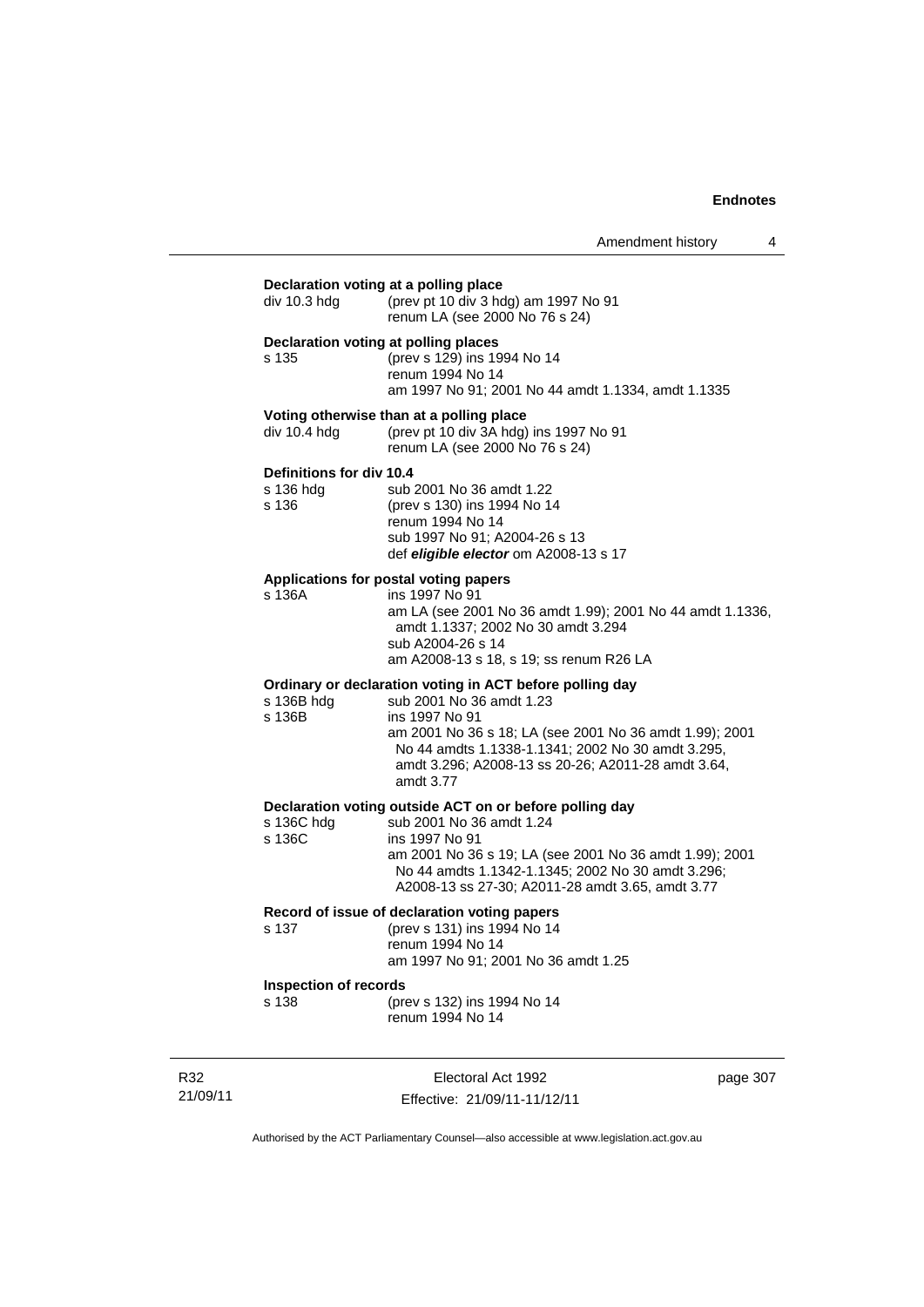**Declaration voting at a polling place**

| | |
|---|---|
| div 10.3 hdg | (prev pt 10 div 3 hdg) am 1997 No 91<br>renum LA (see 2000 No 76 s 24) |

**Declaration voting at polling places**

| | |
|---|---|
| s 135 | (prev s 129) ins 1994 No 14<br>renum 1994 No 14<br>am 1997 No 91; 2001 No 44 amdt 1.1334, amdt 1.1335 |

**Voting otherwise than at a polling place**

| | |
|---|---|
| div 10.4 hdg | (prev pt 10 div 3A hdg) ins 1997 No 91<br>renum LA (see 2000 No 76 s 24) |

**Definitions for div 10.4**

| | |
|---|---|
| s 136 hdg | sub 2001 No 36 amdt 1.22 |
| s 136 | (prev s 130) ins 1994 No 14<br>renum 1994 No 14<br>sub 1997 No 91; A2004-26 s 13<br>def ***eligible elector*** om A2008-13 s 17 |

**Applications for postal voting papers**

| | |
|---|---|
| s 136A | ins 1997 No 91<br>am LA (see 2001 No 36 amdt 1.99); 2001 No 44 amdt 1.1336, amdt 1.1337; 2002 No 30 amdt 3.294<br>sub A2004-26 s 14<br>am A2008-13 s 18, s 19; ss renum R26 LA |

**Ordinary or declaration voting in ACT before polling day**

| | |
|---|---|
| s 136B hdg | sub 2001 No 36 amdt 1.23 |
| s 136B | ins 1997 No 91<br>am 2001 No 36 s 18; LA (see 2001 No 36 amdt 1.99); 2001 No 44 amdts 1.1338-1.1341; 2002 No 30 amdt 3.295, amdt 3.296; A2008-13 ss 20-26; A2011-28 amdt 3.64, amdt 3.77 |

**Declaration voting outside ACT on or before polling day**

| | |
|---|---|
| s 136C hdg | sub 2001 No 36 amdt 1.24 |
| s 136C | ins 1997 No 91<br>am 2001 No 36 s 19; LA (see 2001 No 36 amdt 1.99); 2001 No 44 amdts 1.1342-1.1345; 2002 No 30 amdt 3.296; A2008-13 ss 27-30; A2011-28 amdt 3.65, amdt 3.77 |

**Record of issue of declaration voting papers**

| | |
|---|---|
| s 137 | (prev s 131) ins 1994 No 14<br>renum 1994 No 14<br>am 1997 No 91; 2001 No 36 amdt 1.25 |

**Inspection of records**

| | |
|---|---|
| s 138 | (prev s 132) ins 1994 No 14<br>renum 1994 No 14 |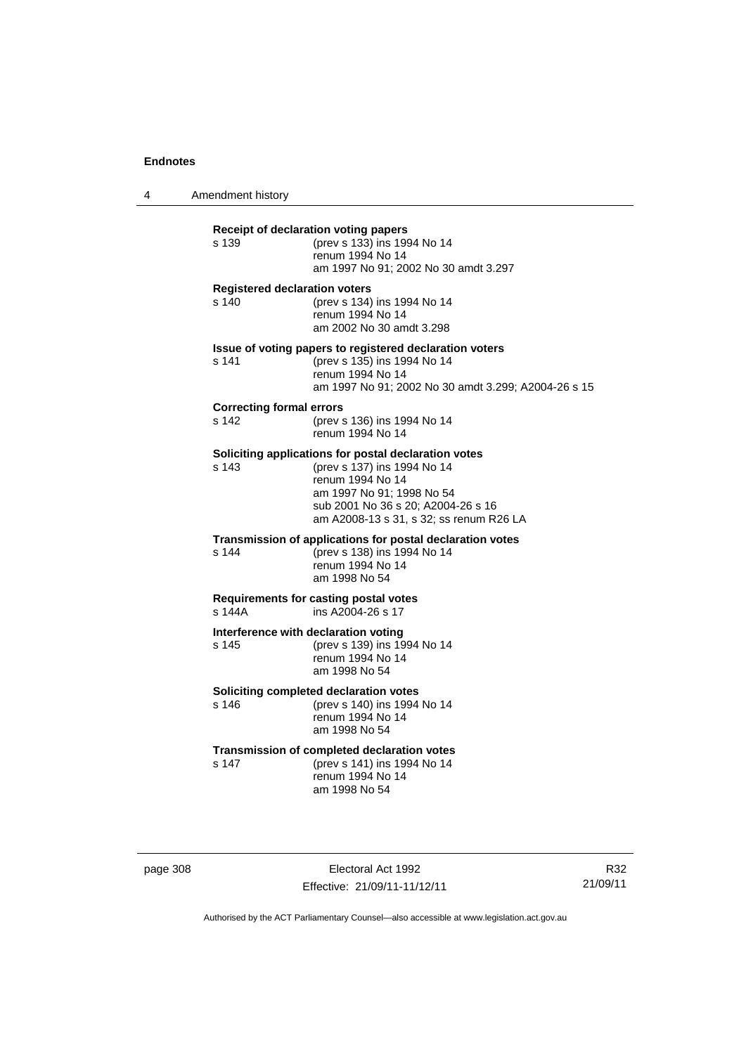**Receipt of declaration voting papers**

s 139 (prev s 133) ins 1994 No 14
renum 1994 No 14
am 1997 No 91; 2002 No 30 amdt 3.297

**Registered declaration voters**

s 140 (prev s 134) ins 1994 No 14
renum 1994 No 14
am 2002 No 30 amdt 3.298

**Issue of voting papers to registered declaration voters**

s 141 (prev s 135) ins 1994 No 14
renum 1994 No 14
am 1997 No 91; 2002 No 30 amdt 3.299; A2004-26 s 15

**Correcting formal errors**

s 142 (prev s 136) ins 1994 No 14
renum 1994 No 14

**Soliciting applications for postal declaration votes**

s 143 (prev s 137) ins 1994 No 14
renum 1994 No 14
am 1997 No 91; 1998 No 54
sub 2001 No 36 s 20; A2004-26 s 16
am A2008-13 s 31, s 32; ss renum R26 LA

**Transmission of applications for postal declaration votes**

s 144 (prev s 138) ins 1994 No 14
renum 1994 No 14
am 1998 No 54

**Requirements for casting postal votes**

s 144A ins A2004-26 s 17

**Interference with declaration voting**

s 145 (prev s 139) ins 1994 No 14
renum 1994 No 14
am 1998 No 54

**Soliciting completed declaration votes**

s 146 (prev s 140) ins 1994 No 14
renum 1994 No 14
am 1998 No 54

**Transmission of completed declaration votes**

s 147 (prev s 141) ins 1994 No 14
renum 1994 No 14
am 1998 No 54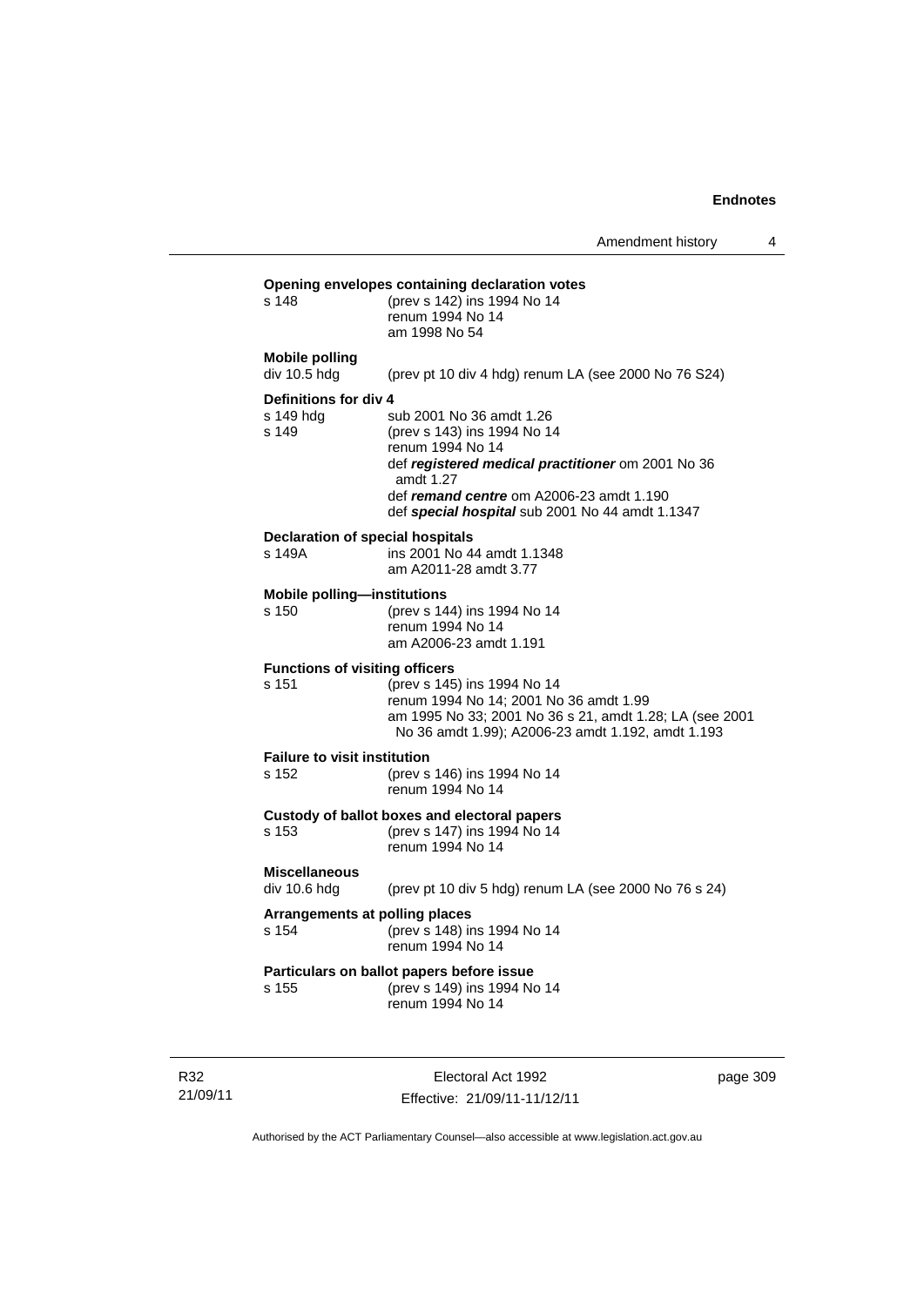**Opening envelopes containing declaration votes**

s 148 (prev s 142) ins 1994 No 14
renum 1994 No 14
am 1998 No 54

**Mobile polling**

div 10.5 hdg (prev pt 10 div 4 hdg) renum LA (see 2000 No 76 S24)

**Definitions for div 4**

s 149 hdg sub 2001 No 36 amdt 1.26
s 149 (prev s 143) ins 1994 No 14
renum 1994 No 14
def ***registered medical practitioner*** om 2001 No 36 amdt 1.27
def ***remand centre*** om A2006-23 amdt 1.190
def ***special hospital*** sub 2001 No 44 amdt 1.1347

**Declaration of special hospitals**

s 149A ins 2001 No 44 amdt 1.1348
am A2011-28 amdt 3.77

**Mobile polling—institutions**

s 150 (prev s 144) ins 1994 No 14
renum 1994 No 14
am A2006-23 amdt 1.191

**Functions of visiting officers**

s 151 (prev s 145) ins 1994 No 14
renum 1994 No 14; 2001 No 36 amdt 1.99
am 1995 No 33; 2001 No 36 s 21, amdt 1.28; LA (see 2001 No 36 amdt 1.99); A2006-23 amdt 1.192, amdt 1.193

**Failure to visit institution**

s 152 (prev s 146) ins 1994 No 14
renum 1994 No 14

**Custody of ballot boxes and electoral papers**

s 153 (prev s 147) ins 1994 No 14
renum 1994 No 14

**Miscellaneous**

div 10.6 hdg (prev pt 10 div 5 hdg) renum LA (see 2000 No 76 s 24)

**Arrangements at polling places**

s 154 (prev s 148) ins 1994 No 14
renum 1994 No 14

**Particulars on ballot papers before issue**

s 155 (prev s 149) ins 1994 No 14
renum 1994 No 14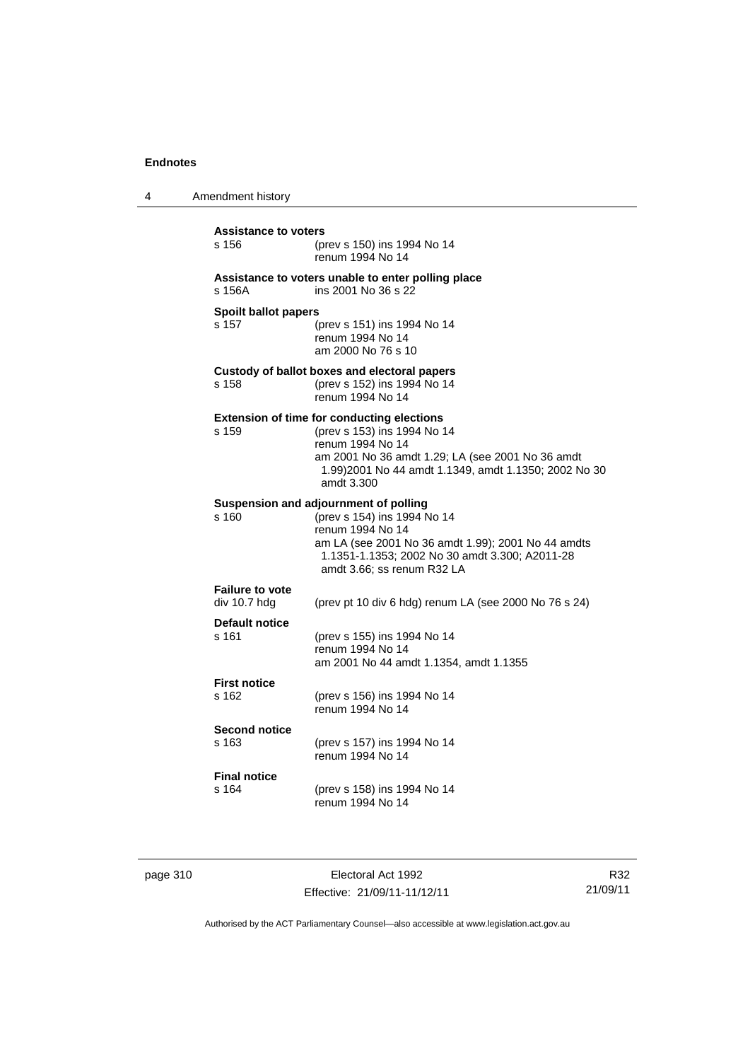**Assistance to voters**

s 156 (prev s 150) ins 1994 No 14
renum 1994 No 14

**Assistance to voters unable to enter polling place**

s 156A ins 2001 No 36 s 22

**Spoilt ballot papers**

s 157 (prev s 151) ins 1994 No 14
renum 1994 No 14
am 2000 No 76 s 10

**Custody of ballot boxes and electoral papers**

s 158 (prev s 152) ins 1994 No 14
renum 1994 No 14

**Extension of time for conducting elections**

s 159 (prev s 153) ins 1994 No 14
renum 1994 No 14
am 2001 No 36 amdt 1.29; LA (see 2001 No 36 amdt 1.99)2001 No 44 amdt 1.1349, amdt 1.1350; 2002 No 30 amdt 3.300

**Suspension and adjournment of polling**

s 160 (prev s 154) ins 1994 No 14
renum 1994 No 14
am LA (see 2001 No 36 amdt 1.99); 2001 No 44 amdts 1.1351-1.1353; 2002 No 30 amdt 3.300; A2011-28 amdt 3.66; ss renum R32 LA

**Failure to vote**

div 10.7 hdg (prev pt 10 div 6 hdg) renum LA (see 2000 No 76 s 24)

**Default notice**

s 161 (prev s 155) ins 1994 No 14
renum 1994 No 14
am 2001 No 44 amdt 1.1354, amdt 1.1355

**First notice**

s 162 (prev s 156) ins 1994 No 14
renum 1994 No 14

**Second notice**

s 163 (prev s 157) ins 1994 No 14
renum 1994 No 14

**Final notice**

s 164 (prev s 158) ins 1994 No 14
renum 1994 No 14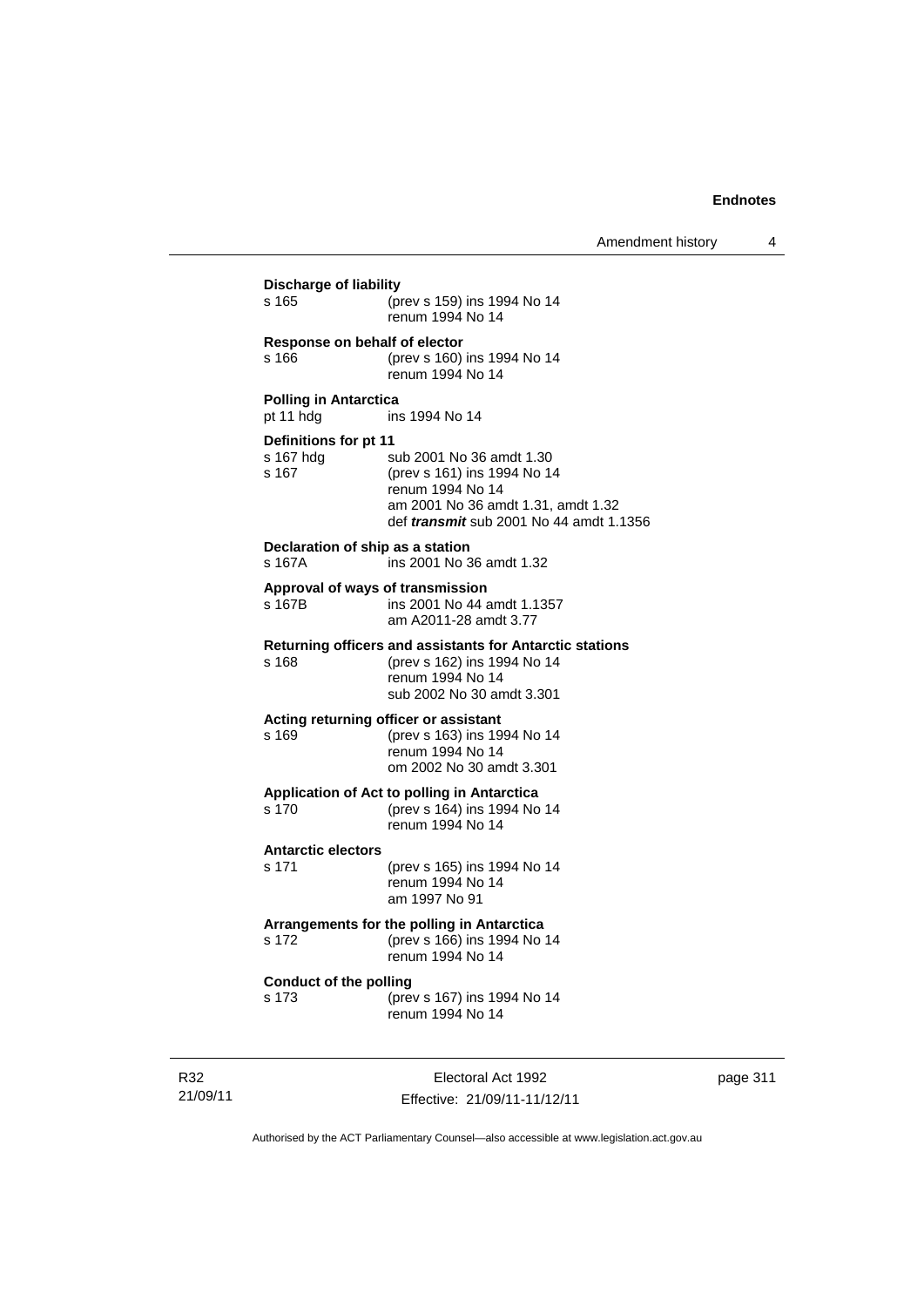**Discharge of liability**

s 165 (prev s 159) ins 1994 No 14
renum 1994 No 14

**Response on behalf of elector**

s 166 (prev s 160) ins 1994 No 14
renum 1994 No 14

**Polling in Antarctica**

pt 11 hdg ins 1994 No 14

**Definitions for pt 11**

s 167 hdg sub 2001 No 36 amdt 1.30
s 167 (prev s 161) ins 1994 No 14
renum 1994 No 14
am 2001 No 36 amdt 1.31, amdt 1.32
def ***transmit*** sub 2001 No 44 amdt 1.1356

**Declaration of ship as a station**

s 167A ins 2001 No 36 amdt 1.32

**Approval of ways of transmission**

s 167B ins 2001 No 44 amdt 1.1357
am A2011-28 amdt 3.77

**Returning officers and assistants for Antarctic stations**

s 168 (prev s 162) ins 1994 No 14
renum 1994 No 14
sub 2002 No 30 amdt 3.301

**Acting returning officer or assistant**

s 169 (prev s 163) ins 1994 No 14
renum 1994 No 14
om 2002 No 30 amdt 3.301

**Application of Act to polling in Antarctica**

s 170 (prev s 164) ins 1994 No 14
renum 1994 No 14

**Antarctic electors**

s 171 (prev s 165) ins 1994 No 14
renum 1994 No 14
am 1997 No 91

**Arrangements for the polling in Antarctica**

s 172 (prev s 166) ins 1994 No 14
renum 1994 No 14

**Conduct of the polling**

s 173 (prev s 167) ins 1994 No 14
renum 1994 No 14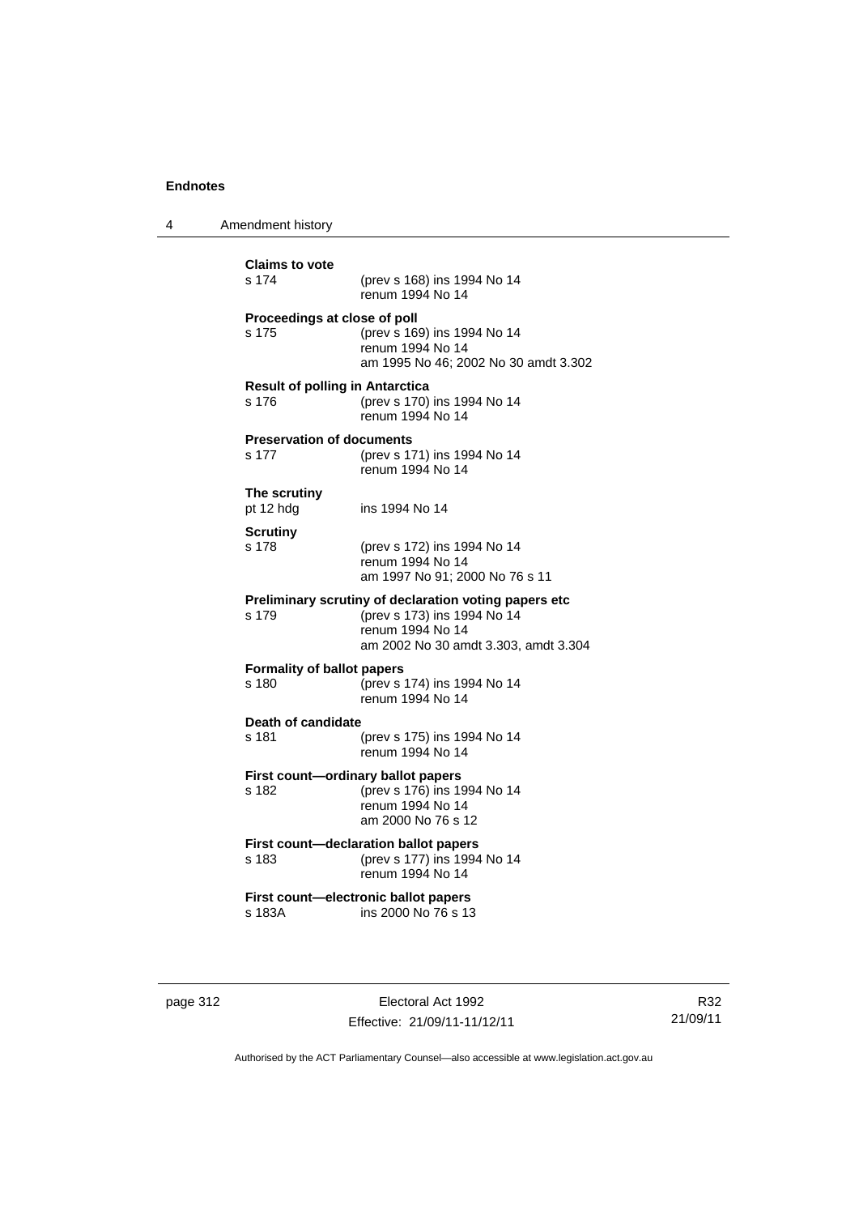**Claims to vote**

s 174 (prev s 168) ins 1994 No 14
renum 1994 No 14

**Proceedings at close of poll**

s 175 (prev s 169) ins 1994 No 14
renum 1994 No 14
am 1995 No 46; 2002 No 30 amdt 3.302

**Result of polling in Antarctica**

s 176 (prev s 170) ins 1994 No 14
renum 1994 No 14

**Preservation of documents**

s 177 (prev s 171) ins 1994 No 14
renum 1994 No 14

**The scrutiny**

pt 12 hdg ins 1994 No 14

**Scrutiny**

s 178 (prev s 172) ins 1994 No 14
renum 1994 No 14
am 1997 No 91; 2000 No 76 s 11

**Preliminary scrutiny of declaration voting papers etc**

s 179 (prev s 173) ins 1994 No 14
renum 1994 No 14
am 2002 No 30 amdt 3.303, amdt 3.304

**Formality of ballot papers**

s 180 (prev s 174) ins 1994 No 14
renum 1994 No 14

**Death of candidate**

s 181 (prev s 175) ins 1994 No 14
renum 1994 No 14

**First count—ordinary ballot papers**

s 182 (prev s 176) ins 1994 No 14
renum 1994 No 14
am 2000 No 76 s 12

**First count—declaration ballot papers**

s 183 (prev s 177) ins 1994 No 14
renum 1994 No 14

**First count—electronic ballot papers**

s 183A ins 2000 No 76 s 13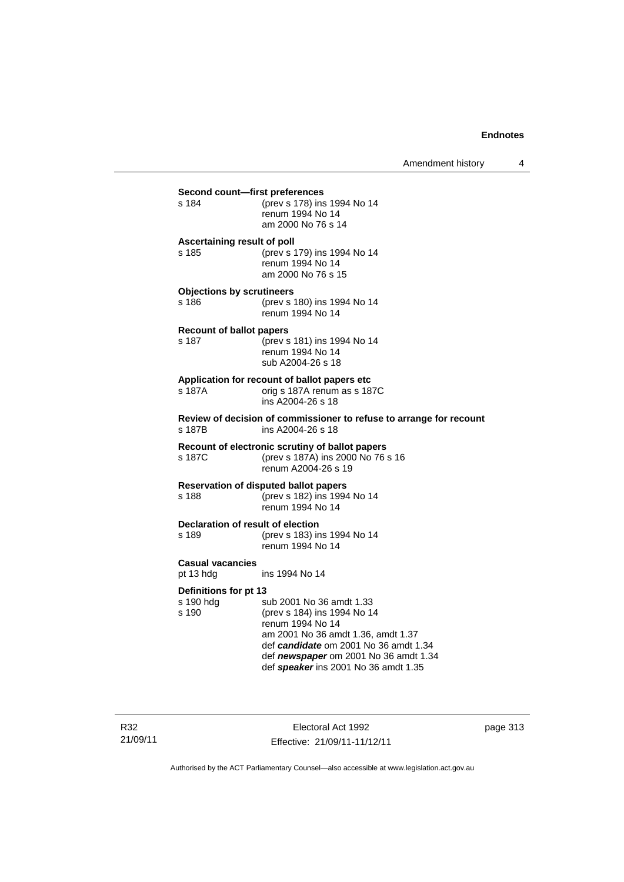**Second count—first preferences**

s 184 (prev s 178) ins 1994 No 14
renum 1994 No 14
am 2000 No 76 s 14

**Ascertaining result of poll**

s 185 (prev s 179) ins 1994 No 14
renum 1994 No 14
am 2000 No 76 s 15

**Objections by scrutineers**

s 186 (prev s 180) ins 1994 No 14
renum 1994 No 14

**Recount of ballot papers**

s 187 (prev s 181) ins 1994 No 14
renum 1994 No 14
sub A2004-26 s 18

**Application for recount of ballot papers etc**

s 187A orig s 187A renum as s 187C
ins A2004-26 s 18

**Review of decision of commissioner to refuse to arrange for recount**

s 187B ins A2004-26 s 18

**Recount of electronic scrutiny of ballot papers**

s 187C (prev s 187A) ins 2000 No 76 s 16
renum A2004-26 s 19

**Reservation of disputed ballot papers**

s 188 (prev s 182) ins 1994 No 14
renum 1994 No 14

**Declaration of result of election**

s 189 (prev s 183) ins 1994 No 14
renum 1994 No 14

**Casual vacancies**

pt 13 hdg ins 1994 No 14

**Definitions for pt 13**

s 190 hdg sub 2001 No 36 amdt 1.33
s 190 (prev s 184) ins 1994 No 14
renum 1994 No 14
am 2001 No 36 amdt 1.36, amdt 1.37
def ***candidate*** om 2001 No 36 amdt 1.34
def ***newspaper*** om 2001 No 36 amdt 1.34
def ***speaker*** ins 2001 No 36 amdt 1.35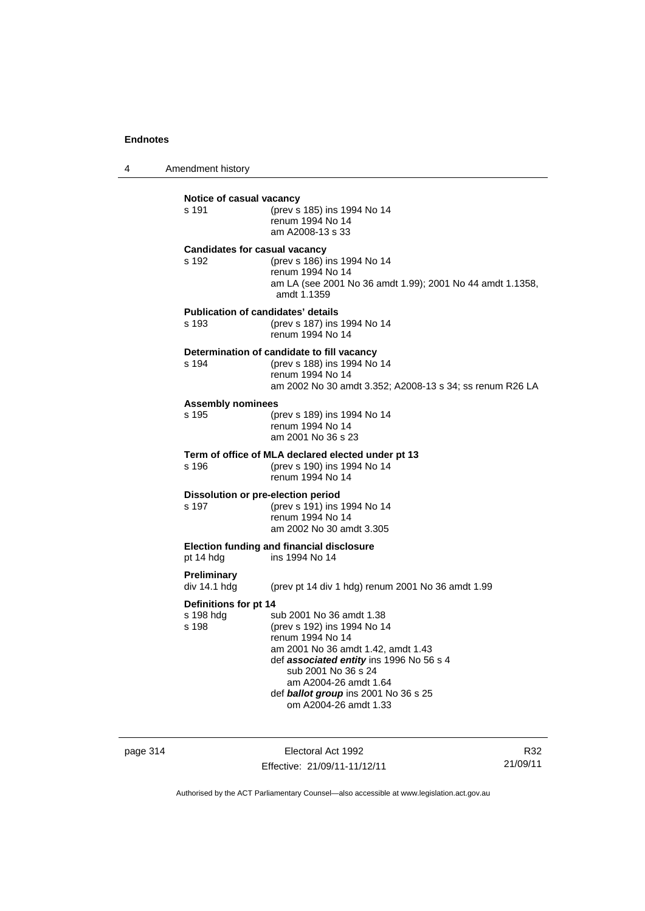**Notice of casual vacancy**

s 191 (prev s 185) ins 1994 No 14
renum 1994 No 14
am A2008-13 s 33

**Candidates for casual vacancy**

s 192 (prev s 186) ins 1994 No 14
renum 1994 No 14
am LA (see 2001 No 36 amdt 1.99); 2001 No 44 amdt 1.1358, amdt 1.1359

**Publication of candidates' details**

s 193 (prev s 187) ins 1994 No 14
renum 1994 No 14

**Determination of candidate to fill vacancy**

s 194 (prev s 188) ins 1994 No 14
renum 1994 No 14
am 2002 No 30 amdt 3.352; A2008-13 s 34; ss renum R26 LA

**Assembly nominees**

s 195 (prev s 189) ins 1994 No 14
renum 1994 No 14
am 2001 No 36 s 23

**Term of office of MLA declared elected under pt 13**

s 196 (prev s 190) ins 1994 No 14
renum 1994 No 14

**Dissolution or pre-election period**

s 197 (prev s 191) ins 1994 No 14
renum 1994 No 14
am 2002 No 30 amdt 3.305

**Election funding and financial disclosure**

pt 14 hdg ins 1994 No 14

**Preliminary**

div 14.1 hdg (prev pt 14 div 1 hdg) renum 2001 No 36 amdt 1.99

**Definitions for pt 14**

s 198 hdg sub 2001 No 36 amdt 1.38
s 198 (prev s 192) ins 1994 No 14
renum 1994 No 14
am 2001 No 36 amdt 1.42, amdt 1.43
def ***associated entity*** ins 1996 No 56 s 4
sub 2001 No 36 s 24
am A2004-26 amdt 1.64
def ***ballot group*** ins 2001 No 36 s 25
om A2004-26 amdt 1.33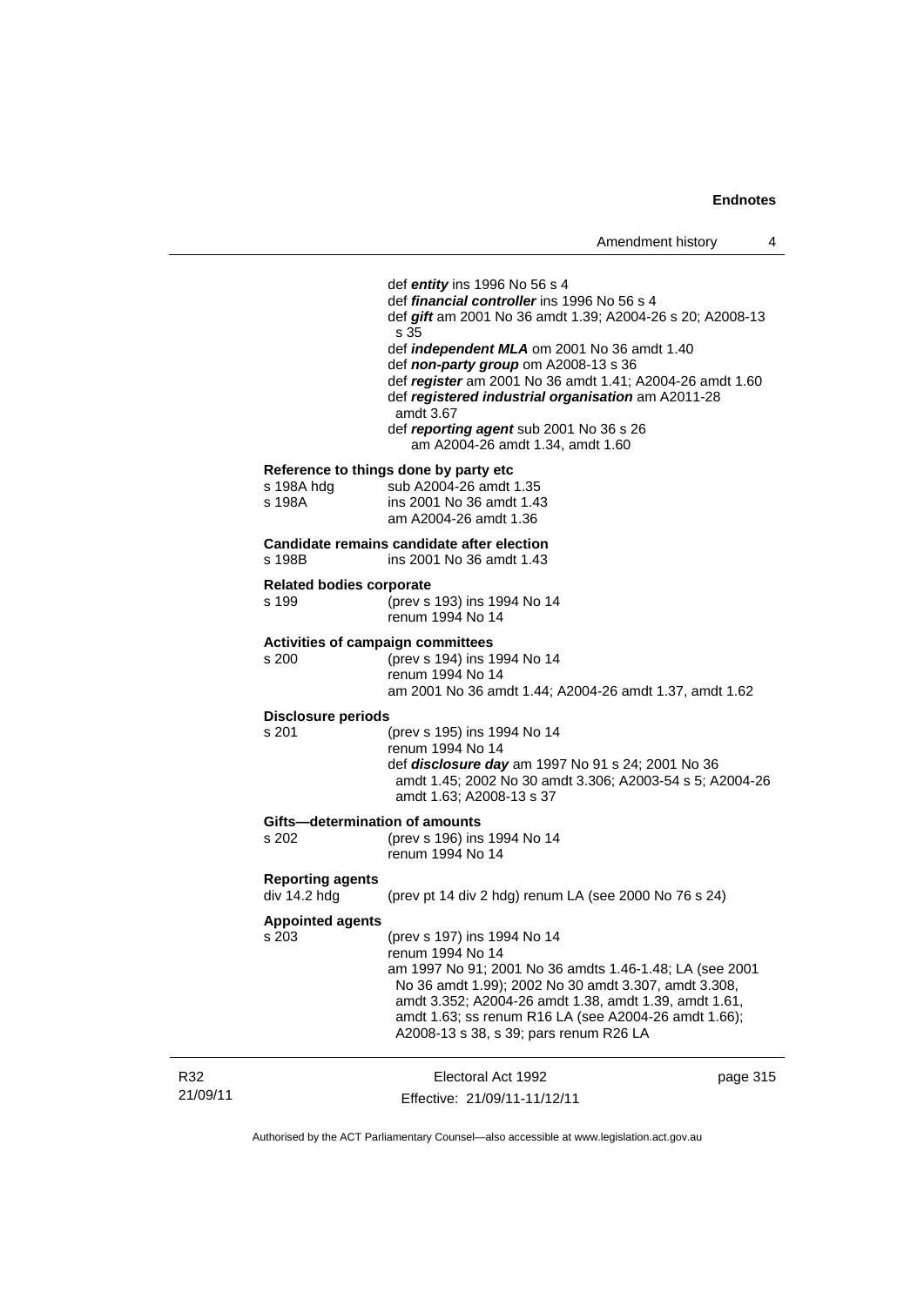def ***entity*** ins 1996 No 56 s 4
def ***financial controller*** ins 1996 No 56 s 4
def ***gift*** am 2001 No 36 amdt 1.39; A2004-26 s 20; A2008-13 s 35
def ***independent MLA*** om 2001 No 36 amdt 1.40
def ***non-party group*** om A2008-13 s 36
def ***register*** am 2001 No 36 amdt 1.41; A2004-26 amdt 1.60
def ***registered industrial organisation*** am A2011-28 amdt 3.67
def ***reporting agent*** sub 2001 No 36 s 26
am A2004-26 amdt 1.34, amdt 1.60

**Reference to things done by party etc**

s 198A hdg sub A2004-26 amdt 1.35
s 198A ins 2001 No 36 amdt 1.43
am A2004-26 amdt 1.36

**Candidate remains candidate after election**

s 198B ins 2001 No 36 amdt 1.43

**Related bodies corporate**

s 199 (prev s 193) ins 1994 No 14
renum 1994 No 14

**Activities of campaign committees**

s 200 (prev s 194) ins 1994 No 14
renum 1994 No 14
am 2001 No 36 amdt 1.44; A2004-26 amdt 1.37, amdt 1.62

**Disclosure periods**

s 201 (prev s 195) ins 1994 No 14
renum 1994 No 14
def ***disclosure day*** am 1997 No 91 s 24; 2001 No 36 amdt 1.45; 2002 No 30 amdt 3.306; A2003-54 s 5; A2004-26 amdt 1.63; A2008-13 s 37

**Gifts—determination of amounts**

s 202 (prev s 196) ins 1994 No 14
renum 1994 No 14

**Reporting agents**

div 14.2 hdg (prev pt 14 div 2 hdg) renum LA (see 2000 No 76 s 24)

**Appointed agents**

s 203 (prev s 197) ins 1994 No 14
renum 1994 No 14
am 1997 No 91; 2001 No 36 amdts 1.46-1.48; LA (see 2001 No 36 amdt 1.99); 2002 No 30 amdt 3.307, amdt 3.308, amdt 3.352; A2004-26 amdt 1.38, amdt 1.39, amdt 1.61, amdt 1.63; ss renum R16 LA (see A2004-26 amdt 1.66); A2008-13 s 38, s 39; pars renum R26 LA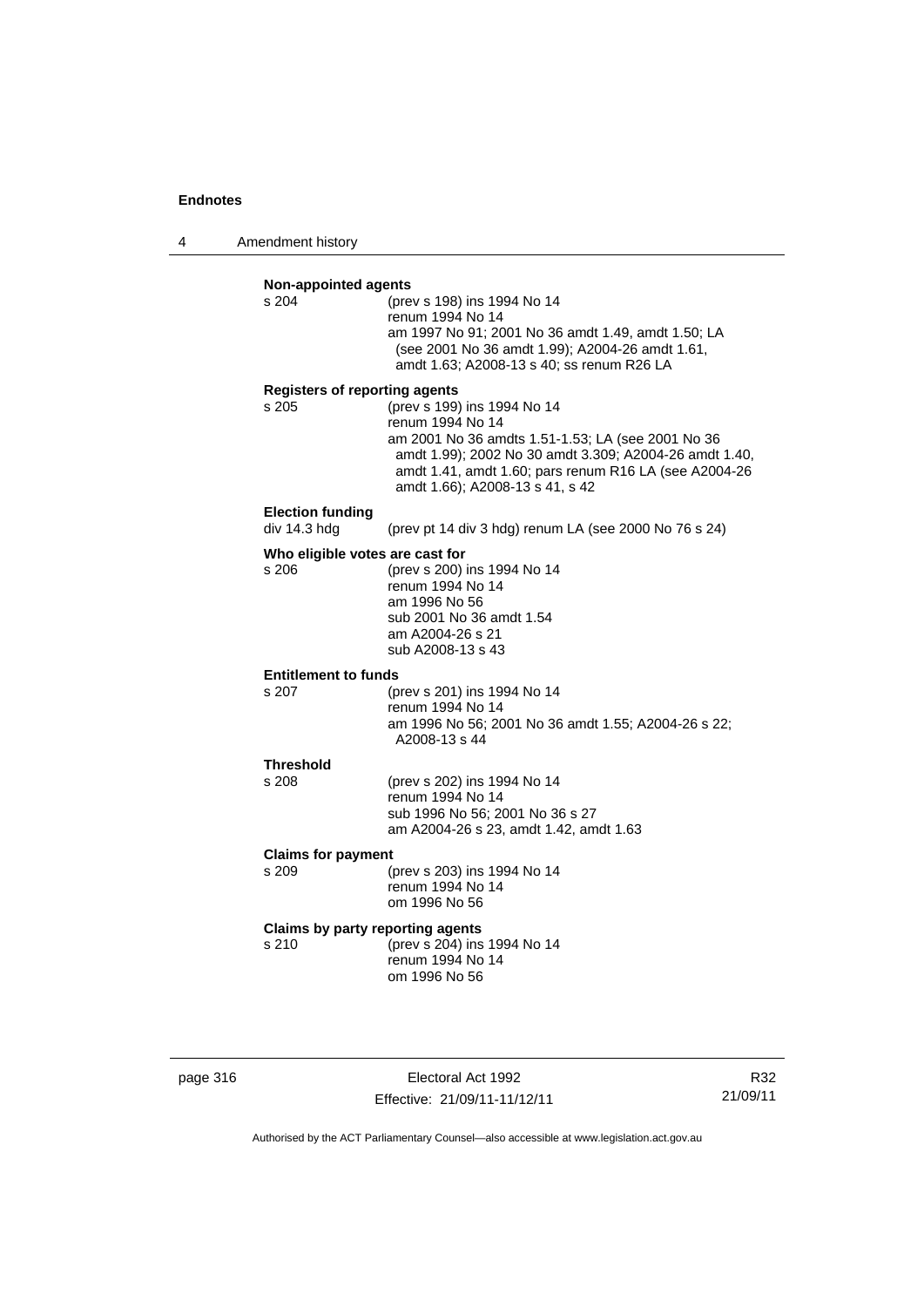**Non-appointed agents**

s 204 (prev s 198) ins 1994 No 14
renum 1994 No 14
am 1997 No 91; 2001 No 36 amdt 1.49, amdt 1.50; LA (see 2001 No 36 amdt 1.99); A2004-26 amdt 1.61, amdt 1.63; A2008-13 s 40; ss renum R26 LA

**Registers of reporting agents**

s 205 (prev s 199) ins 1994 No 14
renum 1994 No 14
am 2001 No 36 amdts 1.51-1.53; LA (see 2001 No 36 amdt 1.99); 2002 No 30 amdt 3.309; A2004-26 amdt 1.40, amdt 1.41, amdt 1.60; pars renum R16 LA (see A2004-26 amdt 1.66); A2008-13 s 41, s 42

**Election funding**

div 14.3 hdg (prev pt 14 div 3 hdg) renum LA (see 2000 No 76 s 24)

**Who eligible votes are cast for**

s 206 (prev s 200) ins 1994 No 14
renum 1994 No 14
am 1996 No 56
sub 2001 No 36 amdt 1.54
am A2004-26 s 21
sub A2008-13 s 43

**Entitlement to funds**

s 207 (prev s 201) ins 1994 No 14
renum 1994 No 14
am 1996 No 56; 2001 No 36 amdt 1.55; A2004-26 s 22; A2008-13 s 44

**Threshold**

s 208 (prev s 202) ins 1994 No 14
renum 1994 No 14
sub 1996 No 56; 2001 No 36 s 27
am A2004-26 s 23, amdt 1.42, amdt 1.63

**Claims for payment**

s 209 (prev s 203) ins 1994 No 14
renum 1994 No 14
om 1996 No 56

**Claims by party reporting agents**

s 210 (prev s 204) ins 1994 No 14
renum 1994 No 14
om 1996 No 56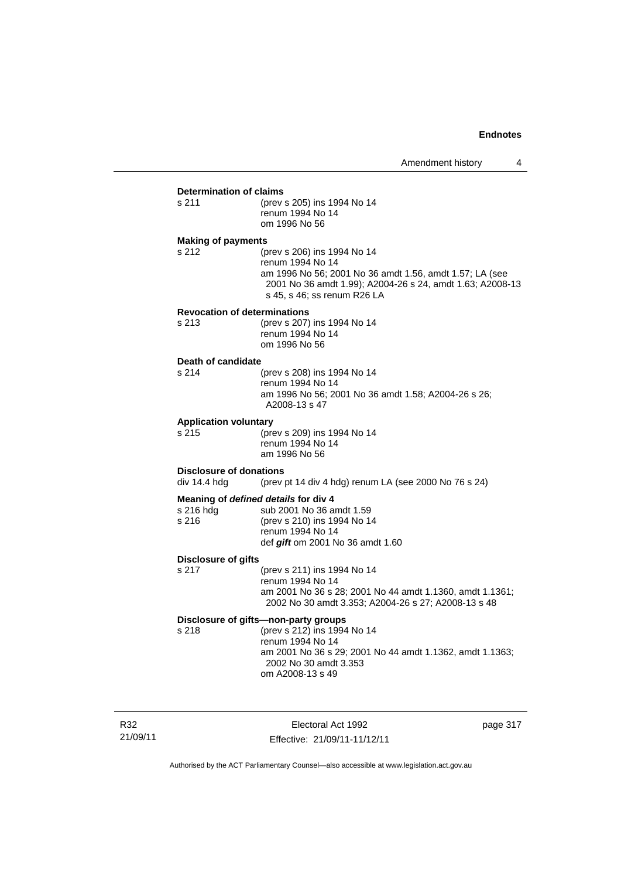**Determination of claims**

s 211 (prev s 205) ins 1994 No 14
renum 1994 No 14
om 1996 No 56

**Making of payments**

s 212 (prev s 206) ins 1994 No 14
renum 1994 No 14
am 1996 No 56; 2001 No 36 amdt 1.56, amdt 1.57; LA (see 2001 No 36 amdt 1.99); A2004-26 s 24, amdt 1.63; A2008-13 s 45, s 46; ss renum R26 LA

**Revocation of determinations**

s 213 (prev s 207) ins 1994 No 14
renum 1994 No 14
om 1996 No 56

**Death of candidate**

s 214 (prev s 208) ins 1994 No 14
renum 1994 No 14
am 1996 No 56; 2001 No 36 amdt 1.58; A2004-26 s 26; A2008-13 s 47

**Application voluntary**

s 215 (prev s 209) ins 1994 No 14
renum 1994 No 14
am 1996 No 56

**Disclosure of donations**

div 14.4 hdg (prev pt 14 div 4 hdg) renum LA (see 2000 No 76 s 24)

**Meaning of *defined details* for div 4**

s 216 hdg sub 2001 No 36 amdt 1.59
s 216 (prev s 210) ins 1994 No 14
renum 1994 No 14
def ***gift*** om 2001 No 36 amdt 1.60

**Disclosure of gifts**

s 217 (prev s 211) ins 1994 No 14
renum 1994 No 14
am 2001 No 36 s 28; 2001 No 44 amdt 1.1360, amdt 1.1361; 2002 No 30 amdt 3.353; A2004-26 s 27; A2008-13 s 48

**Disclosure of gifts—non-party groups**

s 218 (prev s 212) ins 1994 No 14
renum 1994 No 14
am 2001 No 36 s 29; 2001 No 44 amdt 1.1362, amdt 1.1363; 2002 No 30 amdt 3.353
om A2008-13 s 49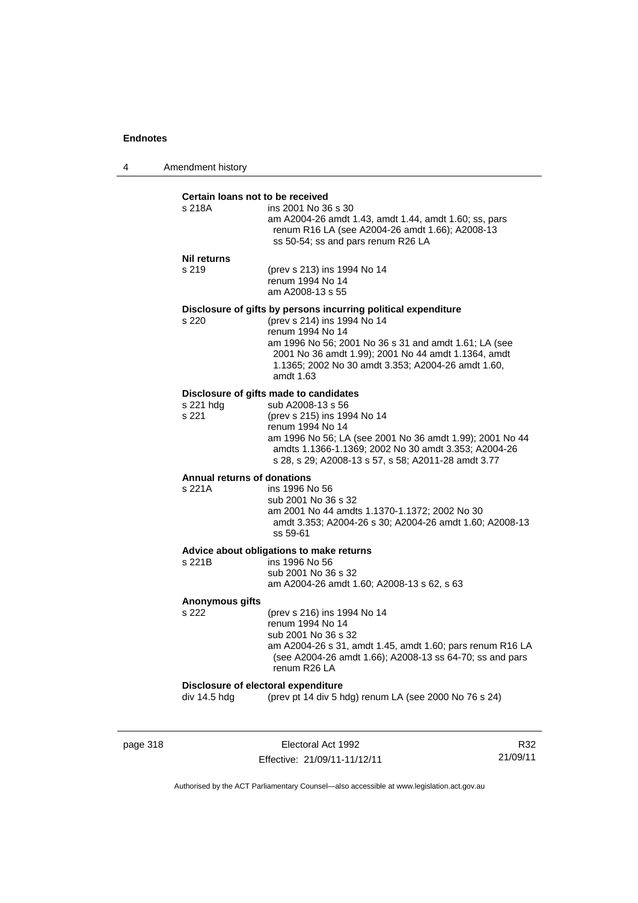**Certain loans not to be received**

s 218A ins 2001 No 36 s 30
am A2004-26 amdt 1.43, amdt 1.44, amdt 1.60; ss, pars renum R16 LA (see A2004-26 amdt 1.66); A2008-13 ss 50-54; ss and pars renum R26 LA

**Nil returns**

s 219 (prev s 213) ins 1994 No 14
renum 1994 No 14
am A2008-13 s 55

**Disclosure of gifts by persons incurring political expenditure**

s 220 (prev s 214) ins 1994 No 14
renum 1994 No 14
am 1996 No 56; 2001 No 36 s 31 and amdt 1.61; LA (see 2001 No 36 amdt 1.99); 2001 No 44 amdt 1.1364, amdt 1.1365; 2002 No 30 amdt 3.353; A2004-26 amdt 1.60, amdt 1.63

**Disclosure of gifts made to candidates**

s 221 hdg sub A2008-13 s 56
s 221 (prev s 215) ins 1994 No 14
renum 1994 No 14
am 1996 No 56; LA (see 2001 No 36 amdt 1.99); 2001 No 44 amdts 1.1366-1.1369; 2002 No 30 amdt 3.353; A2004-26 s 28, s 29; A2008-13 s 57, s 58; A2011-28 amdt 3.77

**Annual returns of donations**

s 221A ins 1996 No 56
sub 2001 No 36 s 32
am 2001 No 44 amdts 1.1370-1.1372; 2002 No 30 amdt 3.353; A2004-26 s 30; A2004-26 amdt 1.60; A2008-13 ss 59-61

**Advice about obligations to make returns**

s 221B ins 1996 No 56
sub 2001 No 36 s 32
am A2004-26 amdt 1.60; A2008-13 s 62, s 63

**Anonymous gifts**

s 222 (prev s 216) ins 1994 No 14
renum 1994 No 14
sub 2001 No 36 s 32
am A2004-26 s 31, amdt 1.45, amdt 1.60; pars renum R16 LA (see A2004-26 amdt 1.66); A2008-13 ss 64-70; ss and pars renum R26 LA

**Disclosure of electoral expenditure**

div 14.5 hdg (prev pt 14 div 5 hdg) renum LA (see 2000 No 76 s 24)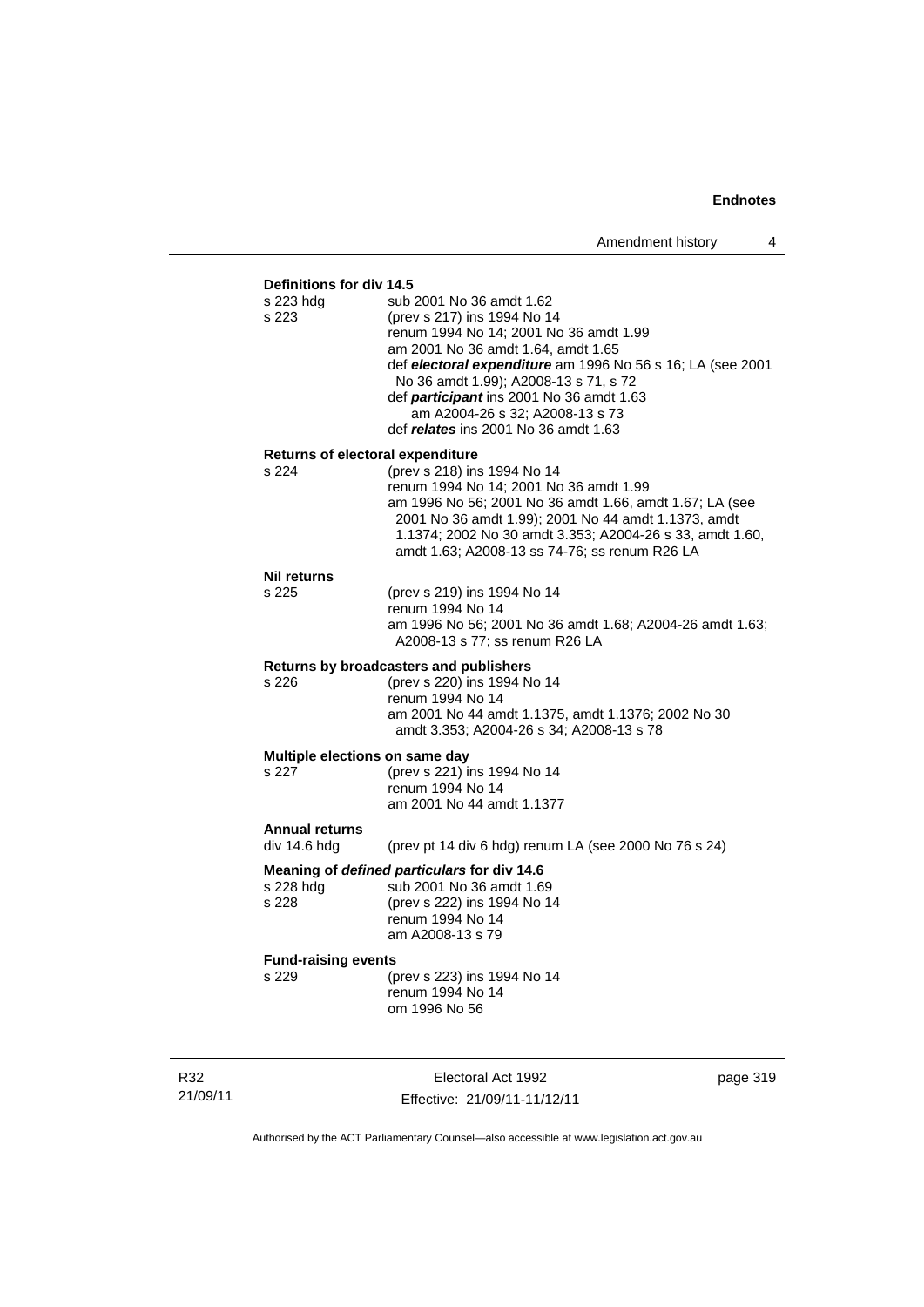**Definitions for div 14.5**

| | |
|---|---|
| s 223 hdg | sub 2001 No 36 amdt 1.62 |
| s 223 | (prev s 217) ins 1994 No 14<br>renum 1994 No 14; 2001 No 36 amdt 1.99<br>am 2001 No 36 amdt 1.64, amdt 1.65<br>def ***electoral expenditure*** am 1996 No 56 s 16; LA (see 2001 No 36 amdt 1.99); A2008-13 s 71, s 72<br>def ***participant*** ins 2001 No 36 amdt 1.63<br>am A2004-26 s 32; A2008-13 s 73<br>def ***relates*** ins 2001 No 36 amdt 1.63 |

**Returns of electoral expenditure**

| | |
|---|---|
| s 224 | (prev s 218) ins 1994 No 14<br>renum 1994 No 14; 2001 No 36 amdt 1.99<br>am 1996 No 56; 2001 No 36 amdt 1.66, amdt 1.67; LA (see 2001 No 36 amdt 1.99); 2001 No 44 amdt 1.1373, amdt 1.1374; 2002 No 30 amdt 3.353; A2004-26 s 33, amdt 1.60, amdt 1.63; A2008-13 ss 74-76; ss renum R26 LA |

**Nil returns**

| | |
|---|---|
| s 225 | (prev s 219) ins 1994 No 14<br>renum 1994 No 14<br>am 1996 No 56; 2001 No 36 amdt 1.68; A2004-26 amdt 1.63; A2008-13 s 77; ss renum R26 LA |

**Returns by broadcasters and publishers**

| | |
|---|---|
| s 226 | (prev s 220) ins 1994 No 14<br>renum 1994 No 14<br>am 2001 No 44 amdt 1.1375, amdt 1.1376; 2002 No 30 amdt 3.353; A2004-26 s 34; A2008-13 s 78 |

**Multiple elections on same day**

| | |
|---|---|
| s 227 | (prev s 221) ins 1994 No 14<br>renum 1994 No 14<br>am 2001 No 44 amdt 1.1377 |

**Annual returns**

| | |
|---|---|
| div 14.6 hdg | (prev pt 14 div 6 hdg) renum LA (see 2000 No 76 s 24) |

**Meaning of *defined particulars* for div 14.6**

| | |
|---|---|
| s 228 hdg | sub 2001 No 36 amdt 1.69 |
| s 228 | (prev s 222) ins 1994 No 14<br>renum 1994 No 14<br>am A2008-13 s 79 |

**Fund-raising events**

| | |
|---|---|
| s 229 | (prev s 223) ins 1994 No 14<br>renum 1994 No 14<br>om 1996 No 56 |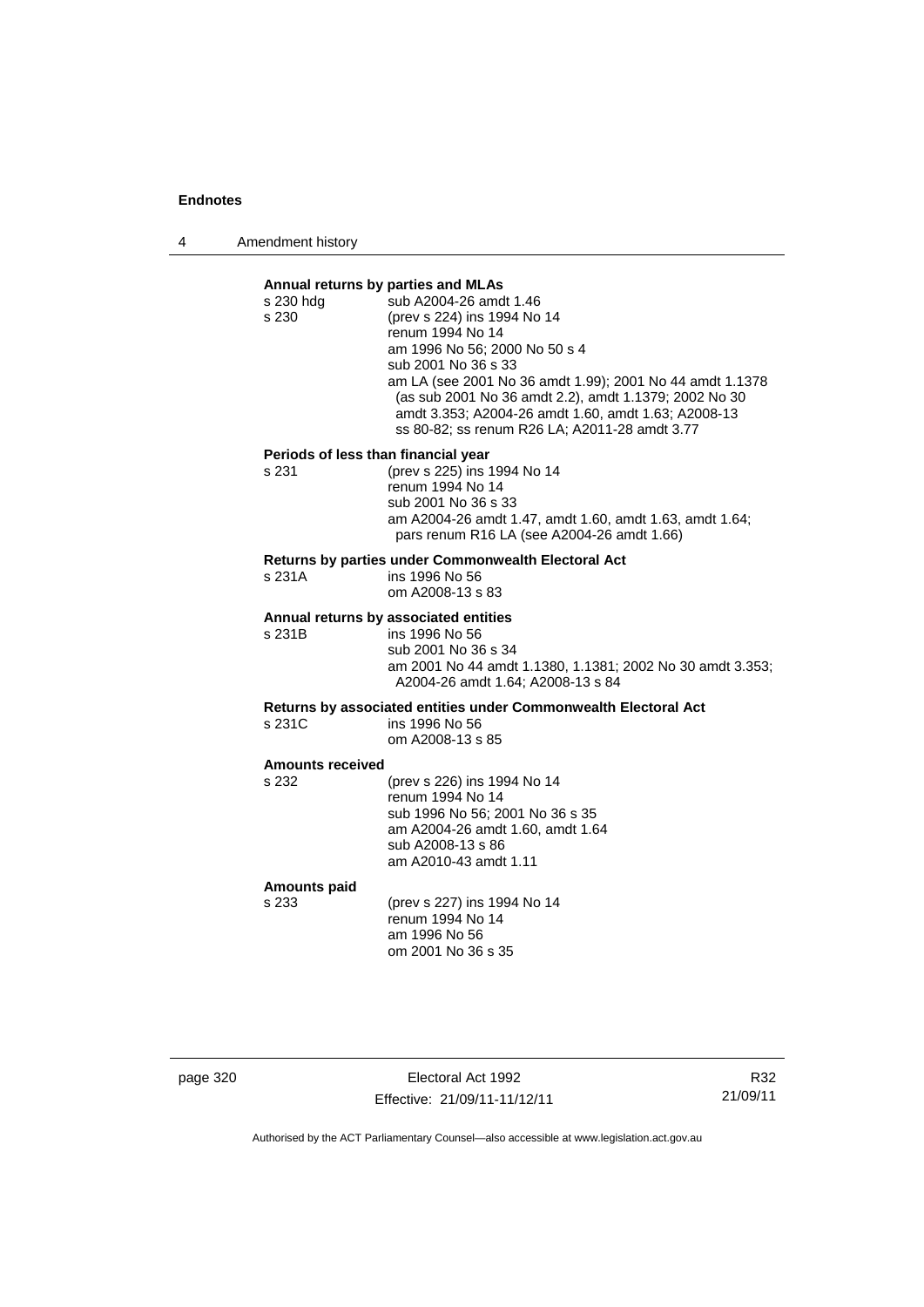**Annual returns by parties and MLAs**

s 230 hdg sub A2004-26 amdt 1.46

s 230 (prev s 224) ins 1994 No 14
renum 1994 No 14
am 1996 No 56; 2000 No 50 s 4
sub 2001 No 36 s 33
am LA (see 2001 No 36 amdt 1.99); 2001 No 44 amdt 1.1378 (as sub 2001 No 36 amdt 2.2), amdt 1.1379; 2002 No 30 amdt 3.353; A2004-26 amdt 1.60, amdt 1.63; A2008-13 ss 80-82; ss renum R26 LA; A2011-28 amdt 3.77

**Periods of less than financial year**

s 231 (prev s 225) ins 1994 No 14
renum 1994 No 14
sub 2001 No 36 s 33
am A2004-26 amdt 1.47, amdt 1.60, amdt 1.63, amdt 1.64; pars renum R16 LA (see A2004-26 amdt 1.66)

**Returns by parties under Commonwealth Electoral Act**

s 231A ins 1996 No 56
om A2008-13 s 83

**Annual returns by associated entities**

s 231B ins 1996 No 56
sub 2001 No 36 s 34
am 2001 No 44 amdt 1.1380, 1.1381; 2002 No 30 amdt 3.353; A2004-26 amdt 1.64; A2008-13 s 84

**Returns by associated entities under Commonwealth Electoral Act**

s 231C ins 1996 No 56
om A2008-13 s 85

**Amounts received**

s 232 (prev s 226) ins 1994 No 14
renum 1994 No 14
sub 1996 No 56; 2001 No 36 s 35
am A2004-26 amdt 1.60, amdt 1.64
sub A2008-13 s 86
am A2010-43 amdt 1.11

**Amounts paid**

s 233 (prev s 227) ins 1994 No 14
renum 1994 No 14
am 1996 No 56
om 2001 No 36 s 35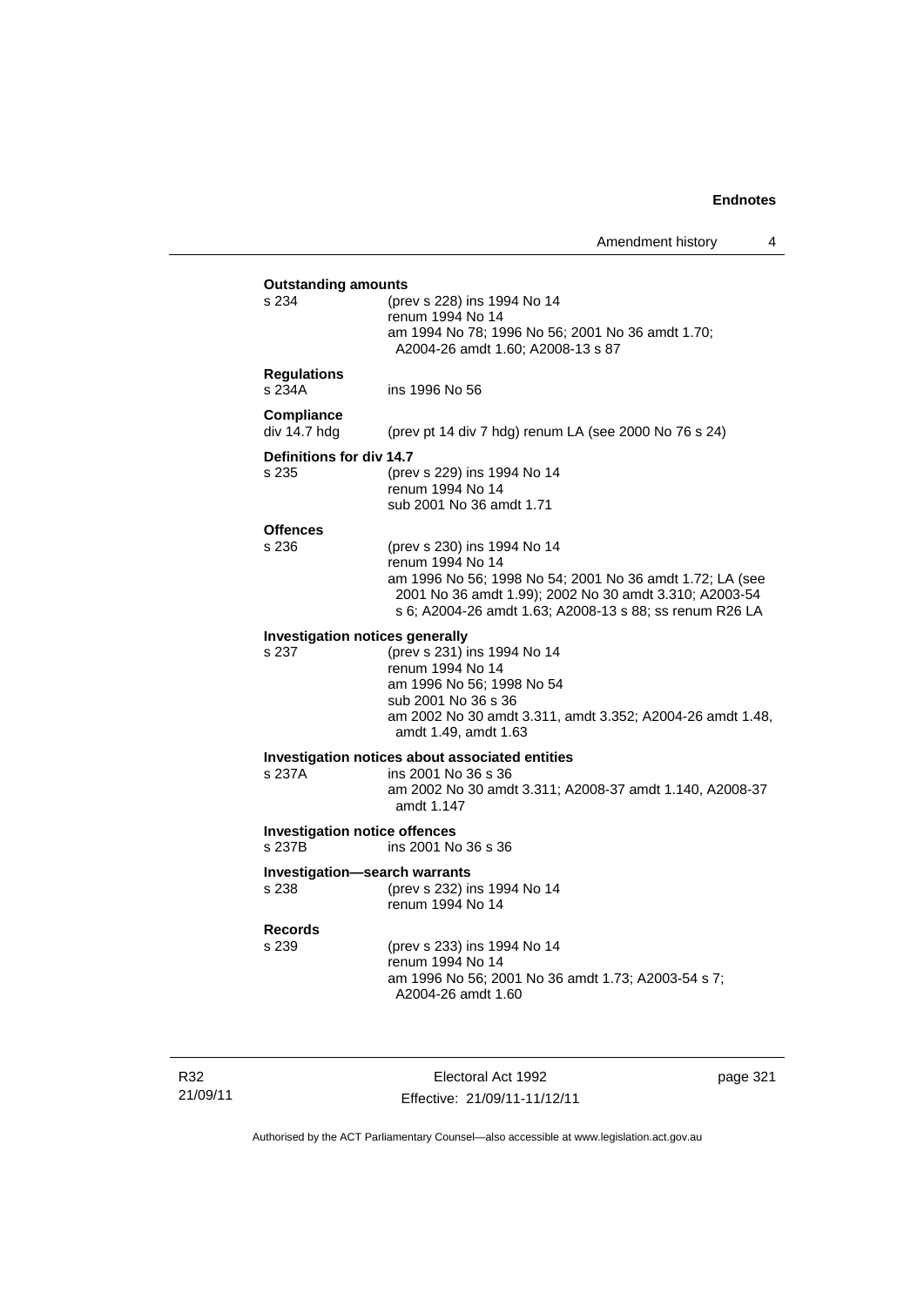**Outstanding amounts**

s 234 (prev s 228) ins 1994 No 14
renum 1994 No 14
am 1994 No 78; 1996 No 56; 2001 No 36 amdt 1.70; A2004-26 amdt 1.60; A2008-13 s 87

**Regulations**

s 234A ins 1996 No 56

**Compliance**

div 14.7 hdg (prev pt 14 div 7 hdg) renum LA (see 2000 No 76 s 24)

**Definitions for div 14.7**

s 235 (prev s 229) ins 1994 No 14
renum 1994 No 14
sub 2001 No 36 amdt 1.71

**Offences**

s 236 (prev s 230) ins 1994 No 14
renum 1994 No 14
am 1996 No 56; 1998 No 54; 2001 No 36 amdt 1.72; LA (see 2001 No 36 amdt 1.99); 2002 No 30 amdt 3.310; A2003-54 s 6; A2004-26 amdt 1.63; A2008-13 s 88; ss renum R26 LA

**Investigation notices generally**

s 237 (prev s 231) ins 1994 No 14
renum 1994 No 14
am 1996 No 56; 1998 No 54
sub 2001 No 36 s 36
am 2002 No 30 amdt 3.311, amdt 3.352; A2004-26 amdt 1.48, amdt 1.49, amdt 1.63

**Investigation notices about associated entities**

s 237A ins 2001 No 36 s 36
am 2002 No 30 amdt 3.311; A2008-37 amdt 1.140, A2008-37 amdt 1.147

**Investigation notice offences**

s 237B ins 2001 No 36 s 36

**Investigation—search warrants**

s 238 (prev s 232) ins 1994 No 14
renum 1994 No 14

**Records**

s 239 (prev s 233) ins 1994 No 14
renum 1994 No 14
am 1996 No 56; 2001 No 36 amdt 1.73; A2003-54 s 7; A2004-26 amdt 1.60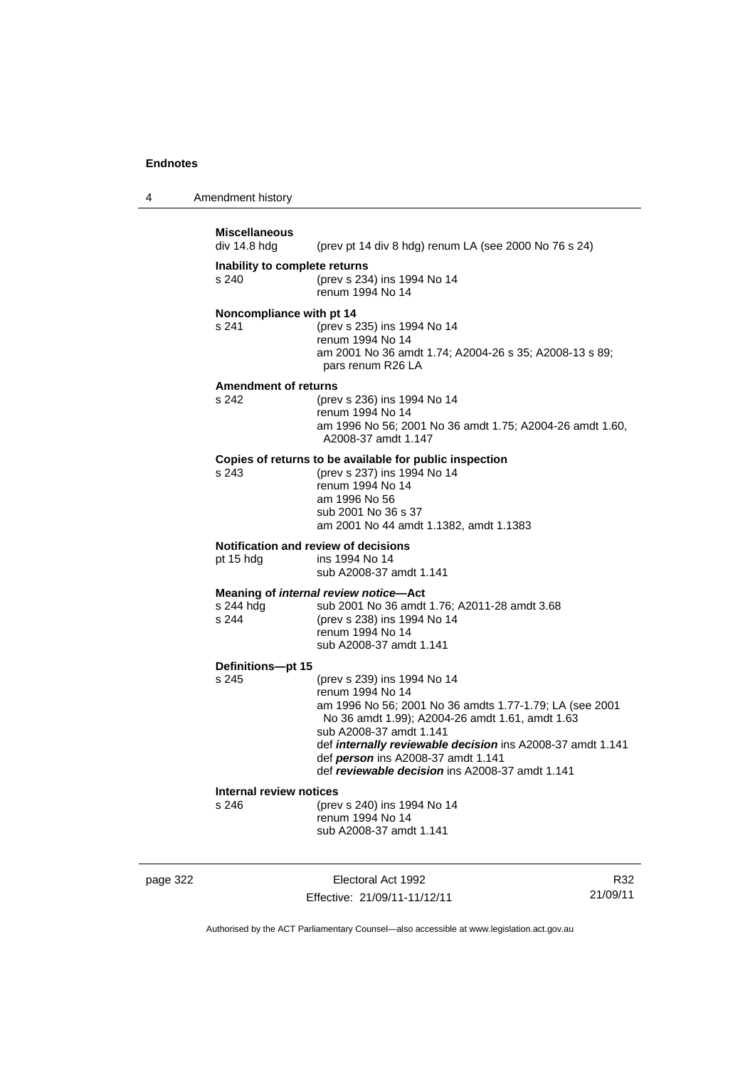**Miscellaneous**

div 14.8 hdg (prev pt 14 div 8 hdg) renum LA (see 2000 No 76 s 24)

**Inability to complete returns**

s 240 (prev s 234) ins 1994 No 14
renum 1994 No 14

**Noncompliance with pt 14**

s 241 (prev s 235) ins 1994 No 14
renum 1994 No 14
am 2001 No 36 amdt 1.74; A2004-26 s 35; A2008-13 s 89; pars renum R26 LA

**Amendment of returns**

s 242 (prev s 236) ins 1994 No 14
renum 1994 No 14
am 1996 No 56; 2001 No 36 amdt 1.75; A2004-26 amdt 1.60, A2008-37 amdt 1.147

**Copies of returns to be available for public inspection**

s 243 (prev s 237) ins 1994 No 14
renum 1994 No 14
am 1996 No 56
sub 2001 No 36 s 37
am 2001 No 44 amdt 1.1382, amdt 1.1383

**Notification and review of decisions**

pt 15 hdg ins 1994 No 14
sub A2008-37 amdt 1.141

**Meaning of *internal review notice*—Act**

s 244 hdg sub 2001 No 36 amdt 1.76; A2011-28 amdt 3.68
s 244 (prev s 238) ins 1994 No 14
renum 1994 No 14
sub A2008-37 amdt 1.141

**Definitions—pt 15**

s 245 (prev s 239) ins 1994 No 14
renum 1994 No 14
am 1996 No 56; 2001 No 36 amdts 1.77-1.79; LA (see 2001 No 36 amdt 1.99); A2004-26 amdt 1.61, amdt 1.63
sub A2008-37 amdt 1.141
def ***internally reviewable decision*** ins A2008-37 amdt 1.141
def ***person*** ins A2008-37 amdt 1.141
def ***reviewable decision*** ins A2008-37 amdt 1.141

**Internal review notices**

s 246 (prev s 240) ins 1994 No 14
renum 1994 No 14
sub A2008-37 amdt 1.141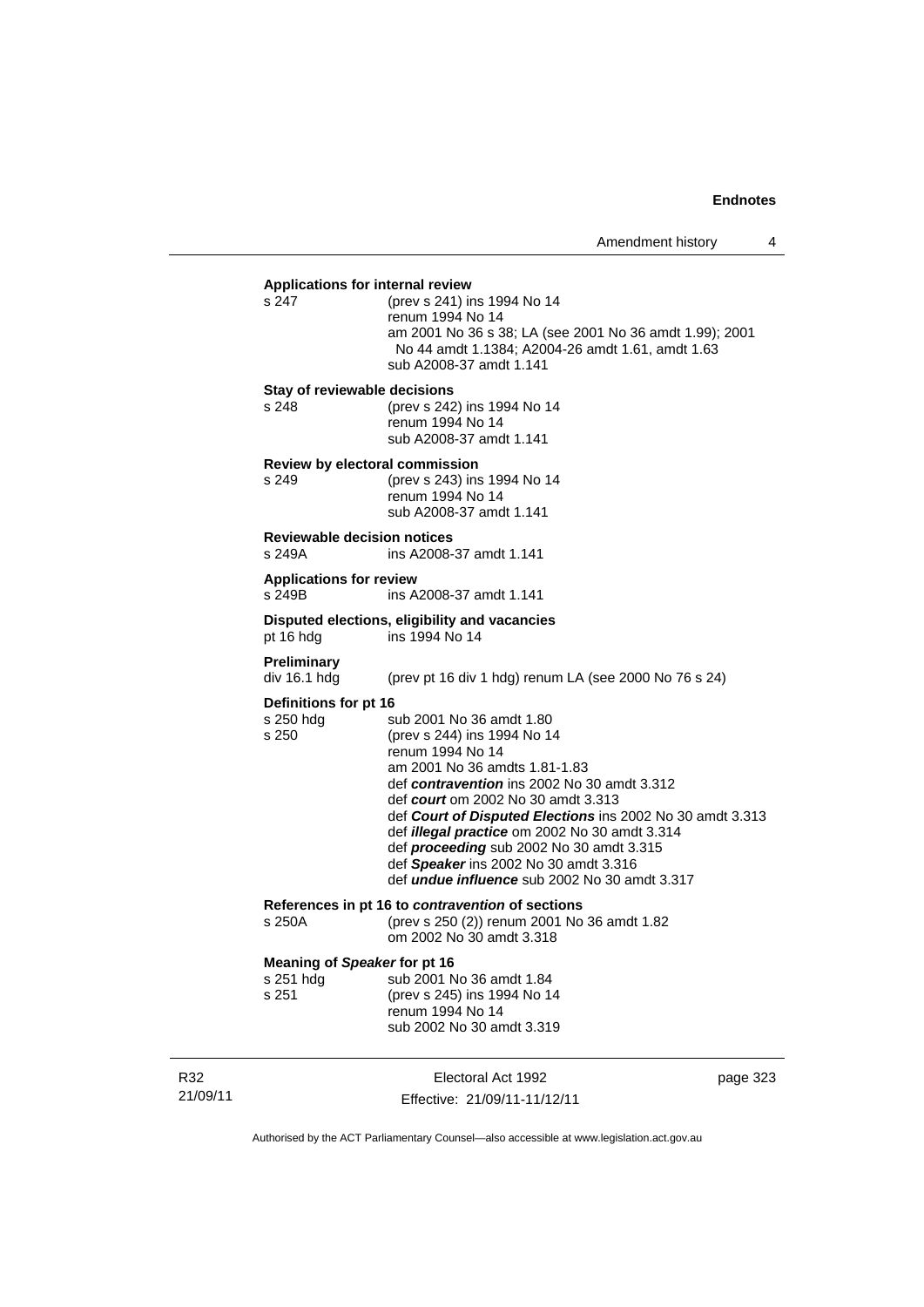**Applications for internal review**

s 247 (prev s 241) ins 1994 No 14
renum 1994 No 14
am 2001 No 36 s 38; LA (see 2001 No 36 amdt 1.99); 2001 No 44 amdt 1.1384; A2004-26 amdt 1.61, amdt 1.63
sub A2008-37 amdt 1.141

**Stay of reviewable decisions**

s 248 (prev s 242) ins 1994 No 14
renum 1994 No 14
sub A2008-37 amdt 1.141

**Review by electoral commission**

s 249 (prev s 243) ins 1994 No 14
renum 1994 No 14
sub A2008-37 amdt 1.141

**Reviewable decision notices**

s 249A ins A2008-37 amdt 1.141

**Applications for review**

s 249B ins A2008-37 amdt 1.141

**Disputed elections, eligibility and vacancies**

pt 16 hdg ins 1994 No 14

**Preliminary**

div 16.1 hdg (prev pt 16 div 1 hdg) renum LA (see 2000 No 76 s 24)

**Definitions for pt 16**

s 250 hdg sub 2001 No 36 amdt 1.80
s 250 (prev s 244) ins 1994 No 14
renum 1994 No 14
am 2001 No 36 amdts 1.81-1.83
def ***contravention*** ins 2002 No 30 amdt 3.312
def ***court*** om 2002 No 30 amdt 3.313
def ***Court of Disputed Elections*** ins 2002 No 30 amdt 3.313
def ***illegal practice*** om 2002 No 30 amdt 3.314
def ***proceeding*** sub 2002 No 30 amdt 3.315
def ***Speaker*** ins 2002 No 30 amdt 3.316
def ***undue influence*** sub 2002 No 30 amdt 3.317

**References in pt 16 to *contravention* of sections**

s 250A (prev s 250 (2)) renum 2001 No 36 amdt 1.82
om 2002 No 30 amdt 3.318

**Meaning of *Speaker* for pt 16**

s 251 hdg sub 2001 No 36 amdt 1.84
s 251 (prev s 245) ins 1994 No 14
renum 1994 No 14
sub 2002 No 30 amdt 3.319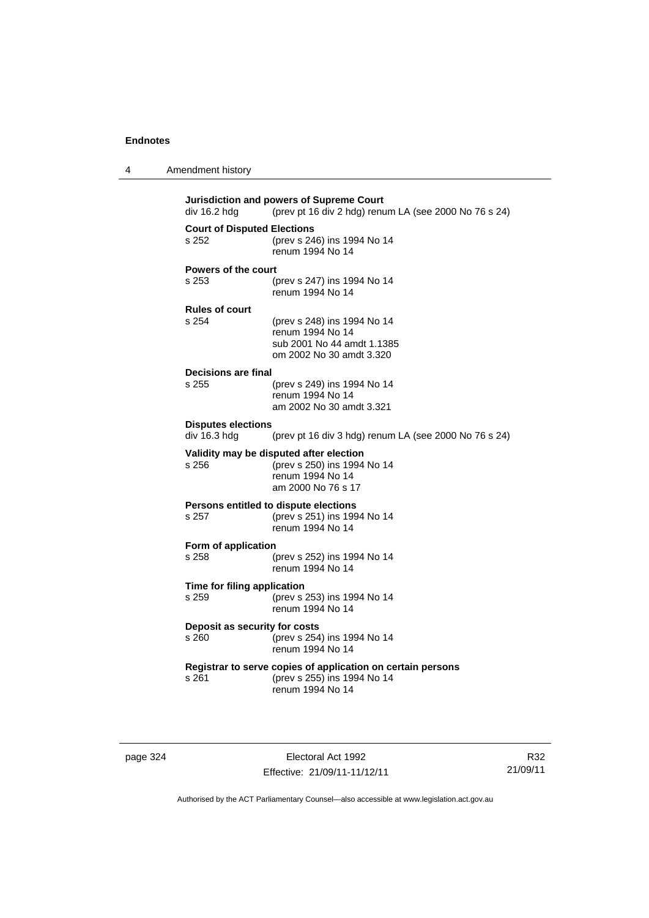**Jurisdiction and powers of Supreme Court**
div 16.2 hdg (prev pt 16 div 2 hdg) renum LA (see 2000 No 76 s 24)

**Court of Disputed Elections**
s 252 (prev s 246) ins 1994 No 14
renum 1994 No 14

**Powers of the court**
s 253 (prev s 247) ins 1994 No 14
renum 1994 No 14

**Rules of court**
s 254 (prev s 248) ins 1994 No 14
renum 1994 No 14
sub 2001 No 44 amdt 1.1385
om 2002 No 30 amdt 3.320

**Decisions are final**
s 255 (prev s 249) ins 1994 No 14
renum 1994 No 14
am 2002 No 30 amdt 3.321

**Disputes elections**
div 16.3 hdg (prev pt 16 div 3 hdg) renum LA (see 2000 No 76 s 24)

**Validity may be disputed after election**
s 256 (prev s 250) ins 1994 No 14
renum 1994 No 14
am 2000 No 76 s 17

**Persons entitled to dispute elections**
s 257 (prev s 251) ins 1994 No 14
renum 1994 No 14

**Form of application**
s 258 (prev s 252) ins 1994 No 14
renum 1994 No 14

**Time for filing application**
s 259 (prev s 253) ins 1994 No 14
renum 1994 No 14

**Deposit as security for costs**
s 260 (prev s 254) ins 1994 No 14
renum 1994 No 14

**Registrar to serve copies of application on certain persons**
s 261 (prev s 255) ins 1994 No 14
renum 1994 No 14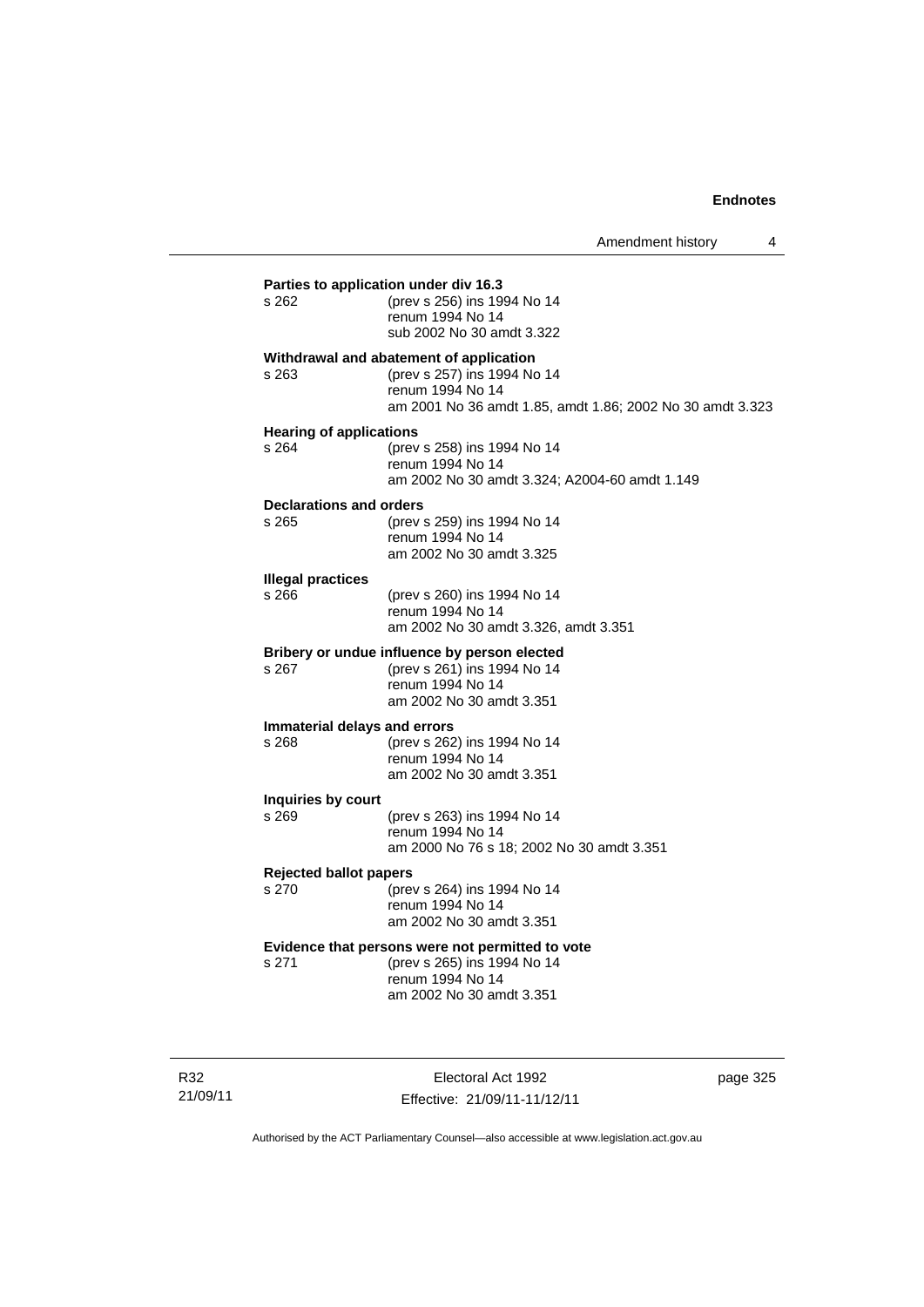**Parties to application under div 16.3**

s 262 (prev s 256) ins 1994 No 14
renum 1994 No 14
sub 2002 No 30 amdt 3.322

**Withdrawal and abatement of application**

s 263 (prev s 257) ins 1994 No 14
renum 1994 No 14
am 2001 No 36 amdt 1.85, amdt 1.86; 2002 No 30 amdt 3.323

**Hearing of applications**

s 264 (prev s 258) ins 1994 No 14
renum 1994 No 14
am 2002 No 30 amdt 3.324; A2004-60 amdt 1.149

**Declarations and orders**

s 265 (prev s 259) ins 1994 No 14
renum 1994 No 14
am 2002 No 30 amdt 3.325

**Illegal practices**

s 266 (prev s 260) ins 1994 No 14
renum 1994 No 14
am 2002 No 30 amdt 3.326, amdt 3.351

**Bribery or undue influence by person elected**

s 267 (prev s 261) ins 1994 No 14
renum 1994 No 14
am 2002 No 30 amdt 3.351

**Immaterial delays and errors**

s 268 (prev s 262) ins 1994 No 14
renum 1994 No 14
am 2002 No 30 amdt 3.351

**Inquiries by court**

s 269 (prev s 263) ins 1994 No 14
renum 1994 No 14
am 2000 No 76 s 18; 2002 No 30 amdt 3.351

**Rejected ballot papers**

s 270 (prev s 264) ins 1994 No 14
renum 1994 No 14
am 2002 No 30 amdt 3.351

**Evidence that persons were not permitted to vote**

s 271 (prev s 265) ins 1994 No 14
renum 1994 No 14
am 2002 No 30 amdt 3.351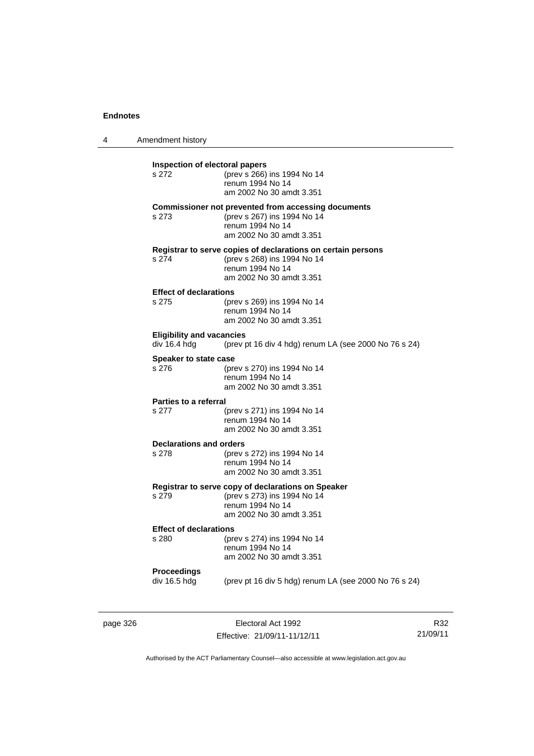**Inspection of electoral papers**
s 272 (prev s 266) ins 1994 No 14
renum 1994 No 14
am 2002 No 30 amdt 3.351

**Commissioner not prevented from accessing documents**
s 273 (prev s 267) ins 1994 No 14
renum 1994 No 14
am 2002 No 30 amdt 3.351

**Registrar to serve copies of declarations on certain persons**
s 274 (prev s 268) ins 1994 No 14
renum 1994 No 14
am 2002 No 30 amdt 3.351

**Effect of declarations**
s 275 (prev s 269) ins 1994 No 14
renum 1994 No 14
am 2002 No 30 amdt 3.351

**Eligibility and vacancies**
div 16.4 hdg (prev pt 16 div 4 hdg) renum LA (see 2000 No 76 s 24)

**Speaker to state case**
s 276 (prev s 270) ins 1994 No 14
renum 1994 No 14
am 2002 No 30 amdt 3.351

**Parties to a referral**
s 277 (prev s 271) ins 1994 No 14
renum 1994 No 14
am 2002 No 30 amdt 3.351

**Declarations and orders**
s 278 (prev s 272) ins 1994 No 14
renum 1994 No 14
am 2002 No 30 amdt 3.351

**Registrar to serve copy of declarations on Speaker**
s 279 (prev s 273) ins 1994 No 14
renum 1994 No 14
am 2002 No 30 amdt 3.351

**Effect of declarations**
s 280 (prev s 274) ins 1994 No 14
renum 1994 No 14
am 2002 No 30 amdt 3.351

**Proceedings**
div 16.5 hdg (prev pt 16 div 5 hdg) renum LA (see 2000 No 76 s 24)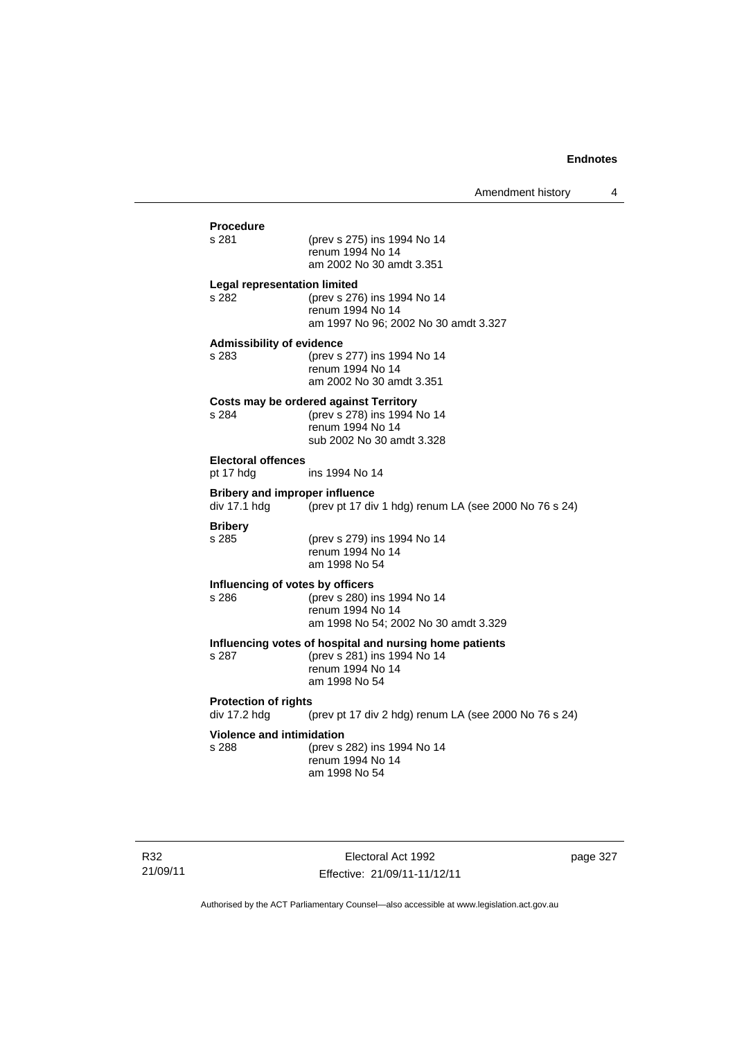**Procedure**

s 281 (prev s 275) ins 1994 No 14
renum 1994 No 14
am 2002 No 30 amdt 3.351

**Legal representation limited**

s 282 (prev s 276) ins 1994 No 14
renum 1994 No 14
am 1997 No 96; 2002 No 30 amdt 3.327

**Admissibility of evidence**

s 283 (prev s 277) ins 1994 No 14
renum 1994 No 14
am 2002 No 30 amdt 3.351

**Costs may be ordered against Territory**

s 284 (prev s 278) ins 1994 No 14
renum 1994 No 14
sub 2002 No 30 amdt 3.328

**Electoral offences**

pt 17 hdg ins 1994 No 14

**Bribery and improper influence**

div 17.1 hdg (prev pt 17 div 1 hdg) renum LA (see 2000 No 76 s 24)

**Bribery**

s 285 (prev s 279) ins 1994 No 14
renum 1994 No 14
am 1998 No 54

**Influencing of votes by officers**

s 286 (prev s 280) ins 1994 No 14
renum 1994 No 14
am 1998 No 54; 2002 No 30 amdt 3.329

**Influencing votes of hospital and nursing home patients**

s 287 (prev s 281) ins 1994 No 14
renum 1994 No 14
am 1998 No 54

**Protection of rights**

div 17.2 hdg (prev pt 17 div 2 hdg) renum LA (see 2000 No 76 s 24)

**Violence and intimidation**

s 288 (prev s 282) ins 1994 No 14
renum 1994 No 14
am 1998 No 54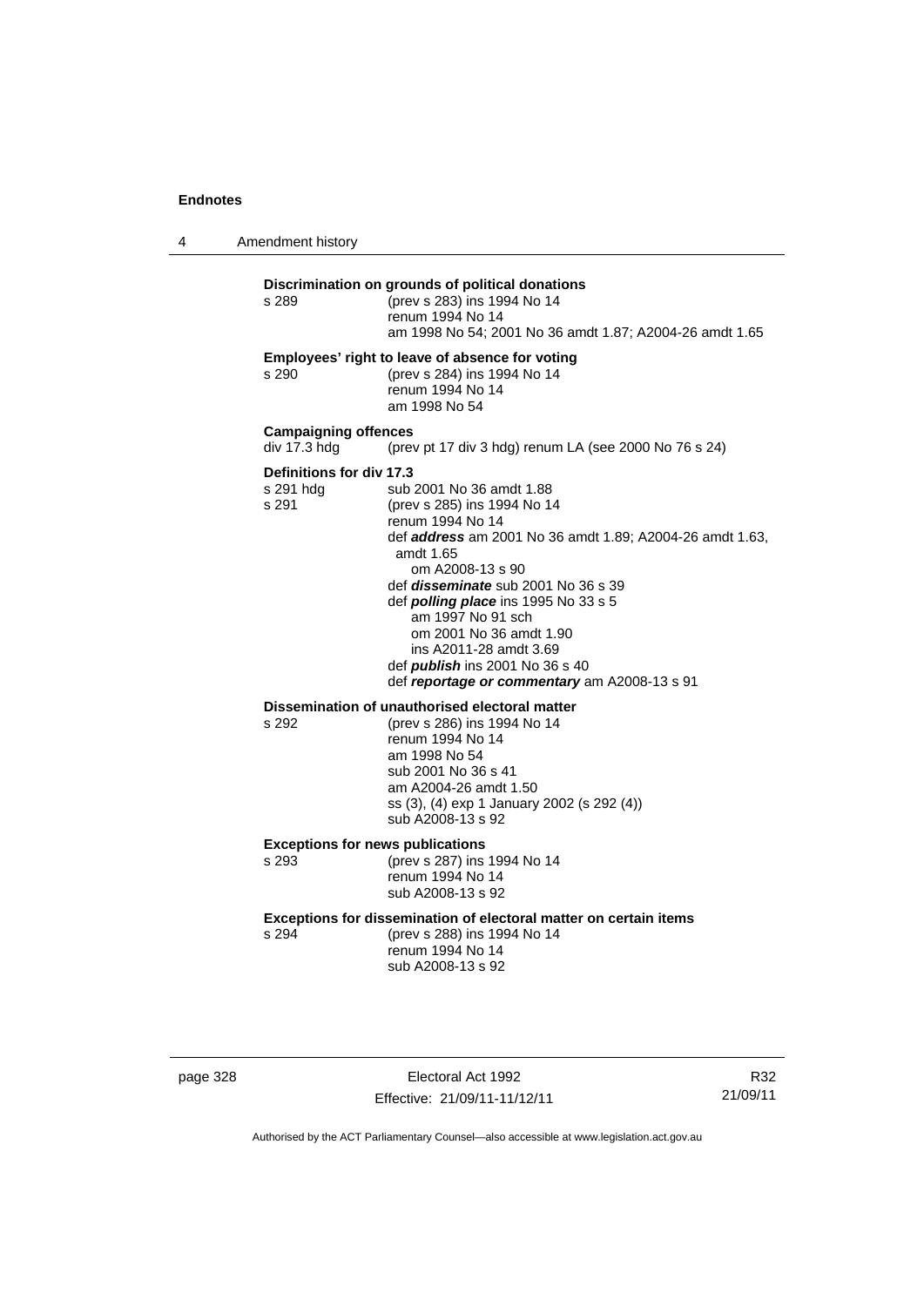**Discrimination on grounds of political donations**

s 289 (prev s 283) ins 1994 No 14
renum 1994 No 14
am 1998 No 54; 2001 No 36 amdt 1.87; A2004-26 amdt 1.65

**Employees' right to leave of absence for voting**

s 290 (prev s 284) ins 1994 No 14
renum 1994 No 14
am 1998 No 54

**Campaigning offences**

div 17.3 hdg (prev pt 17 div 3 hdg) renum LA (see 2000 No 76 s 24)

**Definitions for div 17.3**

s 291 hdg sub 2001 No 36 amdt 1.88

s 291 (prev s 285) ins 1994 No 14
renum 1994 No 14
def ***address*** am 2001 No 36 amdt 1.89; A2004-26 amdt 1.63, amdt 1.65
om A2008-13 s 90
def ***disseminate*** sub 2001 No 36 s 39
def ***polling place*** ins 1995 No 33 s 5
am 1997 No 91 sch
om 2001 No 36 amdt 1.90
ins A2011-28 amdt 3.69
def ***publish*** ins 2001 No 36 s 40
def ***reportage or commentary*** am A2008-13 s 91

**Dissemination of unauthorised electoral matter**

s 292 (prev s 286) ins 1994 No 14
renum 1994 No 14
am 1998 No 54
sub 2001 No 36 s 41
am A2004-26 amdt 1.50
ss (3), (4) exp 1 January 2002 (s 292 (4))
sub A2008-13 s 92

**Exceptions for news publications**

s 293 (prev s 287) ins 1994 No 14
renum 1994 No 14
sub A2008-13 s 92

**Exceptions for dissemination of electoral matter on certain items**

s 294 (prev s 288) ins 1994 No 14
renum 1994 No 14
sub A2008-13 s 92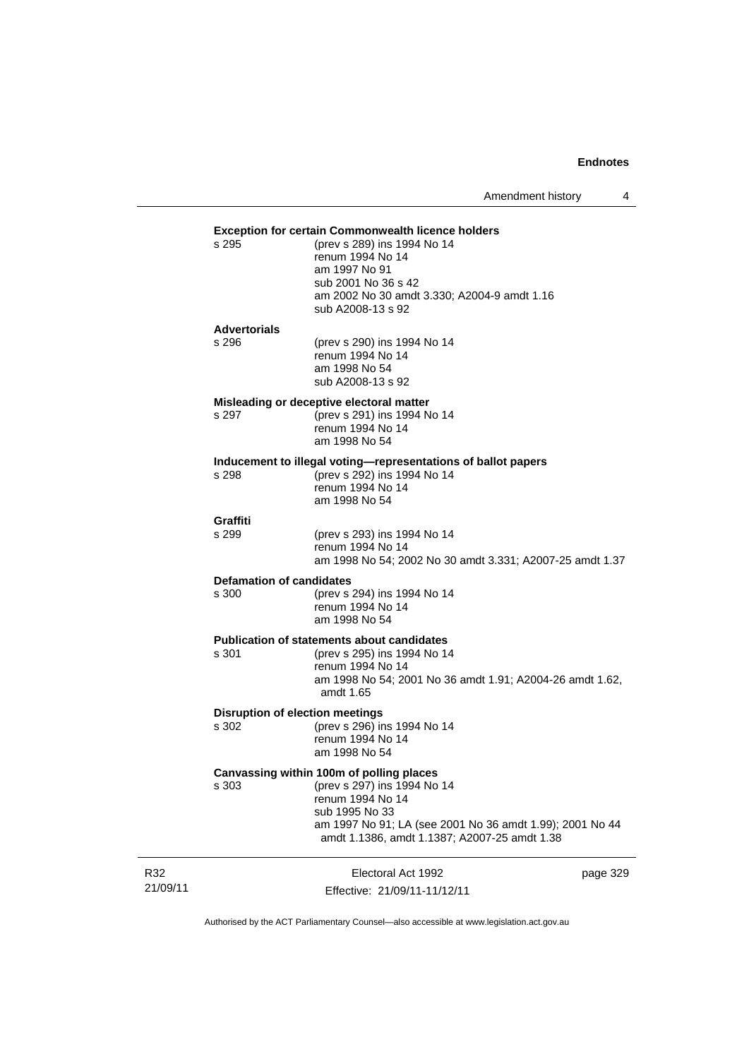**Exception for certain Commonwealth licence holders**

s 295 (prev s 289) ins 1994 No 14
renum 1994 No 14
am 1997 No 91
sub 2001 No 36 s 42
am 2002 No 30 amdt 3.330; A2004-9 amdt 1.16
sub A2008-13 s 92

**Advertorials**

s 296 (prev s 290) ins 1994 No 14
renum 1994 No 14
am 1998 No 54
sub A2008-13 s 92

**Misleading or deceptive electoral matter**

s 297 (prev s 291) ins 1994 No 14
renum 1994 No 14
am 1998 No 54

**Inducement to illegal voting—representations of ballot papers**

s 298 (prev s 292) ins 1994 No 14
renum 1994 No 14
am 1998 No 54

**Graffiti**

s 299 (prev s 293) ins 1994 No 14
renum 1994 No 14
am 1998 No 54; 2002 No 30 amdt 3.331; A2007-25 amdt 1.37

**Defamation of candidates**

s 300 (prev s 294) ins 1994 No 14
renum 1994 No 14
am 1998 No 54

**Publication of statements about candidates**

s 301 (prev s 295) ins 1994 No 14
renum 1994 No 14
am 1998 No 54; 2001 No 36 amdt 1.91; A2004-26 amdt 1.62, amdt 1.65

**Disruption of election meetings**

s 302 (prev s 296) ins 1994 No 14
renum 1994 No 14
am 1998 No 54

**Canvassing within 100m of polling places**

s 303 (prev s 297) ins 1994 No 14
renum 1994 No 14
sub 1995 No 33
am 1997 No 91; LA (see 2001 No 36 amdt 1.99); 2001 No 44 amdt 1.1386, amdt 1.1387; A2007-25 amdt 1.38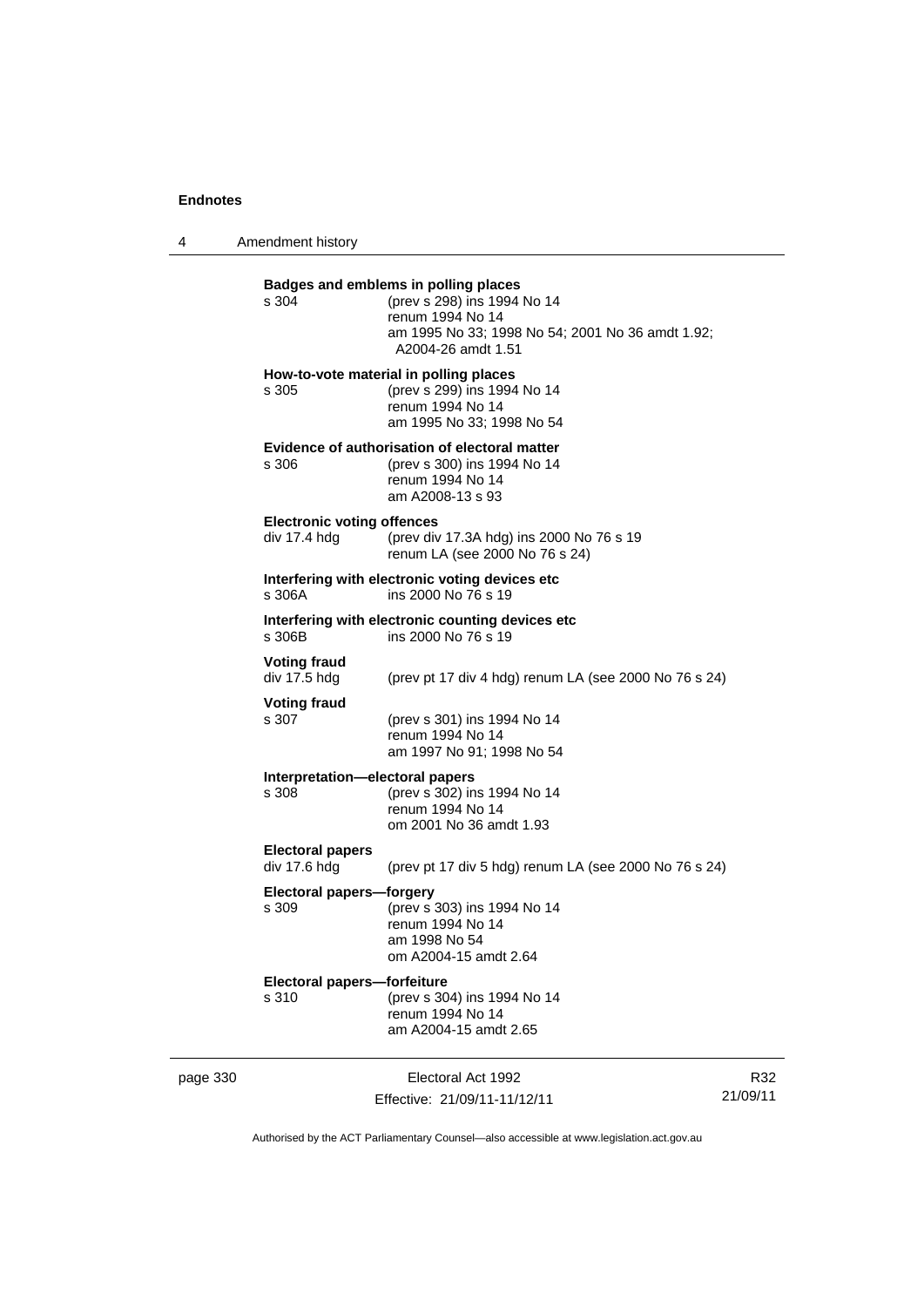**Badges and emblems in polling places**
s 304 (prev s 298) ins 1994 No 14
renum 1994 No 14
am 1995 No 33; 1998 No 54; 2001 No 36 amdt 1.92; A2004-26 amdt 1.51

**How-to-vote material in polling places**
s 305 (prev s 299) ins 1994 No 14
renum 1994 No 14
am 1995 No 33; 1998 No 54

**Evidence of authorisation of electoral matter**
s 306 (prev s 300) ins 1994 No 14
renum 1994 No 14
am A2008-13 s 93

**Electronic voting offences**
div 17.4 hdg (prev div 17.3A hdg) ins 2000 No 76 s 19
renum LA (see 2000 No 76 s 24)

**Interfering with electronic voting devices etc**
s 306A ins 2000 No 76 s 19

**Interfering with electronic counting devices etc**
s 306B ins 2000 No 76 s 19

**Voting fraud**
div 17.5 hdg (prev pt 17 div 4 hdg) renum LA (see 2000 No 76 s 24)

**Voting fraud**
s 307 (prev s 301) ins 1994 No 14
renum 1994 No 14
am 1997 No 91; 1998 No 54

**Interpretation—electoral papers**
s 308 (prev s 302) ins 1994 No 14
renum 1994 No 14
om 2001 No 36 amdt 1.93

**Electoral papers**
div 17.6 hdg (prev pt 17 div 5 hdg) renum LA (see 2000 No 76 s 24)

**Electoral papers—forgery**
s 309 (prev s 303) ins 1994 No 14
renum 1994 No 14
am 1998 No 54
om A2004-15 amdt 2.64

**Electoral papers—forfeiture**
s 310 (prev s 304) ins 1994 No 14
renum 1994 No 14
am A2004-15 amdt 2.65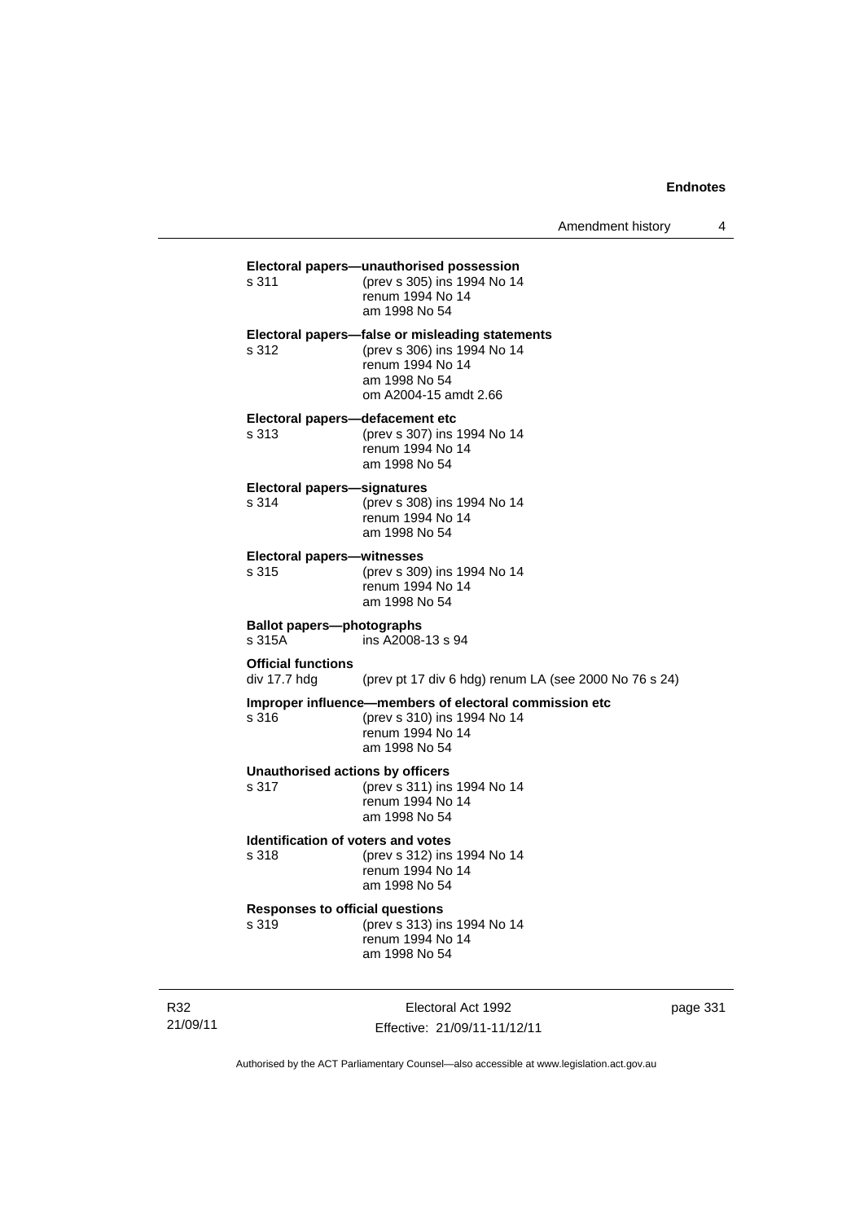**Electoral papers—unauthorised possession**

s 311 (prev s 305) ins 1994 No 14
renum 1994 No 14
am 1998 No 54

**Electoral papers—false or misleading statements**

s 312 (prev s 306) ins 1994 No 14
renum 1994 No 14
am 1998 No 54
om A2004-15 amdt 2.66

**Electoral papers—defacement etc**

s 313 (prev s 307) ins 1994 No 14
renum 1994 No 14
am 1998 No 54

**Electoral papers—signatures**

s 314 (prev s 308) ins 1994 No 14
renum 1994 No 14
am 1998 No 54

**Electoral papers—witnesses**

s 315 (prev s 309) ins 1994 No 14
renum 1994 No 14
am 1998 No 54

**Ballot papers—photographs**

s 315A ins A2008-13 s 94

**Official functions**

div 17.7 hdg (prev pt 17 div 6 hdg) renum LA (see 2000 No 76 s 24)

**Improper influence—members of electoral commission etc**

s 316 (prev s 310) ins 1994 No 14
renum 1994 No 14
am 1998 No 54

**Unauthorised actions by officers**

s 317 (prev s 311) ins 1994 No 14
renum 1994 No 14
am 1998 No 54

**Identification of voters and votes**

s 318 (prev s 312) ins 1994 No 14
renum 1994 No 14
am 1998 No 54

**Responses to official questions**

s 319 (prev s 313) ins 1994 No 14
renum 1994 No 14
am 1998 No 54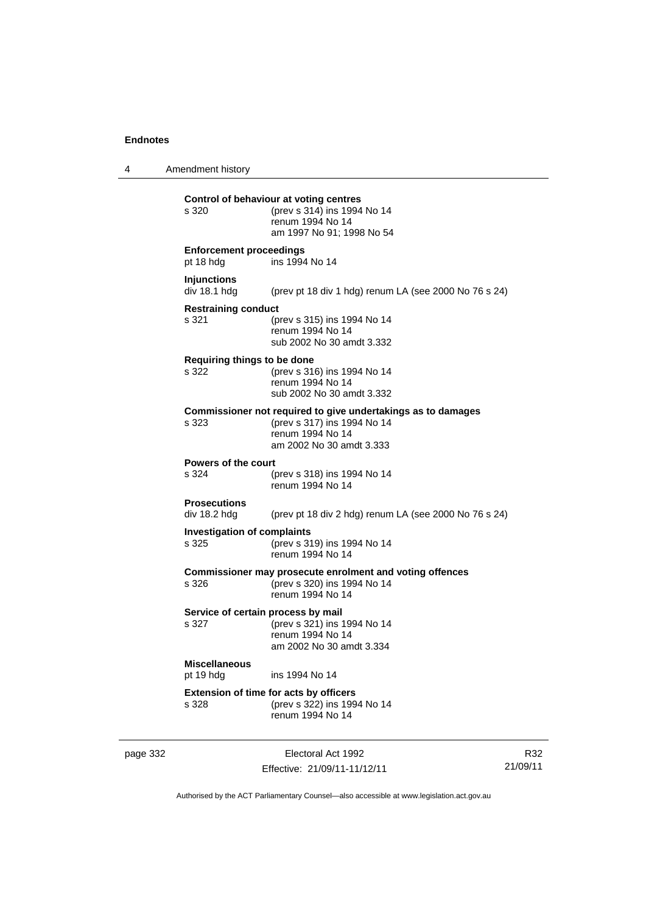**Control of behaviour at voting centres**

s 320 (prev s 314) ins 1994 No 14
renum 1994 No 14
am 1997 No 91; 1998 No 54

**Enforcement proceedings**

pt 18 hdg ins 1994 No 14

**Injunctions**

div 18.1 hdg (prev pt 18 div 1 hdg) renum LA (see 2000 No 76 s 24)

**Restraining conduct**

s 321 (prev s 315) ins 1994 No 14
renum 1994 No 14
sub 2002 No 30 amdt 3.332

**Requiring things to be done**

s 322 (prev s 316) ins 1994 No 14
renum 1994 No 14
sub 2002 No 30 amdt 3.332

**Commissioner not required to give undertakings as to damages**

s 323 (prev s 317) ins 1994 No 14
renum 1994 No 14
am 2002 No 30 amdt 3.333

**Powers of the court**

s 324 (prev s 318) ins 1994 No 14
renum 1994 No 14

**Prosecutions**

div 18.2 hdg (prev pt 18 div 2 hdg) renum LA (see 2000 No 76 s 24)

**Investigation of complaints**

s 325 (prev s 319) ins 1994 No 14
renum 1994 No 14

**Commissioner may prosecute enrolment and voting offences**

s 326 (prev s 320) ins 1994 No 14
renum 1994 No 14

**Service of certain process by mail**

s 327 (prev s 321) ins 1994 No 14
renum 1994 No 14
am 2002 No 30 amdt 3.334

**Miscellaneous**

pt 19 hdg ins 1994 No 14

**Extension of time for acts by officers**

s 328 (prev s 322) ins 1994 No 14
renum 1994 No 14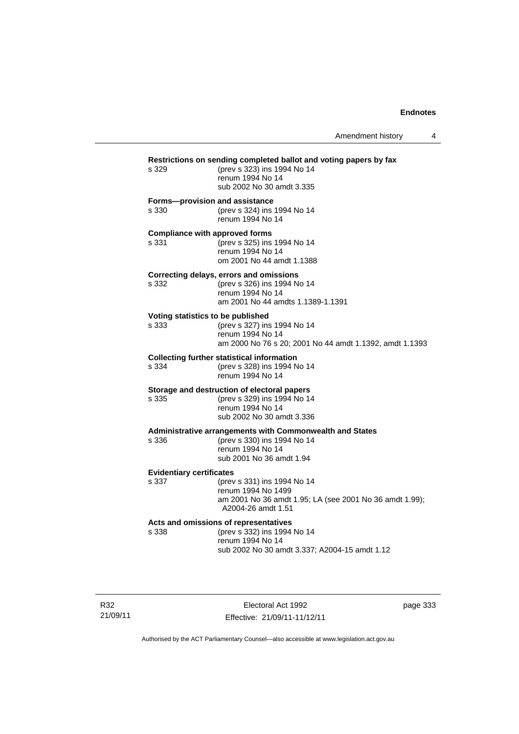**Restrictions on sending completed ballot and voting papers by fax**

s 329 (prev s 323) ins 1994 No 14
renum 1994 No 14
sub 2002 No 30 amdt 3.335

**Forms—provision and assistance**

s 330 (prev s 324) ins 1994 No 14
renum 1994 No 14

**Compliance with approved forms**

s 331 (prev s 325) ins 1994 No 14
renum 1994 No 14
om 2001 No 44 amdt 1.1388

**Correcting delays, errors and omissions**

s 332 (prev s 326) ins 1994 No 14
renum 1994 No 14
am 2001 No 44 amdts 1.1389-1.1391

**Voting statistics to be published**

s 333 (prev s 327) ins 1994 No 14
renum 1994 No 14
am 2000 No 76 s 20; 2001 No 44 amdt 1.1392, amdt 1.1393

**Collecting further statistical information**

s 334 (prev s 328) ins 1994 No 14
renum 1994 No 14

**Storage and destruction of electoral papers**

s 335 (prev s 329) ins 1994 No 14
renum 1994 No 14
sub 2002 No 30 amdt 3.336

**Administrative arrangements with Commonwealth and States**

s 336 (prev s 330) ins 1994 No 14
renum 1994 No 14
sub 2001 No 36 amdt 1.94

**Evidentiary certificates**

s 337 (prev s 331) ins 1994 No 14
renum 1994 No 1499
am 2001 No 36 amdt 1.95; LA (see 2001 No 36 amdt 1.99); A2004-26 amdt 1.51

**Acts and omissions of representatives**

s 338 (prev s 332) ins 1994 No 14
renum 1994 No 14
sub 2002 No 30 amdt 3.337; A2004-15 amdt 1.12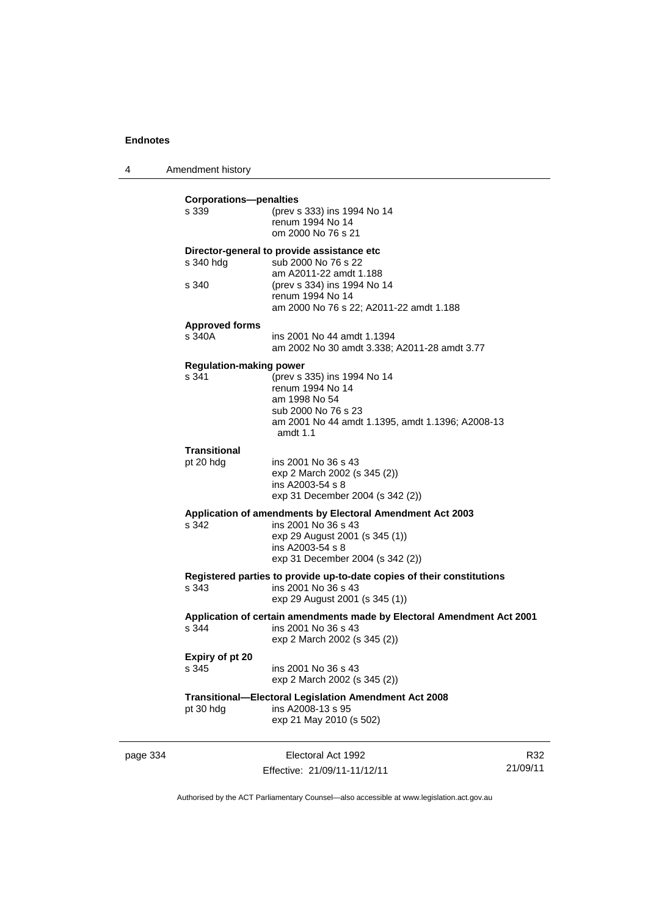**Corporations—penalties**

s 339 (prev s 333) ins 1994 No 14
renum 1994 No 14
om 2000 No 76 s 21

**Director-general to provide assistance etc**

s 340 hdg sub 2000 No 76 s 22
am A2011-22 amdt 1.188

s 340 (prev s 334) ins 1994 No 14
renum 1994 No 14
am 2000 No 76 s 22; A2011-22 amdt 1.188

**Approved forms**

s 340A ins 2001 No 44 amdt 1.1394
am 2002 No 30 amdt 3.338; A2011-28 amdt 3.77

**Regulation-making power**

s 341 (prev s 335) ins 1994 No 14
renum 1994 No 14
am 1998 No 54
sub 2000 No 76 s 23
am 2001 No 44 amdt 1.1395, amdt 1.1396; A2008-13 amdt 1.1

**Transitional**

pt 20 hdg ins 2001 No 36 s 43
exp 2 March 2002 (s 345 (2))
ins A2003-54 s 8
exp 31 December 2004 (s 342 (2))

**Application of amendments by Electoral Amendment Act 2003**

s 342 ins 2001 No 36 s 43
exp 29 August 2001 (s 345 (1))
ins A2003-54 s 8
exp 31 December 2004 (s 342 (2))

**Registered parties to provide up-to-date copies of their constitutions**

s 343 ins 2001 No 36 s 43
exp 29 August 2001 (s 345 (1))

**Application of certain amendments made by Electoral Amendment Act 2001**

s 344 ins 2001 No 36 s 43
exp 2 March 2002 (s 345 (2))

**Expiry of pt 20**

s 345 ins 2001 No 36 s 43
exp 2 March 2002 (s 345 (2))

**Transitional—Electoral Legislation Amendment Act 2008**

pt 30 hdg ins A2008-13 s 95
exp 21 May 2010 (s 502)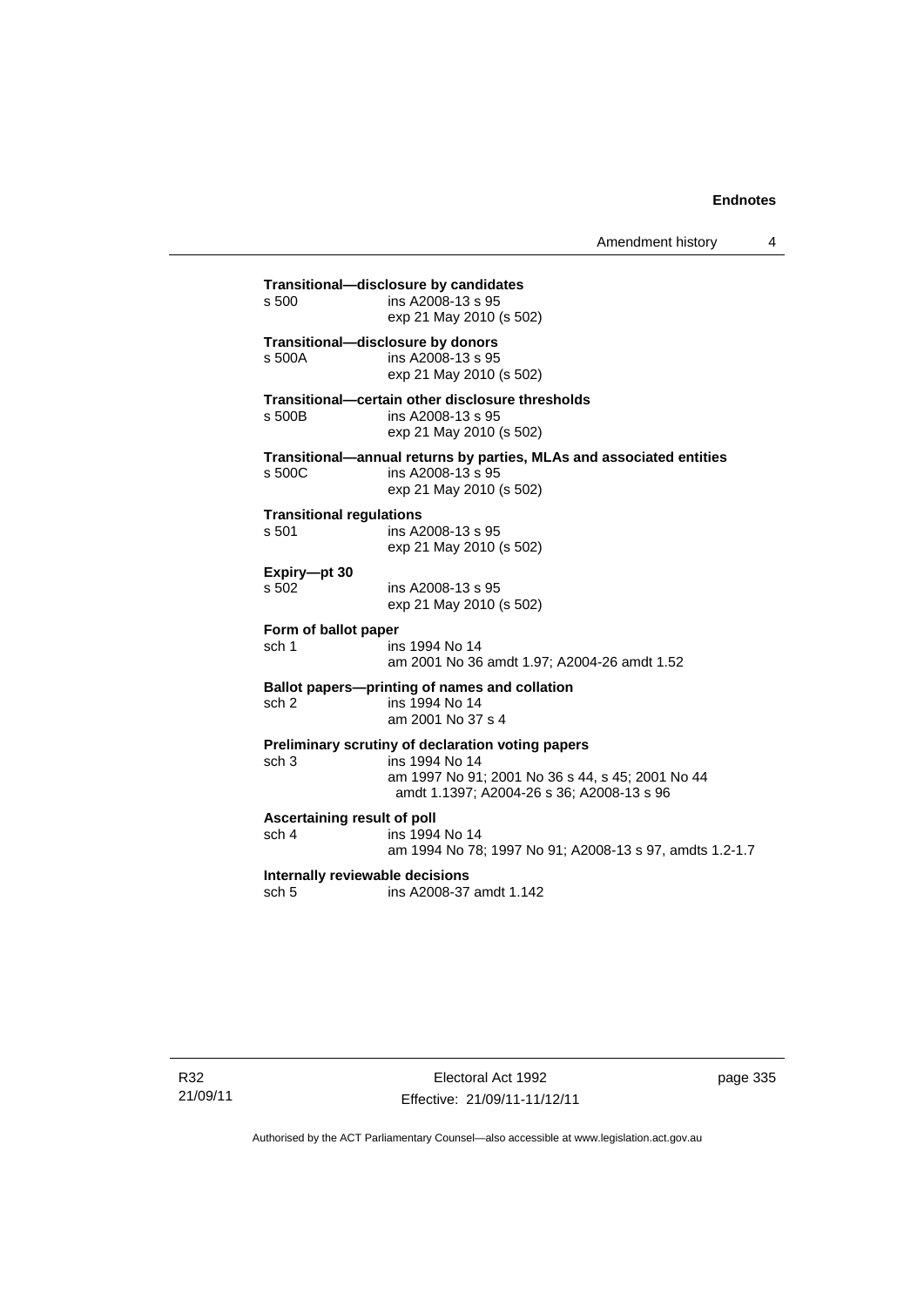**Transitional—disclosure by candidates**

s 500 ins A2008-13 s 95
exp 21 May 2010 (s 502)

**Transitional—disclosure by donors**

s 500A ins A2008-13 s 95
exp 21 May 2010 (s 502)

**Transitional—certain other disclosure thresholds**

s 500B ins A2008-13 s 95
exp 21 May 2010 (s 502)

**Transitional—annual returns by parties, MLAs and associated entities**

s 500C ins A2008-13 s 95
exp 21 May 2010 (s 502)

**Transitional regulations**

s 501 ins A2008-13 s 95
exp 21 May 2010 (s 502)

**Expiry—pt 30**

s 502 ins A2008-13 s 95
exp 21 May 2010 (s 502)

**Form of ballot paper**

sch 1 ins 1994 No 14
am 2001 No 36 amdt 1.97; A2004-26 amdt 1.52

**Ballot papers—printing of names and collation**

sch 2 ins 1994 No 14
am 2001 No 37 s 4

**Preliminary scrutiny of declaration voting papers**

sch 3 ins 1994 No 14
am 1997 No 91; 2001 No 36 s 44, s 45; 2001 No 44 amdt 1.1397; A2004-26 s 36; A2008-13 s 96

**Ascertaining result of poll**

sch 4 ins 1994 No 14
am 1994 No 78; 1997 No 91; A2008-13 s 97, amdts 1.2-1.7

**Internally reviewable decisions**

sch 5 ins A2008-37 amdt 1.142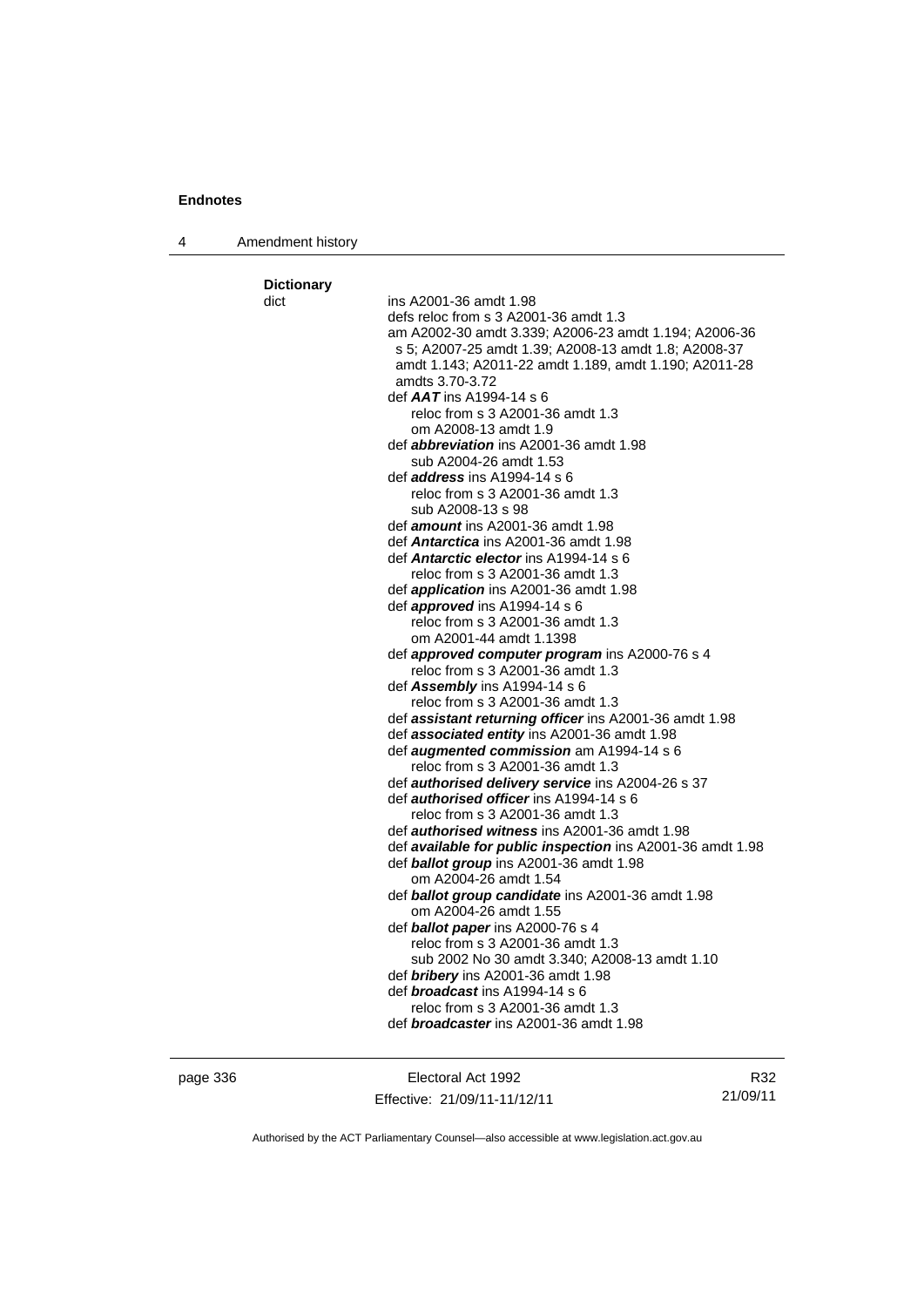**Dictionary**

dict ins A2001-36 amdt 1.98
defs reloc from s 3 A2001-36 amdt 1.3
am A2002-30 amdt 3.339; A2006-23 amdt 1.194; A2006-36 s 5; A2007-25 amdt 1.39; A2008-13 amdt 1.8; A2008-37 amdt 1.143; A2011-22 amdt 1.189, amdt 1.190; A2011-28 amdts 3.70-3.72

def ***AAT*** ins A1994-14 s 6
reloc from s 3 A2001-36 amdt 1.3
om A2008-13 amdt 1.9

def ***abbreviation*** ins A2001-36 amdt 1.98
sub A2004-26 amdt 1.53

def ***address*** ins A1994-14 s 6
reloc from s 3 A2001-36 amdt 1.3
sub A2008-13 s 98

def ***amount*** ins A2001-36 amdt 1.98

def ***Antarctica*** ins A2001-36 amdt 1.98

def ***Antarctic elector*** ins A1994-14 s 6
reloc from s 3 A2001-36 amdt 1.3

def ***application*** ins A2001-36 amdt 1.98

def ***approved*** ins A1994-14 s 6
reloc from s 3 A2001-36 amdt 1.3
om A2001-44 amdt 1.1398

def ***approved computer program*** ins A2000-76 s 4
reloc from s 3 A2001-36 amdt 1.3

def ***Assembly*** ins A1994-14 s 6
reloc from s 3 A2001-36 amdt 1.3

def ***assistant returning officer*** ins A2001-36 amdt 1.98

def ***associated entity*** ins A2001-36 amdt 1.98

def ***augmented commission*** am A1994-14 s 6
reloc from s 3 A2001-36 amdt 1.3

def ***authorised delivery service*** ins A2004-26 s 37

def ***authorised officer*** ins A1994-14 s 6
reloc from s 3 A2001-36 amdt 1.3

def ***authorised witness*** ins A2001-36 amdt 1.98

def ***available for public inspection*** ins A2001-36 amdt 1.98

def ***ballot group*** ins A2001-36 amdt 1.98
om A2004-26 amdt 1.54

def ***ballot group candidate*** ins A2001-36 amdt 1.98
om A2004-26 amdt 1.55

def ***ballot paper*** ins A2000-76 s 4
reloc from s 3 A2001-36 amdt 1.3
sub 2002 No 30 amdt 3.340; A2008-13 amdt 1.10

def ***bribery*** ins A2001-36 amdt 1.98

def ***broadcast*** ins A1994-14 s 6
reloc from s 3 A2001-36 amdt 1.3

def ***broadcaster*** ins A2001-36 amdt 1.98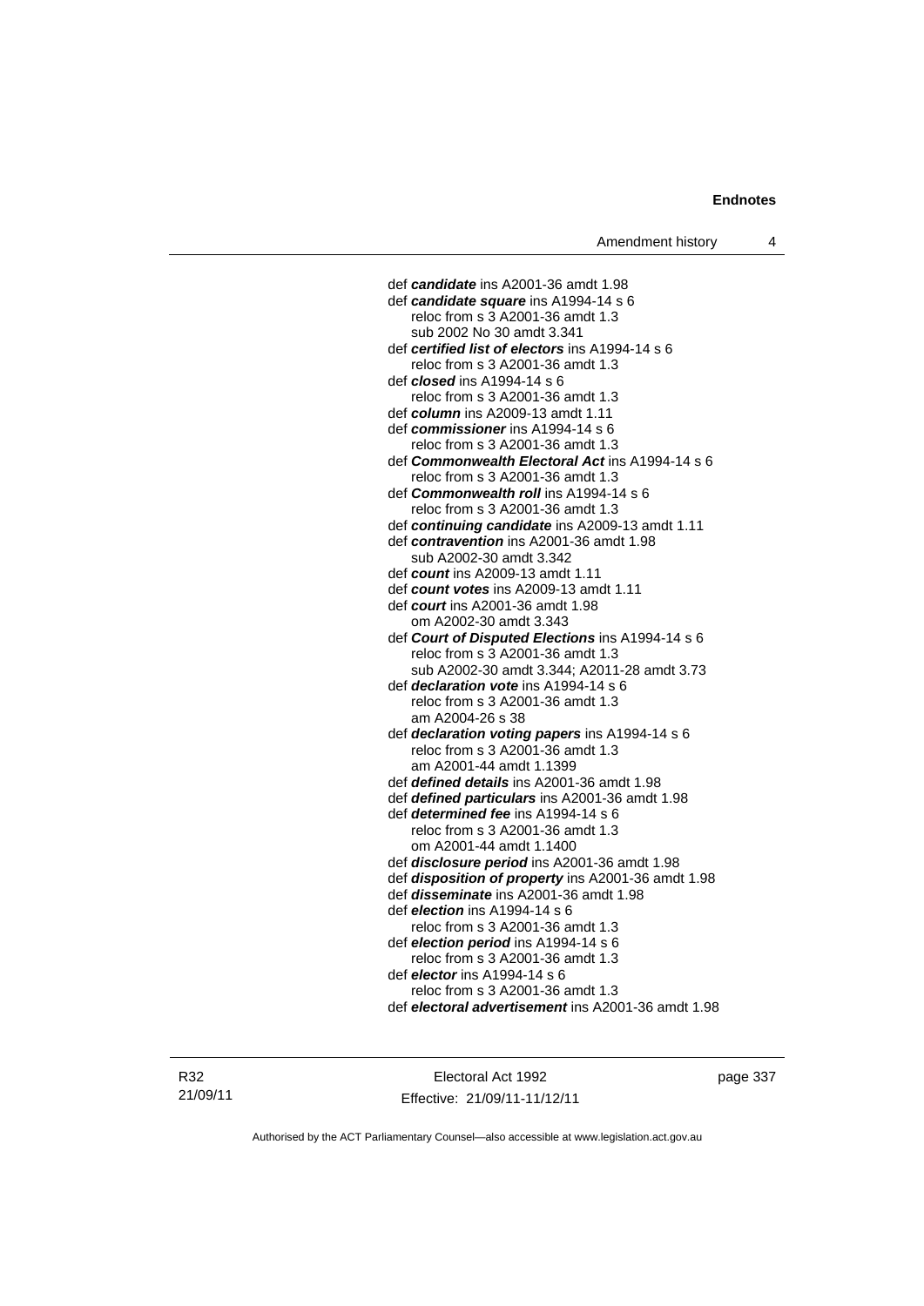def ***candidate*** ins A2001-36 amdt 1.98
def ***candidate square*** ins A1994-14 s 6
reloc from s 3 A2001-36 amdt 1.3
sub 2002 No 30 amdt 3.341
def ***certified list of electors*** ins A1994-14 s 6
reloc from s 3 A2001-36 amdt 1.3
def ***closed*** ins A1994-14 s 6
reloc from s 3 A2001-36 amdt 1.3
def ***column*** ins A2009-13 amdt 1.11
def ***commissioner*** ins A1994-14 s 6
reloc from s 3 A2001-36 amdt 1.3
def ***Commonwealth Electoral Act*** ins A1994-14 s 6
reloc from s 3 A2001-36 amdt 1.3
def ***Commonwealth roll*** ins A1994-14 s 6
reloc from s 3 A2001-36 amdt 1.3
def ***continuing candidate*** ins A2009-13 amdt 1.11
def ***contravention*** ins A2001-36 amdt 1.98
sub A2002-30 amdt 3.342
def ***count*** ins A2009-13 amdt 1.11
def ***count votes*** ins A2009-13 amdt 1.11
def ***court*** ins A2001-36 amdt 1.98
om A2002-30 amdt 3.343
def ***Court of Disputed Elections*** ins A1994-14 s 6
reloc from s 3 A2001-36 amdt 1.3
sub A2002-30 amdt 3.344; A2011-28 amdt 3.73
def ***declaration vote*** ins A1994-14 s 6
reloc from s 3 A2001-36 amdt 1.3
am A2004-26 s 38
def ***declaration voting papers*** ins A1994-14 s 6
reloc from s 3 A2001-36 amdt 1.3
am A2001-44 amdt 1.1399
def ***defined details*** ins A2001-36 amdt 1.98
def ***defined particulars*** ins A2001-36 amdt 1.98
def ***determined fee*** ins A1994-14 s 6
reloc from s 3 A2001-36 amdt 1.3
om A2001-44 amdt 1.1400
def ***disclosure period*** ins A2001-36 amdt 1.98
def ***disposition of property*** ins A2001-36 amdt 1.98
def ***disseminate*** ins A2001-36 amdt 1.98
def ***election*** ins A1994-14 s 6
reloc from s 3 A2001-36 amdt 1.3
def ***election period*** ins A1994-14 s 6
reloc from s 3 A2001-36 amdt 1.3
def ***elector*** ins A1994-14 s 6
reloc from s 3 A2001-36 amdt 1.3
def ***electoral advertisement*** ins A2001-36 amdt 1.98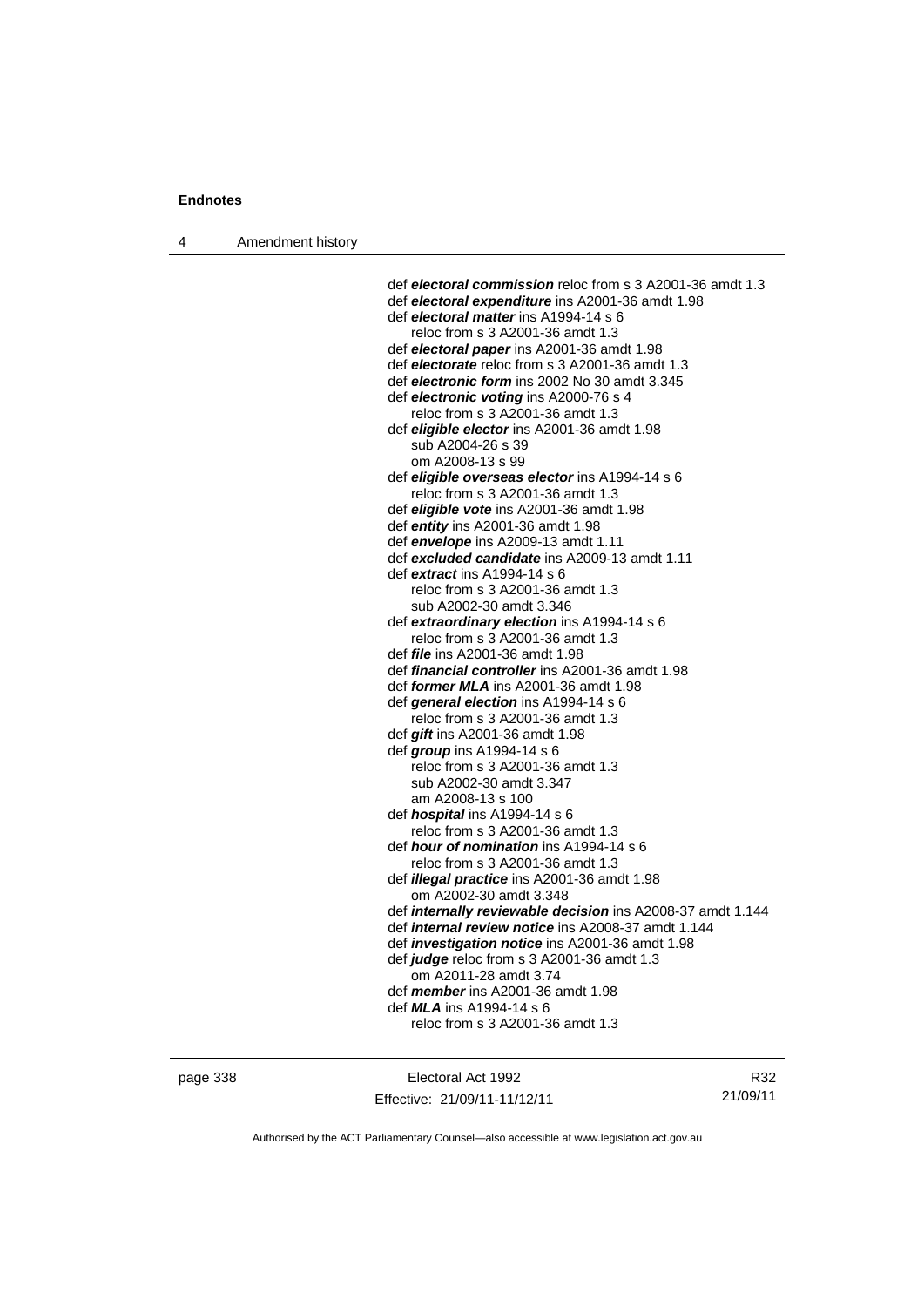def ***electoral commission*** reloc from s 3 A2001-36 amdt 1.3
def ***electoral expenditure*** ins A2001-36 amdt 1.98
def ***electoral matter*** ins A1994-14 s 6
    reloc from s 3 A2001-36 amdt 1.3
def ***electoral paper*** ins A2001-36 amdt 1.98
def ***electorate*** reloc from s 3 A2001-36 amdt 1.3
def ***electronic form*** ins 2002 No 30 amdt 3.345
def ***electronic voting*** ins A2000-76 s 4
    reloc from s 3 A2001-36 amdt 1.3
def ***eligible elector*** ins A2001-36 amdt 1.98
    sub A2004-26 s 39
    om A2008-13 s 99
def ***eligible overseas elector*** ins A1994-14 s 6
    reloc from s 3 A2001-36 amdt 1.3
def ***eligible vote*** ins A2001-36 amdt 1.98
def ***entity*** ins A2001-36 amdt 1.98
def ***envelope*** ins A2009-13 amdt 1.11
def ***excluded candidate*** ins A2009-13 amdt 1.11
def ***extract*** ins A1994-14 s 6
    reloc from s 3 A2001-36 amdt 1.3
    sub A2002-30 amdt 3.346
def ***extraordinary election*** ins A1994-14 s 6
    reloc from s 3 A2001-36 amdt 1.3
def ***file*** ins A2001-36 amdt 1.98
def ***financial controller*** ins A2001-36 amdt 1.98
def ***former MLA*** ins A2001-36 amdt 1.98
def ***general election*** ins A1994-14 s 6
    reloc from s 3 A2001-36 amdt 1.3
def ***gift*** ins A2001-36 amdt 1.98
def ***group*** ins A1994-14 s 6
    reloc from s 3 A2001-36 amdt 1.3
    sub A2002-30 amdt 3.347
    am A2008-13 s 100
def ***hospital*** ins A1994-14 s 6
    reloc from s 3 A2001-36 amdt 1.3
def ***hour of nomination*** ins A1994-14 s 6
    reloc from s 3 A2001-36 amdt 1.3
def ***illegal practice*** ins A2001-36 amdt 1.98
    om A2002-30 amdt 3.348
def ***internally reviewable decision*** ins A2008-37 amdt 1.144
def ***internal review notice*** ins A2008-37 amdt 1.144
def ***investigation notice*** ins A2001-36 amdt 1.98
def ***judge*** reloc from s 3 A2001-36 amdt 1.3
    om A2011-28 amdt 3.74
def ***member*** ins A2001-36 amdt 1.98
def ***MLA*** ins A1994-14 s 6
    reloc from s 3 A2001-36 amdt 1.3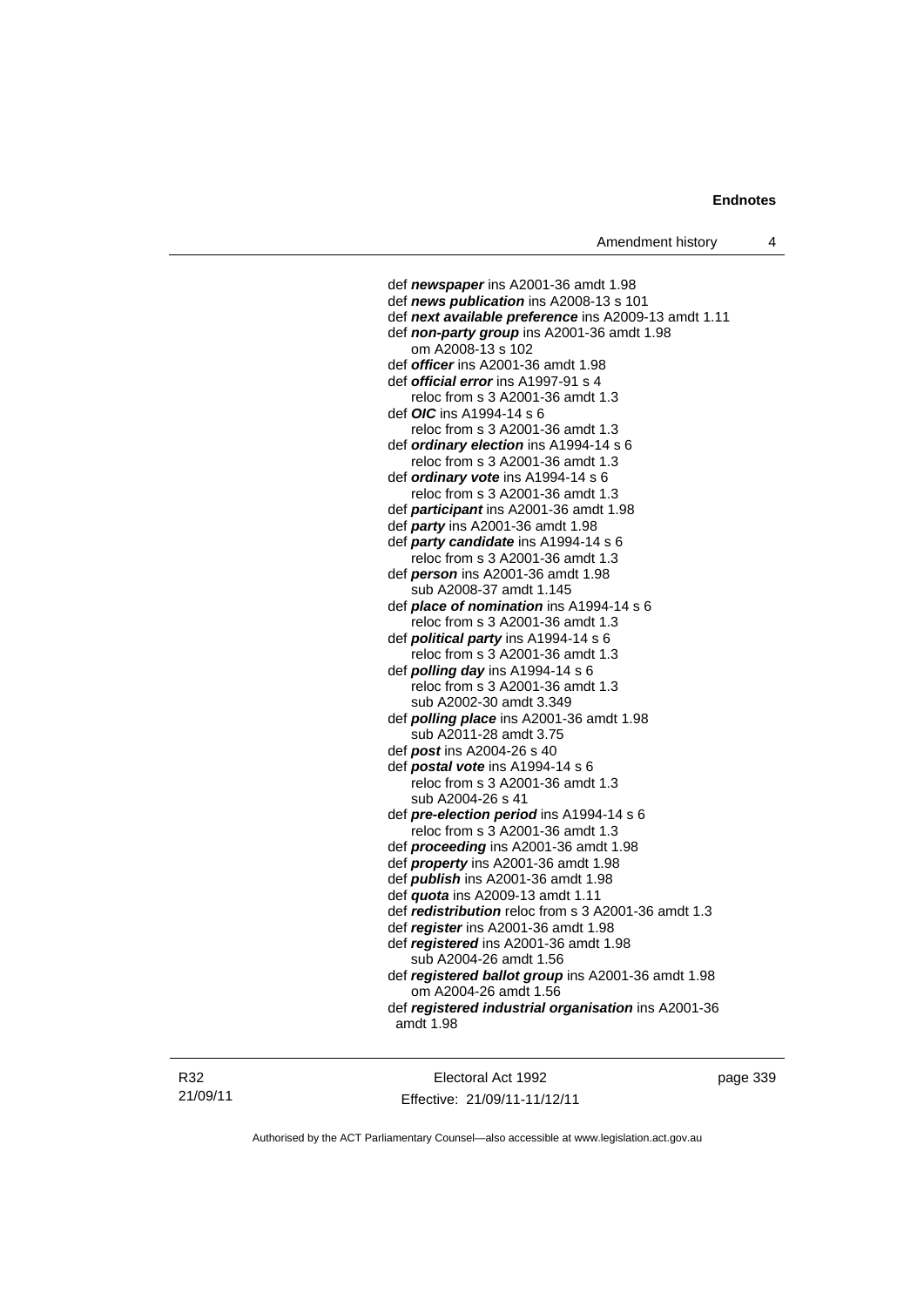def ***newspaper*** ins A2001-36 amdt 1.98
def ***news publication*** ins A2008-13 s 101
def ***next available preference*** ins A2009-13 amdt 1.11
def ***non-party group*** ins A2001-36 amdt 1.98
om A2008-13 s 102
def ***officer*** ins A2001-36 amdt 1.98
def ***official error*** ins A1997-91 s 4
reloc from s 3 A2001-36 amdt 1.3
def ***OIC*** ins A1994-14 s 6
reloc from s 3 A2001-36 amdt 1.3
def ***ordinary election*** ins A1994-14 s 6
reloc from s 3 A2001-36 amdt 1.3
def ***ordinary vote*** ins A1994-14 s 6
reloc from s 3 A2001-36 amdt 1.3
def ***participant*** ins A2001-36 amdt 1.98
def ***party*** ins A2001-36 amdt 1.98
def ***party candidate*** ins A1994-14 s 6
reloc from s 3 A2001-36 amdt 1.3
def ***person*** ins A2001-36 amdt 1.98
sub A2008-37 amdt 1.145
def ***place of nomination*** ins A1994-14 s 6
reloc from s 3 A2001-36 amdt 1.3
def ***political party*** ins A1994-14 s 6
reloc from s 3 A2001-36 amdt 1.3
def ***polling day*** ins A1994-14 s 6
reloc from s 3 A2001-36 amdt 1.3
sub A2002-30 amdt 3.349
def ***polling place*** ins A2001-36 amdt 1.98
sub A2011-28 amdt 3.75
def ***post*** ins A2004-26 s 40
def ***postal vote*** ins A1994-14 s 6
reloc from s 3 A2001-36 amdt 1.3
sub A2004-26 s 41
def ***pre-election period*** ins A1994-14 s 6
reloc from s 3 A2001-36 amdt 1.3
def ***proceeding*** ins A2001-36 amdt 1.98
def ***property*** ins A2001-36 amdt 1.98
def ***publish*** ins A2001-36 amdt 1.98
def ***quota*** ins A2009-13 amdt 1.11
def ***redistribution*** reloc from s 3 A2001-36 amdt 1.3
def ***register*** ins A2001-36 amdt 1.98
def ***registered*** ins A2001-36 amdt 1.98
sub A2004-26 amdt 1.56
def ***registered ballot group*** ins A2001-36 amdt 1.98
om A2004-26 amdt 1.56
def ***registered industrial organisation*** ins A2001-36 amdt 1.98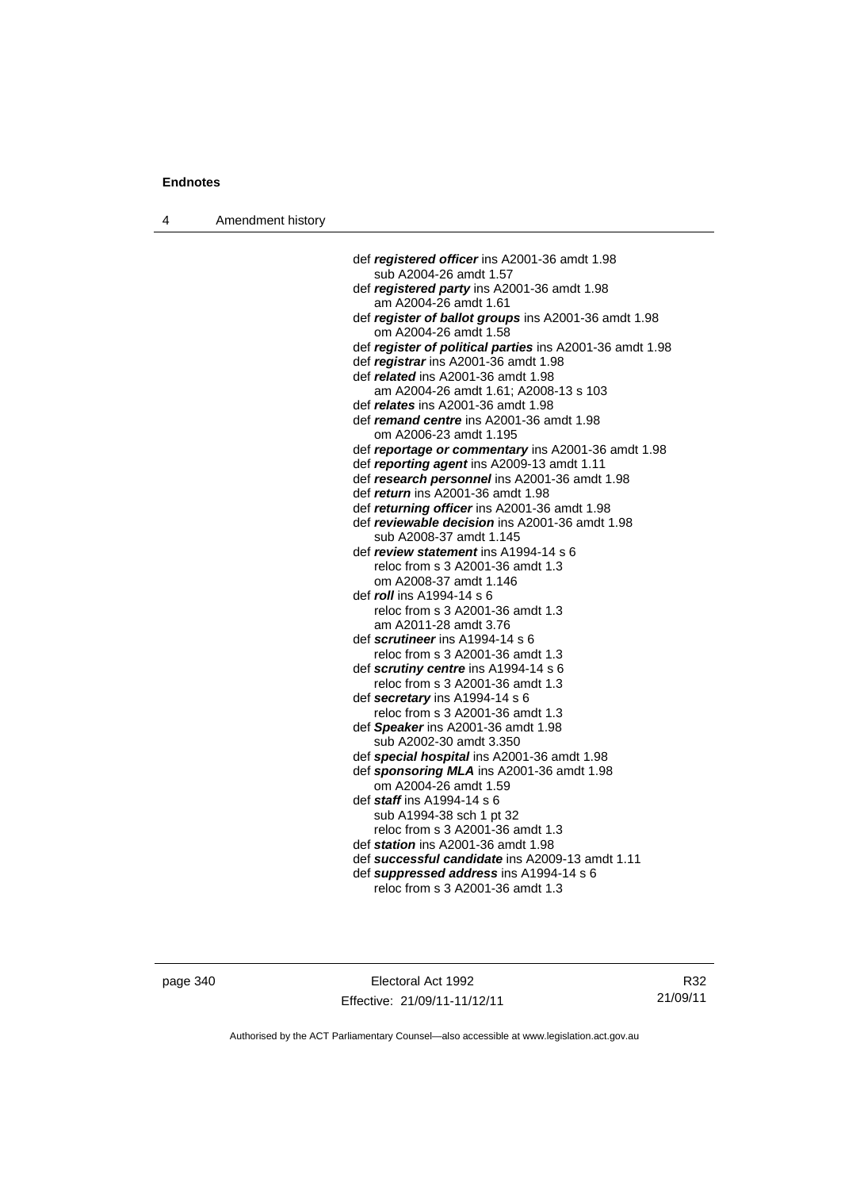def ***registered officer*** ins A2001-36 amdt 1.98
   sub A2004-26 amdt 1.57
def ***registered party*** ins A2001-36 amdt 1.98
   am A2004-26 amdt 1.61
def ***register of ballot groups*** ins A2001-36 amdt 1.98
   om A2004-26 amdt 1.58
def ***register of political parties*** ins A2001-36 amdt 1.98
def ***registrar*** ins A2001-36 amdt 1.98
def ***related*** ins A2001-36 amdt 1.98
   am A2004-26 amdt 1.61; A2008-13 s 103
def ***relates*** ins A2001-36 amdt 1.98
def ***remand centre*** ins A2001-36 amdt 1.98
   om A2006-23 amdt 1.195
def ***reportage or commentary*** ins A2001-36 amdt 1.98
def ***reporting agent*** ins A2009-13 amdt 1.11
def ***research personnel*** ins A2001-36 amdt 1.98
def ***return*** ins A2001-36 amdt 1.98
def ***returning officer*** ins A2001-36 amdt 1.98
def ***reviewable decision*** ins A2001-36 amdt 1.98
   sub A2008-37 amdt 1.145
def ***review statement*** ins A1994-14 s 6
   reloc from s 3 A2001-36 amdt 1.3
   om A2008-37 amdt 1.146
def ***roll*** ins A1994-14 s 6
   reloc from s 3 A2001-36 amdt 1.3
   am A2011-28 amdt 3.76
def ***scrutineer*** ins A1994-14 s 6
   reloc from s 3 A2001-36 amdt 1.3
def ***scrutiny centre*** ins A1994-14 s 6
   reloc from s 3 A2001-36 amdt 1.3
def ***secretary*** ins A1994-14 s 6
   reloc from s 3 A2001-36 amdt 1.3
def ***Speaker*** ins A2001-36 amdt 1.98
   sub A2002-30 amdt 3.350
def ***special hospital*** ins A2001-36 amdt 1.98
def ***sponsoring MLA*** ins A2001-36 amdt 1.98
   om A2004-26 amdt 1.59
def ***staff*** ins A1994-14 s 6
   sub A1994-38 sch 1 pt 32
   reloc from s 3 A2001-36 amdt 1.3
def ***station*** ins A2001-36 amdt 1.98
def ***successful candidate*** ins A2009-13 amdt 1.11
def ***suppressed address*** ins A1994-14 s 6
   reloc from s 3 A2001-36 amdt 1.3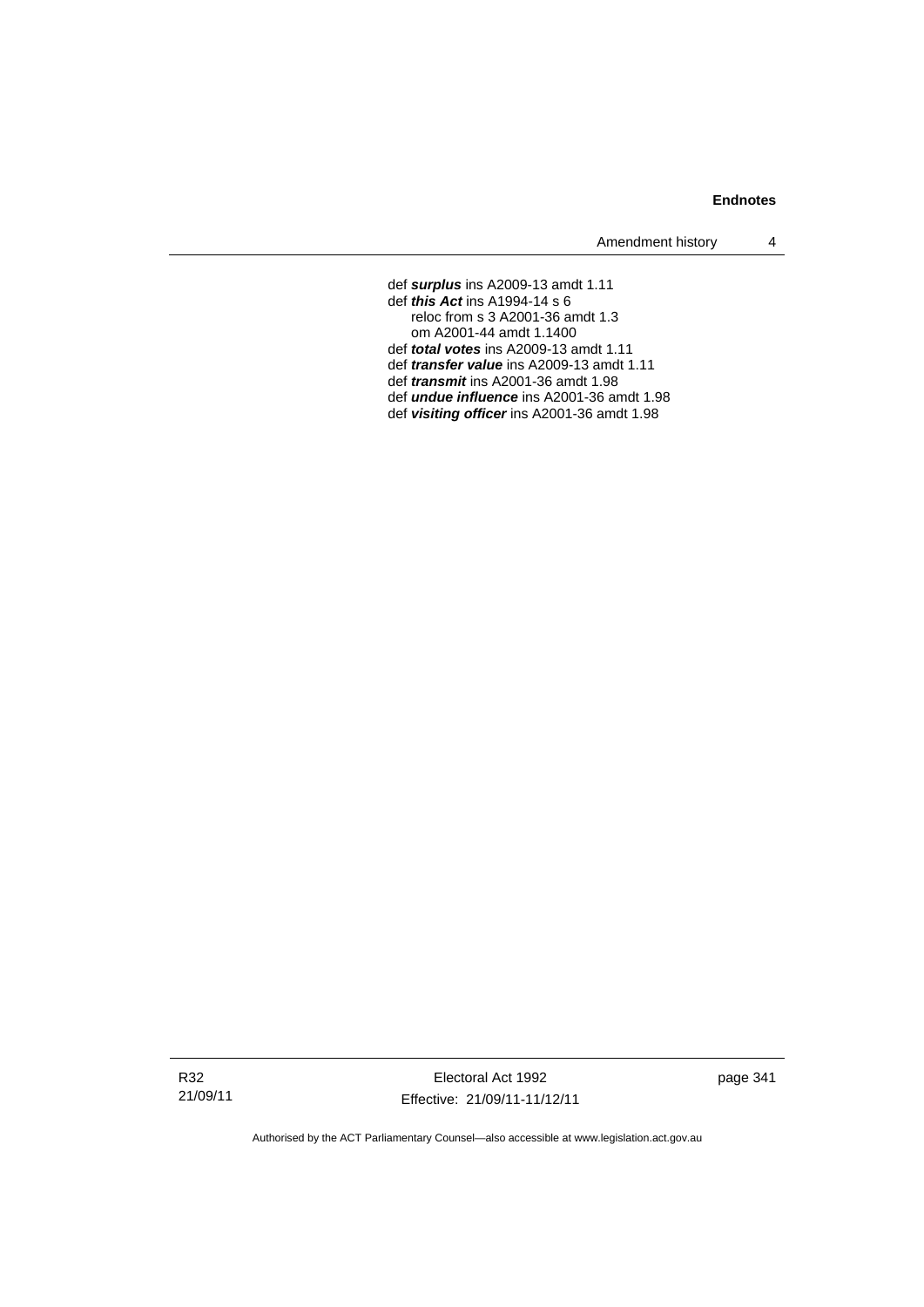def ***surplus*** ins A2009-13 amdt 1.11
def ***this Act*** ins A1994-14 s 6
    reloc from s 3 A2001-36 amdt 1.3
    om A2001-44 amdt 1.1400
def ***total votes*** ins A2009-13 amdt 1.11
def ***transfer value*** ins A2009-13 amdt 1.11
def ***transmit*** ins A2001-36 amdt 1.98
def ***undue influence*** ins A2001-36 amdt 1.98
def ***visiting officer*** ins A2001-36 amdt 1.98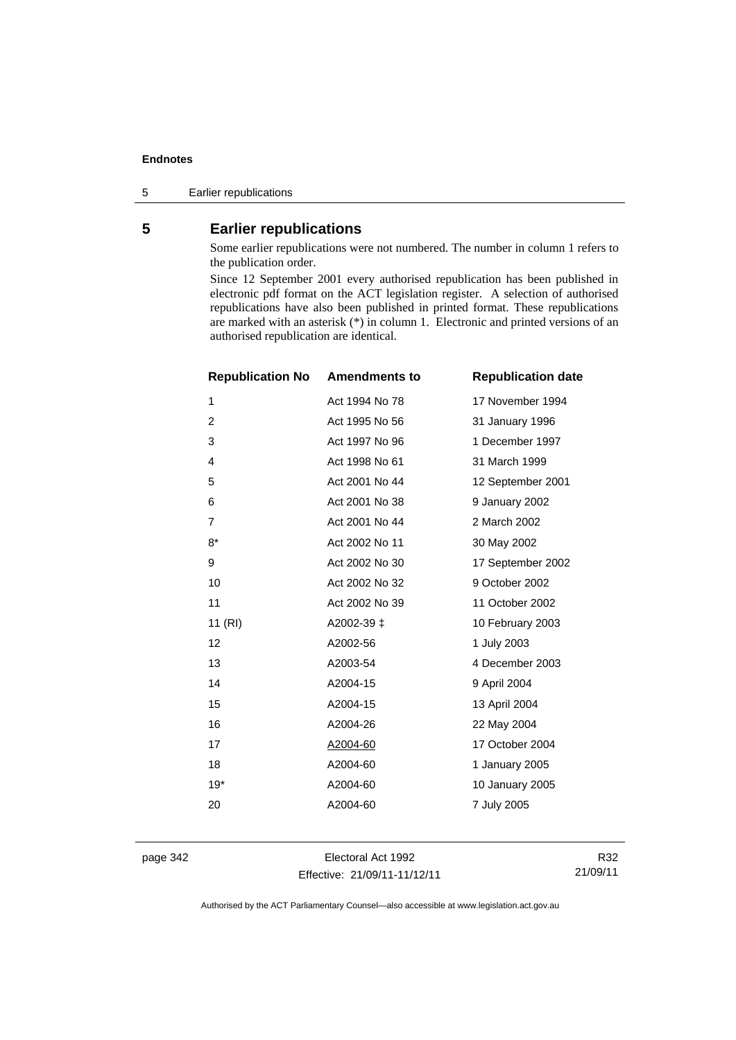## 5 Earlier republications

Some earlier republications were not numbered. The number in column 1 refers to the publication order.

Since 12 September 2001 every authorised republication has been published in electronic pdf format on the ACT legislation register. A selection of authorised republications have also been published in printed format. These republications are marked with an asterisk (*) in column 1. Electronic and printed versions of an authorised republication are identical.

| Republication No | Amendments to | Republication date |
|---|---|---|
| 1 | Act 1994 No 78 | 17 November 1994 |
| 2 | Act 1995 No 56 | 31 January 1996 |
| 3 | Act 1997 No 96 | 1 December 1997 |
| 4 | Act 1998 No 61 | 31 March 1999 |
| 5 | Act 2001 No 44 | 12 September 2001 |
| 6 | Act 2001 No 38 | 9 January 2002 |
| 7 | Act 2001 No 44 | 2 March 2002 |
| 8* | Act 2002 No 11 | 30 May 2002 |
| 9 | Act 2002 No 30 | 17 September 2002 |
| 10 | Act 2002 No 32 | 9 October 2002 |
| 11 | Act 2002 No 39 | 11 October 2002 |
| 11 (RI) | A2002-39 ‡ | 10 February 2003 |
| 12 | A2002-56 | 1 July 2003 |
| 13 | A2003-54 | 4 December 2003 |
| 14 | A2004-15 | 9 April 2004 |
| 15 | A2004-15 | 13 April 2004 |
| 16 | A2004-26 | 22 May 2004 |
| 17 | A2004-60 | 17 October 2004 |
| 18 | A2004-60 | 1 January 2005 |
| 19* | A2004-60 | 10 January 2005 |
| 20 | A2004-60 | 7 July 2005 |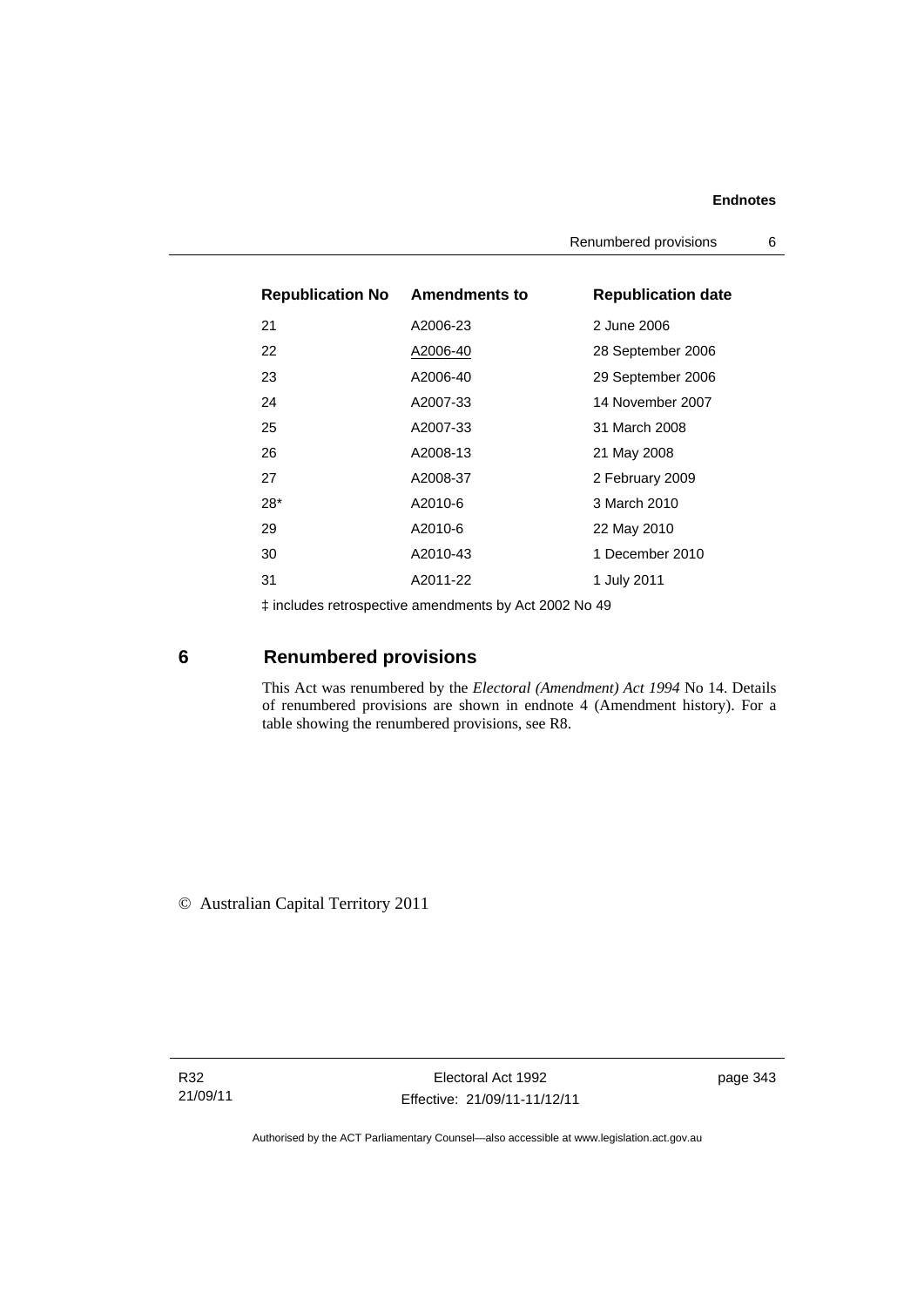| Republication No | Amendments to | Republication date |
|---|---|---|
| 21 | A2006-23 | 2 June 2006 |
| 22 | A2006-40 | 28 September 2006 |
| 23 | A2006-40 | 29 September 2006 |
| 24 | A2007-33 | 14 November 2007 |
| 25 | A2007-33 | 31 March 2008 |
| 26 | A2008-13 | 21 May 2008 |
| 27 | A2008-37 | 2 February 2009 |
| 28* | A2010-6 | 3 March 2010 |
| 29 | A2010-6 | 22 May 2010 |
| 30 | A2010-43 | 1 December 2010 |
| 31 | A2011-22 | 1 July 2011 |

‡ includes retrospective amendments by Act 2002 No 49

## 6 Renumbered provisions

This Act was renumbered by the *Electoral (Amendment) Act 1994* No 14. Details of renumbered provisions are shown in endnote 4 (Amendment history). For a table showing the renumbered provisions, see R8.

© Australian Capital Territory 2011